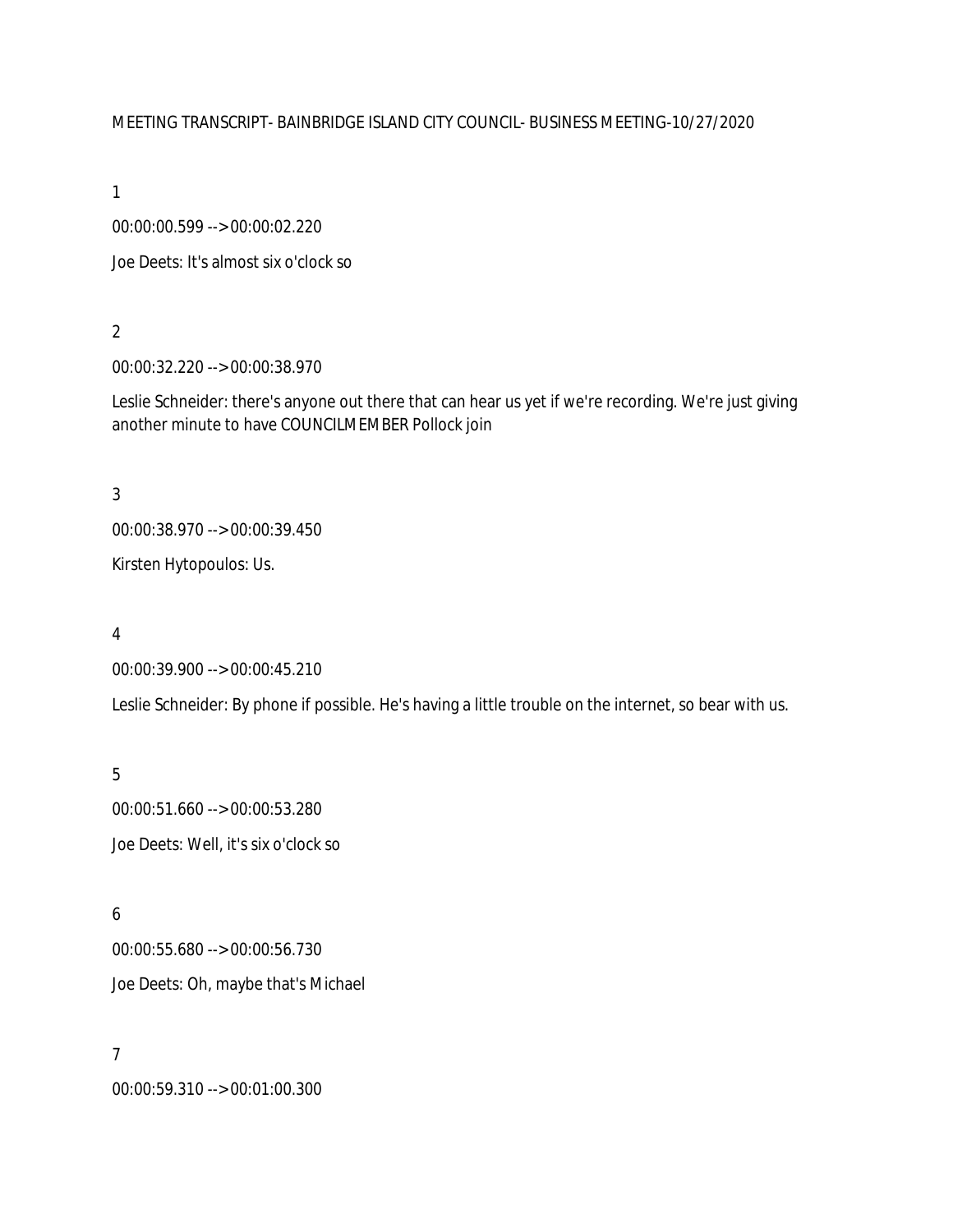MEETING TRANSCRIPT- BAINBRIDGE ISLAND CITY COUNCIL- BUSINESS MEETING-10/27/2020

1

00:00:00.599 --> 00:00:02.220

Joe Deets: It's almost six o'clock so

2

00:00:32.220 --> 00:00:38.970

Leslie Schneider: there's anyone out there that can hear us yet if we're recording. We're just giving another minute to have COUNCILMEMBER Pollock join

3

00:00:38.970 --> 00:00:39.450

Kirsten Hytopoulos: Us.

4

00:00:39.900 --> 00:00:45.210

Leslie Schneider: By phone if possible. He's having a little trouble on the internet, so bear with us.

5

00:00:51.660 --> 00:00:53.280

Joe Deets: Well, it's six o'clock so

6

00:00:55.680 --> 00:00:56.730

Joe Deets: Oh, maybe that's Michael

7

00:00:59.310 --> 00:01:00.300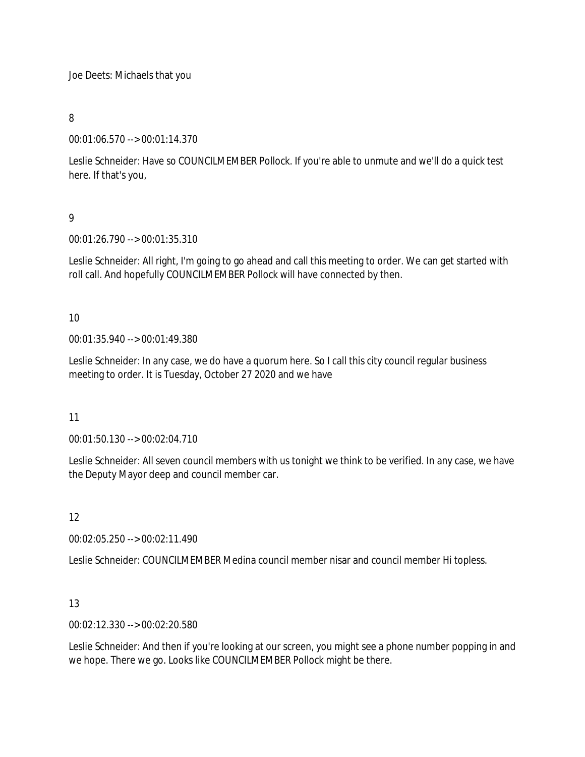Joe Deets: Michaels that you

8

00:01:06.570 --> 00:01:14.370

Leslie Schneider: Have so COUNCILMEMBER Pollock. If you're able to unmute and we'll do a quick test here. If that's you,

9

00:01:26.790 --> 00:01:35.310

Leslie Schneider: All right, I'm going to go ahead and call this meeting to order. We can get started with roll call. And hopefully COUNCILMEMBER Pollock will have connected by then.

10

00:01:35.940 --> 00:01:49.380

Leslie Schneider: In any case, we do have a quorum here. So I call this city council regular business meeting to order. It is Tuesday, October 27 2020 and we have

11

00:01:50.130 --> 00:02:04.710

Leslie Schneider: All seven council members with us tonight we think to be verified. In any case, we have the Deputy Mayor deep and council member car.

12

00:02:05.250 --> 00:02:11.490

Leslie Schneider: COUNCILMEMBER Medina council member nisar and council member Hi topless.

13

00:02:12.330 --> 00:02:20.580

Leslie Schneider: And then if you're looking at our screen, you might see a phone number popping in and we hope. There we go. Looks like COUNCILMEMBER Pollock might be there.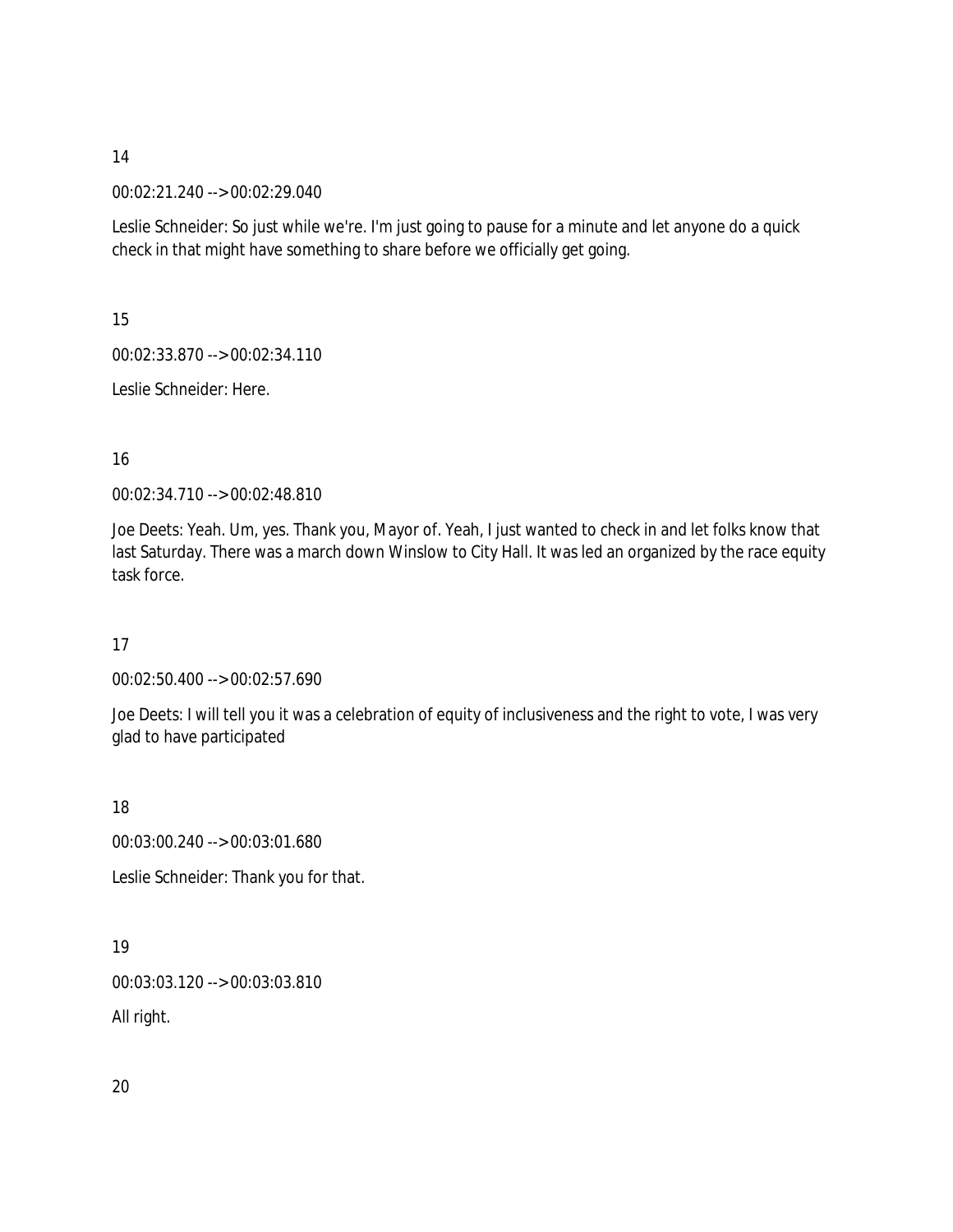14

00:02:21.240 --> 00:02:29.040

Leslie Schneider: So just while we're. I'm just going to pause for a minute and let anyone do a quick check in that might have something to share before we officially get going.

15

00:02:33.870 --> 00:02:34.110

Leslie Schneider: Here.

16

00:02:34.710 --> 00:02:48.810

Joe Deets: Yeah. Um, yes. Thank you, Mayor of. Yeah, I just wanted to check in and let folks know that last Saturday. There was a march down Winslow to City Hall. It was led an organized by the race equity task force.

17

00:02:50.400 --> 00:02:57.690

Joe Deets: I will tell you it was a celebration of equity of inclusiveness and the right to vote, I was very glad to have participated

18

00:03:00.240 --> 00:03:01.680

Leslie Schneider: Thank you for that.

19

00:03:03.120 --> 00:03:03.810

All right.

20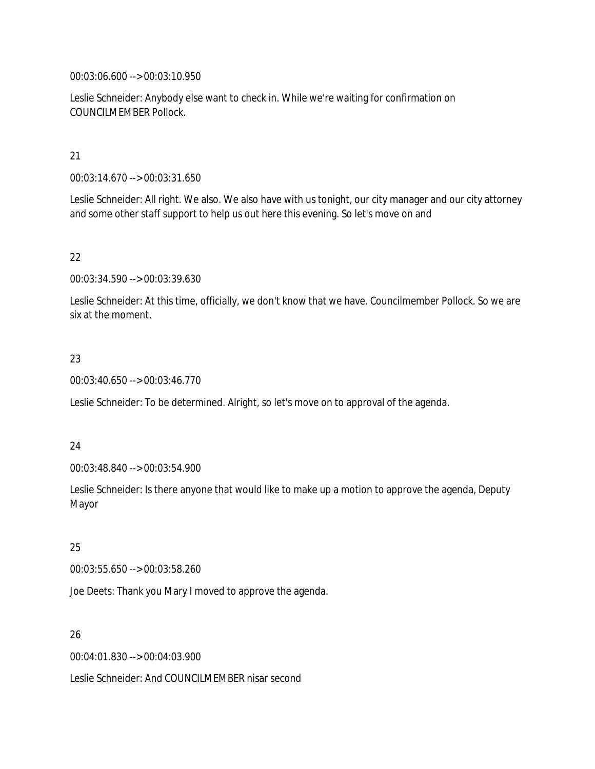00:03:06.600 --> 00:03:10.950

Leslie Schneider: Anybody else want to check in. While we're waiting for confirmation on COUNCILMEMBER Pollock.

21

00:03:14.670 --> 00:03:31.650

Leslie Schneider: All right. We also. We also have with us tonight, our city manager and our city attorney and some other staff support to help us out here this evening. So let's move on and

22

00:03:34.590 --> 00:03:39.630

Leslie Schneider: At this time, officially, we don't know that we have. Councilmember Pollock. So we are six at the moment.

23

00:03:40.650 --> 00:03:46.770

Leslie Schneider: To be determined. Alright, so let's move on to approval of the agenda.

24

00:03:48.840 --> 00:03:54.900

Leslie Schneider: Is there anyone that would like to make up a motion to approve the agenda, Deputy Mayor

25

00:03:55.650 --> 00:03:58.260

Joe Deets: Thank you Mary I moved to approve the agenda.

26

00:04:01.830 --> 00:04:03.900

Leslie Schneider: And COUNCILMEMBER nisar second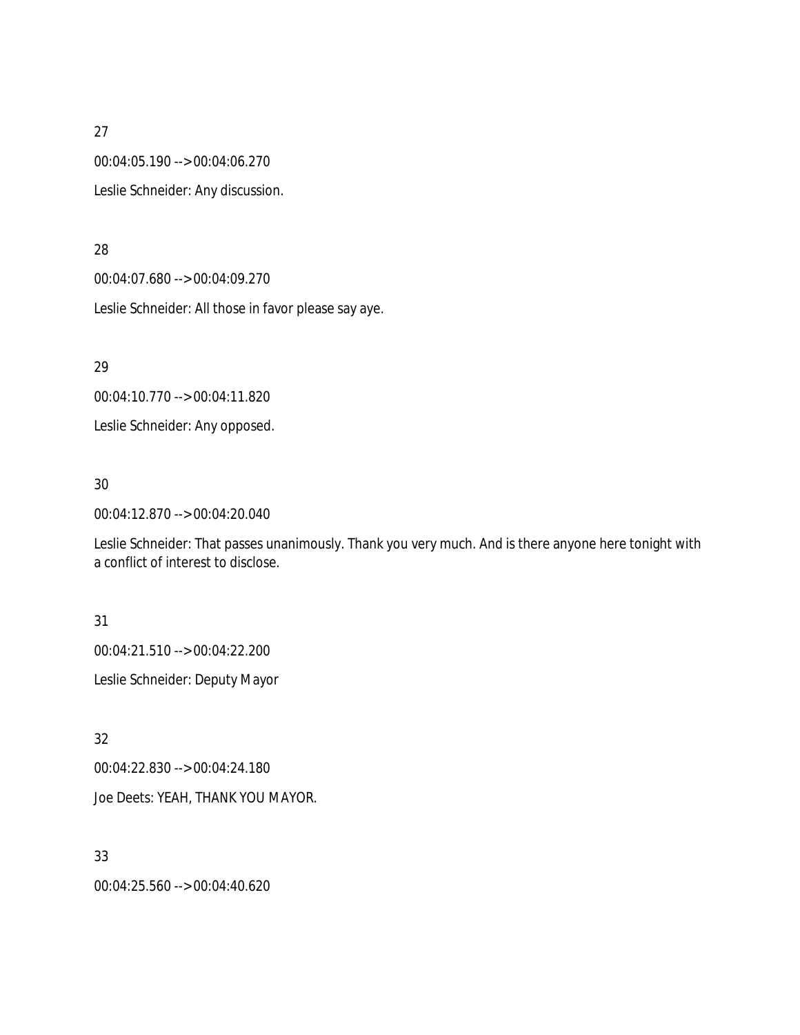27

00:04:05.190 --> 00:04:06.270

Leslie Schneider: Any discussion.

28

00:04:07.680 --> 00:04:09.270

Leslie Schneider: All those in favor please say aye.

29

00:04:10.770 --> 00:04:11.820

Leslie Schneider: Any opposed.

30

00:04:12.870 --> 00:04:20.040

Leslie Schneider: That passes unanimously. Thank you very much. And is there anyone here tonight with a conflict of interest to disclose.

31

00:04:21.510 --> 00:04:22.200

Leslie Schneider: Deputy Mayor

32

00:04:22.830 --> 00:04:24.180

Joe Deets: YEAH, THANK YOU MAYOR.

33

00:04:25.560 --> 00:04:40.620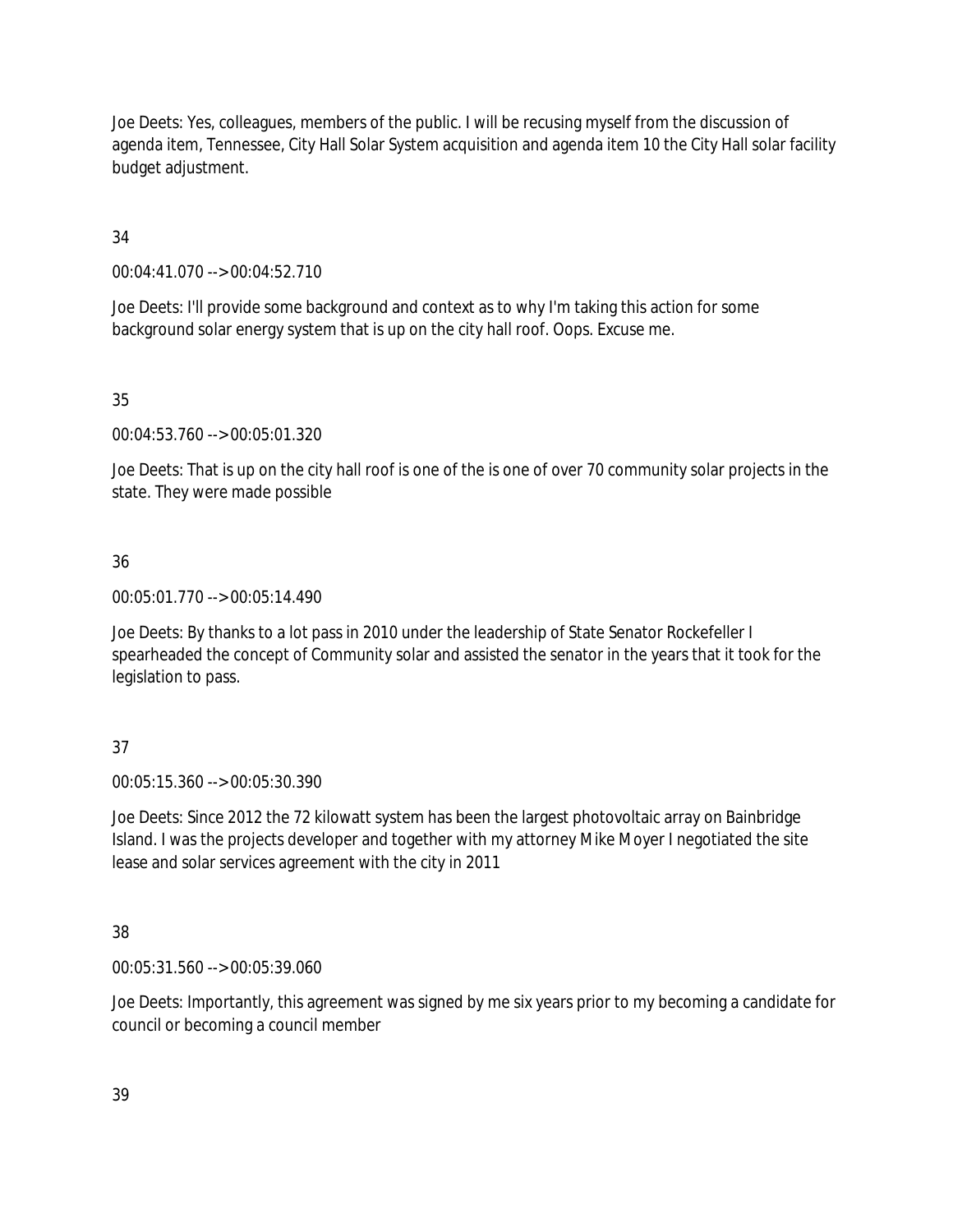Joe Deets: Yes, colleagues, members of the public. I will be recusing myself from the discussion of agenda item, Tennessee, City Hall Solar System acquisition and agenda item 10 the City Hall solar facility budget adjustment.

34

00:04:41.070 --> 00:04:52.710

Joe Deets: I'll provide some background and context as to why I'm taking this action for some background solar energy system that is up on the city hall roof. Oops. Excuse me.

35

00:04:53.760 --> 00:05:01.320

Joe Deets: That is up on the city hall roof is one of the is one of over 70 community solar projects in the state. They were made possible

36

00:05:01.770 --> 00:05:14.490

Joe Deets: By thanks to a lot pass in 2010 under the leadership of State Senator Rockefeller I spearheaded the concept of Community solar and assisted the senator in the years that it took for the legislation to pass.

37

00:05:15.360 --> 00:05:30.390

Joe Deets: Since 2012 the 72 kilowatt system has been the largest photovoltaic array on Bainbridge Island. I was the projects developer and together with my attorney Mike Moyer I negotiated the site lease and solar services agreement with the city in 2011

38

00:05:31.560 --> 00:05:39.060

Joe Deets: Importantly, this agreement was signed by me six years prior to my becoming a candidate for council or becoming a council member

39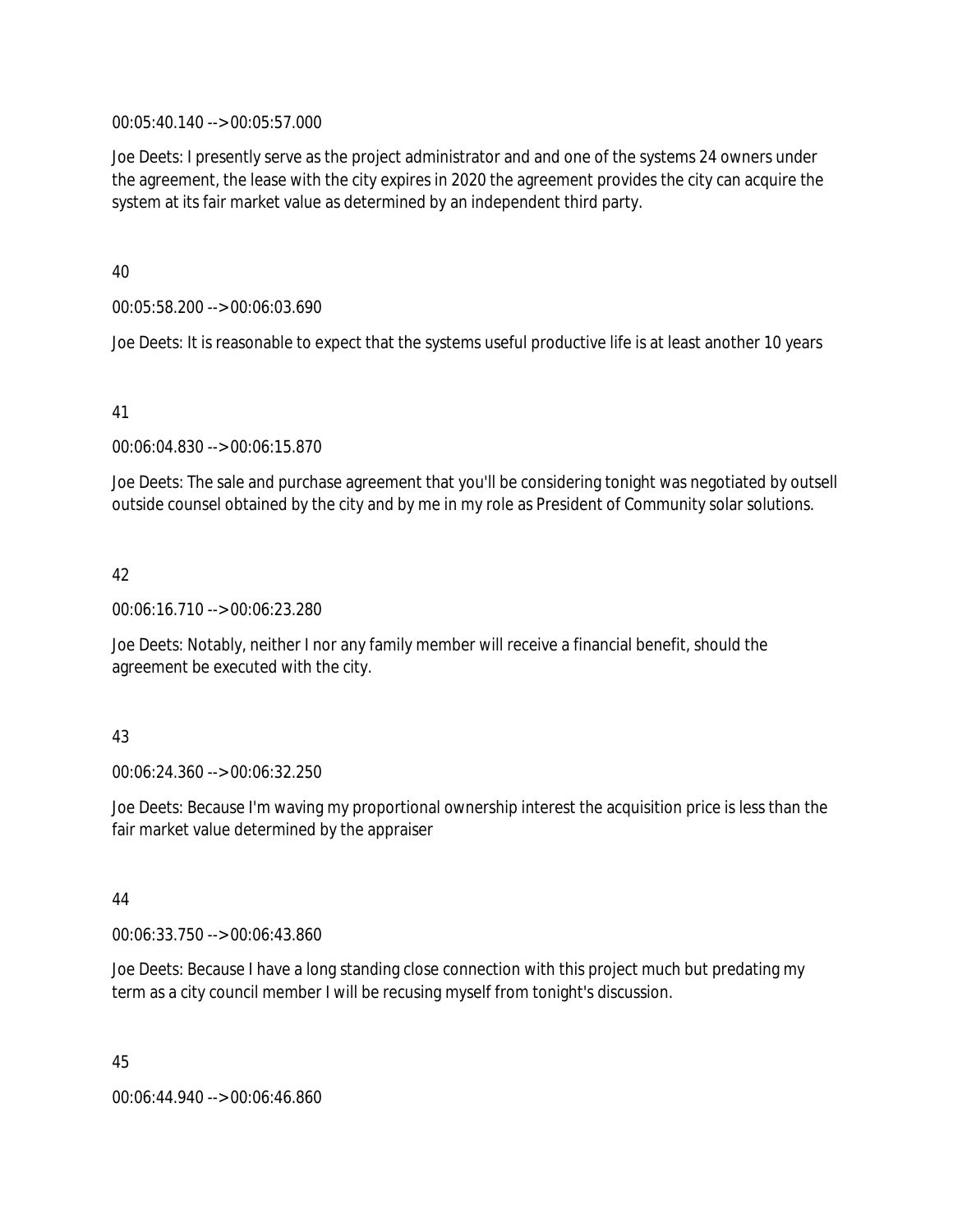00:05:40.140 --> 00:05:57.000

Joe Deets: I presently serve as the project administrator and and one of the systems 24 owners under the agreement, the lease with the city expires in 2020 the agreement provides the city can acquire the system at its fair market value as determined by an independent third party.

40

00:05:58.200 --> 00:06:03.690

Joe Deets: It is reasonable to expect that the systems useful productive life is at least another 10 years

41

00:06:04.830 --> 00:06:15.870

Joe Deets: The sale and purchase agreement that you'll be considering tonight was negotiated by outsell outside counsel obtained by the city and by me in my role as President of Community solar solutions.

42

00:06:16.710 --> 00:06:23.280

Joe Deets: Notably, neither I nor any family member will receive a financial benefit, should the agreement be executed with the city.

43

00:06:24.360 --> 00:06:32.250

Joe Deets: Because I'm waving my proportional ownership interest the acquisition price is less than the fair market value determined by the appraiser

44

00:06:33.750 --> 00:06:43.860

Joe Deets: Because I have a long standing close connection with this project much but predating my term as a city council member I will be recusing myself from tonight's discussion.

45

00:06:44.940 --> 00:06:46.860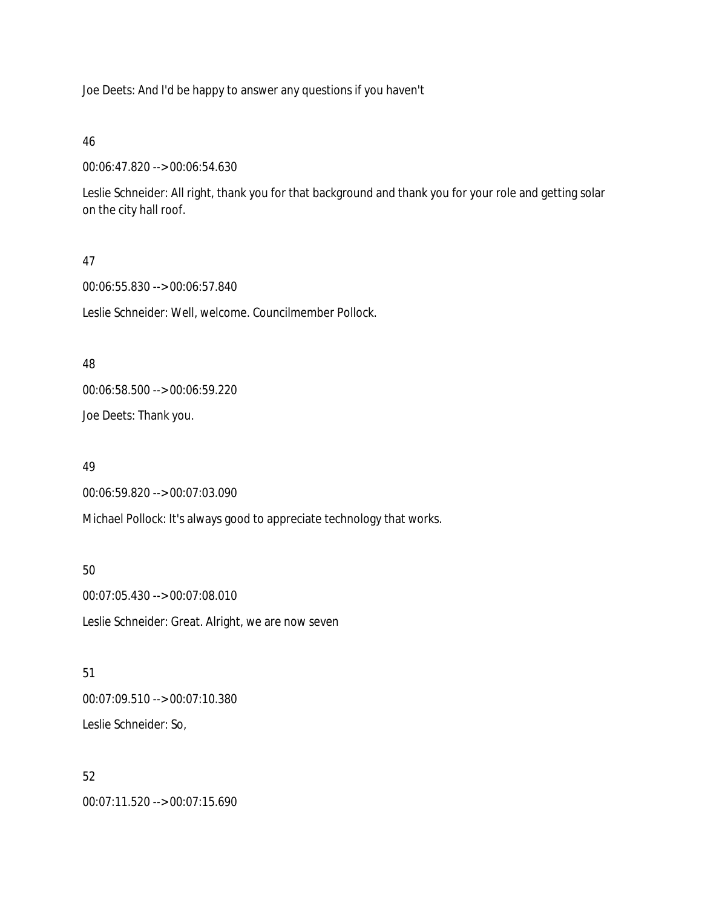Joe Deets: And I'd be happy to answer any questions if you haven't

46

00:06:47.820 --> 00:06:54.630

Leslie Schneider: All right, thank you for that background and thank you for your role and getting solar on the city hall roof.

47

00:06:55.830 --> 00:06:57.840

Leslie Schneider: Well, welcome. Councilmember Pollock.

48

00:06:58.500 --> 00:06:59.220

Joe Deets: Thank you.

49

00:06:59.820 --> 00:07:03.090

Michael Pollock: It's always good to appreciate technology that works.

50

00:07:05.430 --> 00:07:08.010

Leslie Schneider: Great. Alright, we are now seven

51

00:07:09.510 --> 00:07:10.380

Leslie Schneider: So,

52

00:07:11.520 --> 00:07:15.690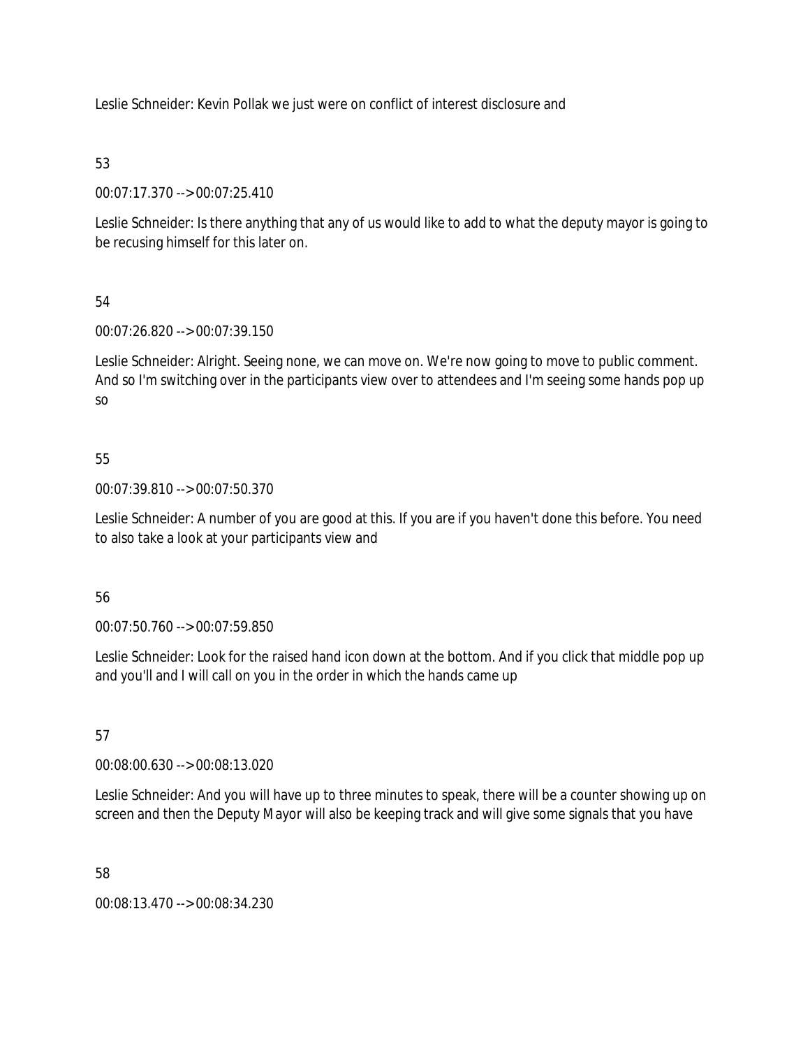Leslie Schneider: Kevin Pollak we just were on conflict of interest disclosure and

53

00:07:17.370 --> 00:07:25.410

Leslie Schneider: Is there anything that any of us would like to add to what the deputy mayor is going to be recusing himself for this later on.

54

00:07:26.820 --> 00:07:39.150

Leslie Schneider: Alright. Seeing none, we can move on. We're now going to move to public comment. And so I'm switching over in the participants view over to attendees and I'm seeing some hands pop up so

55

00:07:39.810 --> 00:07:50.370

Leslie Schneider: A number of you are good at this. If you are if you haven't done this before. You need to also take a look at your participants view and

56

00:07:50.760 --> 00:07:59.850

Leslie Schneider: Look for the raised hand icon down at the bottom. And if you click that middle pop up and you'll and I will call on you in the order in which the hands came up

57

00:08:00.630 --> 00:08:13.020

Leslie Schneider: And you will have up to three minutes to speak, there will be a counter showing up on screen and then the Deputy Mayor will also be keeping track and will give some signals that you have

58

00:08:13.470 --> 00:08:34.230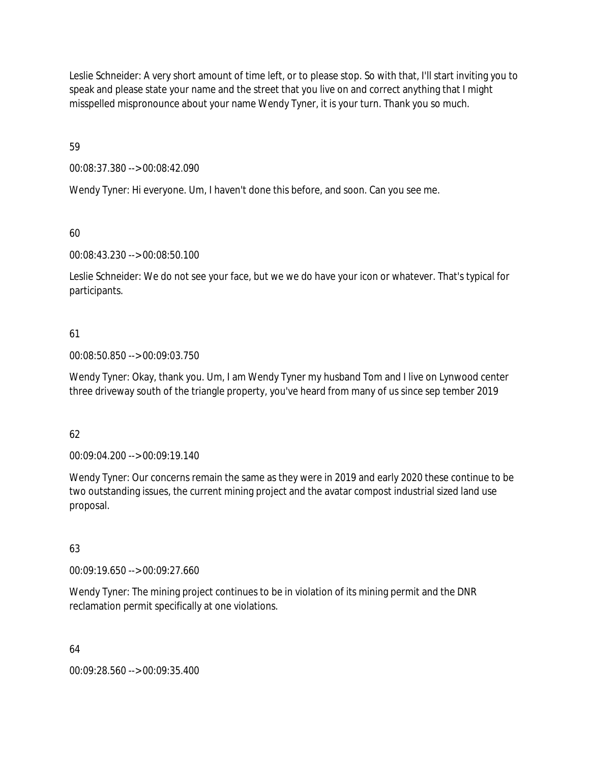Leslie Schneider: A very short amount of time left, or to please stop. So with that, I'll start inviting you to speak and please state your name and the street that you live on and correct anything that I might misspelled mispronounce about your name Wendy Tyner, it is your turn. Thank you so much.

59

00:08:37.380 --> 00:08:42.090

Wendy Tyner: Hi everyone. Um, I haven't done this before, and soon. Can you see me.

60

00:08:43.230 --> 00:08:50.100

Leslie Schneider: We do not see your face, but we we do have your icon or whatever. That's typical for participants.

61

00:08:50.850 --> 00:09:03.750

Wendy Tyner: Okay, thank you. Um, I am Wendy Tyner my husband Tom and I live on Lynwood center three driveway south of the triangle property, you've heard from many of us since sep tember 2019

62

00:09:04.200 --> 00:09:19.140

Wendy Tyner: Our concerns remain the same as they were in 2019 and early 2020 these continue to be two outstanding issues, the current mining project and the avatar compost industrial sized land use proposal.

63

00:09:19.650 --> 00:09:27.660

Wendy Tyner: The mining project continues to be in violation of its mining permit and the DNR reclamation permit specifically at one violations.

64

00:09:28.560 --> 00:09:35.400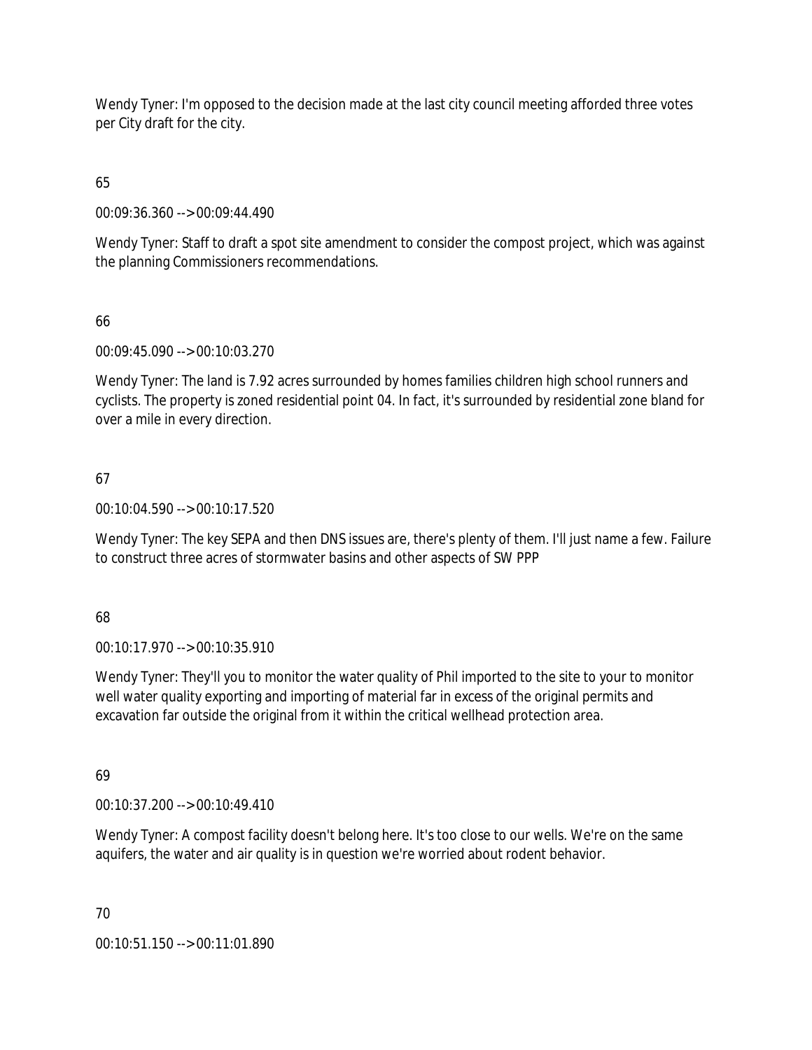Wendy Tyner: I'm opposed to the decision made at the last city council meeting afforded three votes per City draft for the city.

65

00:09:36.360 --> 00:09:44.490

Wendy Tyner: Staff to draft a spot site amendment to consider the compost project, which was against the planning Commissioners recommendations.

66

00:09:45.090 --> 00:10:03.270

Wendy Tyner: The land is 7.92 acres surrounded by homes families children high school runners and cyclists. The property is zoned residential point 04. In fact, it's surrounded by residential zone bland for over a mile in every direction.

67

00:10:04.590 --> 00:10:17.520

Wendy Tyner: The key SEPA and then DNS issues are, there's plenty of them. I'll just name a few. Failure to construct three acres of stormwater basins and other aspects of SW PPP

68

00:10:17.970 --> 00:10:35.910

Wendy Tyner: They'll you to monitor the water quality of Phil imported to the site to your to monitor well water quality exporting and importing of material far in excess of the original permits and excavation far outside the original from it within the critical wellhead protection area.

69

00:10:37.200 --> 00:10:49.410

Wendy Tyner: A compost facility doesn't belong here. It's too close to our wells. We're on the same aquifers, the water and air quality is in question we're worried about rodent behavior.

70

00:10:51.150 --> 00:11:01.890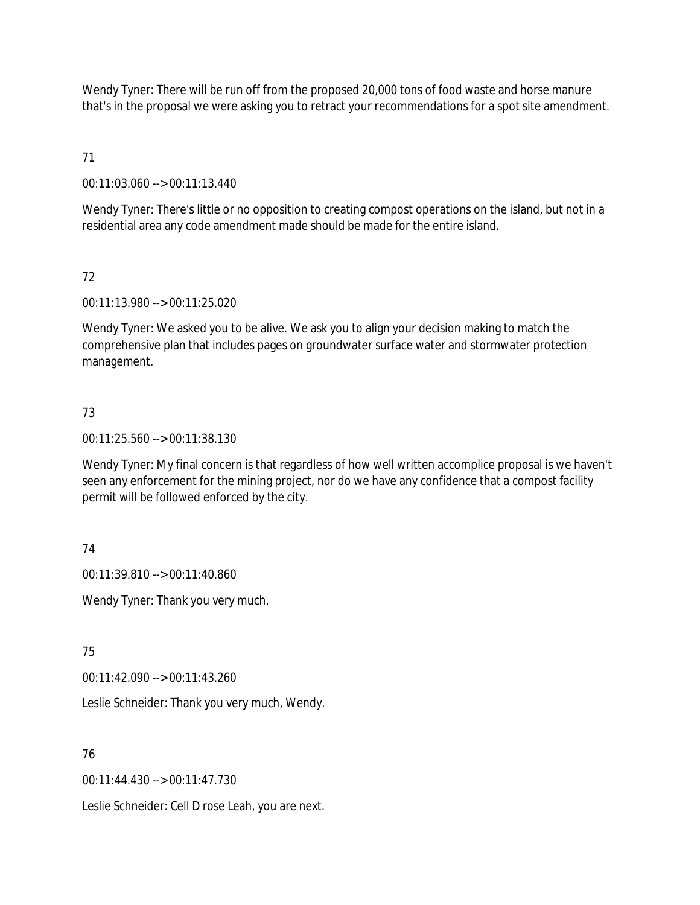Wendy Tyner: There will be run off from the proposed 20,000 tons of food waste and horse manure that's in the proposal we were asking you to retract your recommendations for a spot site amendment.

71

00:11:03.060 --> 00:11:13.440

Wendy Tyner: There's little or no opposition to creating compost operations on the island, but not in a residential area any code amendment made should be made for the entire island.

72

00:11:13.980 --> 00:11:25.020

Wendy Tyner: We asked you to be alive. We ask you to align your decision making to match the comprehensive plan that includes pages on groundwater surface water and stormwater protection management.

73

00:11:25.560 --> 00:11:38.130

Wendy Tyner: My final concern is that regardless of how well written accomplice proposal is we haven't seen any enforcement for the mining project, nor do we have any confidence that a compost facility permit will be followed enforced by the city.

74

00:11:39.810 --> 00:11:40.860

Wendy Tyner: Thank you very much.

75

00:11:42.090 --> 00:11:43.260

Leslie Schneider: Thank you very much, Wendy.

76

00:11:44.430 --> 00:11:47.730

Leslie Schneider: Cell D rose Leah, you are next.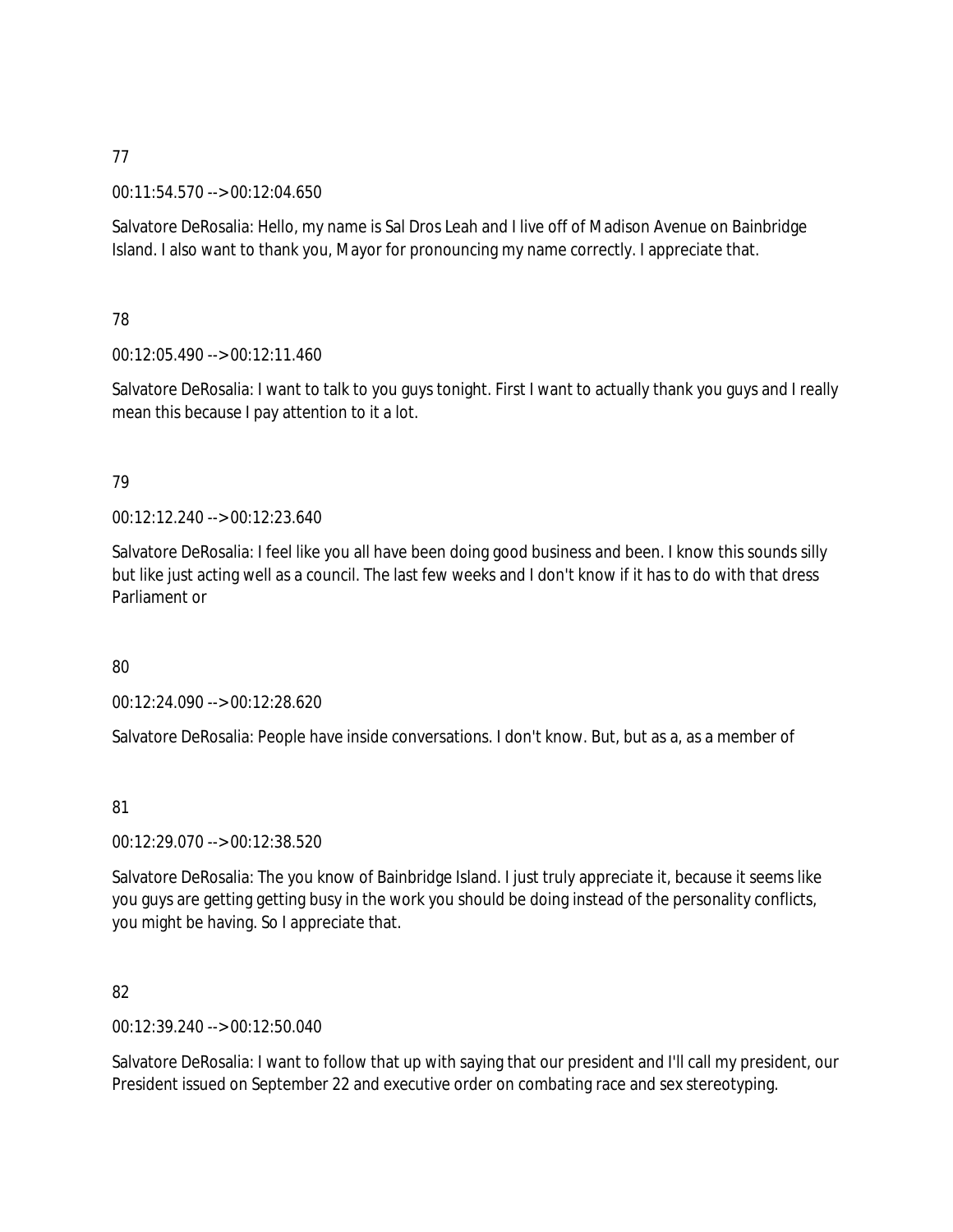77

00:11:54.570 --> 00:12:04.650

Salvatore DeRosalia: Hello, my name is Sal Dros Leah and I live off of Madison Avenue on Bainbridge Island. I also want to thank you, Mayor for pronouncing my name correctly. I appreciate that.

78

00:12:05.490 --> 00:12:11.460

Salvatore DeRosalia: I want to talk to you guys tonight. First I want to actually thank you guys and I really mean this because I pay attention to it a lot.

79

00:12:12.240 --> 00:12:23.640

Salvatore DeRosalia: I feel like you all have been doing good business and been. I know this sounds silly but like just acting well as a council. The last few weeks and I don't know if it has to do with that dress Parliament or

80

00:12:24.090 --> 00:12:28.620

Salvatore DeRosalia: People have inside conversations. I don't know. But, but as a, as a member of

81

00:12:29.070 --> 00:12:38.520

Salvatore DeRosalia: The you know of Bainbridge Island. I just truly appreciate it, because it seems like you guys are getting getting busy in the work you should be doing instead of the personality conflicts, you might be having. So I appreciate that.

82

00:12:39.240 --> 00:12:50.040

Salvatore DeRosalia: I want to follow that up with saying that our president and I'll call my president, our President issued on September 22 and executive order on combating race and sex stereotyping.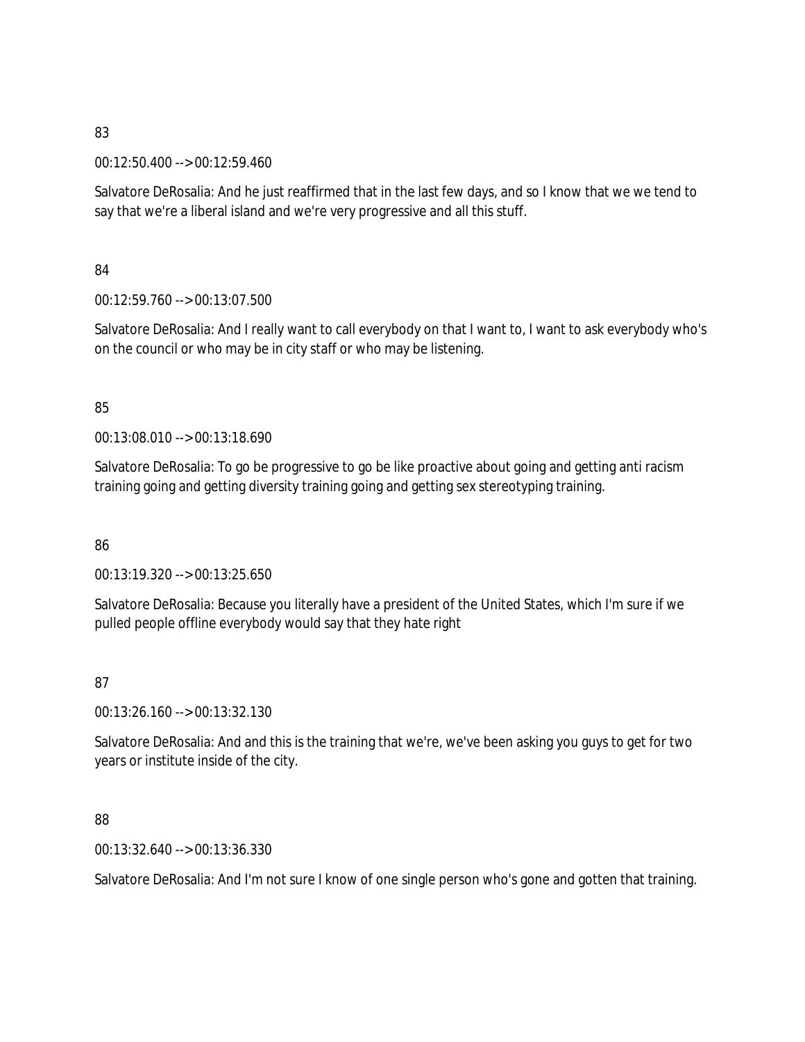83

00:12:50.400 --> 00:12:59.460

Salvatore DeRosalia: And he just reaffirmed that in the last few days, and so I know that we we tend to say that we're a liberal island and we're very progressive and all this stuff.

84

00:12:59.760 --> 00:13:07.500

Salvatore DeRosalia: And I really want to call everybody on that I want to, I want to ask everybody who's on the council or who may be in city staff or who may be listening.

85

00:13:08.010 --> 00:13:18.690

Salvatore DeRosalia: To go be progressive to go be like proactive about going and getting anti racism training going and getting diversity training going and getting sex stereotyping training.

86

00:13:19.320 --> 00:13:25.650

Salvatore DeRosalia: Because you literally have a president of the United States, which I'm sure if we pulled people offline everybody would say that they hate right

87

00:13:26.160 --> 00:13:32.130

Salvatore DeRosalia: And and this is the training that we're, we've been asking you guys to get for two years or institute inside of the city.

88

00:13:32.640 --> 00:13:36.330

Salvatore DeRosalia: And I'm not sure I know of one single person who's gone and gotten that training.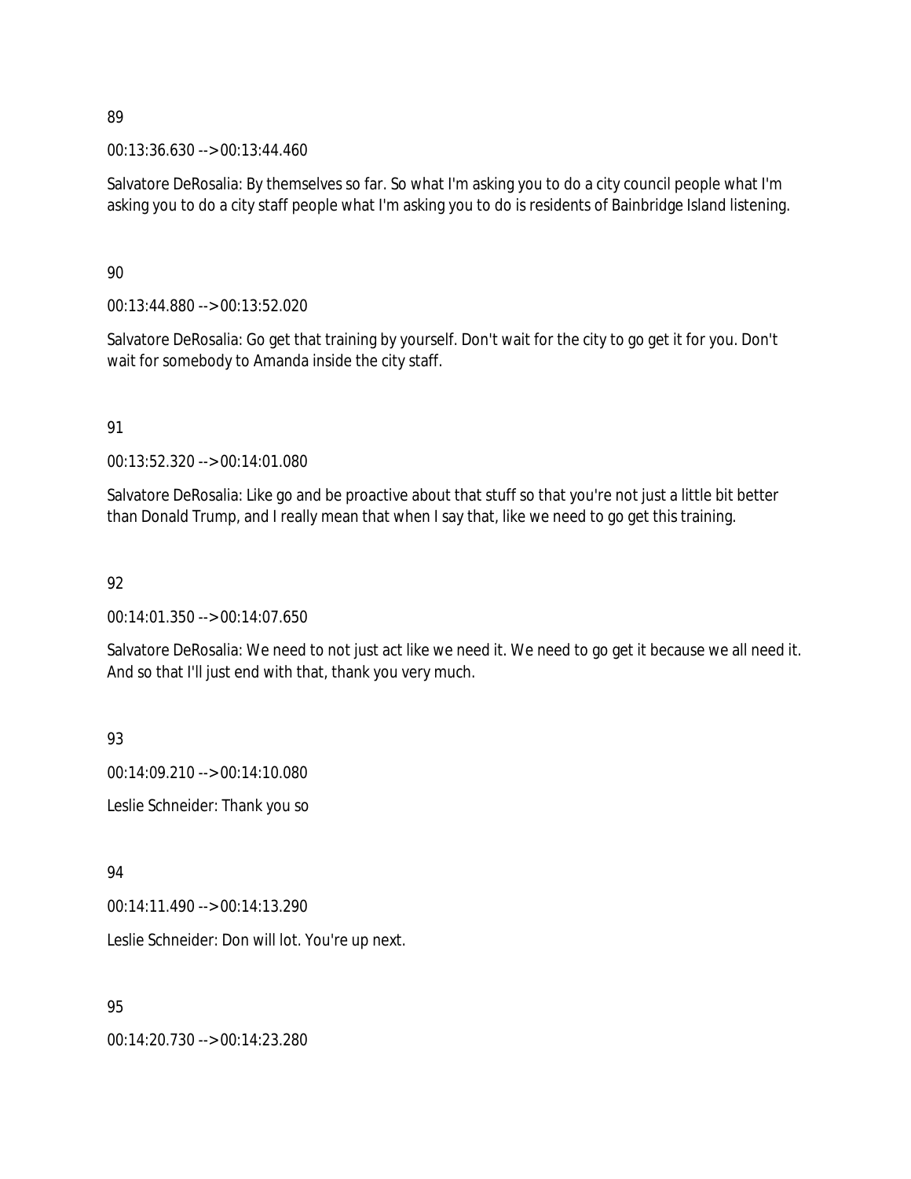89

00:13:36.630 --> 00:13:44.460

Salvatore DeRosalia: By themselves so far. So what I'm asking you to do a city council people what I'm asking you to do a city staff people what I'm asking you to do is residents of Bainbridge Island listening.

90

00:13:44.880 --> 00:13:52.020

Salvatore DeRosalia: Go get that training by yourself. Don't wait for the city to go get it for you. Don't wait for somebody to Amanda inside the city staff.

91

00:13:52.320 --> 00:14:01.080

Salvatore DeRosalia: Like go and be proactive about that stuff so that you're not just a little bit better than Donald Trump, and I really mean that when I say that, like we need to go get this training.

92

00:14:01.350 --> 00:14:07.650

Salvatore DeRosalia: We need to not just act like we need it. We need to go get it because we all need it. And so that I'll just end with that, thank you very much.

93

00:14:09.210 --> 00:14:10.080

Leslie Schneider: Thank you so

94

00:14:11.490 --> 00:14:13.290

Leslie Schneider: Don will lot. You're up next.

95

00:14:20.730 --> 00:14:23.280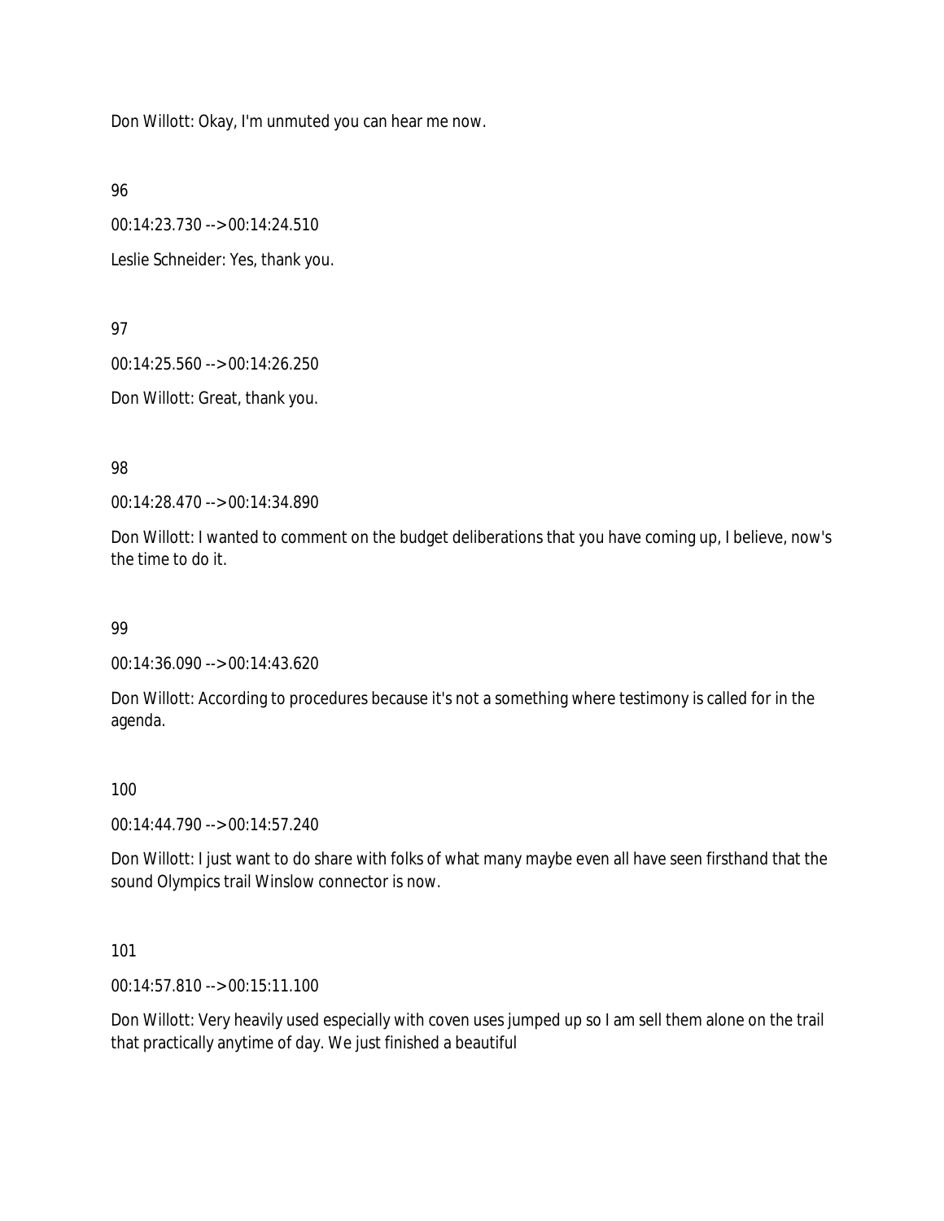Don Willott: Okay, I'm unmuted you can hear me now.

96

00:14:23.730 --> 00:14:24.510

Leslie Schneider: Yes, thank you.

97

00:14:25.560 --> 00:14:26.250

Don Willott: Great, thank you.

98

00:14:28.470 --> 00:14:34.890

Don Willott: I wanted to comment on the budget deliberations that you have coming up, I believe, now's the time to do it.

99

00:14:36.090 --> 00:14:43.620

Don Willott: According to procedures because it's not a something where testimony is called for in the agenda.

100

00:14:44.790 --> 00:14:57.240

Don Willott: I just want to do share with folks of what many maybe even all have seen firsthand that the sound Olympics trail Winslow connector is now.

101

00:14:57.810 --> 00:15:11.100

Don Willott: Very heavily used especially with coven uses jumped up so I am sell them alone on the trail that practically anytime of day. We just finished a beautiful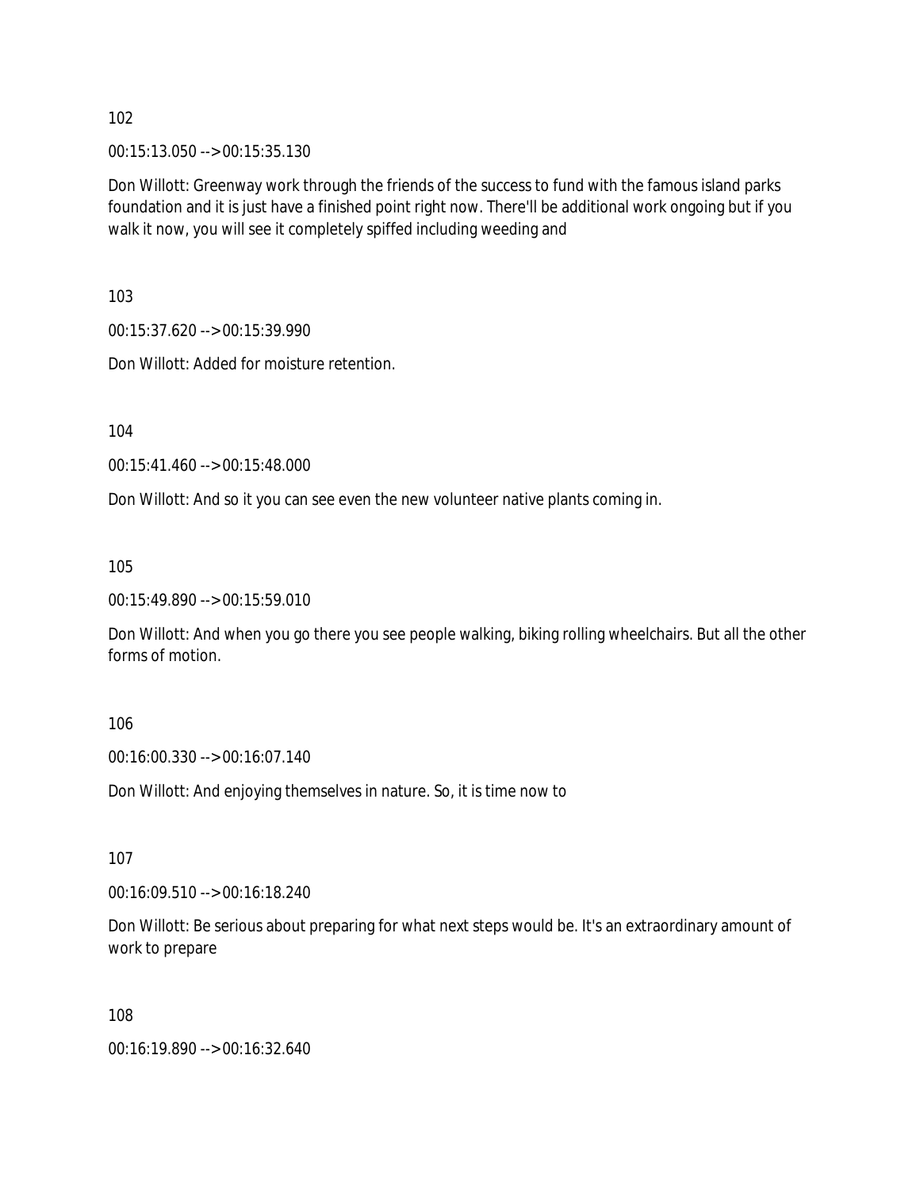102

00:15:13.050 --> 00:15:35.130

Don Willott: Greenway work through the friends of the success to fund with the famous island parks foundation and it is just have a finished point right now. There'll be additional work ongoing but if you walk it now, you will see it completely spiffed including weeding and

103

00:15:37.620 --> 00:15:39.990

Don Willott: Added for moisture retention.

104

00:15:41.460 --> 00:15:48.000

Don Willott: And so it you can see even the new volunteer native plants coming in.

105

00:15:49.890 --> 00:15:59.010

Don Willott: And when you go there you see people walking, biking rolling wheelchairs. But all the other forms of motion.

106

00:16:00.330 --> 00:16:07.140

Don Willott: And enjoying themselves in nature. So, it is time now to

107

00:16:09.510 --> 00:16:18.240

Don Willott: Be serious about preparing for what next steps would be. It's an extraordinary amount of work to prepare

108

00:16:19.890 --> 00:16:32.640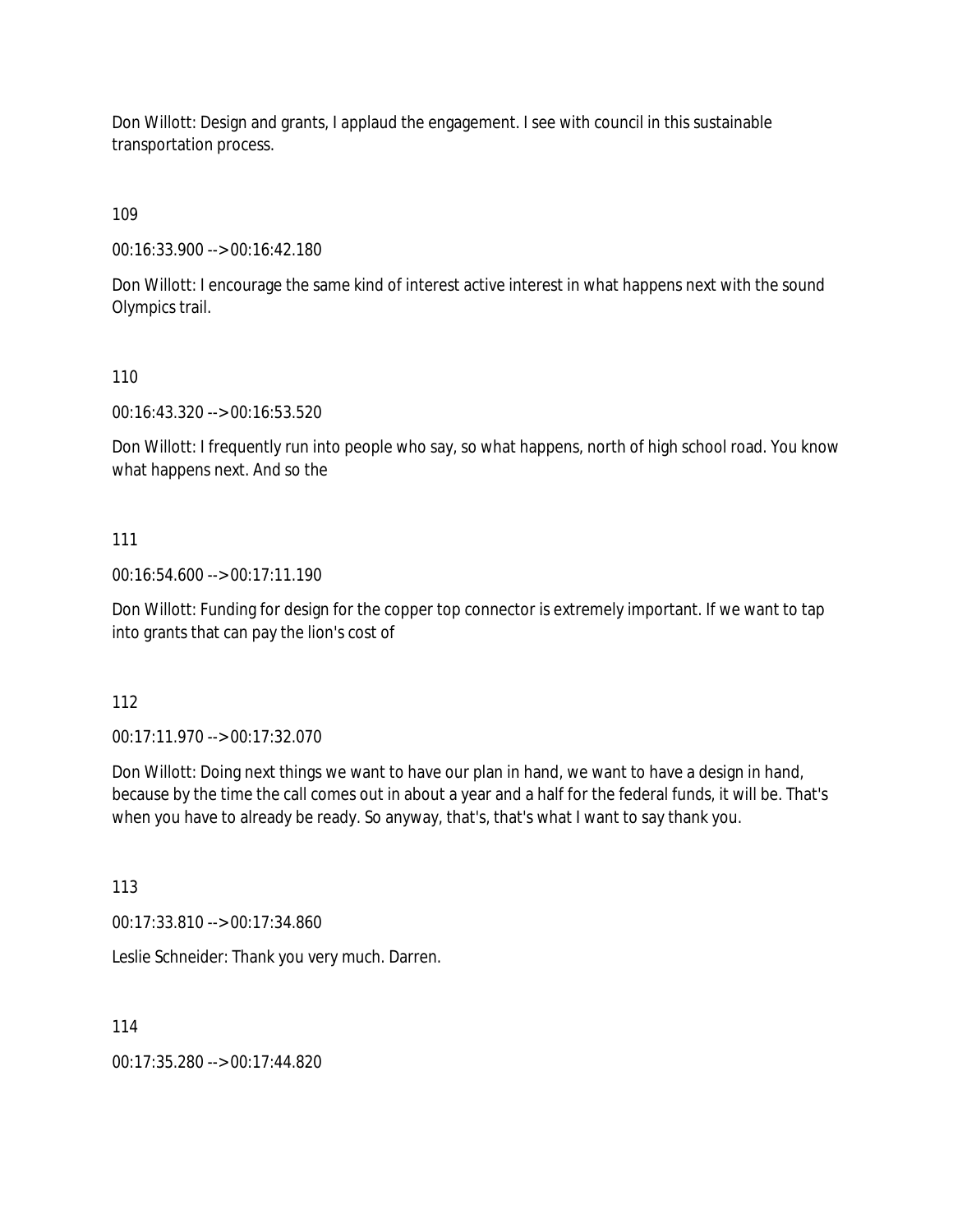Don Willott: Design and grants, I applaud the engagement. I see with council in this sustainable transportation process.

109

00:16:33.900 --> 00:16:42.180

Don Willott: I encourage the same kind of interest active interest in what happens next with the sound Olympics trail.

110

00:16:43.320 --> 00:16:53.520

Don Willott: I frequently run into people who say, so what happens, north of high school road. You know what happens next. And so the

111

00:16:54.600 --> 00:17:11.190

Don Willott: Funding for design for the copper top connector is extremely important. If we want to tap into grants that can pay the lion's cost of

112

00:17:11.970 --> 00:17:32.070

Don Willott: Doing next things we want to have our plan in hand, we want to have a design in hand, because by the time the call comes out in about a year and a half for the federal funds, it will be. That's when you have to already be ready. So anyway, that's, that's what I want to say thank you.

113

00:17:33.810 --> 00:17:34.860

Leslie Schneider: Thank you very much. Darren.

114

00:17:35.280 --> 00:17:44.820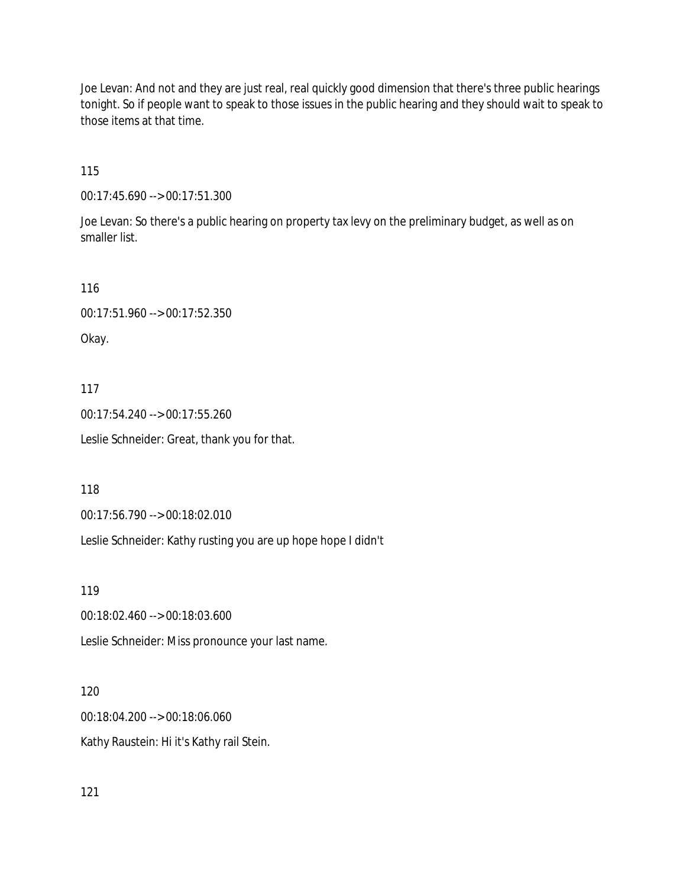Joe Levan: And not and they are just real, real quickly good dimension that there's three public hearings tonight. So if people want to speak to those issues in the public hearing and they should wait to speak to those items at that time.

115

00:17:45.690 --> 00:17:51.300

Joe Levan: So there's a public hearing on property tax levy on the preliminary budget, as well as on smaller list.

116

00:17:51.960 --> 00:17:52.350

Okay.

117

00:17:54.240 --> 00:17:55.260

Leslie Schneider: Great, thank you for that.

118

00:17:56.790 --> 00:18:02.010

Leslie Schneider: Kathy rusting you are up hope hope I didn't

119

00:18:02.460 --> 00:18:03.600

Leslie Schneider: Miss pronounce your last name.

120

00:18:04.200 --> 00:18:06.060

Kathy Raustein: Hi it's Kathy rail Stein.

121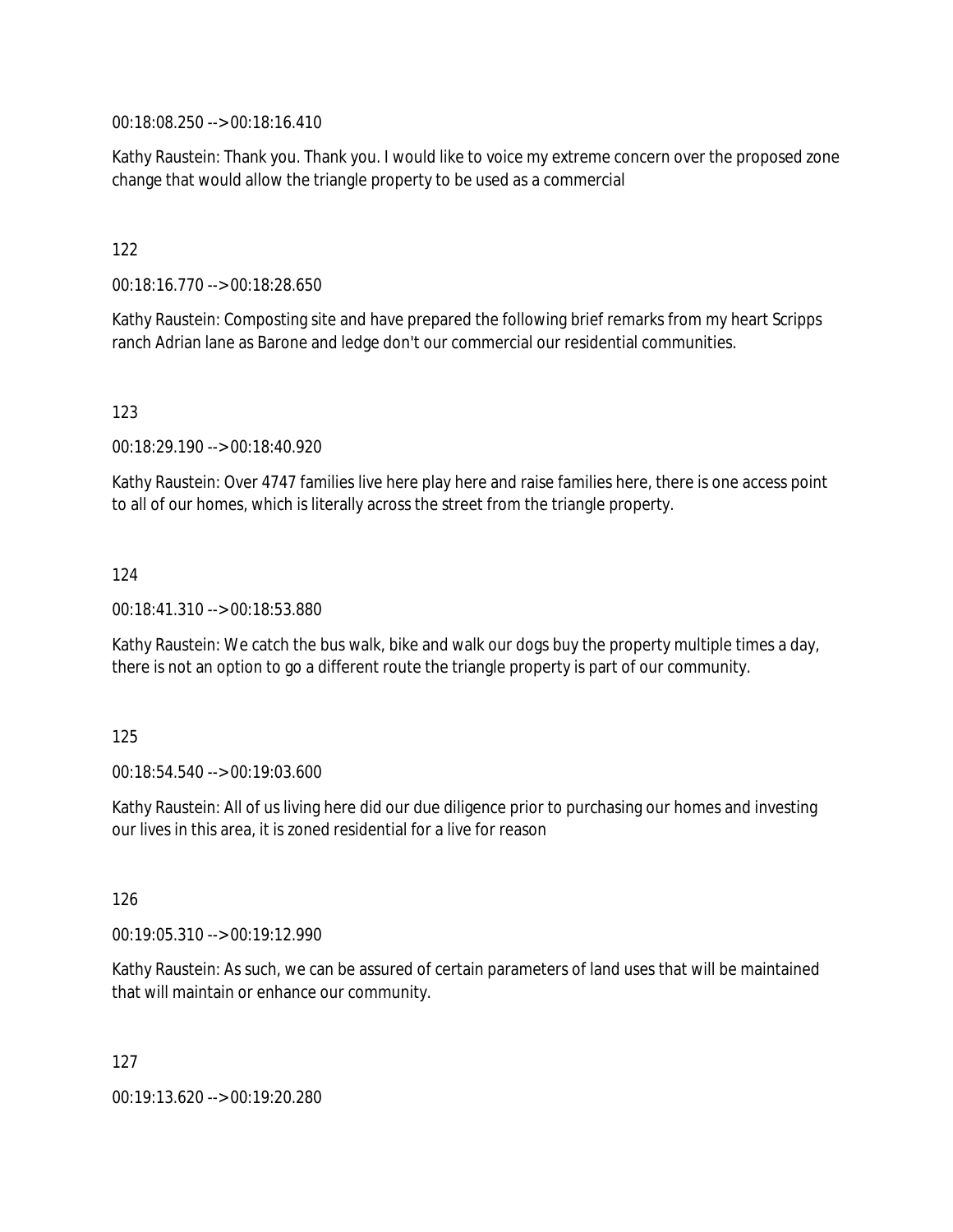00:18:08.250 --> 00:18:16.410

Kathy Raustein: Thank you. Thank you. I would like to voice my extreme concern over the proposed zone change that would allow the triangle property to be used as a commercial

122

00:18:16.770 --> 00:18:28.650

Kathy Raustein: Composting site and have prepared the following brief remarks from my heart Scripps ranch Adrian lane as Barone and ledge don't our commercial our residential communities.

123

00:18:29.190 --> 00:18:40.920

Kathy Raustein: Over 4747 families live here play here and raise families here, there is one access point to all of our homes, which is literally across the street from the triangle property.

124

00:18:41.310 --> 00:18:53.880

Kathy Raustein: We catch the bus walk, bike and walk our dogs buy the property multiple times a day, there is not an option to go a different route the triangle property is part of our community.

125

00:18:54.540 --> 00:19:03.600

Kathy Raustein: All of us living here did our due diligence prior to purchasing our homes and investing our lives in this area, it is zoned residential for a live for reason

126

00:19:05.310 --> 00:19:12.990

Kathy Raustein: As such, we can be assured of certain parameters of land uses that will be maintained that will maintain or enhance our community.

127

00:19:13.620 --> 00:19:20.280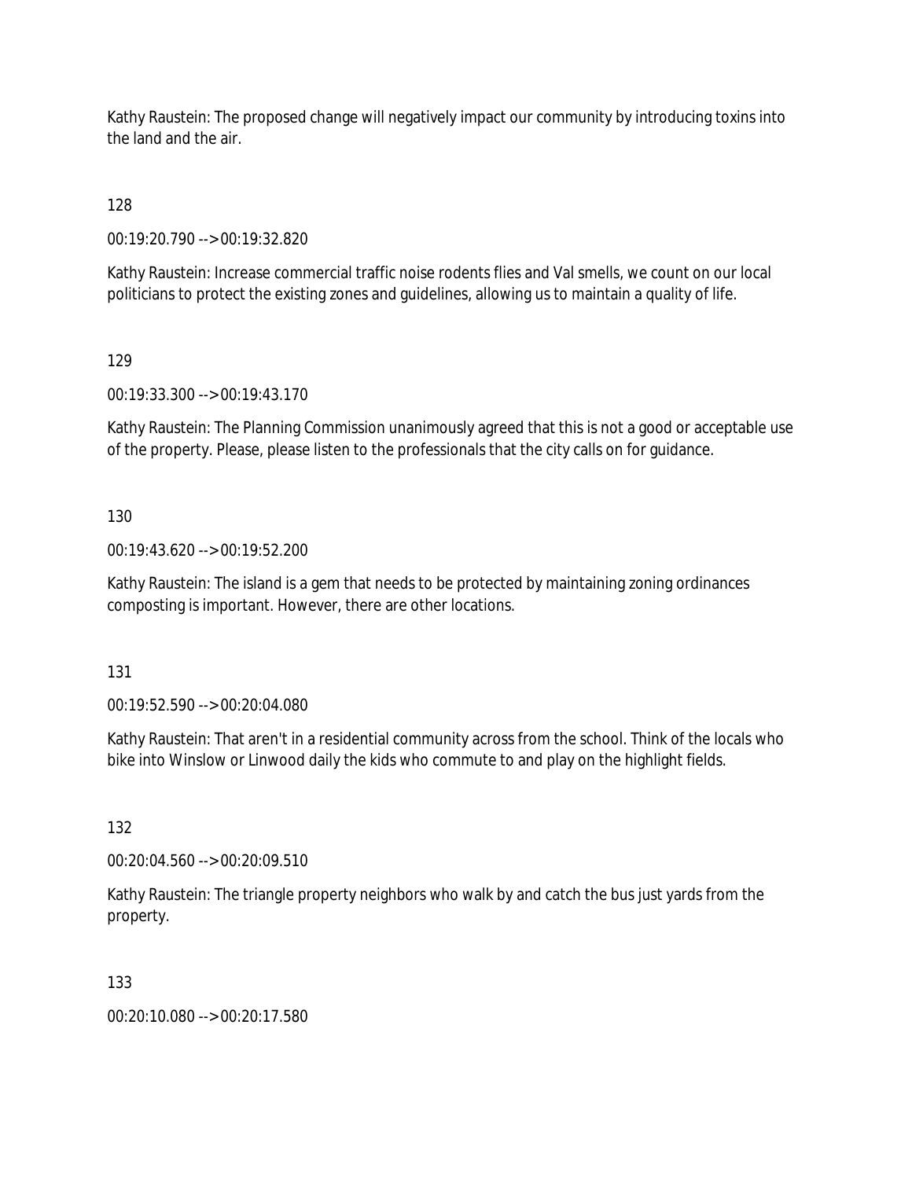Kathy Raustein: The proposed change will negatively impact our community by introducing toxins into the land and the air.

128

00:19:20.790 --> 00:19:32.820

Kathy Raustein: Increase commercial traffic noise rodents flies and Val smells, we count on our local politicians to protect the existing zones and guidelines, allowing us to maintain a quality of life.

129

00:19:33.300 --> 00:19:43.170

Kathy Raustein: The Planning Commission unanimously agreed that this is not a good or acceptable use of the property. Please, please listen to the professionals that the city calls on for guidance.

130

00:19:43.620 --> 00:19:52.200

Kathy Raustein: The island is a gem that needs to be protected by maintaining zoning ordinances composting is important. However, there are other locations.

131

00:19:52.590 --> 00:20:04.080

Kathy Raustein: That aren't in a residential community across from the school. Think of the locals who bike into Winslow or Linwood daily the kids who commute to and play on the highlight fields.

132

00:20:04.560 --> 00:20:09.510

Kathy Raustein: The triangle property neighbors who walk by and catch the bus just yards from the property.

133

00:20:10.080 --> 00:20:17.580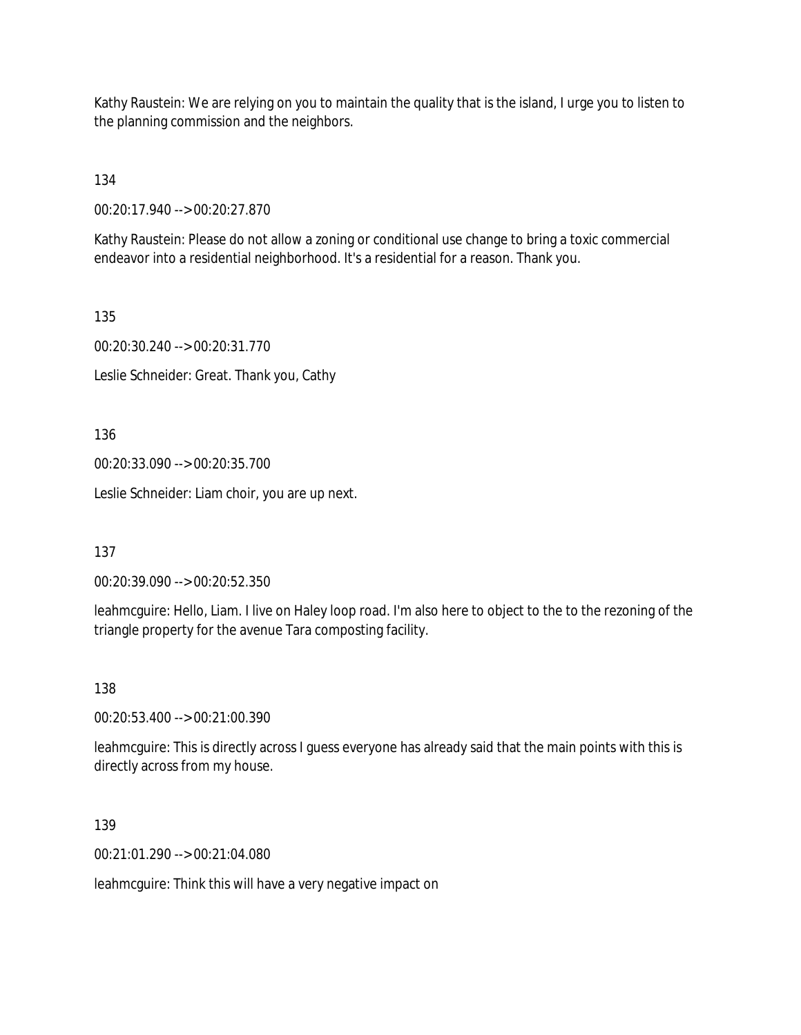Kathy Raustein: We are relying on you to maintain the quality that is the island, I urge you to listen to the planning commission and the neighbors.

134

00:20:17.940 --> 00:20:27.870

Kathy Raustein: Please do not allow a zoning or conditional use change to bring a toxic commercial endeavor into a residential neighborhood. It's a residential for a reason. Thank you.

135

00:20:30.240 --> 00:20:31.770

Leslie Schneider: Great. Thank you, Cathy

136

00:20:33.090 --> 00:20:35.700

Leslie Schneider: Liam choir, you are up next.

137

00:20:39.090 --> 00:20:52.350

leahmcguire: Hello, Liam. I live on Haley loop road. I'm also here to object to the to the rezoning of the triangle property for the avenue Tara composting facility.

138

00:20:53.400 --> 00:21:00.390

leahmcguire: This is directly across I guess everyone has already said that the main points with this is directly across from my house.

139

00:21:01.290 --> 00:21:04.080

leahmcguire: Think this will have a very negative impact on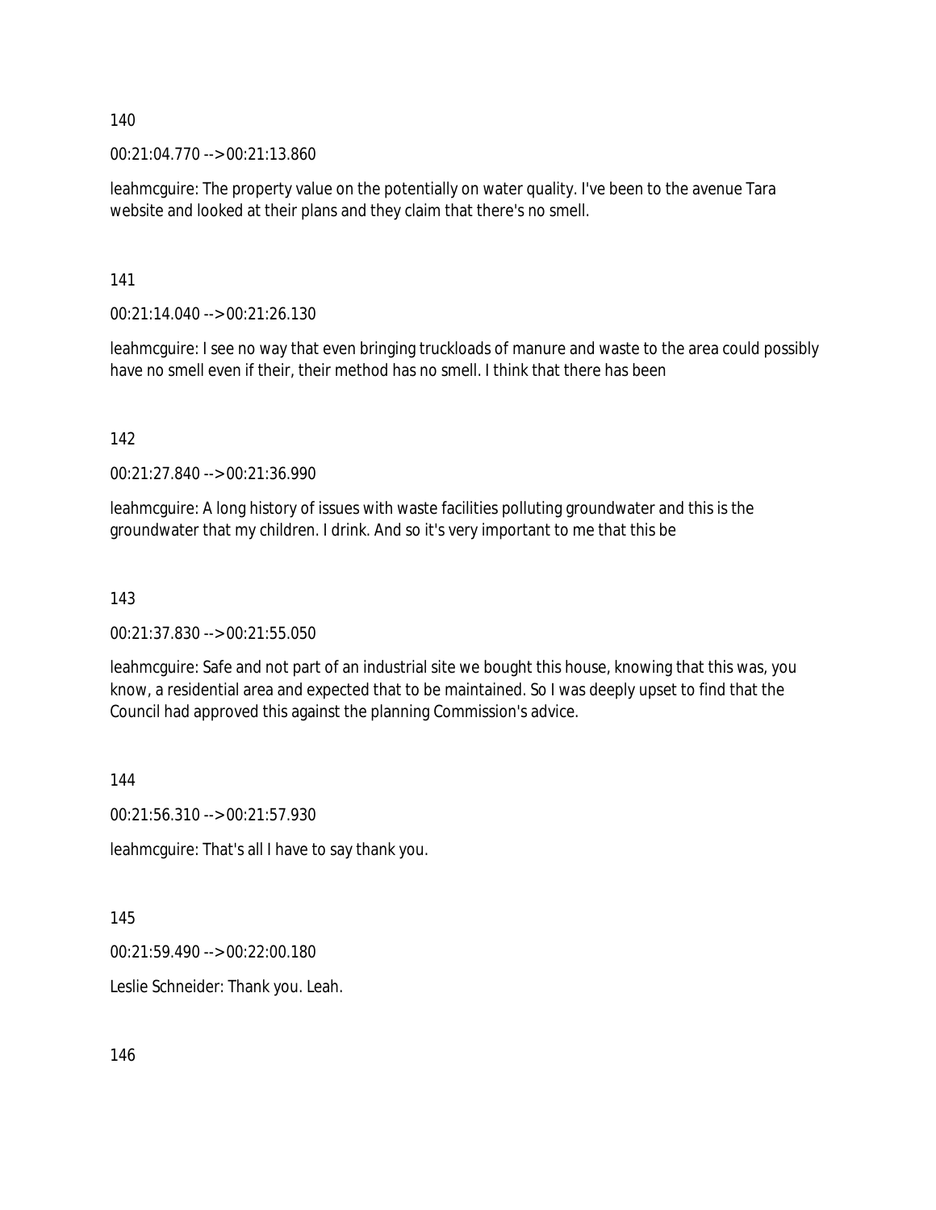140

00:21:04.770 --> 00:21:13.860

leahmcguire: The property value on the potentially on water quality. I've been to the avenue Tara website and looked at their plans and they claim that there's no smell.

141

00:21:14.040 --> 00:21:26.130

leahmcguire: I see no way that even bringing truckloads of manure and waste to the area could possibly have no smell even if their, their method has no smell. I think that there has been

142

00:21:27.840 --> 00:21:36.990

leahmcguire: A long history of issues with waste facilities polluting groundwater and this is the groundwater that my children. I drink. And so it's very important to me that this be

143

00:21:37.830 --> 00:21:55.050

leahmcguire: Safe and not part of an industrial site we bought this house, knowing that this was, you know, a residential area and expected that to be maintained. So I was deeply upset to find that the Council had approved this against the planning Commission's advice.

144

00:21:56.310 --> 00:21:57.930

leahmcguire: That's all I have to say thank you.

145

00:21:59.490 --> 00:22:00.180

Leslie Schneider: Thank you. Leah.

146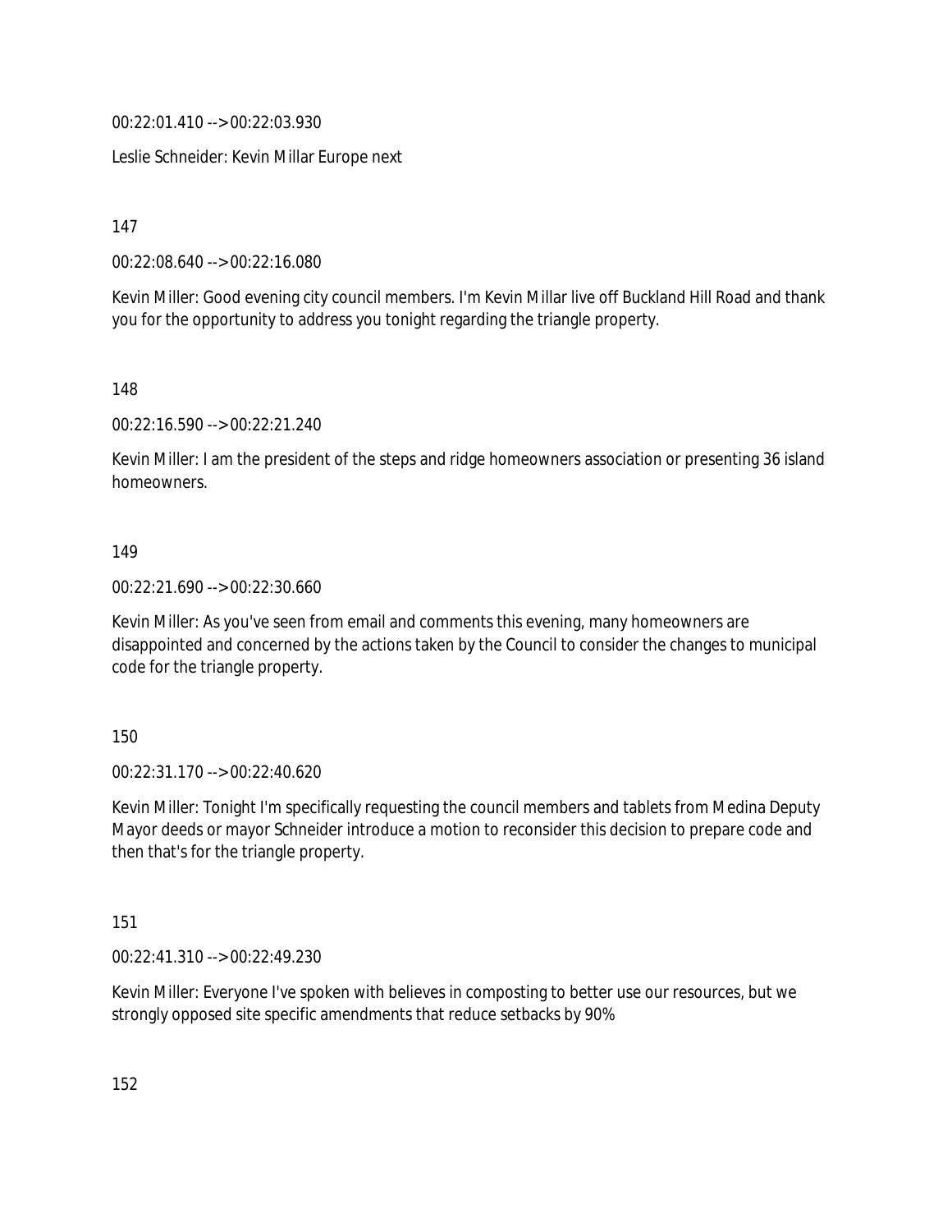00:22:01.410 --> 00:22:03.930

Leslie Schneider: Kevin Millar Europe next

147

00:22:08.640 --> 00:22:16.080

Kevin Miller: Good evening city council members. I'm Kevin Millar live off Buckland Hill Road and thank you for the opportunity to address you tonight regarding the triangle property.

148

00:22:16.590 --> 00:22:21.240

Kevin Miller: I am the president of the steps and ridge homeowners association or presenting 36 island homeowners.

149

00:22:21.690 --> 00:22:30.660

Kevin Miller: As you've seen from email and comments this evening, many homeowners are disappointed and concerned by the actions taken by the Council to consider the changes to municipal code for the triangle property.

150

00:22:31.170 --> 00:22:40.620

Kevin Miller: Tonight I'm specifically requesting the council members and tablets from Medina Deputy Mayor deeds or mayor Schneider introduce a motion to reconsider this decision to prepare code and then that's for the triangle property.

151

00:22:41.310 --> 00:22:49.230

Kevin Miller: Everyone I've spoken with believes in composting to better use our resources, but we strongly opposed site specific amendments that reduce setbacks by 90%

152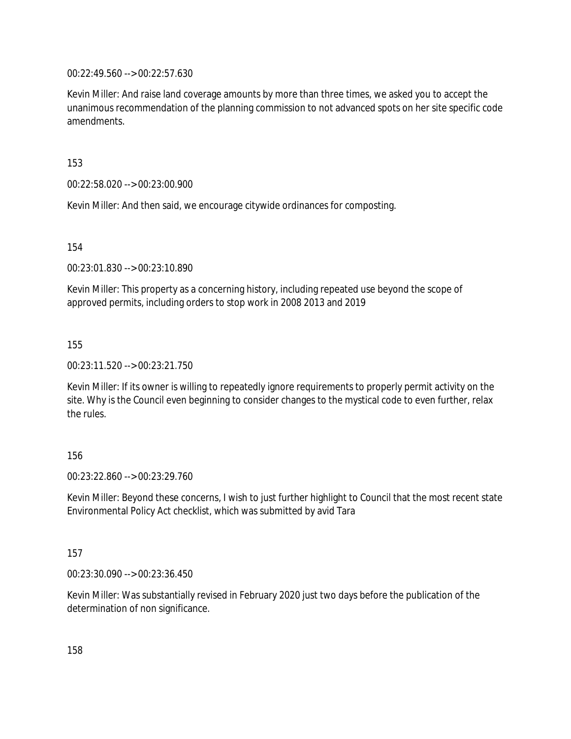00:22:49.560 --> 00:22:57.630

Kevin Miller: And raise land coverage amounts by more than three times, we asked you to accept the unanimous recommendation of the planning commission to not advanced spots on her site specific code amendments.

153

00:22:58.020 --> 00:23:00.900

Kevin Miller: And then said, we encourage citywide ordinances for composting.

154

00:23:01.830 --> 00:23:10.890

Kevin Miller: This property as a concerning history, including repeated use beyond the scope of approved permits, including orders to stop work in 2008 2013 and 2019

155

00:23:11.520 --> 00:23:21.750

Kevin Miller: If its owner is willing to repeatedly ignore requirements to properly permit activity on the site. Why is the Council even beginning to consider changes to the mystical code to even further, relax the rules.

156

00:23:22.860 --> 00:23:29.760

Kevin Miller: Beyond these concerns, I wish to just further highlight to Council that the most recent state Environmental Policy Act checklist, which was submitted by avid Tara

157

00:23:30.090 --> 00:23:36.450

Kevin Miller: Was substantially revised in February 2020 just two days before the publication of the determination of non significance.

158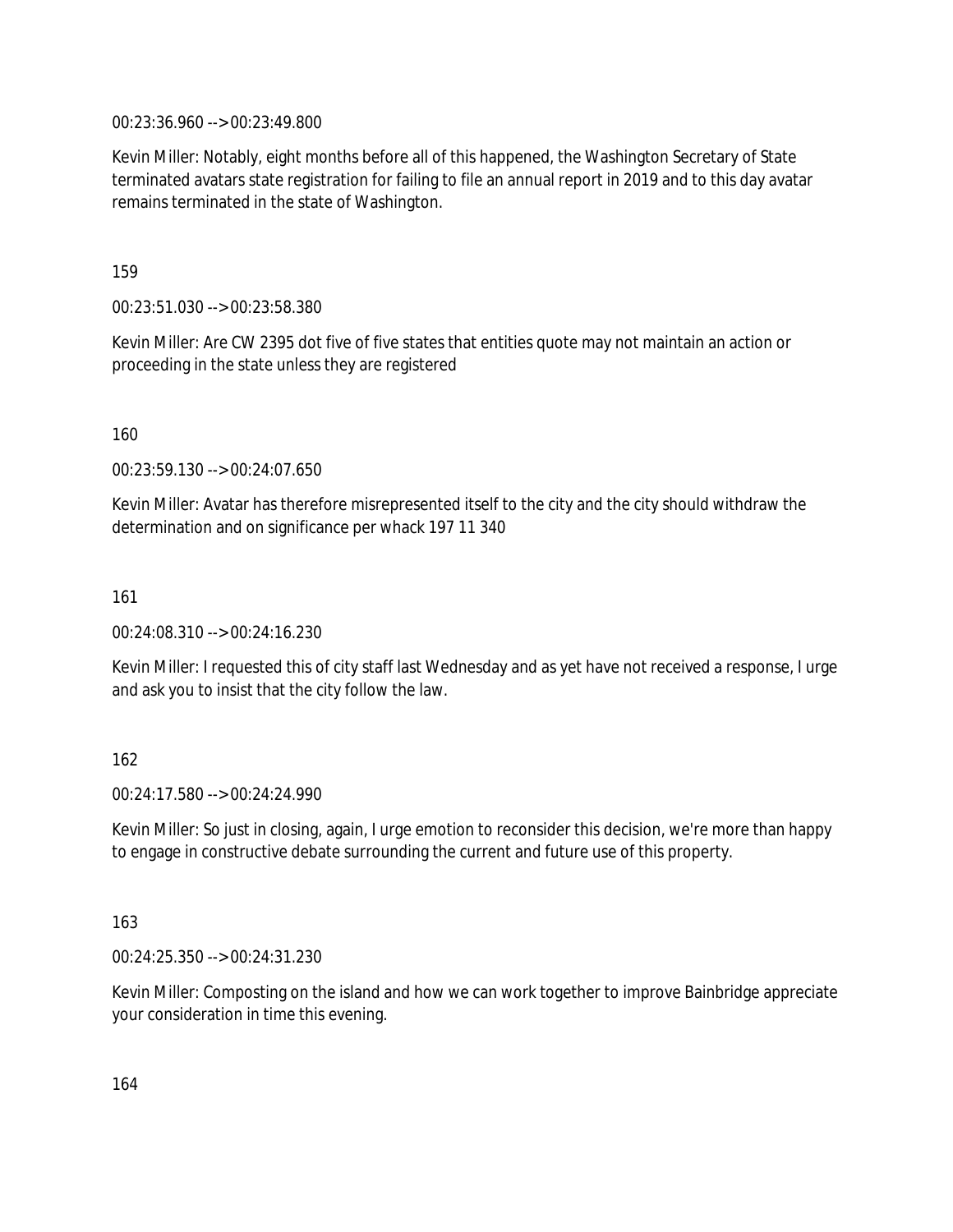00:23:36.960 --> 00:23:49.800

Kevin Miller: Notably, eight months before all of this happened, the Washington Secretary of State terminated avatars state registration for failing to file an annual report in 2019 and to this day avatar remains terminated in the state of Washington.

159

00:23:51.030 --> 00:23:58.380

Kevin Miller: Are CW 2395 dot five of five states that entities quote may not maintain an action or proceeding in the state unless they are registered

160

00:23:59.130 --> 00:24:07.650

Kevin Miller: Avatar has therefore misrepresented itself to the city and the city should withdraw the determination and on significance per whack 197 11 340

161

00:24:08.310 --> 00:24:16.230

Kevin Miller: I requested this of city staff last Wednesday and as yet have not received a response, I urge and ask you to insist that the city follow the law.

162

00:24:17.580 --> 00:24:24.990

Kevin Miller: So just in closing, again, I urge emotion to reconsider this decision, we're more than happy to engage in constructive debate surrounding the current and future use of this property.

163

00:24:25.350 --> 00:24:31.230

Kevin Miller: Composting on the island and how we can work together to improve Bainbridge appreciate your consideration in time this evening.

164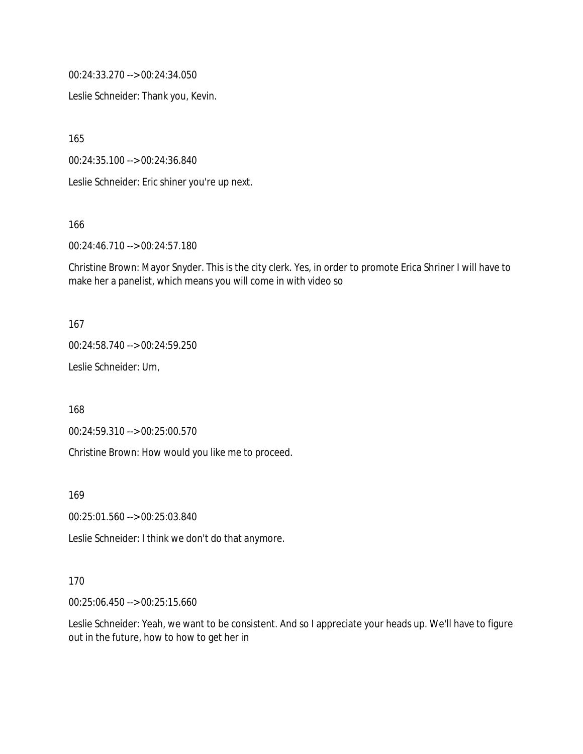00:24:33.270 --> 00:24:34.050

Leslie Schneider: Thank you, Kevin.

165

00:24:35.100 --> 00:24:36.840

Leslie Schneider: Eric shiner you're up next.

166

00:24:46.710 --> 00:24:57.180

Christine Brown: Mayor Snyder. This is the city clerk. Yes, in order to promote Erica Shriner I will have to make her a panelist, which means you will come in with video so

167

00:24:58.740 --> 00:24:59.250

Leslie Schneider: Um,

168

00:24:59.310 --> 00:25:00.570

Christine Brown: How would you like me to proceed.

169

00:25:01.560 --> 00:25:03.840

Leslie Schneider: I think we don't do that anymore.

170

00:25:06.450 --> 00:25:15.660

Leslie Schneider: Yeah, we want to be consistent. And so I appreciate your heads up. We'll have to figure out in the future, how to how to get her in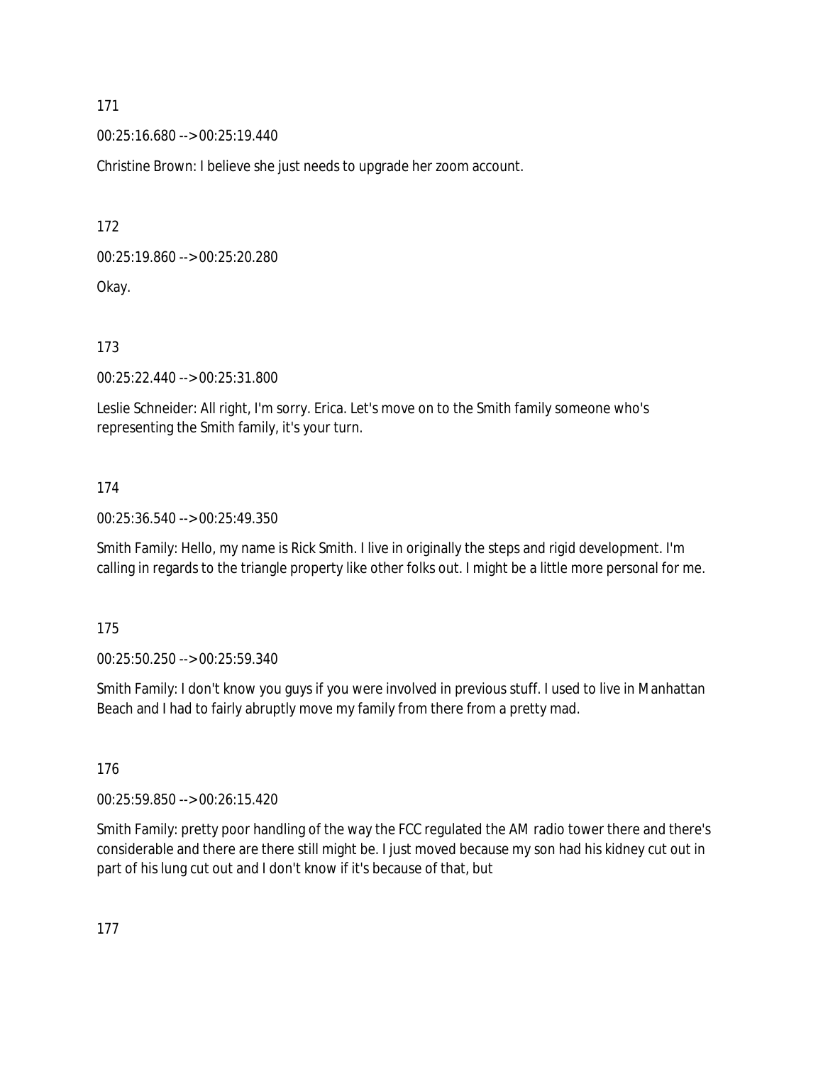171

00:25:16.680 --> 00:25:19.440

Christine Brown: I believe she just needs to upgrade her zoom account.

172

00:25:19.860 --> 00:25:20.280

Okay.

173

00:25:22.440 --> 00:25:31.800

Leslie Schneider: All right, I'm sorry. Erica. Let's move on to the Smith family someone who's representing the Smith family, it's your turn.

174

00:25:36.540 --> 00:25:49.350

Smith Family: Hello, my name is Rick Smith. I live in originally the steps and rigid development. I'm calling in regards to the triangle property like other folks out. I might be a little more personal for me.

175

00:25:50.250 --> 00:25:59.340

Smith Family: I don't know you guys if you were involved in previous stuff. I used to live in Manhattan Beach and I had to fairly abruptly move my family from there from a pretty mad.

176

00:25:59.850 --> 00:26:15.420

Smith Family: pretty poor handling of the way the FCC regulated the AM radio tower there and there's considerable and there are there still might be. I just moved because my son had his kidney cut out in part of his lung cut out and I don't know if it's because of that, but

177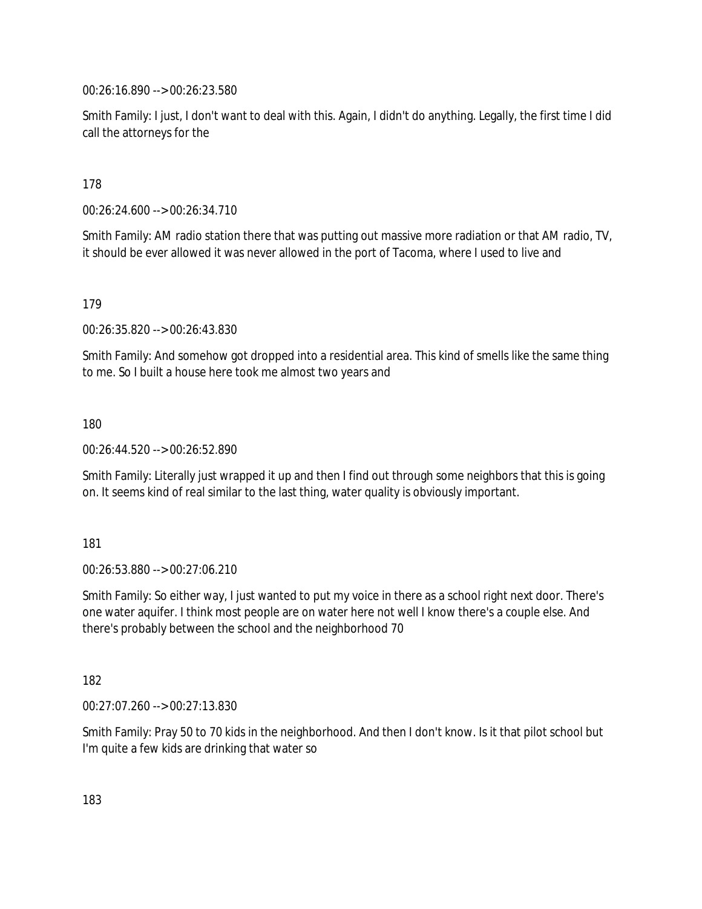00:26:16.890 --> 00:26:23.580

Smith Family: I just, I don't want to deal with this. Again, I didn't do anything. Legally, the first time I did call the attorneys for the

178

00:26:24.600 --> 00:26:34.710

Smith Family: AM radio station there that was putting out massive more radiation or that AM radio, TV, it should be ever allowed it was never allowed in the port of Tacoma, where I used to live and

179

00:26:35.820 --> 00:26:43.830

Smith Family: And somehow got dropped into a residential area. This kind of smells like the same thing to me. So I built a house here took me almost two years and

180

00:26:44.520 --> 00:26:52.890

Smith Family: Literally just wrapped it up and then I find out through some neighbors that this is going on. It seems kind of real similar to the last thing, water quality is obviously important.

181

00:26:53.880 --> 00:27:06.210

Smith Family: So either way, I just wanted to put my voice in there as a school right next door. There's one water aquifer. I think most people are on water here not well I know there's a couple else. And there's probably between the school and the neighborhood 70

182

00:27:07.260 --> 00:27:13.830

Smith Family: Pray 50 to 70 kids in the neighborhood. And then I don't know. Is it that pilot school but I'm quite a few kids are drinking that water so

183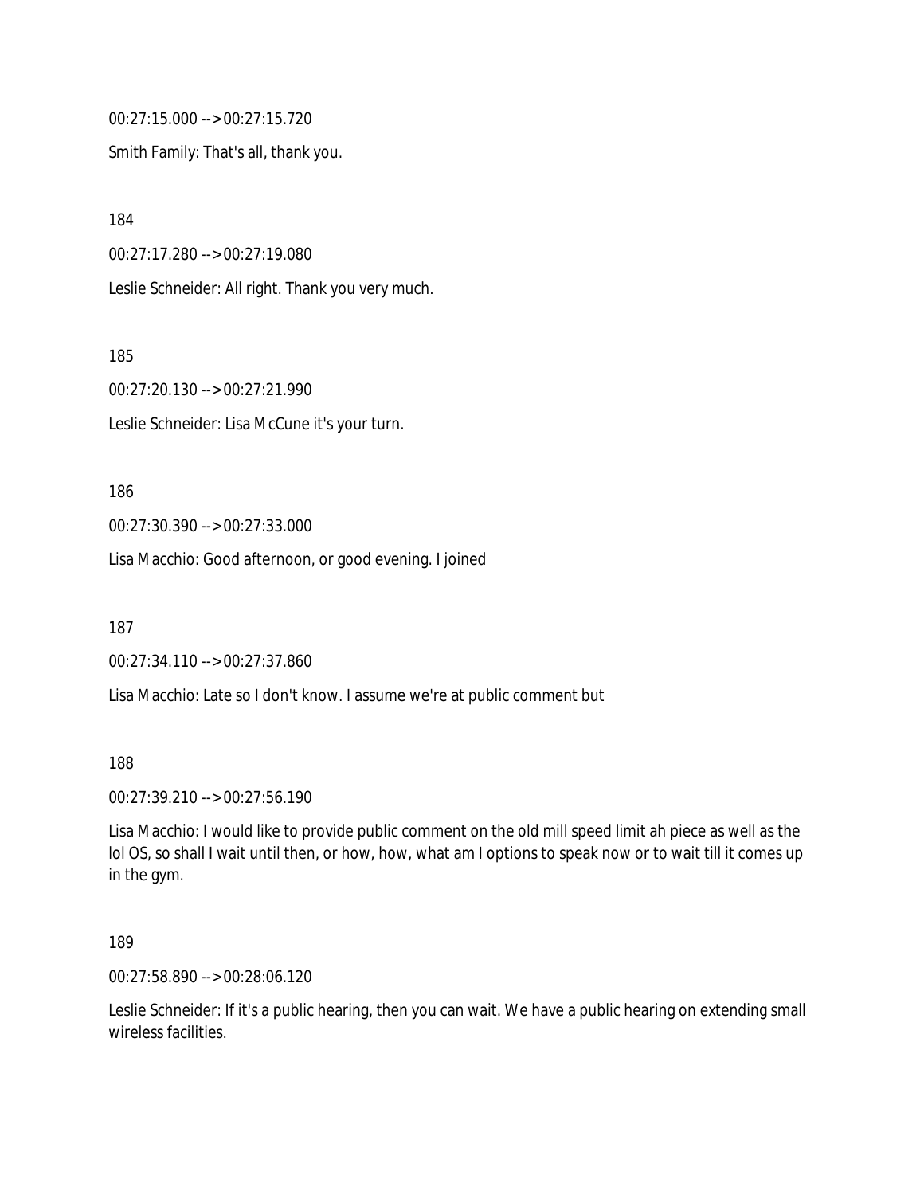00:27:15.000 --> 00:27:15.720

Smith Family: That's all, thank you.

184

00:27:17.280 --> 00:27:19.080

Leslie Schneider: All right. Thank you very much.

185

00:27:20.130 --> 00:27:21.990

Leslie Schneider: Lisa McCune it's your turn.

186

00:27:30.390 --> 00:27:33.000

Lisa Macchio: Good afternoon, or good evening. I joined

187

00:27:34.110 --> 00:27:37.860

Lisa Macchio: Late so I don't know. I assume we're at public comment but

188

00:27:39.210 --> 00:27:56.190

Lisa Macchio: I would like to provide public comment on the old mill speed limit ah piece as well as the lol OS, so shall I wait until then, or how, how, what am I options to speak now or to wait till it comes up in the gym.

189

00:27:58.890 --> 00:28:06.120

Leslie Schneider: If it's a public hearing, then you can wait. We have a public hearing on extending small wireless facilities.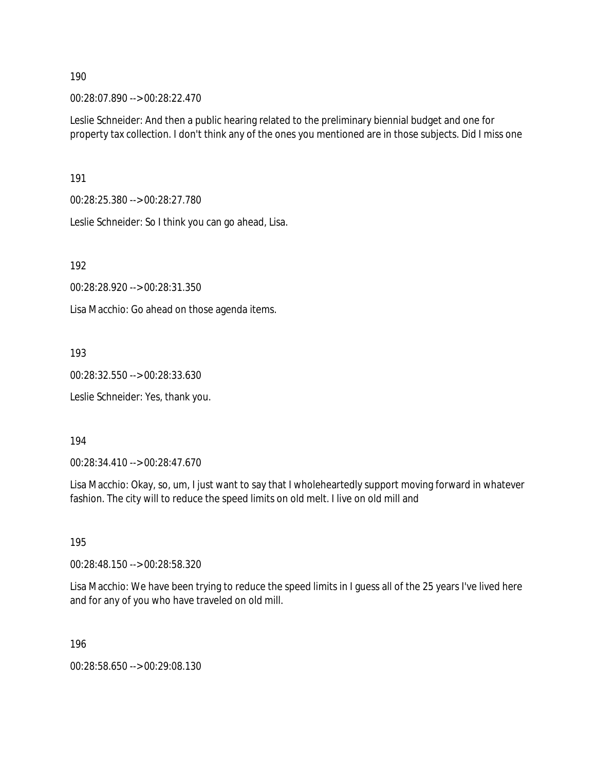190

00:28:07.890 --> 00:28:22.470

Leslie Schneider: And then a public hearing related to the preliminary biennial budget and one for property tax collection. I don't think any of the ones you mentioned are in those subjects. Did I miss one

191

00:28:25.380 --> 00:28:27.780

Leslie Schneider: So I think you can go ahead, Lisa.

192

00:28:28.920 --> 00:28:31.350

Lisa Macchio: Go ahead on those agenda items.

193

00:28:32.550 --> 00:28:33.630

Leslie Schneider: Yes, thank you.

194

00:28:34.410 --> 00:28:47.670

Lisa Macchio: Okay, so, um, I just want to say that I wholeheartedly support moving forward in whatever fashion. The city will to reduce the speed limits on old melt. I live on old mill and

195

00:28:48.150 --> 00:28:58.320

Lisa Macchio: We have been trying to reduce the speed limits in I guess all of the 25 years I've lived here and for any of you who have traveled on old mill.

196

00:28:58.650 --> 00:29:08.130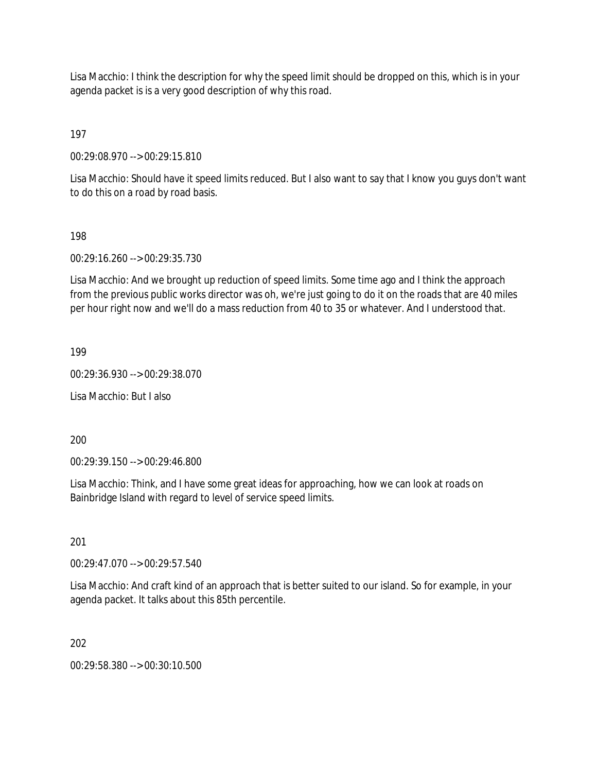Lisa Macchio: I think the description for why the speed limit should be dropped on this, which is in your agenda packet is is a very good description of why this road.

197

00:29:08.970 --> 00:29:15.810

Lisa Macchio: Should have it speed limits reduced. But I also want to say that I know you guys don't want to do this on a road by road basis.

198

00:29:16.260 --> 00:29:35.730

Lisa Macchio: And we brought up reduction of speed limits. Some time ago and I think the approach from the previous public works director was oh, we're just going to do it on the roads that are 40 miles per hour right now and we'll do a mass reduction from 40 to 35 or whatever. And I understood that.

199

00:29:36.930 --> 00:29:38.070

Lisa Macchio: But I also

200

00:29:39.150 --> 00:29:46.800

Lisa Macchio: Think, and I have some great ideas for approaching, how we can look at roads on Bainbridge Island with regard to level of service speed limits.

201

00:29:47.070 --> 00:29:57.540

Lisa Macchio: And craft kind of an approach that is better suited to our island. So for example, in your agenda packet. It talks about this 85th percentile.

202

00:29:58.380 --> 00:30:10.500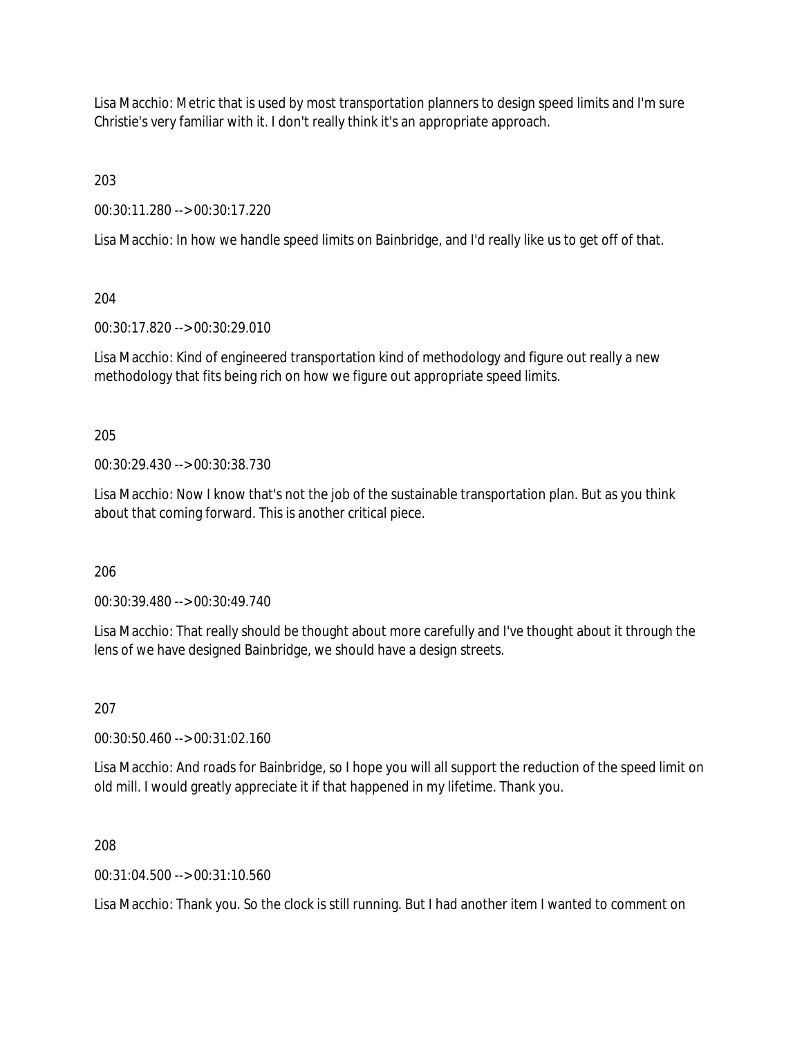Lisa Macchio: Metric that is used by most transportation planners to design speed limits and I'm sure Christie's very familiar with it. I don't really think it's an appropriate approach.

203

00:30:11.280 --> 00:30:17.220

Lisa Macchio: In how we handle speed limits on Bainbridge, and I'd really like us to get off of that.

204

00:30:17.820 --> 00:30:29.010

Lisa Macchio: Kind of engineered transportation kind of methodology and figure out really a new methodology that fits being rich on how we figure out appropriate speed limits.

205

00:30:29.430 --> 00:30:38.730

Lisa Macchio: Now I know that's not the job of the sustainable transportation plan. But as you think about that coming forward. This is another critical piece.

206

00:30:39.480 --> 00:30:49.740

Lisa Macchio: That really should be thought about more carefully and I've thought about it through the lens of we have designed Bainbridge, we should have a design streets.

207

00:30:50.460 --> 00:31:02.160

Lisa Macchio: And roads for Bainbridge, so I hope you will all support the reduction of the speed limit on old mill. I would greatly appreciate it if that happened in my lifetime. Thank you.

208

00:31:04.500 --> 00:31:10.560

Lisa Macchio: Thank you. So the clock is still running. But I had another item I wanted to comment on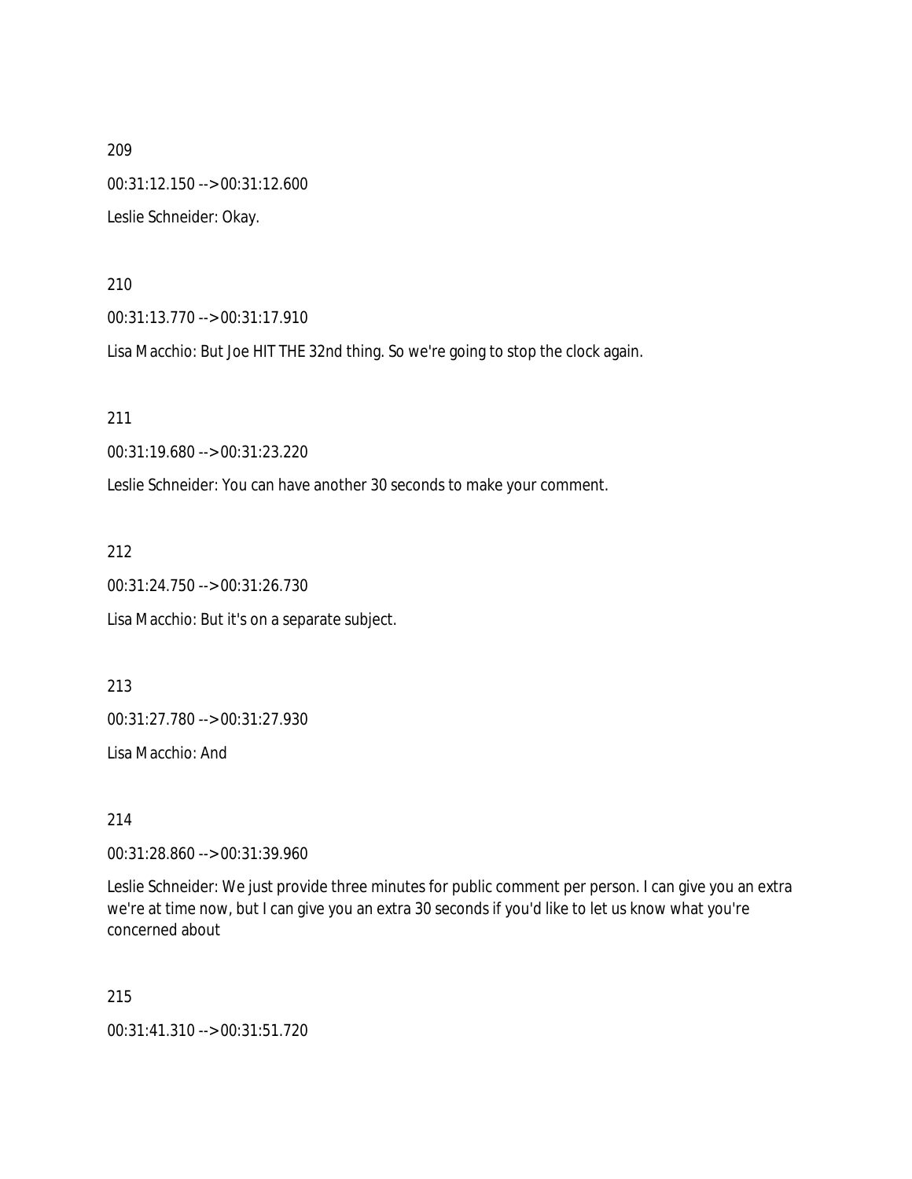209

00:31:12.150 --> 00:31:12.600

Leslie Schneider: Okay.

210

00:31:13.770 --> 00:31:17.910

Lisa Macchio: But Joe HIT THE 32nd thing. So we're going to stop the clock again.

211

00:31:19.680 --> 00:31:23.220

Leslie Schneider: You can have another 30 seconds to make your comment.

212

00:31:24.750 --> 00:31:26.730

Lisa Macchio: But it's on a separate subject.

213

00:31:27.780 --> 00:31:27.930

Lisa Macchio: And

214

00:31:28.860 --> 00:31:39.960

Leslie Schneider: We just provide three minutes for public comment per person. I can give you an extra we're at time now, but I can give you an extra 30 seconds if you'd like to let us know what you're concerned about

215

00:31:41.310 --> 00:31:51.720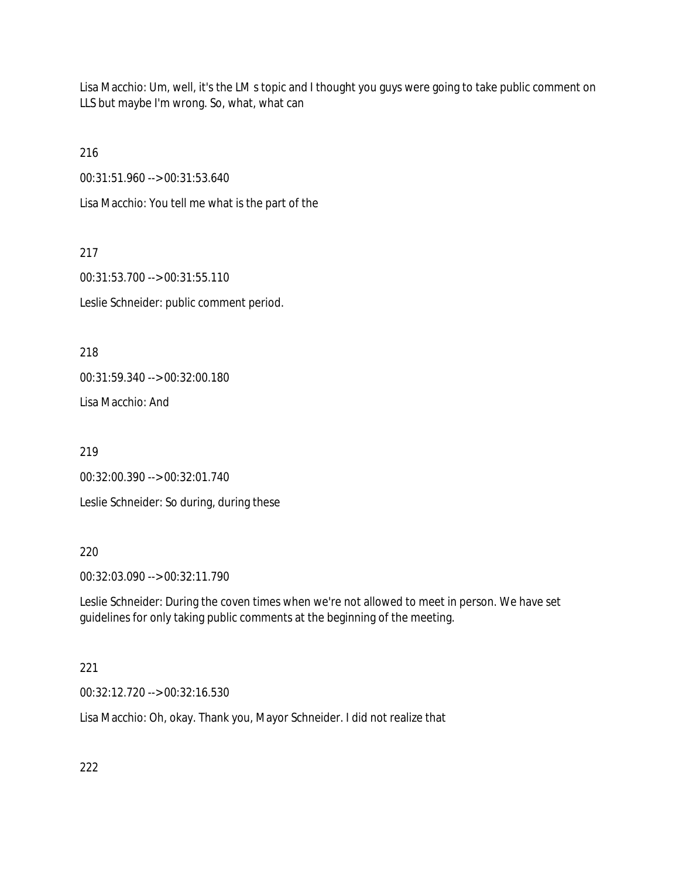Lisa Macchio: Um, well, it's the LM s topic and I thought you guys were going to take public comment on LLS but maybe I'm wrong. So, what, what can

216

00:31:51.960 --> 00:31:53.640

Lisa Macchio: You tell me what is the part of the

217

00:31:53.700 --> 00:31:55.110

Leslie Schneider: public comment period.

218

00:31:59.340 --> 00:32:00.180

Lisa Macchio: And

219

00:32:00.390 --> 00:32:01.740

Leslie Schneider: So during, during these

220

00:32:03.090 --> 00:32:11.790

Leslie Schneider: During the coven times when we're not allowed to meet in person. We have set guidelines for only taking public comments at the beginning of the meeting.

221

00:32:12.720 --> 00:32:16.530

Lisa Macchio: Oh, okay. Thank you, Mayor Schneider. I did not realize that

222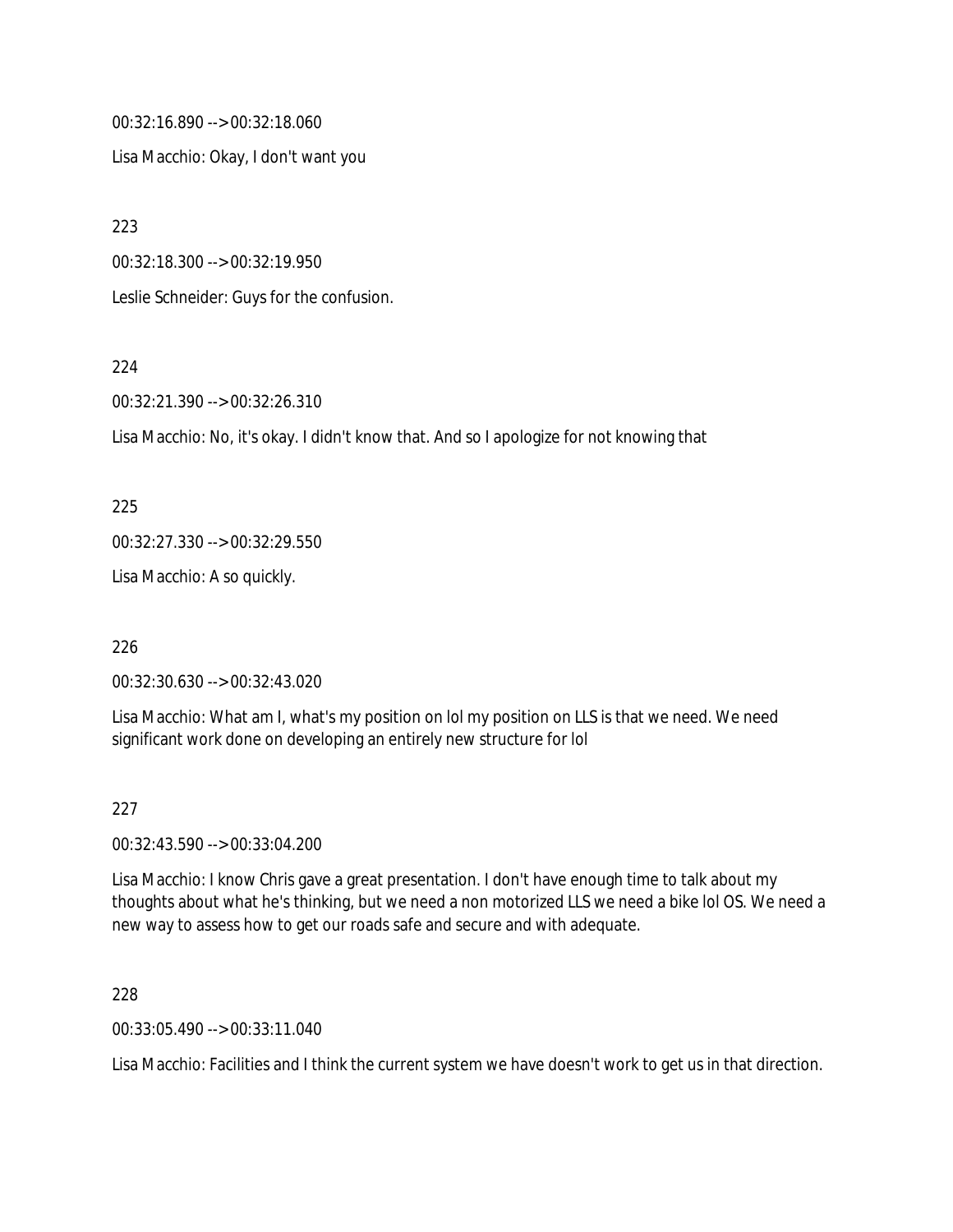00:32:16.890 --> 00:32:18.060

Lisa Macchio: Okay, I don't want you

223

00:32:18.300 --> 00:32:19.950

Leslie Schneider: Guys for the confusion.

224

00:32:21.390 --> 00:32:26.310

Lisa Macchio: No, it's okay. I didn't know that. And so I apologize for not knowing that

225

00:32:27.330 --> 00:32:29.550

Lisa Macchio: A so quickly.

226

00:32:30.630 --> 00:32:43.020

Lisa Macchio: What am I, what's my position on lol my position on LLS is that we need. We need significant work done on developing an entirely new structure for lol

227

00:32:43.590 --> 00:33:04.200

Lisa Macchio: I know Chris gave a great presentation. I don't have enough time to talk about my thoughts about what he's thinking, but we need a non motorized LLS we need a bike lol OS. We need a new way to assess how to get our roads safe and secure and with adequate.

228

00:33:05.490 --> 00:33:11.040

Lisa Macchio: Facilities and I think the current system we have doesn't work to get us in that direction.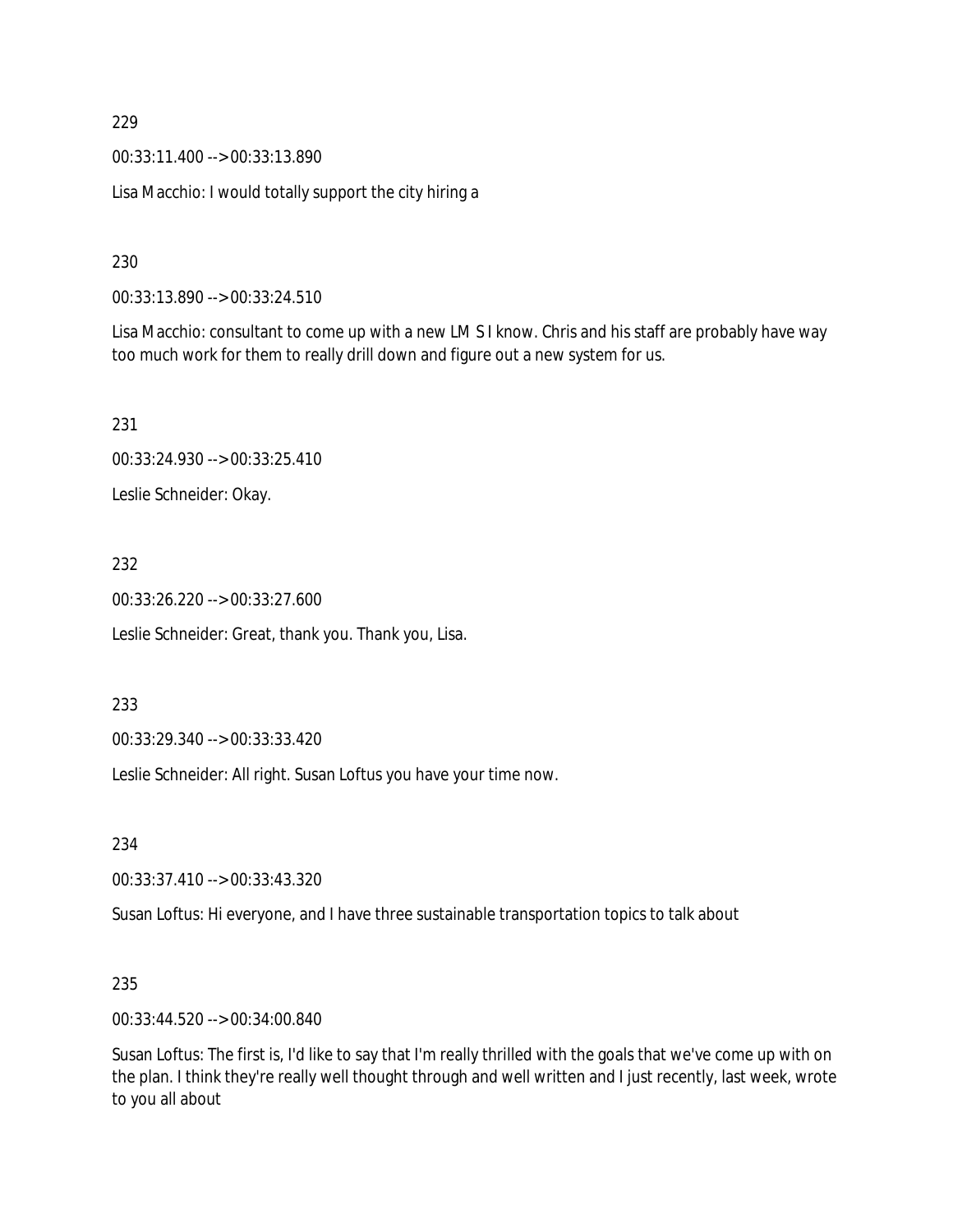229

00:33:11.400 --> 00:33:13.890

Lisa Macchio: I would totally support the city hiring a

230

00:33:13.890 --> 00:33:24.510

Lisa Macchio: consultant to come up with a new LM S I know. Chris and his staff are probably have way too much work for them to really drill down and figure out a new system for us.

231

00:33:24.930 --> 00:33:25.410

Leslie Schneider: Okay.

232

00:33:26.220 --> 00:33:27.600

Leslie Schneider: Great, thank you. Thank you, Lisa.

233

00:33:29.340 --> 00:33:33.420

Leslie Schneider: All right. Susan Loftus you have your time now.

234

00:33:37.410 --> 00:33:43.320

Susan Loftus: Hi everyone, and I have three sustainable transportation topics to talk about

235

00:33:44.520 --> 00:34:00.840

Susan Loftus: The first is, I'd like to say that I'm really thrilled with the goals that we've come up with on the plan. I think they're really well thought through and well written and I just recently, last week, wrote to you all about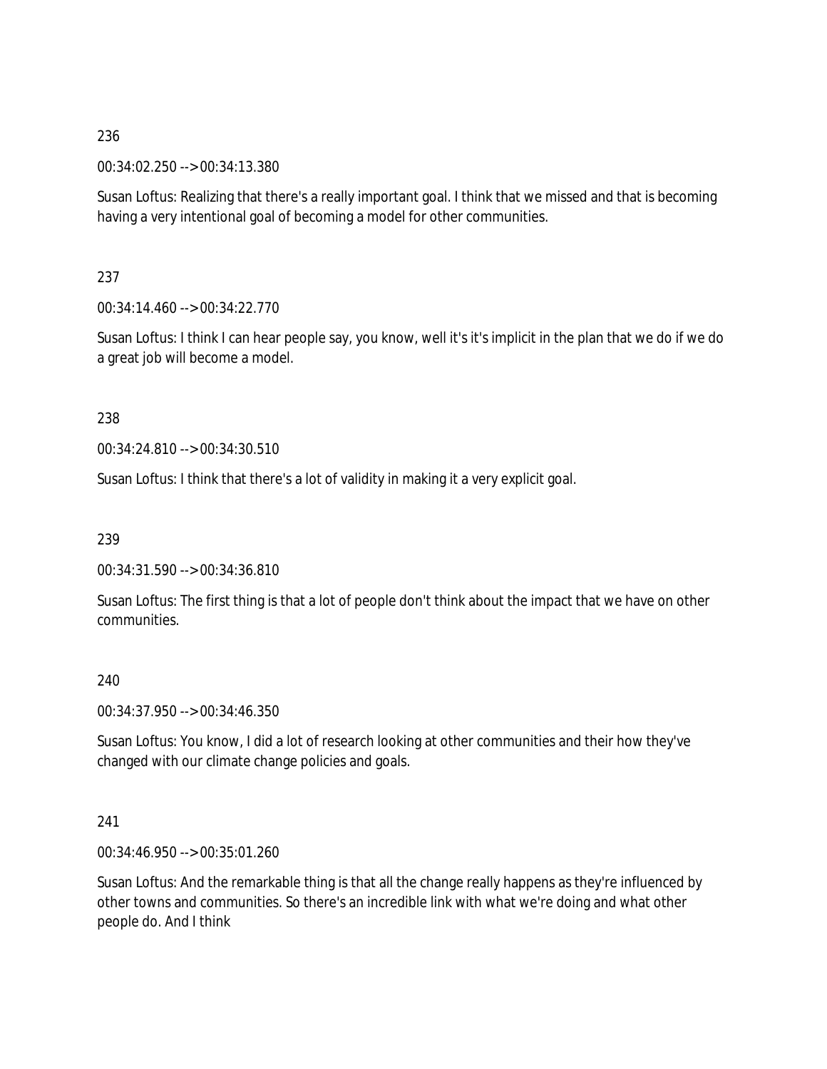236

00:34:02.250 --> 00:34:13.380

Susan Loftus: Realizing that there's a really important goal. I think that we missed and that is becoming having a very intentional goal of becoming a model for other communities.

237

00:34:14.460 --> 00:34:22.770

Susan Loftus: I think I can hear people say, you know, well it's it's implicit in the plan that we do if we do a great job will become a model.

238

00:34:24.810 --> 00:34:30.510

Susan Loftus: I think that there's a lot of validity in making it a very explicit goal.

239

00:34:31.590 --> 00:34:36.810

Susan Loftus: The first thing is that a lot of people don't think about the impact that we have on other communities.

240

00:34:37.950 --> 00:34:46.350

Susan Loftus: You know, I did a lot of research looking at other communities and their how they've changed with our climate change policies and goals.

241

00:34:46.950 --> 00:35:01.260

Susan Loftus: And the remarkable thing is that all the change really happens as they're influenced by other towns and communities. So there's an incredible link with what we're doing and what other people do. And I think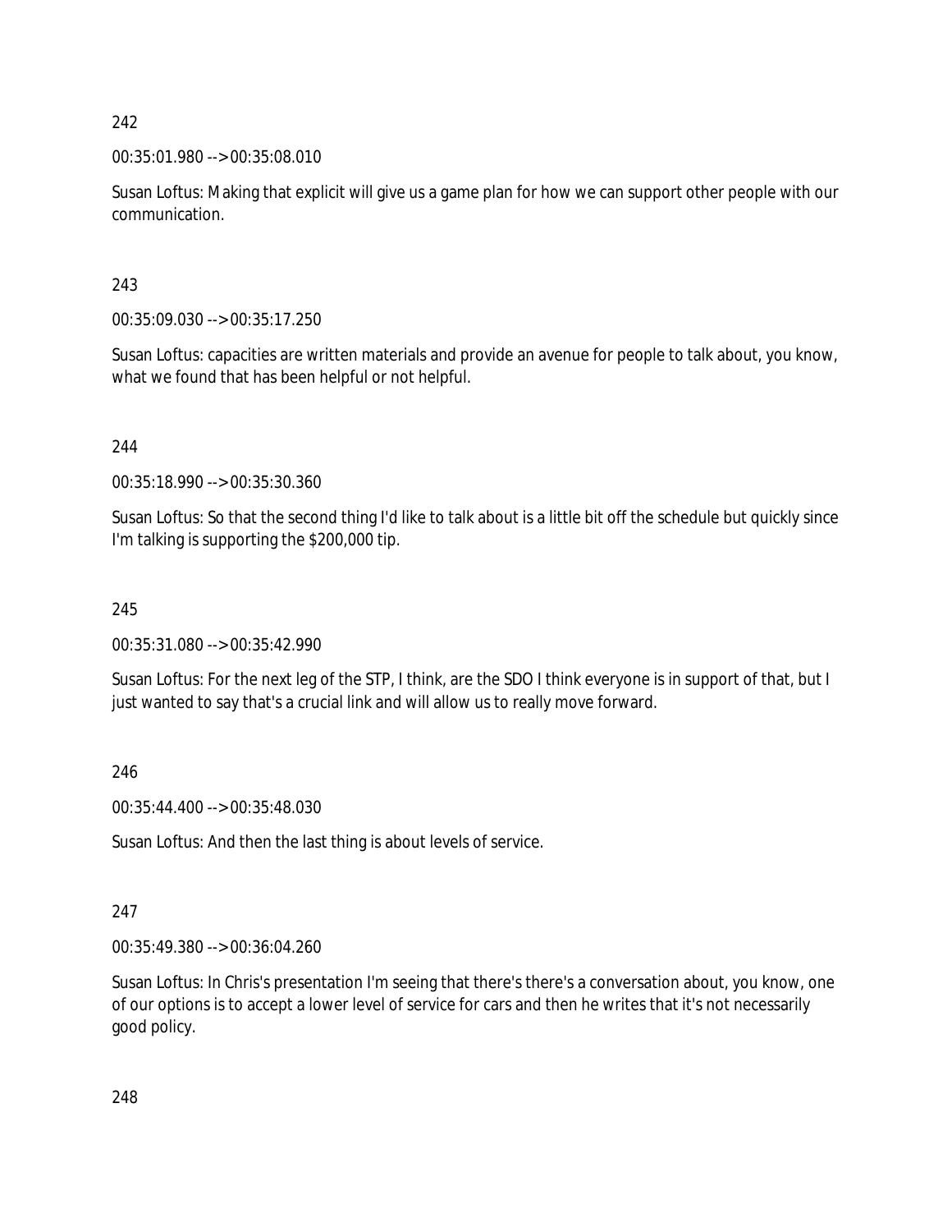242

00:35:01.980 --> 00:35:08.010

Susan Loftus: Making that explicit will give us a game plan for how we can support other people with our communication.

243

00:35:09.030 --> 00:35:17.250

Susan Loftus: capacities are written materials and provide an avenue for people to talk about, you know, what we found that has been helpful or not helpful.

244

00:35:18.990 --> 00:35:30.360

Susan Loftus: So that the second thing I'd like to talk about is a little bit off the schedule but quickly since I'm talking is supporting the $200,000 tip.

245

00:35:31.080 --> 00:35:42.990

Susan Loftus: For the next leg of the STP, I think, are the SDO I think everyone is in support of that, but I just wanted to say that's a crucial link and will allow us to really move forward.

246

00:35:44.400 --> 00:35:48.030

Susan Loftus: And then the last thing is about levels of service.

247

00:35:49.380 --> 00:36:04.260

Susan Loftus: In Chris's presentation I'm seeing that there's there's a conversation about, you know, one of our options is to accept a lower level of service for cars and then he writes that it's not necessarily good policy.

248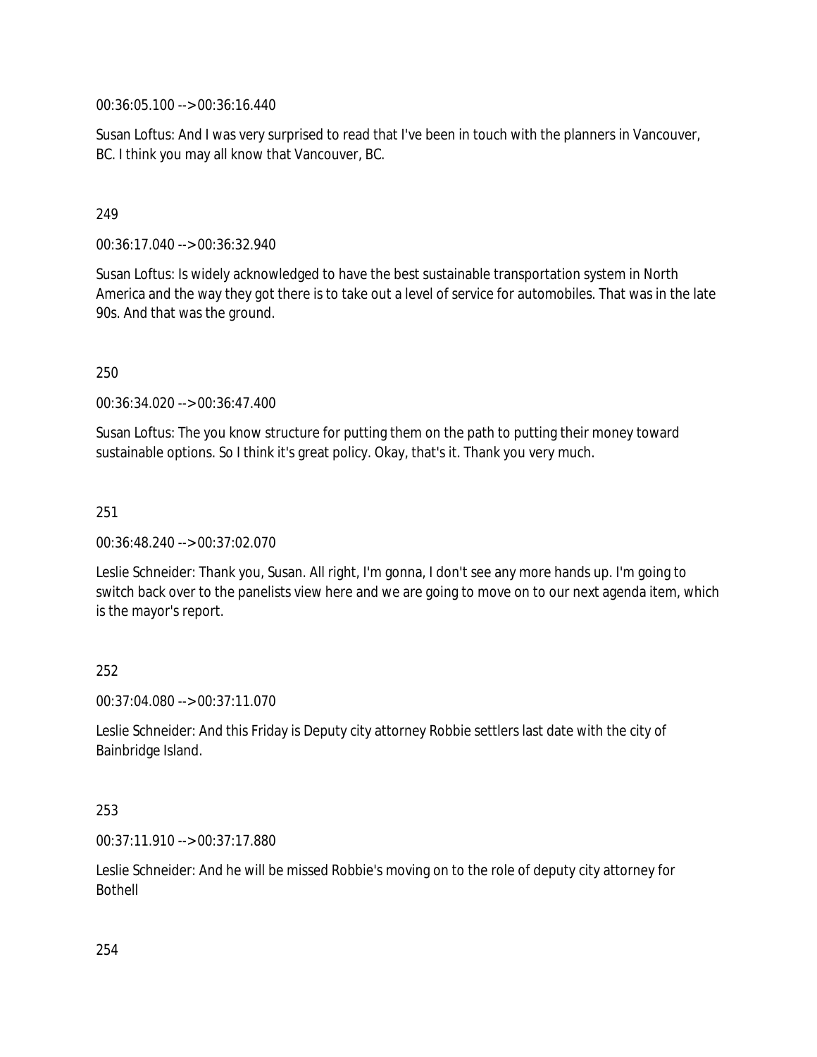00:36:05.100 --> 00:36:16.440

Susan Loftus: And I was very surprised to read that I've been in touch with the planners in Vancouver, BC. I think you may all know that Vancouver, BC.

249

00:36:17.040 --> 00:36:32.940

Susan Loftus: Is widely acknowledged to have the best sustainable transportation system in North America and the way they got there is to take out a level of service for automobiles. That was in the late 90s. And that was the ground.

250

00:36:34.020 --> 00:36:47.400

Susan Loftus: The you know structure for putting them on the path to putting their money toward sustainable options. So I think it's great policy. Okay, that's it. Thank you very much.

251

00:36:48.240 --> 00:37:02.070

Leslie Schneider: Thank you, Susan. All right, I'm gonna, I don't see any more hands up. I'm going to switch back over to the panelists view here and we are going to move on to our next agenda item, which is the mayor's report.

252

00:37:04.080 --> 00:37:11.070

Leslie Schneider: And this Friday is Deputy city attorney Robbie settlers last date with the city of Bainbridge Island.

253

00:37:11.910 --> 00:37:17.880

Leslie Schneider: And he will be missed Robbie's moving on to the role of deputy city attorney for Bothell

254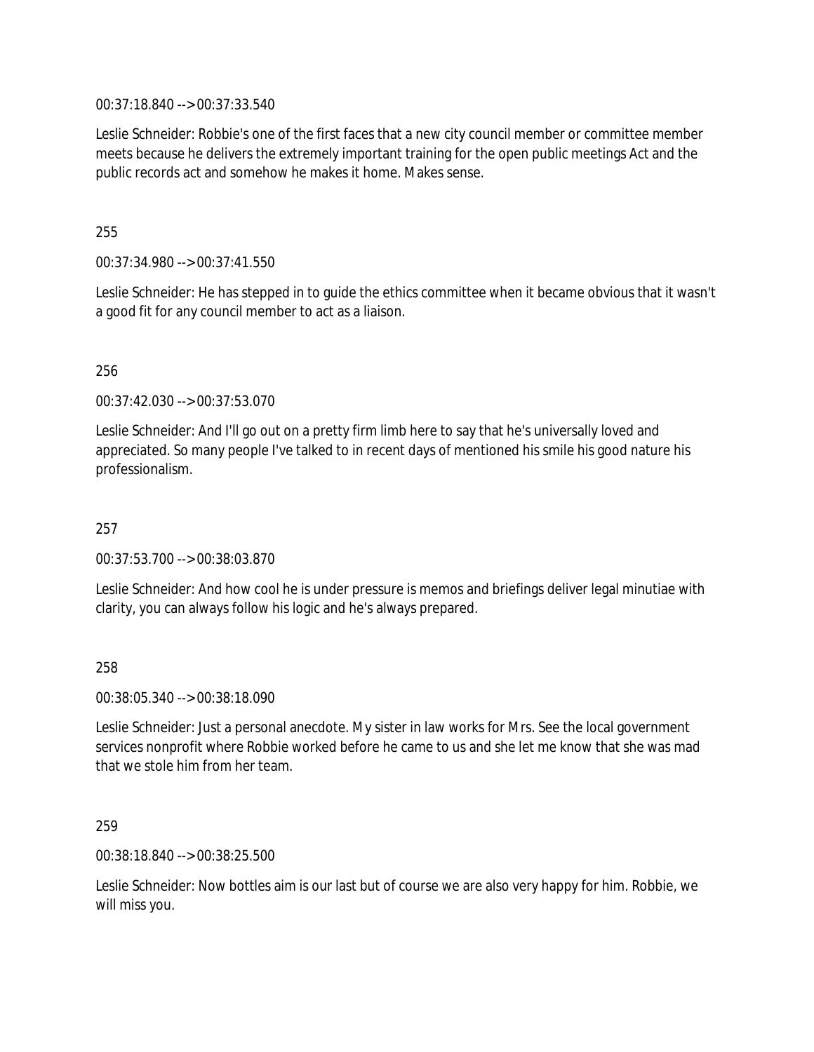00:37:18.840 --> 00:37:33.540

Leslie Schneider: Robbie's one of the first faces that a new city council member or committee member meets because he delivers the extremely important training for the open public meetings Act and the public records act and somehow he makes it home. Makes sense.

255

00:37:34.980 --> 00:37:41.550

Leslie Schneider: He has stepped in to guide the ethics committee when it became obvious that it wasn't a good fit for any council member to act as a liaison.

256

00:37:42.030 --> 00:37:53.070

Leslie Schneider: And I'll go out on a pretty firm limb here to say that he's universally loved and appreciated. So many people I've talked to in recent days of mentioned his smile his good nature his professionalism.

257

00:37:53.700 --> 00:38:03.870

Leslie Schneider: And how cool he is under pressure is memos and briefings deliver legal minutiae with clarity, you can always follow his logic and he's always prepared.

258

00:38:05.340 --> 00:38:18.090

Leslie Schneider: Just a personal anecdote. My sister in law works for Mrs. See the local government services nonprofit where Robbie worked before he came to us and she let me know that she was mad that we stole him from her team.

259

00:38:18.840 --> 00:38:25.500

Leslie Schneider: Now bottles aim is our last but of course we are also very happy for him. Robbie, we will miss you.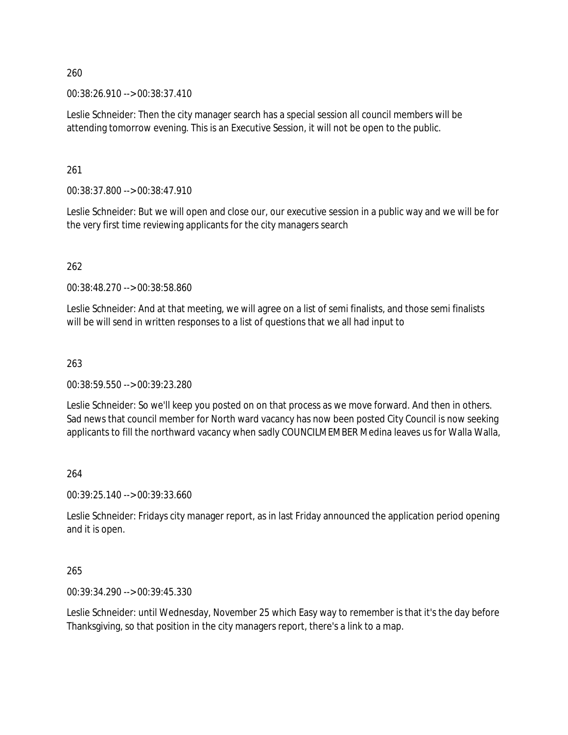260

00:38:26.910 --> 00:38:37.410

Leslie Schneider: Then the city manager search has a special session all council members will be attending tomorrow evening. This is an Executive Session, it will not be open to the public.

261

00:38:37.800 --> 00:38:47.910

Leslie Schneider: But we will open and close our, our executive session in a public way and we will be for the very first time reviewing applicants for the city managers search

262

00:38:48.270 --> 00:38:58.860

Leslie Schneider: And at that meeting, we will agree on a list of semi finalists, and those semi finalists will be will send in written responses to a list of questions that we all had input to

263

00:38:59.550 --> 00:39:23.280

Leslie Schneider: So we'll keep you posted on on that process as we move forward. And then in others. Sad news that council member for North ward vacancy has now been posted City Council is now seeking applicants to fill the northward vacancy when sadly COUNCILMEMBER Medina leaves us for Walla Walla,

264

00:39:25.140 --> 00:39:33.660

Leslie Schneider: Fridays city manager report, as in last Friday announced the application period opening and it is open.

265

00:39:34.290 --> 00:39:45.330

Leslie Schneider: until Wednesday, November 25 which Easy way to remember is that it's the day before Thanksgiving, so that position in the city managers report, there's a link to a map.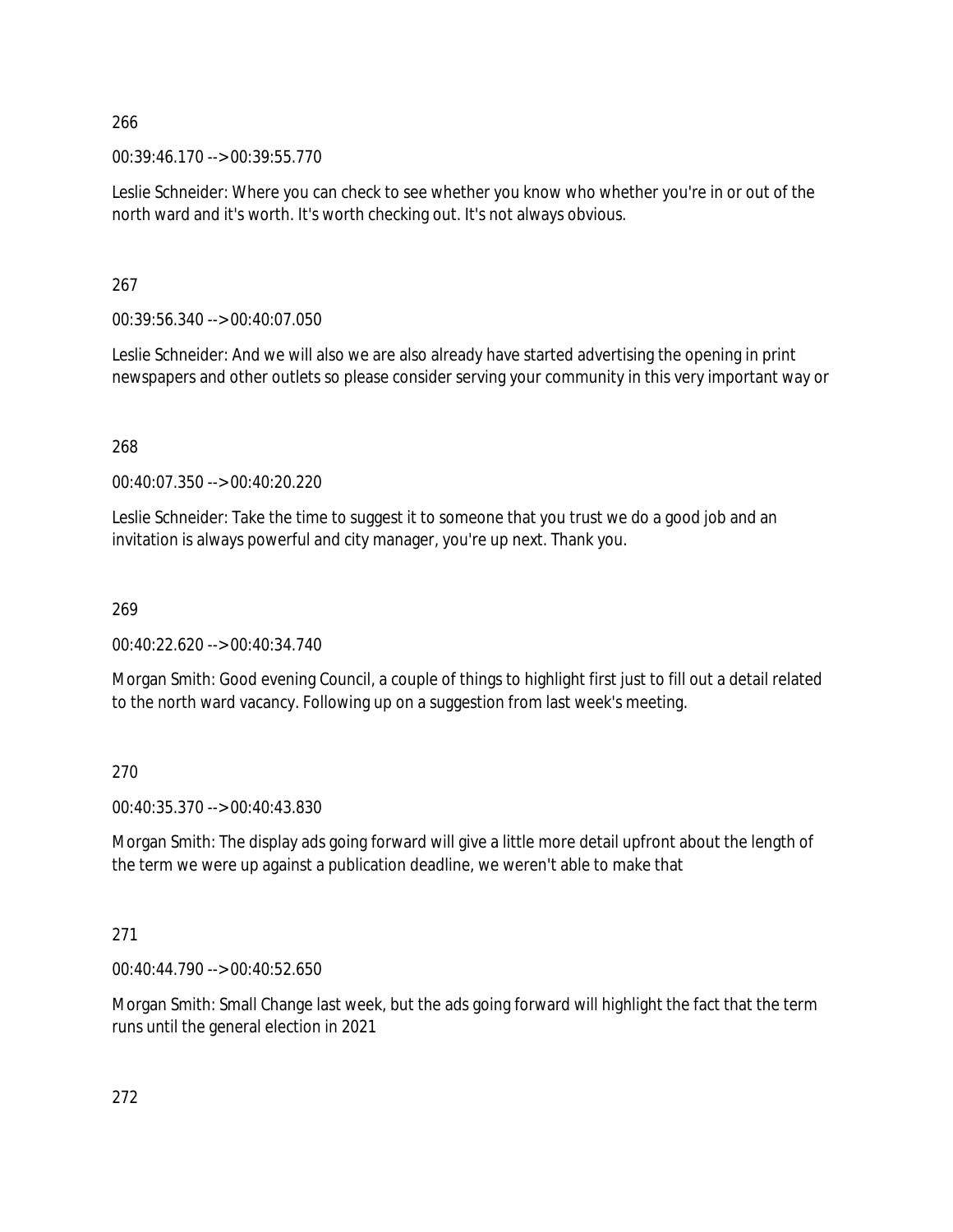266

00:39:46.170 --> 00:39:55.770

Leslie Schneider: Where you can check to see whether you know who whether you're in or out of the north ward and it's worth. It's worth checking out. It's not always obvious.

267

00:39:56.340 --> 00:40:07.050

Leslie Schneider: And we will also we are also already have started advertising the opening in print newspapers and other outlets so please consider serving your community in this very important way or

268

00:40:07.350 --> 00:40:20.220

Leslie Schneider: Take the time to suggest it to someone that you trust we do a good job and an invitation is always powerful and city manager, you're up next. Thank you.

269

00:40:22.620 --> 00:40:34.740

Morgan Smith: Good evening Council, a couple of things to highlight first just to fill out a detail related to the north ward vacancy. Following up on a suggestion from last week's meeting.

270

00:40:35.370 --> 00:40:43.830

Morgan Smith: The display ads going forward will give a little more detail upfront about the length of the term we were up against a publication deadline, we weren't able to make that

271

00:40:44.790 --> 00:40:52.650

Morgan Smith: Small Change last week, but the ads going forward will highlight the fact that the term runs until the general election in 2021

272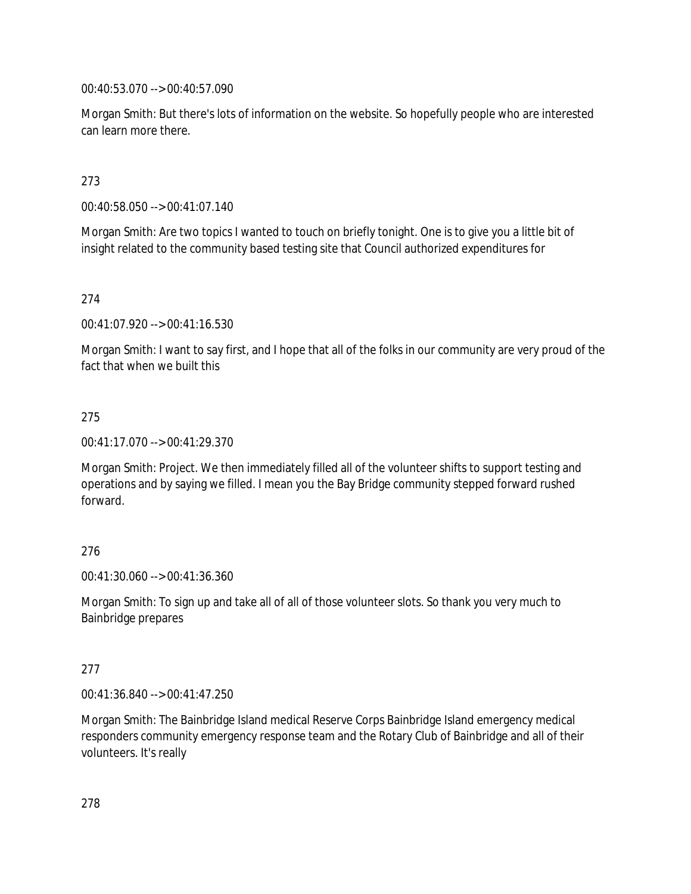00:40:53.070 --> 00:40:57.090

Morgan Smith: But there's lots of information on the website. So hopefully people who are interested can learn more there.

273

00:40:58.050 --> 00:41:07.140

Morgan Smith: Are two topics I wanted to touch on briefly tonight. One is to give you a little bit of insight related to the community based testing site that Council authorized expenditures for

274

00:41:07.920 --> 00:41:16.530

Morgan Smith: I want to say first, and I hope that all of the folks in our community are very proud of the fact that when we built this

275

00:41:17.070 --> 00:41:29.370

Morgan Smith: Project. We then immediately filled all of the volunteer shifts to support testing and operations and by saying we filled. I mean you the Bay Bridge community stepped forward rushed forward.

276

00:41:30.060 --> 00:41:36.360

Morgan Smith: To sign up and take all of all of those volunteer slots. So thank you very much to Bainbridge prepares

277

00:41:36.840 --> 00:41:47.250

Morgan Smith: The Bainbridge Island medical Reserve Corps Bainbridge Island emergency medical responders community emergency response team and the Rotary Club of Bainbridge and all of their volunteers. It's really

278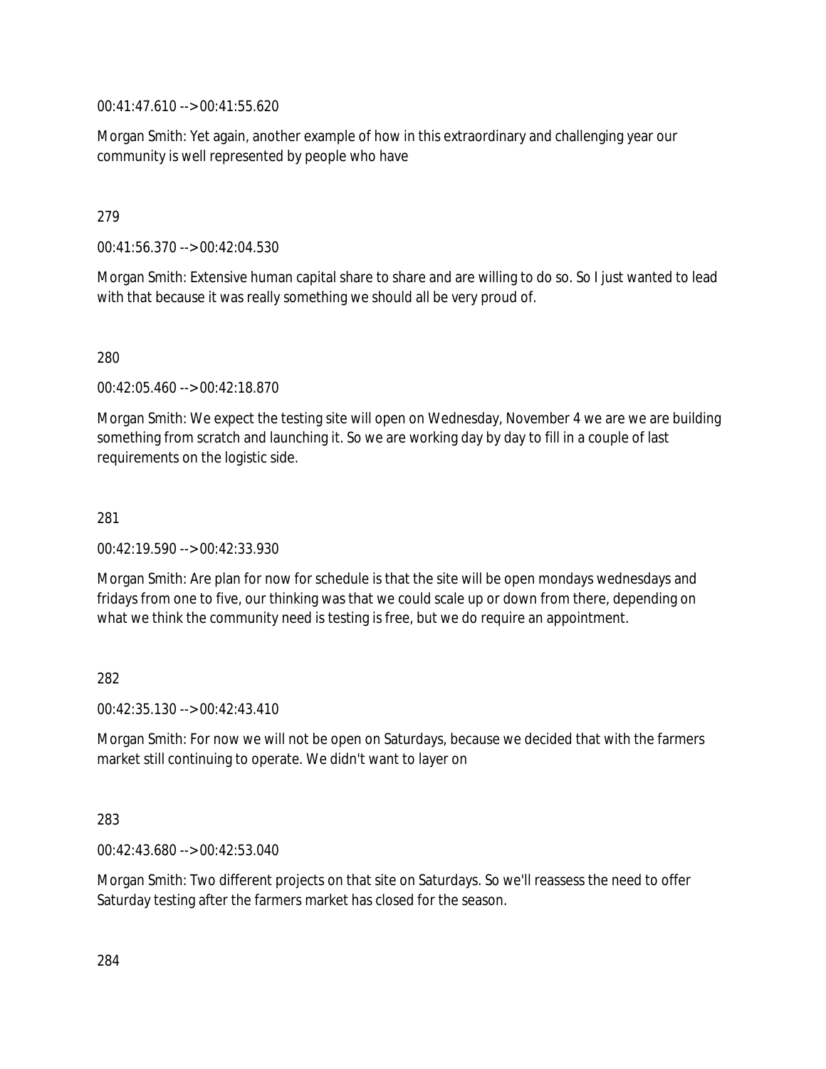00:41:47.610 --> 00:41:55.620

Morgan Smith: Yet again, another example of how in this extraordinary and challenging year our community is well represented by people who have

279

00:41:56.370 --> 00:42:04.530

Morgan Smith: Extensive human capital share to share and are willing to do so. So I just wanted to lead with that because it was really something we should all be very proud of.

280

00:42:05.460 --> 00:42:18.870

Morgan Smith: We expect the testing site will open on Wednesday, November 4 we are we are building something from scratch and launching it. So we are working day by day to fill in a couple of last requirements on the logistic side.

281

00:42:19.590 --> 00:42:33.930

Morgan Smith: Are plan for now for schedule is that the site will be open mondays wednesdays and fridays from one to five, our thinking was that we could scale up or down from there, depending on what we think the community need is testing is free, but we do require an appointment.

282

00:42:35.130 --> 00:42:43.410

Morgan Smith: For now we will not be open on Saturdays, because we decided that with the farmers market still continuing to operate. We didn't want to layer on

283

00:42:43.680 --> 00:42:53.040

Morgan Smith: Two different projects on that site on Saturdays. So we'll reassess the need to offer Saturday testing after the farmers market has closed for the season.

284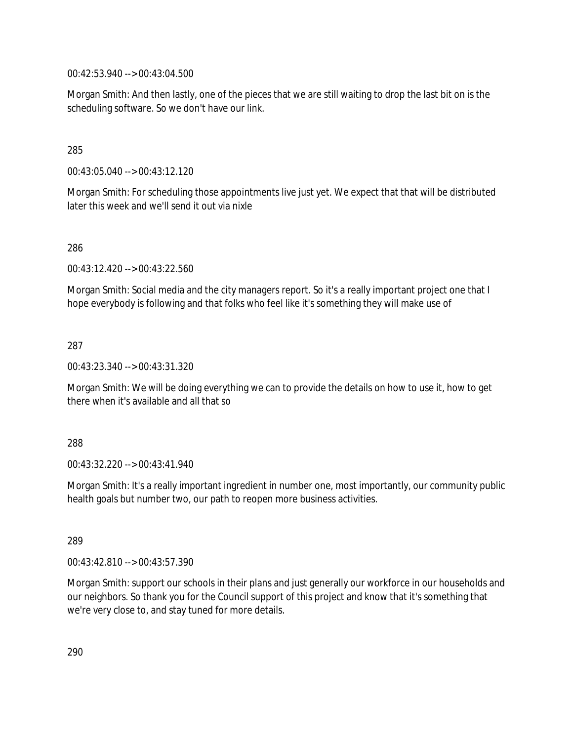00:42:53.940 --> 00:43:04.500

Morgan Smith: And then lastly, one of the pieces that we are still waiting to drop the last bit on is the scheduling software. So we don't have our link.

285

00:43:05.040 --> 00:43:12.120

Morgan Smith: For scheduling those appointments live just yet. We expect that that will be distributed later this week and we'll send it out via nixle

286

00:43:12.420 --> 00:43:22.560

Morgan Smith: Social media and the city managers report. So it's a really important project one that I hope everybody is following and that folks who feel like it's something they will make use of

287

00:43:23.340 --> 00:43:31.320

Morgan Smith: We will be doing everything we can to provide the details on how to use it, how to get there when it's available and all that so

288

00:43:32.220 --> 00:43:41.940

Morgan Smith: It's a really important ingredient in number one, most importantly, our community public health goals but number two, our path to reopen more business activities.

289

00:43:42.810 --> 00:43:57.390

Morgan Smith: support our schools in their plans and just generally our workforce in our households and our neighbors. So thank you for the Council support of this project and know that it's something that we're very close to, and stay tuned for more details.

290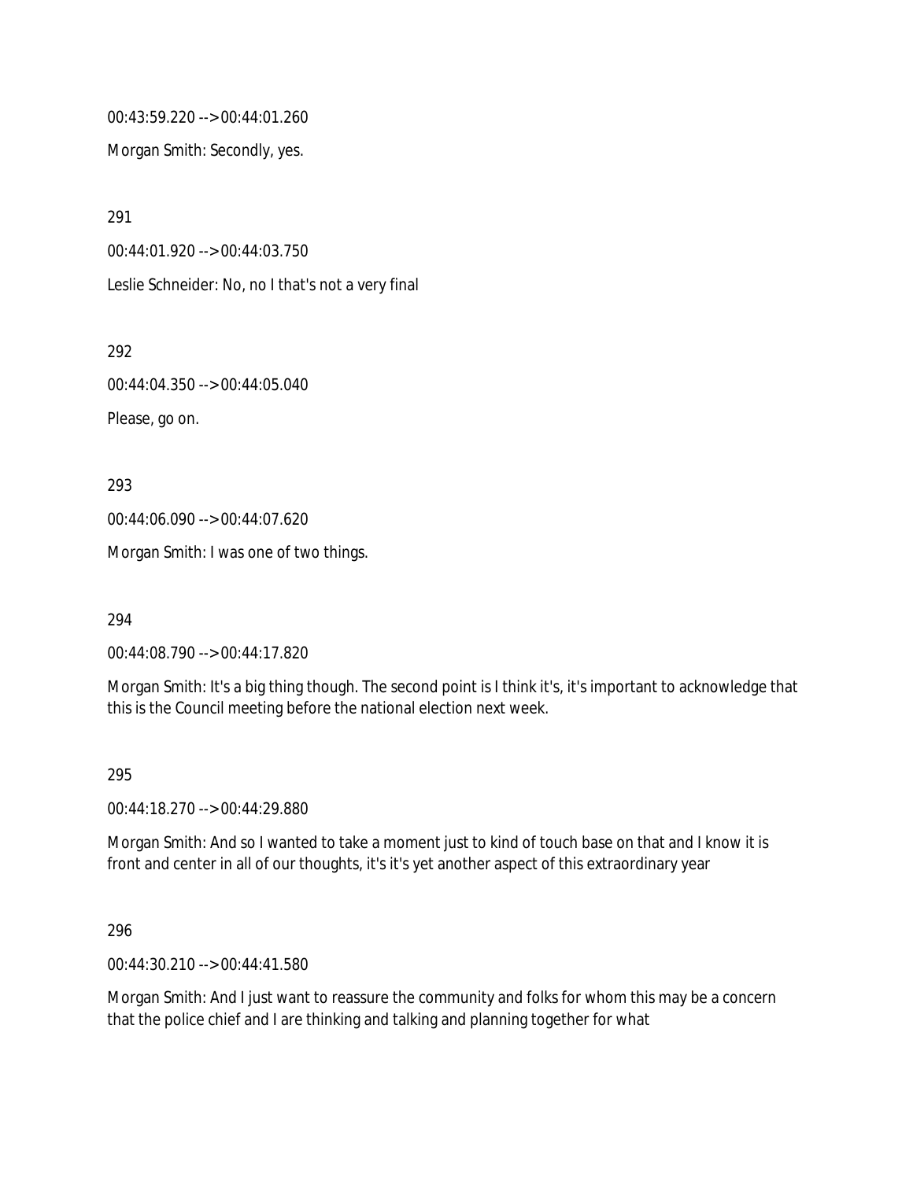00:43:59.220 --> 00:44:01.260

Morgan Smith: Secondly, yes.

291

00:44:01.920 --> 00:44:03.750

Leslie Schneider: No, no I that's not a very final

292

00:44:04.350 --> 00:44:05.040

Please, go on.

293

00:44:06.090 --> 00:44:07.620

Morgan Smith: I was one of two things.

294

00:44:08.790 --> 00:44:17.820

Morgan Smith: It's a big thing though. The second point is I think it's, it's important to acknowledge that this is the Council meeting before the national election next week.

295

00:44:18.270 --> 00:44:29.880

Morgan Smith: And so I wanted to take a moment just to kind of touch base on that and I know it is front and center in all of our thoughts, it's it's yet another aspect of this extraordinary year

296

00:44:30.210 --> 00:44:41.580

Morgan Smith: And I just want to reassure the community and folks for whom this may be a concern that the police chief and I are thinking and talking and planning together for what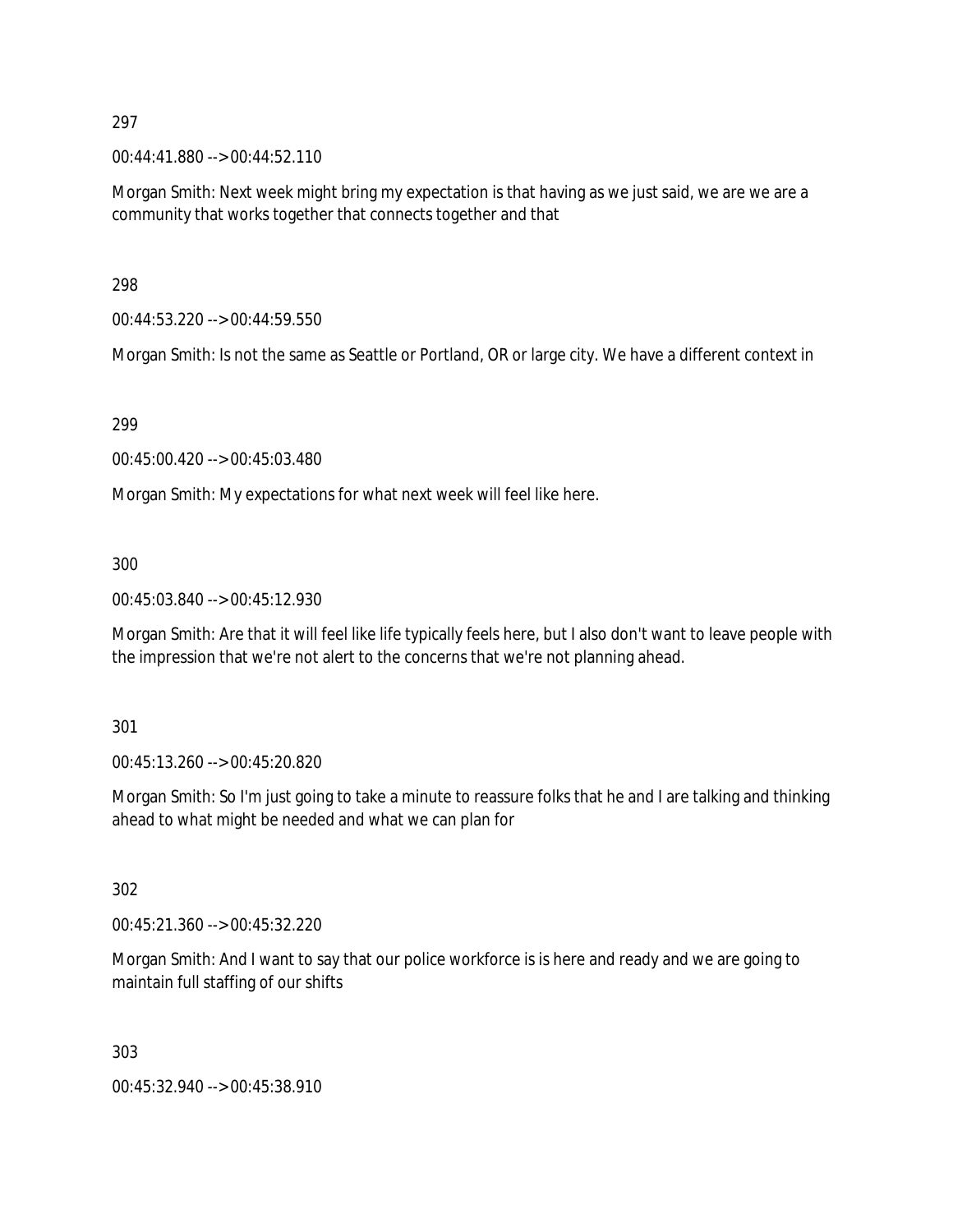297

00:44:41.880 --> 00:44:52.110

Morgan Smith: Next week might bring my expectation is that having as we just said, we are we are a community that works together that connects together and that

298

00:44:53.220 --> 00:44:59.550

Morgan Smith: Is not the same as Seattle or Portland, OR or large city. We have a different context in

299

00:45:00.420 --> 00:45:03.480

Morgan Smith: My expectations for what next week will feel like here.

300

00:45:03.840 --> 00:45:12.930

Morgan Smith: Are that it will feel like life typically feels here, but I also don't want to leave people with the impression that we're not alert to the concerns that we're not planning ahead.

301

00:45:13.260 --> 00:45:20.820

Morgan Smith: So I'm just going to take a minute to reassure folks that he and I are talking and thinking ahead to what might be needed and what we can plan for

302

00:45:21.360 --> 00:45:32.220

Morgan Smith: And I want to say that our police workforce is is here and ready and we are going to maintain full staffing of our shifts

303

00:45:32.940 --> 00:45:38.910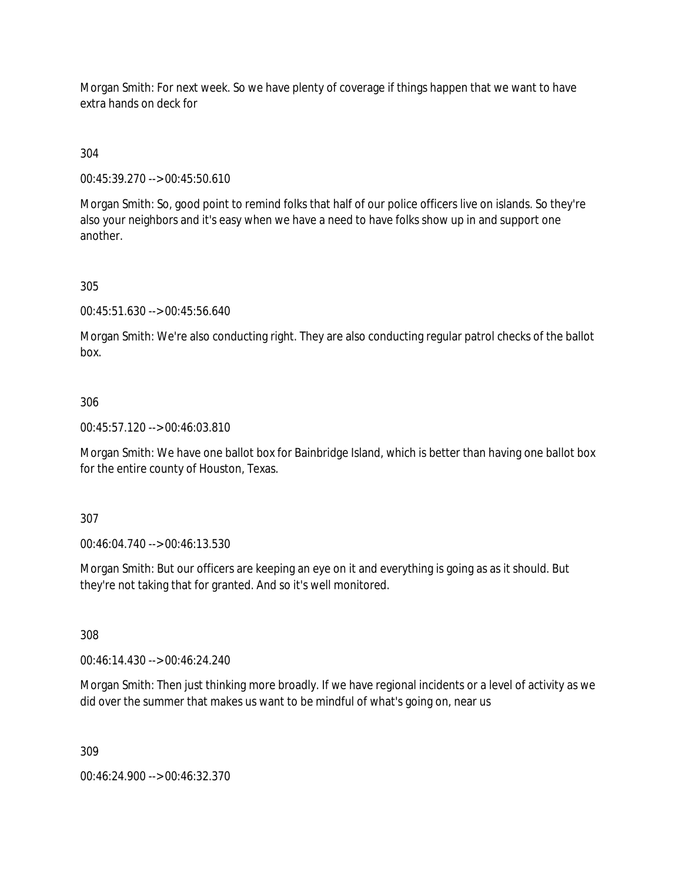Morgan Smith: For next week. So we have plenty of coverage if things happen that we want to have extra hands on deck for

304

00:45:39.270 --> 00:45:50.610

Morgan Smith: So, good point to remind folks that half of our police officers live on islands. So they're also your neighbors and it's easy when we have a need to have folks show up in and support one another.

305

00:45:51.630 --> 00:45:56.640

Morgan Smith: We're also conducting right. They are also conducting regular patrol checks of the ballot box.

306

00:45:57.120 --> 00:46:03.810

Morgan Smith: We have one ballot box for Bainbridge Island, which is better than having one ballot box for the entire county of Houston, Texas.

307

00:46:04.740 --> 00:46:13.530

Morgan Smith: But our officers are keeping an eye on it and everything is going as as it should. But they're not taking that for granted. And so it's well monitored.

308

00:46:14.430 --> 00:46:24.240

Morgan Smith: Then just thinking more broadly. If we have regional incidents or a level of activity as we did over the summer that makes us want to be mindful of what's going on, near us

309

00:46:24.900 --> 00:46:32.370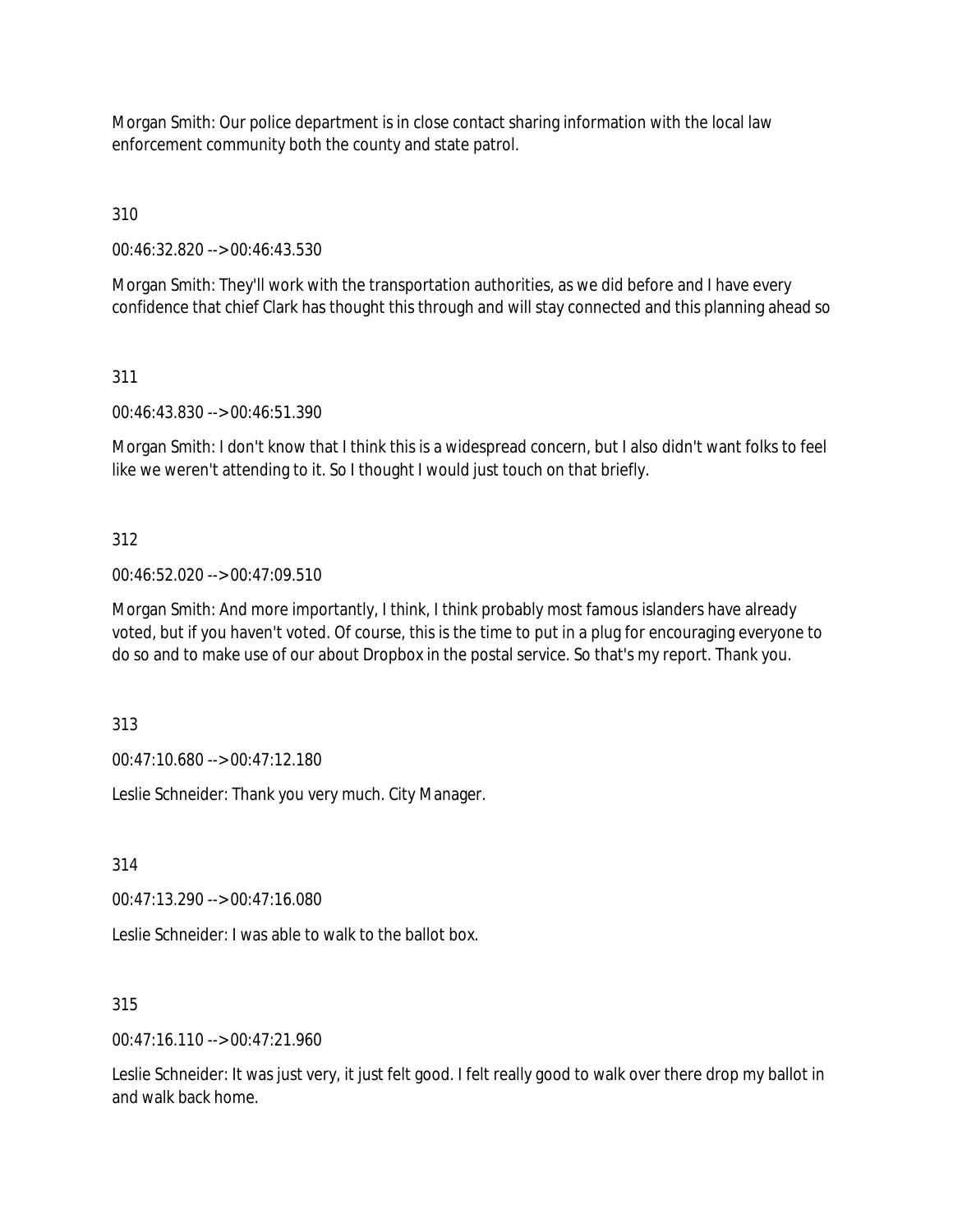Morgan Smith: Our police department is in close contact sharing information with the local law enforcement community both the county and state patrol.

310

00:46:32.820 --> 00:46:43.530

Morgan Smith: They'll work with the transportation authorities, as we did before and I have every confidence that chief Clark has thought this through and will stay connected and this planning ahead so

311

00:46:43.830 --> 00:46:51.390

Morgan Smith: I don't know that I think this is a widespread concern, but I also didn't want folks to feel like we weren't attending to it. So I thought I would just touch on that briefly.

312

00:46:52.020 --> 00:47:09.510

Morgan Smith: And more importantly, I think, I think probably most famous islanders have already voted, but if you haven't voted. Of course, this is the time to put in a plug for encouraging everyone to do so and to make use of our about Dropbox in the postal service. So that's my report. Thank you.

313

00:47:10.680 --> 00:47:12.180

Leslie Schneider: Thank you very much. City Manager.

314

00:47:13.290 --> 00:47:16.080

Leslie Schneider: I was able to walk to the ballot box.

315

00:47:16.110 --> 00:47:21.960

Leslie Schneider: It was just very, it just felt good. I felt really good to walk over there drop my ballot in and walk back home.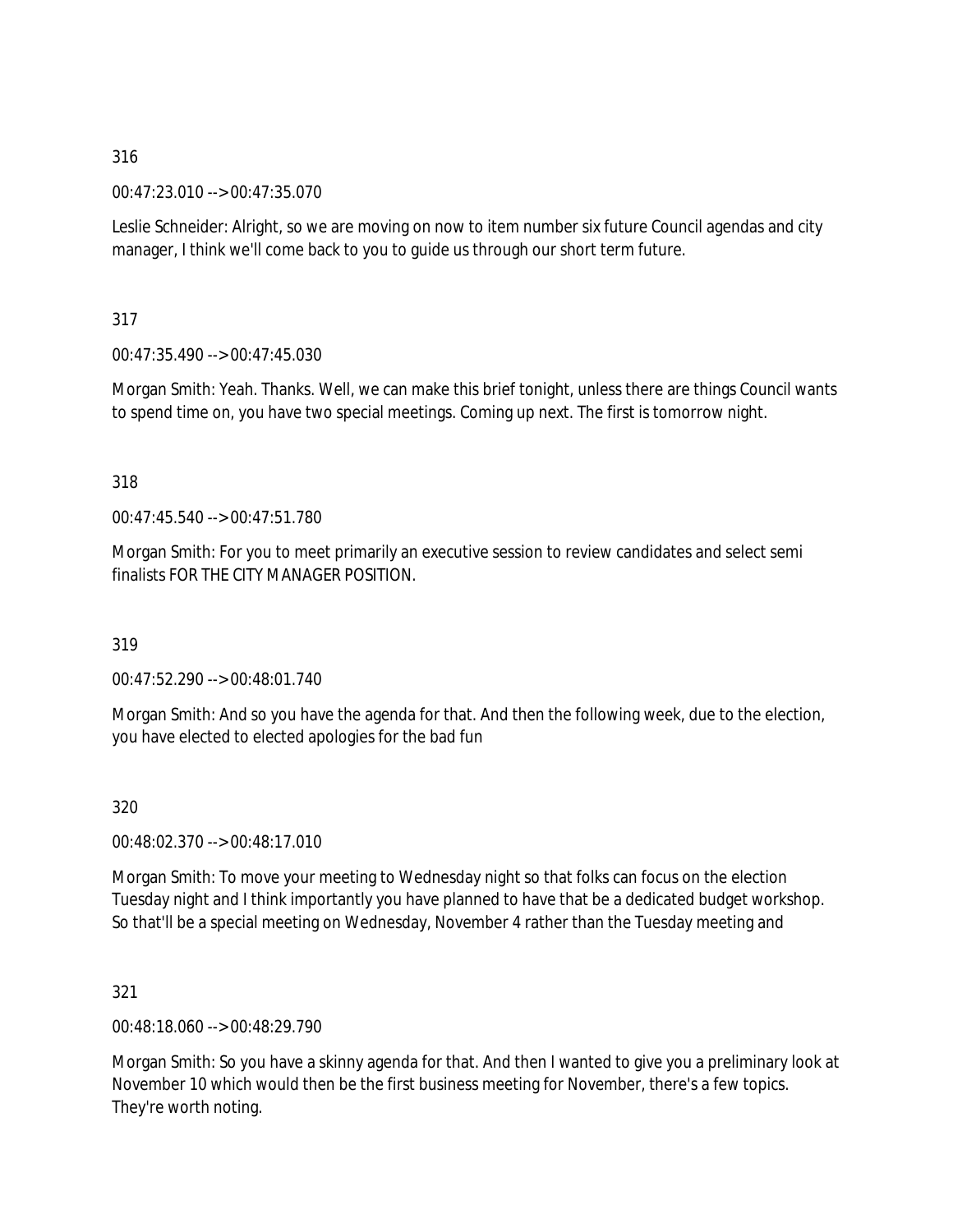316

00:47:23.010 --> 00:47:35.070

Leslie Schneider: Alright, so we are moving on now to item number six future Council agendas and city manager, I think we'll come back to you to guide us through our short term future.

317

00:47:35.490 --> 00:47:45.030

Morgan Smith: Yeah. Thanks. Well, we can make this brief tonight, unless there are things Council wants to spend time on, you have two special meetings. Coming up next. The first is tomorrow night.

318

00:47:45.540 --> 00:47:51.780

Morgan Smith: For you to meet primarily an executive session to review candidates and select semi finalists FOR THE CITY MANAGER POSITION.

319

00:47:52.290 --> 00:48:01.740

Morgan Smith: And so you have the agenda for that. And then the following week, due to the election, you have elected to elected apologies for the bad fun

320

00:48:02.370 --> 00:48:17.010

Morgan Smith: To move your meeting to Wednesday night so that folks can focus on the election Tuesday night and I think importantly you have planned to have that be a dedicated budget workshop. So that'll be a special meeting on Wednesday, November 4 rather than the Tuesday meeting and

321

00:48:18.060 --> 00:48:29.790

Morgan Smith: So you have a skinny agenda for that. And then I wanted to give you a preliminary look at November 10 which would then be the first business meeting for November, there's a few topics. They're worth noting.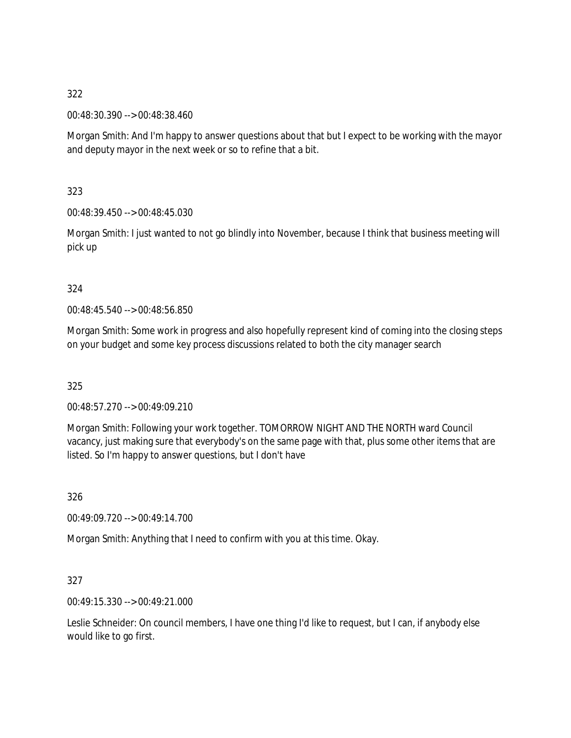322

00:48:30.390 --> 00:48:38.460

Morgan Smith: And I'm happy to answer questions about that but I expect to be working with the mayor and deputy mayor in the next week or so to refine that a bit.

323

00:48:39.450 --> 00:48:45.030

Morgan Smith: I just wanted to not go blindly into November, because I think that business meeting will pick up

324

00:48:45.540 --> 00:48:56.850

Morgan Smith: Some work in progress and also hopefully represent kind of coming into the closing steps on your budget and some key process discussions related to both the city manager search

325

00:48:57.270 --> 00:49:09.210

Morgan Smith: Following your work together. TOMORROW NIGHT AND THE NORTH ward Council vacancy, just making sure that everybody's on the same page with that, plus some other items that are listed. So I'm happy to answer questions, but I don't have

326

00:49:09.720 --> 00:49:14.700

Morgan Smith: Anything that I need to confirm with you at this time. Okay.

327

00:49:15.330 --> 00:49:21.000

Leslie Schneider: On council members, I have one thing I'd like to request, but I can, if anybody else would like to go first.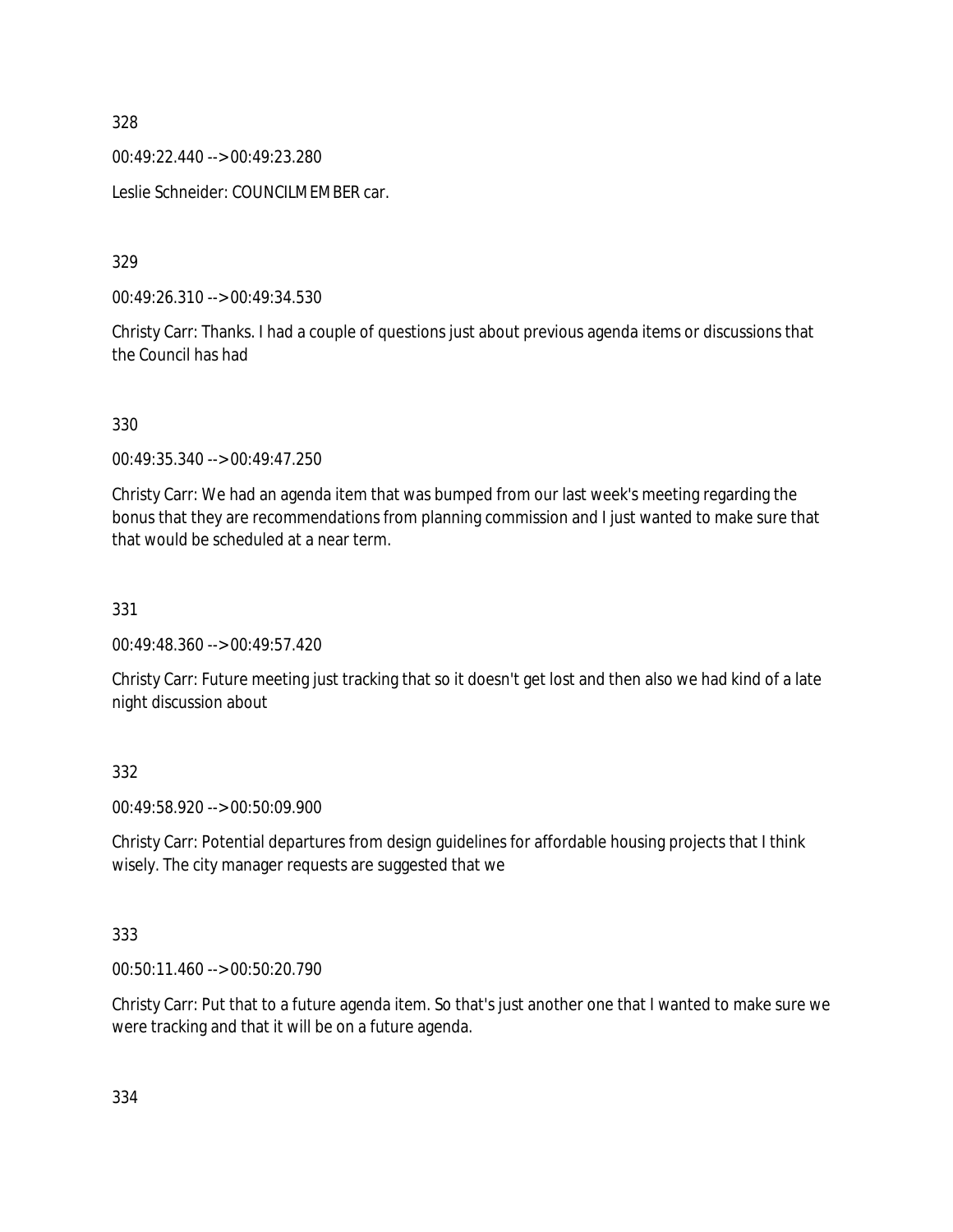328

00:49:22.440 --> 00:49:23.280

Leslie Schneider: COUNCILMEMBER car.

329

00:49:26.310 --> 00:49:34.530

Christy Carr: Thanks. I had a couple of questions just about previous agenda items or discussions that the Council has had

330

00:49:35.340 --> 00:49:47.250

Christy Carr: We had an agenda item that was bumped from our last week's meeting regarding the bonus that they are recommendations from planning commission and I just wanted to make sure that that would be scheduled at a near term.

331

00:49:48.360 --> 00:49:57.420

Christy Carr: Future meeting just tracking that so it doesn't get lost and then also we had kind of a late night discussion about

332

00:49:58.920 --> 00:50:09.900

Christy Carr: Potential departures from design guidelines for affordable housing projects that I think wisely. The city manager requests are suggested that we

333

00:50:11.460 --> 00:50:20.790

Christy Carr: Put that to a future agenda item. So that's just another one that I wanted to make sure we were tracking and that it will be on a future agenda.

334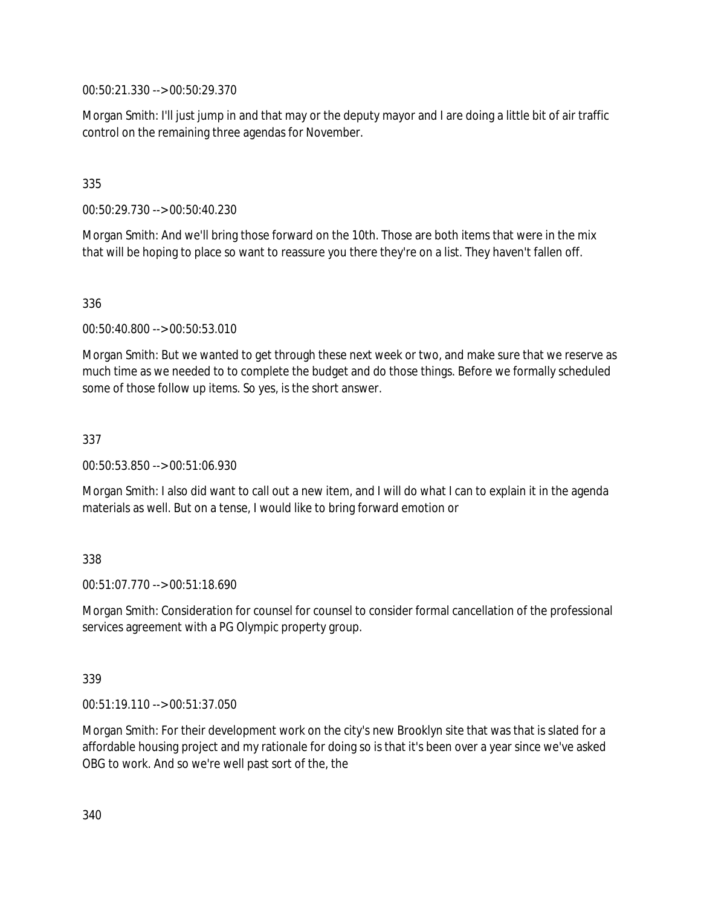00:50:21.330 --> 00:50:29.370

Morgan Smith: I'll just jump in and that may or the deputy mayor and I are doing a little bit of air traffic control on the remaining three agendas for November.

335

00:50:29.730 --> 00:50:40.230

Morgan Smith: And we'll bring those forward on the 10th. Those are both items that were in the mix that will be hoping to place so want to reassure you there they're on a list. They haven't fallen off.

336

00:50:40.800 --> 00:50:53.010

Morgan Smith: But we wanted to get through these next week or two, and make sure that we reserve as much time as we needed to to complete the budget and do those things. Before we formally scheduled some of those follow up items. So yes, is the short answer.

337

00:50:53.850 --> 00:51:06.930

Morgan Smith: I also did want to call out a new item, and I will do what I can to explain it in the agenda materials as well. But on a tense, I would like to bring forward emotion or

338

00:51:07.770 --> 00:51:18.690

Morgan Smith: Consideration for counsel for counsel to consider formal cancellation of the professional services agreement with a PG Olympic property group.

339

00:51:19.110 --> 00:51:37.050

Morgan Smith: For their development work on the city's new Brooklyn site that was that is slated for a affordable housing project and my rationale for doing so is that it's been over a year since we've asked OBG to work. And so we're well past sort of the, the

340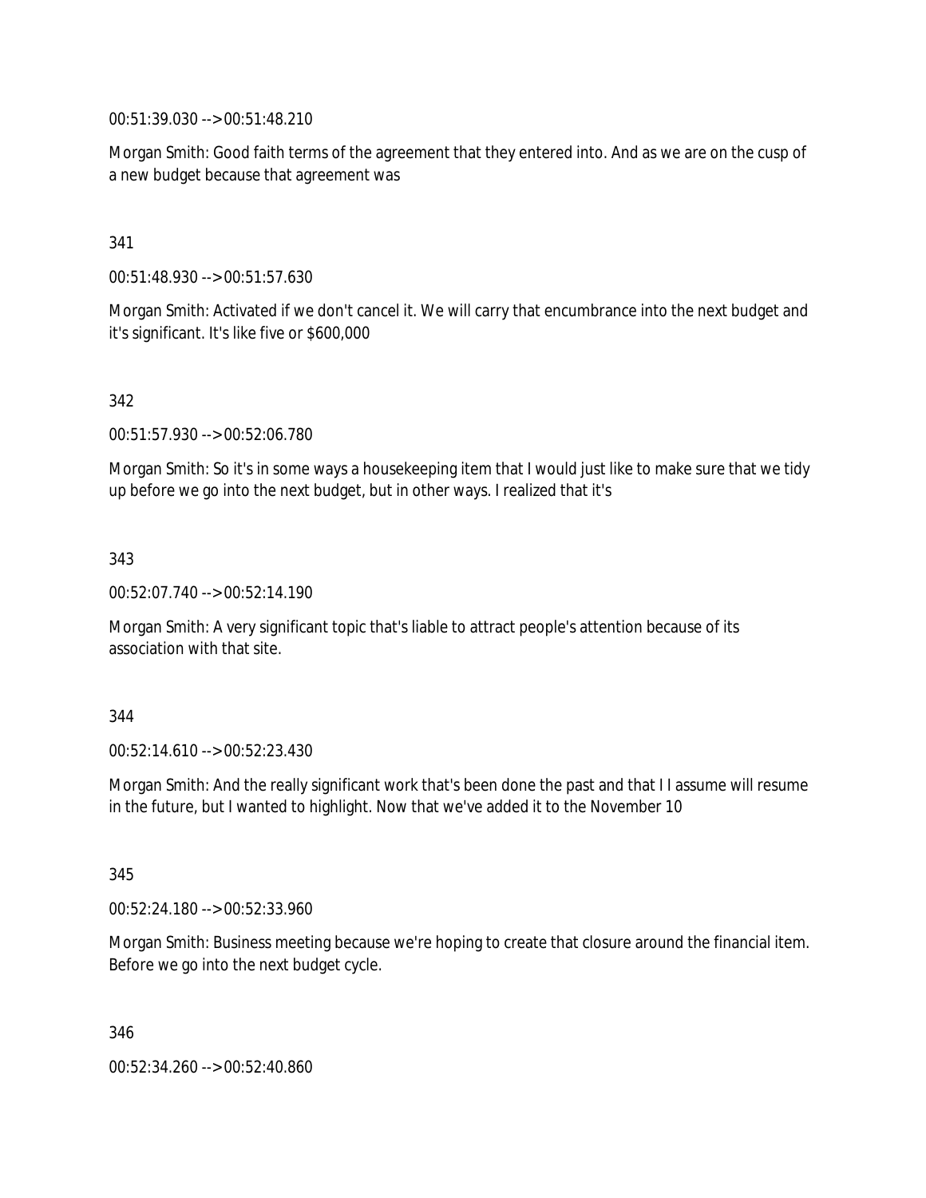00:51:39.030 --> 00:51:48.210

Morgan Smith: Good faith terms of the agreement that they entered into. And as we are on the cusp of a new budget because that agreement was

341

00:51:48.930 --> 00:51:57.630

Morgan Smith: Activated if we don't cancel it. We will carry that encumbrance into the next budget and it's significant. It's like five or $600,000

342

00:51:57.930 --> 00:52:06.780

Morgan Smith: So it's in some ways a housekeeping item that I would just like to make sure that we tidy up before we go into the next budget, but in other ways. I realized that it's

343

00:52:07.740 --> 00:52:14.190

Morgan Smith: A very significant topic that's liable to attract people's attention because of its association with that site.

344

00:52:14.610 --> 00:52:23.430

Morgan Smith: And the really significant work that's been done the past and that I I assume will resume in the future, but I wanted to highlight. Now that we've added it to the November 10

345

00:52:24.180 --> 00:52:33.960

Morgan Smith: Business meeting because we're hoping to create that closure around the financial item. Before we go into the next budget cycle.

346

00:52:34.260 --> 00:52:40.860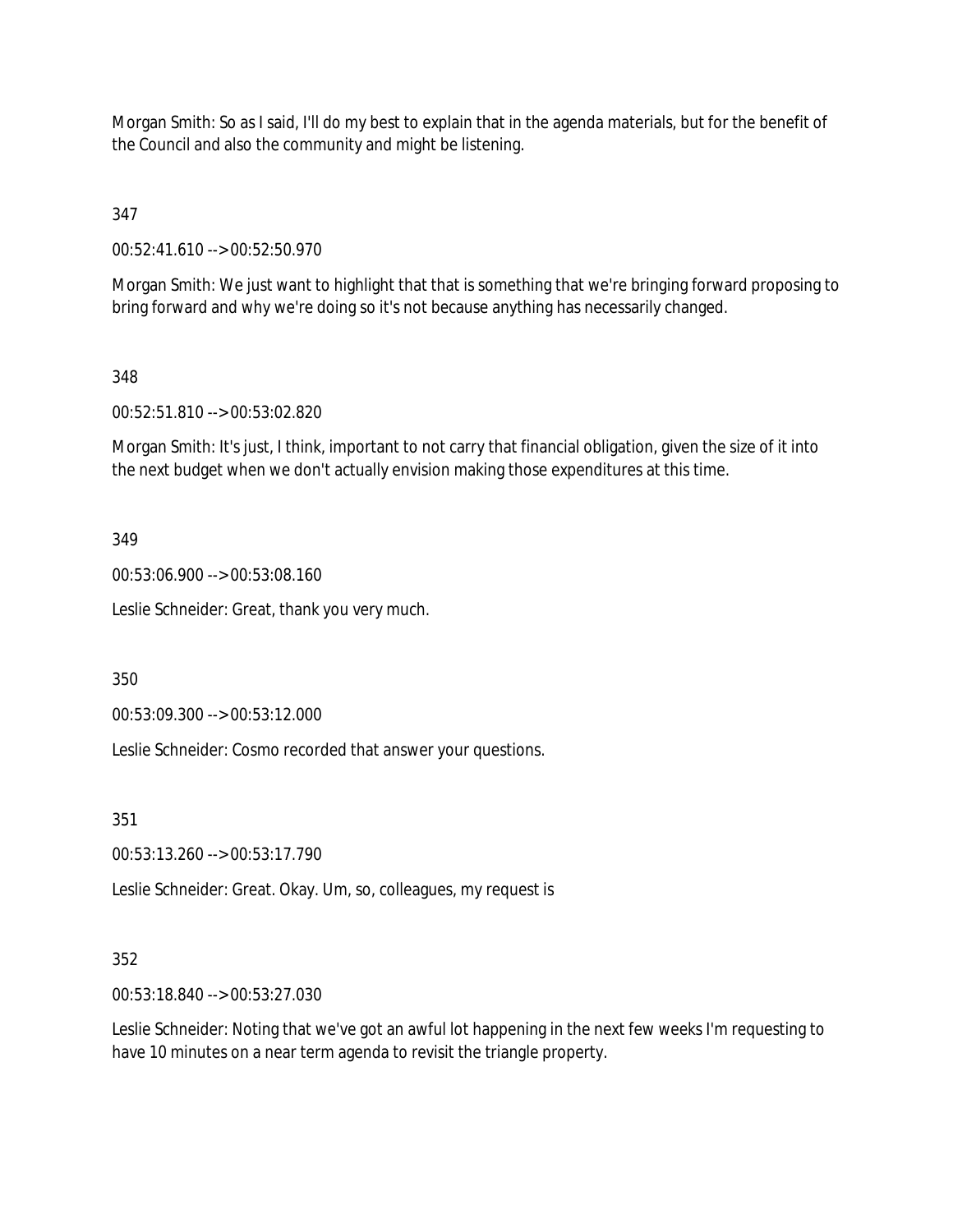Morgan Smith: So as I said, I'll do my best to explain that in the agenda materials, but for the benefit of the Council and also the community and might be listening.

347

00:52:41.610 --> 00:52:50.970

Morgan Smith: We just want to highlight that that is something that we're bringing forward proposing to bring forward and why we're doing so it's not because anything has necessarily changed.

348

00:52:51.810 --> 00:53:02.820

Morgan Smith: It's just, I think, important to not carry that financial obligation, given the size of it into the next budget when we don't actually envision making those expenditures at this time.

349

00:53:06.900 --> 00:53:08.160

Leslie Schneider: Great, thank you very much.

350

00:53:09.300 --> 00:53:12.000

Leslie Schneider: Cosmo recorded that answer your questions.

351

00:53:13.260 --> 00:53:17.790

Leslie Schneider: Great. Okay. Um, so, colleagues, my request is

352

00:53:18.840 --> 00:53:27.030

Leslie Schneider: Noting that we've got an awful lot happening in the next few weeks I'm requesting to have 10 minutes on a near term agenda to revisit the triangle property.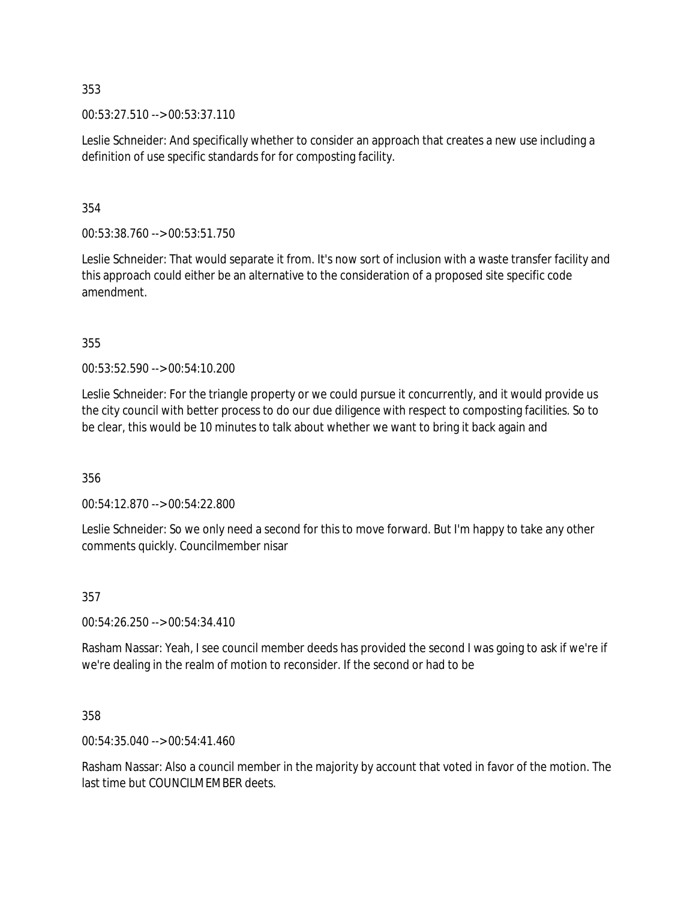353

00:53:27.510 --> 00:53:37.110

Leslie Schneider: And specifically whether to consider an approach that creates a new use including a definition of use specific standards for for composting facility.

354

00:53:38.760 --> 00:53:51.750

Leslie Schneider: That would separate it from. It's now sort of inclusion with a waste transfer facility and this approach could either be an alternative to the consideration of a proposed site specific code amendment.

355

00:53:52.590 --> 00:54:10.200

Leslie Schneider: For the triangle property or we could pursue it concurrently, and it would provide us the city council with better process to do our due diligence with respect to composting facilities. So to be clear, this would be 10 minutes to talk about whether we want to bring it back again and

356

00:54:12.870 --> 00:54:22.800

Leslie Schneider: So we only need a second for this to move forward. But I'm happy to take any other comments quickly. Councilmember nisar

357

00:54:26.250 --> 00:54:34.410

Rasham Nassar: Yeah, I see council member deeds has provided the second I was going to ask if we're if we're dealing in the realm of motion to reconsider. If the second or had to be

358

00:54:35.040 --> 00:54:41.460

Rasham Nassar: Also a council member in the majority by account that voted in favor of the motion. The last time but COUNCILMEMBER deets.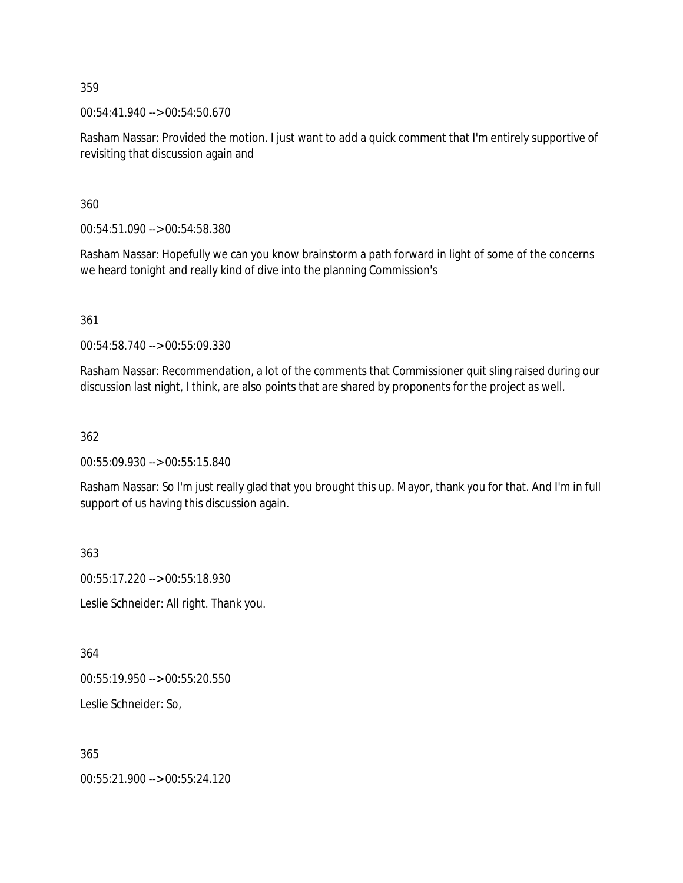359

00:54:41.940 --> 00:54:50.670

Rasham Nassar: Provided the motion. I just want to add a quick comment that I'm entirely supportive of revisiting that discussion again and

360

00:54:51.090 --> 00:54:58.380

Rasham Nassar: Hopefully we can you know brainstorm a path forward in light of some of the concerns we heard tonight and really kind of dive into the planning Commission's

361

00:54:58.740 --> 00:55:09.330

Rasham Nassar: Recommendation, a lot of the comments that Commissioner quit sling raised during our discussion last night, I think, are also points that are shared by proponents for the project as well.

362

00:55:09.930 --> 00:55:15.840

Rasham Nassar: So I'm just really glad that you brought this up. Mayor, thank you for that. And I'm in full support of us having this discussion again.

363

00:55:17.220 --> 00:55:18.930

Leslie Schneider: All right. Thank you.

364

00:55:19.950 --> 00:55:20.550

Leslie Schneider: So,

365

00:55:21.900 --> 00:55:24.120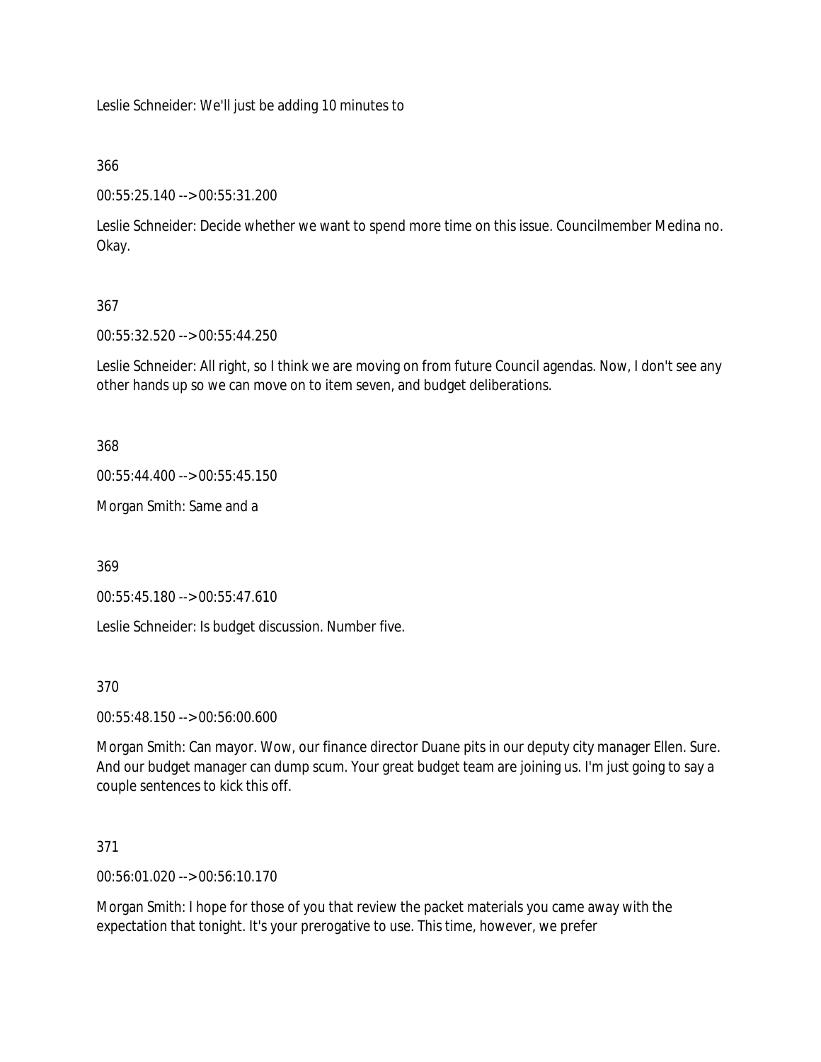Leslie Schneider: We'll just be adding 10 minutes to

366

00:55:25.140 --> 00:55:31.200

Leslie Schneider: Decide whether we want to spend more time on this issue. Councilmember Medina no. Okay.

367

00:55:32.520 --> 00:55:44.250

Leslie Schneider: All right, so I think we are moving on from future Council agendas. Now, I don't see any other hands up so we can move on to item seven, and budget deliberations.

368

00:55:44.400 --> 00:55:45.150

Morgan Smith: Same and a

369

00:55:45.180 --> 00:55:47.610

Leslie Schneider: Is budget discussion. Number five.

370

00:55:48.150 --> 00:56:00.600

Morgan Smith: Can mayor. Wow, our finance director Duane pits in our deputy city manager Ellen. Sure. And our budget manager can dump scum. Your great budget team are joining us. I'm just going to say a couple sentences to kick this off.

371

00:56:01.020 --> 00:56:10.170

Morgan Smith: I hope for those of you that review the packet materials you came away with the expectation that tonight. It's your prerogative to use. This time, however, we prefer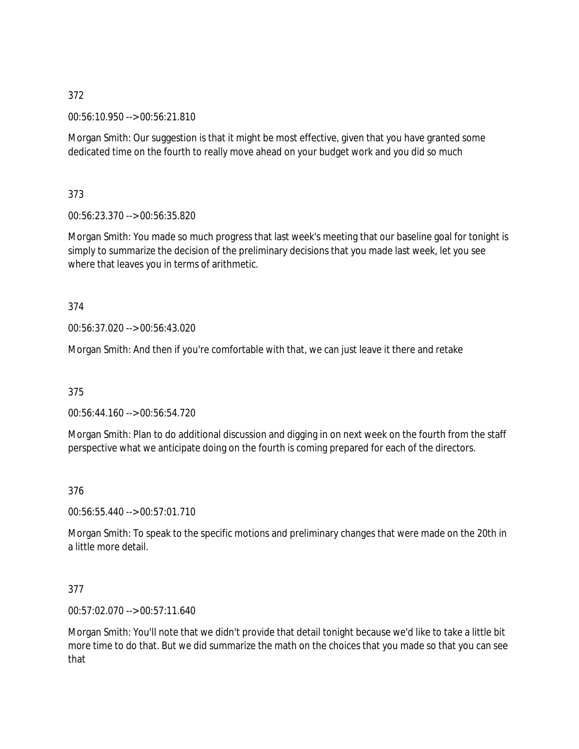372

00:56:10.950 --> 00:56:21.810

Morgan Smith: Our suggestion is that it might be most effective, given that you have granted some dedicated time on the fourth to really move ahead on your budget work and you did so much

373

00:56:23.370 --> 00:56:35.820

Morgan Smith: You made so much progress that last week's meeting that our baseline goal for tonight is simply to summarize the decision of the preliminary decisions that you made last week, let you see where that leaves you in terms of arithmetic.

374

00:56:37.020 --> 00:56:43.020

Morgan Smith: And then if you're comfortable with that, we can just leave it there and retake

375

00:56:44.160 --> 00:56:54.720

Morgan Smith: Plan to do additional discussion and digging in on next week on the fourth from the staff perspective what we anticipate doing on the fourth is coming prepared for each of the directors.

376

00:56:55.440 --> 00:57:01.710

Morgan Smith: To speak to the specific motions and preliminary changes that were made on the 20th in a little more detail.

377

00:57:02.070 --> 00:57:11.640

Morgan Smith: You'll note that we didn't provide that detail tonight because we'd like to take a little bit more time to do that. But we did summarize the math on the choices that you made so that you can see that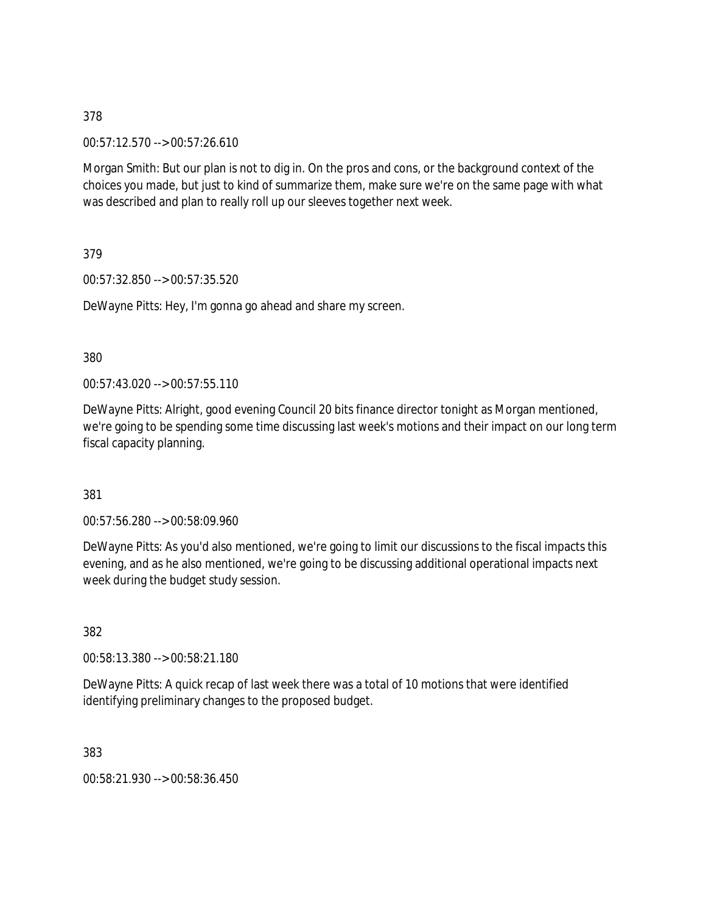378

00:57:12.570 --> 00:57:26.610

Morgan Smith: But our plan is not to dig in. On the pros and cons, or the background context of the choices you made, but just to kind of summarize them, make sure we're on the same page with what was described and plan to really roll up our sleeves together next week.

379

00:57:32.850 --> 00:57:35.520

DeWayne Pitts: Hey, I'm gonna go ahead and share my screen.

380

00:57:43.020 --> 00:57:55.110

DeWayne Pitts: Alright, good evening Council 20 bits finance director tonight as Morgan mentioned, we're going to be spending some time discussing last week's motions and their impact on our long term fiscal capacity planning.

381

00:57:56.280 --> 00:58:09.960

DeWayne Pitts: As you'd also mentioned, we're going to limit our discussions to the fiscal impacts this evening, and as he also mentioned, we're going to be discussing additional operational impacts next week during the budget study session.

382

00:58:13.380 --> 00:58:21.180

DeWayne Pitts: A quick recap of last week there was a total of 10 motions that were identified identifying preliminary changes to the proposed budget.

383

00:58:21.930 --> 00:58:36.450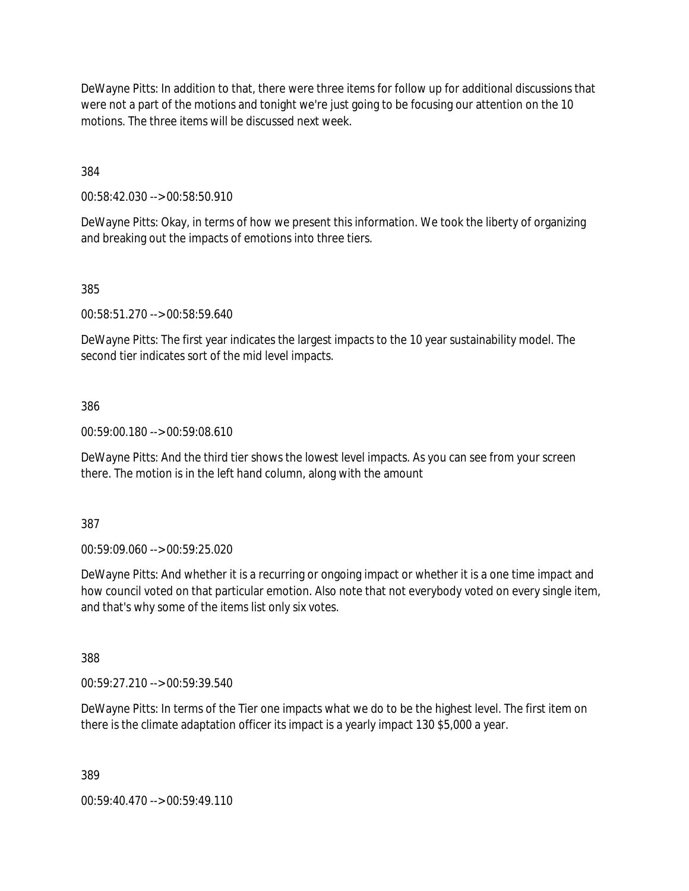DeWayne Pitts: In addition to that, there were three items for follow up for additional discussions that were not a part of the motions and tonight we're just going to be focusing our attention on the 10 motions. The three items will be discussed next week.

384

00:58:42.030 --> 00:58:50.910

DeWayne Pitts: Okay, in terms of how we present this information. We took the liberty of organizing and breaking out the impacts of emotions into three tiers.

385

00:58:51.270 --> 00:58:59.640

DeWayne Pitts: The first year indicates the largest impacts to the 10 year sustainability model. The second tier indicates sort of the mid level impacts.

386

00:59:00.180 --> 00:59:08.610

DeWayne Pitts: And the third tier shows the lowest level impacts. As you can see from your screen there. The motion is in the left hand column, along with the amount

387

00:59:09.060 --> 00:59:25.020

DeWayne Pitts: And whether it is a recurring or ongoing impact or whether it is a one time impact and how council voted on that particular emotion. Also note that not everybody voted on every single item, and that's why some of the items list only six votes.

388

00:59:27.210 --> 00:59:39.540

DeWayne Pitts: In terms of the Tier one impacts what we do to be the highest level. The first item on there is the climate adaptation officer its impact is a yearly impact 130 $5,000 a year.

389

00:59:40.470 --> 00:59:49.110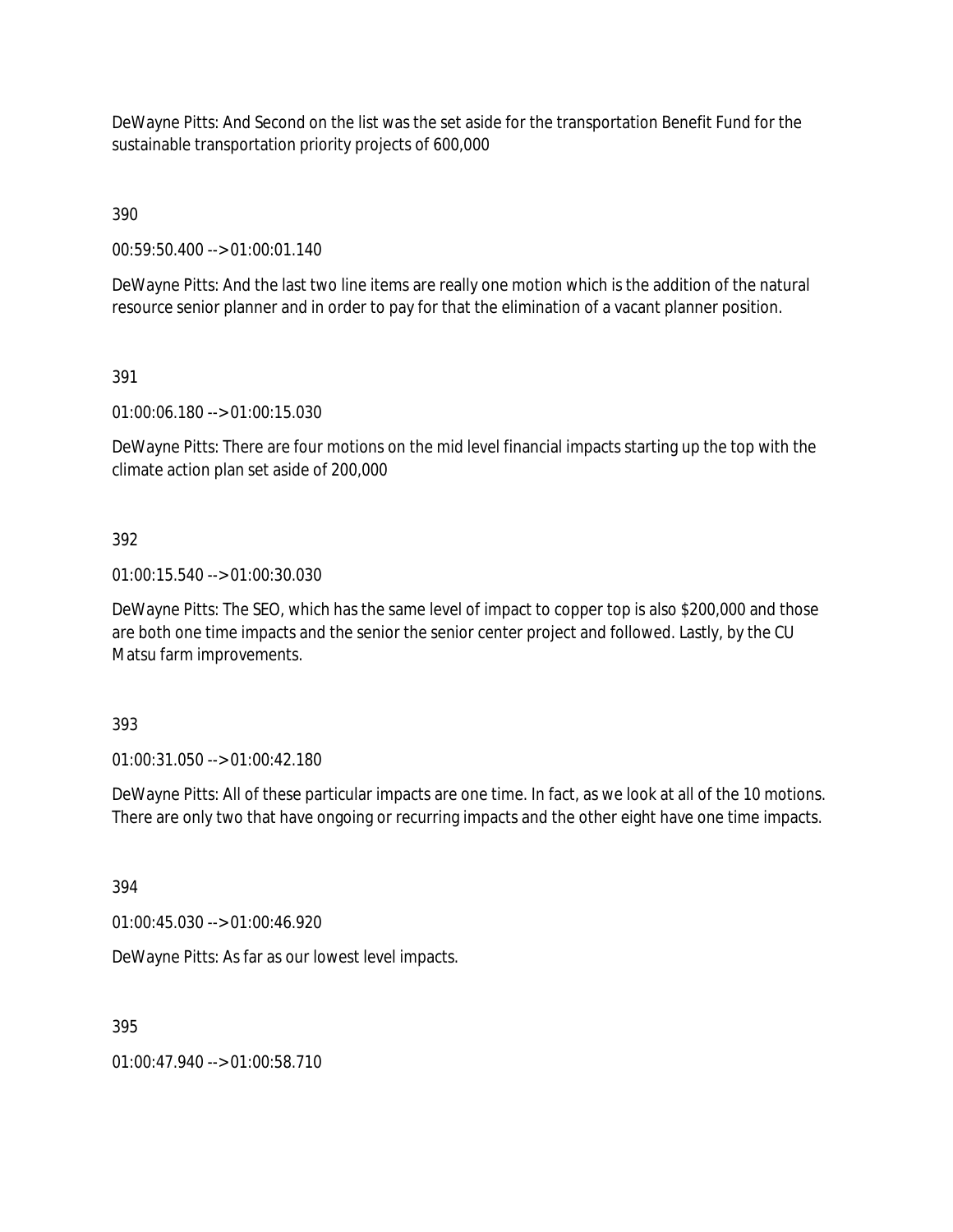DeWayne Pitts: And Second on the list was the set aside for the transportation Benefit Fund for the sustainable transportation priority projects of 600,000

390

00:59:50.400 --> 01:00:01.140

DeWayne Pitts: And the last two line items are really one motion which is the addition of the natural resource senior planner and in order to pay for that the elimination of a vacant planner position.

391

01:00:06.180 --> 01:00:15.030

DeWayne Pitts: There are four motions on the mid level financial impacts starting up the top with the climate action plan set aside of 200,000

392

01:00:15.540 --> 01:00:30.030

DeWayne Pitts: The SEO, which has the same level of impact to copper top is also $200,000 and those are both one time impacts and the senior the senior center project and followed. Lastly, by the CU Matsu farm improvements.

393

01:00:31.050 --> 01:00:42.180

DeWayne Pitts: All of these particular impacts are one time. In fact, as we look at all of the 10 motions. There are only two that have ongoing or recurring impacts and the other eight have one time impacts.

394

01:00:45.030 --> 01:00:46.920

DeWayne Pitts: As far as our lowest level impacts.

395

01:00:47.940 --> 01:00:58.710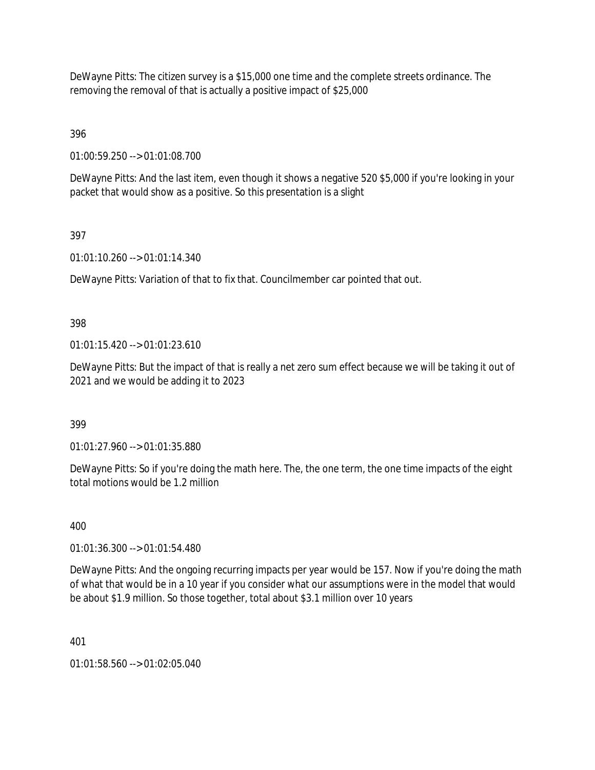DeWayne Pitts: The citizen survey is a $15,000 one time and the complete streets ordinance. The removing the removal of that is actually a positive impact of $25,000

396

01:00:59.250 --> 01:01:08.700

DeWayne Pitts: And the last item, even though it shows a negative 520 $5,000 if you're looking in your packet that would show as a positive. So this presentation is a slight

397

01:01:10.260 --> 01:01:14.340

DeWayne Pitts: Variation of that to fix that. Councilmember car pointed that out.

398

01:01:15.420 --> 01:01:23.610

DeWayne Pitts: But the impact of that is really a net zero sum effect because we will be taking it out of 2021 and we would be adding it to 2023

399

01:01:27.960 --> 01:01:35.880

DeWayne Pitts: So if you're doing the math here. The, the one term, the one time impacts of the eight total motions would be 1.2 million

400

01:01:36.300 --> 01:01:54.480

DeWayne Pitts: And the ongoing recurring impacts per year would be 157. Now if you're doing the math of what that would be in a 10 year if you consider what our assumptions were in the model that would be about $1.9 million. So those together, total about $3.1 million over 10 years

401

01:01:58.560 --> 01:02:05.040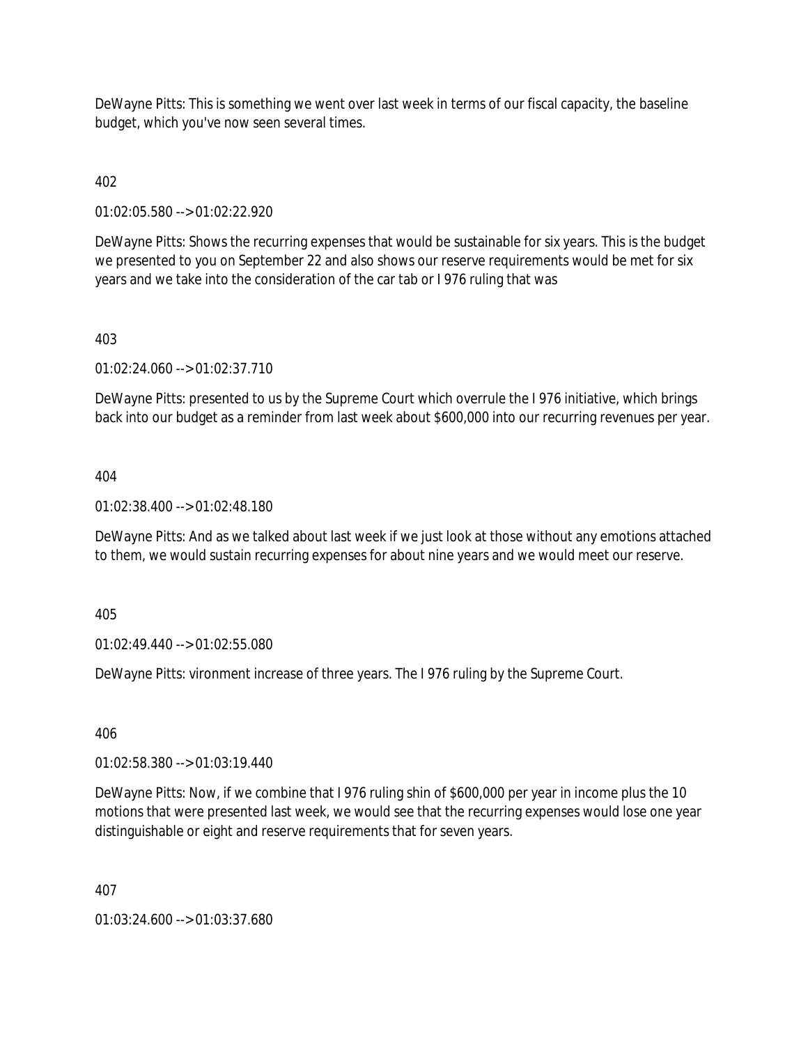DeWayne Pitts: This is something we went over last week in terms of our fiscal capacity, the baseline budget, which you've now seen several times.

402

01:02:05.580 --> 01:02:22.920

DeWayne Pitts: Shows the recurring expenses that would be sustainable for six years. This is the budget we presented to you on September 22 and also shows our reserve requirements would be met for six years and we take into the consideration of the car tab or I 976 ruling that was

403

01:02:24.060 --> 01:02:37.710

DeWayne Pitts: presented to us by the Supreme Court which overrule the I 976 initiative, which brings back into our budget as a reminder from last week about $600,000 into our recurring revenues per year.

404

01:02:38.400 --> 01:02:48.180

DeWayne Pitts: And as we talked about last week if we just look at those without any emotions attached to them, we would sustain recurring expenses for about nine years and we would meet our reserve.

405

01:02:49.440 --> 01:02:55.080

DeWayne Pitts: vironment increase of three years. The I 976 ruling by the Supreme Court.

406

01:02:58.380 --> 01:03:19.440

DeWayne Pitts: Now, if we combine that I 976 ruling shin of $600,000 per year in income plus the 10 motions that were presented last week, we would see that the recurring expenses would lose one year distinguishable or eight and reserve requirements that for seven years.

407

01:03:24.600 --> 01:03:37.680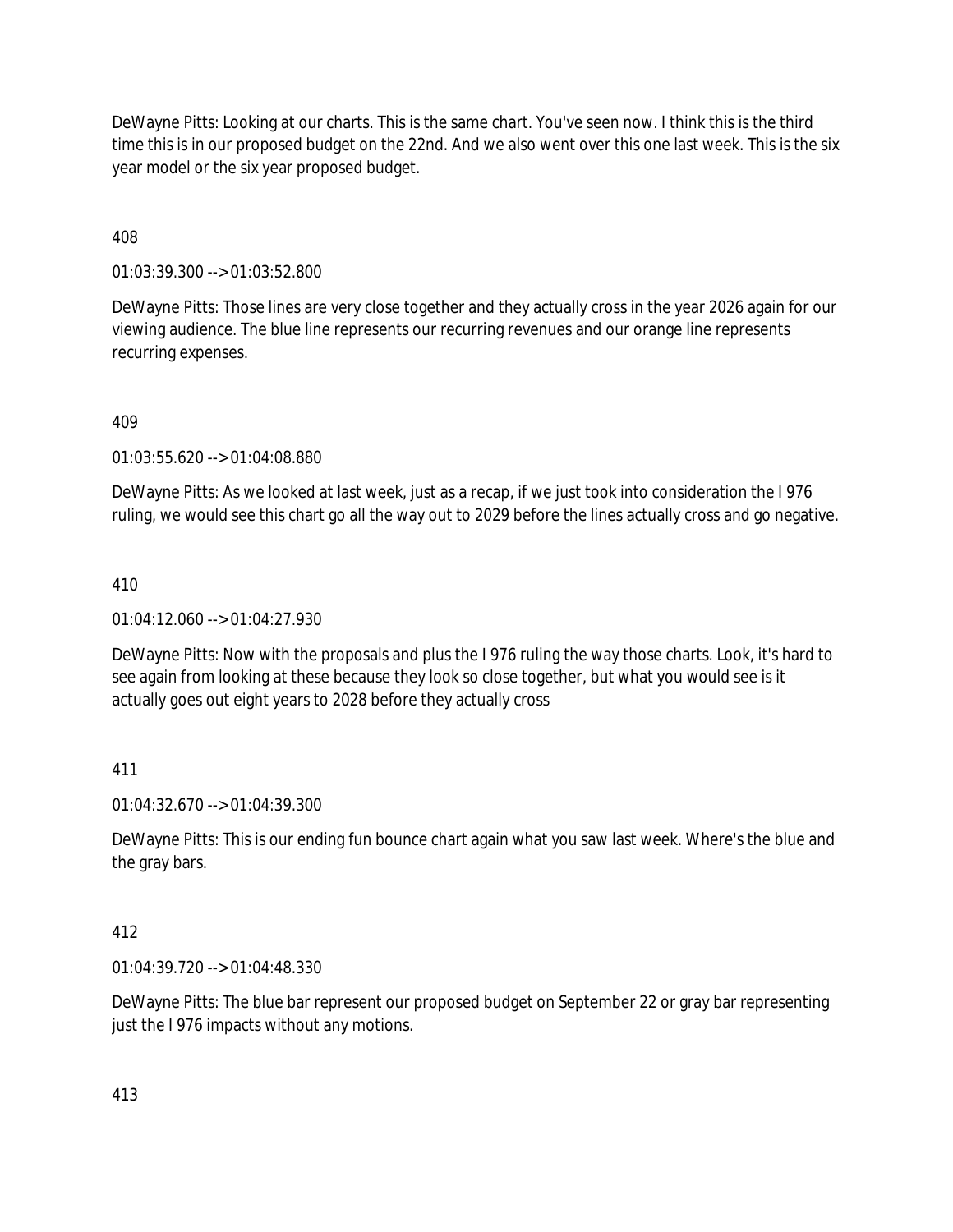DeWayne Pitts: Looking at our charts. This is the same chart. You've seen now. I think this is the third time this is in our proposed budget on the 22nd. And we also went over this one last week. This is the six year model or the six year proposed budget.

408

01:03:39.300 --> 01:03:52.800

DeWayne Pitts: Those lines are very close together and they actually cross in the year 2026 again for our viewing audience. The blue line represents our recurring revenues and our orange line represents recurring expenses.

409

01:03:55.620 --> 01:04:08.880

DeWayne Pitts: As we looked at last week, just as a recap, if we just took into consideration the I 976 ruling, we would see this chart go all the way out to 2029 before the lines actually cross and go negative.

410

01:04:12.060 --> 01:04:27.930

DeWayne Pitts: Now with the proposals and plus the I 976 ruling the way those charts. Look, it's hard to see again from looking at these because they look so close together, but what you would see is it actually goes out eight years to 2028 before they actually cross

411

01:04:32.670 --> 01:04:39.300

DeWayne Pitts: This is our ending fun bounce chart again what you saw last week. Where's the blue and the gray bars.

412

01:04:39.720 --> 01:04:48.330

DeWayne Pitts: The blue bar represent our proposed budget on September 22 or gray bar representing just the I 976 impacts without any motions.

413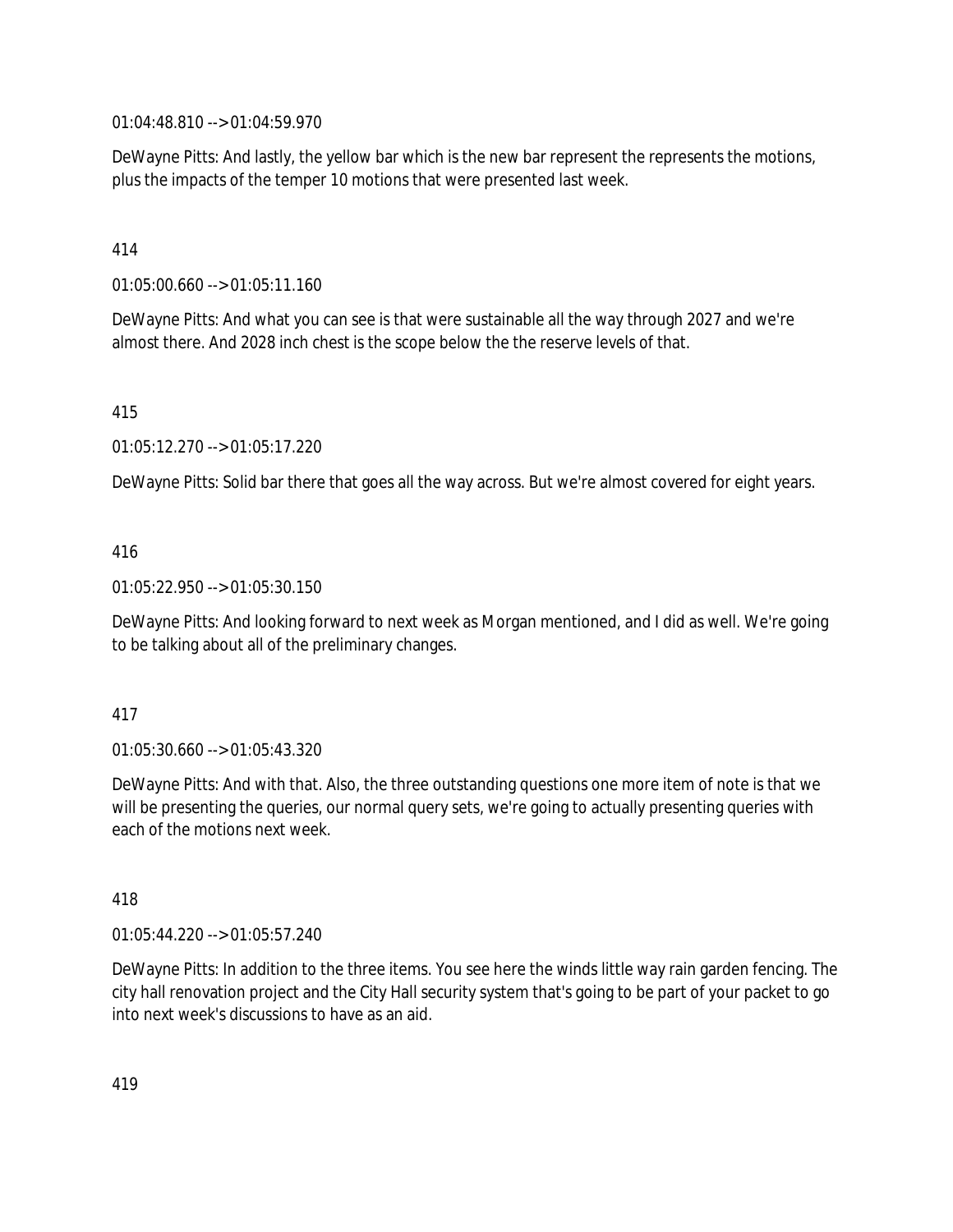01:04:48.810 --> 01:04:59.970

DeWayne Pitts: And lastly, the yellow bar which is the new bar represent the represents the motions, plus the impacts of the temper 10 motions that were presented last week.

414

01:05:00.660 --> 01:05:11.160

DeWayne Pitts: And what you can see is that were sustainable all the way through 2027 and we're almost there. And 2028 inch chest is the scope below the the reserve levels of that.

415

01:05:12.270 --> 01:05:17.220

DeWayne Pitts: Solid bar there that goes all the way across. But we're almost covered for eight years.

416

01:05:22.950 --> 01:05:30.150

DeWayne Pitts: And looking forward to next week as Morgan mentioned, and I did as well. We're going to be talking about all of the preliminary changes.

417

01:05:30.660 --> 01:05:43.320

DeWayne Pitts: And with that. Also, the three outstanding questions one more item of note is that we will be presenting the queries, our normal query sets, we're going to actually presenting queries with each of the motions next week.

418

01:05:44.220 --> 01:05:57.240

DeWayne Pitts: In addition to the three items. You see here the winds little way rain garden fencing. The city hall renovation project and the City Hall security system that's going to be part of your packet to go into next week's discussions to have as an aid.

419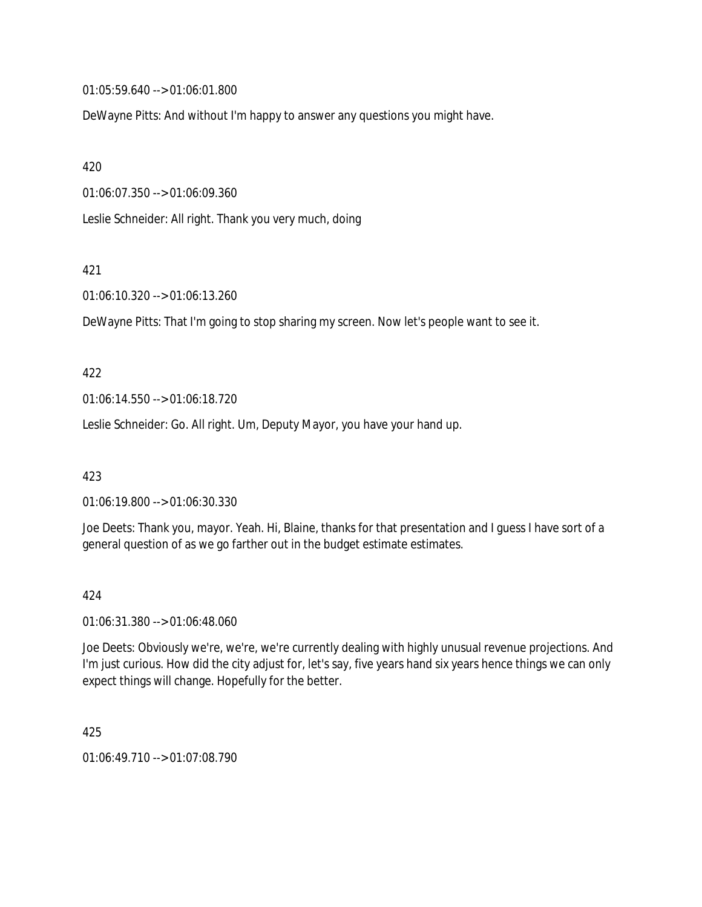01:05:59.640 --> 01:06:01.800

DeWayne Pitts: And without I'm happy to answer any questions you might have.

420

01:06:07.350 --> 01:06:09.360

Leslie Schneider: All right. Thank you very much, doing

421

01:06:10.320 --> 01:06:13.260

DeWayne Pitts: That I'm going to stop sharing my screen. Now let's people want to see it.

422

01:06:14.550 --> 01:06:18.720

Leslie Schneider: Go. All right. Um, Deputy Mayor, you have your hand up.

423

01:06:19.800 --> 01:06:30.330

Joe Deets: Thank you, mayor. Yeah. Hi, Blaine, thanks for that presentation and I guess I have sort of a general question of as we go farther out in the budget estimate estimates.

424

01:06:31.380 --> 01:06:48.060

Joe Deets: Obviously we're, we're, we're currently dealing with highly unusual revenue projections. And I'm just curious. How did the city adjust for, let's say, five years hand six years hence things we can only expect things will change. Hopefully for the better.

425

01:06:49.710 --> 01:07:08.790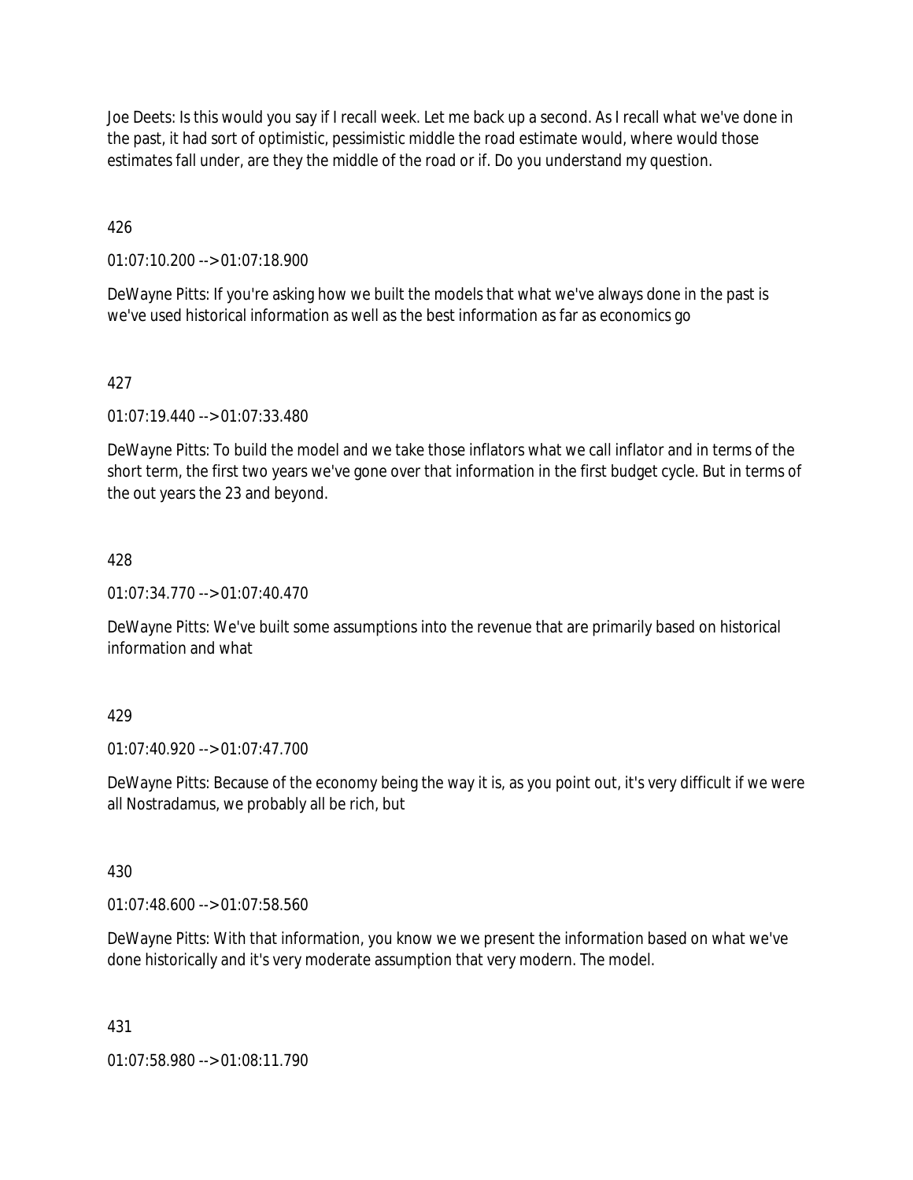Joe Deets: Is this would you say if I recall week. Let me back up a second. As I recall what we've done in the past, it had sort of optimistic, pessimistic middle the road estimate would, where would those estimates fall under, are they the middle of the road or if. Do you understand my question.

426

01:07:10.200 --> 01:07:18.900

DeWayne Pitts: If you're asking how we built the models that what we've always done in the past is we've used historical information as well as the best information as far as economics go

427

01:07:19.440 --> 01:07:33.480

DeWayne Pitts: To build the model and we take those inflators what we call inflator and in terms of the short term, the first two years we've gone over that information in the first budget cycle. But in terms of the out years the 23 and beyond.

428

01:07:34.770 --> 01:07:40.470

DeWayne Pitts: We've built some assumptions into the revenue that are primarily based on historical information and what

429

01:07:40.920 --> 01:07:47.700

DeWayne Pitts: Because of the economy being the way it is, as you point out, it's very difficult if we were all Nostradamus, we probably all be rich, but

430

01:07:48.600 --> 01:07:58.560

DeWayne Pitts: With that information, you know we we present the information based on what we've done historically and it's very moderate assumption that very modern. The model.

431

01:07:58.980 --> 01:08:11.790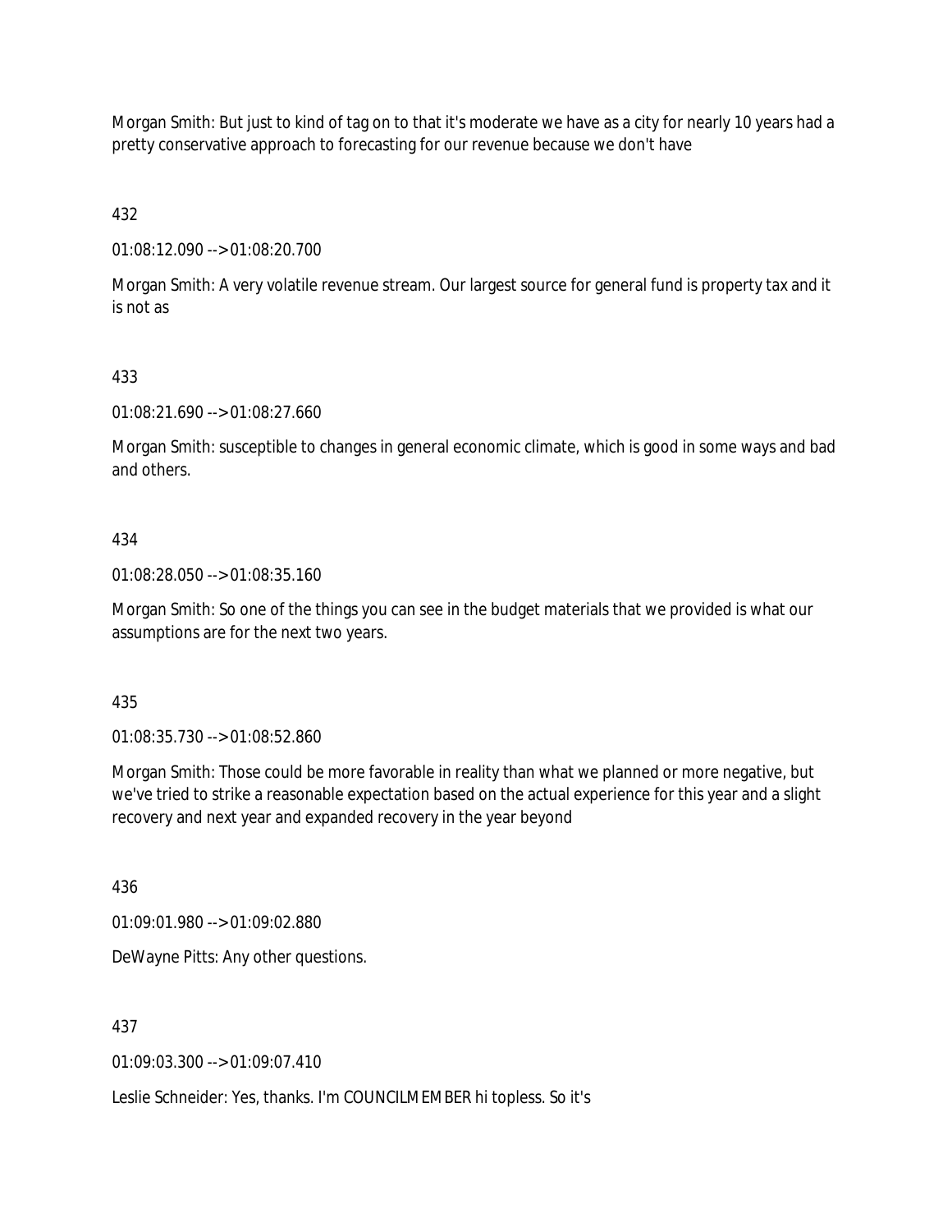Morgan Smith: But just to kind of tag on to that it's moderate we have as a city for nearly 10 years had a pretty conservative approach to forecasting for our revenue because we don't have

432

01:08:12.090 --> 01:08:20.700

Morgan Smith: A very volatile revenue stream. Our largest source for general fund is property tax and it is not as

433

01:08:21.690 --> 01:08:27.660

Morgan Smith: susceptible to changes in general economic climate, which is good in some ways and bad and others.

434

01:08:28.050 --> 01:08:35.160

Morgan Smith: So one of the things you can see in the budget materials that we provided is what our assumptions are for the next two years.

435

01:08:35.730 --> 01:08:52.860

Morgan Smith: Those could be more favorable in reality than what we planned or more negative, but we've tried to strike a reasonable expectation based on the actual experience for this year and a slight recovery and next year and expanded recovery in the year beyond

436

01:09:01.980 --> 01:09:02.880

DeWayne Pitts: Any other questions.

437

01:09:03.300 --> 01:09:07.410

Leslie Schneider: Yes, thanks. I'm COUNCILMEMBER hi topless. So it's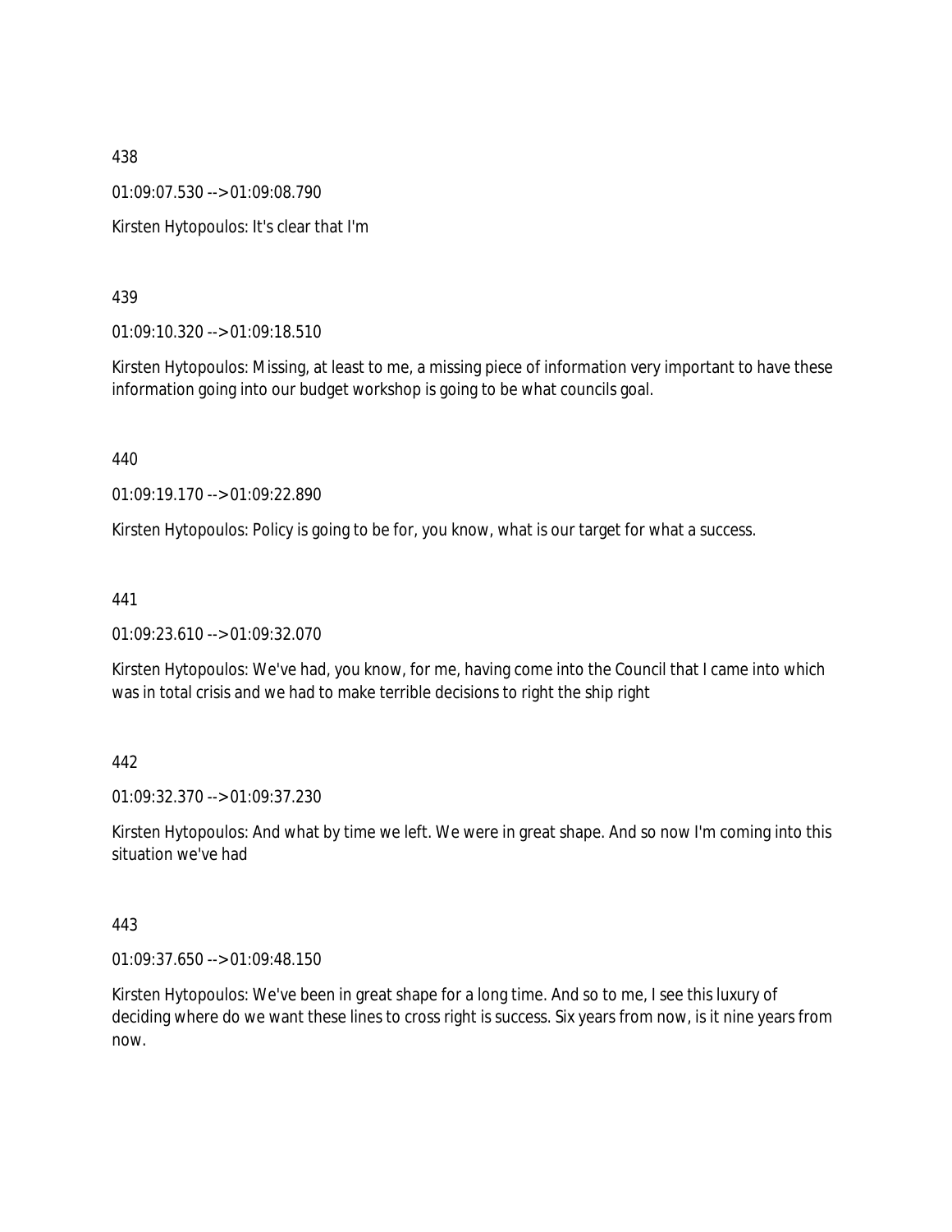438

01:09:07.530 --> 01:09:08.790

Kirsten Hytopoulos: It's clear that I'm

439

01:09:10.320 --> 01:09:18.510

Kirsten Hytopoulos: Missing, at least to me, a missing piece of information very important to have these information going into our budget workshop is going to be what councils goal.

440

01:09:19.170 --> 01:09:22.890

Kirsten Hytopoulos: Policy is going to be for, you know, what is our target for what a success.

441

01:09:23.610 --> 01:09:32.070

Kirsten Hytopoulos: We've had, you know, for me, having come into the Council that I came into which was in total crisis and we had to make terrible decisions to right the ship right

442

01:09:32.370 --> 01:09:37.230

Kirsten Hytopoulos: And what by time we left. We were in great shape. And so now I'm coming into this situation we've had

443

01:09:37.650 --> 01:09:48.150

Kirsten Hytopoulos: We've been in great shape for a long time. And so to me, I see this luxury of deciding where do we want these lines to cross right is success. Six years from now, is it nine years from now.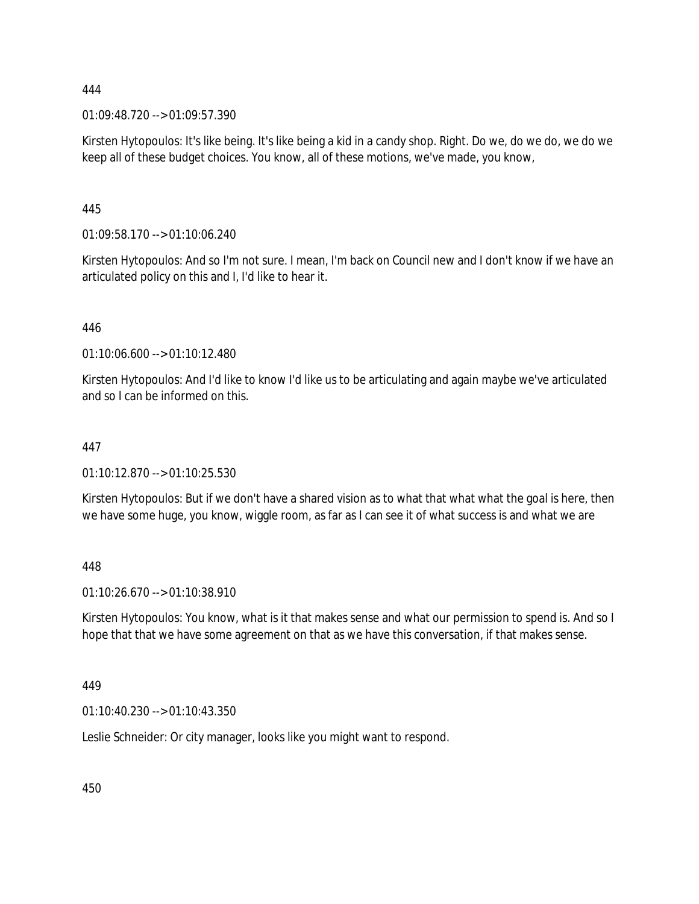444

01:09:48.720 --> 01:09:57.390

Kirsten Hytopoulos: It's like being. It's like being a kid in a candy shop. Right. Do we, do we do, we do we keep all of these budget choices. You know, all of these motions, we've made, you know,

445

01:09:58.170 --> 01:10:06.240

Kirsten Hytopoulos: And so I'm not sure. I mean, I'm back on Council new and I don't know if we have an articulated policy on this and I, I'd like to hear it.

446

01:10:06.600 --> 01:10:12.480

Kirsten Hytopoulos: And I'd like to know I'd like us to be articulating and again maybe we've articulated and so I can be informed on this.

447

01:10:12.870 --> 01:10:25.530

Kirsten Hytopoulos: But if we don't have a shared vision as to what that what what the goal is here, then we have some huge, you know, wiggle room, as far as I can see it of what success is and what we are

448

01:10:26.670 --> 01:10:38.910

Kirsten Hytopoulos: You know, what is it that makes sense and what our permission to spend is. And so I hope that that we have some agreement on that as we have this conversation, if that makes sense.

449

01:10:40.230 --> 01:10:43.350

Leslie Schneider: Or city manager, looks like you might want to respond.

450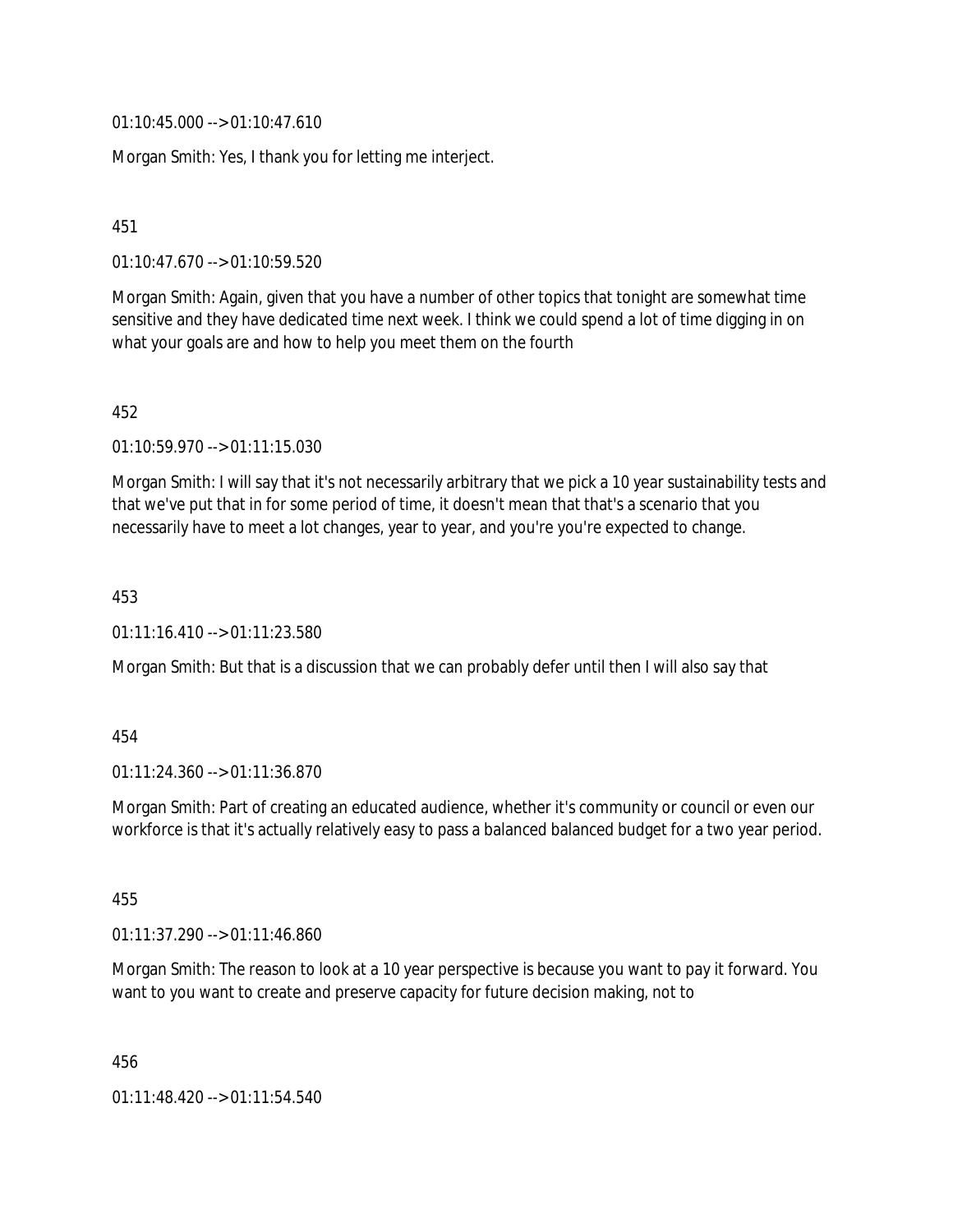01:10:45.000 --> 01:10:47.610

Morgan Smith: Yes, I thank you for letting me interject.

451

01:10:47.670 --> 01:10:59.520

Morgan Smith: Again, given that you have a number of other topics that tonight are somewhat time sensitive and they have dedicated time next week. I think we could spend a lot of time digging in on what your goals are and how to help you meet them on the fourth

452

01:10:59.970 --> 01:11:15.030

Morgan Smith: I will say that it's not necessarily arbitrary that we pick a 10 year sustainability tests and that we've put that in for some period of time, it doesn't mean that that's a scenario that you necessarily have to meet a lot changes, year to year, and you're you're expected to change.

453

01:11:16.410 --> 01:11:23.580

Morgan Smith: But that is a discussion that we can probably defer until then I will also say that

454

01:11:24.360 --> 01:11:36.870

Morgan Smith: Part of creating an educated audience, whether it's community or council or even our workforce is that it's actually relatively easy to pass a balanced balanced budget for a two year period.

455

01:11:37.290 --> 01:11:46.860

Morgan Smith: The reason to look at a 10 year perspective is because you want to pay it forward. You want to you want to create and preserve capacity for future decision making, not to

456

01:11:48.420 --> 01:11:54.540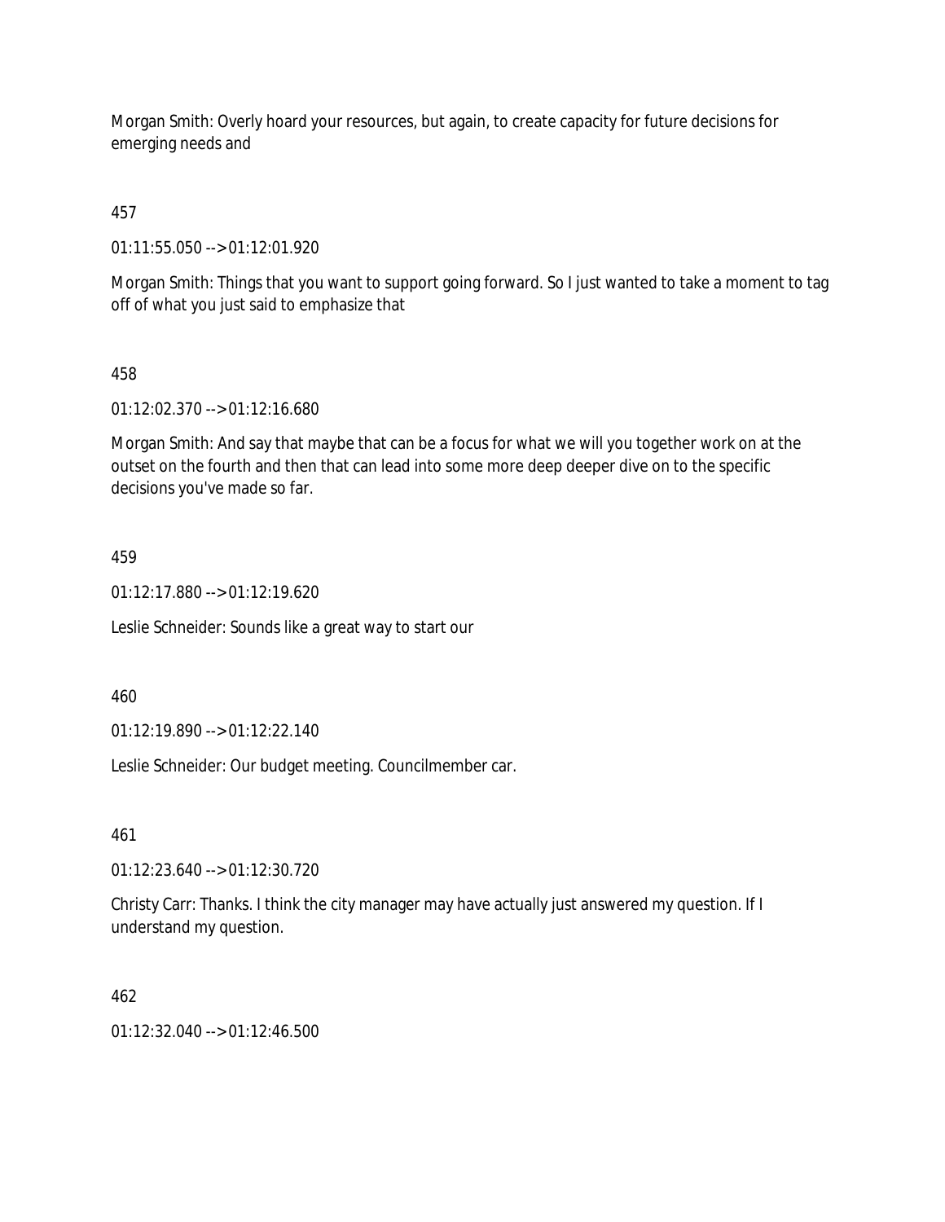Morgan Smith: Overly hoard your resources, but again, to create capacity for future decisions for emerging needs and

457

01:11:55.050 --> 01:12:01.920

Morgan Smith: Things that you want to support going forward. So I just wanted to take a moment to tag off of what you just said to emphasize that

458

01:12:02.370 --> 01:12:16.680

Morgan Smith: And say that maybe that can be a focus for what we will you together work on at the outset on the fourth and then that can lead into some more deep deeper dive on to the specific decisions you've made so far.

459

01:12:17.880 --> 01:12:19.620

Leslie Schneider: Sounds like a great way to start our

460

01:12:19.890 --> 01:12:22.140

Leslie Schneider: Our budget meeting. Councilmember car.

461

01:12:23.640 --> 01:12:30.720

Christy Carr: Thanks. I think the city manager may have actually just answered my question. If I understand my question.

462

01:12:32.040 --> 01:12:46.500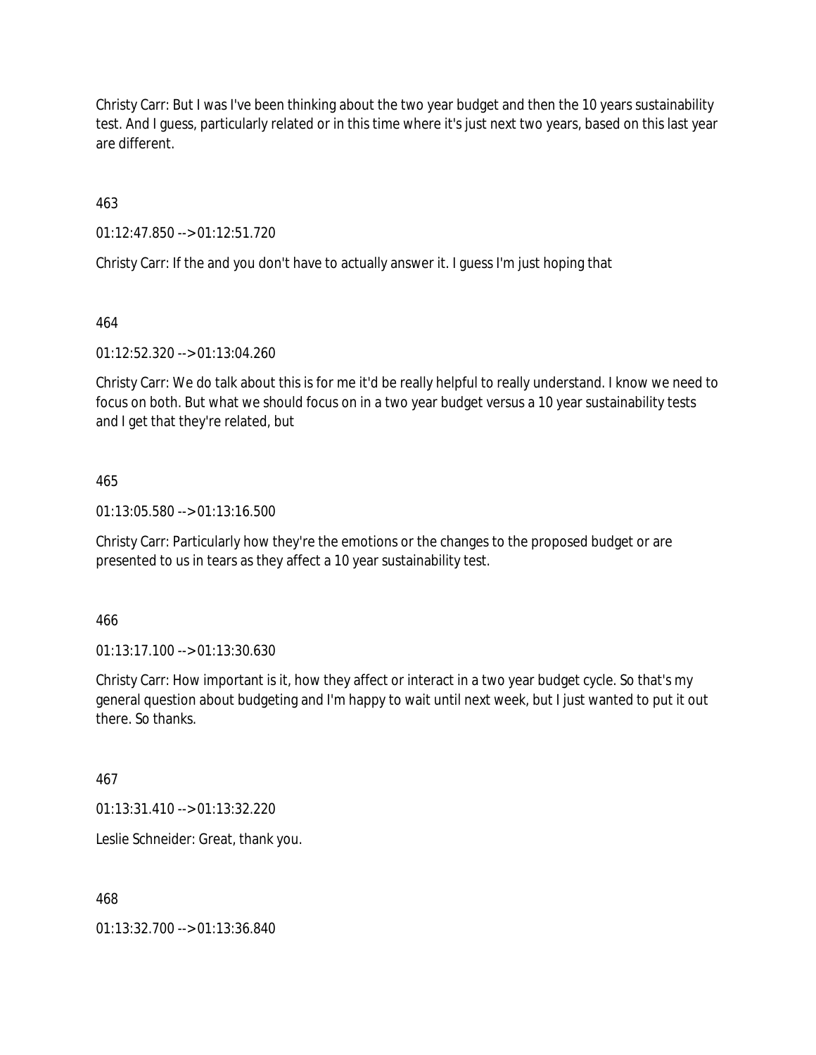Christy Carr: But I was I've been thinking about the two year budget and then the 10 years sustainability test. And I guess, particularly related or in this time where it's just next two years, based on this last year are different.

463

01:12:47.850 --> 01:12:51.720

Christy Carr: If the and you don't have to actually answer it. I guess I'm just hoping that

464

01:12:52.320 --> 01:13:04.260

Christy Carr: We do talk about this is for me it'd be really helpful to really understand. I know we need to focus on both. But what we should focus on in a two year budget versus a 10 year sustainability tests and I get that they're related, but

465

01:13:05.580 --> 01:13:16.500

Christy Carr: Particularly how they're the emotions or the changes to the proposed budget or are presented to us in tears as they affect a 10 year sustainability test.

466

01:13:17.100 --> 01:13:30.630

Christy Carr: How important is it, how they affect or interact in a two year budget cycle. So that's my general question about budgeting and I'm happy to wait until next week, but I just wanted to put it out there. So thanks.

467

01:13:31.410 --> 01:13:32.220

Leslie Schneider: Great, thank you.

468

01:13:32.700 --> 01:13:36.840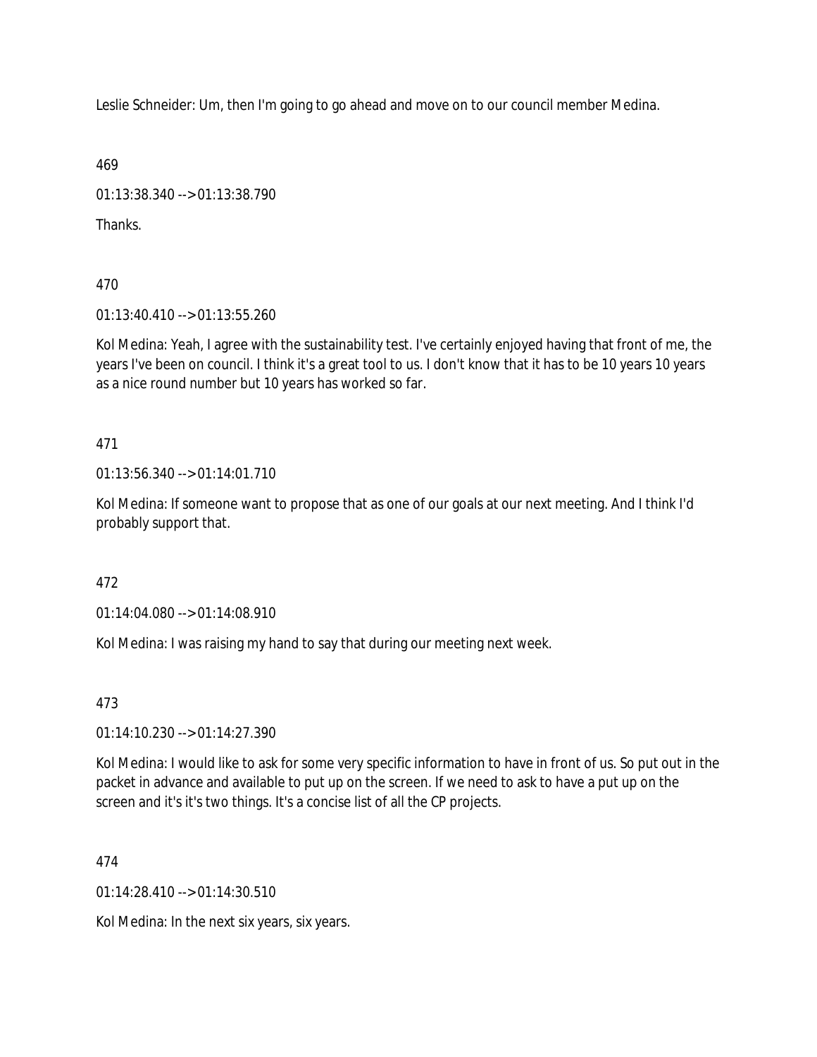Leslie Schneider: Um, then I'm going to go ahead and move on to our council member Medina.

469

01:13:38.340 --> 01:13:38.790

Thanks.

470

01:13:40.410 --> 01:13:55.260

Kol Medina: Yeah, I agree with the sustainability test. I've certainly enjoyed having that front of me, the years I've been on council. I think it's a great tool to us. I don't know that it has to be 10 years 10 years as a nice round number but 10 years has worked so far.

471

01:13:56.340 --> 01:14:01.710

Kol Medina: If someone want to propose that as one of our goals at our next meeting. And I think I'd probably support that.

472

01:14:04.080 --> 01:14:08.910

Kol Medina: I was raising my hand to say that during our meeting next week.

473

01:14:10.230 --> 01:14:27.390

Kol Medina: I would like to ask for some very specific information to have in front of us. So put out in the packet in advance and available to put up on the screen. If we need to ask to have a put up on the screen and it's it's two things. It's a concise list of all the CP projects.

474

01:14:28.410 --> 01:14:30.510

Kol Medina: In the next six years, six years.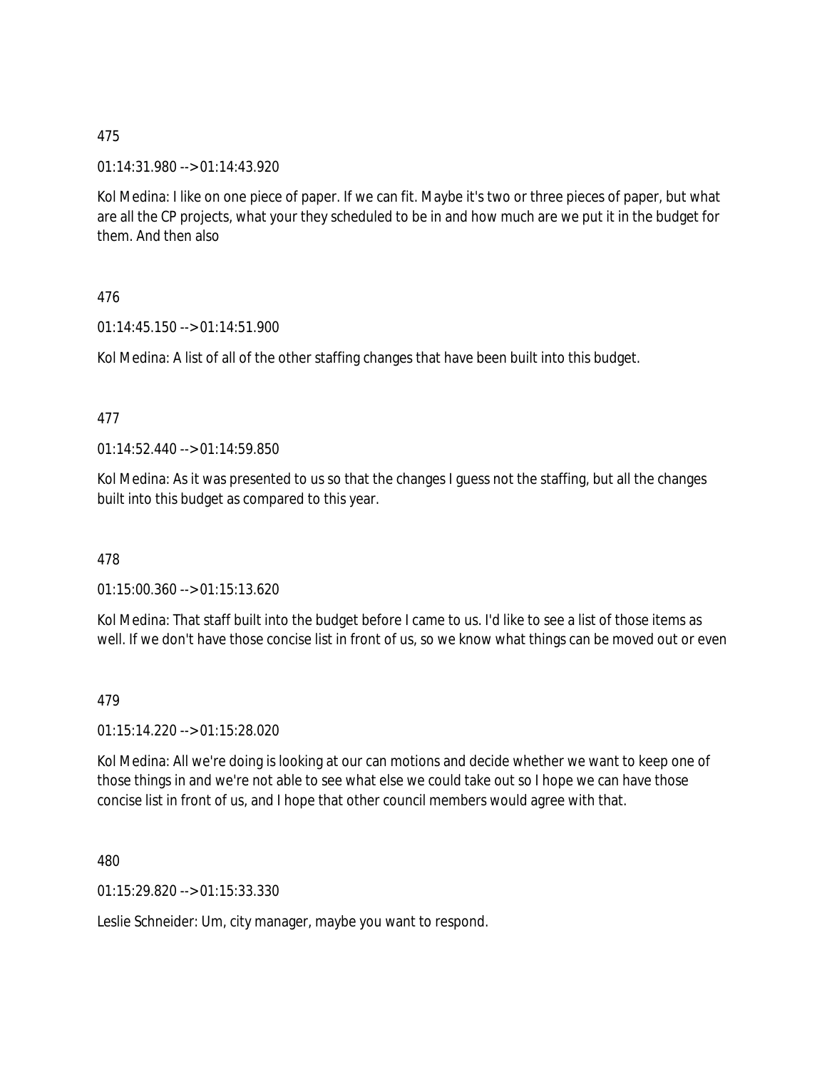475

01:14:31.980 --> 01:14:43.920

Kol Medina: I like on one piece of paper. If we can fit. Maybe it's two or three pieces of paper, but what are all the CP projects, what your they scheduled to be in and how much are we put it in the budget for them. And then also

476

01:14:45.150 --> 01:14:51.900

Kol Medina: A list of all of the other staffing changes that have been built into this budget.

477

01:14:52.440 --> 01:14:59.850

Kol Medina: As it was presented to us so that the changes I guess not the staffing, but all the changes built into this budget as compared to this year.

478

01:15:00.360 --> 01:15:13.620

Kol Medina: That staff built into the budget before I came to us. I'd like to see a list of those items as well. If we don't have those concise list in front of us, so we know what things can be moved out or even

479

01:15:14.220 --> 01:15:28.020

Kol Medina: All we're doing is looking at our can motions and decide whether we want to keep one of those things in and we're not able to see what else we could take out so I hope we can have those concise list in front of us, and I hope that other council members would agree with that.

480

01:15:29.820 --> 01:15:33.330

Leslie Schneider: Um, city manager, maybe you want to respond.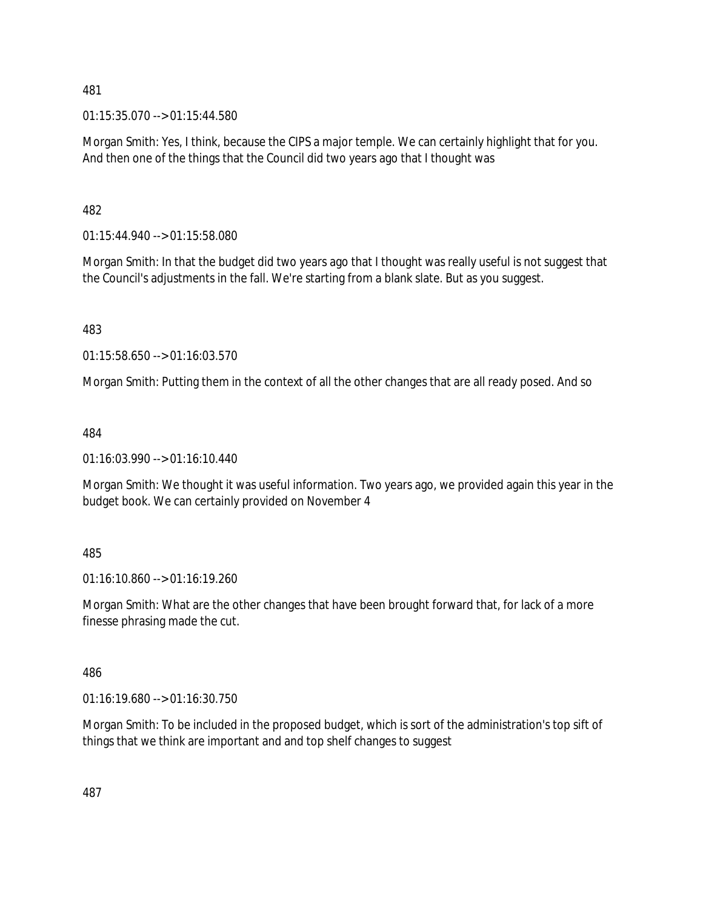481

01:15:35.070 --> 01:15:44.580

Morgan Smith: Yes, I think, because the CIPS a major temple. We can certainly highlight that for you. And then one of the things that the Council did two years ago that I thought was

482

01:15:44.940 --> 01:15:58.080

Morgan Smith: In that the budget did two years ago that I thought was really useful is not suggest that the Council's adjustments in the fall. We're starting from a blank slate. But as you suggest.

483

01:15:58.650 --> 01:16:03.570

Morgan Smith: Putting them in the context of all the other changes that are all ready posed. And so

484

01:16:03.990 --> 01:16:10.440

Morgan Smith: We thought it was useful information. Two years ago, we provided again this year in the budget book. We can certainly provided on November 4

485

01:16:10.860 --> 01:16:19.260

Morgan Smith: What are the other changes that have been brought forward that, for lack of a more finesse phrasing made the cut.

486

01:16:19.680 --> 01:16:30.750

Morgan Smith: To be included in the proposed budget, which is sort of the administration's top sift of things that we think are important and and top shelf changes to suggest

487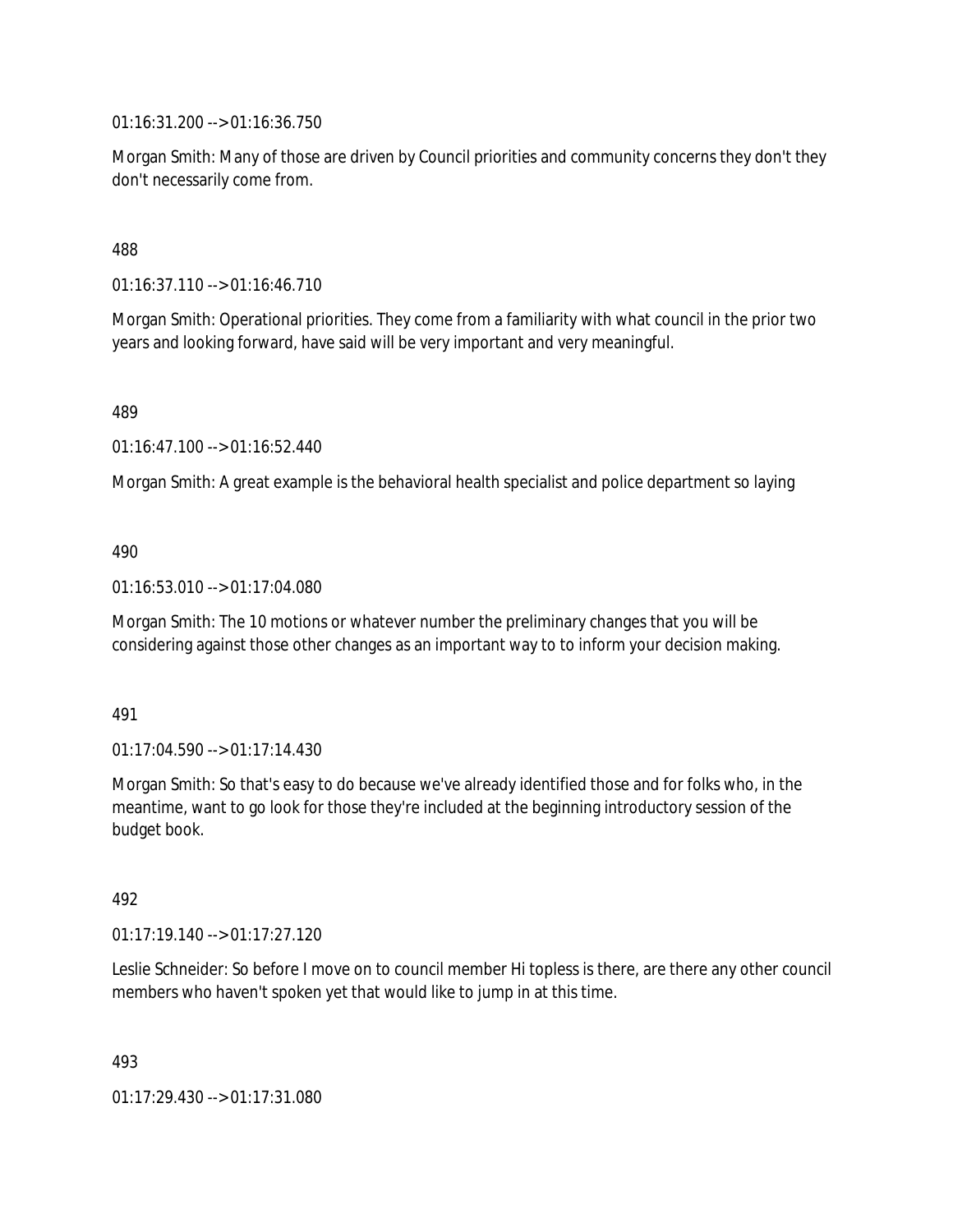01:16:31.200 --> 01:16:36.750

Morgan Smith: Many of those are driven by Council priorities and community concerns they don't they don't necessarily come from.

488

01:16:37.110 --> 01:16:46.710

Morgan Smith: Operational priorities. They come from a familiarity with what council in the prior two years and looking forward, have said will be very important and very meaningful.

489

01:16:47.100 --> 01:16:52.440

Morgan Smith: A great example is the behavioral health specialist and police department so laying

490

01:16:53.010 --> 01:17:04.080

Morgan Smith: The 10 motions or whatever number the preliminary changes that you will be considering against those other changes as an important way to to inform your decision making.

491

01:17:04.590 --> 01:17:14.430

Morgan Smith: So that's easy to do because we've already identified those and for folks who, in the meantime, want to go look for those they're included at the beginning introductory session of the budget book.

492

01:17:19.140 --> 01:17:27.120

Leslie Schneider: So before I move on to council member Hi topless is there, are there any other council members who haven't spoken yet that would like to jump in at this time.

493

01:17:29.430 --> 01:17:31.080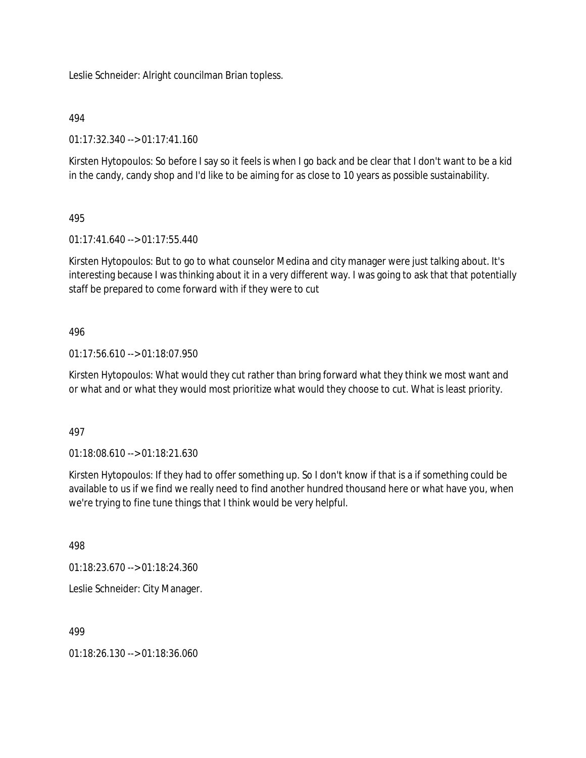Leslie Schneider: Alright councilman Brian topless.

494

01:17:32.340 --> 01:17:41.160

Kirsten Hytopoulos: So before I say so it feels is when I go back and be clear that I don't want to be a kid in the candy, candy shop and I'd like to be aiming for as close to 10 years as possible sustainability.

495

01:17:41.640 --> 01:17:55.440

Kirsten Hytopoulos: But to go to what counselor Medina and city manager were just talking about. It's interesting because I was thinking about it in a very different way. I was going to ask that that potentially staff be prepared to come forward with if they were to cut

496

01:17:56.610 --> 01:18:07.950

Kirsten Hytopoulos: What would they cut rather than bring forward what they think we most want and or what and or what they would most prioritize what would they choose to cut. What is least priority.

497

01:18:08.610 --> 01:18:21.630

Kirsten Hytopoulos: If they had to offer something up. So I don't know if that is a if something could be available to us if we find we really need to find another hundred thousand here or what have you, when we're trying to fine tune things that I think would be very helpful.

498

01:18:23.670 --> 01:18:24.360

Leslie Schneider: City Manager.

499

01:18:26.130 --> 01:18:36.060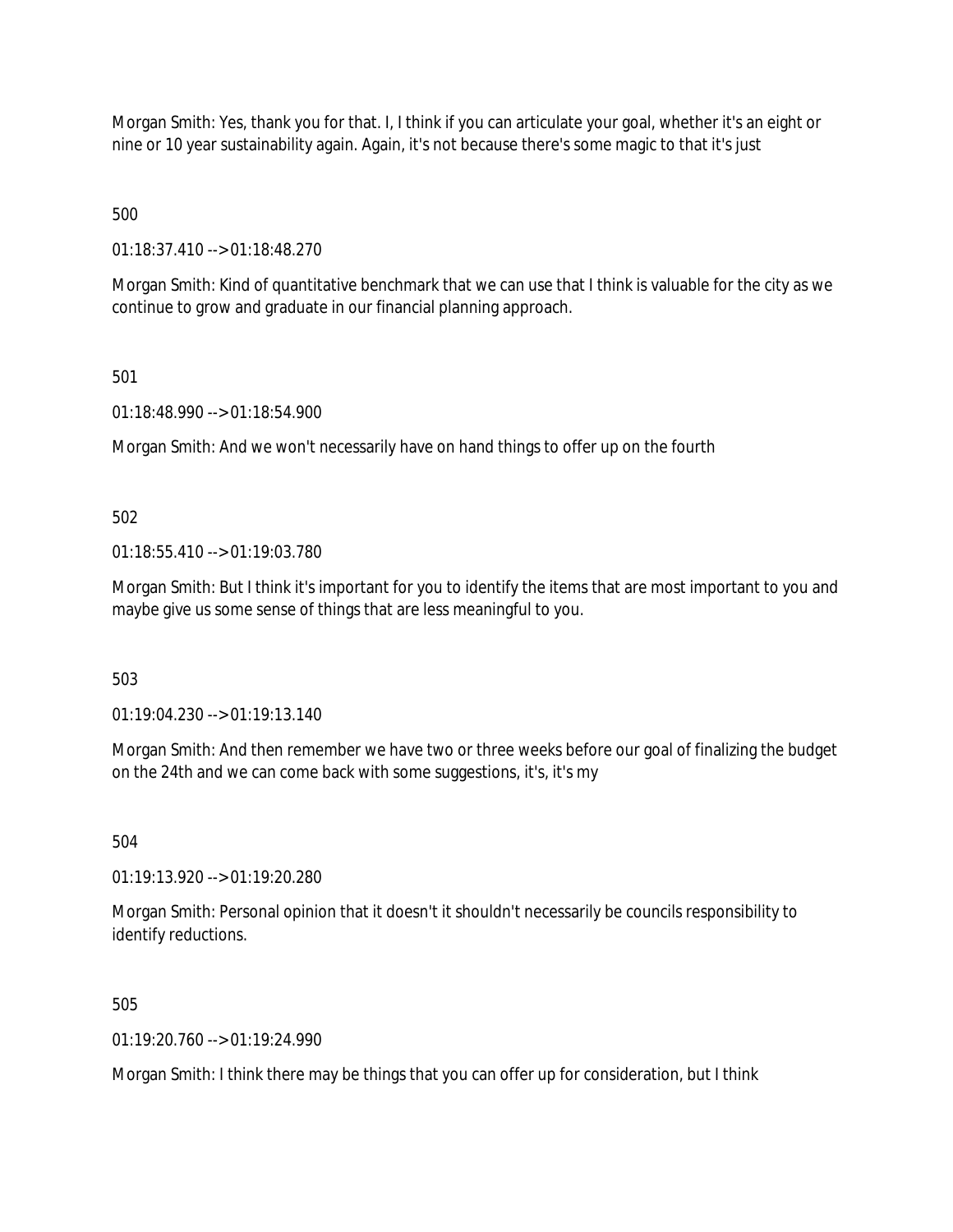Morgan Smith: Yes, thank you for that. I, I think if you can articulate your goal, whether it's an eight or nine or 10 year sustainability again. Again, it's not because there's some magic to that it's just

500

01:18:37.410 --> 01:18:48.270

Morgan Smith: Kind of quantitative benchmark that we can use that I think is valuable for the city as we continue to grow and graduate in our financial planning approach.

501

01:18:48.990 --> 01:18:54.900

Morgan Smith: And we won't necessarily have on hand things to offer up on the fourth

502

01:18:55.410 --> 01:19:03.780

Morgan Smith: But I think it's important for you to identify the items that are most important to you and maybe give us some sense of things that are less meaningful to you.

503

01:19:04.230 --> 01:19:13.140

Morgan Smith: And then remember we have two or three weeks before our goal of finalizing the budget on the 24th and we can come back with some suggestions, it's, it's my

504

01:19:13.920 --> 01:19:20.280

Morgan Smith: Personal opinion that it doesn't it shouldn't necessarily be councils responsibility to identify reductions.

505

01:19:20.760 --> 01:19:24.990

Morgan Smith: I think there may be things that you can offer up for consideration, but I think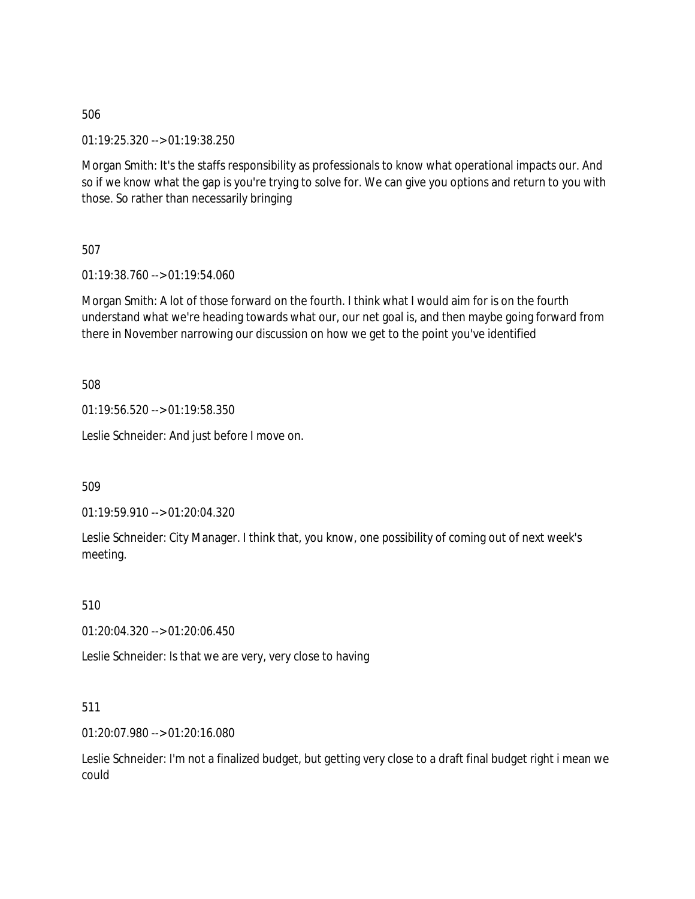506

01:19:25.320 --> 01:19:38.250

Morgan Smith: It's the staffs responsibility as professionals to know what operational impacts our. And so if we know what the gap is you're trying to solve for. We can give you options and return to you with those. So rather than necessarily bringing

507

01:19:38.760 --> 01:19:54.060

Morgan Smith: A lot of those forward on the fourth. I think what I would aim for is on the fourth understand what we're heading towards what our, our net goal is, and then maybe going forward from there in November narrowing our discussion on how we get to the point you've identified

508

01:19:56.520 --> 01:19:58.350

Leslie Schneider: And just before I move on.

509

01:19:59.910 --> 01:20:04.320

Leslie Schneider: City Manager. I think that, you know, one possibility of coming out of next week's meeting.

510

01:20:04.320 --> 01:20:06.450

Leslie Schneider: Is that we are very, very close to having

511

01:20:07.980 --> 01:20:16.080

Leslie Schneider: I'm not a finalized budget, but getting very close to a draft final budget right i mean we could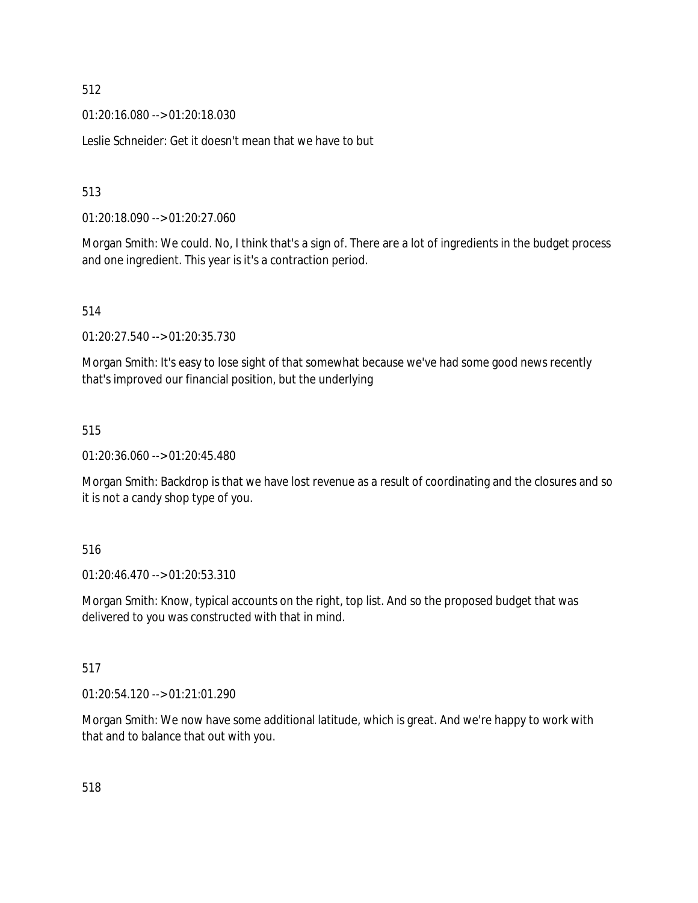512

01:20:16.080 --> 01:20:18.030

Leslie Schneider: Get it doesn't mean that we have to but

513

01:20:18.090 --> 01:20:27.060

Morgan Smith: We could. No, I think that's a sign of. There are a lot of ingredients in the budget process and one ingredient. This year is it's a contraction period.

514

01:20:27.540 --> 01:20:35.730

Morgan Smith: It's easy to lose sight of that somewhat because we've had some good news recently that's improved our financial position, but the underlying

515

01:20:36.060 --> 01:20:45.480

Morgan Smith: Backdrop is that we have lost revenue as a result of coordinating and the closures and so it is not a candy shop type of you.

516

01:20:46.470 --> 01:20:53.310

Morgan Smith: Know, typical accounts on the right, top list. And so the proposed budget that was delivered to you was constructed with that in mind.

517

01:20:54.120 --> 01:21:01.290

Morgan Smith: We now have some additional latitude, which is great. And we're happy to work with that and to balance that out with you.

518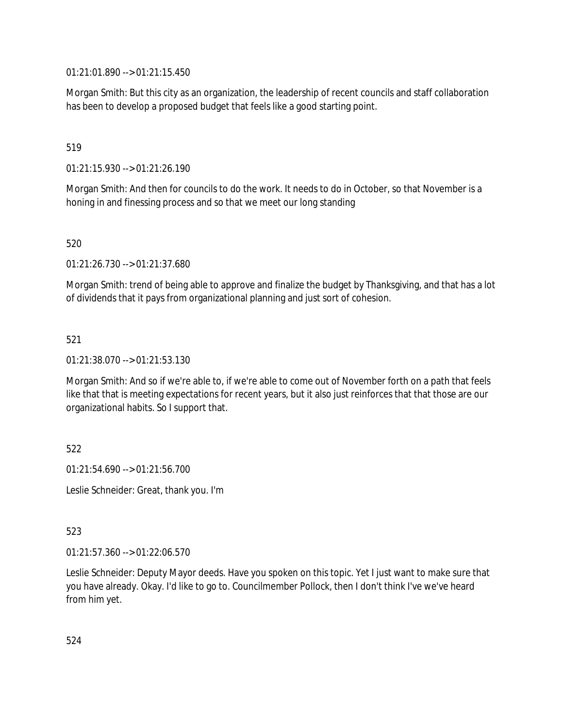01:21:01.890 --> 01:21:15.450

Morgan Smith: But this city as an organization, the leadership of recent councils and staff collaboration has been to develop a proposed budget that feels like a good starting point.

519

01:21:15.930 --> 01:21:26.190

Morgan Smith: And then for councils to do the work. It needs to do in October, so that November is a honing in and finessing process and so that we meet our long standing

520

01:21:26.730 --> 01:21:37.680

Morgan Smith: trend of being able to approve and finalize the budget by Thanksgiving, and that has a lot of dividends that it pays from organizational planning and just sort of cohesion.

521

01:21:38.070 --> 01:21:53.130

Morgan Smith: And so if we're able to, if we're able to come out of November forth on a path that feels like that that is meeting expectations for recent years, but it also just reinforces that that those are our organizational habits. So I support that.

522

01:21:54.690 --> 01:21:56.700

Leslie Schneider: Great, thank you. I'm

523

01:21:57.360 --> 01:22:06.570

Leslie Schneider: Deputy Mayor deeds. Have you spoken on this topic. Yet I just want to make sure that you have already. Okay. I'd like to go to. Councilmember Pollock, then I don't think I've we've heard from him yet.

524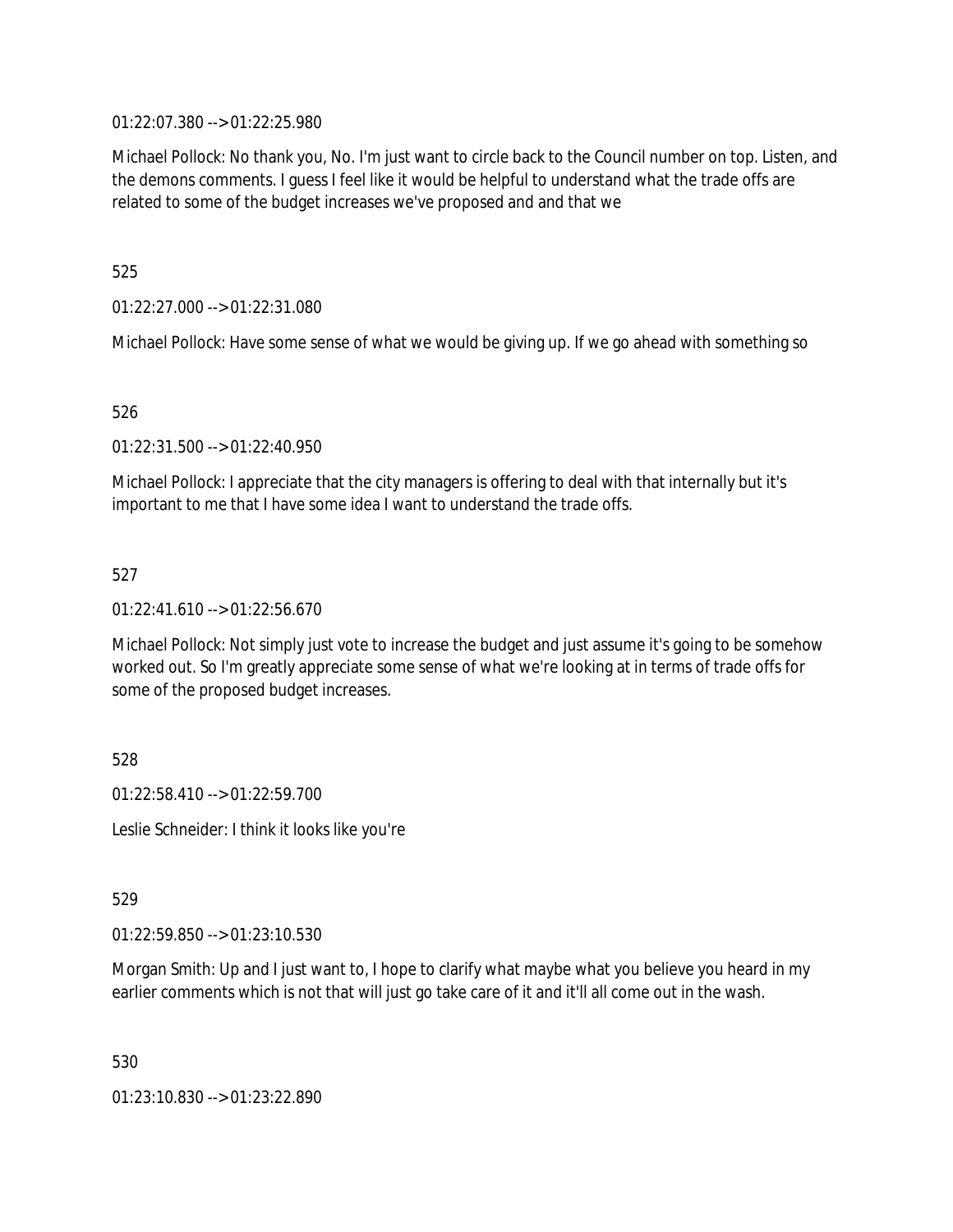01:22:07.380 --> 01:22:25.980

Michael Pollock: No thank you, No. I'm just want to circle back to the Council number on top. Listen, and the demons comments. I guess I feel like it would be helpful to understand what the trade offs are related to some of the budget increases we've proposed and and that we

525

01:22:27.000 --> 01:22:31.080

Michael Pollock: Have some sense of what we would be giving up. If we go ahead with something so

526

01:22:31.500 --> 01:22:40.950

Michael Pollock: I appreciate that the city managers is offering to deal with that internally but it's important to me that I have some idea I want to understand the trade offs.

527

01:22:41.610 --> 01:22:56.670

Michael Pollock: Not simply just vote to increase the budget and just assume it's going to be somehow worked out. So I'm greatly appreciate some sense of what we're looking at in terms of trade offs for some of the proposed budget increases.

528

01:22:58.410 --> 01:22:59.700

Leslie Schneider: I think it looks like you're

529

01:22:59.850 --> 01:23:10.530

Morgan Smith: Up and I just want to, I hope to clarify what maybe what you believe you heard in my earlier comments which is not that will just go take care of it and it'll all come out in the wash.

530

01:23:10.830 --> 01:23:22.890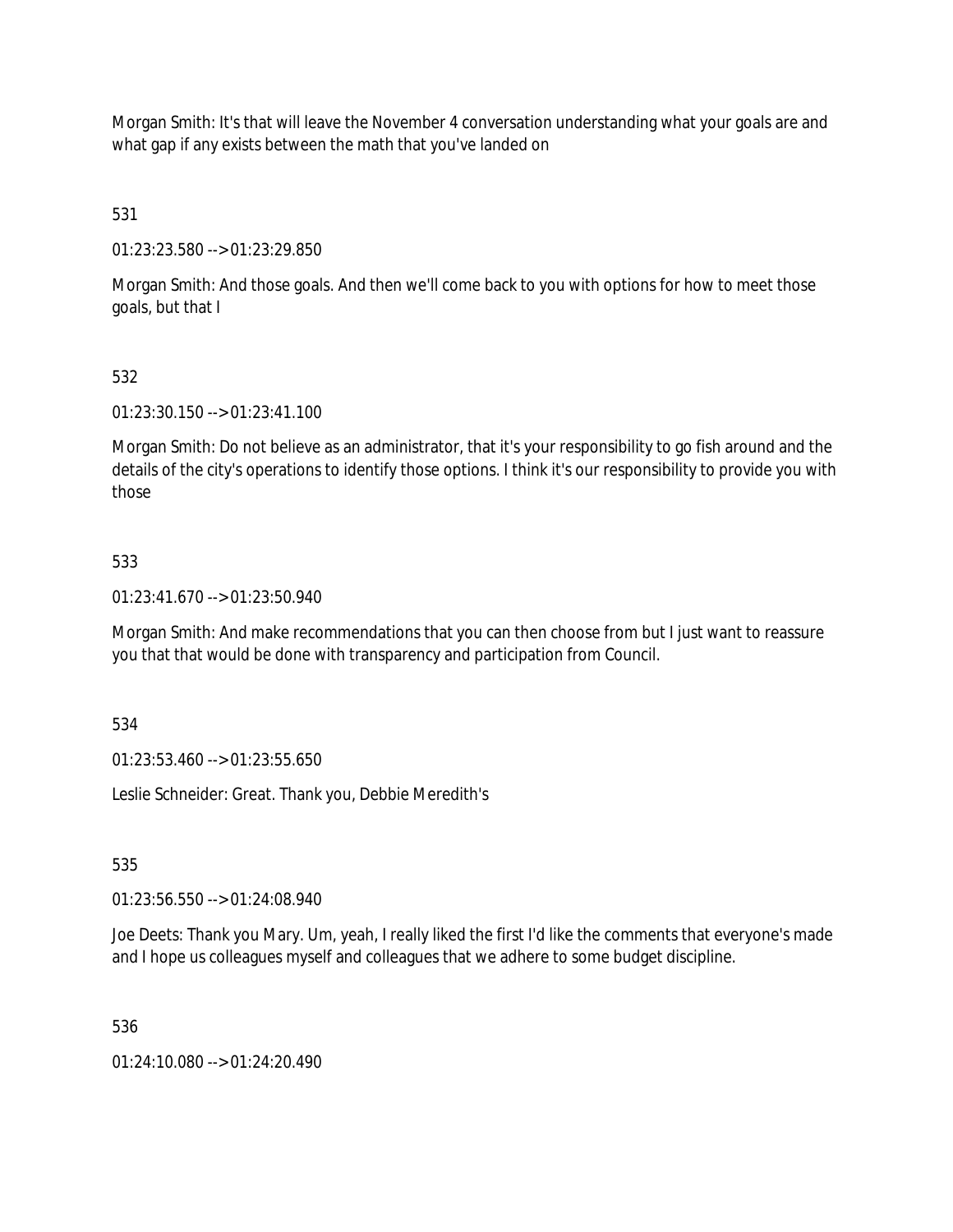Morgan Smith: It's that will leave the November 4 conversation understanding what your goals are and what gap if any exists between the math that you've landed on

531

01:23:23.580 --> 01:23:29.850

Morgan Smith: And those goals. And then we'll come back to you with options for how to meet those goals, but that I

532

01:23:30.150 --> 01:23:41.100

Morgan Smith: Do not believe as an administrator, that it's your responsibility to go fish around and the details of the city's operations to identify those options. I think it's our responsibility to provide you with those

533

01:23:41.670 --> 01:23:50.940

Morgan Smith: And make recommendations that you can then choose from but I just want to reassure you that that would be done with transparency and participation from Council.

534

01:23:53.460 --> 01:23:55.650

Leslie Schneider: Great. Thank you, Debbie Meredith's

535

01:23:56.550 --> 01:24:08.940

Joe Deets: Thank you Mary. Um, yeah, I really liked the first I'd like the comments that everyone's made and I hope us colleagues myself and colleagues that we adhere to some budget discipline.

536

01:24:10.080 --> 01:24:20.490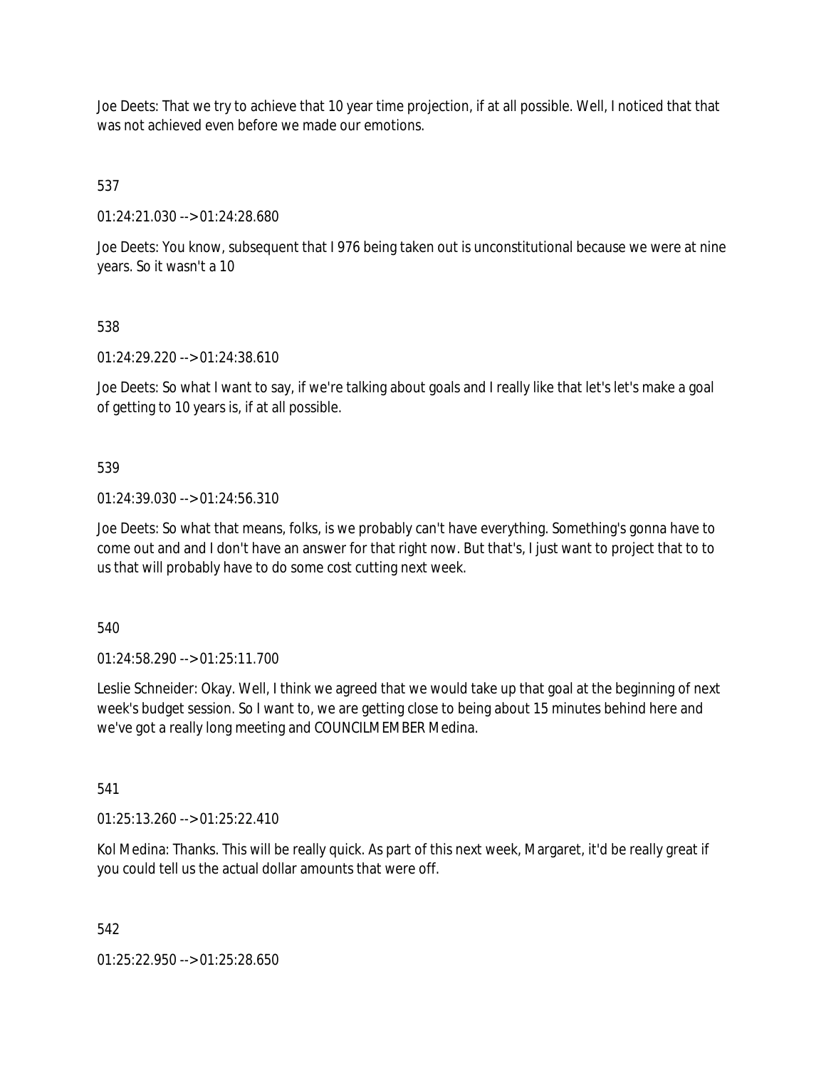Joe Deets: That we try to achieve that 10 year time projection, if at all possible. Well, I noticed that that was not achieved even before we made our emotions.

537

01:24:21.030 --> 01:24:28.680

Joe Deets: You know, subsequent that I 976 being taken out is unconstitutional because we were at nine years. So it wasn't a 10

538

01:24:29.220 --> 01:24:38.610

Joe Deets: So what I want to say, if we're talking about goals and I really like that let's let's make a goal of getting to 10 years is, if at all possible.

539

01:24:39.030 --> 01:24:56.310

Joe Deets: So what that means, folks, is we probably can't have everything. Something's gonna have to come out and and I don't have an answer for that right now. But that's, I just want to project that to to us that will probably have to do some cost cutting next week.

540

01:24:58.290 --> 01:25:11.700

Leslie Schneider: Okay. Well, I think we agreed that we would take up that goal at the beginning of next week's budget session. So I want to, we are getting close to being about 15 minutes behind here and we've got a really long meeting and COUNCILMEMBER Medina.

541

01:25:13.260 --> 01:25:22.410

Kol Medina: Thanks. This will be really quick. As part of this next week, Margaret, it'd be really great if you could tell us the actual dollar amounts that were off.

542

01:25:22.950 --> 01:25:28.650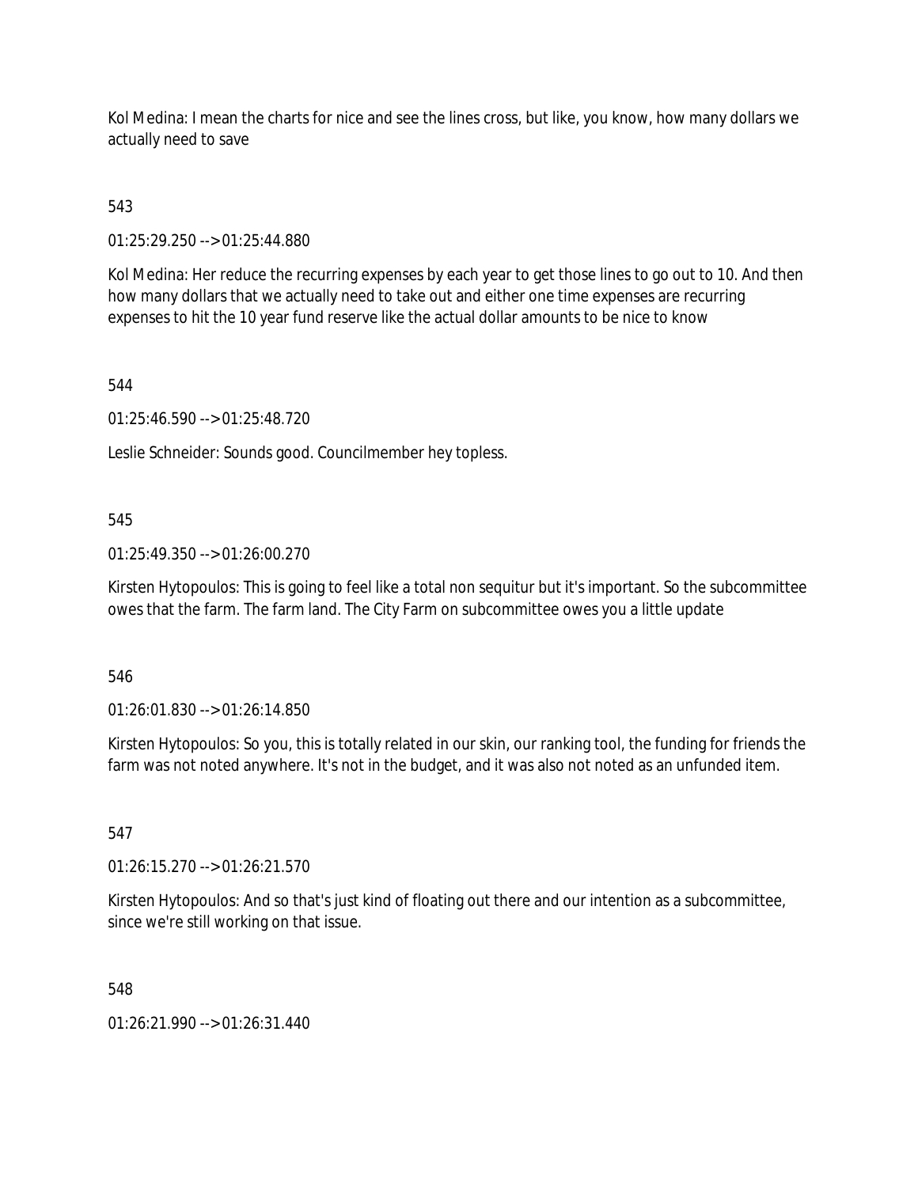Kol Medina: I mean the charts for nice and see the lines cross, but like, you know, how many dollars we actually need to save

543

01:25:29.250 --> 01:25:44.880

Kol Medina: Her reduce the recurring expenses by each year to get those lines to go out to 10. And then how many dollars that we actually need to take out and either one time expenses are recurring expenses to hit the 10 year fund reserve like the actual dollar amounts to be nice to know

544

01:25:46.590 --> 01:25:48.720

Leslie Schneider: Sounds good. Councilmember hey topless.

545

01:25:49.350 --> 01:26:00.270

Kirsten Hytopoulos: This is going to feel like a total non sequitur but it's important. So the subcommittee owes that the farm. The farm land. The City Farm on subcommittee owes you a little update

546

01:26:01.830 --> 01:26:14.850

Kirsten Hytopoulos: So you, this is totally related in our skin, our ranking tool, the funding for friends the farm was not noted anywhere. It's not in the budget, and it was also not noted as an unfunded item.

547

01:26:15.270 --> 01:26:21.570

Kirsten Hytopoulos: And so that's just kind of floating out there and our intention as a subcommittee, since we're still working on that issue.

548

01:26:21.990 --> 01:26:31.440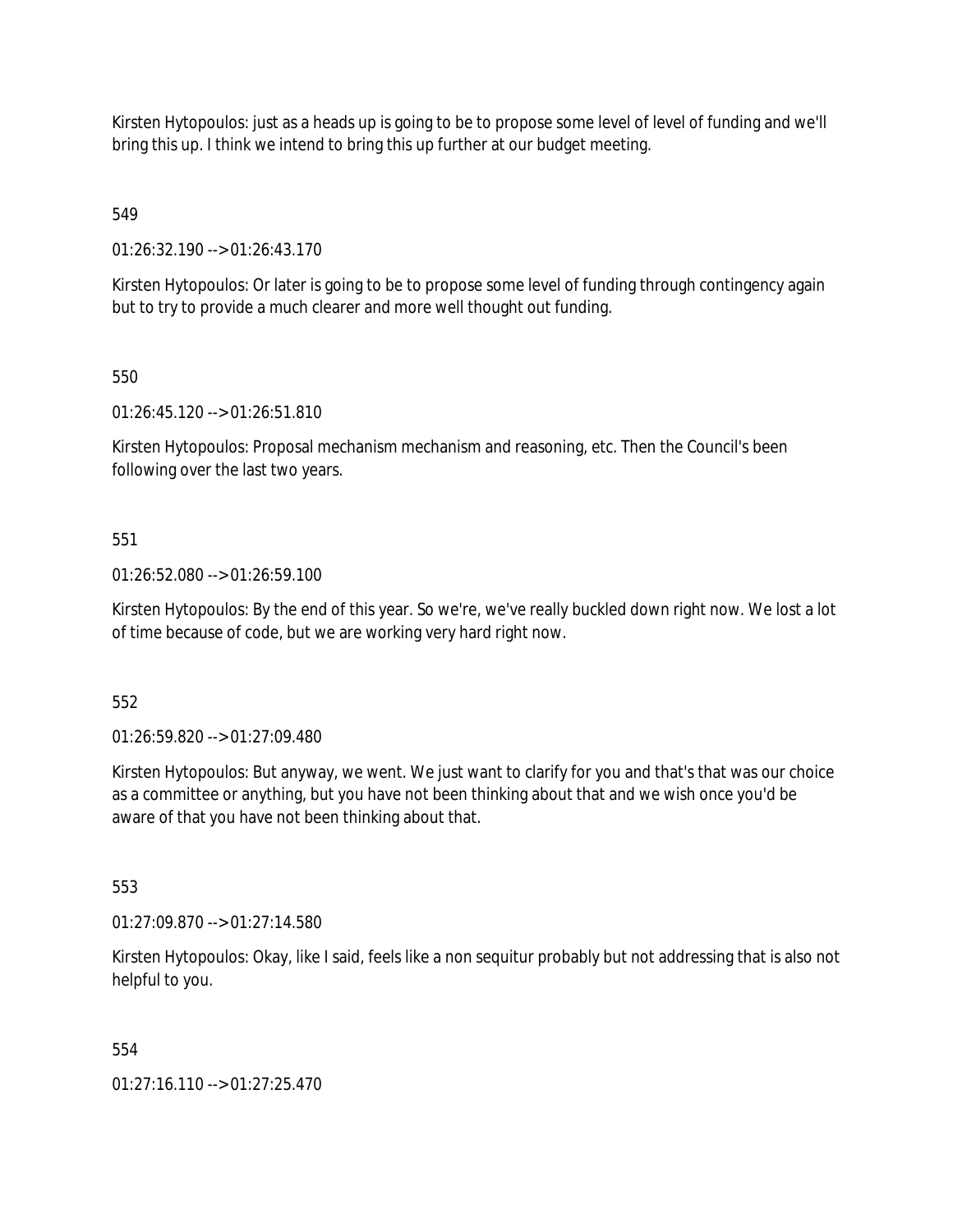Kirsten Hytopoulos: just as a heads up is going to be to propose some level of level of funding and we'll bring this up. I think we intend to bring this up further at our budget meeting.

549

01:26:32.190 --> 01:26:43.170

Kirsten Hytopoulos: Or later is going to be to propose some level of funding through contingency again but to try to provide a much clearer and more well thought out funding.

550

01:26:45.120 --> 01:26:51.810

Kirsten Hytopoulos: Proposal mechanism mechanism and reasoning, etc. Then the Council's been following over the last two years.

551

01:26:52.080 --> 01:26:59.100

Kirsten Hytopoulos: By the end of this year. So we're, we've really buckled down right now. We lost a lot of time because of code, but we are working very hard right now.

552

01:26:59.820 --> 01:27:09.480

Kirsten Hytopoulos: But anyway, we went. We just want to clarify for you and that's that was our choice as a committee or anything, but you have not been thinking about that and we wish once you'd be aware of that you have not been thinking about that.

553

01:27:09.870 --> 01:27:14.580

Kirsten Hytopoulos: Okay, like I said, feels like a non sequitur probably but not addressing that is also not helpful to you.

554

01:27:16.110 --> 01:27:25.470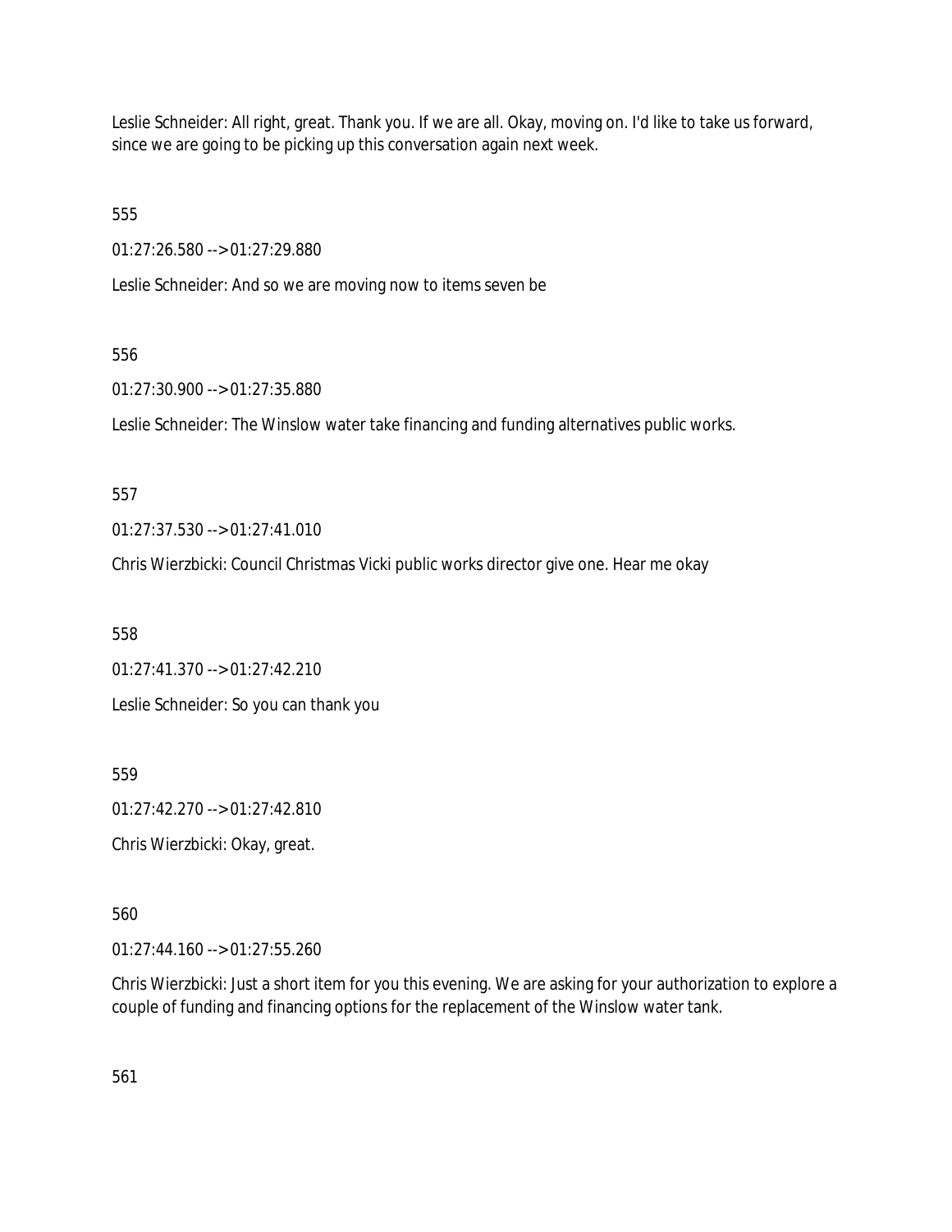Leslie Schneider: All right, great. Thank you. If we are all. Okay, moving on. I'd like to take us forward, since we are going to be picking up this conversation again next week.

555

01:27:26.580 --> 01:27:29.880

Leslie Schneider: And so we are moving now to items seven be

556

01:27:30.900 --> 01:27:35.880

Leslie Schneider: The Winslow water take financing and funding alternatives public works.

557

01:27:37.530 --> 01:27:41.010

Chris Wierzbicki: Council Christmas Vicki public works director give one. Hear me okay

558

01:27:41.370 --> 01:27:42.210

Leslie Schneider: So you can thank you

559

01:27:42.270 --> 01:27:42.810

Chris Wierzbicki: Okay, great.

560

01:27:44.160 --> 01:27:55.260

Chris Wierzbicki: Just a short item for you this evening. We are asking for your authorization to explore a couple of funding and financing options for the replacement of the Winslow water tank.

561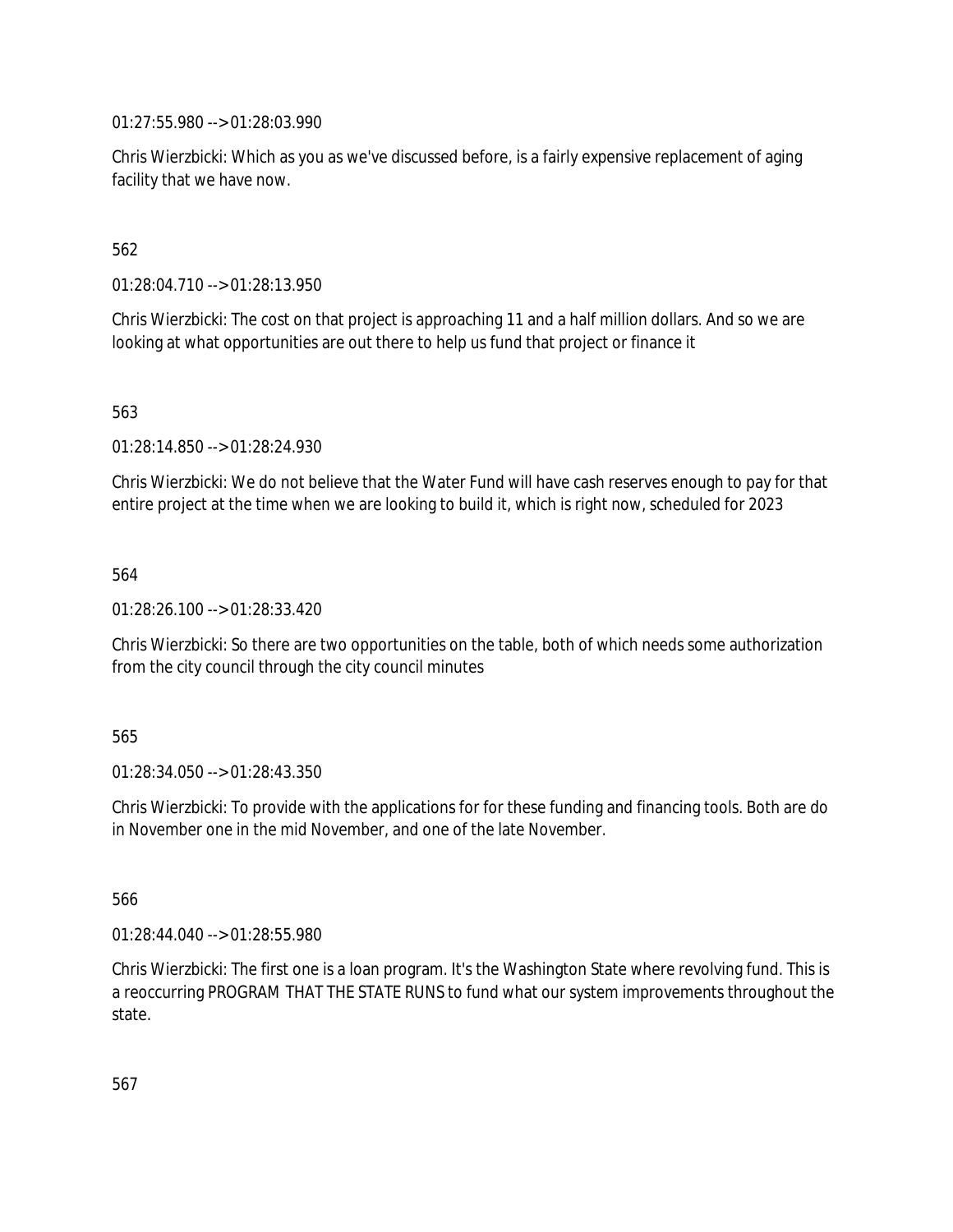01:27:55.980 --> 01:28:03.990

Chris Wierzbicki: Which as you as we've discussed before, is a fairly expensive replacement of aging facility that we have now.

562

01:28:04.710 --> 01:28:13.950

Chris Wierzbicki: The cost on that project is approaching 11 and a half million dollars. And so we are looking at what opportunities are out there to help us fund that project or finance it

563

01:28:14.850 --> 01:28:24.930

Chris Wierzbicki: We do not believe that the Water Fund will have cash reserves enough to pay for that entire project at the time when we are looking to build it, which is right now, scheduled for 2023

564

01:28:26.100 --> 01:28:33.420

Chris Wierzbicki: So there are two opportunities on the table, both of which needs some authorization from the city council through the city council minutes

565

01:28:34.050 --> 01:28:43.350

Chris Wierzbicki: To provide with the applications for for these funding and financing tools. Both are do in November one in the mid November, and one of the late November.

566

01:28:44.040 --> 01:28:55.980

Chris Wierzbicki: The first one is a loan program. It's the Washington State where revolving fund. This is a reoccurring PROGRAM THAT THE STATE RUNS to fund what our system improvements throughout the state.

567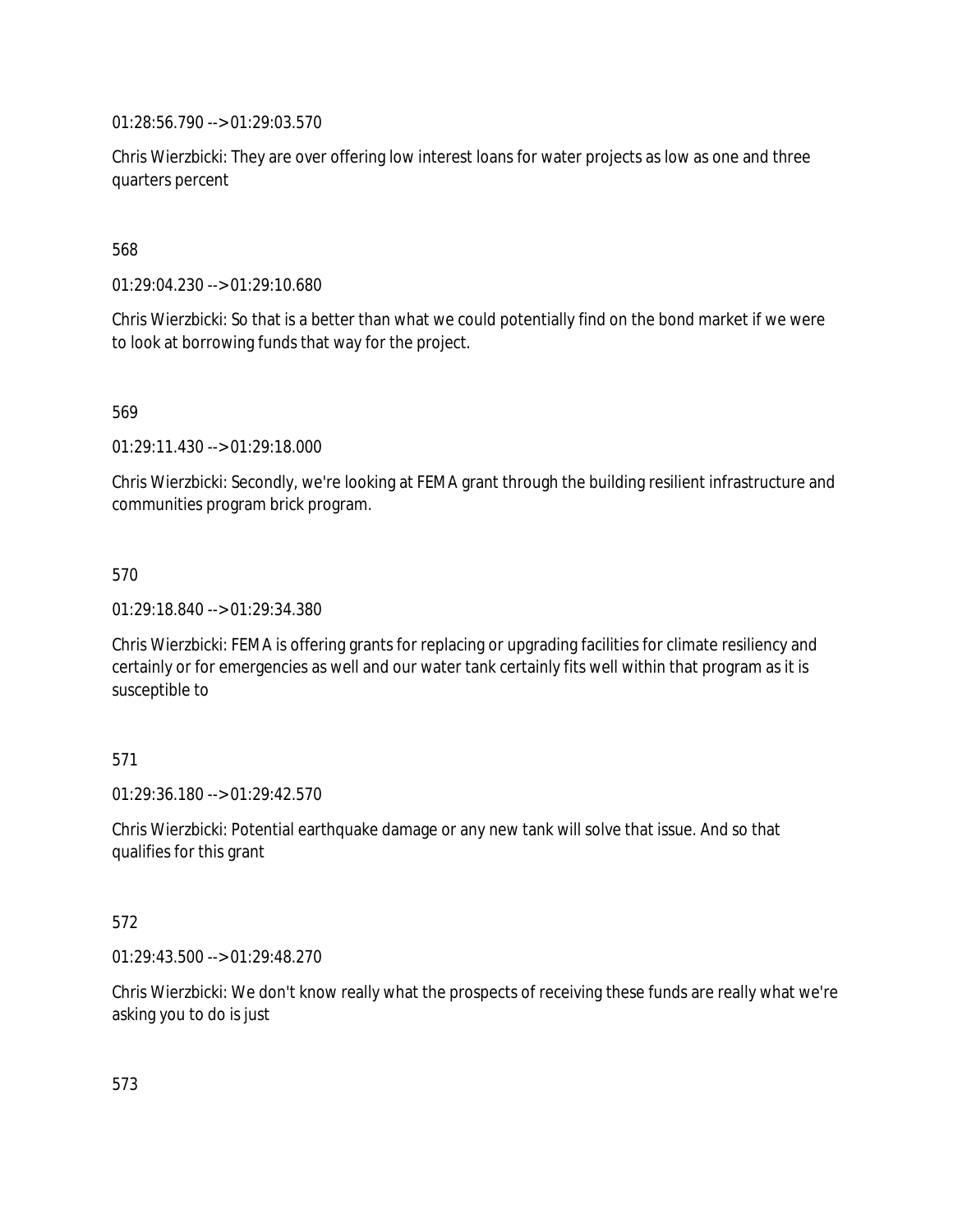01:28:56.790 --> 01:29:03.570

Chris Wierzbicki: They are over offering low interest loans for water projects as low as one and three quarters percent

568

01:29:04.230 --> 01:29:10.680

Chris Wierzbicki: So that is a better than what we could potentially find on the bond market if we were to look at borrowing funds that way for the project.

569

01:29:11.430 --> 01:29:18.000

Chris Wierzbicki: Secondly, we're looking at FEMA grant through the building resilient infrastructure and communities program brick program.

570

01:29:18.840 --> 01:29:34.380

Chris Wierzbicki: FEMA is offering grants for replacing or upgrading facilities for climate resiliency and certainly or for emergencies as well and our water tank certainly fits well within that program as it is susceptible to

571

01:29:36.180 --> 01:29:42.570

Chris Wierzbicki: Potential earthquake damage or any new tank will solve that issue. And so that qualifies for this grant

572

01:29:43.500 --> 01:29:48.270

Chris Wierzbicki: We don't know really what the prospects of receiving these funds are really what we're asking you to do is just

573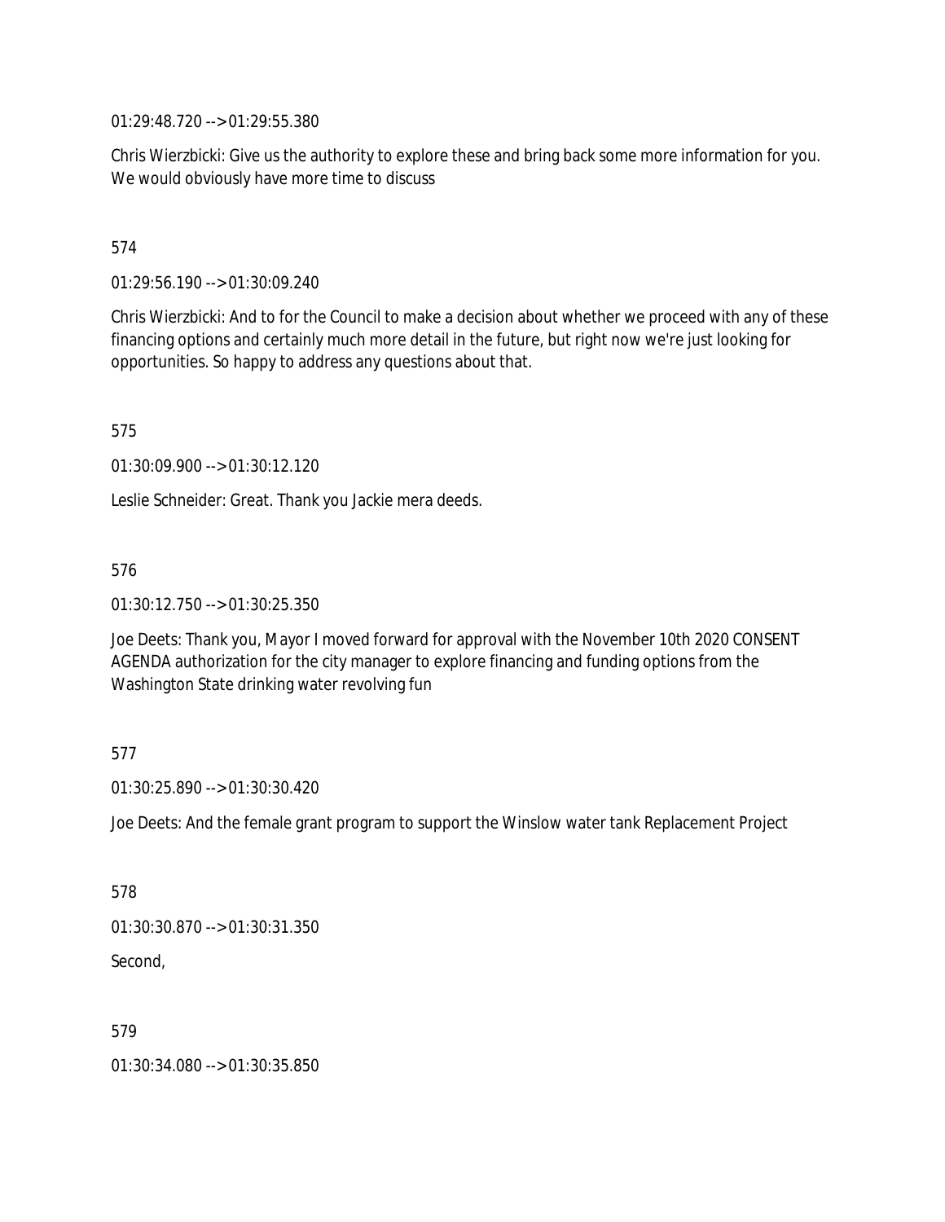01:29:48.720 --> 01:29:55.380

Chris Wierzbicki: Give us the authority to explore these and bring back some more information for you. We would obviously have more time to discuss

574

01:29:56.190 --> 01:30:09.240

Chris Wierzbicki: And to for the Council to make a decision about whether we proceed with any of these financing options and certainly much more detail in the future, but right now we're just looking for opportunities. So happy to address any questions about that.

575

01:30:09.900 --> 01:30:12.120

Leslie Schneider: Great. Thank you Jackie mera deeds.

576

01:30:12.750 --> 01:30:25.350

Joe Deets: Thank you, Mayor I moved forward for approval with the November 10th 2020 CONSENT AGENDA authorization for the city manager to explore financing and funding options from the Washington State drinking water revolving fun

577

01:30:25.890 --> 01:30:30.420

Joe Deets: And the female grant program to support the Winslow water tank Replacement Project

578

01:30:30.870 --> 01:30:31.350

Second,

579

01:30:34.080 --> 01:30:35.850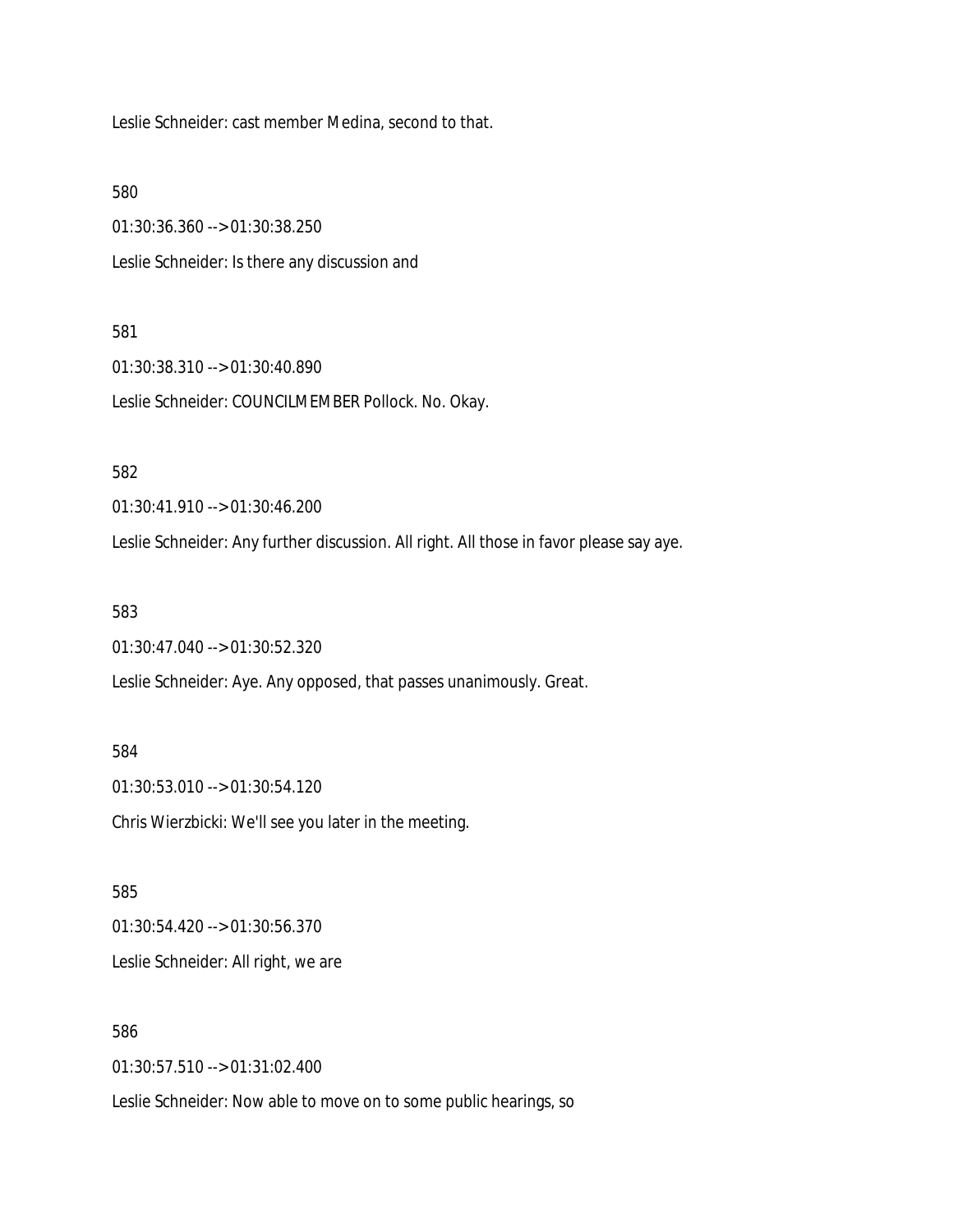Leslie Schneider: cast member Medina, second to that.

580

01:30:36.360 --> 01:30:38.250

Leslie Schneider: Is there any discussion and

581

01:30:38.310 --> 01:30:40.890

Leslie Schneider: COUNCILMEMBER Pollock. No. Okay.

582

01:30:41.910 --> 01:30:46.200

Leslie Schneider: Any further discussion. All right. All those in favor please say aye.

583

01:30:47.040 --> 01:30:52.320

Leslie Schneider: Aye. Any opposed, that passes unanimously. Great.

584

01:30:53.010 --> 01:30:54.120

Chris Wierzbicki: We'll see you later in the meeting.

585

01:30:54.420 --> 01:30:56.370

Leslie Schneider: All right, we are

586

01:30:57.510 --> 01:31:02.400

Leslie Schneider: Now able to move on to some public hearings, so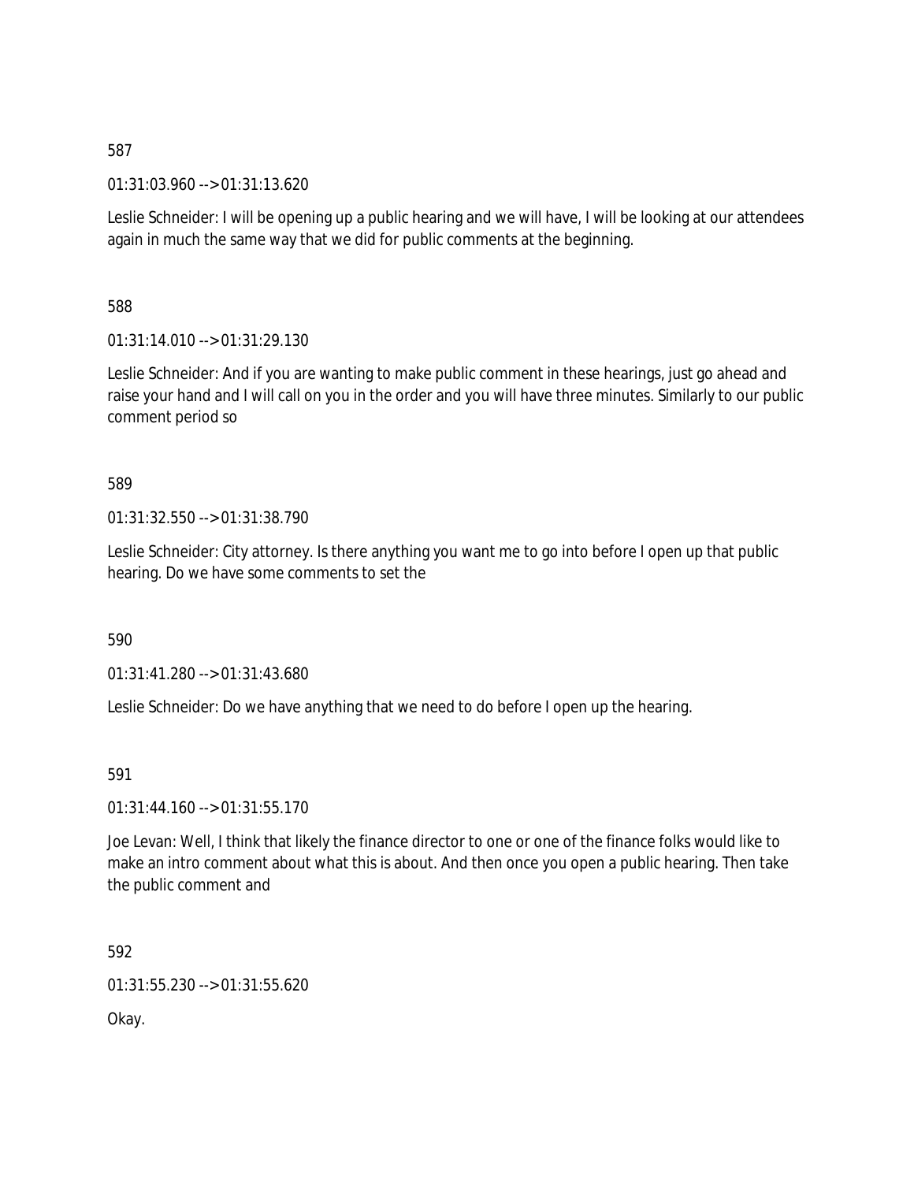587

01:31:03.960 --> 01:31:13.620

Leslie Schneider: I will be opening up a public hearing and we will have, I will be looking at our attendees again in much the same way that we did for public comments at the beginning.

588

01:31:14.010 --> 01:31:29.130

Leslie Schneider: And if you are wanting to make public comment in these hearings, just go ahead and raise your hand and I will call on you in the order and you will have three minutes. Similarly to our public comment period so

589

01:31:32.550 --> 01:31:38.790

Leslie Schneider: City attorney. Is there anything you want me to go into before I open up that public hearing. Do we have some comments to set the

590

01:31:41.280 --> 01:31:43.680

Leslie Schneider: Do we have anything that we need to do before I open up the hearing.

591

01:31:44.160 --> 01:31:55.170

Joe Levan: Well, I think that likely the finance director to one or one of the finance folks would like to make an intro comment about what this is about. And then once you open a public hearing. Then take the public comment and

592

01:31:55.230 --> 01:31:55.620

Okay.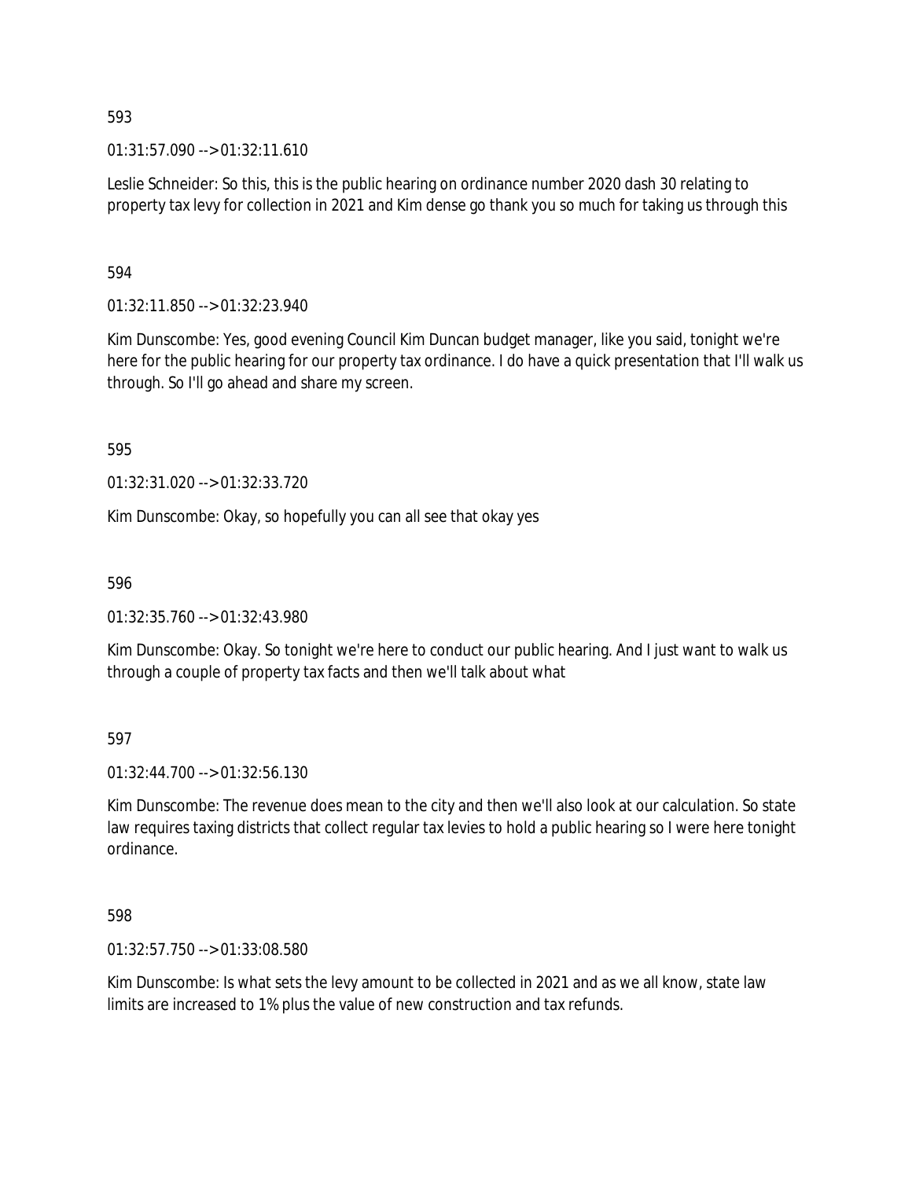593

01:31:57.090 --> 01:32:11.610

Leslie Schneider: So this, this is the public hearing on ordinance number 2020 dash 30 relating to property tax levy for collection in 2021 and Kim dense go thank you so much for taking us through this

594

01:32:11.850 --> 01:32:23.940

Kim Dunscombe: Yes, good evening Council Kim Duncan budget manager, like you said, tonight we're here for the public hearing for our property tax ordinance. I do have a quick presentation that I'll walk us through. So I'll go ahead and share my screen.

595

01:32:31.020 --> 01:32:33.720

Kim Dunscombe: Okay, so hopefully you can all see that okay yes

596

01:32:35.760 --> 01:32:43.980

Kim Dunscombe: Okay. So tonight we're here to conduct our public hearing. And I just want to walk us through a couple of property tax facts and then we'll talk about what

597

01:32:44.700 --> 01:32:56.130

Kim Dunscombe: The revenue does mean to the city and then we'll also look at our calculation. So state law requires taxing districts that collect regular tax levies to hold a public hearing so I were here tonight ordinance.

598

01:32:57.750 --> 01:33:08.580

Kim Dunscombe: Is what sets the levy amount to be collected in 2021 and as we all know, state law limits are increased to 1% plus the value of new construction and tax refunds.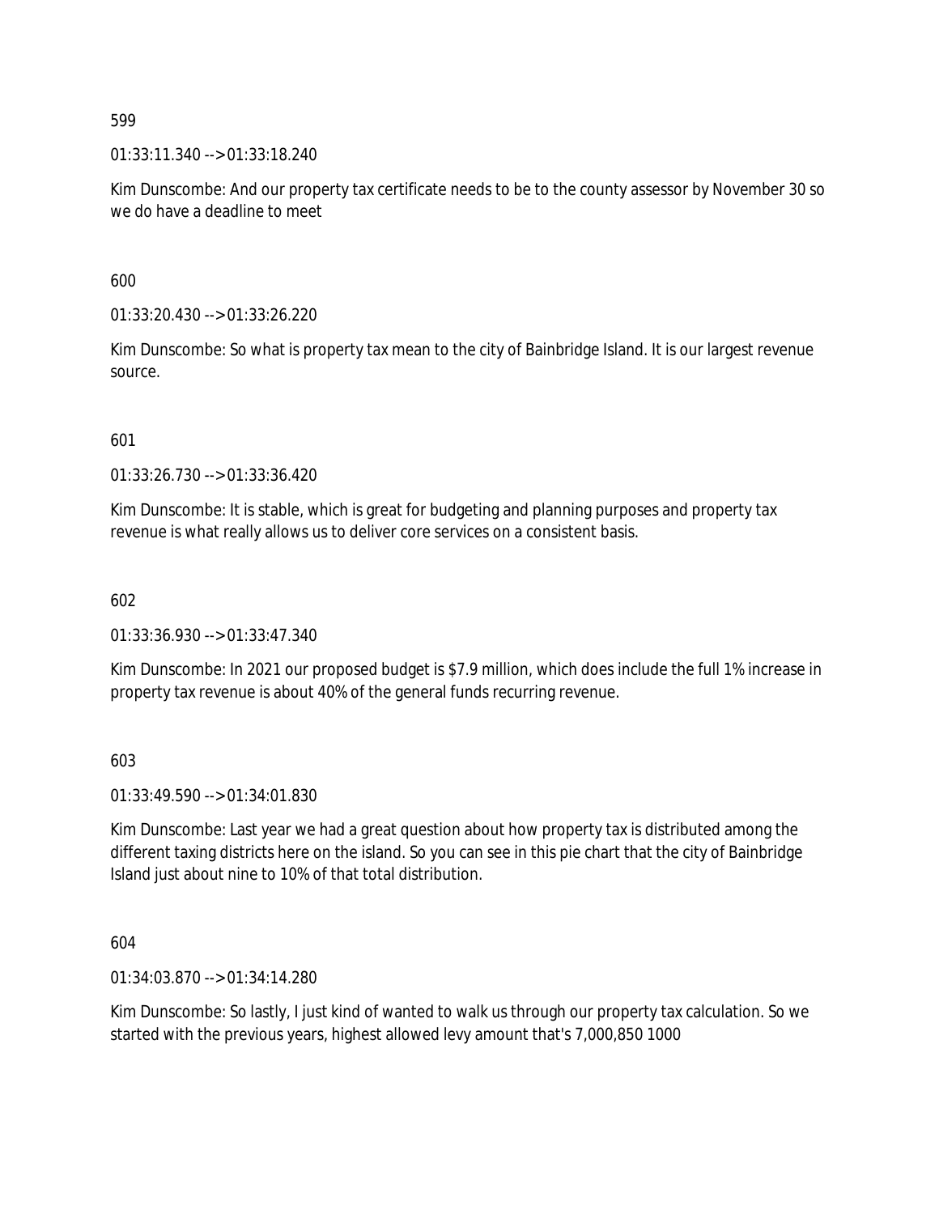599

01:33:11.340 --> 01:33:18.240

Kim Dunscombe: And our property tax certificate needs to be to the county assessor by November 30 so we do have a deadline to meet

600

01:33:20.430 --> 01:33:26.220

Kim Dunscombe: So what is property tax mean to the city of Bainbridge Island. It is our largest revenue source.

601

01:33:26.730 --> 01:33:36.420

Kim Dunscombe: It is stable, which is great for budgeting and planning purposes and property tax revenue is what really allows us to deliver core services on a consistent basis.

602

01:33:36.930 --> 01:33:47.340

Kim Dunscombe: In 2021 our proposed budget is $7.9 million, which does include the full 1% increase in property tax revenue is about 40% of the general funds recurring revenue.

603

01:33:49.590 --> 01:34:01.830

Kim Dunscombe: Last year we had a great question about how property tax is distributed among the different taxing districts here on the island. So you can see in this pie chart that the city of Bainbridge Island just about nine to 10% of that total distribution.

604

01:34:03.870 --> 01:34:14.280

Kim Dunscombe: So lastly, I just kind of wanted to walk us through our property tax calculation. So we started with the previous years, highest allowed levy amount that's 7,000,850 1000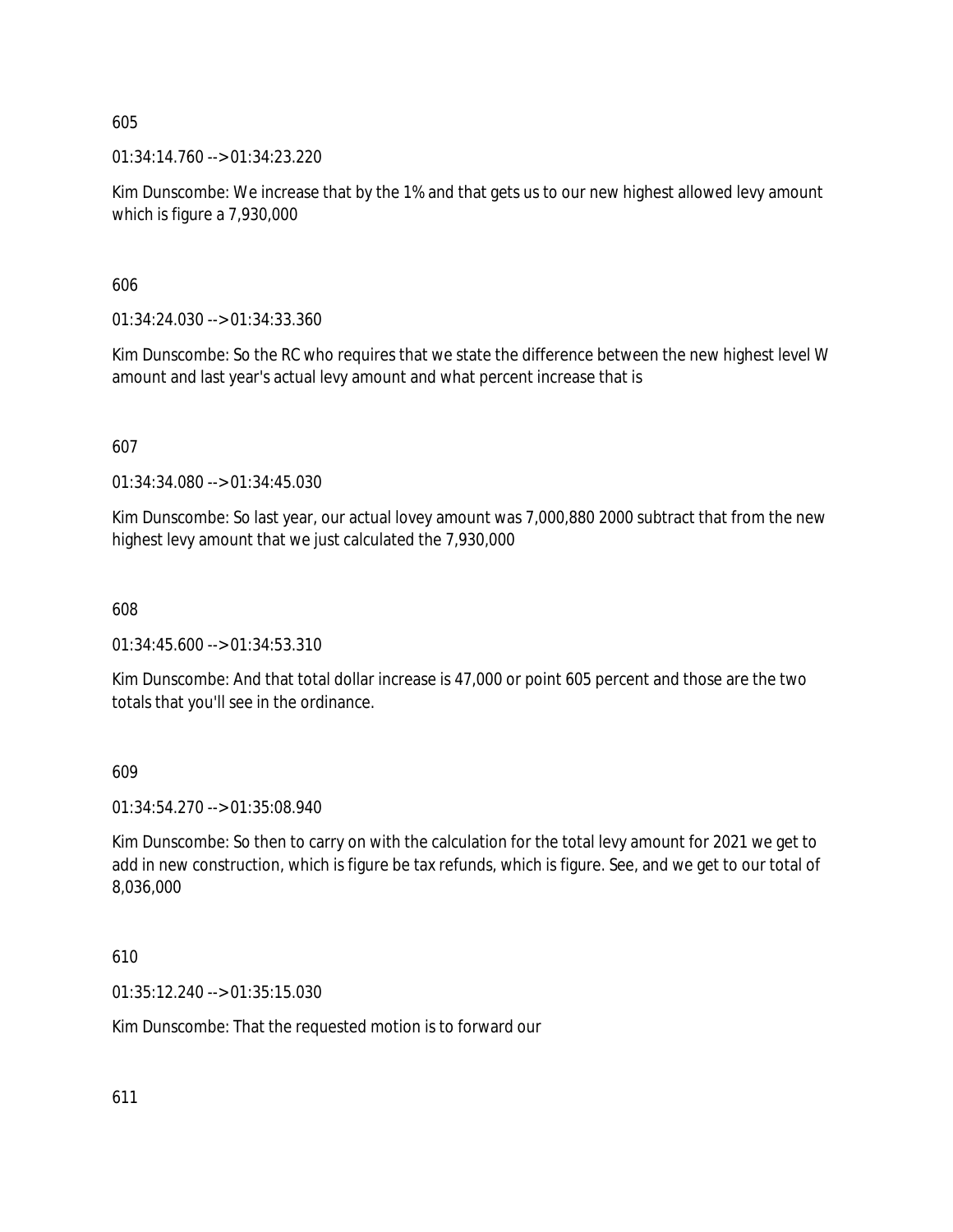605

01:34:14.760 --> 01:34:23.220

Kim Dunscombe: We increase that by the 1% and that gets us to our new highest allowed levy amount which is figure a 7,930,000

606

01:34:24.030 --> 01:34:33.360

Kim Dunscombe: So the RC who requires that we state the difference between the new highest level W amount and last year's actual levy amount and what percent increase that is

607

01:34:34.080 --> 01:34:45.030

Kim Dunscombe: So last year, our actual lovey amount was 7,000,880 2000 subtract that from the new highest levy amount that we just calculated the 7,930,000

608

01:34:45.600 --> 01:34:53.310

Kim Dunscombe: And that total dollar increase is 47,000 or point 605 percent and those are the two totals that you'll see in the ordinance.

609

01:34:54.270 --> 01:35:08.940

Kim Dunscombe: So then to carry on with the calculation for the total levy amount for 2021 we get to add in new construction, which is figure be tax refunds, which is figure. See, and we get to our total of 8,036,000

610

01:35:12.240 --> 01:35:15.030

Kim Dunscombe: That the requested motion is to forward our

611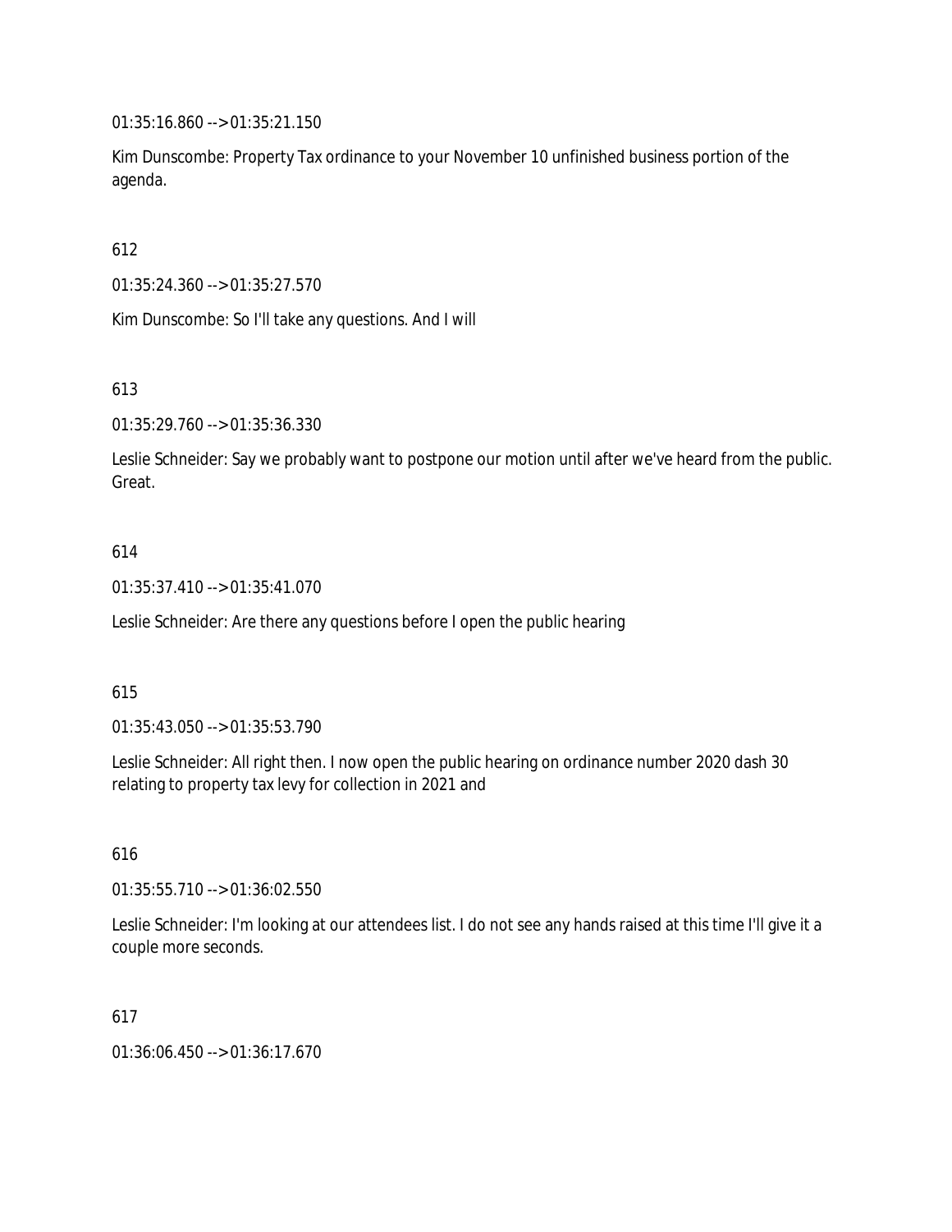01:35:16.860 --> 01:35:21.150

Kim Dunscombe: Property Tax ordinance to your November 10 unfinished business portion of the agenda.

612

01:35:24.360 --> 01:35:27.570

Kim Dunscombe: So I'll take any questions. And I will

613

01:35:29.760 --> 01:35:36.330

Leslie Schneider: Say we probably want to postpone our motion until after we've heard from the public. Great.

614

01:35:37.410 --> 01:35:41.070

Leslie Schneider: Are there any questions before I open the public hearing

615

01:35:43.050 --> 01:35:53.790

Leslie Schneider: All right then. I now open the public hearing on ordinance number 2020 dash 30 relating to property tax levy for collection in 2021 and

616

01:35:55.710 --> 01:36:02.550

Leslie Schneider: I'm looking at our attendees list. I do not see any hands raised at this time I'll give it a couple more seconds.

617

01:36:06.450 --> 01:36:17.670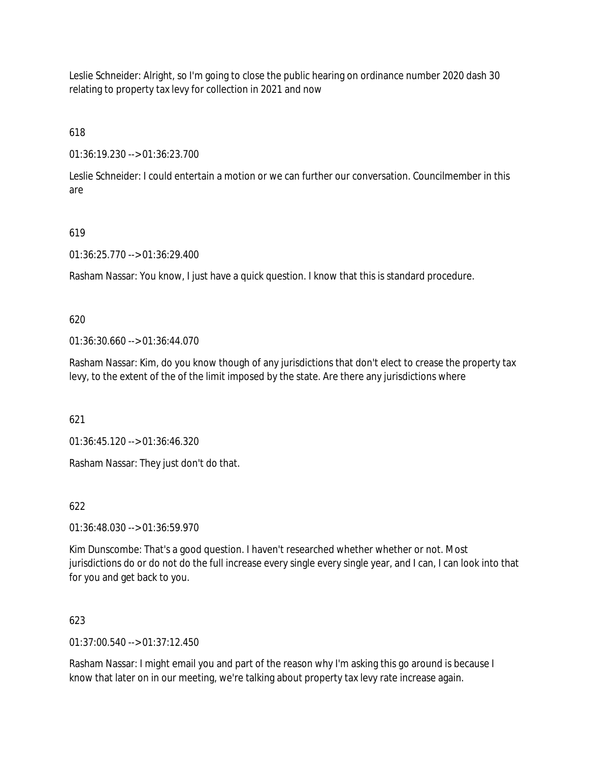Leslie Schneider: Alright, so I'm going to close the public hearing on ordinance number 2020 dash 30 relating to property tax levy for collection in 2021 and now

618

01:36:19.230 --> 01:36:23.700

Leslie Schneider: I could entertain a motion or we can further our conversation. Councilmember in this are

619

01:36:25.770 --> 01:36:29.400

Rasham Nassar: You know, I just have a quick question. I know that this is standard procedure.

620

01:36:30.660 --> 01:36:44.070

Rasham Nassar: Kim, do you know though of any jurisdictions that don't elect to crease the property tax levy, to the extent of the of the limit imposed by the state. Are there any jurisdictions where

621

01:36:45.120 --> 01:36:46.320

Rasham Nassar: They just don't do that.

622

01:36:48.030 --> 01:36:59.970

Kim Dunscombe: That's a good question. I haven't researched whether whether or not. Most jurisdictions do or do not do the full increase every single every single year, and I can, I can look into that for you and get back to you.

623

01:37:00.540 --> 01:37:12.450

Rasham Nassar: I might email you and part of the reason why I'm asking this go around is because I know that later on in our meeting, we're talking about property tax levy rate increase again.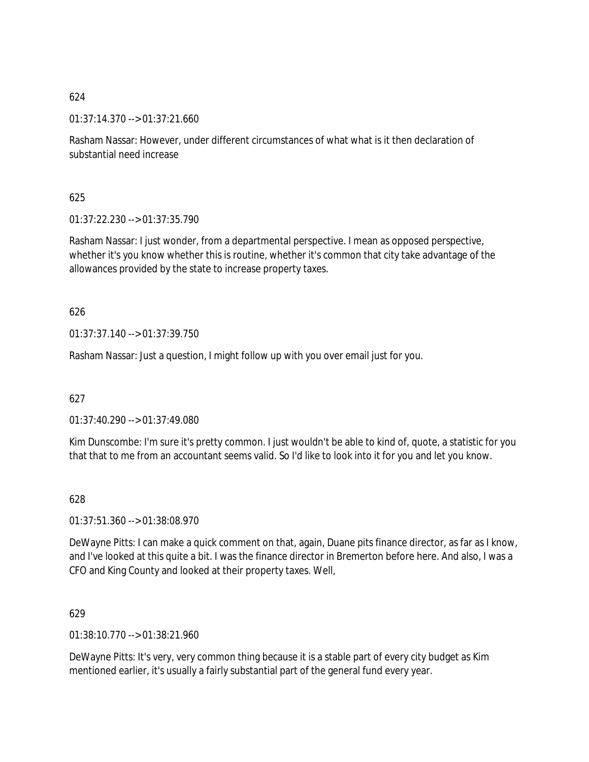624

01:37:14.370 --> 01:37:21.660

Rasham Nassar: However, under different circumstances of what what is it then declaration of substantial need increase

625

01:37:22.230 --> 01:37:35.790

Rasham Nassar: I just wonder, from a departmental perspective. I mean as opposed perspective, whether it's you know whether this is routine, whether it's common that city take advantage of the allowances provided by the state to increase property taxes.

626

01:37:37.140 --> 01:37:39.750

Rasham Nassar: Just a question, I might follow up with you over email just for you.

627

01:37:40.290 --> 01:37:49.080

Kim Dunscombe: I'm sure it's pretty common. I just wouldn't be able to kind of, quote, a statistic for you that that to me from an accountant seems valid. So I'd like to look into it for you and let you know.

628

01:37:51.360 --> 01:38:08.970

DeWayne Pitts: I can make a quick comment on that, again, Duane pits finance director, as far as I know, and I've looked at this quite a bit. I was the finance director in Bremerton before here. And also, I was a CFO and King County and looked at their property taxes. Well,

629

01:38:10.770 --> 01:38:21.960

DeWayne Pitts: It's very, very common thing because it is a stable part of every city budget as Kim mentioned earlier, it's usually a fairly substantial part of the general fund every year.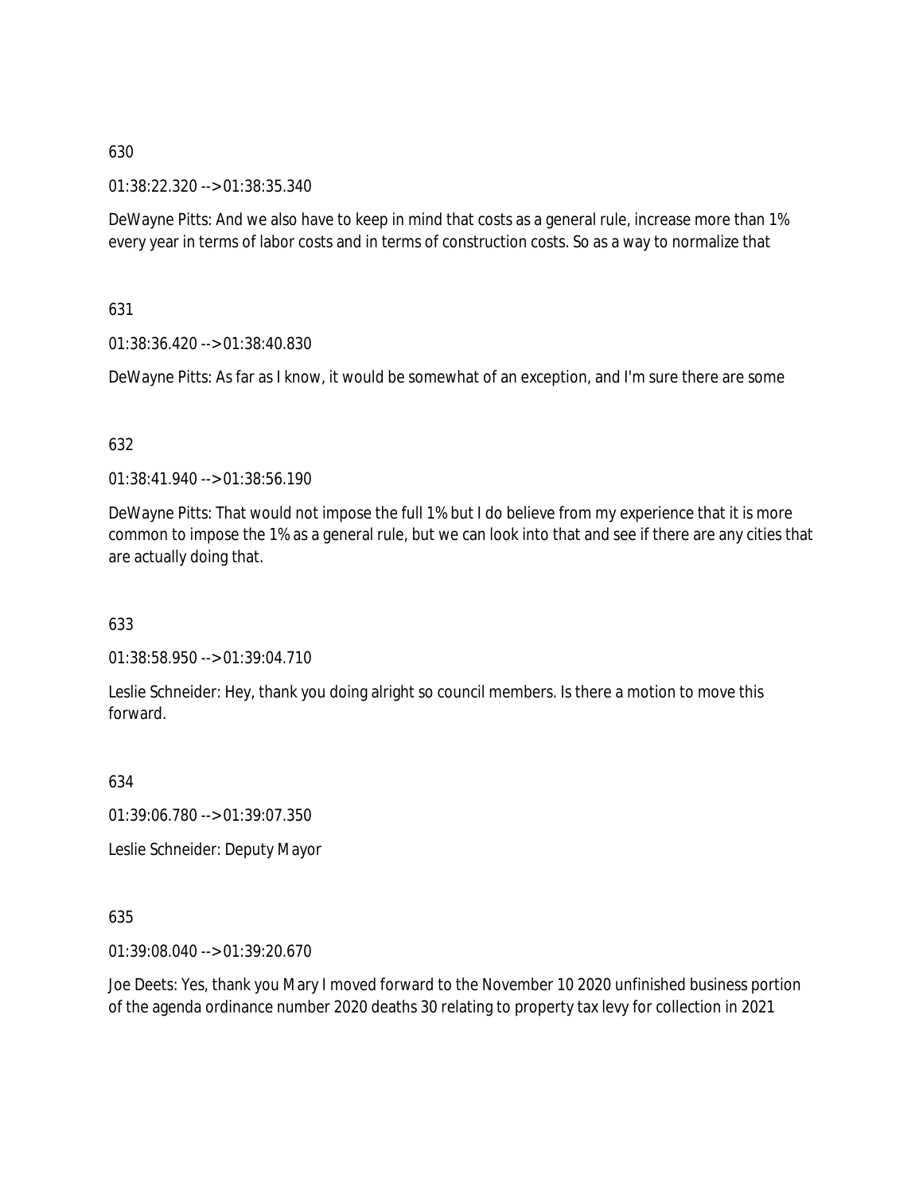630

01:38:22.320 --> 01:38:35.340

DeWayne Pitts: And we also have to keep in mind that costs as a general rule, increase more than 1% every year in terms of labor costs and in terms of construction costs. So as a way to normalize that

631

01:38:36.420 --> 01:38:40.830

DeWayne Pitts: As far as I know, it would be somewhat of an exception, and I'm sure there are some

632

01:38:41.940 --> 01:38:56.190

DeWayne Pitts: That would not impose the full 1% but I do believe from my experience that it is more common to impose the 1% as a general rule, but we can look into that and see if there are any cities that are actually doing that.

633

01:38:58.950 --> 01:39:04.710

Leslie Schneider: Hey, thank you doing alright so council members. Is there a motion to move this forward.

634

01:39:06.780 --> 01:39:07.350

Leslie Schneider: Deputy Mayor

635

01:39:08.040 --> 01:39:20.670

Joe Deets: Yes, thank you Mary I moved forward to the November 10 2020 unfinished business portion of the agenda ordinance number 2020 deaths 30 relating to property tax levy for collection in 2021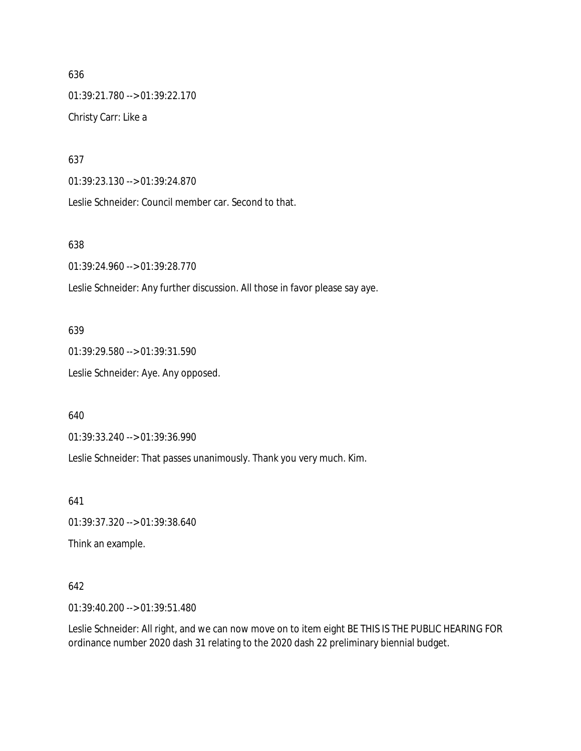636

01:39:21.780 --> 01:39:22.170

Christy Carr: Like a

637

01:39:23.130 --> 01:39:24.870

Leslie Schneider: Council member car. Second to that.

638

01:39:24.960 --> 01:39:28.770

Leslie Schneider: Any further discussion. All those in favor please say aye.

639

01:39:29.580 --> 01:39:31.590

Leslie Schneider: Aye. Any opposed.

640

01:39:33.240 --> 01:39:36.990

Leslie Schneider: That passes unanimously. Thank you very much. Kim.

641

01:39:37.320 --> 01:39:38.640

Think an example.

642

01:39:40.200 --> 01:39:51.480

Leslie Schneider: All right, and we can now move on to item eight BE THIS IS THE PUBLIC HEARING FOR ordinance number 2020 dash 31 relating to the 2020 dash 22 preliminary biennial budget.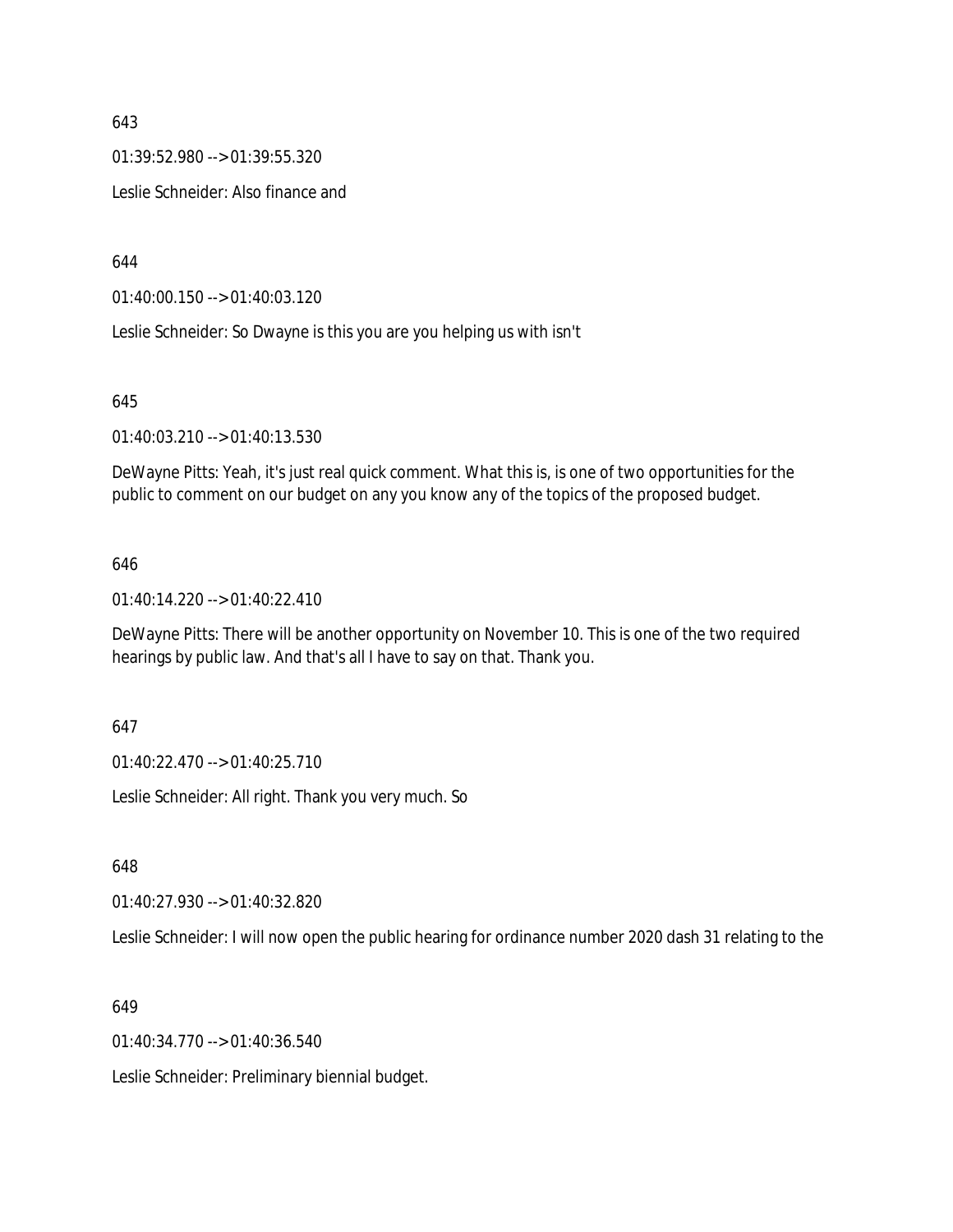643

01:39:52.980 --> 01:39:55.320

Leslie Schneider: Also finance and

644

01:40:00.150 --> 01:40:03.120

Leslie Schneider: So Dwayne is this you are you helping us with isn't

645

01:40:03.210 --> 01:40:13.530

DeWayne Pitts: Yeah, it's just real quick comment. What this is, is one of two opportunities for the public to comment on our budget on any you know any of the topics of the proposed budget.

646

01:40:14.220 --> 01:40:22.410

DeWayne Pitts: There will be another opportunity on November 10. This is one of the two required hearings by public law. And that's all I have to say on that. Thank you.

647

01:40:22.470 --> 01:40:25.710

Leslie Schneider: All right. Thank you very much. So

648

01:40:27.930 --> 01:40:32.820

Leslie Schneider: I will now open the public hearing for ordinance number 2020 dash 31 relating to the

649

01:40:34.770 --> 01:40:36.540

Leslie Schneider: Preliminary biennial budget.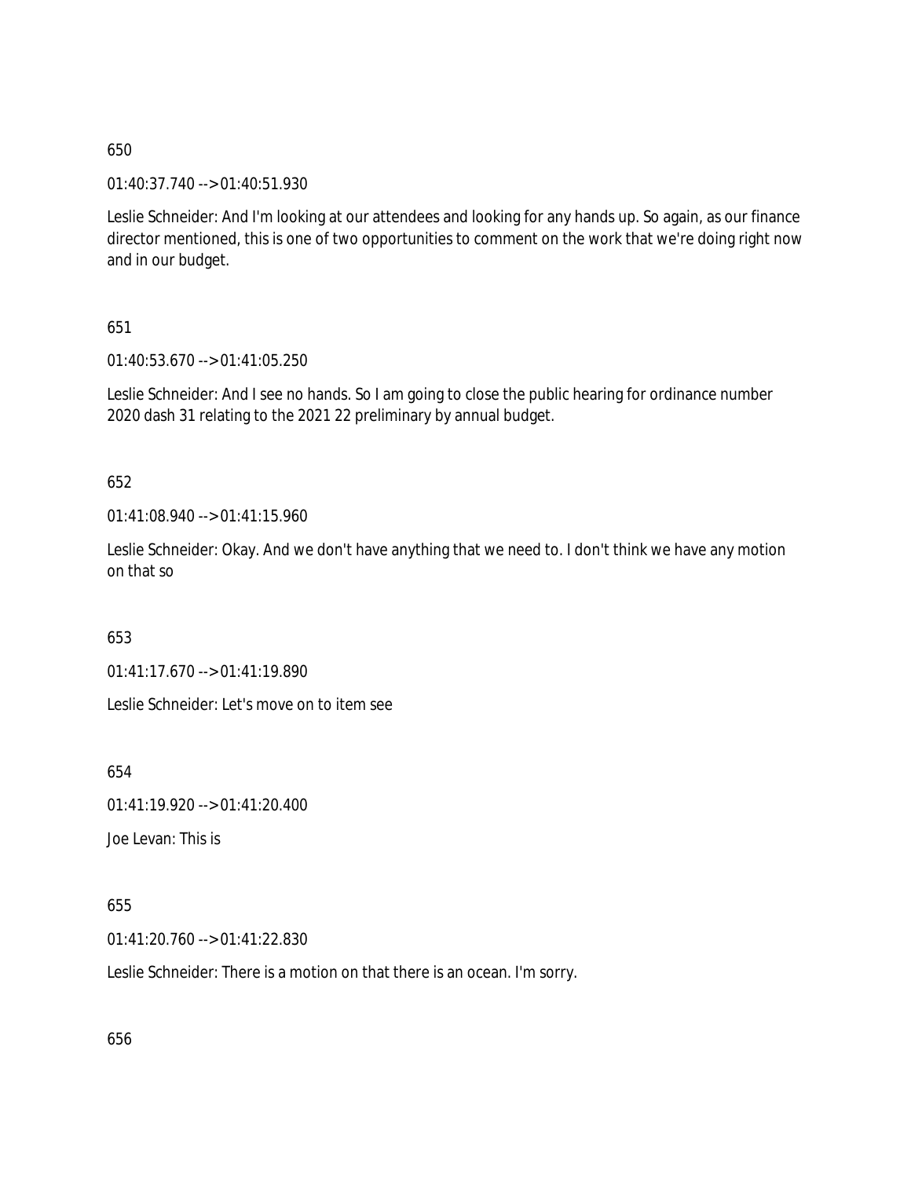650

01:40:37.740 --> 01:40:51.930

Leslie Schneider: And I'm looking at our attendees and looking for any hands up. So again, as our finance director mentioned, this is one of two opportunities to comment on the work that we're doing right now and in our budget.

651

01:40:53.670 --> 01:41:05.250

Leslie Schneider: And I see no hands. So I am going to close the public hearing for ordinance number 2020 dash 31 relating to the 2021 22 preliminary by annual budget.

652

01:41:08.940 --> 01:41:15.960

Leslie Schneider: Okay. And we don't have anything that we need to. I don't think we have any motion on that so

653

01:41:17.670 --> 01:41:19.890

Leslie Schneider: Let's move on to item see

654

01:41:19.920 --> 01:41:20.400

Joe Levan: This is

655

01:41:20.760 --> 01:41:22.830

Leslie Schneider: There is a motion on that there is an ocean. I'm sorry.

656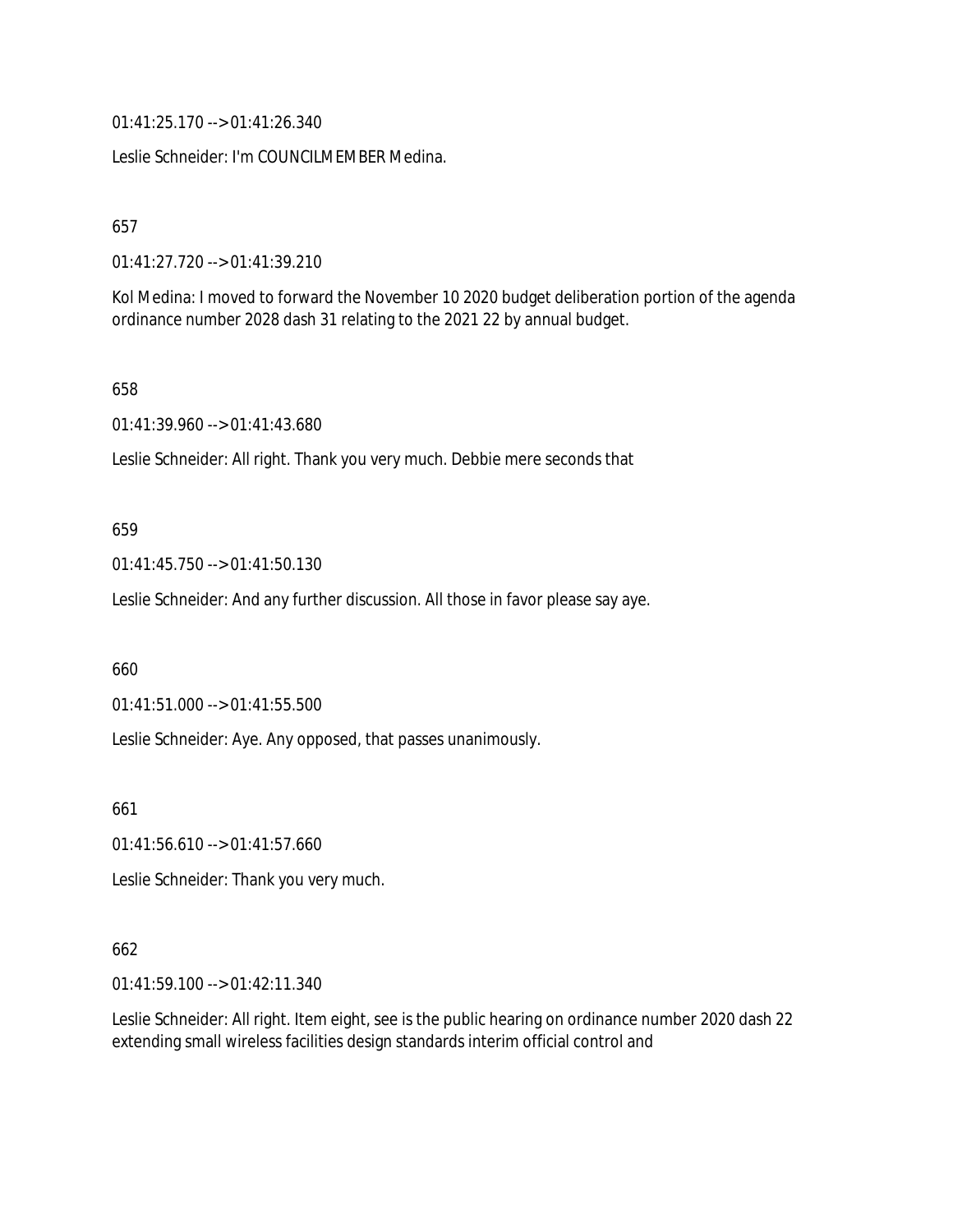01:41:25.170 --> 01:41:26.340

Leslie Schneider: I'm COUNCILMEMBER Medina.

657

01:41:27.720 --> 01:41:39.210

Kol Medina: I moved to forward the November 10 2020 budget deliberation portion of the agenda ordinance number 2028 dash 31 relating to the 2021 22 by annual budget.

658

01:41:39.960 --> 01:41:43.680

Leslie Schneider: All right. Thank you very much. Debbie mere seconds that

659

01:41:45.750 --> 01:41:50.130

Leslie Schneider: And any further discussion. All those in favor please say aye.

660

01:41:51.000 --> 01:41:55.500

Leslie Schneider: Aye. Any opposed, that passes unanimously.

661

01:41:56.610 --> 01:41:57.660

Leslie Schneider: Thank you very much.

662

01:41:59.100 --> 01:42:11.340

Leslie Schneider: All right. Item eight, see is the public hearing on ordinance number 2020 dash 22 extending small wireless facilities design standards interim official control and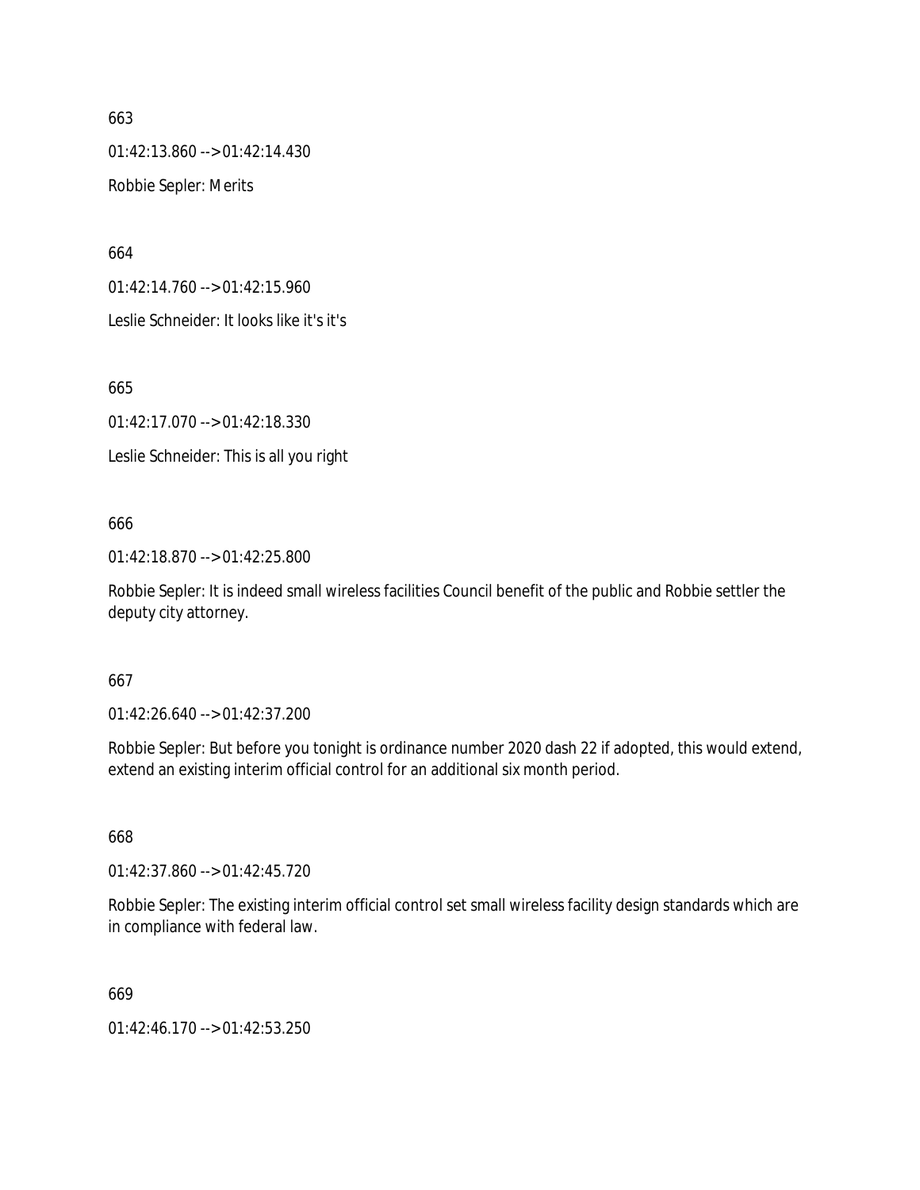663

01:42:13.860 --> 01:42:14.430

Robbie Sepler: Merits

664

01:42:14.760 --> 01:42:15.960

Leslie Schneider: It looks like it's it's

665

01:42:17.070 --> 01:42:18.330

Leslie Schneider: This is all you right

666

01:42:18.870 --> 01:42:25.800

Robbie Sepler: It is indeed small wireless facilities Council benefit of the public and Robbie settler the deputy city attorney.

667

01:42:26.640 --> 01:42:37.200

Robbie Sepler: But before you tonight is ordinance number 2020 dash 22 if adopted, this would extend, extend an existing interim official control for an additional six month period.

668

01:42:37.860 --> 01:42:45.720

Robbie Sepler: The existing interim official control set small wireless facility design standards which are in compliance with federal law.

669

01:42:46.170 --> 01:42:53.250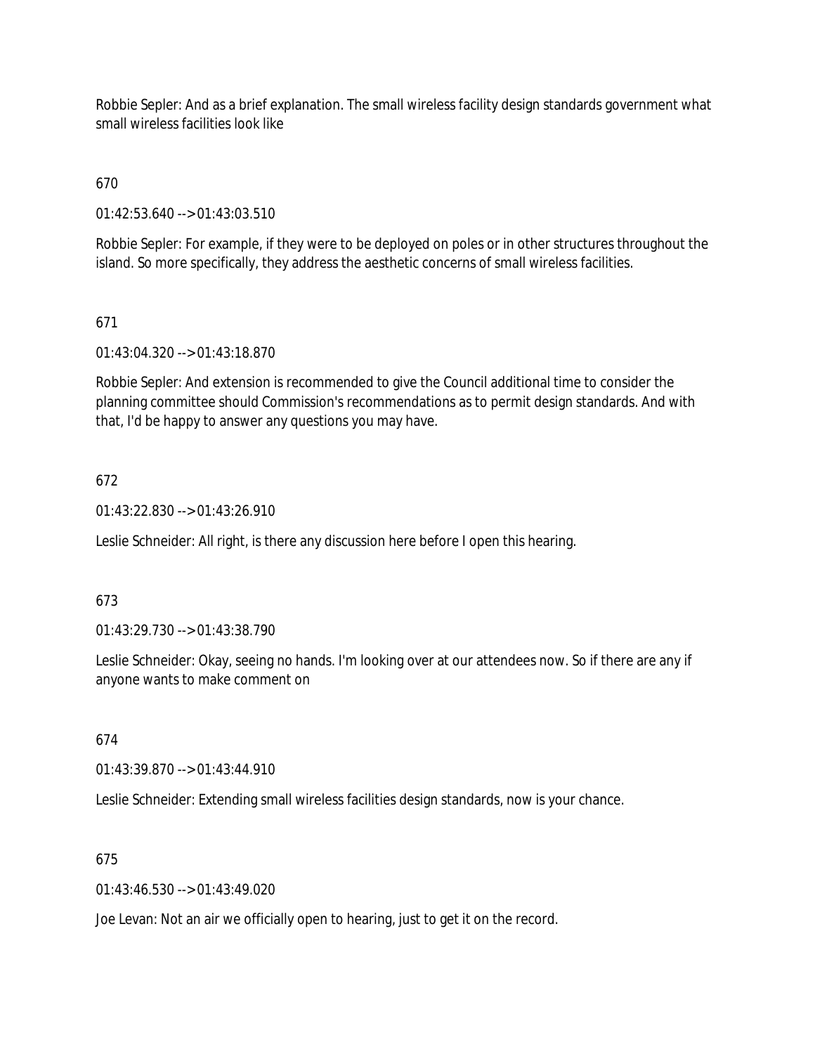Robbie Sepler: And as a brief explanation. The small wireless facility design standards government what small wireless facilities look like

670

01:42:53.640 --> 01:43:03.510

Robbie Sepler: For example, if they were to be deployed on poles or in other structures throughout the island. So more specifically, they address the aesthetic concerns of small wireless facilities.

671

01:43:04.320 --> 01:43:18.870

Robbie Sepler: And extension is recommended to give the Council additional time to consider the planning committee should Commission's recommendations as to permit design standards. And with that, I'd be happy to answer any questions you may have.

672

01:43:22.830 --> 01:43:26.910

Leslie Schneider: All right, is there any discussion here before I open this hearing.

673

01:43:29.730 --> 01:43:38.790

Leslie Schneider: Okay, seeing no hands. I'm looking over at our attendees now. So if there are any if anyone wants to make comment on

674

01:43:39.870 --> 01:43:44.910

Leslie Schneider: Extending small wireless facilities design standards, now is your chance.

675

01:43:46.530 --> 01:43:49.020

Joe Levan: Not an air we officially open to hearing, just to get it on the record.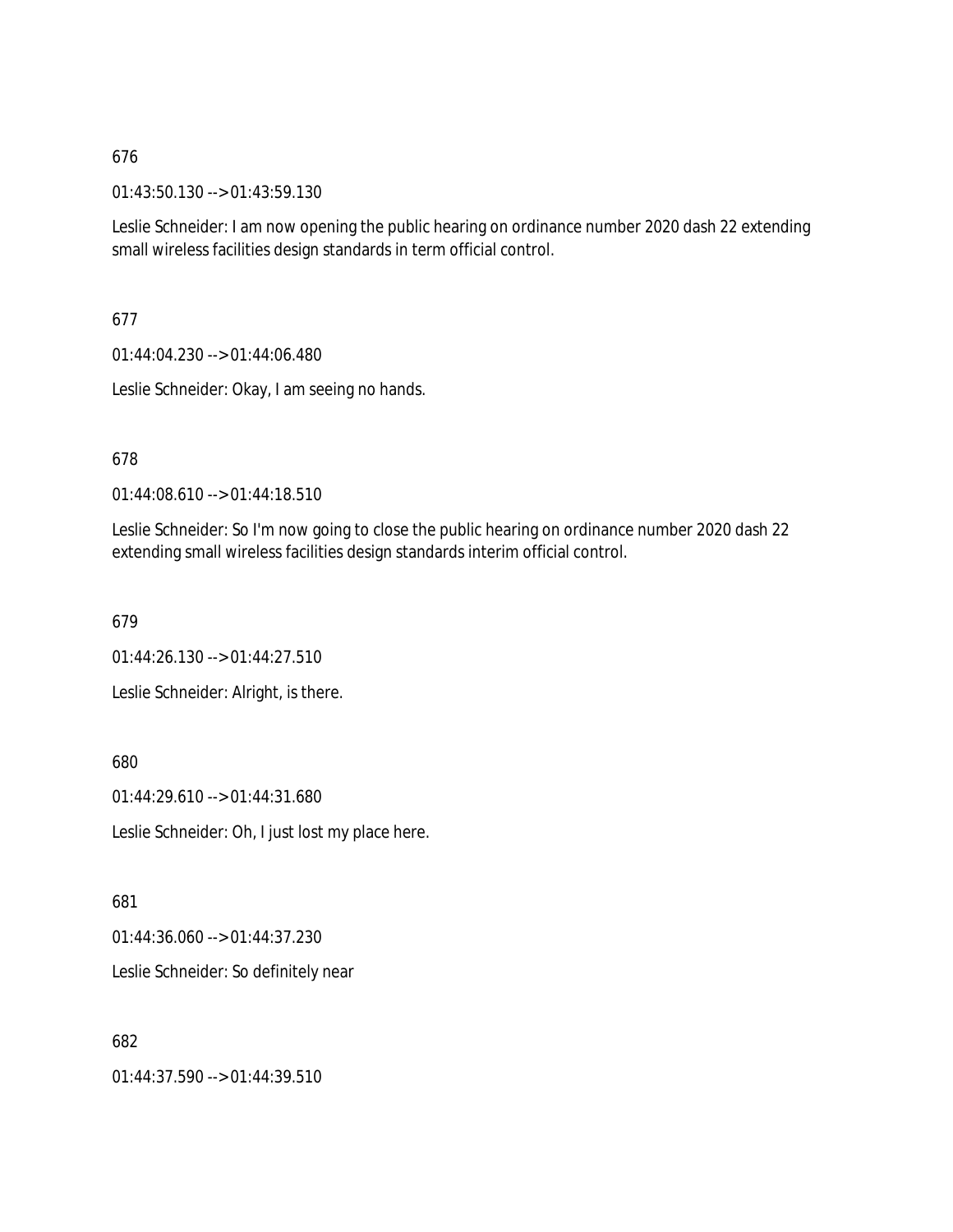676

01:43:50.130 --> 01:43:59.130

Leslie Schneider: I am now opening the public hearing on ordinance number 2020 dash 22 extending small wireless facilities design standards in term official control.

677

01:44:04.230 --> 01:44:06.480

Leslie Schneider: Okay, I am seeing no hands.

678

01:44:08.610 --> 01:44:18.510

Leslie Schneider: So I'm now going to close the public hearing on ordinance number 2020 dash 22 extending small wireless facilities design standards interim official control.

679

01:44:26.130 --> 01:44:27.510

Leslie Schneider: Alright, is there.

680

01:44:29.610 --> 01:44:31.680

Leslie Schneider: Oh, I just lost my place here.

681

01:44:36.060 --> 01:44:37.230

Leslie Schneider: So definitely near

682

01:44:37.590 --> 01:44:39.510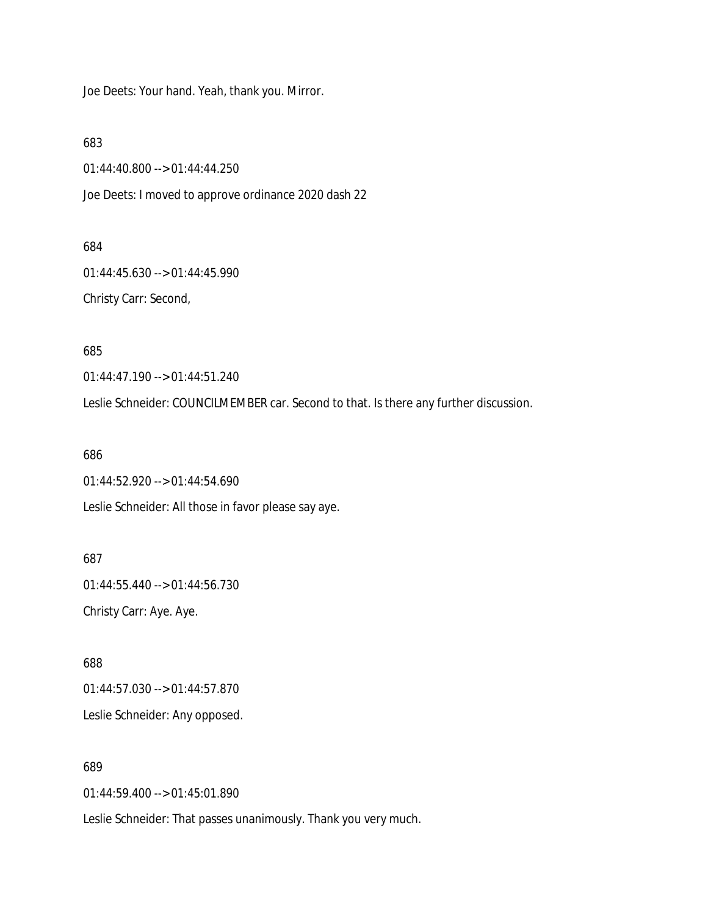Joe Deets: Your hand. Yeah, thank you. Mirror.

683

01:44:40.800 --> 01:44:44.250

Joe Deets: I moved to approve ordinance 2020 dash 22

684

01:44:45.630 --> 01:44:45.990

Christy Carr: Second,

685

01:44:47.190 --> 01:44:51.240

Leslie Schneider: COUNCILMEMBER car. Second to that. Is there any further discussion.

686

01:44:52.920 --> 01:44:54.690

Leslie Schneider: All those in favor please say aye.

687

01:44:55.440 --> 01:44:56.730

Christy Carr: Aye. Aye.

688

01:44:57.030 --> 01:44:57.870

Leslie Schneider: Any opposed.

689

01:44:59.400 --> 01:45:01.890

Leslie Schneider: That passes unanimously. Thank you very much.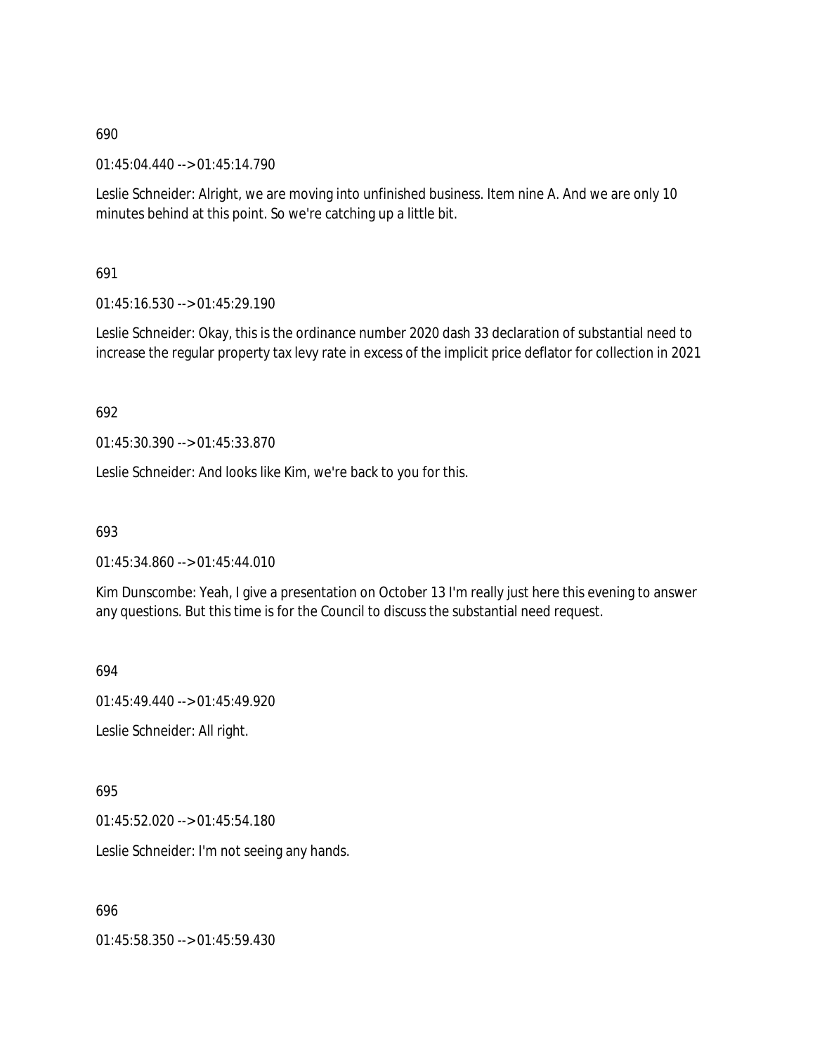690

01:45:04.440 --> 01:45:14.790

Leslie Schneider: Alright, we are moving into unfinished business. Item nine A. And we are only 10 minutes behind at this point. So we're catching up a little bit.

691

01:45:16.530 --> 01:45:29.190

Leslie Schneider: Okay, this is the ordinance number 2020 dash 33 declaration of substantial need to increase the regular property tax levy rate in excess of the implicit price deflator for collection in 2021

692

01:45:30.390 --> 01:45:33.870

Leslie Schneider: And looks like Kim, we're back to you for this.

693

01:45:34.860 --> 01:45:44.010

Kim Dunscombe: Yeah, I give a presentation on October 13 I'm really just here this evening to answer any questions. But this time is for the Council to discuss the substantial need request.

694

01:45:49.440 --> 01:45:49.920

Leslie Schneider: All right.

695

01:45:52.020 --> 01:45:54.180

Leslie Schneider: I'm not seeing any hands.

696

01:45:58.350 --> 01:45:59.430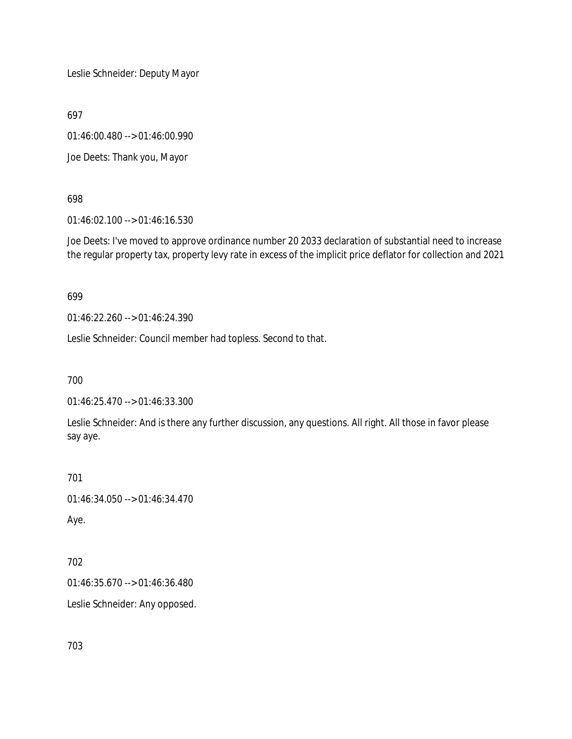Leslie Schneider: Deputy Mayor

697

01:46:00.480 --> 01:46:00.990

Joe Deets: Thank you, Mayor

698

01:46:02.100 --> 01:46:16.530

Joe Deets: I've moved to approve ordinance number 20 2033 declaration of substantial need to increase the regular property tax, property levy rate in excess of the implicit price deflator for collection and 2021

699

01:46:22.260 --> 01:46:24.390

Leslie Schneider: Council member had topless. Second to that.

700

01:46:25.470 --> 01:46:33.300

Leslie Schneider: And is there any further discussion, any questions. All right. All those in favor please say aye.

701

01:46:34.050 --> 01:46:34.470

Aye.

702

01:46:35.670 --> 01:46:36.480

Leslie Schneider: Any opposed.

703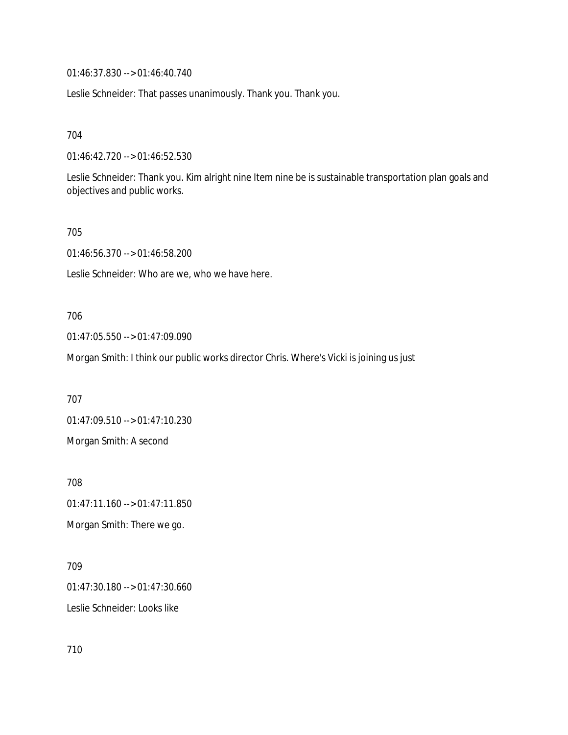01:46:37.830 --> 01:46:40.740

Leslie Schneider: That passes unanimously. Thank you. Thank you.

704

01:46:42.720 --> 01:46:52.530

Leslie Schneider: Thank you. Kim alright nine Item nine be is sustainable transportation plan goals and objectives and public works.

705

01:46:56.370 --> 01:46:58.200

Leslie Schneider: Who are we, who we have here.

706

01:47:05.550 --> 01:47:09.090

Morgan Smith: I think our public works director Chris. Where's Vicki is joining us just

707

01:47:09.510 --> 01:47:10.230

Morgan Smith: A second

708

01:47:11.160 --> 01:47:11.850

Morgan Smith: There we go.

709

01:47:30.180 --> 01:47:30.660

Leslie Schneider: Looks like

710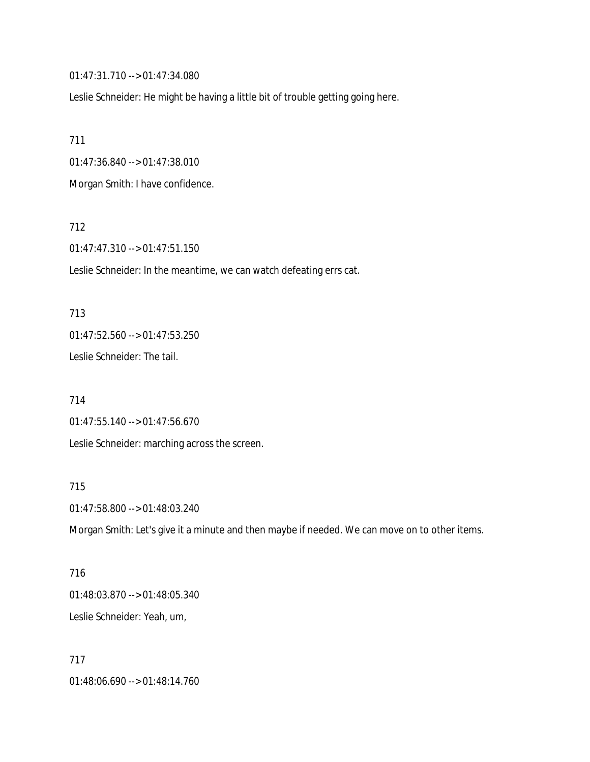01:47:31.710 --> 01:47:34.080

Leslie Schneider: He might be having a little bit of trouble getting going here.

711

01:47:36.840 --> 01:47:38.010

Morgan Smith: I have confidence.

712

01:47:47.310 --> 01:47:51.150

Leslie Schneider: In the meantime, we can watch defeating errs cat.

713

01:47:52.560 --> 01:47:53.250

Leslie Schneider: The tail.

714

01:47:55.140 --> 01:47:56.670

Leslie Schneider: marching across the screen.

715

01:47:58.800 --> 01:48:03.240

Morgan Smith: Let's give it a minute and then maybe if needed. We can move on to other items.

716

01:48:03.870 --> 01:48:05.340

Leslie Schneider: Yeah, um,

717

01:48:06.690 --> 01:48:14.760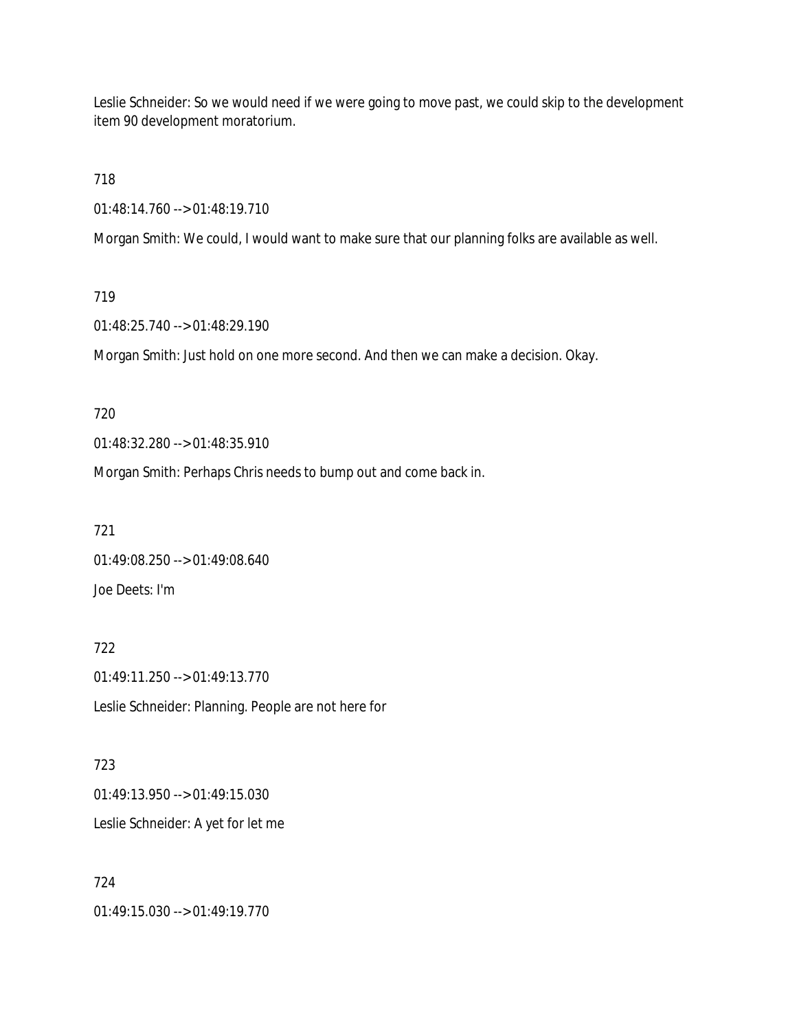Leslie Schneider: So we would need if we were going to move past, we could skip to the development item 90 development moratorium.

718

01:48:14.760 --> 01:48:19.710

Morgan Smith: We could, I would want to make sure that our planning folks are available as well.

719

01:48:25.740 --> 01:48:29.190

Morgan Smith: Just hold on one more second. And then we can make a decision. Okay.

720

01:48:32.280 --> 01:48:35.910

Morgan Smith: Perhaps Chris needs to bump out and come back in.

721

01:49:08.250 --> 01:49:08.640

Joe Deets: I'm

722

01:49:11.250 --> 01:49:13.770

Leslie Schneider: Planning. People are not here for

723

01:49:13.950 --> 01:49:15.030

Leslie Schneider: A yet for let me

724

01:49:15.030 --> 01:49:19.770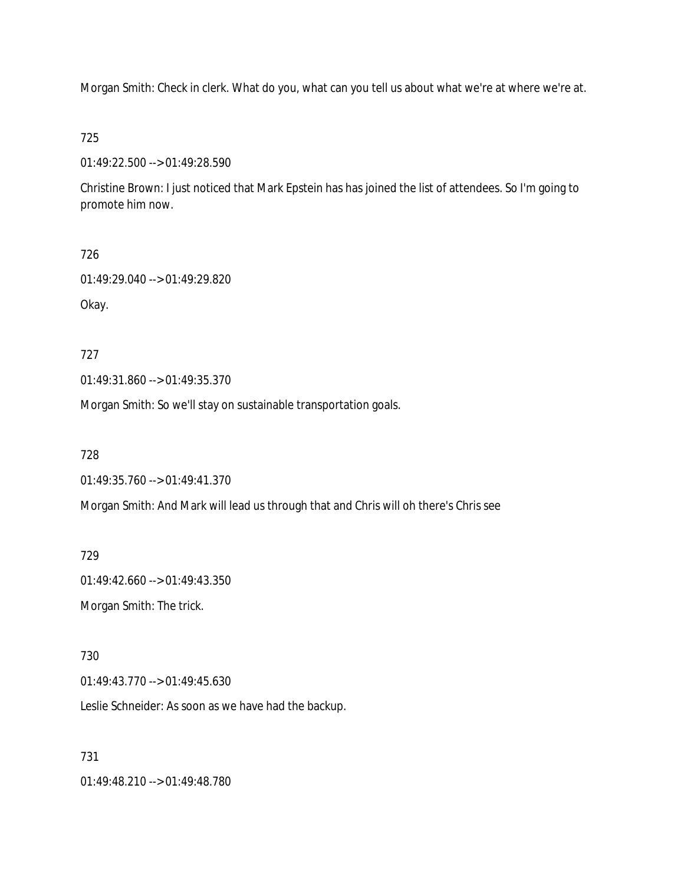Morgan Smith: Check in clerk. What do you, what can you tell us about what we're at where we're at.

725

01:49:22.500 --> 01:49:28.590

Christine Brown: I just noticed that Mark Epstein has has joined the list of attendees. So I'm going to promote him now.

726

01:49:29.040 --> 01:49:29.820

Okay.

727

01:49:31.860 --> 01:49:35.370

Morgan Smith: So we'll stay on sustainable transportation goals.

728

01:49:35.760 --> 01:49:41.370

Morgan Smith: And Mark will lead us through that and Chris will oh there's Chris see

729

01:49:42.660 --> 01:49:43.350

Morgan Smith: The trick.

730

01:49:43.770 --> 01:49:45.630

Leslie Schneider: As soon as we have had the backup.

731

01:49:48.210 --> 01:49:48.780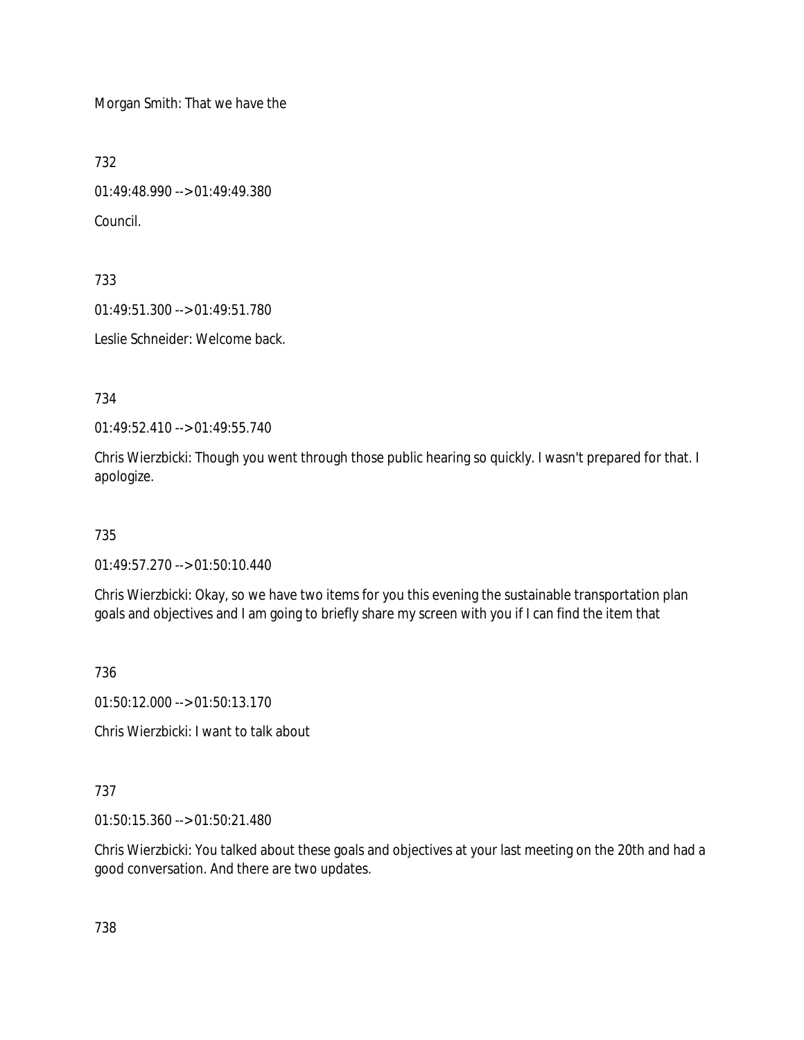Morgan Smith: That we have the

732

01:49:48.990 --> 01:49:49.380

Council.

733

01:49:51.300 --> 01:49:51.780

Leslie Schneider: Welcome back.

734

01:49:52.410 --> 01:49:55.740

Chris Wierzbicki: Though you went through those public hearing so quickly. I wasn't prepared for that. I apologize.

735

01:49:57.270 --> 01:50:10.440

Chris Wierzbicki: Okay, so we have two items for you this evening the sustainable transportation plan goals and objectives and I am going to briefly share my screen with you if I can find the item that

736

01:50:12.000 --> 01:50:13.170

Chris Wierzbicki: I want to talk about

737

01:50:15.360 --> 01:50:21.480

Chris Wierzbicki: You talked about these goals and objectives at your last meeting on the 20th and had a good conversation. And there are two updates.

738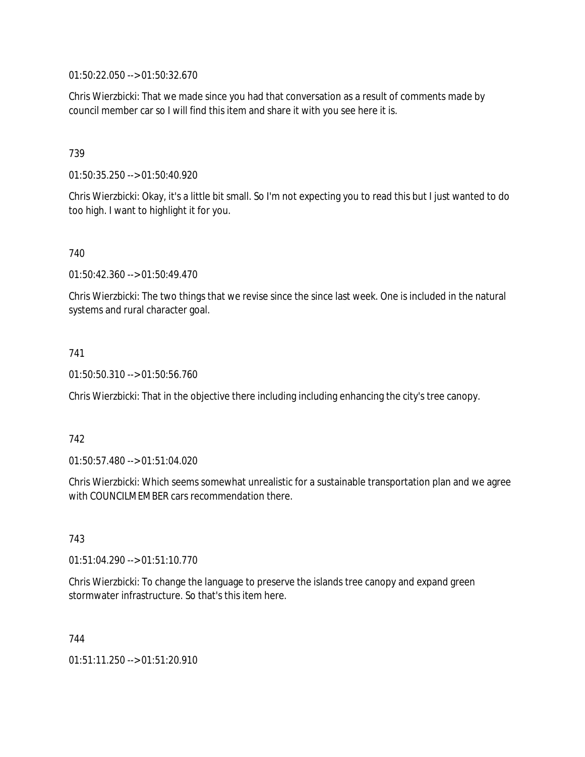01:50:22.050 --> 01:50:32.670

Chris Wierzbicki: That we made since you had that conversation as a result of comments made by council member car so I will find this item and share it with you see here it is.

739

01:50:35.250 --> 01:50:40.920

Chris Wierzbicki: Okay, it's a little bit small. So I'm not expecting you to read this but I just wanted to do too high. I want to highlight it for you.

740

01:50:42.360 --> 01:50:49.470

Chris Wierzbicki: The two things that we revise since the since last week. One is included in the natural systems and rural character goal.

741

01:50:50.310 --> 01:50:56.760

Chris Wierzbicki: That in the objective there including including enhancing the city's tree canopy.

742

01:50:57.480 --> 01:51:04.020

Chris Wierzbicki: Which seems somewhat unrealistic for a sustainable transportation plan and we agree with COUNCILMEMBER cars recommendation there.

743

01:51:04.290 --> 01:51:10.770

Chris Wierzbicki: To change the language to preserve the islands tree canopy and expand green stormwater infrastructure. So that's this item here.

744

01:51:11.250 --> 01:51:20.910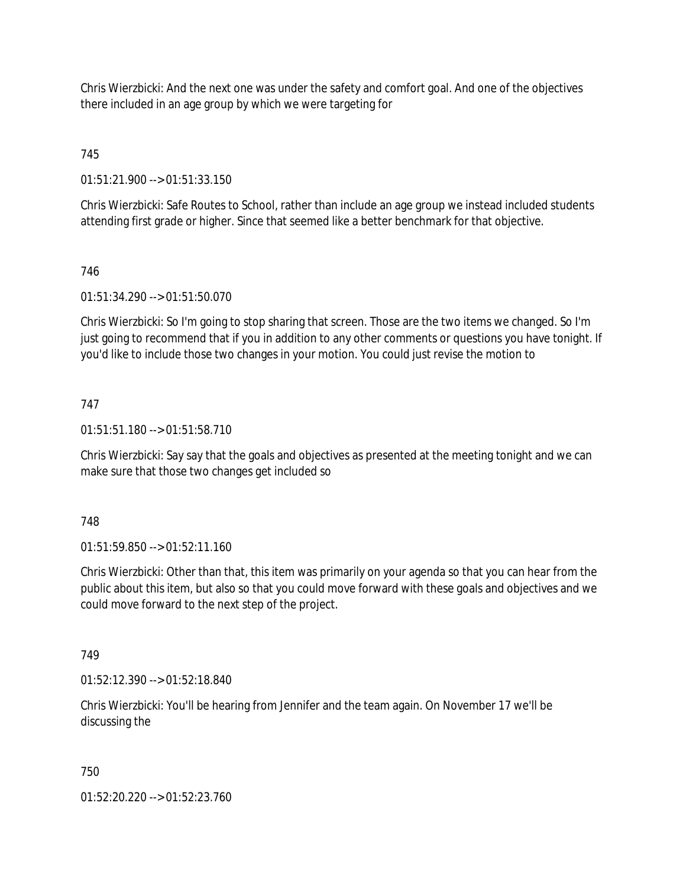Chris Wierzbicki: And the next one was under the safety and comfort goal. And one of the objectives there included in an age group by which we were targeting for

745

01:51:21.900 --> 01:51:33.150

Chris Wierzbicki: Safe Routes to School, rather than include an age group we instead included students attending first grade or higher. Since that seemed like a better benchmark for that objective.

746

01:51:34.290 --> 01:51:50.070

Chris Wierzbicki: So I'm going to stop sharing that screen. Those are the two items we changed. So I'm just going to recommend that if you in addition to any other comments or questions you have tonight. If you'd like to include those two changes in your motion. You could just revise the motion to

747

01:51:51.180 --> 01:51:58.710

Chris Wierzbicki: Say say that the goals and objectives as presented at the meeting tonight and we can make sure that those two changes get included so

748

01:51:59.850 --> 01:52:11.160

Chris Wierzbicki: Other than that, this item was primarily on your agenda so that you can hear from the public about this item, but also so that you could move forward with these goals and objectives and we could move forward to the next step of the project.

749

01:52:12.390 --> 01:52:18.840

Chris Wierzbicki: You'll be hearing from Jennifer and the team again. On November 17 we'll be discussing the

750

01:52:20.220 --> 01:52:23.760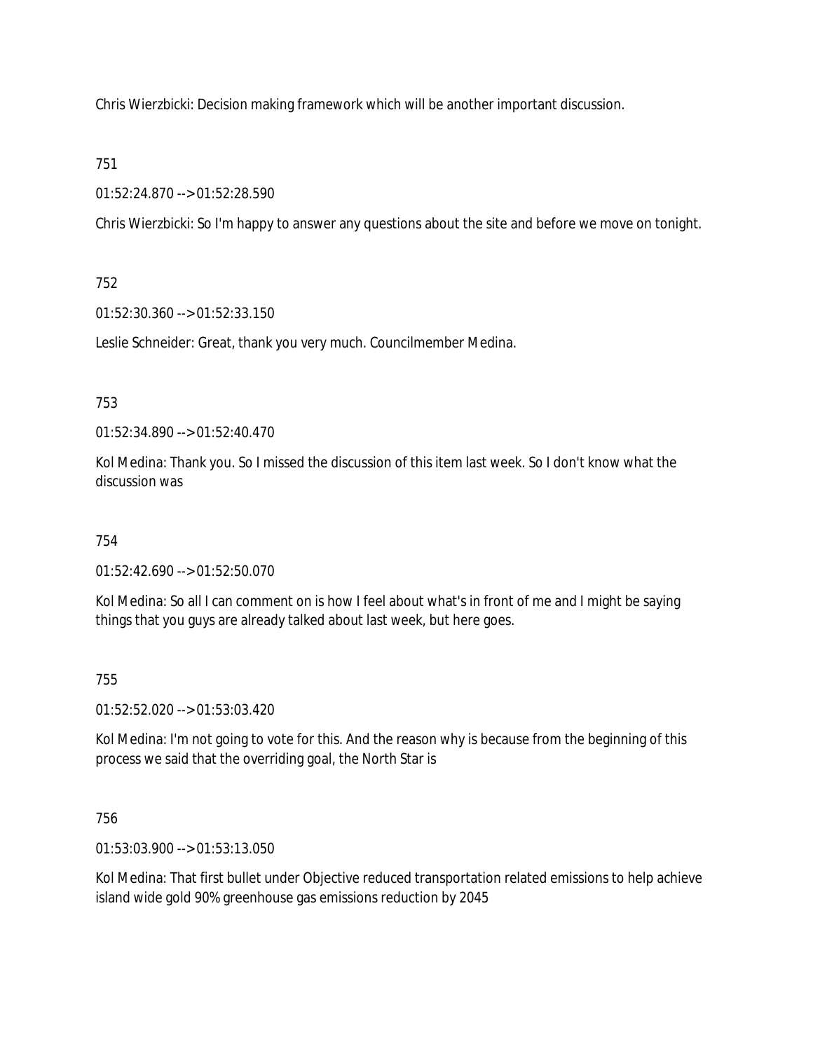Chris Wierzbicki: Decision making framework which will be another important discussion.

751

01:52:24.870 --> 01:52:28.590

Chris Wierzbicki: So I'm happy to answer any questions about the site and before we move on tonight.

752

01:52:30.360 --> 01:52:33.150

Leslie Schneider: Great, thank you very much. Councilmember Medina.

753

01:52:34.890 --> 01:52:40.470

Kol Medina: Thank you. So I missed the discussion of this item last week. So I don't know what the discussion was

754

01:52:42.690 --> 01:52:50.070

Kol Medina: So all I can comment on is how I feel about what's in front of me and I might be saying things that you guys are already talked about last week, but here goes.

755

01:52:52.020 --> 01:53:03.420

Kol Medina: I'm not going to vote for this. And the reason why is because from the beginning of this process we said that the overriding goal, the North Star is

756

01:53:03.900 --> 01:53:13.050

Kol Medina: That first bullet under Objective reduced transportation related emissions to help achieve island wide gold 90% greenhouse gas emissions reduction by 2045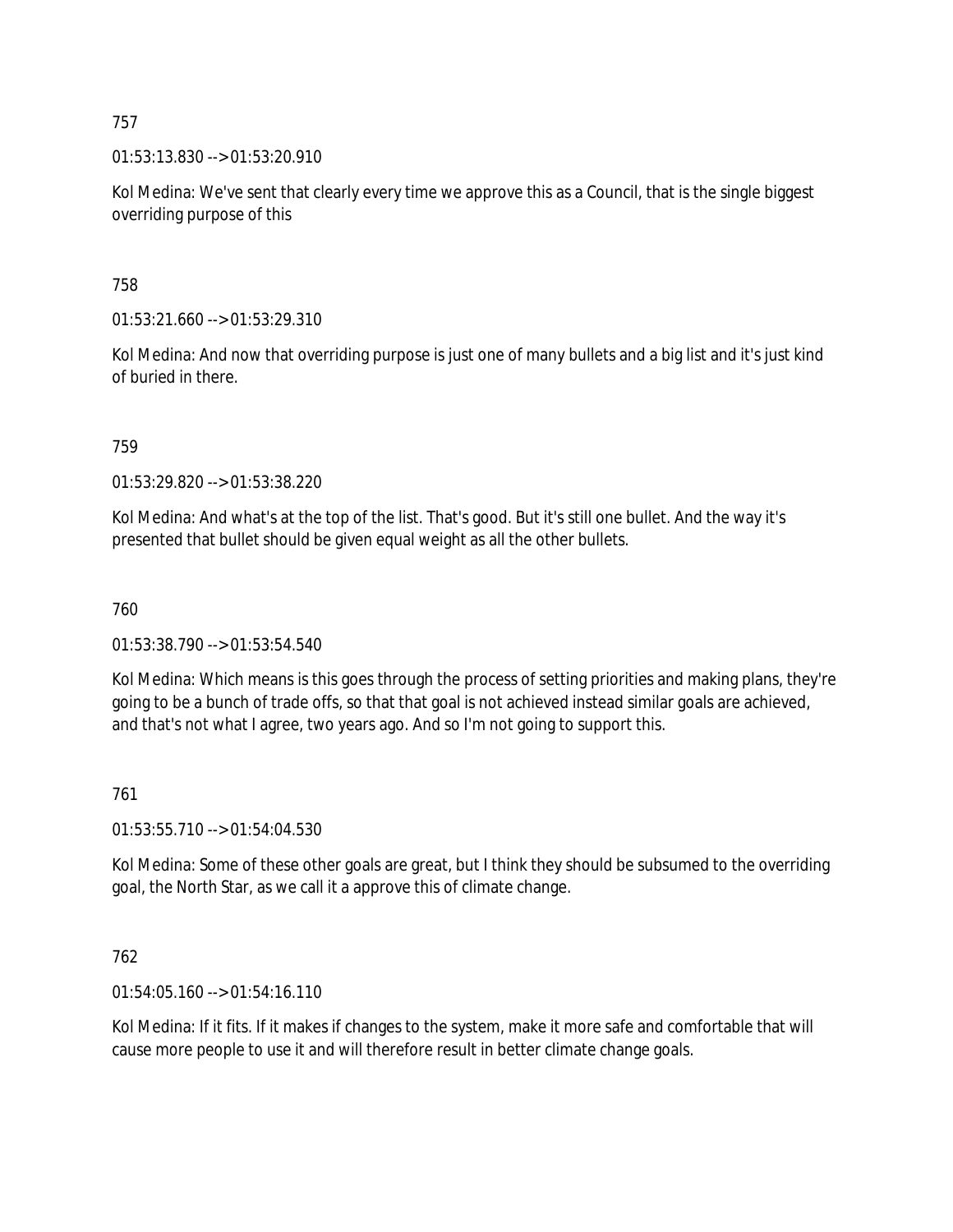757

01:53:13.830 --> 01:53:20.910

Kol Medina: We've sent that clearly every time we approve this as a Council, that is the single biggest overriding purpose of this

758

01:53:21.660 --> 01:53:29.310

Kol Medina: And now that overriding purpose is just one of many bullets and a big list and it's just kind of buried in there.

759

01:53:29.820 --> 01:53:38.220

Kol Medina: And what's at the top of the list. That's good. But it's still one bullet. And the way it's presented that bullet should be given equal weight as all the other bullets.

760

01:53:38.790 --> 01:53:54.540

Kol Medina: Which means is this goes through the process of setting priorities and making plans, they're going to be a bunch of trade offs, so that that goal is not achieved instead similar goals are achieved, and that's not what I agree, two years ago. And so I'm not going to support this.

761

01:53:55.710 --> 01:54:04.530

Kol Medina: Some of these other goals are great, but I think they should be subsumed to the overriding goal, the North Star, as we call it a approve this of climate change.

762

01:54:05.160 --> 01:54:16.110

Kol Medina: If it fits. If it makes if changes to the system, make it more safe and comfortable that will cause more people to use it and will therefore result in better climate change goals.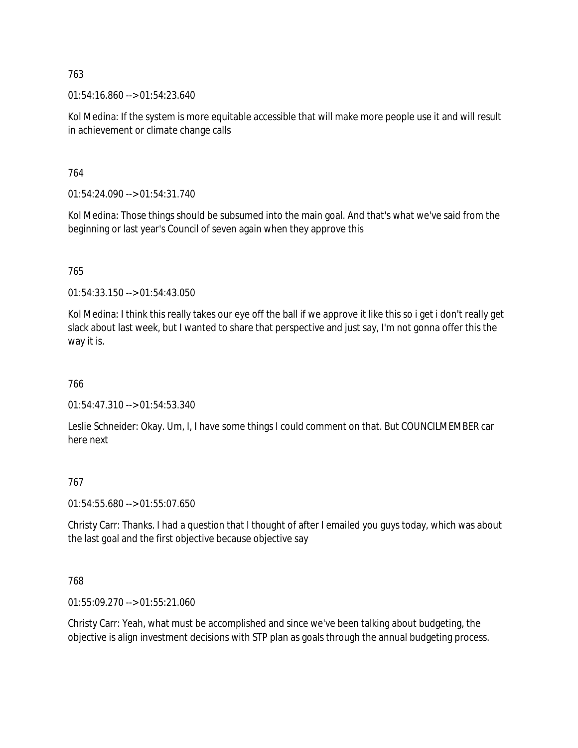763

01:54:16.860 --> 01:54:23.640

Kol Medina: If the system is more equitable accessible that will make more people use it and will result in achievement or climate change calls

764

01:54:24.090 --> 01:54:31.740

Kol Medina: Those things should be subsumed into the main goal. And that's what we've said from the beginning or last year's Council of seven again when they approve this

765

01:54:33.150 --> 01:54:43.050

Kol Medina: I think this really takes our eye off the ball if we approve it like this so i get i don't really get slack about last week, but I wanted to share that perspective and just say, I'm not gonna offer this the way it is.

766

01:54:47.310 --> 01:54:53.340

Leslie Schneider: Okay. Um, I, I have some things I could comment on that. But COUNCILMEMBER car here next

767

01:54:55.680 --> 01:55:07.650

Christy Carr: Thanks. I had a question that I thought of after I emailed you guys today, which was about the last goal and the first objective because objective say

768

01:55:09.270 --> 01:55:21.060

Christy Carr: Yeah, what must be accomplished and since we've been talking about budgeting, the objective is align investment decisions with STP plan as goals through the annual budgeting process.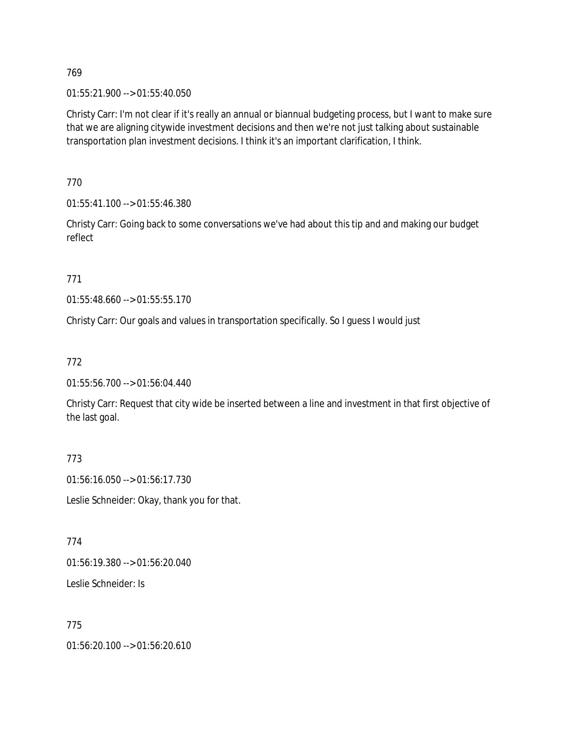769

01:55:21.900 --> 01:55:40.050

Christy Carr: I'm not clear if it's really an annual or biannual budgeting process, but I want to make sure that we are aligning citywide investment decisions and then we're not just talking about sustainable transportation plan investment decisions. I think it's an important clarification, I think.

770

01:55:41.100 --> 01:55:46.380

Christy Carr: Going back to some conversations we've had about this tip and and making our budget reflect

771

01:55:48.660 --> 01:55:55.170

Christy Carr: Our goals and values in transportation specifically. So I guess I would just

772

01:55:56.700 --> 01:56:04.440

Christy Carr: Request that city wide be inserted between a line and investment in that first objective of the last goal.

773

01:56:16.050 --> 01:56:17.730

Leslie Schneider: Okay, thank you for that.

774

01:56:19.380 --> 01:56:20.040

Leslie Schneider: Is

775

01:56:20.100 --> 01:56:20.610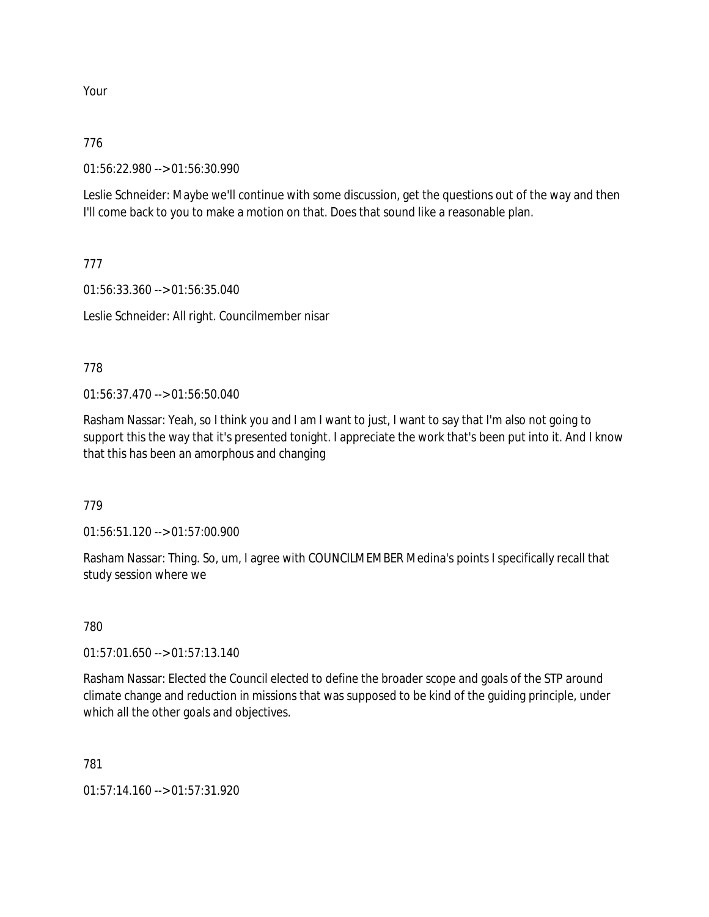Your

776

01:56:22.980 --> 01:56:30.990

Leslie Schneider: Maybe we'll continue with some discussion, get the questions out of the way and then I'll come back to you to make a motion on that. Does that sound like a reasonable plan.

777

01:56:33.360 --> 01:56:35.040

Leslie Schneider: All right. Councilmember nisar

778

01:56:37.470 --> 01:56:50.040

Rasham Nassar: Yeah, so I think you and I am I want to just, I want to say that I'm also not going to support this the way that it's presented tonight. I appreciate the work that's been put into it. And I know that this has been an amorphous and changing

779

01:56:51.120 --> 01:57:00.900

Rasham Nassar: Thing. So, um, I agree with COUNCILMEMBER Medina's points I specifically recall that study session where we

780

01:57:01.650 --> 01:57:13.140

Rasham Nassar: Elected the Council elected to define the broader scope and goals of the STP around climate change and reduction in missions that was supposed to be kind of the guiding principle, under which all the other goals and objectives.

781

01:57:14.160 --> 01:57:31.920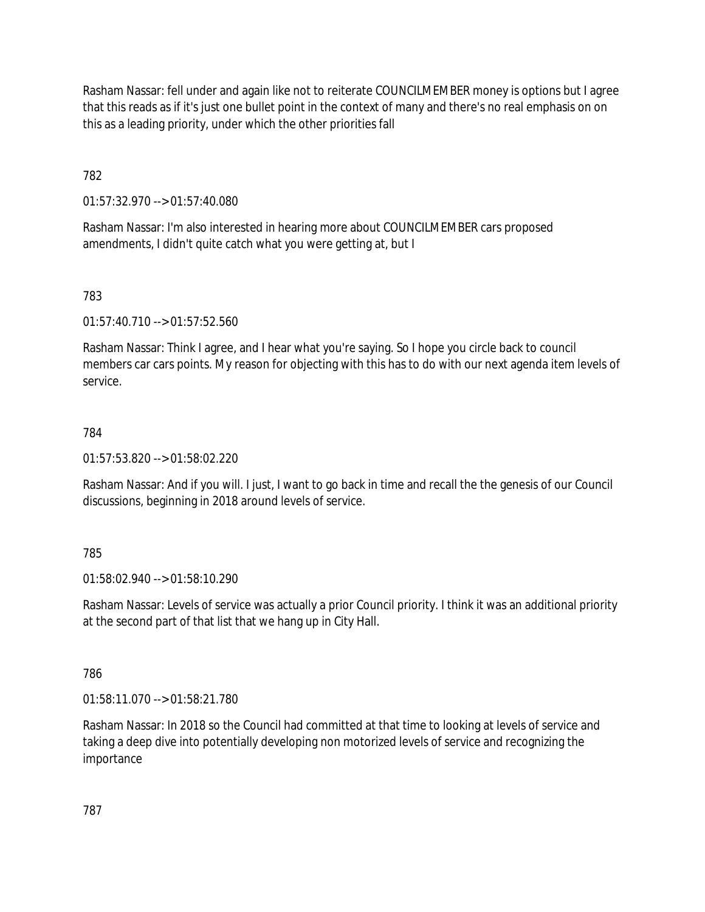Rasham Nassar: fell under and again like not to reiterate COUNCILMEMBER money is options but I agree that this reads as if it's just one bullet point in the context of many and there's no real emphasis on on this as a leading priority, under which the other priorities fall

782

01:57:32.970 --> 01:57:40.080

Rasham Nassar: I'm also interested in hearing more about COUNCILMEMBER cars proposed amendments, I didn't quite catch what you were getting at, but I

783

01:57:40.710 --> 01:57:52.560

Rasham Nassar: Think I agree, and I hear what you're saying. So I hope you circle back to council members car cars points. My reason for objecting with this has to do with our next agenda item levels of service.

784

01:57:53.820 --> 01:58:02.220

Rasham Nassar: And if you will. I just, I want to go back in time and recall the the genesis of our Council discussions, beginning in 2018 around levels of service.

785

01:58:02.940 --> 01:58:10.290

Rasham Nassar: Levels of service was actually a prior Council priority. I think it was an additional priority at the second part of that list that we hang up in City Hall.

786

01:58:11.070 --> 01:58:21.780

Rasham Nassar: In 2018 so the Council had committed at that time to looking at levels of service and taking a deep dive into potentially developing non motorized levels of service and recognizing the importance

787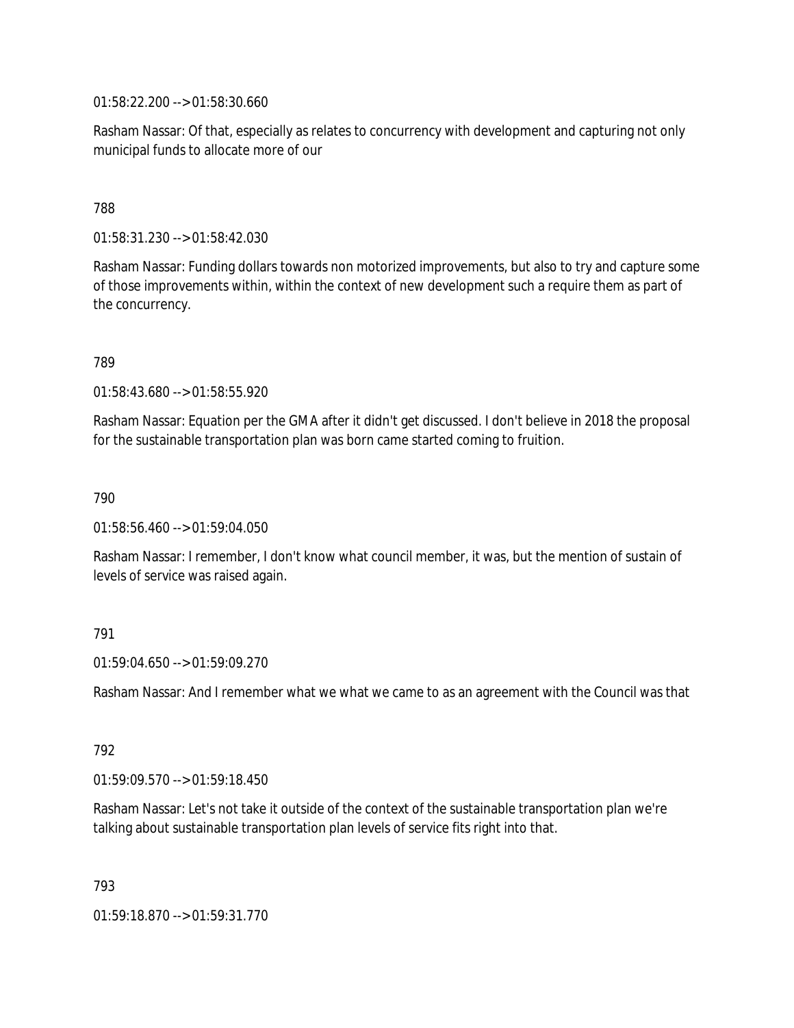01:58:22.200 --> 01:58:30.660

Rasham Nassar: Of that, especially as relates to concurrency with development and capturing not only municipal funds to allocate more of our

788

01:58:31.230 --> 01:58:42.030

Rasham Nassar: Funding dollars towards non motorized improvements, but also to try and capture some of those improvements within, within the context of new development such a require them as part of the concurrency.

789

01:58:43.680 --> 01:58:55.920

Rasham Nassar: Equation per the GMA after it didn't get discussed. I don't believe in 2018 the proposal for the sustainable transportation plan was born came started coming to fruition.

790

01:58:56.460 --> 01:59:04.050

Rasham Nassar: I remember, I don't know what council member, it was, but the mention of sustain of levels of service was raised again.

791

01:59:04.650 --> 01:59:09.270

Rasham Nassar: And I remember what we what we came to as an agreement with the Council was that

792

01:59:09.570 --> 01:59:18.450

Rasham Nassar: Let's not take it outside of the context of the sustainable transportation plan we're talking about sustainable transportation plan levels of service fits right into that.

793

01:59:18.870 --> 01:59:31.770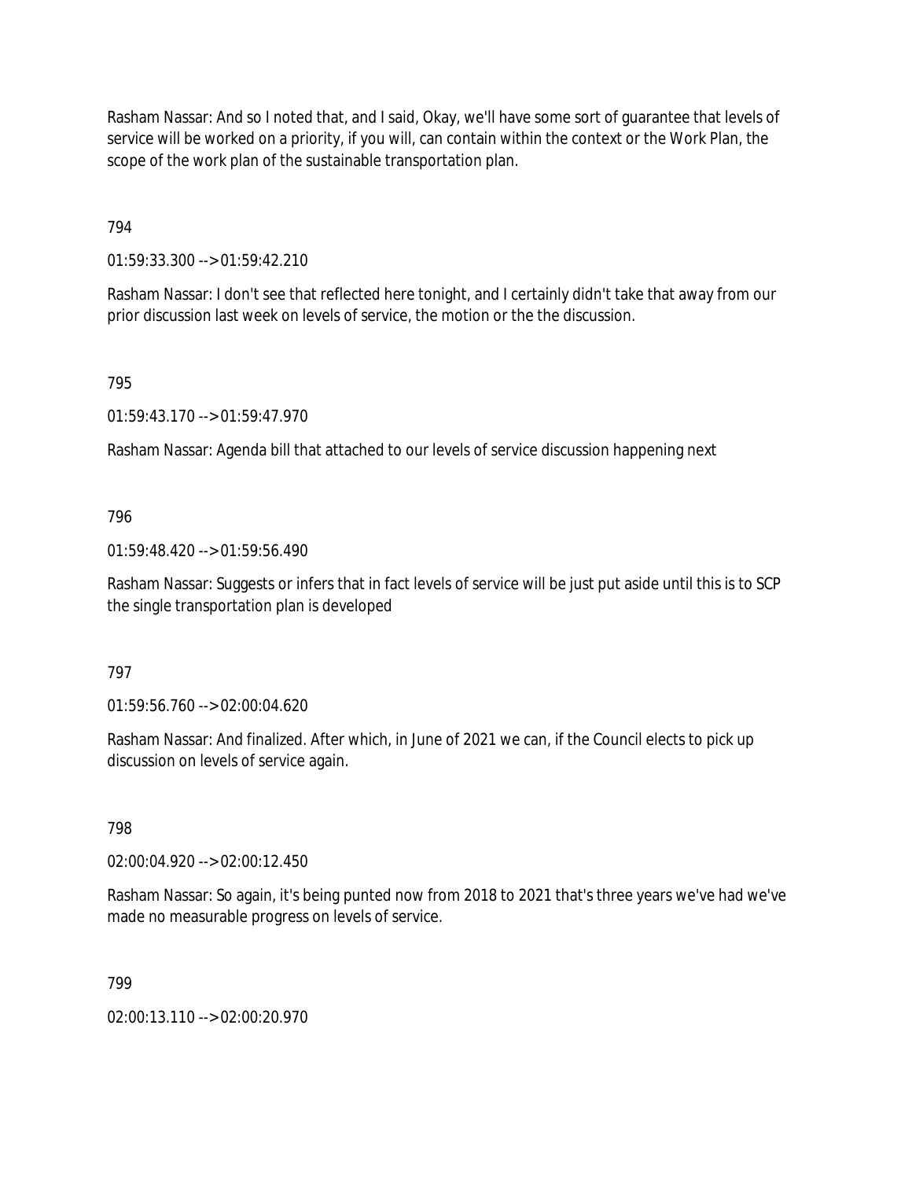Rasham Nassar: And so I noted that, and I said, Okay, we'll have some sort of guarantee that levels of service will be worked on a priority, if you will, can contain within the context or the Work Plan, the scope of the work plan of the sustainable transportation plan.

794

01:59:33.300 --> 01:59:42.210

Rasham Nassar: I don't see that reflected here tonight, and I certainly didn't take that away from our prior discussion last week on levels of service, the motion or the the discussion.

795

01:59:43.170 --> 01:59:47.970

Rasham Nassar: Agenda bill that attached to our levels of service discussion happening next

796

01:59:48.420 --> 01:59:56.490

Rasham Nassar: Suggests or infers that in fact levels of service will be just put aside until this is to SCP the single transportation plan is developed

797

01:59:56.760 --> 02:00:04.620

Rasham Nassar: And finalized. After which, in June of 2021 we can, if the Council elects to pick up discussion on levels of service again.

798

02:00:04.920 --> 02:00:12.450

Rasham Nassar: So again, it's being punted now from 2018 to 2021 that's three years we've had we've made no measurable progress on levels of service.

799

02:00:13.110 --> 02:00:20.970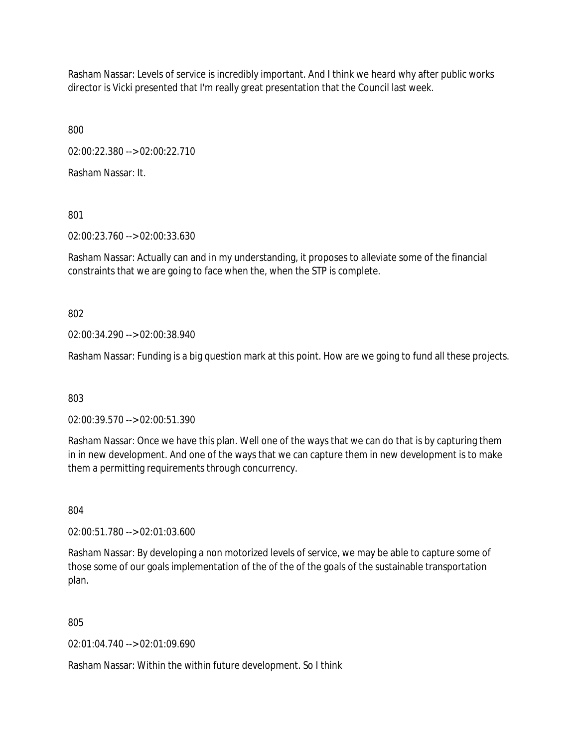Rasham Nassar: Levels of service is incredibly important. And I think we heard why after public works director is Vicki presented that I'm really great presentation that the Council last week.

800

02:00:22.380 --> 02:00:22.710

Rasham Nassar: It.

801

02:00:23.760 --> 02:00:33.630

Rasham Nassar: Actually can and in my understanding, it proposes to alleviate some of the financial constraints that we are going to face when the, when the STP is complete.

802

02:00:34.290 --> 02:00:38.940

Rasham Nassar: Funding is a big question mark at this point. How are we going to fund all these projects.

803

02:00:39.570 --> 02:00:51.390

Rasham Nassar: Once we have this plan. Well one of the ways that we can do that is by capturing them in in new development. And one of the ways that we can capture them in new development is to make them a permitting requirements through concurrency.

804

02:00:51.780 --> 02:01:03.600

Rasham Nassar: By developing a non motorized levels of service, we may be able to capture some of those some of our goals implementation of the of the of the goals of the sustainable transportation plan.

805

02:01:04.740 --> 02:01:09.690

Rasham Nassar: Within the within future development. So I think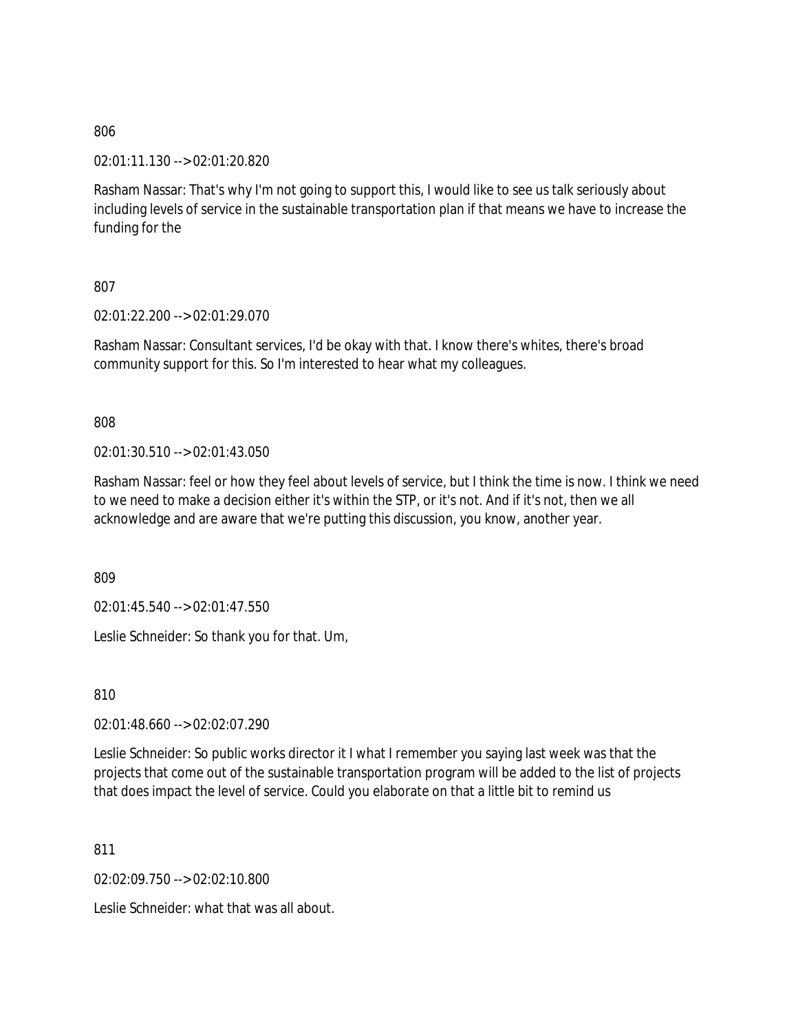806

02:01:11.130 --> 02:01:20.820

Rasham Nassar: That's why I'm not going to support this, I would like to see us talk seriously about including levels of service in the sustainable transportation plan if that means we have to increase the funding for the

807

02:01:22.200 --> 02:01:29.070

Rasham Nassar: Consultant services, I'd be okay with that. I know there's whites, there's broad community support for this. So I'm interested to hear what my colleagues.

808

02:01:30.510 --> 02:01:43.050

Rasham Nassar: feel or how they feel about levels of service, but I think the time is now. I think we need to we need to make a decision either it's within the STP, or it's not. And if it's not, then we all acknowledge and are aware that we're putting this discussion, you know, another year.

809

02:01:45.540 --> 02:01:47.550

Leslie Schneider: So thank you for that. Um,

810

02:01:48.660 --> 02:02:07.290

Leslie Schneider: So public works director it I what I remember you saying last week was that the projects that come out of the sustainable transportation program will be added to the list of projects that does impact the level of service. Could you elaborate on that a little bit to remind us

811

02:02:09.750 --> 02:02:10.800

Leslie Schneider: what that was all about.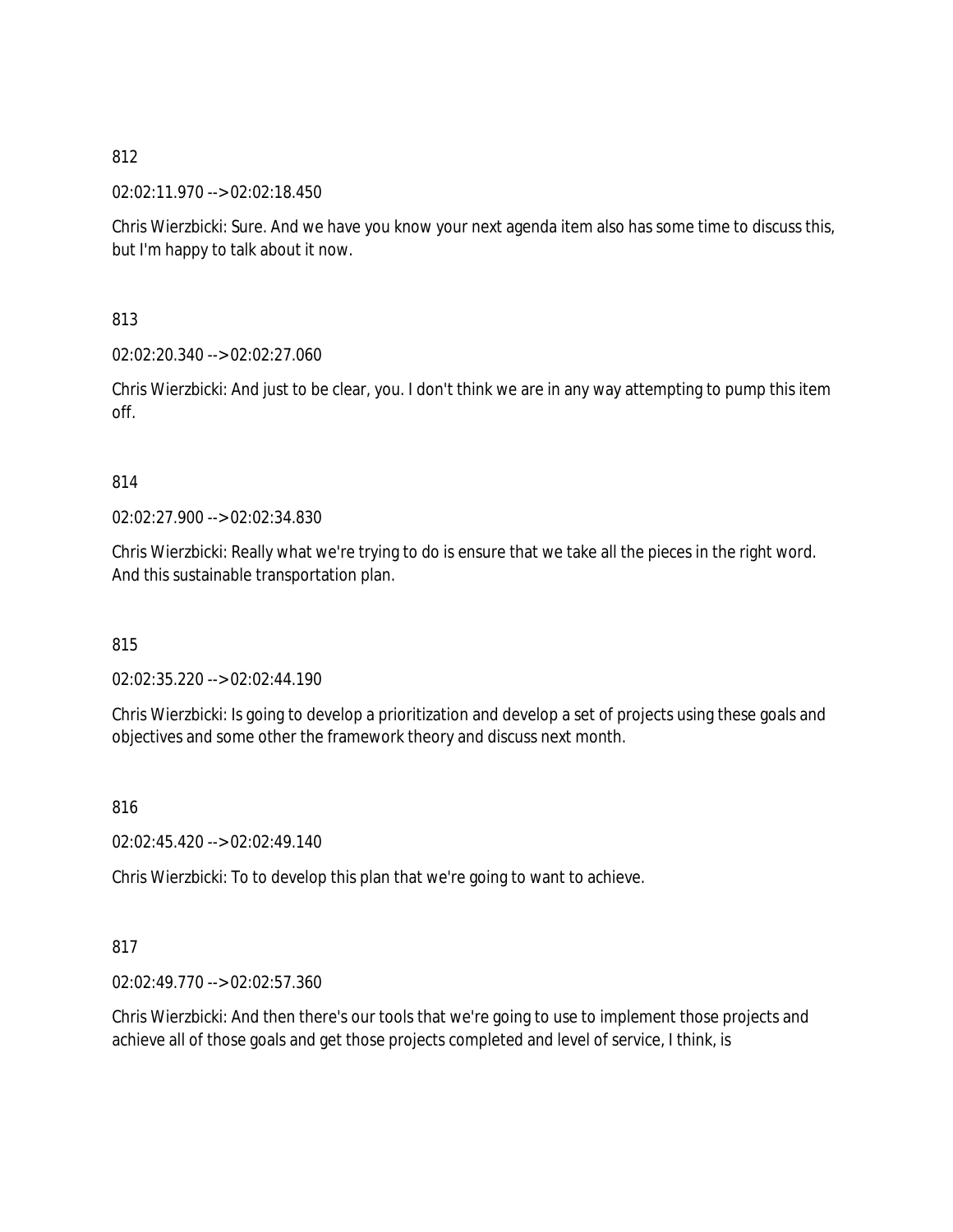812

02:02:11.970 --> 02:02:18.450

Chris Wierzbicki: Sure. And we have you know your next agenda item also has some time to discuss this, but I'm happy to talk about it now.

813

02:02:20.340 --> 02:02:27.060

Chris Wierzbicki: And just to be clear, you. I don't think we are in any way attempting to pump this item off.

814

02:02:27.900 --> 02:02:34.830

Chris Wierzbicki: Really what we're trying to do is ensure that we take all the pieces in the right word. And this sustainable transportation plan.

815

02:02:35.220 --> 02:02:44.190

Chris Wierzbicki: Is going to develop a prioritization and develop a set of projects using these goals and objectives and some other the framework theory and discuss next month.

816

02:02:45.420 --> 02:02:49.140

Chris Wierzbicki: To to develop this plan that we're going to want to achieve.

817

02:02:49.770 --> 02:02:57.360

Chris Wierzbicki: And then there's our tools that we're going to use to implement those projects and achieve all of those goals and get those projects completed and level of service, I think, is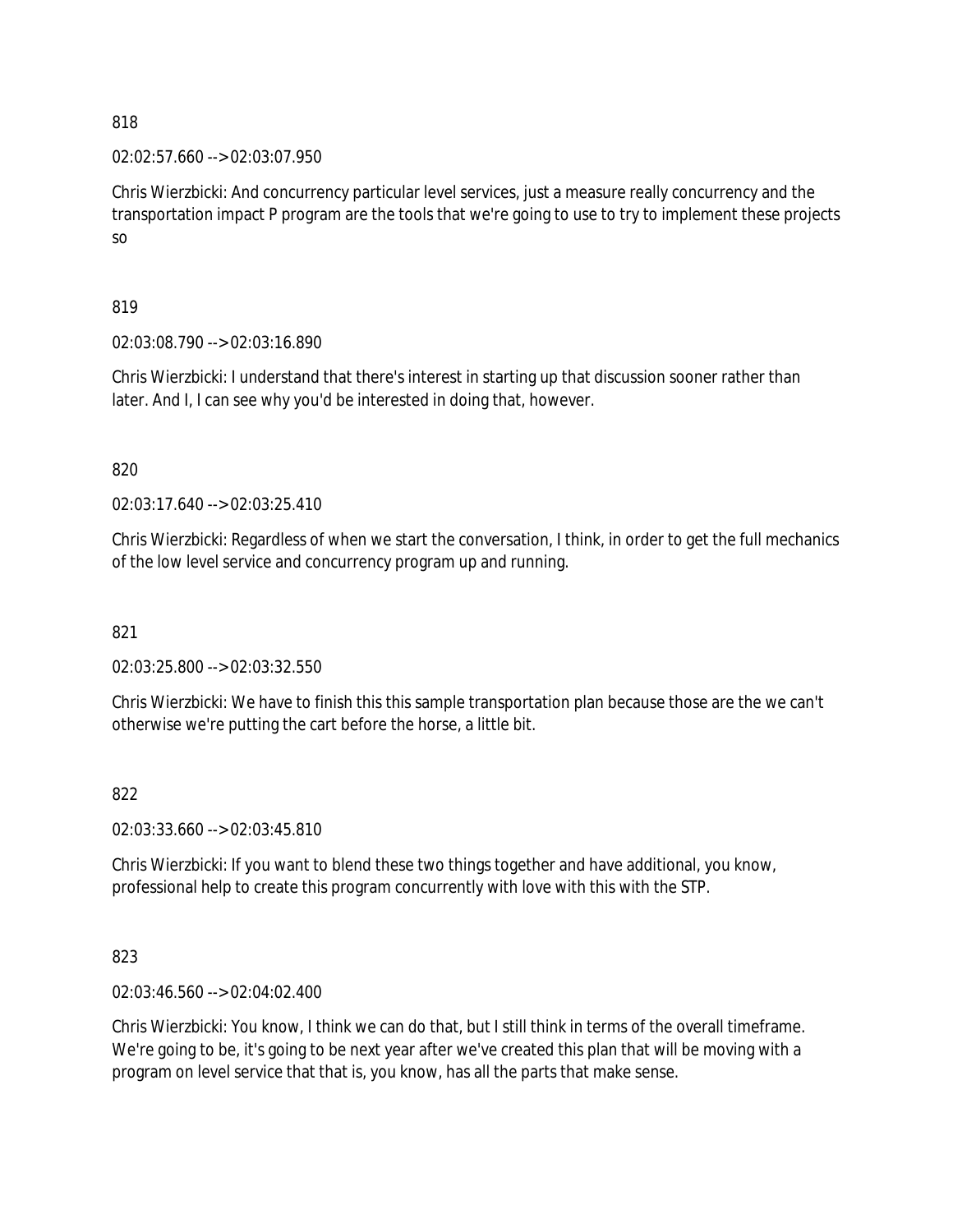818

02:02:57.660 --> 02:03:07.950

Chris Wierzbicki: And concurrency particular level services, just a measure really concurrency and the transportation impact P program are the tools that we're going to use to try to implement these projects so

819

02:03:08.790 --> 02:03:16.890

Chris Wierzbicki: I understand that there's interest in starting up that discussion sooner rather than later. And I, I can see why you'd be interested in doing that, however.

820

02:03:17.640 --> 02:03:25.410

Chris Wierzbicki: Regardless of when we start the conversation, I think, in order to get the full mechanics of the low level service and concurrency program up and running.

821

02:03:25.800 --> 02:03:32.550

Chris Wierzbicki: We have to finish this this sample transportation plan because those are the we can't otherwise we're putting the cart before the horse, a little bit.

822

02:03:33.660 --> 02:03:45.810

Chris Wierzbicki: If you want to blend these two things together and have additional, you know, professional help to create this program concurrently with love with this with the STP.

823

02:03:46.560 --> 02:04:02.400

Chris Wierzbicki: You know, I think we can do that, but I still think in terms of the overall timeframe. We're going to be, it's going to be next year after we've created this plan that will be moving with a program on level service that that is, you know, has all the parts that make sense.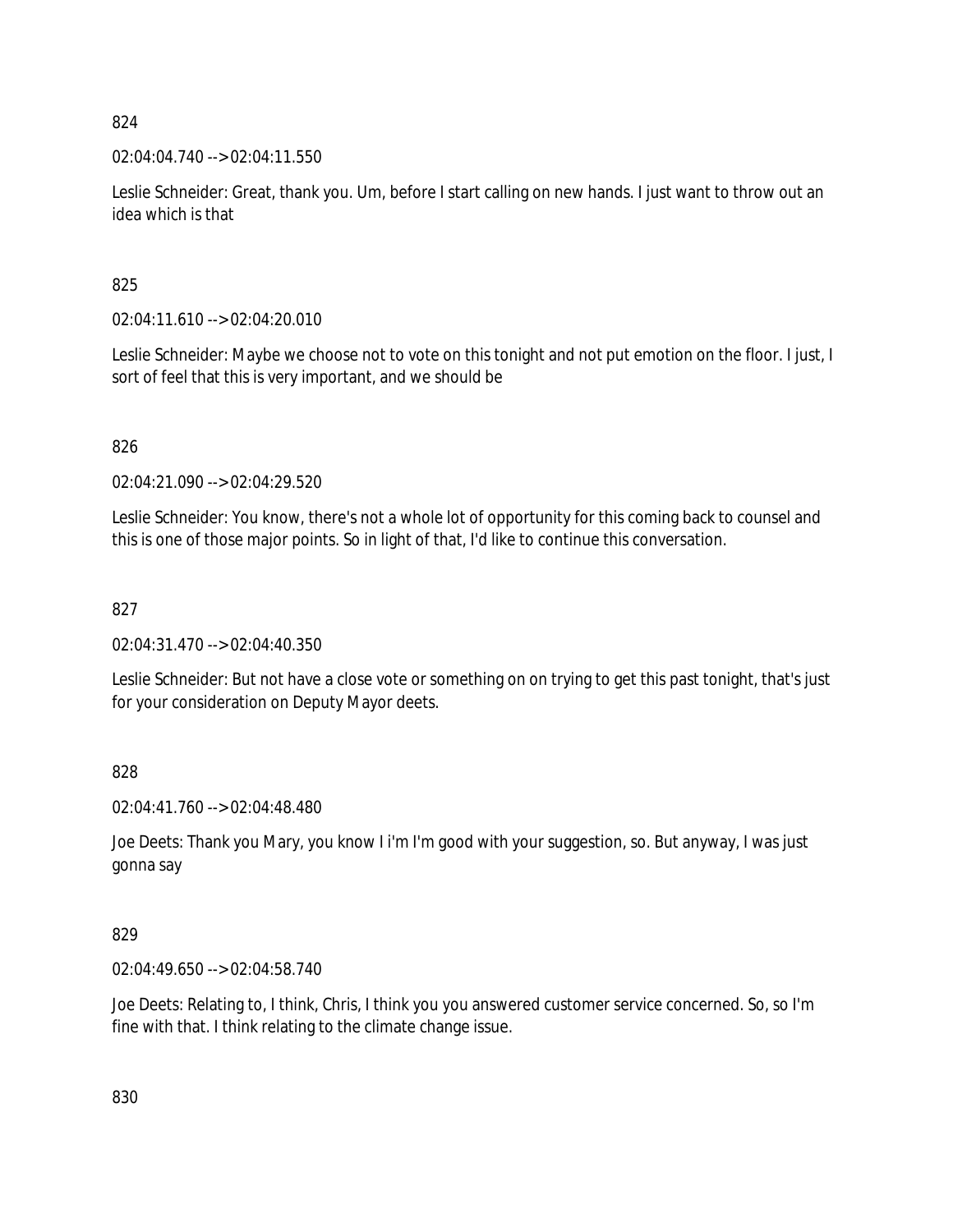824

02:04:04.740 --> 02:04:11.550

Leslie Schneider: Great, thank you. Um, before I start calling on new hands. I just want to throw out an idea which is that

825

02:04:11.610 --> 02:04:20.010

Leslie Schneider: Maybe we choose not to vote on this tonight and not put emotion on the floor. I just, I sort of feel that this is very important, and we should be

826

02:04:21.090 --> 02:04:29.520

Leslie Schneider: You know, there's not a whole lot of opportunity for this coming back to counsel and this is one of those major points. So in light of that, I'd like to continue this conversation.

827

02:04:31.470 --> 02:04:40.350

Leslie Schneider: But not have a close vote or something on on trying to get this past tonight, that's just for your consideration on Deputy Mayor deets.

828

02:04:41.760 --> 02:04:48.480

Joe Deets: Thank you Mary, you know I i'm I'm good with your suggestion, so. But anyway, I was just gonna say

829

02:04:49.650 --> 02:04:58.740

Joe Deets: Relating to, I think, Chris, I think you you answered customer service concerned. So, so I'm fine with that. I think relating to the climate change issue.

830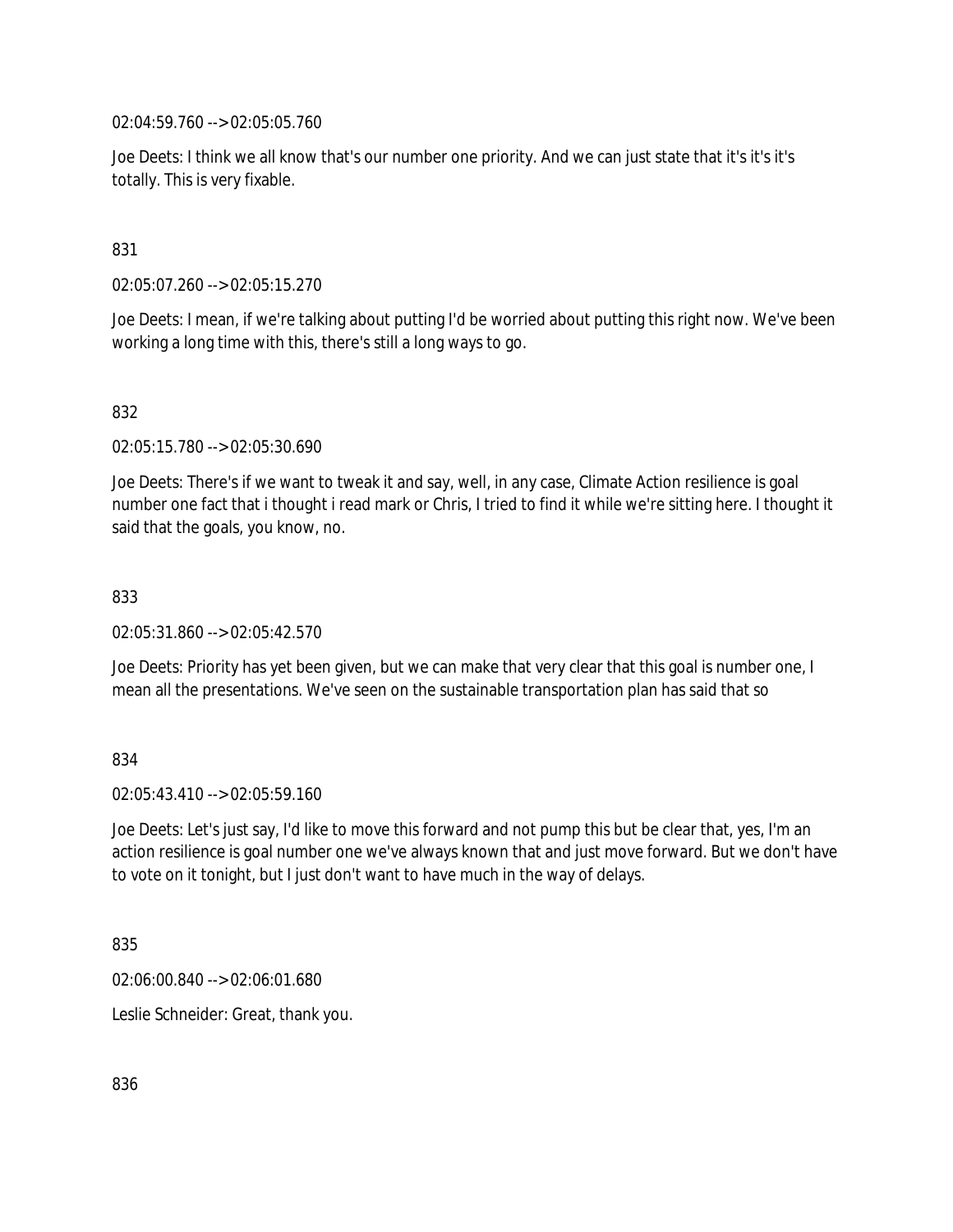02:04:59.760 --> 02:05:05.760

Joe Deets: I think we all know that's our number one priority. And we can just state that it's it's it's totally. This is very fixable.

831

02:05:07.260 --> 02:05:15.270

Joe Deets: I mean, if we're talking about putting I'd be worried about putting this right now. We've been working a long time with this, there's still a long ways to go.

832

02:05:15.780 --> 02:05:30.690

Joe Deets: There's if we want to tweak it and say, well, in any case, Climate Action resilience is goal number one fact that i thought i read mark or Chris, I tried to find it while we're sitting here. I thought it said that the goals, you know, no.

833

02:05:31.860 --> 02:05:42.570

Joe Deets: Priority has yet been given, but we can make that very clear that this goal is number one, I mean all the presentations. We've seen on the sustainable transportation plan has said that so

834

02:05:43.410 --> 02:05:59.160

Joe Deets: Let's just say, I'd like to move this forward and not pump this but be clear that, yes, I'm an action resilience is goal number one we've always known that and just move forward. But we don't have to vote on it tonight, but I just don't want to have much in the way of delays.

835

02:06:00.840 --> 02:06:01.680

Leslie Schneider: Great, thank you.

836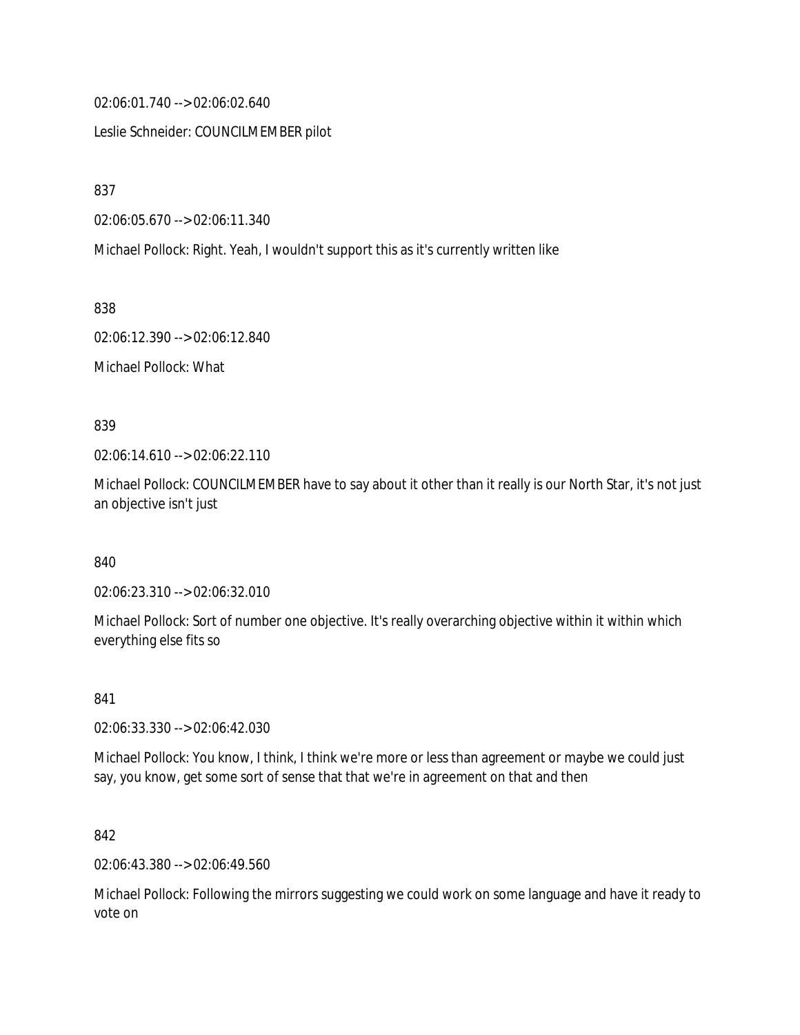02:06:01.740 --> 02:06:02.640

Leslie Schneider: COUNCILMEMBER pilot

837

02:06:05.670 --> 02:06:11.340

Michael Pollock: Right. Yeah, I wouldn't support this as it's currently written like

838

02:06:12.390 --> 02:06:12.840

Michael Pollock: What

839

02:06:14.610 --> 02:06:22.110

Michael Pollock: COUNCILMEMBER have to say about it other than it really is our North Star, it's not just an objective isn't just

840

02:06:23.310 --> 02:06:32.010

Michael Pollock: Sort of number one objective. It's really overarching objective within it within which everything else fits so

841

02:06:33.330 --> 02:06:42.030

Michael Pollock: You know, I think, I think we're more or less than agreement or maybe we could just say, you know, get some sort of sense that that we're in agreement on that and then

842

02:06:43.380 --> 02:06:49.560

Michael Pollock: Following the mirrors suggesting we could work on some language and have it ready to vote on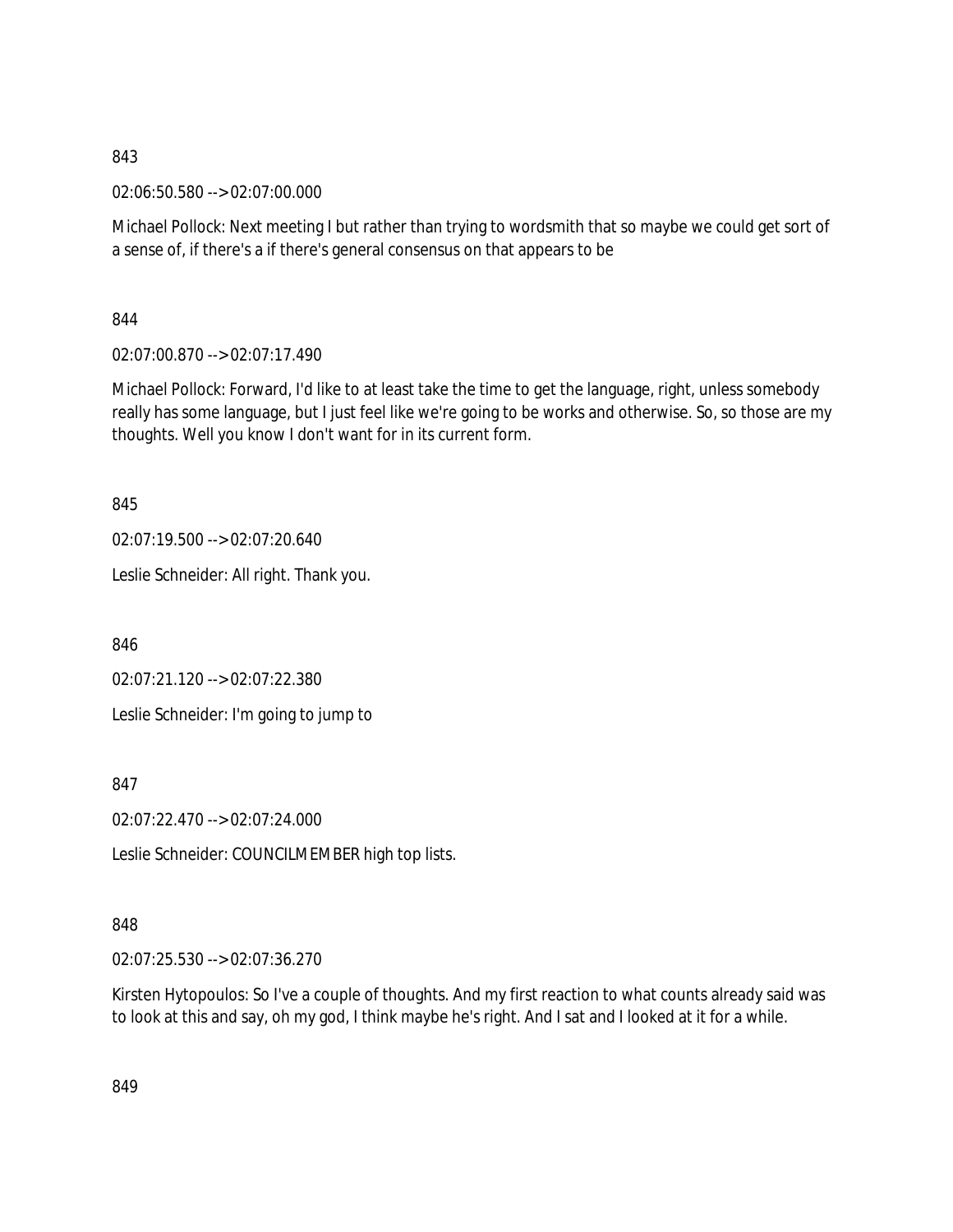843

02:06:50.580 --> 02:07:00.000

Michael Pollock: Next meeting I but rather than trying to wordsmith that so maybe we could get sort of a sense of, if there's a if there's general consensus on that appears to be

844

02:07:00.870 --> 02:07:17.490

Michael Pollock: Forward, I'd like to at least take the time to get the language, right, unless somebody really has some language, but I just feel like we're going to be works and otherwise. So, so those are my thoughts. Well you know I don't want for in its current form.

845

02:07:19.500 --> 02:07:20.640

Leslie Schneider: All right. Thank you.

846

02:07:21.120 --> 02:07:22.380

Leslie Schneider: I'm going to jump to

847

02:07:22.470 --> 02:07:24.000

Leslie Schneider: COUNCILMEMBER high top lists.

848

02:07:25.530 --> 02:07:36.270

Kirsten Hytopoulos: So I've a couple of thoughts. And my first reaction to what counts already said was to look at this and say, oh my god, I think maybe he's right. And I sat and I looked at it for a while.

849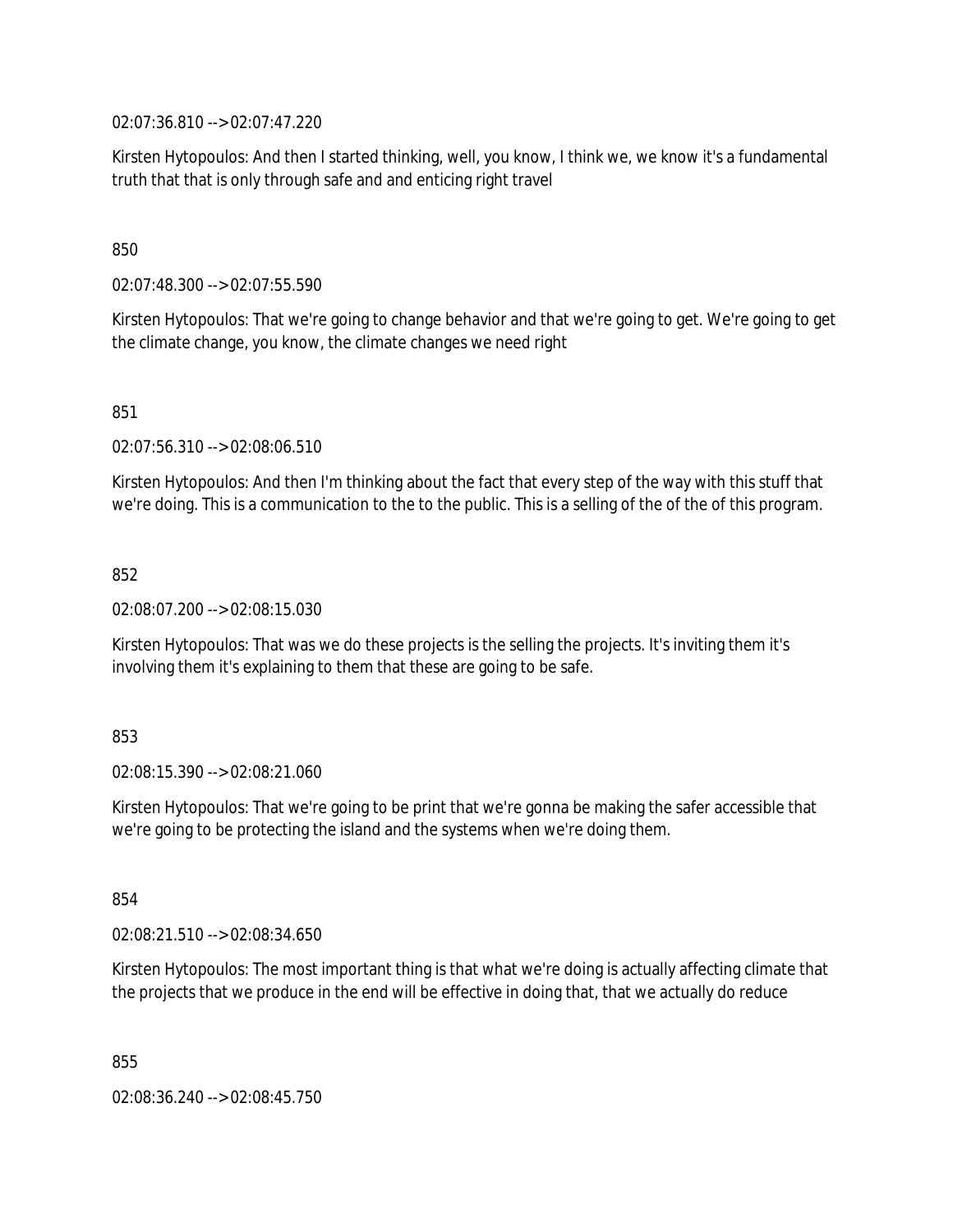02:07:36.810 --> 02:07:47.220

Kirsten Hytopoulos: And then I started thinking, well, you know, I think we, we know it's a fundamental truth that that is only through safe and and enticing right travel

850

02:07:48.300 --> 02:07:55.590

Kirsten Hytopoulos: That we're going to change behavior and that we're going to get. We're going to get the climate change, you know, the climate changes we need right

851

02:07:56.310 --> 02:08:06.510

Kirsten Hytopoulos: And then I'm thinking about the fact that every step of the way with this stuff that we're doing. This is a communication to the to the public. This is a selling of the of the of this program.

852

02:08:07.200 --> 02:08:15.030

Kirsten Hytopoulos: That was we do these projects is the selling the projects. It's inviting them it's involving them it's explaining to them that these are going to be safe.

853

02:08:15.390 --> 02:08:21.060

Kirsten Hytopoulos: That we're going to be print that we're gonna be making the safer accessible that we're going to be protecting the island and the systems when we're doing them.

854

02:08:21.510 --> 02:08:34.650

Kirsten Hytopoulos: The most important thing is that what we're doing is actually affecting climate that the projects that we produce in the end will be effective in doing that, that we actually do reduce

855

02:08:36.240 --> 02:08:45.750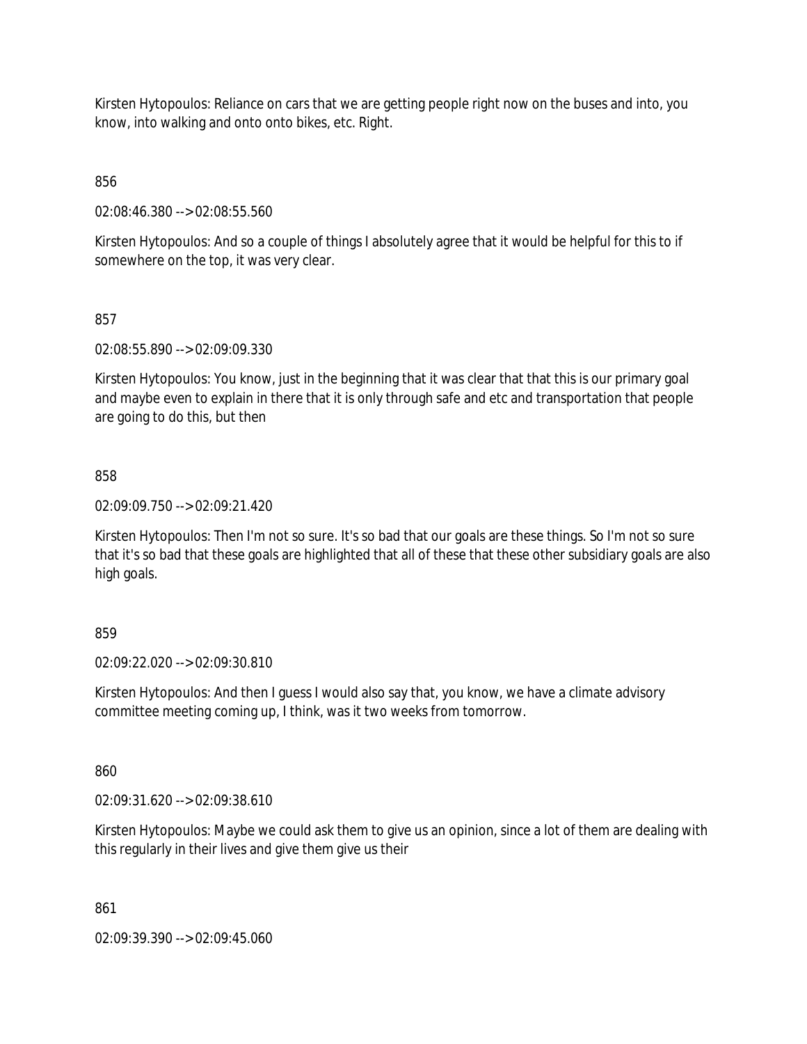Kirsten Hytopoulos: Reliance on cars that we are getting people right now on the buses and into, you know, into walking and onto onto bikes, etc. Right.

856

02:08:46.380 --> 02:08:55.560

Kirsten Hytopoulos: And so a couple of things I absolutely agree that it would be helpful for this to if somewhere on the top, it was very clear.

857

02:08:55.890 --> 02:09:09.330

Kirsten Hytopoulos: You know, just in the beginning that it was clear that that this is our primary goal and maybe even to explain in there that it is only through safe and etc and transportation that people are going to do this, but then

858

02:09:09.750 --> 02:09:21.420

Kirsten Hytopoulos: Then I'm not so sure. It's so bad that our goals are these things. So I'm not so sure that it's so bad that these goals are highlighted that all of these that these other subsidiary goals are also high goals.

859

02:09:22.020 --> 02:09:30.810

Kirsten Hytopoulos: And then I guess I would also say that, you know, we have a climate advisory committee meeting coming up, I think, was it two weeks from tomorrow.

860

02:09:31.620 --> 02:09:38.610

Kirsten Hytopoulos: Maybe we could ask them to give us an opinion, since a lot of them are dealing with this regularly in their lives and give them give us their

861

02:09:39.390 --> 02:09:45.060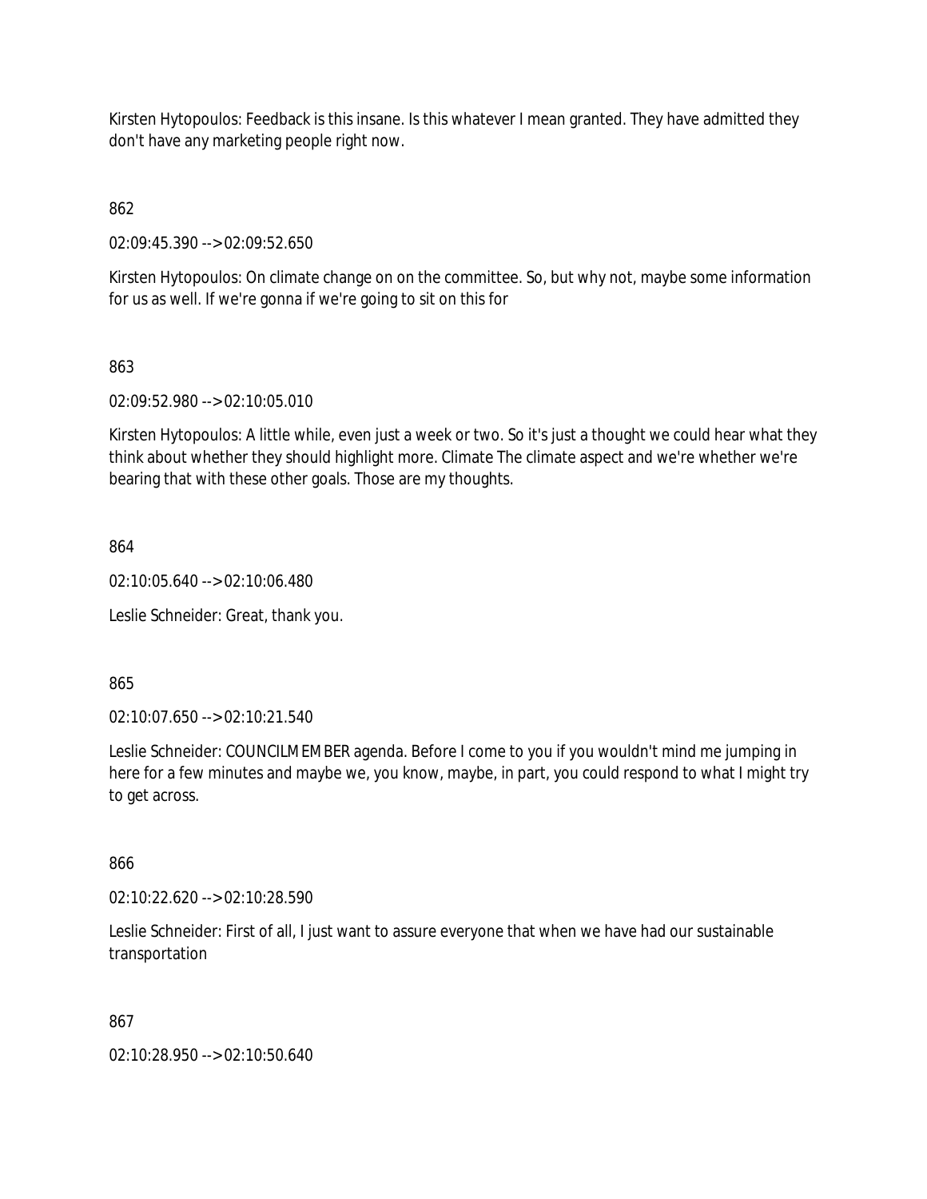Kirsten Hytopoulos: Feedback is this insane. Is this whatever I mean granted. They have admitted they don't have any marketing people right now.

862

02:09:45.390 --> 02:09:52.650

Kirsten Hytopoulos: On climate change on on the committee. So, but why not, maybe some information for us as well. If we're gonna if we're going to sit on this for

863

02:09:52.980 --> 02:10:05.010

Kirsten Hytopoulos: A little while, even just a week or two. So it's just a thought we could hear what they think about whether they should highlight more. Climate The climate aspect and we're whether we're bearing that with these other goals. Those are my thoughts.

864

02:10:05.640 --> 02:10:06.480

Leslie Schneider: Great, thank you.

865

02:10:07.650 --> 02:10:21.540

Leslie Schneider: COUNCILMEMBER agenda. Before I come to you if you wouldn't mind me jumping in here for a few minutes and maybe we, you know, maybe, in part, you could respond to what I might try to get across.

866

02:10:22.620 --> 02:10:28.590

Leslie Schneider: First of all, I just want to assure everyone that when we have had our sustainable transportation

867

02:10:28.950 --> 02:10:50.640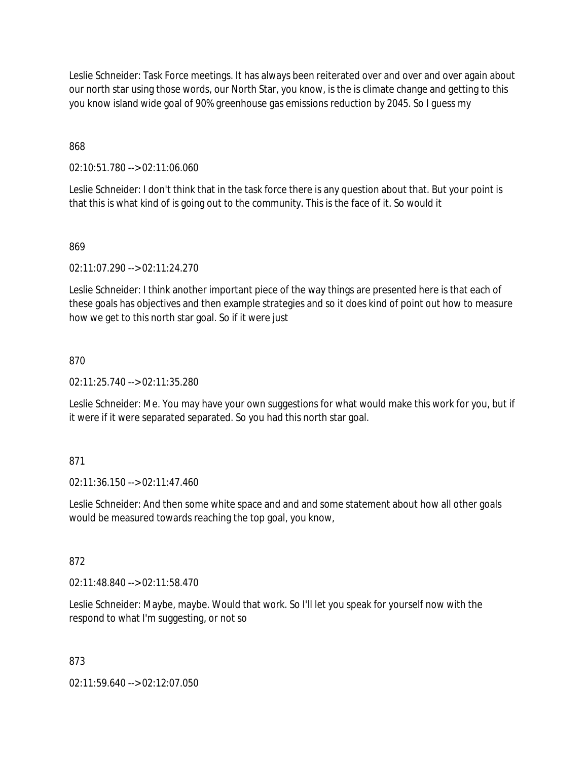Leslie Schneider: Task Force meetings. It has always been reiterated over and over and over again about our north star using those words, our North Star, you know, is the is climate change and getting to this you know island wide goal of 90% greenhouse gas emissions reduction by 2045. So I guess my

868

02:10:51.780 --> 02:11:06.060

Leslie Schneider: I don't think that in the task force there is any question about that. But your point is that this is what kind of is going out to the community. This is the face of it. So would it

869

02:11:07.290 --> 02:11:24.270

Leslie Schneider: I think another important piece of the way things are presented here is that each of these goals has objectives and then example strategies and so it does kind of point out how to measure how we get to this north star goal. So if it were just

870

02:11:25.740 --> 02:11:35.280

Leslie Schneider: Me. You may have your own suggestions for what would make this work for you, but if it were if it were separated separated. So you had this north star goal.

871

02:11:36.150 --> 02:11:47.460

Leslie Schneider: And then some white space and and and some statement about how all other goals would be measured towards reaching the top goal, you know,

872

02:11:48.840 --> 02:11:58.470

Leslie Schneider: Maybe, maybe. Would that work. So I'll let you speak for yourself now with the respond to what I'm suggesting, or not so

873

02:11:59.640 --> 02:12:07.050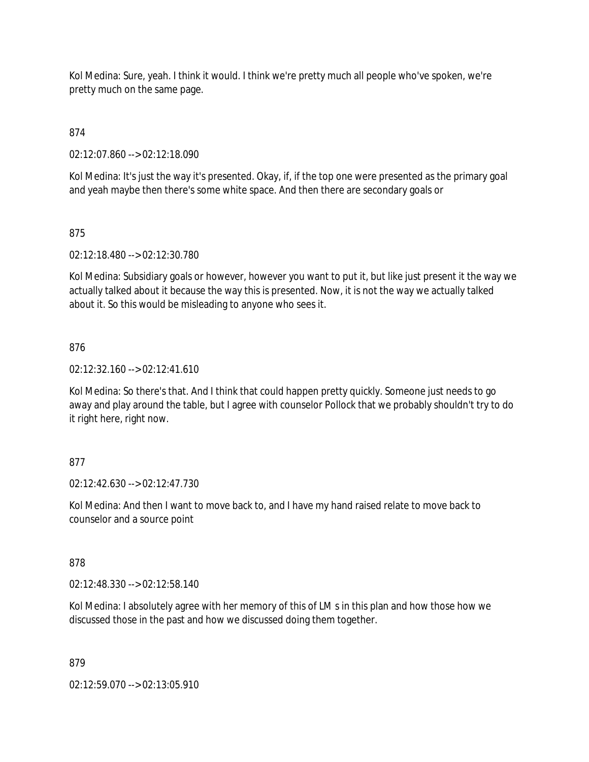Kol Medina: Sure, yeah. I think it would. I think we're pretty much all people who've spoken, we're pretty much on the same page.

874

02:12:07.860 --> 02:12:18.090

Kol Medina: It's just the way it's presented. Okay, if, if the top one were presented as the primary goal and yeah maybe then there's some white space. And then there are secondary goals or

875

02:12:18.480 --> 02:12:30.780

Kol Medina: Subsidiary goals or however, however you want to put it, but like just present it the way we actually talked about it because the way this is presented. Now, it is not the way we actually talked about it. So this would be misleading to anyone who sees it.

876

02:12:32.160 --> 02:12:41.610

Kol Medina: So there's that. And I think that could happen pretty quickly. Someone just needs to go away and play around the table, but I agree with counselor Pollock that we probably shouldn't try to do it right here, right now.

877

02:12:42.630 --> 02:12:47.730

Kol Medina: And then I want to move back to, and I have my hand raised relate to move back to counselor and a source point

878

02:12:48.330 --> 02:12:58.140

Kol Medina: I absolutely agree with her memory of this of LM s in this plan and how those how we discussed those in the past and how we discussed doing them together.

879

02:12:59.070 --> 02:13:05.910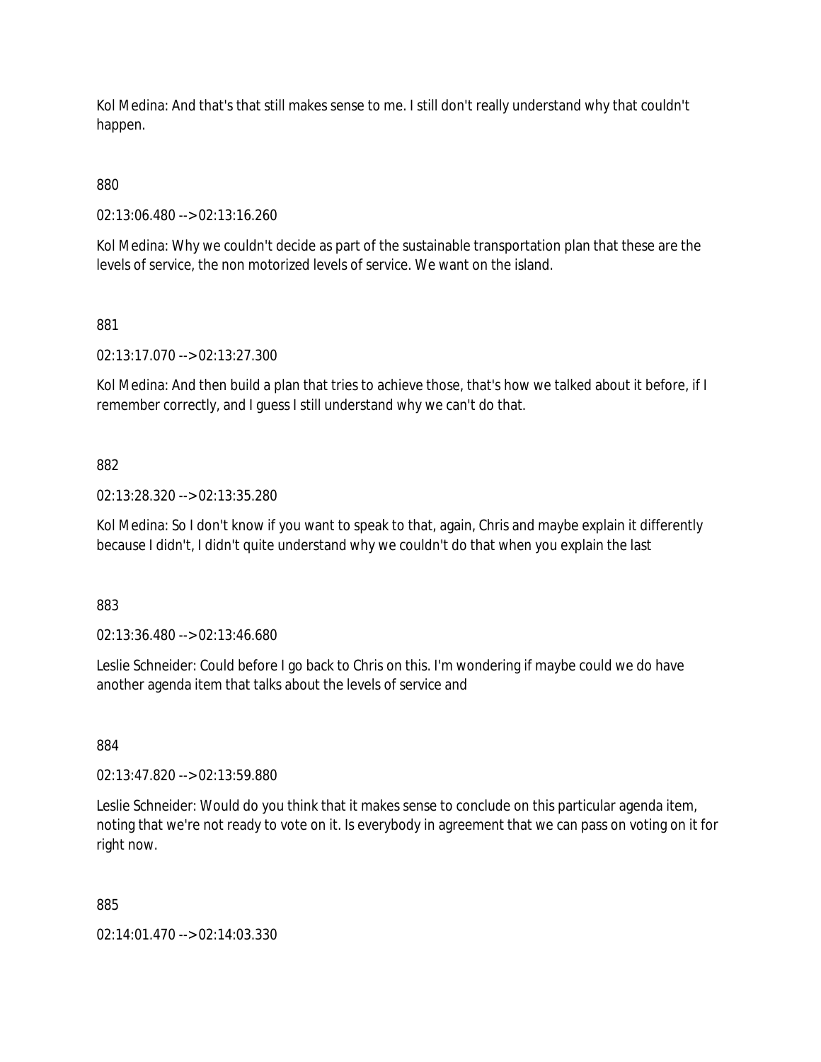Kol Medina: And that's that still makes sense to me. I still don't really understand why that couldn't happen.

880

02:13:06.480 --> 02:13:16.260

Kol Medina: Why we couldn't decide as part of the sustainable transportation plan that these are the levels of service, the non motorized levels of service. We want on the island.

881

02:13:17.070 --> 02:13:27.300

Kol Medina: And then build a plan that tries to achieve those, that's how we talked about it before, if I remember correctly, and I guess I still understand why we can't do that.

882

02:13:28.320 --> 02:13:35.280

Kol Medina: So I don't know if you want to speak to that, again, Chris and maybe explain it differently because I didn't, I didn't quite understand why we couldn't do that when you explain the last

883

02:13:36.480 --> 02:13:46.680

Leslie Schneider: Could before I go back to Chris on this. I'm wondering if maybe could we do have another agenda item that talks about the levels of service and

884

02:13:47.820 --> 02:13:59.880

Leslie Schneider: Would do you think that it makes sense to conclude on this particular agenda item, noting that we're not ready to vote on it. Is everybody in agreement that we can pass on voting on it for right now.

885

02:14:01.470 --> 02:14:03.330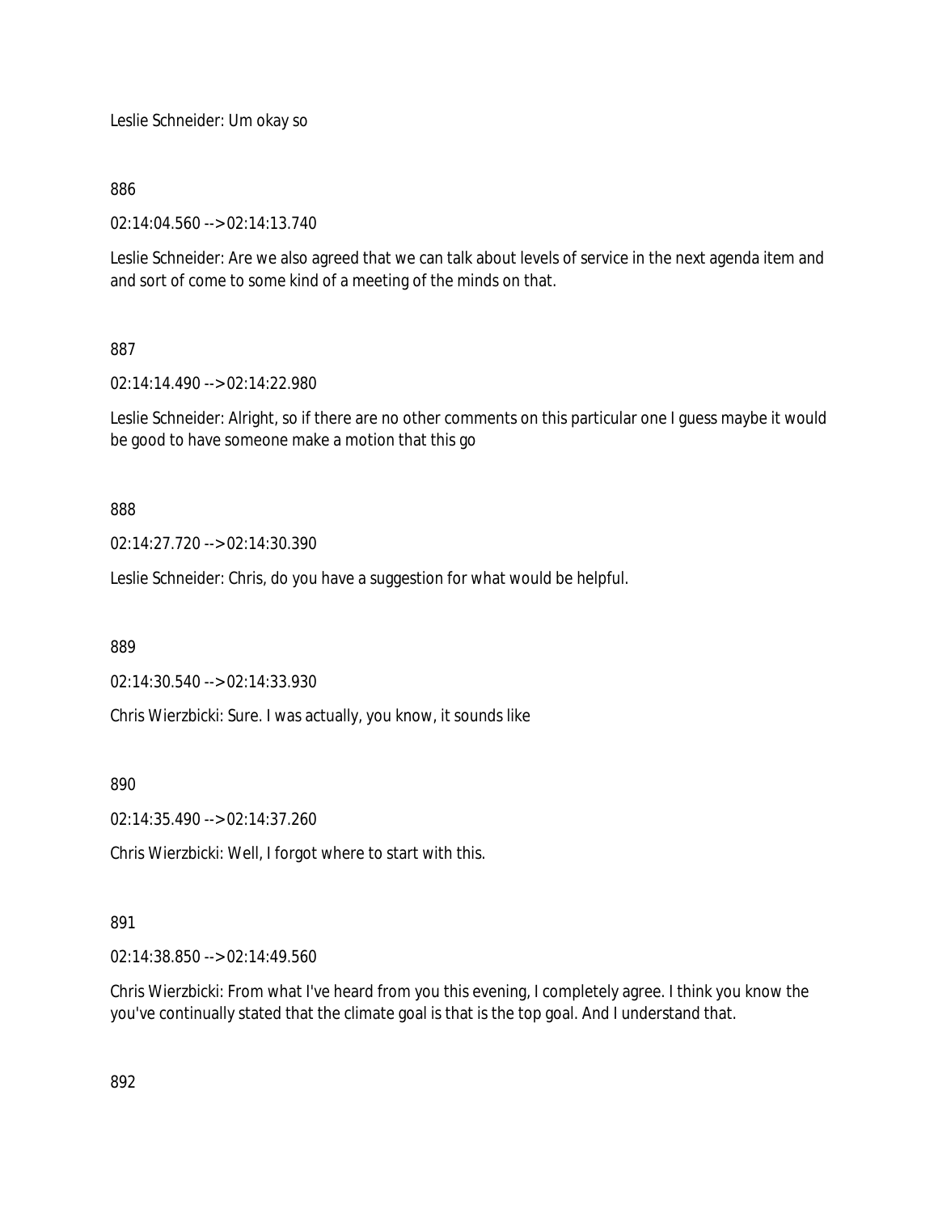Leslie Schneider: Um okay so

886

02:14:04.560 --> 02:14:13.740

Leslie Schneider: Are we also agreed that we can talk about levels of service in the next agenda item and and sort of come to some kind of a meeting of the minds on that.

887

02:14:14.490 --> 02:14:22.980

Leslie Schneider: Alright, so if there are no other comments on this particular one I guess maybe it would be good to have someone make a motion that this go

888

02:14:27.720 --> 02:14:30.390

Leslie Schneider: Chris, do you have a suggestion for what would be helpful.

889

02:14:30.540 --> 02:14:33.930

Chris Wierzbicki: Sure. I was actually, you know, it sounds like

890

02:14:35.490 --> 02:14:37.260

Chris Wierzbicki: Well, I forgot where to start with this.

891

02:14:38.850 --> 02:14:49.560

Chris Wierzbicki: From what I've heard from you this evening, I completely agree. I think you know the you've continually stated that the climate goal is that is the top goal. And I understand that.

892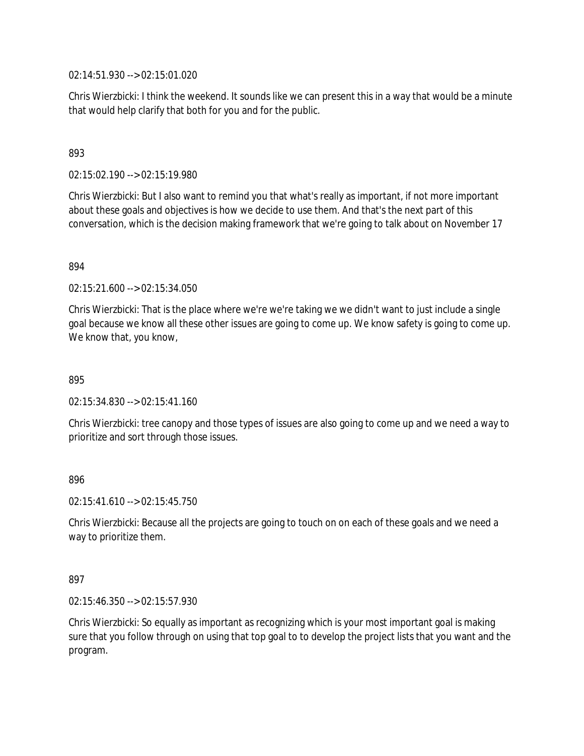02:14:51.930 --> 02:15:01.020

Chris Wierzbicki: I think the weekend. It sounds like we can present this in a way that would be a minute that would help clarify that both for you and for the public.

893

02:15:02.190 --> 02:15:19.980

Chris Wierzbicki: But I also want to remind you that what's really as important, if not more important about these goals and objectives is how we decide to use them. And that's the next part of this conversation, which is the decision making framework that we're going to talk about on November 17

894

02:15:21.600 --> 02:15:34.050

Chris Wierzbicki: That is the place where we're we're taking we we didn't want to just include a single goal because we know all these other issues are going to come up. We know safety is going to come up. We know that, you know,

895

02:15:34.830 --> 02:15:41.160

Chris Wierzbicki: tree canopy and those types of issues are also going to come up and we need a way to prioritize and sort through those issues.

896

02:15:41.610 --> 02:15:45.750

Chris Wierzbicki: Because all the projects are going to touch on on each of these goals and we need a way to prioritize them.

897

02:15:46.350 --> 02:15:57.930

Chris Wierzbicki: So equally as important as recognizing which is your most important goal is making sure that you follow through on using that top goal to to develop the project lists that you want and the program.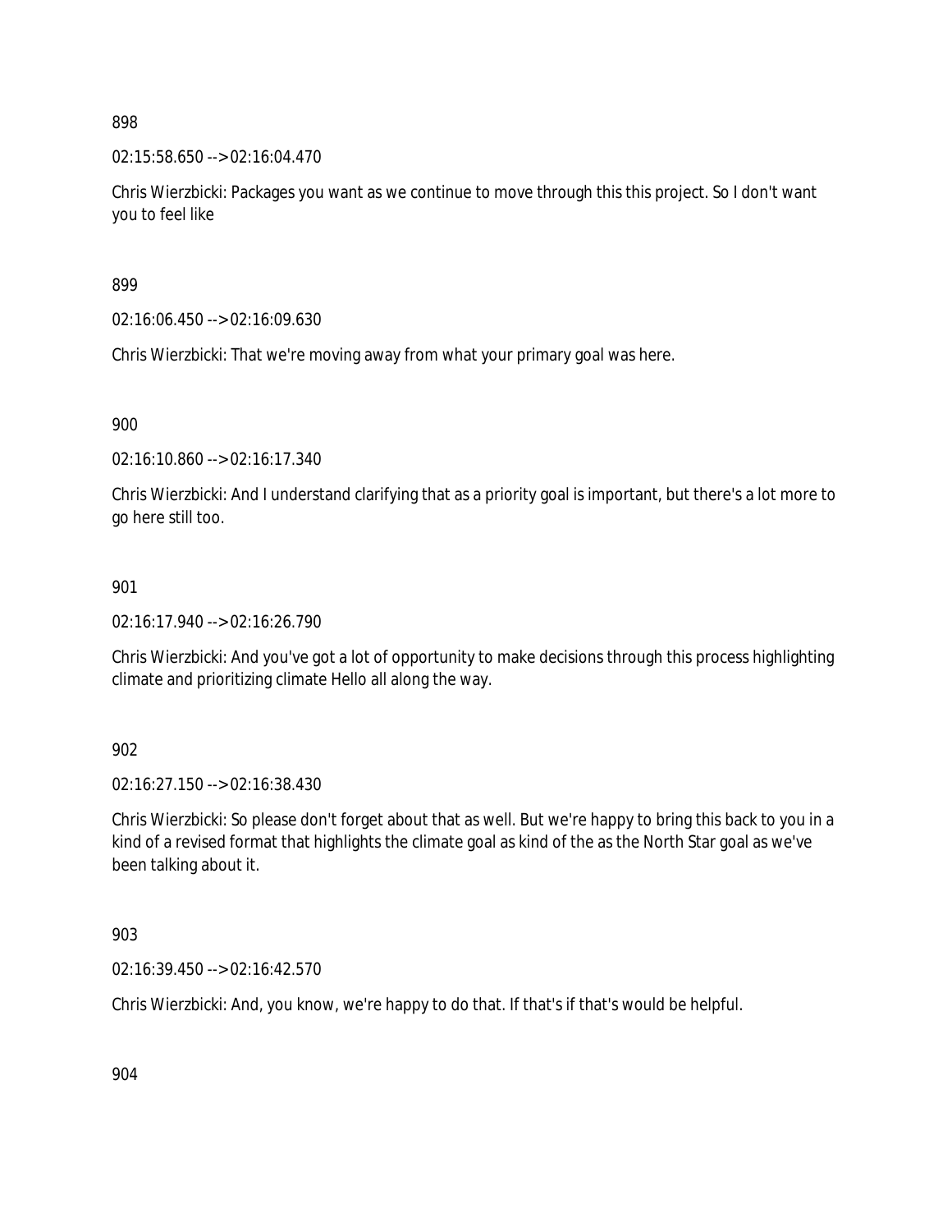898

02:15:58.650 --> 02:16:04.470

Chris Wierzbicki: Packages you want as we continue to move through this this project. So I don't want you to feel like

899

02:16:06.450 --> 02:16:09.630

Chris Wierzbicki: That we're moving away from what your primary goal was here.

900

02:16:10.860 --> 02:16:17.340

Chris Wierzbicki: And I understand clarifying that as a priority goal is important, but there's a lot more to go here still too.

901

02:16:17.940 --> 02:16:26.790

Chris Wierzbicki: And you've got a lot of opportunity to make decisions through this process highlighting climate and prioritizing climate Hello all along the way.

902

02:16:27.150 --> 02:16:38.430

Chris Wierzbicki: So please don't forget about that as well. But we're happy to bring this back to you in a kind of a revised format that highlights the climate goal as kind of the as the North Star goal as we've been talking about it.

903

02:16:39.450 --> 02:16:42.570

Chris Wierzbicki: And, you know, we're happy to do that. If that's if that's would be helpful.

904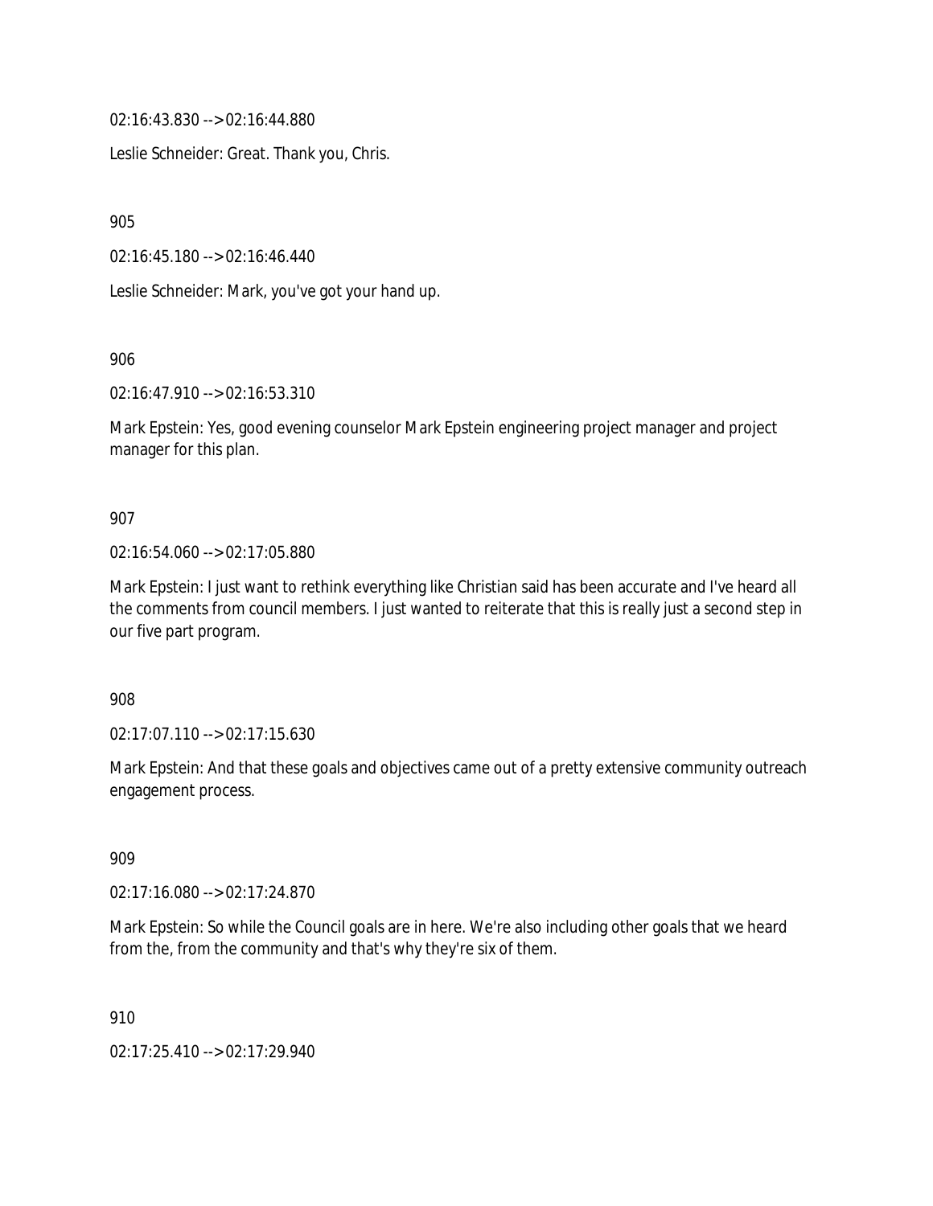02:16:43.830 --> 02:16:44.880

Leslie Schneider: Great. Thank you, Chris.

905

02:16:45.180 --> 02:16:46.440

Leslie Schneider: Mark, you've got your hand up.

906

02:16:47.910 --> 02:16:53.310

Mark Epstein: Yes, good evening counselor Mark Epstein engineering project manager and project manager for this plan.

907

02:16:54.060 --> 02:17:05.880

Mark Epstein: I just want to rethink everything like Christian said has been accurate and I've heard all the comments from council members. I just wanted to reiterate that this is really just a second step in our five part program.

908

02:17:07.110 --> 02:17:15.630

Mark Epstein: And that these goals and objectives came out of a pretty extensive community outreach engagement process.

909

02:17:16.080 --> 02:17:24.870

Mark Epstein: So while the Council goals are in here. We're also including other goals that we heard from the, from the community and that's why they're six of them.

910

02:17:25.410 --> 02:17:29.940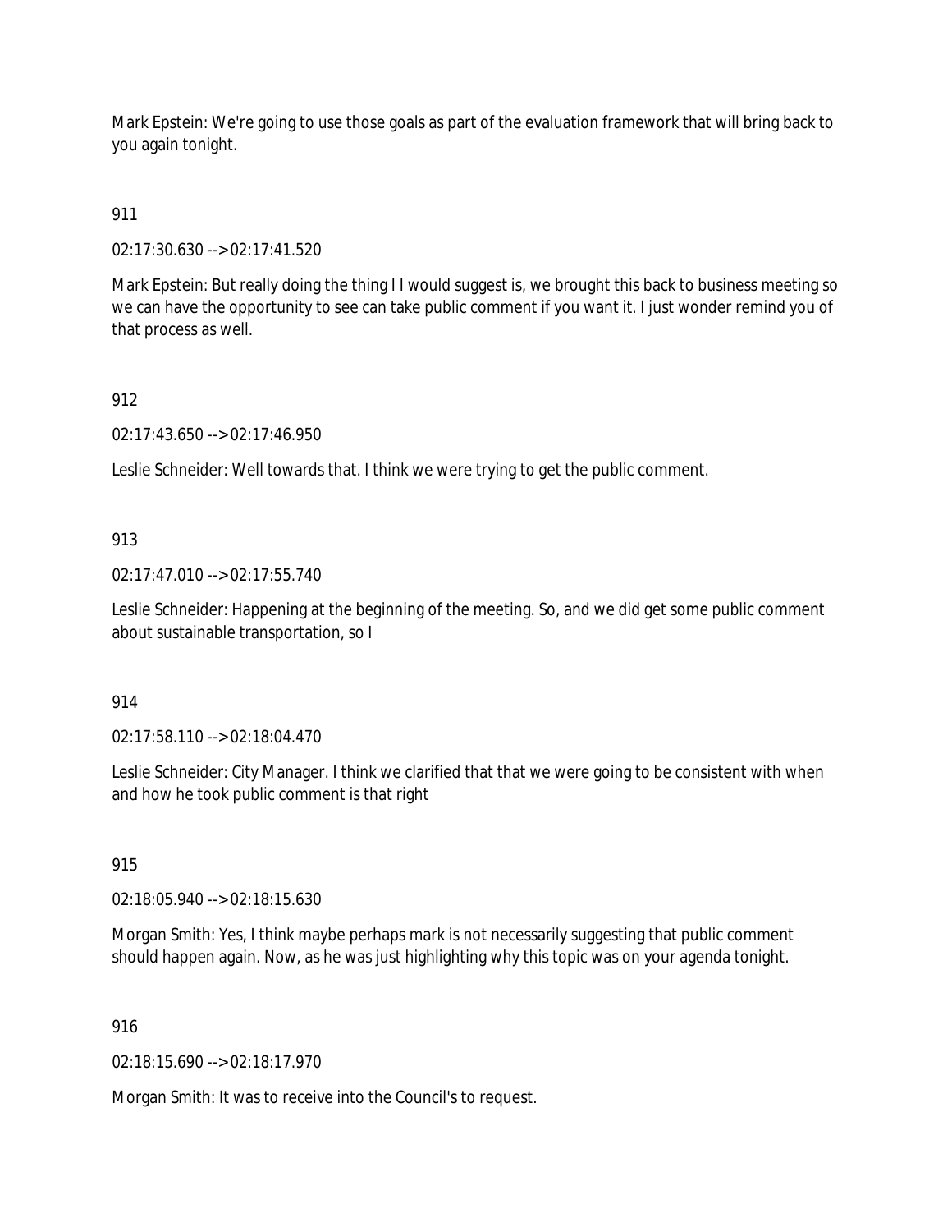Mark Epstein: We're going to use those goals as part of the evaluation framework that will bring back to you again tonight.

911

02:17:30.630 --> 02:17:41.520

Mark Epstein: But really doing the thing I I would suggest is, we brought this back to business meeting so we can have the opportunity to see can take public comment if you want it. I just wonder remind you of that process as well.

912

02:17:43.650 --> 02:17:46.950

Leslie Schneider: Well towards that. I think we were trying to get the public comment.

913

02:17:47.010 --> 02:17:55.740

Leslie Schneider: Happening at the beginning of the meeting. So, and we did get some public comment about sustainable transportation, so I

914

02:17:58.110 --> 02:18:04.470

Leslie Schneider: City Manager. I think we clarified that that we were going to be consistent with when and how he took public comment is that right

915

02:18:05.940 --> 02:18:15.630

Morgan Smith: Yes, I think maybe perhaps mark is not necessarily suggesting that public comment should happen again. Now, as he was just highlighting why this topic was on your agenda tonight.

916

02:18:15.690 --> 02:18:17.970

Morgan Smith: It was to receive into the Council's to request.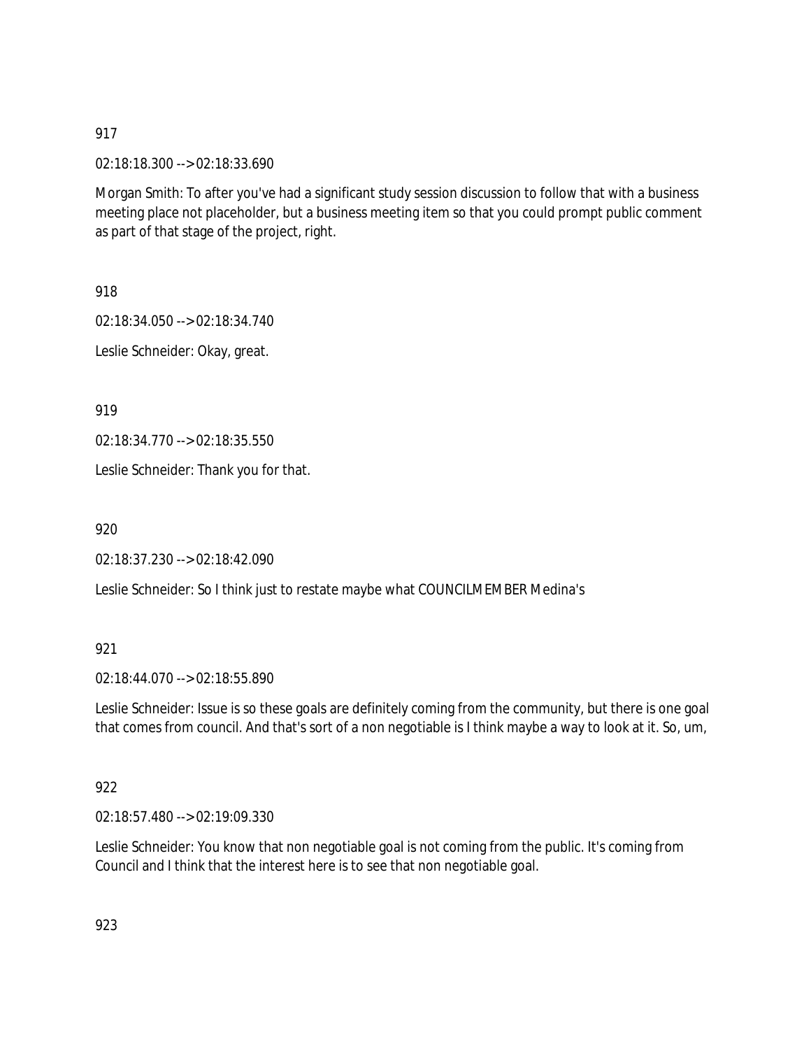917

02:18:18.300 --> 02:18:33.690

Morgan Smith: To after you've had a significant study session discussion to follow that with a business meeting place not placeholder, but a business meeting item so that you could prompt public comment as part of that stage of the project, right.

918

02:18:34.050 --> 02:18:34.740

Leslie Schneider: Okay, great.

919

02:18:34.770 --> 02:18:35.550

Leslie Schneider: Thank you for that.

920

02:18:37.230 --> 02:18:42.090

Leslie Schneider: So I think just to restate maybe what COUNCILMEMBER Medina's

921

02:18:44.070 --> 02:18:55.890

Leslie Schneider: Issue is so these goals are definitely coming from the community, but there is one goal that comes from council. And that's sort of a non negotiable is I think maybe a way to look at it. So, um,

922

02:18:57.480 --> 02:19:09.330

Leslie Schneider: You know that non negotiable goal is not coming from the public. It's coming from Council and I think that the interest here is to see that non negotiable goal.

923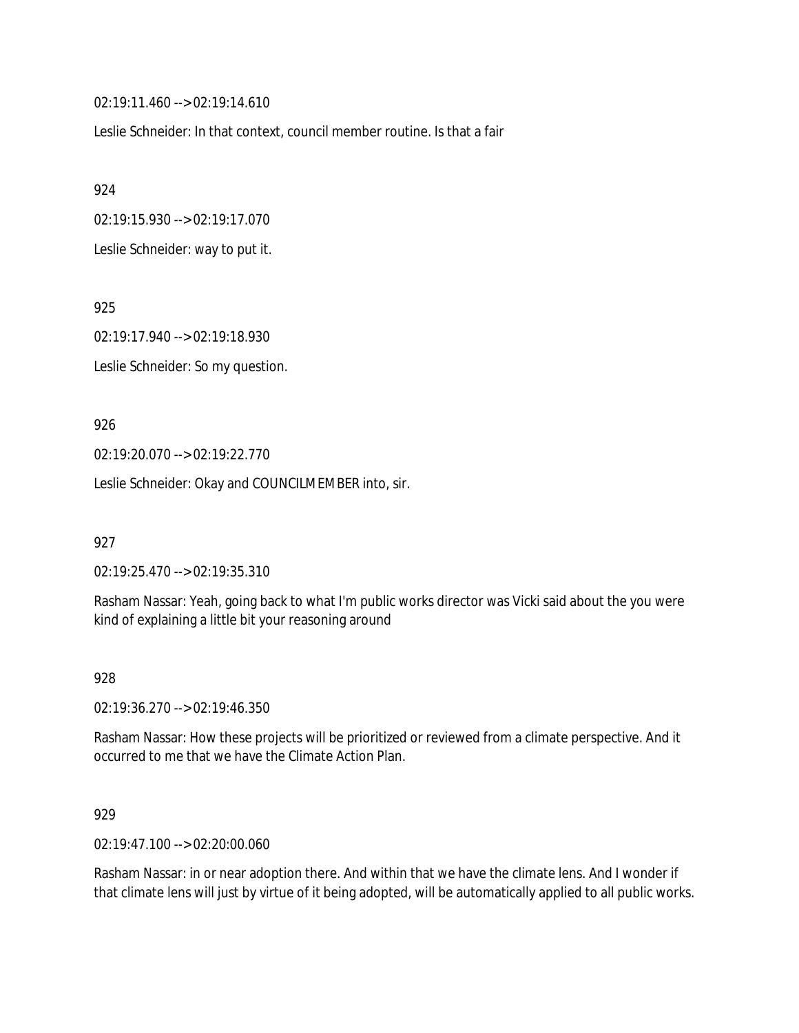02:19:11.460 --> 02:19:14.610

Leslie Schneider: In that context, council member routine. Is that a fair

924

02:19:15.930 --> 02:19:17.070

Leslie Schneider: way to put it.

925

02:19:17.940 --> 02:19:18.930

Leslie Schneider: So my question.

926

02:19:20.070 --> 02:19:22.770

Leslie Schneider: Okay and COUNCILMEMBER into, sir.

927

02:19:25.470 --> 02:19:35.310

Rasham Nassar: Yeah, going back to what I'm public works director was Vicki said about the you were kind of explaining a little bit your reasoning around

928

02:19:36.270 --> 02:19:46.350

Rasham Nassar: How these projects will be prioritized or reviewed from a climate perspective. And it occurred to me that we have the Climate Action Plan.

929

02:19:47.100 --> 02:20:00.060

Rasham Nassar: in or near adoption there. And within that we have the climate lens. And I wonder if that climate lens will just by virtue of it being adopted, will be automatically applied to all public works.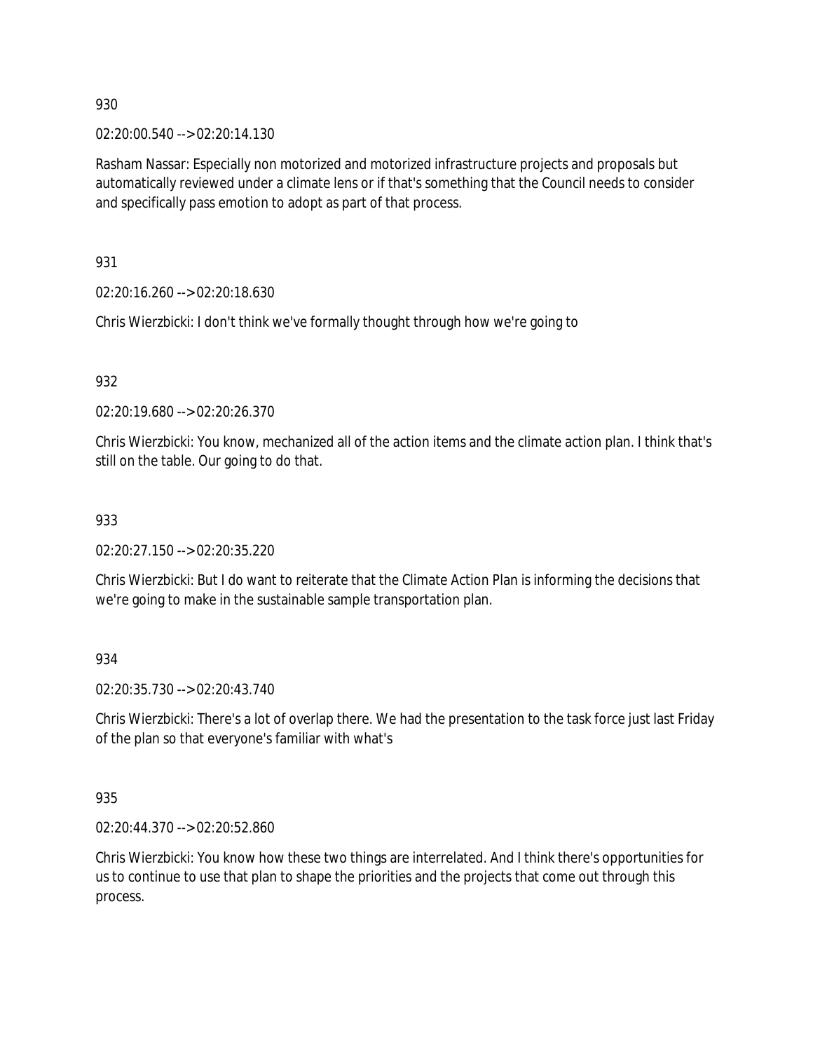930

02:20:00.540 --> 02:20:14.130

Rasham Nassar: Especially non motorized and motorized infrastructure projects and proposals but automatically reviewed under a climate lens or if that's something that the Council needs to consider and specifically pass emotion to adopt as part of that process.

931

02:20:16.260 --> 02:20:18.630

Chris Wierzbicki: I don't think we've formally thought through how we're going to

932

02:20:19.680 --> 02:20:26.370

Chris Wierzbicki: You know, mechanized all of the action items and the climate action plan. I think that's still on the table. Our going to do that.

933

02:20:27.150 --> 02:20:35.220

Chris Wierzbicki: But I do want to reiterate that the Climate Action Plan is informing the decisions that we're going to make in the sustainable sample transportation plan.

934

02:20:35.730 --> 02:20:43.740

Chris Wierzbicki: There's a lot of overlap there. We had the presentation to the task force just last Friday of the plan so that everyone's familiar with what's

935

02:20:44.370 --> 02:20:52.860

Chris Wierzbicki: You know how these two things are interrelated. And I think there's opportunities for us to continue to use that plan to shape the priorities and the projects that come out through this process.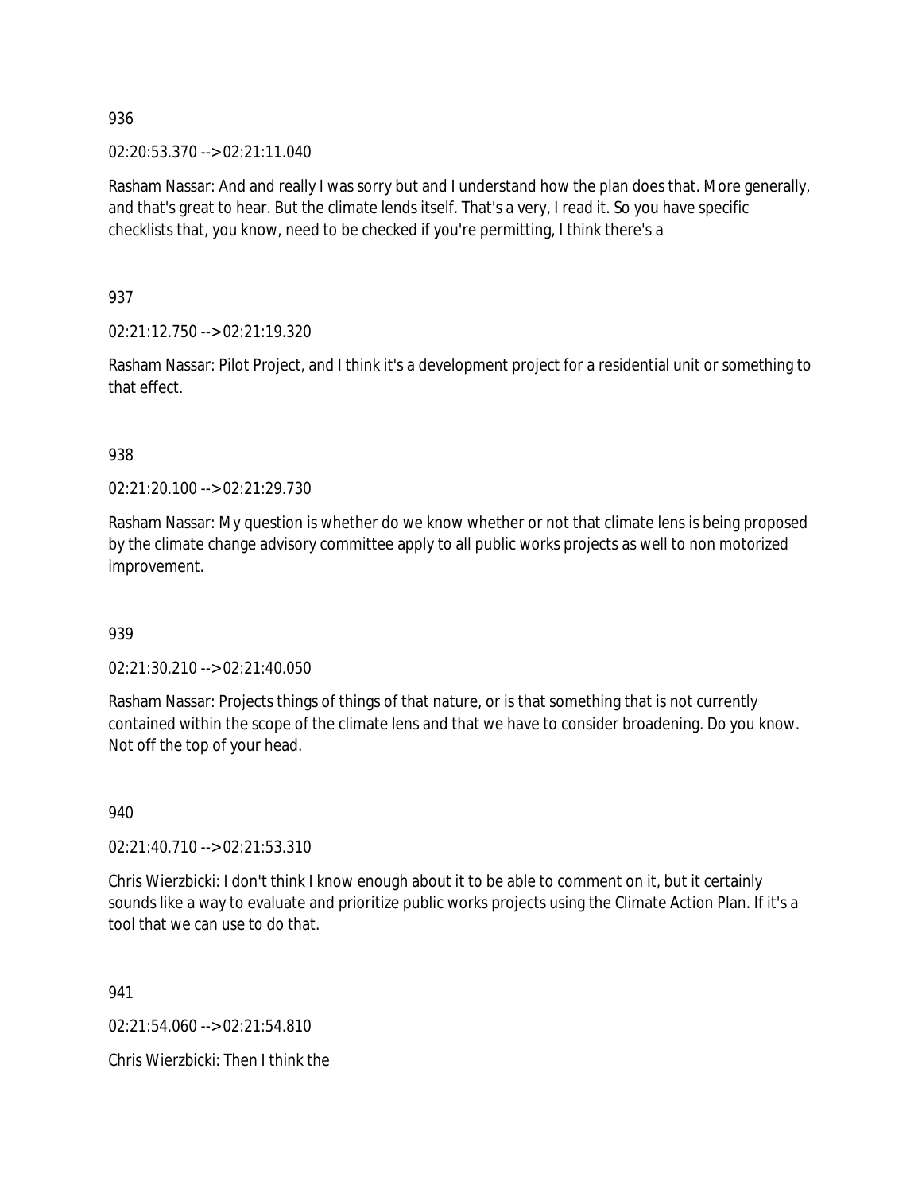936

02:20:53.370 --> 02:21:11.040

Rasham Nassar: And and really I was sorry but and I understand how the plan does that. More generally, and that's great to hear. But the climate lends itself. That's a very, I read it. So you have specific checklists that, you know, need to be checked if you're permitting, I think there's a

937

02:21:12.750 --> 02:21:19.320

Rasham Nassar: Pilot Project, and I think it's a development project for a residential unit or something to that effect.

938

02:21:20.100 --> 02:21:29.730

Rasham Nassar: My question is whether do we know whether or not that climate lens is being proposed by the climate change advisory committee apply to all public works projects as well to non motorized improvement.

939

02:21:30.210 --> 02:21:40.050

Rasham Nassar: Projects things of things of that nature, or is that something that is not currently contained within the scope of the climate lens and that we have to consider broadening. Do you know. Not off the top of your head.

940

02:21:40.710 --> 02:21:53.310

Chris Wierzbicki: I don't think I know enough about it to be able to comment on it, but it certainly sounds like a way to evaluate and prioritize public works projects using the Climate Action Plan. If it's a tool that we can use to do that.

941

02:21:54.060 --> 02:21:54.810

Chris Wierzbicki: Then I think the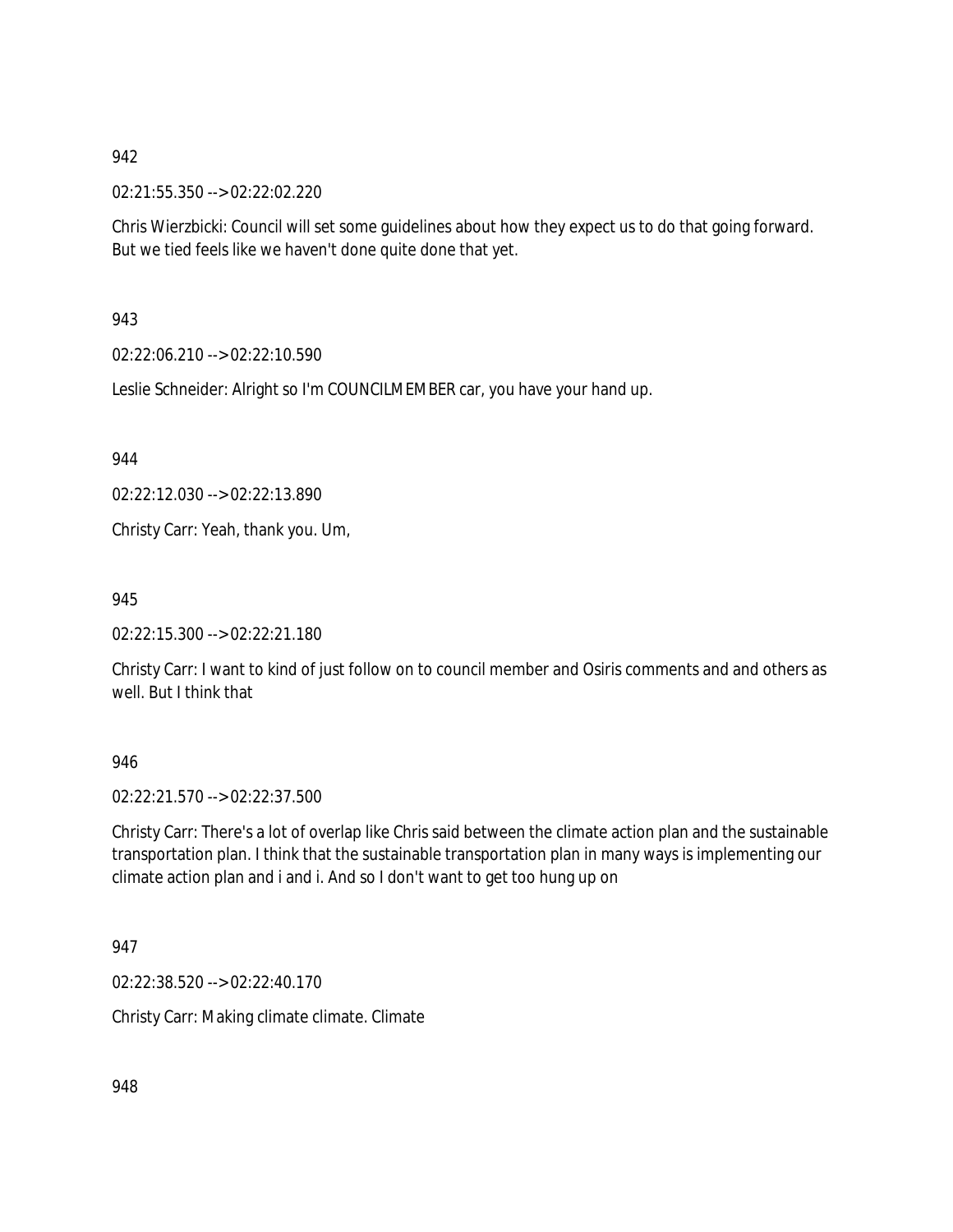942

02:21:55.350 --> 02:22:02.220

Chris Wierzbicki: Council will set some guidelines about how they expect us to do that going forward. But we tied feels like we haven't done quite done that yet.

943

02:22:06.210 --> 02:22:10.590

Leslie Schneider: Alright so I'm COUNCILMEMBER car, you have your hand up.

944

02:22:12.030 --> 02:22:13.890

Christy Carr: Yeah, thank you. Um,

945

02:22:15.300 --> 02:22:21.180

Christy Carr: I want to kind of just follow on to council member and Osiris comments and and others as well. But I think that

946

02:22:21.570 --> 02:22:37.500

Christy Carr: There's a lot of overlap like Chris said between the climate action plan and the sustainable transportation plan. I think that the sustainable transportation plan in many ways is implementing our climate action plan and i and i. And so I don't want to get too hung up on

947

02:22:38.520 --> 02:22:40.170

Christy Carr: Making climate climate. Climate

948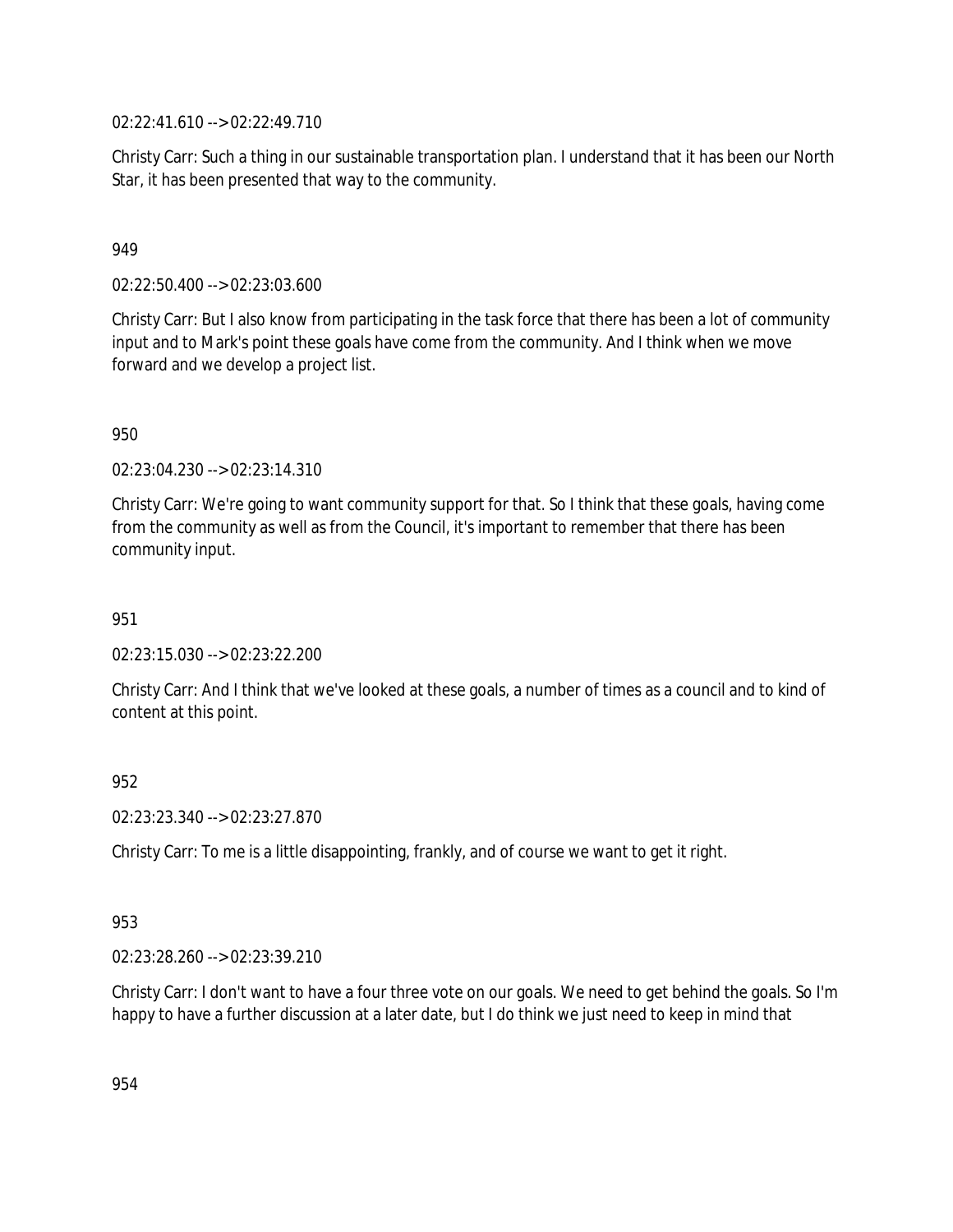02:22:41.610 --> 02:22:49.710

Christy Carr: Such a thing in our sustainable transportation plan. I understand that it has been our North Star, it has been presented that way to the community.

949

02:22:50.400 --> 02:23:03.600

Christy Carr: But I also know from participating in the task force that there has been a lot of community input and to Mark's point these goals have come from the community. And I think when we move forward and we develop a project list.

950

02:23:04.230 --> 02:23:14.310

Christy Carr: We're going to want community support for that. So I think that these goals, having come from the community as well as from the Council, it's important to remember that there has been community input.

951

02:23:15.030 --> 02:23:22.200

Christy Carr: And I think that we've looked at these goals, a number of times as a council and to kind of content at this point.

952

02:23:23.340 --> 02:23:27.870

Christy Carr: To me is a little disappointing, frankly, and of course we want to get it right.

953

02:23:28.260 --> 02:23:39.210

Christy Carr: I don't want to have a four three vote on our goals. We need to get behind the goals. So I'm happy to have a further discussion at a later date, but I do think we just need to keep in mind that

954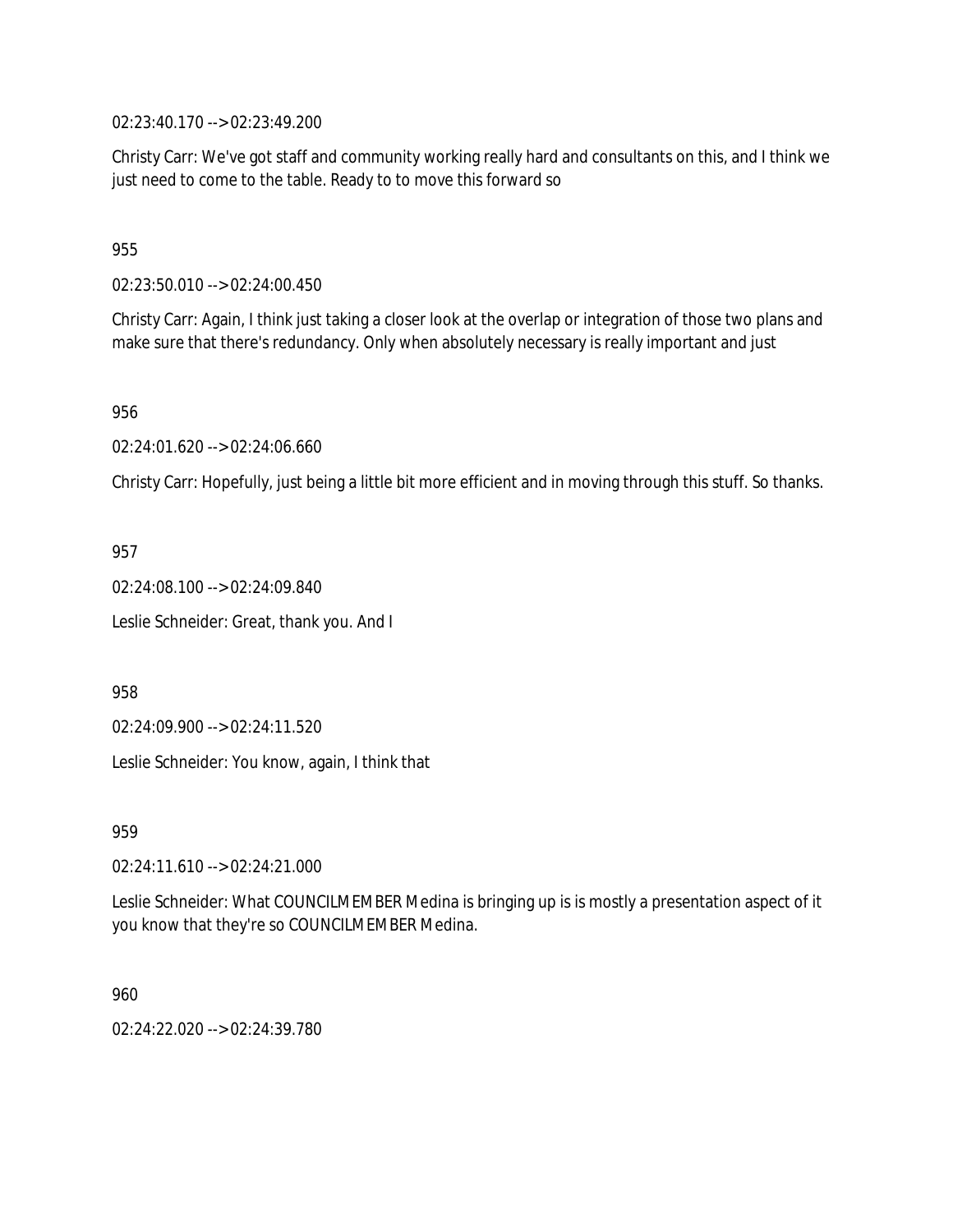02:23:40.170 --> 02:23:49.200

Christy Carr: We've got staff and community working really hard and consultants on this, and I think we just need to come to the table. Ready to to move this forward so

955

02:23:50.010 --> 02:24:00.450

Christy Carr: Again, I think just taking a closer look at the overlap or integration of those two plans and make sure that there's redundancy. Only when absolutely necessary is really important and just

956

02:24:01.620 --> 02:24:06.660

Christy Carr: Hopefully, just being a little bit more efficient and in moving through this stuff. So thanks.

957

02:24:08.100 --> 02:24:09.840

Leslie Schneider: Great, thank you. And I

958

02:24:09.900 --> 02:24:11.520

Leslie Schneider: You know, again, I think that

959

02:24:11.610 --> 02:24:21.000

Leslie Schneider: What COUNCILMEMBER Medina is bringing up is is mostly a presentation aspect of it you know that they're so COUNCILMEMBER Medina.

960

02:24:22.020 --> 02:24:39.780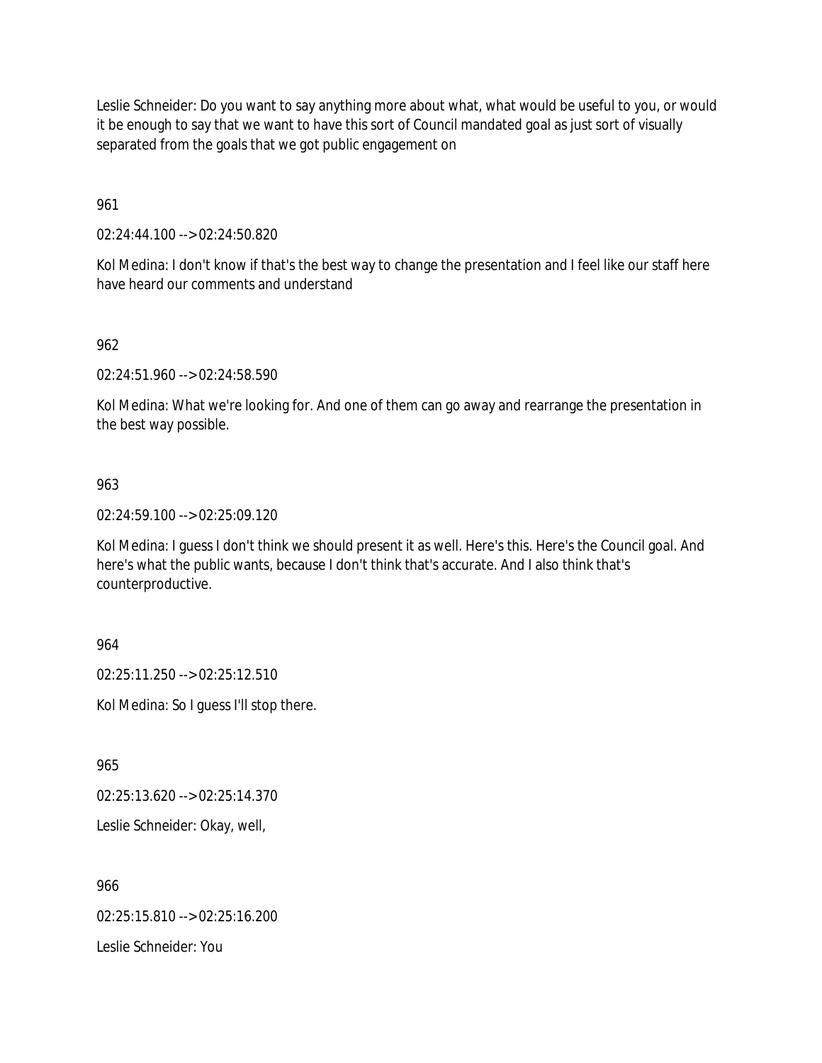Leslie Schneider: Do you want to say anything more about what, what would be useful to you, or would it be enough to say that we want to have this sort of Council mandated goal as just sort of visually separated from the goals that we got public engagement on

961

02:24:44.100 --> 02:24:50.820

Kol Medina: I don't know if that's the best way to change the presentation and I feel like our staff here have heard our comments and understand

962

02:24:51.960 --> 02:24:58.590

Kol Medina: What we're looking for. And one of them can go away and rearrange the presentation in the best way possible.

963

02:24:59.100 --> 02:25:09.120

Kol Medina: I guess I don't think we should present it as well. Here's this. Here's the Council goal. And here's what the public wants, because I don't think that's accurate. And I also think that's counterproductive.

964

02:25:11.250 --> 02:25:12.510

Kol Medina: So I guess I'll stop there.

965

02:25:13.620 --> 02:25:14.370

Leslie Schneider: Okay, well,

966

02:25:15.810 --> 02:25:16.200

Leslie Schneider: You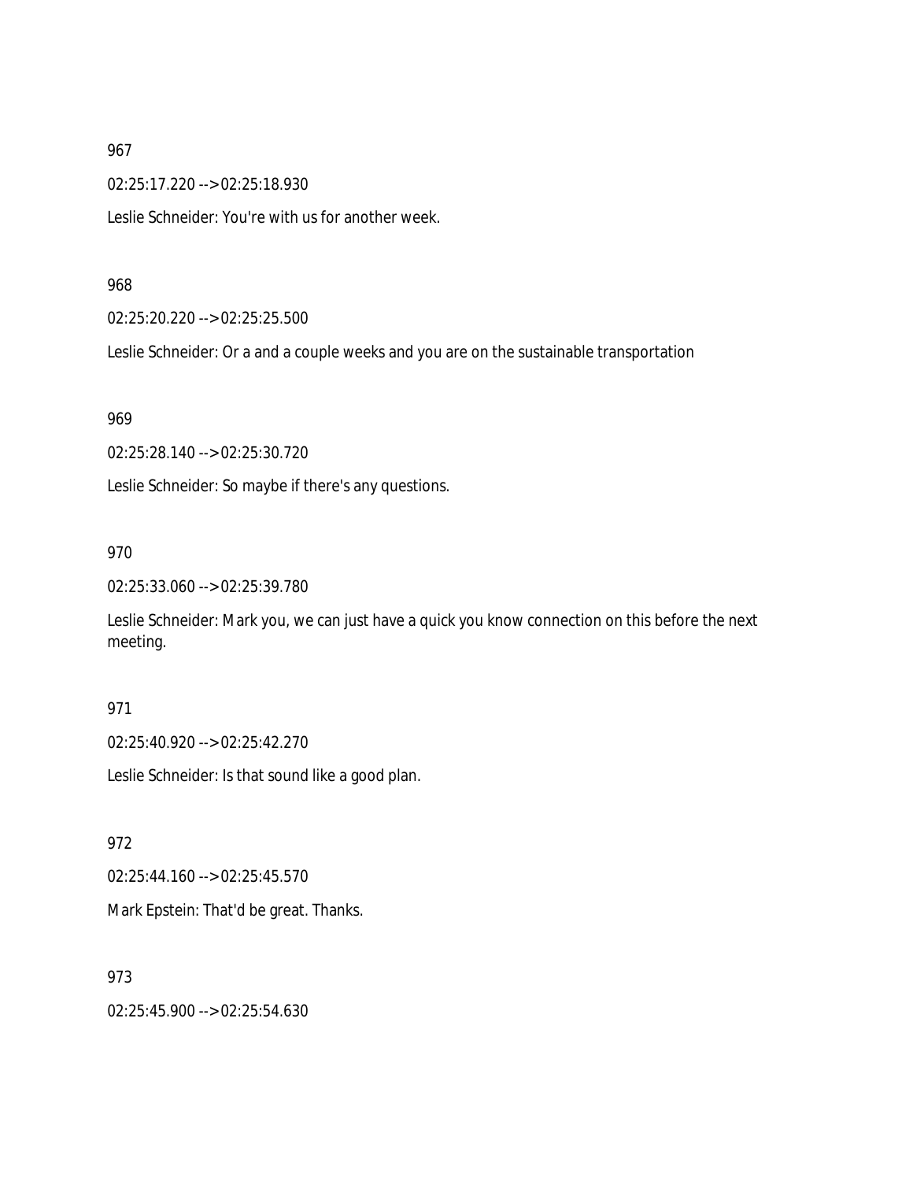967

02:25:17.220 --> 02:25:18.930

Leslie Schneider: You're with us for another week.

968

02:25:20.220 --> 02:25:25.500

Leslie Schneider: Or a and a couple weeks and you are on the sustainable transportation

969

02:25:28.140 --> 02:25:30.720

Leslie Schneider: So maybe if there's any questions.

970

02:25:33.060 --> 02:25:39.780

Leslie Schneider: Mark you, we can just have a quick you know connection on this before the next meeting.

971

02:25:40.920 --> 02:25:42.270

Leslie Schneider: Is that sound like a good plan.

972

02:25:44.160 --> 02:25:45.570

Mark Epstein: That'd be great. Thanks.

973

02:25:45.900 --> 02:25:54.630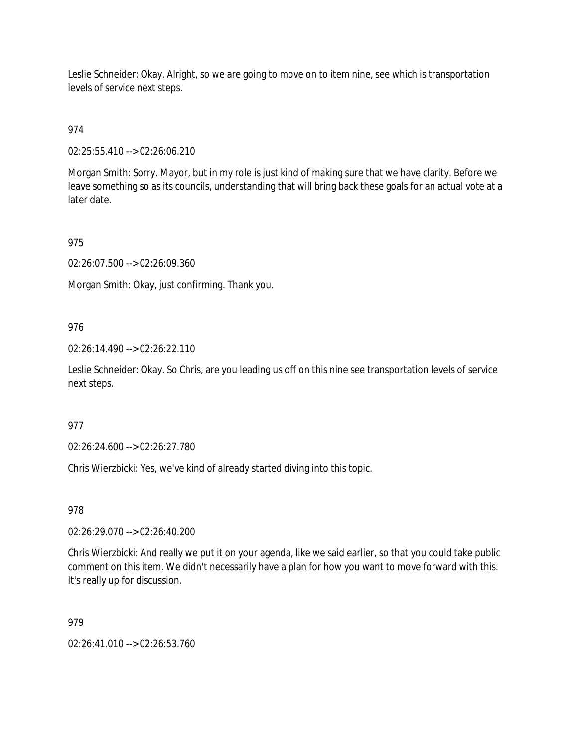Leslie Schneider: Okay. Alright, so we are going to move on to item nine, see which is transportation levels of service next steps.

974

02:25:55.410 --> 02:26:06.210

Morgan Smith: Sorry. Mayor, but in my role is just kind of making sure that we have clarity. Before we leave something so as its councils, understanding that will bring back these goals for an actual vote at a later date.

975

02:26:07.500 --> 02:26:09.360

Morgan Smith: Okay, just confirming. Thank you.

976

02:26:14.490 --> 02:26:22.110

Leslie Schneider: Okay. So Chris, are you leading us off on this nine see transportation levels of service next steps.

977

02:26:24.600 --> 02:26:27.780

Chris Wierzbicki: Yes, we've kind of already started diving into this topic.

978

02:26:29.070 --> 02:26:40.200

Chris Wierzbicki: And really we put it on your agenda, like we said earlier, so that you could take public comment on this item. We didn't necessarily have a plan for how you want to move forward with this. It's really up for discussion.

979

02:26:41.010 --> 02:26:53.760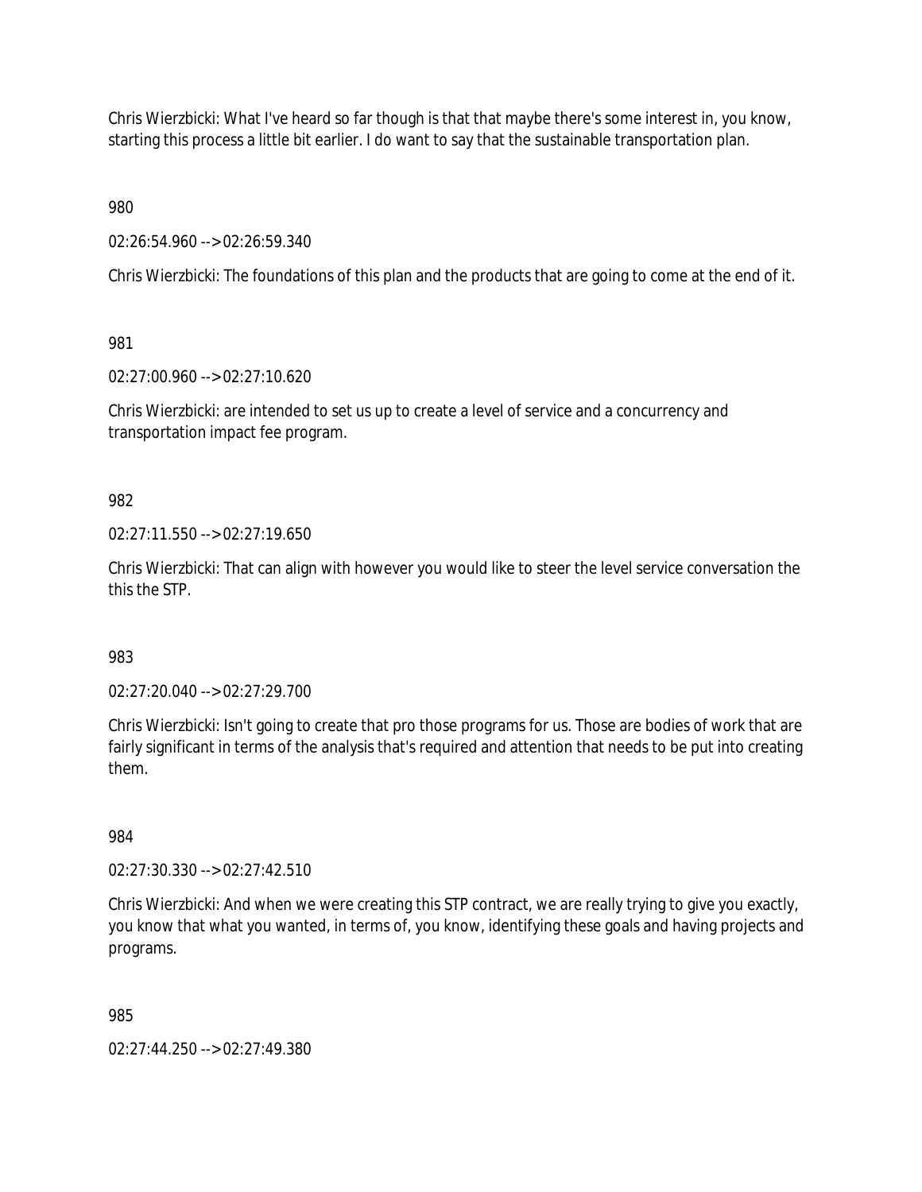Chris Wierzbicki: What I've heard so far though is that that maybe there's some interest in, you know, starting this process a little bit earlier. I do want to say that the sustainable transportation plan.

980

02:26:54.960 --> 02:26:59.340

Chris Wierzbicki: The foundations of this plan and the products that are going to come at the end of it.

981

02:27:00.960 --> 02:27:10.620

Chris Wierzbicki: are intended to set us up to create a level of service and a concurrency and transportation impact fee program.

982

02:27:11.550 --> 02:27:19.650

Chris Wierzbicki: That can align with however you would like to steer the level service conversation the this the STP.

983

02:27:20.040 --> 02:27:29.700

Chris Wierzbicki: Isn't going to create that pro those programs for us. Those are bodies of work that are fairly significant in terms of the analysis that's required and attention that needs to be put into creating them.

984

02:27:30.330 --> 02:27:42.510

Chris Wierzbicki: And when we were creating this STP contract, we are really trying to give you exactly, you know that what you wanted, in terms of, you know, identifying these goals and having projects and programs.

985

02:27:44.250 --> 02:27:49.380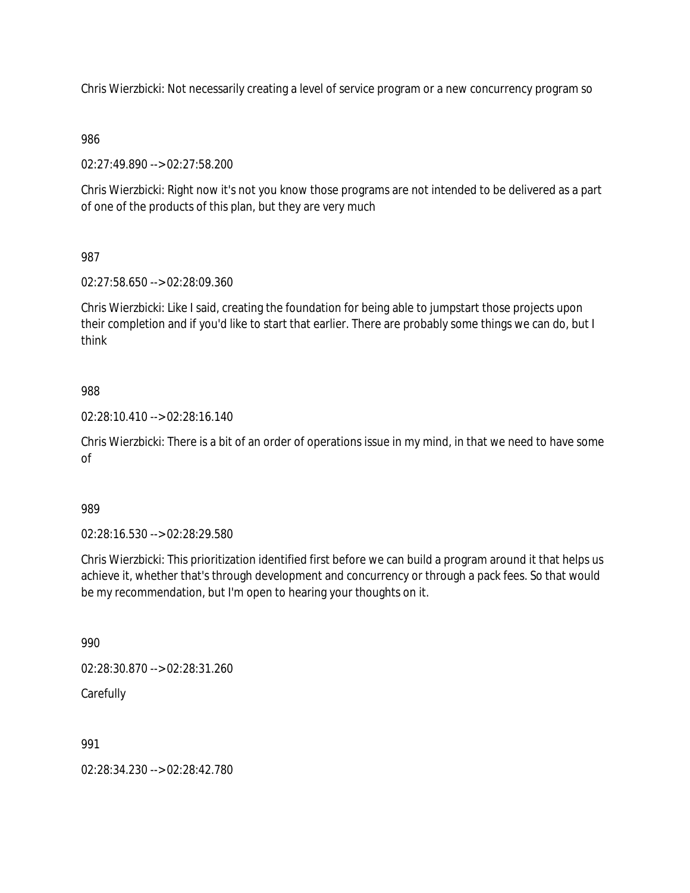Chris Wierzbicki: Not necessarily creating a level of service program or a new concurrency program so

986

02:27:49.890 --> 02:27:58.200

Chris Wierzbicki: Right now it's not you know those programs are not intended to be delivered as a part of one of the products of this plan, but they are very much

987

02:27:58.650 --> 02:28:09.360

Chris Wierzbicki: Like I said, creating the foundation for being able to jumpstart those projects upon their completion and if you'd like to start that earlier. There are probably some things we can do, but I think

988

02:28:10.410 --> 02:28:16.140

Chris Wierzbicki: There is a bit of an order of operations issue in my mind, in that we need to have some of

989

02:28:16.530 --> 02:28:29.580

Chris Wierzbicki: This prioritization identified first before we can build a program around it that helps us achieve it, whether that's through development and concurrency or through a pack fees. So that would be my recommendation, but I'm open to hearing your thoughts on it.

990

02:28:30.870 --> 02:28:31.260

Carefully

991

02:28:34.230 --> 02:28:42.780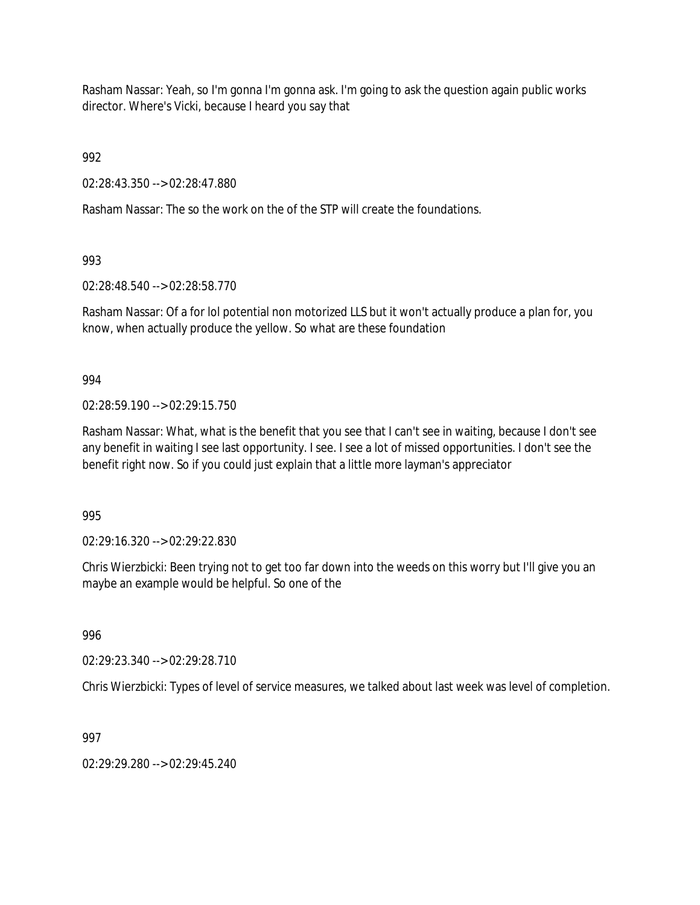Rasham Nassar: Yeah, so I'm gonna I'm gonna ask. I'm going to ask the question again public works director. Where's Vicki, because I heard you say that

992

02:28:43.350 --> 02:28:47.880

Rasham Nassar: The so the work on the of the STP will create the foundations.

993

02:28:48.540 --> 02:28:58.770

Rasham Nassar: Of a for lol potential non motorized LLS but it won't actually produce a plan for, you know, when actually produce the yellow. So what are these foundation

994

02:28:59.190 --> 02:29:15.750

Rasham Nassar: What, what is the benefit that you see that I can't see in waiting, because I don't see any benefit in waiting I see last opportunity. I see. I see a lot of missed opportunities. I don't see the benefit right now. So if you could just explain that a little more layman's appreciator

995

02:29:16.320 --> 02:29:22.830

Chris Wierzbicki: Been trying not to get too far down into the weeds on this worry but I'll give you an maybe an example would be helpful. So one of the

996

02:29:23.340 --> 02:29:28.710

Chris Wierzbicki: Types of level of service measures, we talked about last week was level of completion.

997

02:29:29.280 --> 02:29:45.240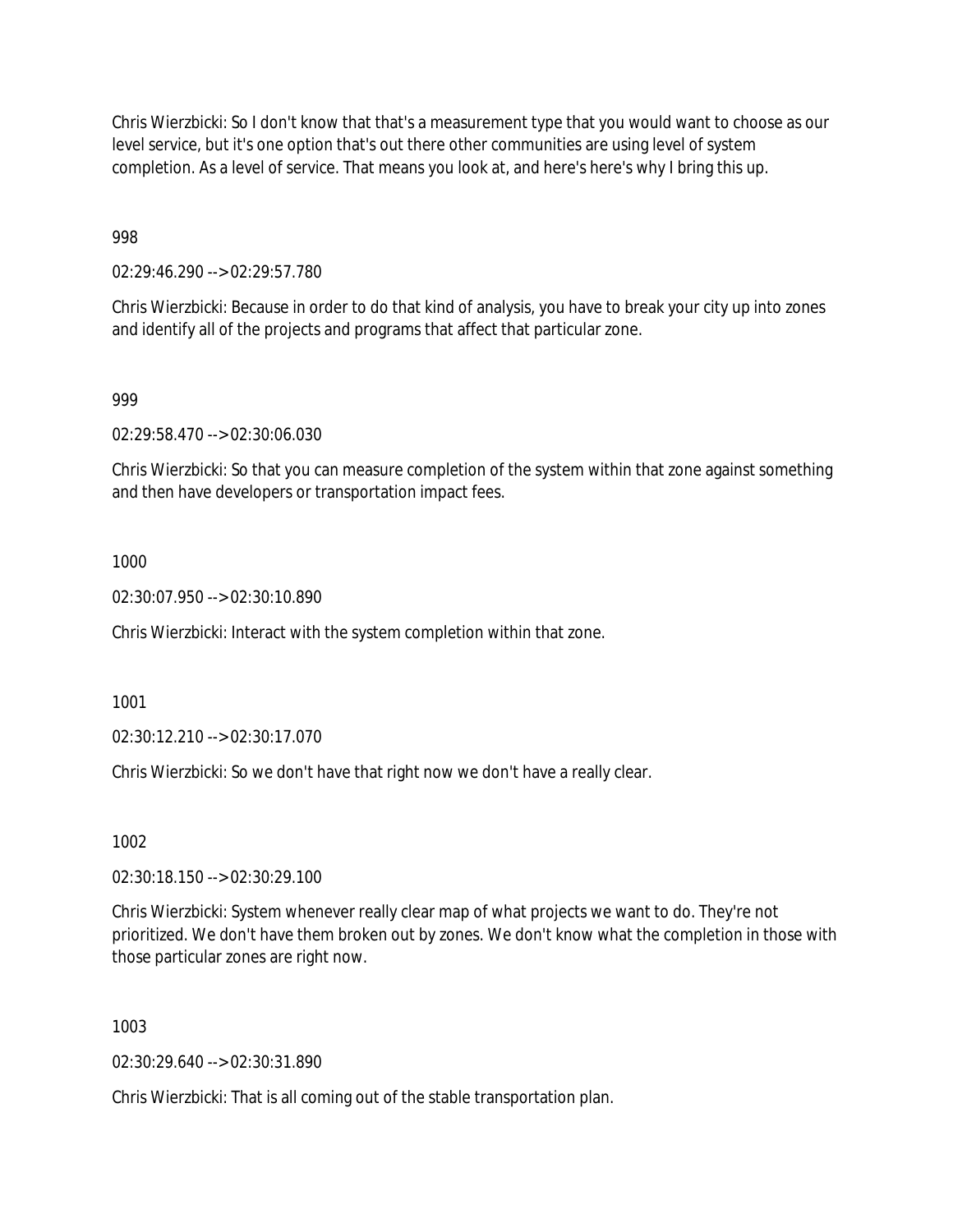Chris Wierzbicki: So I don't know that that's a measurement type that you would want to choose as our level service, but it's one option that's out there other communities are using level of system completion. As a level of service. That means you look at, and here's here's why I bring this up.

998

02:29:46.290 --> 02:29:57.780

Chris Wierzbicki: Because in order to do that kind of analysis, you have to break your city up into zones and identify all of the projects and programs that affect that particular zone.

999

02:29:58.470 --> 02:30:06.030

Chris Wierzbicki: So that you can measure completion of the system within that zone against something and then have developers or transportation impact fees.

1000

02:30:07.950 --> 02:30:10.890

Chris Wierzbicki: Interact with the system completion within that zone.

1001

02:30:12.210 --> 02:30:17.070

Chris Wierzbicki: So we don't have that right now we don't have a really clear.

1002

02:30:18.150 --> 02:30:29.100

Chris Wierzbicki: System whenever really clear map of what projects we want to do. They're not prioritized. We don't have them broken out by zones. We don't know what the completion in those with those particular zones are right now.

1003

02:30:29.640 --> 02:30:31.890

Chris Wierzbicki: That is all coming out of the stable transportation plan.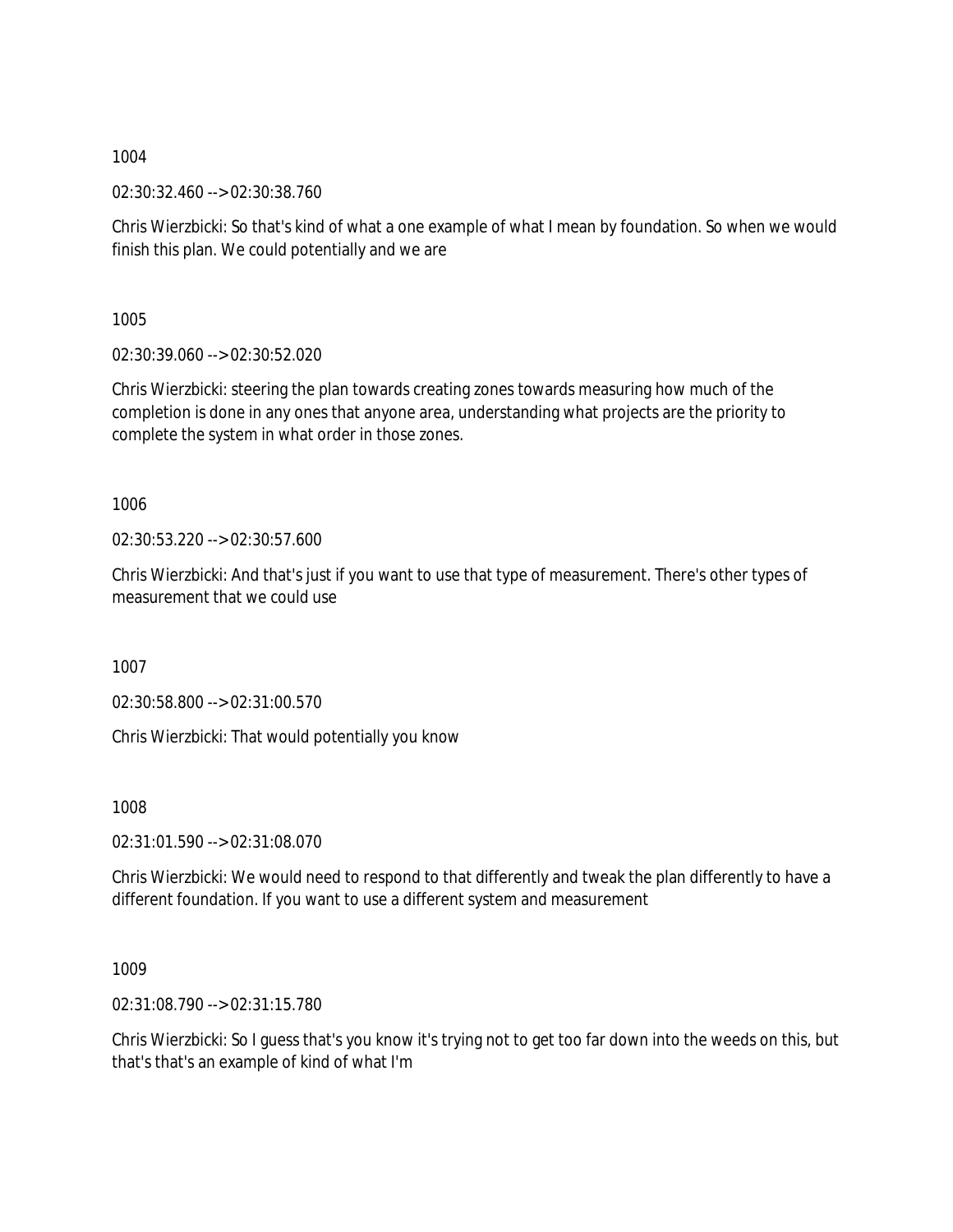1004

02:30:32.460 --> 02:30:38.760

Chris Wierzbicki: So that's kind of what a one example of what I mean by foundation. So when we would finish this plan. We could potentially and we are

1005

02:30:39.060 --> 02:30:52.020

Chris Wierzbicki: steering the plan towards creating zones towards measuring how much of the completion is done in any ones that anyone area, understanding what projects are the priority to complete the system in what order in those zones.

1006

02:30:53.220 --> 02:30:57.600

Chris Wierzbicki: And that's just if you want to use that type of measurement. There's other types of measurement that we could use

1007

02:30:58.800 --> 02:31:00.570

Chris Wierzbicki: That would potentially you know

1008

02:31:01.590 --> 02:31:08.070

Chris Wierzbicki: We would need to respond to that differently and tweak the plan differently to have a different foundation. If you want to use a different system and measurement

1009

02:31:08.790 --> 02:31:15.780

Chris Wierzbicki: So I guess that's you know it's trying not to get too far down into the weeds on this, but that's that's an example of kind of what I'm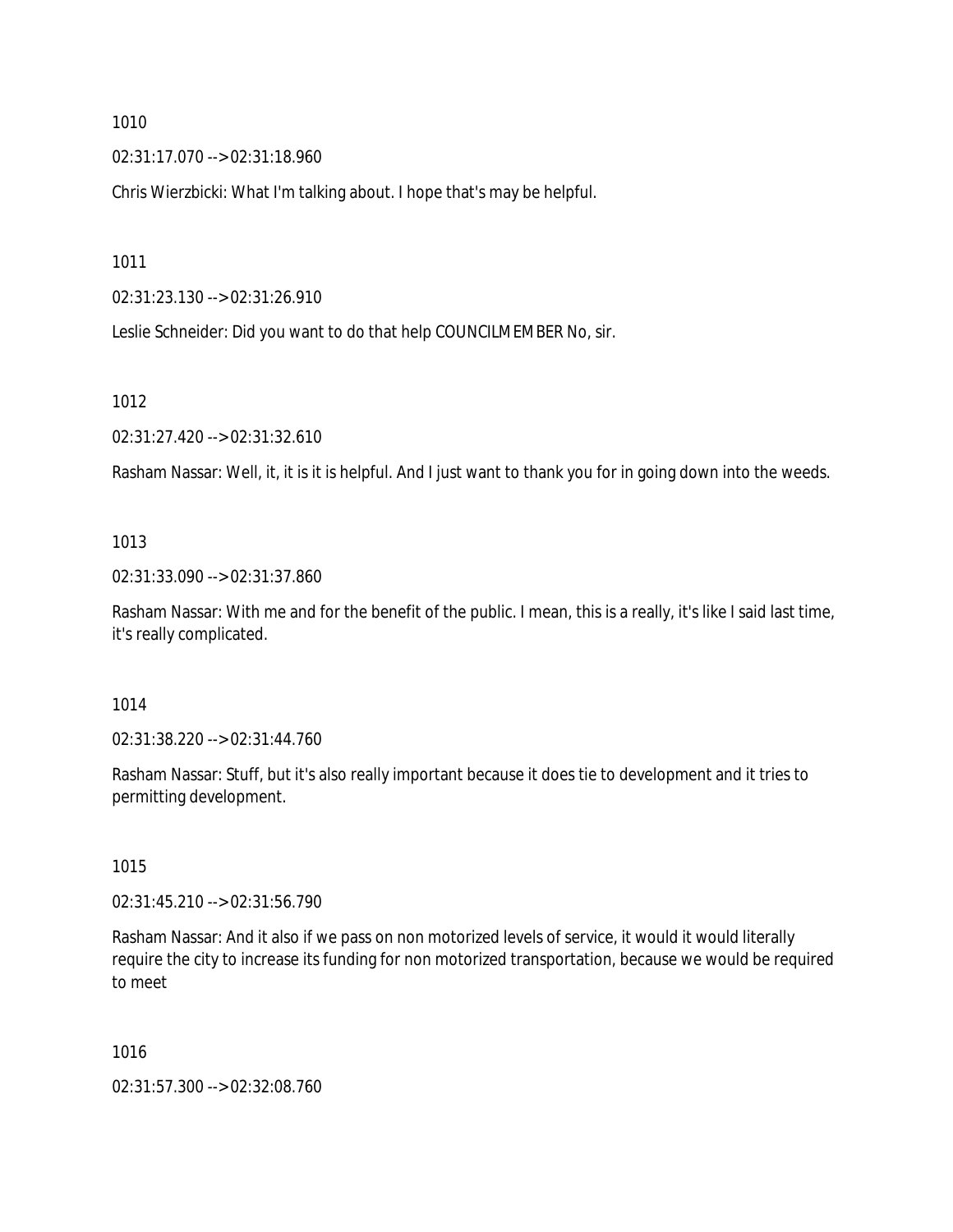1010

02:31:17.070 --> 02:31:18.960

Chris Wierzbicki: What I'm talking about. I hope that's may be helpful.

1011

02:31:23.130 --> 02:31:26.910

Leslie Schneider: Did you want to do that help COUNCILMEMBER No, sir.

1012

02:31:27.420 --> 02:31:32.610

Rasham Nassar: Well, it, it is it is helpful. And I just want to thank you for in going down into the weeds.

1013

02:31:33.090 --> 02:31:37.860

Rasham Nassar: With me and for the benefit of the public. I mean, this is a really, it's like I said last time, it's really complicated.

1014

02:31:38.220 --> 02:31:44.760

Rasham Nassar: Stuff, but it's also really important because it does tie to development and it tries to permitting development.

1015

02:31:45.210 --> 02:31:56.790

Rasham Nassar: And it also if we pass on non motorized levels of service, it would it would literally require the city to increase its funding for non motorized transportation, because we would be required to meet

1016

02:31:57.300 --> 02:32:08.760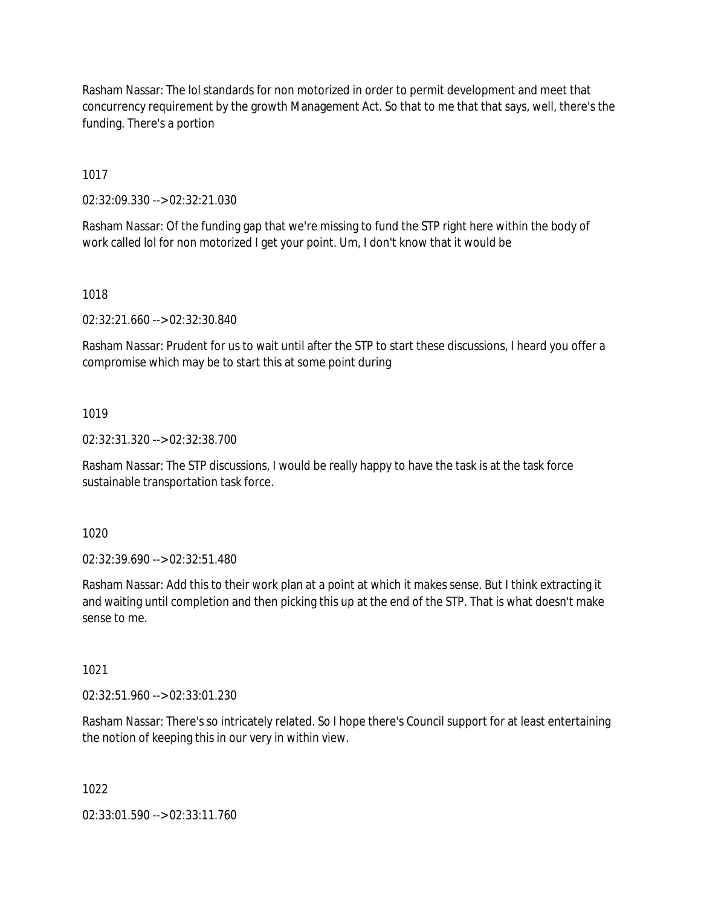Rasham Nassar: The lol standards for non motorized in order to permit development and meet that concurrency requirement by the growth Management Act. So that to me that that says, well, there's the funding. There's a portion

1017

02:32:09.330 --> 02:32:21.030

Rasham Nassar: Of the funding gap that we're missing to fund the STP right here within the body of work called lol for non motorized I get your point. Um, I don't know that it would be

1018

02:32:21.660 --> 02:32:30.840

Rasham Nassar: Prudent for us to wait until after the STP to start these discussions, I heard you offer a compromise which may be to start this at some point during

1019

02:32:31.320 --> 02:32:38.700

Rasham Nassar: The STP discussions, I would be really happy to have the task is at the task force sustainable transportation task force.

1020

02:32:39.690 --> 02:32:51.480

Rasham Nassar: Add this to their work plan at a point at which it makes sense. But I think extracting it and waiting until completion and then picking this up at the end of the STP. That is what doesn't make sense to me.

1021

02:32:51.960 --> 02:33:01.230

Rasham Nassar: There's so intricately related. So I hope there's Council support for at least entertaining the notion of keeping this in our very in within view.

1022

02:33:01.590 --> 02:33:11.760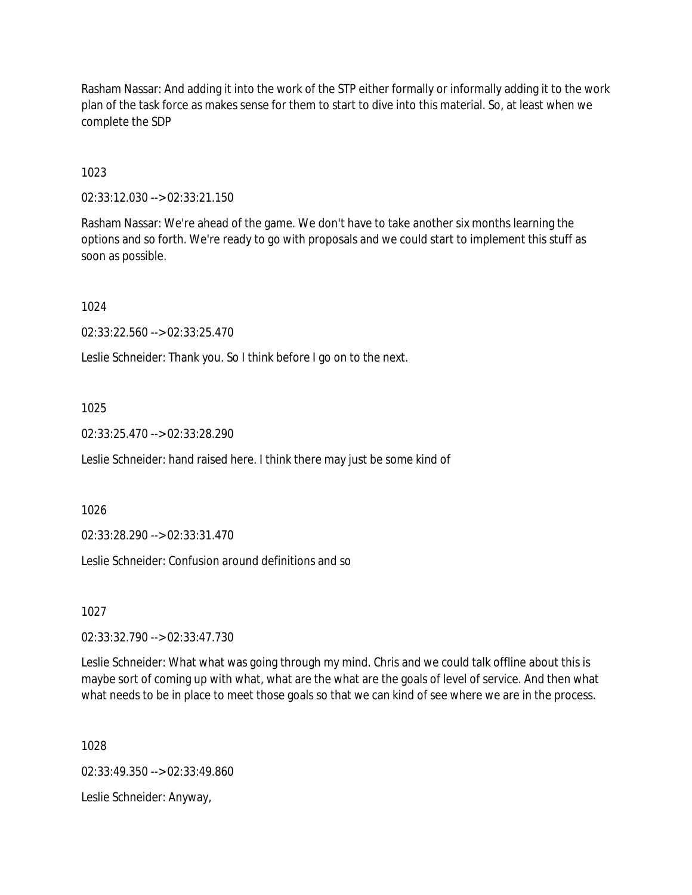Rasham Nassar: And adding it into the work of the STP either formally or informally adding it to the work plan of the task force as makes sense for them to start to dive into this material. So, at least when we complete the SDP

1023

02:33:12.030 --> 02:33:21.150

Rasham Nassar: We're ahead of the game. We don't have to take another six months learning the options and so forth. We're ready to go with proposals and we could start to implement this stuff as soon as possible.

1024

02:33:22.560 --> 02:33:25.470

Leslie Schneider: Thank you. So I think before I go on to the next.

1025

02:33:25.470 --> 02:33:28.290

Leslie Schneider: hand raised here. I think there may just be some kind of

1026

02:33:28.290 --> 02:33:31.470

Leslie Schneider: Confusion around definitions and so

1027

02:33:32.790 --> 02:33:47.730

Leslie Schneider: What what was going through my mind. Chris and we could talk offline about this is maybe sort of coming up with what, what are the what are the goals of level of service. And then what what needs to be in place to meet those goals so that we can kind of see where we are in the process.

1028

02:33:49.350 --> 02:33:49.860

Leslie Schneider: Anyway,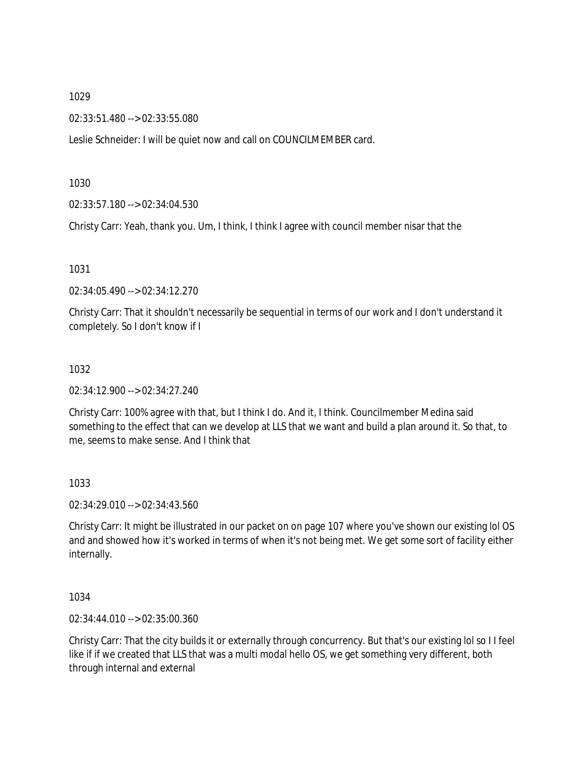1029

02:33:51.480 --> 02:33:55.080

Leslie Schneider: I will be quiet now and call on COUNCILMEMBER card.

1030

02:33:57.180 --> 02:34:04.530

Christy Carr: Yeah, thank you. Um, I think, I think I agree with council member nisar that the

1031

02:34:05.490 --> 02:34:12.270

Christy Carr: That it shouldn't necessarily be sequential in terms of our work and I don't understand it completely. So I don't know if I

1032

02:34:12.900 --> 02:34:27.240

Christy Carr: 100% agree with that, but I think I do. And it, I think. Councilmember Medina said something to the effect that can we develop at LLS that we want and build a plan around it. So that, to me, seems to make sense. And I think that

1033

02:34:29.010 --> 02:34:43.560

Christy Carr: It might be illustrated in our packet on on page 107 where you've shown our existing lol OS and and showed how it's worked in terms of when it's not being met. We get some sort of facility either internally.

1034

02:34:44.010 --> 02:35:00.360

Christy Carr: That the city builds it or externally through concurrency. But that's our existing lol so I I feel like if if we created that LLS that was a multi modal hello OS, we get something very different, both through internal and external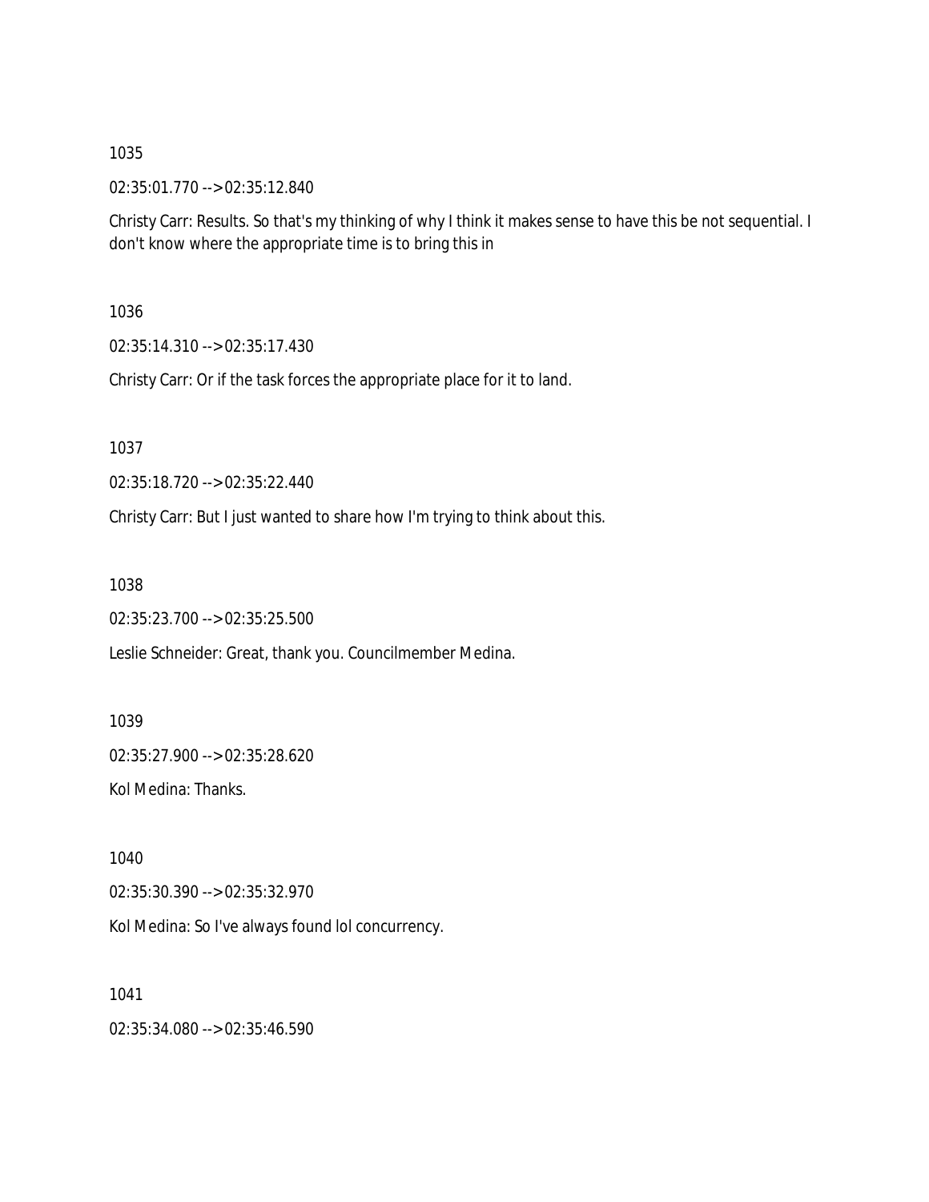1035

02:35:01.770 --> 02:35:12.840

Christy Carr: Results. So that's my thinking of why I think it makes sense to have this be not sequential. I don't know where the appropriate time is to bring this in

1036

02:35:14.310 --> 02:35:17.430

Christy Carr: Or if the task forces the appropriate place for it to land.

1037

02:35:18.720 --> 02:35:22.440

Christy Carr: But I just wanted to share how I'm trying to think about this.

1038

02:35:23.700 --> 02:35:25.500

Leslie Schneider: Great, thank you. Councilmember Medina.

1039

02:35:27.900 --> 02:35:28.620

Kol Medina: Thanks.

1040

02:35:30.390 --> 02:35:32.970

Kol Medina: So I've always found lol concurrency.

1041

02:35:34.080 --> 02:35:46.590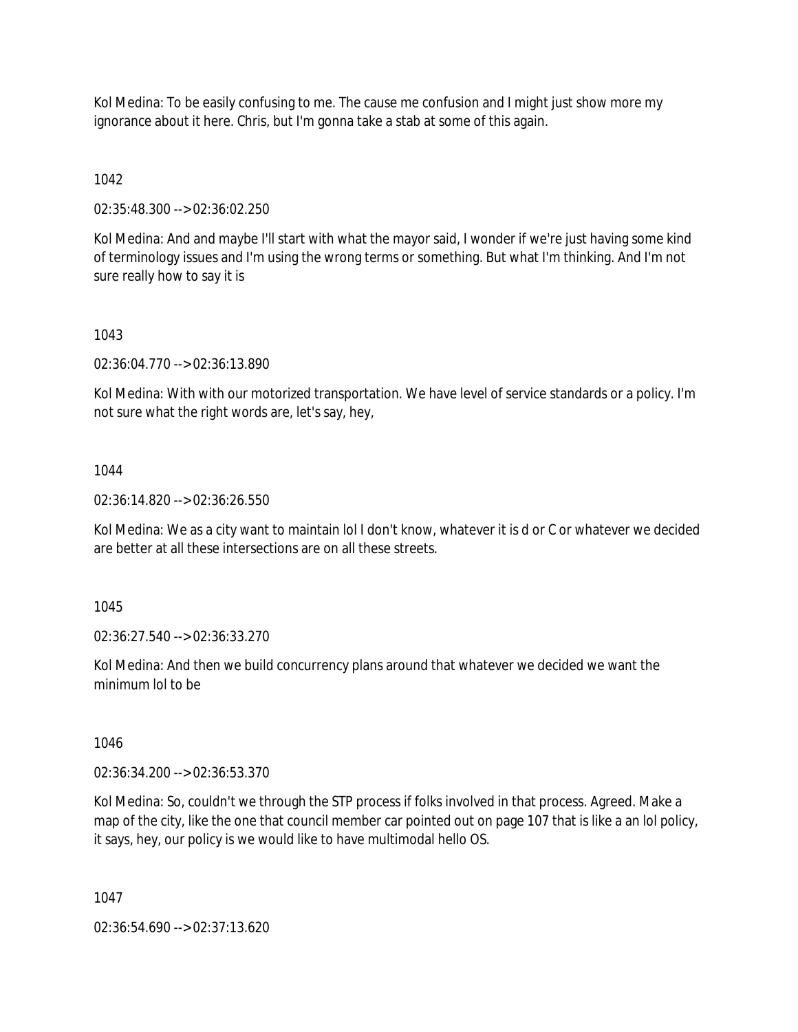Kol Medina: To be easily confusing to me. The cause me confusion and I might just show more my ignorance about it here. Chris, but I'm gonna take a stab at some of this again.

1042

02:35:48.300 --> 02:36:02.250

Kol Medina: And and maybe I'll start with what the mayor said, I wonder if we're just having some kind of terminology issues and I'm using the wrong terms or something. But what I'm thinking. And I'm not sure really how to say it is

1043

02:36:04.770 --> 02:36:13.890

Kol Medina: With with our motorized transportation. We have level of service standards or a policy. I'm not sure what the right words are, let's say, hey,

1044

02:36:14.820 --> 02:36:26.550

Kol Medina: We as a city want to maintain lol I don't know, whatever it is d or C or whatever we decided are better at all these intersections are on all these streets.

1045

02:36:27.540 --> 02:36:33.270

Kol Medina: And then we build concurrency plans around that whatever we decided we want the minimum lol to be

1046

02:36:34.200 --> 02:36:53.370

Kol Medina: So, couldn't we through the STP process if folks involved in that process. Agreed. Make a map of the city, like the one that council member car pointed out on page 107 that is like a an lol policy, it says, hey, our policy is we would like to have multimodal hello OS.

1047

02:36:54.690 --> 02:37:13.620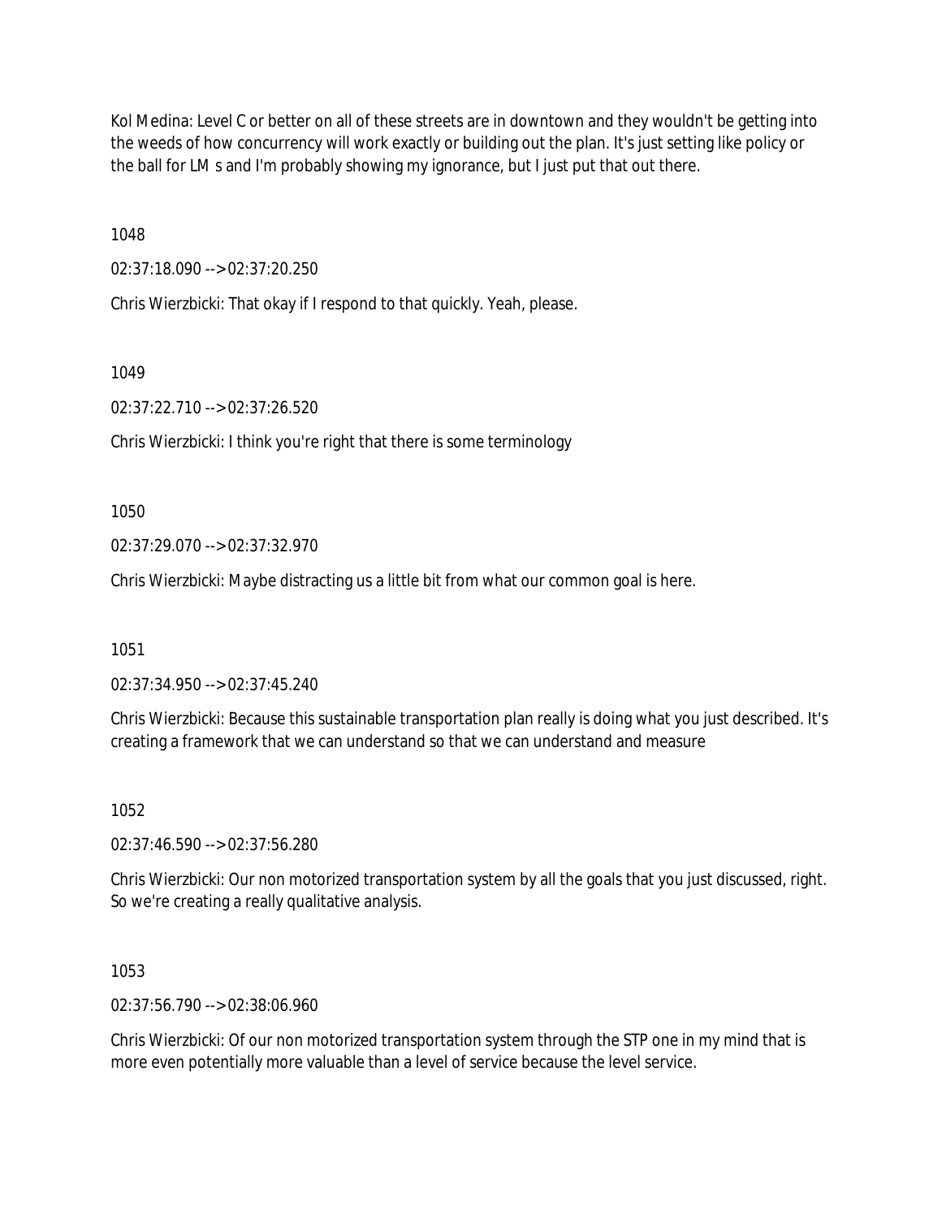Kol Medina: Level C or better on all of these streets are in downtown and they wouldn't be getting into the weeds of how concurrency will work exactly or building out the plan. It's just setting like policy or the ball for LM s and I'm probably showing my ignorance, but I just put that out there.

1048

02:37:18.090 --> 02:37:20.250

Chris Wierzbicki: That okay if I respond to that quickly. Yeah, please.

1049

02:37:22.710 --> 02:37:26.520

Chris Wierzbicki: I think you're right that there is some terminology

1050

02:37:29.070 --> 02:37:32.970

Chris Wierzbicki: Maybe distracting us a little bit from what our common goal is here.

1051

02:37:34.950 --> 02:37:45.240

Chris Wierzbicki: Because this sustainable transportation plan really is doing what you just described. It's creating a framework that we can understand so that we can understand and measure

1052

02:37:46.590 --> 02:37:56.280

Chris Wierzbicki: Our non motorized transportation system by all the goals that you just discussed, right. So we're creating a really qualitative analysis.

1053

02:37:56.790 --> 02:38:06.960

Chris Wierzbicki: Of our non motorized transportation system through the STP one in my mind that is more even potentially more valuable than a level of service because the level service.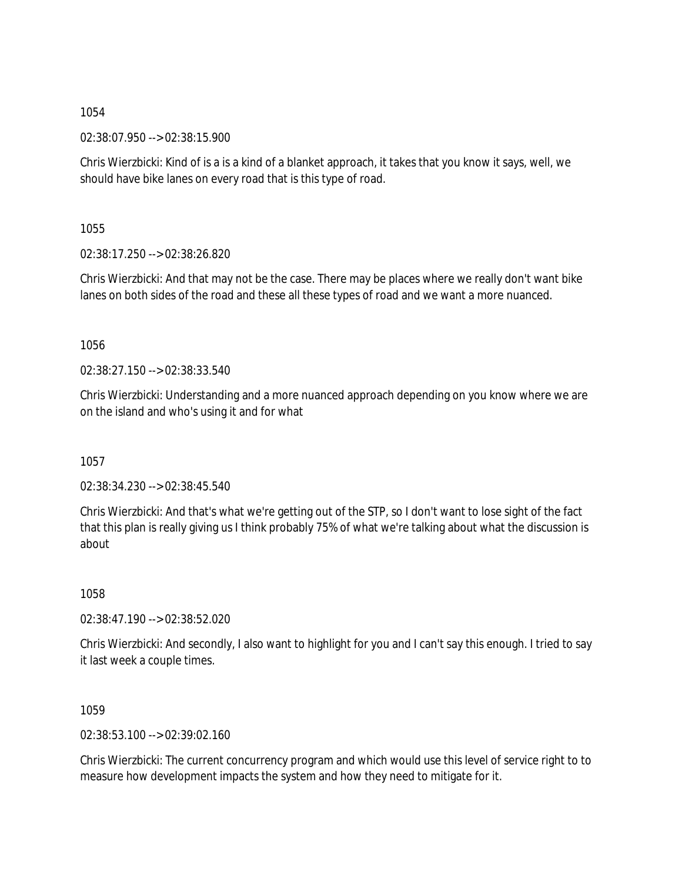1054

02:38:07.950 --> 02:38:15.900

Chris Wierzbicki: Kind of is a is a kind of a blanket approach, it takes that you know it says, well, we should have bike lanes on every road that is this type of road.

1055

02:38:17.250 --> 02:38:26.820

Chris Wierzbicki: And that may not be the case. There may be places where we really don't want bike lanes on both sides of the road and these all these types of road and we want a more nuanced.

1056

02:38:27.150 --> 02:38:33.540

Chris Wierzbicki: Understanding and a more nuanced approach depending on you know where we are on the island and who's using it and for what

1057

02:38:34.230 --> 02:38:45.540

Chris Wierzbicki: And that's what we're getting out of the STP, so I don't want to lose sight of the fact that this plan is really giving us I think probably 75% of what we're talking about what the discussion is about

1058

02:38:47.190 --> 02:38:52.020

Chris Wierzbicki: And secondly, I also want to highlight for you and I can't say this enough. I tried to say it last week a couple times.

1059

02:38:53.100 --> 02:39:02.160

Chris Wierzbicki: The current concurrency program and which would use this level of service right to to measure how development impacts the system and how they need to mitigate for it.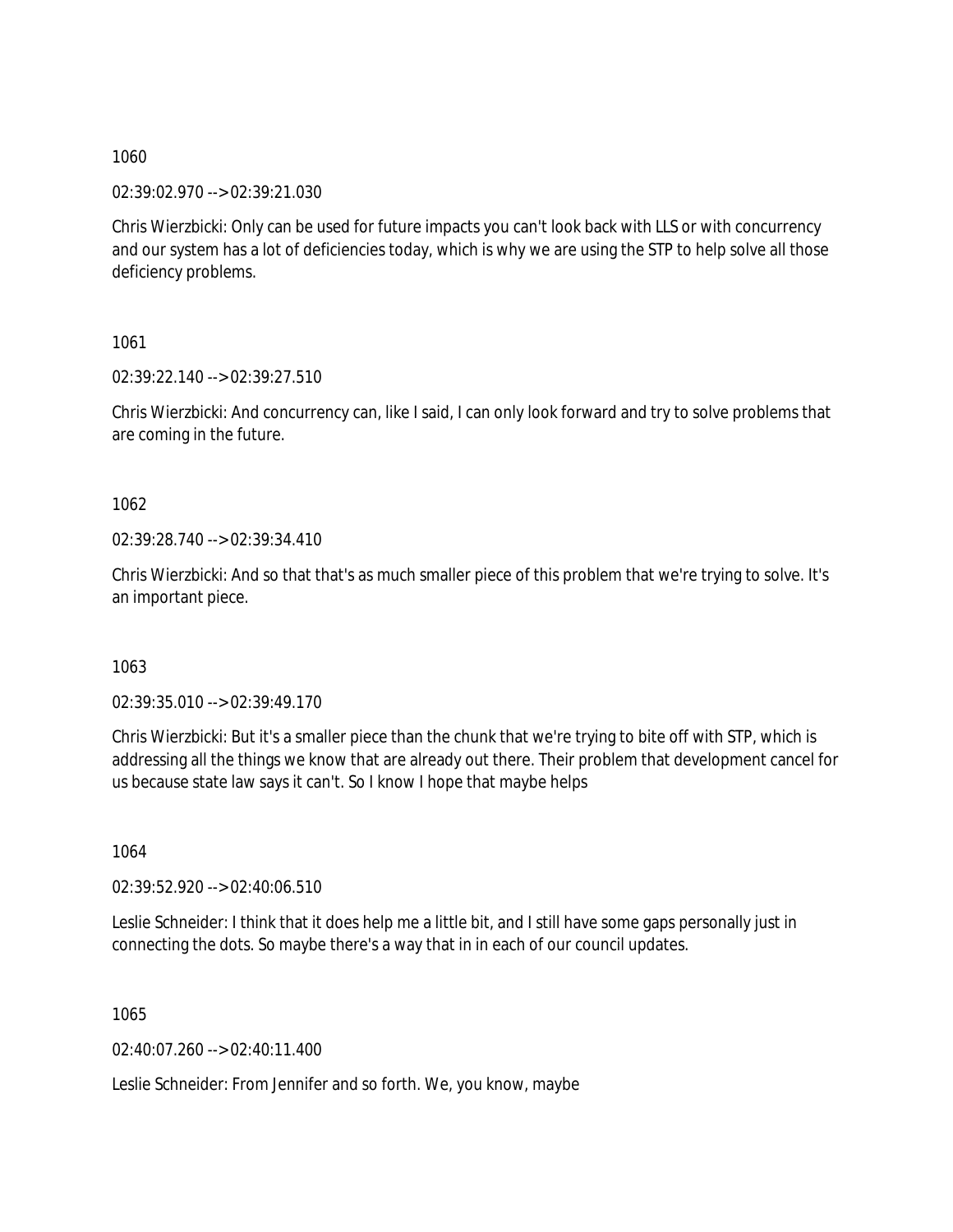1060

02:39:02.970 --> 02:39:21.030

Chris Wierzbicki: Only can be used for future impacts you can't look back with LLS or with concurrency and our system has a lot of deficiencies today, which is why we are using the STP to help solve all those deficiency problems.

1061

02:39:22.140 --> 02:39:27.510

Chris Wierzbicki: And concurrency can, like I said, I can only look forward and try to solve problems that are coming in the future.

1062

02:39:28.740 --> 02:39:34.410

Chris Wierzbicki: And so that that's as much smaller piece of this problem that we're trying to solve. It's an important piece.

1063

02:39:35.010 --> 02:39:49.170

Chris Wierzbicki: But it's a smaller piece than the chunk that we're trying to bite off with STP, which is addressing all the things we know that are already out there. Their problem that development cancel for us because state law says it can't. So I know I hope that maybe helps

1064

02:39:52.920 --> 02:40:06.510

Leslie Schneider: I think that it does help me a little bit, and I still have some gaps personally just in connecting the dots. So maybe there's a way that in in each of our council updates.

1065

02:40:07.260 --> 02:40:11.400

Leslie Schneider: From Jennifer and so forth. We, you know, maybe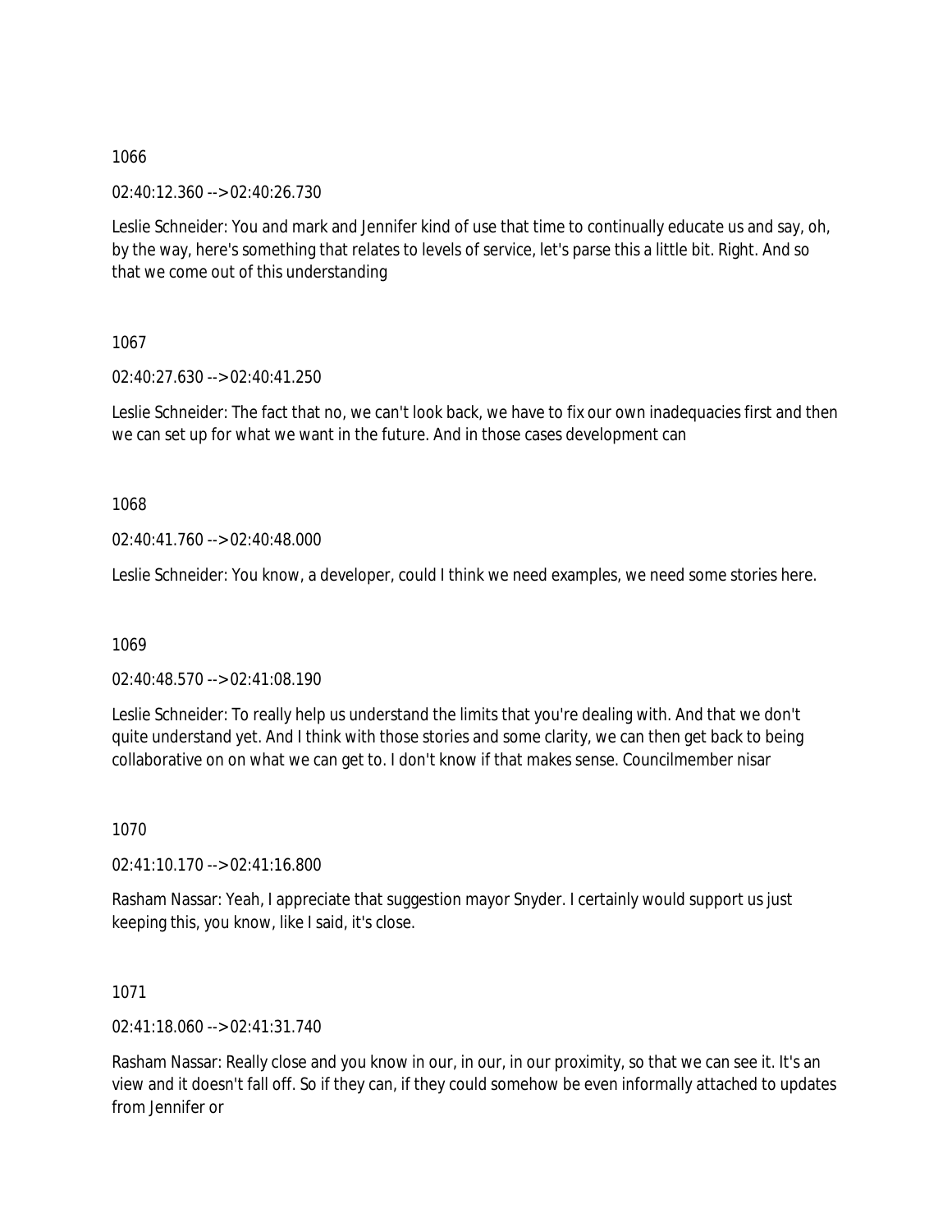1066

02:40:12.360 --> 02:40:26.730

Leslie Schneider: You and mark and Jennifer kind of use that time to continually educate us and say, oh, by the way, here's something that relates to levels of service, let's parse this a little bit. Right. And so that we come out of this understanding

1067

02:40:27.630 --> 02:40:41.250

Leslie Schneider: The fact that no, we can't look back, we have to fix our own inadequacies first and then we can set up for what we want in the future. And in those cases development can

1068

02:40:41.760 --> 02:40:48.000

Leslie Schneider: You know, a developer, could I think we need examples, we need some stories here.

1069

02:40:48.570 --> 02:41:08.190

Leslie Schneider: To really help us understand the limits that you're dealing with. And that we don't quite understand yet. And I think with those stories and some clarity, we can then get back to being collaborative on on what we can get to. I don't know if that makes sense. Councilmember nisar

1070

02:41:10.170 --> 02:41:16.800

Rasham Nassar: Yeah, I appreciate that suggestion mayor Snyder. I certainly would support us just keeping this, you know, like I said, it's close.

1071

02:41:18.060 --> 02:41:31.740

Rasham Nassar: Really close and you know in our, in our, in our proximity, so that we can see it. It's an view and it doesn't fall off. So if they can, if they could somehow be even informally attached to updates from Jennifer or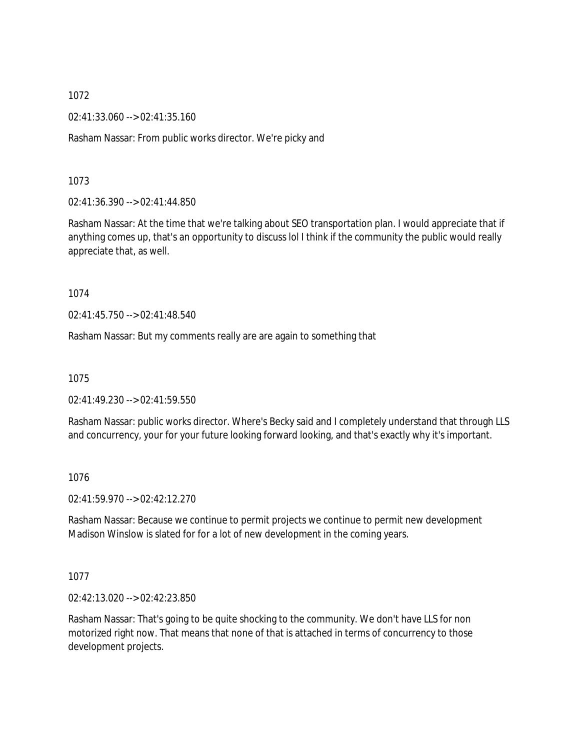1072

02:41:33.060 --> 02:41:35.160

Rasham Nassar: From public works director. We're picky and

1073

02:41:36.390 --> 02:41:44.850

Rasham Nassar: At the time that we're talking about SEO transportation plan. I would appreciate that if anything comes up, that's an opportunity to discuss lol I think if the community the public would really appreciate that, as well.

1074

02:41:45.750 --> 02:41:48.540

Rasham Nassar: But my comments really are are again to something that

1075

02:41:49.230 --> 02:41:59.550

Rasham Nassar: public works director. Where's Becky said and I completely understand that through LLS and concurrency, your for your future looking forward looking, and that's exactly why it's important.

1076

02:41:59.970 --> 02:42:12.270

Rasham Nassar: Because we continue to permit projects we continue to permit new development Madison Winslow is slated for for a lot of new development in the coming years.

1077

02:42:13.020 --> 02:42:23.850

Rasham Nassar: That's going to be quite shocking to the community. We don't have LLS for non motorized right now. That means that none of that is attached in terms of concurrency to those development projects.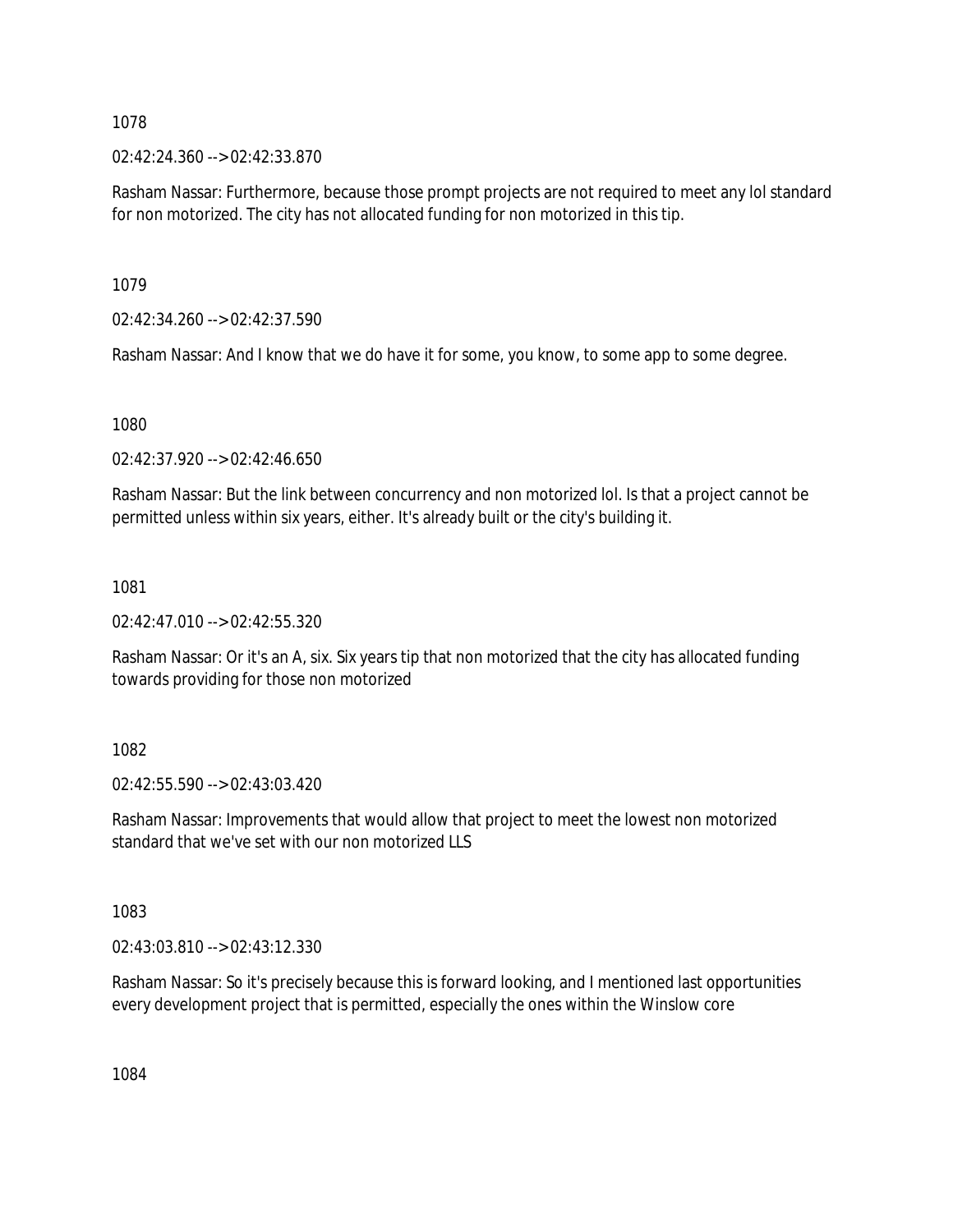1078

02:42:24.360 --> 02:42:33.870

Rasham Nassar: Furthermore, because those prompt projects are not required to meet any lol standard for non motorized. The city has not allocated funding for non motorized in this tip.

1079

02:42:34.260 --> 02:42:37.590

Rasham Nassar: And I know that we do have it for some, you know, to some app to some degree.

1080

02:42:37.920 --> 02:42:46.650

Rasham Nassar: But the link between concurrency and non motorized lol. Is that a project cannot be permitted unless within six years, either. It's already built or the city's building it.

1081

02:42:47.010 --> 02:42:55.320

Rasham Nassar: Or it's an A, six. Six years tip that non motorized that the city has allocated funding towards providing for those non motorized

1082

02:42:55.590 --> 02:43:03.420

Rasham Nassar: Improvements that would allow that project to meet the lowest non motorized standard that we've set with our non motorized LLS

1083

02:43:03.810 --> 02:43:12.330

Rasham Nassar: So it's precisely because this is forward looking, and I mentioned last opportunities every development project that is permitted, especially the ones within the Winslow core

1084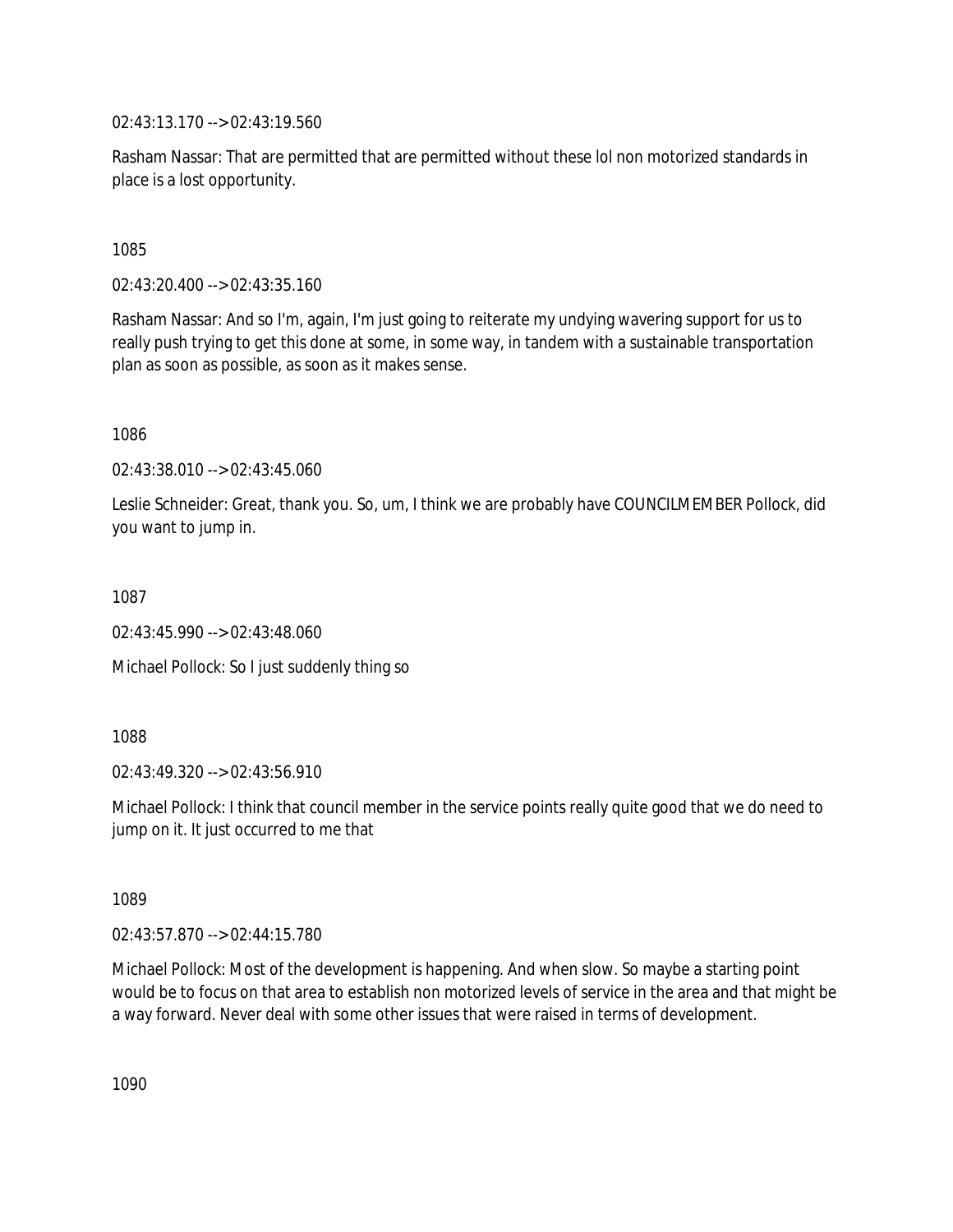02:43:13.170 --> 02:43:19.560

Rasham Nassar: That are permitted that are permitted without these lol non motorized standards in place is a lost opportunity.

1085

02:43:20.400 --> 02:43:35.160

Rasham Nassar: And so I'm, again, I'm just going to reiterate my undying wavering support for us to really push trying to get this done at some, in some way, in tandem with a sustainable transportation plan as soon as possible, as soon as it makes sense.

1086

02:43:38.010 --> 02:43:45.060

Leslie Schneider: Great, thank you. So, um, I think we are probably have COUNCILMEMBER Pollock, did you want to jump in.

1087

02:43:45.990 --> 02:43:48.060

Michael Pollock: So I just suddenly thing so

1088

02:43:49.320 --> 02:43:56.910

Michael Pollock: I think that council member in the service points really quite good that we do need to jump on it. It just occurred to me that

1089

02:43:57.870 --> 02:44:15.780

Michael Pollock: Most of the development is happening. And when slow. So maybe a starting point would be to focus on that area to establish non motorized levels of service in the area and that might be a way forward. Never deal with some other issues that were raised in terms of development.

1090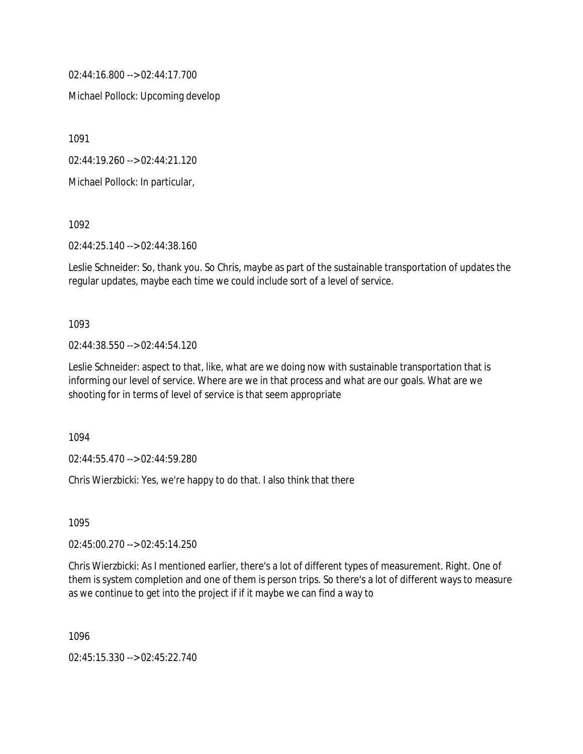02:44:16.800 --> 02:44:17.700

Michael Pollock: Upcoming develop

1091

02:44:19.260 --> 02:44:21.120

Michael Pollock: In particular,

1092

02:44:25.140 --> 02:44:38.160

Leslie Schneider: So, thank you. So Chris, maybe as part of the sustainable transportation of updates the regular updates, maybe each time we could include sort of a level of service.

1093

02:44:38.550 --> 02:44:54.120

Leslie Schneider: aspect to that, like, what are we doing now with sustainable transportation that is informing our level of service. Where are we in that process and what are our goals. What are we shooting for in terms of level of service is that seem appropriate

1094

02:44:55.470 --> 02:44:59.280

Chris Wierzbicki: Yes, we're happy to do that. I also think that there

1095

02:45:00.270 --> 02:45:14.250

Chris Wierzbicki: As I mentioned earlier, there's a lot of different types of measurement. Right. One of them is system completion and one of them is person trips. So there's a lot of different ways to measure as we continue to get into the project if if it maybe we can find a way to

1096

02:45:15.330 --> 02:45:22.740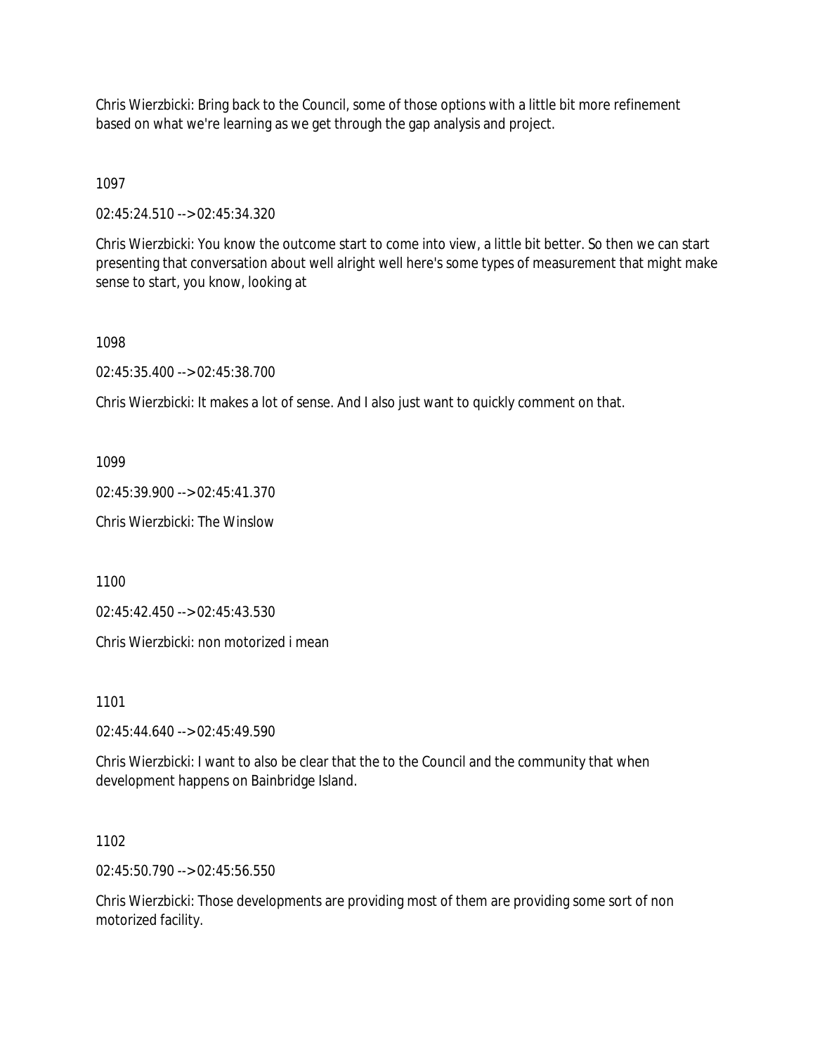Chris Wierzbicki: Bring back to the Council, some of those options with a little bit more refinement based on what we're learning as we get through the gap analysis and project.

1097

02:45:24.510 --> 02:45:34.320

Chris Wierzbicki: You know the outcome start to come into view, a little bit better. So then we can start presenting that conversation about well alright well here's some types of measurement that might make sense to start, you know, looking at

1098

02:45:35.400 --> 02:45:38.700

Chris Wierzbicki: It makes a lot of sense. And I also just want to quickly comment on that.

1099

02:45:39.900 --> 02:45:41.370

Chris Wierzbicki: The Winslow

1100

02:45:42.450 --> 02:45:43.530

Chris Wierzbicki: non motorized i mean

1101

02:45:44.640 --> 02:45:49.590

Chris Wierzbicki: I want to also be clear that the to the Council and the community that when development happens on Bainbridge Island.

1102

02:45:50.790 --> 02:45:56.550

Chris Wierzbicki: Those developments are providing most of them are providing some sort of non motorized facility.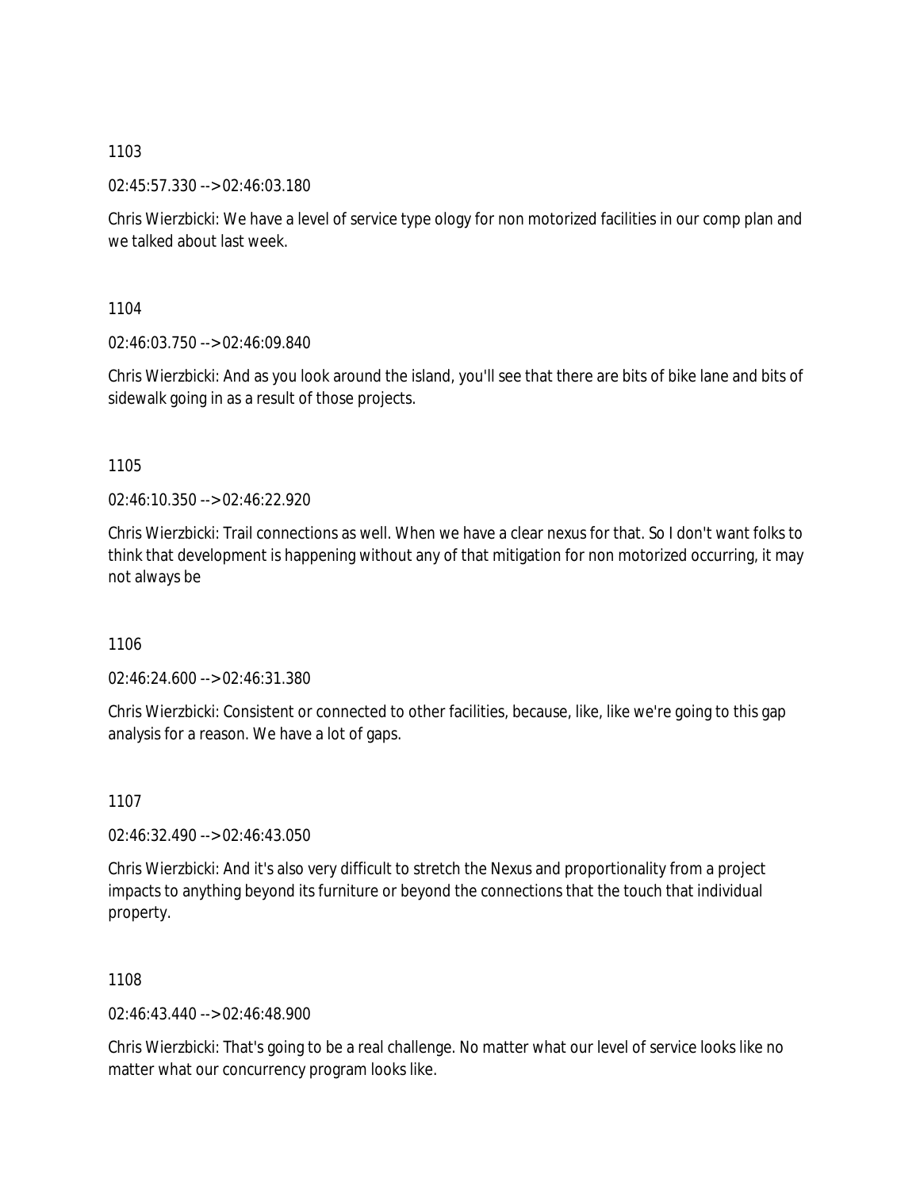1103

02:45:57.330 --> 02:46:03.180

Chris Wierzbicki: We have a level of service type ology for non motorized facilities in our comp plan and we talked about last week.

1104

02:46:03.750 --> 02:46:09.840

Chris Wierzbicki: And as you look around the island, you'll see that there are bits of bike lane and bits of sidewalk going in as a result of those projects.

1105

02:46:10.350 --> 02:46:22.920

Chris Wierzbicki: Trail connections as well. When we have a clear nexus for that. So I don't want folks to think that development is happening without any of that mitigation for non motorized occurring, it may not always be

1106

02:46:24.600 --> 02:46:31.380

Chris Wierzbicki: Consistent or connected to other facilities, because, like, like we're going to this gap analysis for a reason. We have a lot of gaps.

1107

02:46:32.490 --> 02:46:43.050

Chris Wierzbicki: And it's also very difficult to stretch the Nexus and proportionality from a project impacts to anything beyond its furniture or beyond the connections that the touch that individual property.

1108

02:46:43.440 --> 02:46:48.900

Chris Wierzbicki: That's going to be a real challenge. No matter what our level of service looks like no matter what our concurrency program looks like.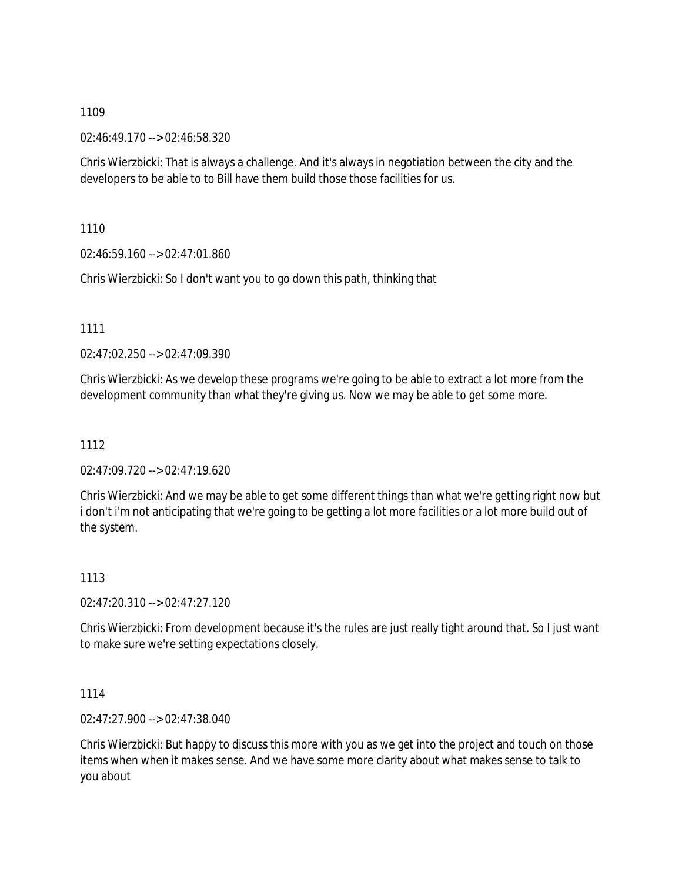1109

02:46:49.170 --> 02:46:58.320

Chris Wierzbicki: That is always a challenge. And it's always in negotiation between the city and the developers to be able to to Bill have them build those those facilities for us.

1110

02:46:59.160 --> 02:47:01.860

Chris Wierzbicki: So I don't want you to go down this path, thinking that

1111

02:47:02.250 --> 02:47:09.390

Chris Wierzbicki: As we develop these programs we're going to be able to extract a lot more from the development community than what they're giving us. Now we may be able to get some more.

1112

02:47:09.720 --> 02:47:19.620

Chris Wierzbicki: And we may be able to get some different things than what we're getting right now but i don't i'm not anticipating that we're going to be getting a lot more facilities or a lot more build out of the system.

1113

02:47:20.310 --> 02:47:27.120

Chris Wierzbicki: From development because it's the rules are just really tight around that. So I just want to make sure we're setting expectations closely.

1114

02:47:27.900 --> 02:47:38.040

Chris Wierzbicki: But happy to discuss this more with you as we get into the project and touch on those items when when it makes sense. And we have some more clarity about what makes sense to talk to you about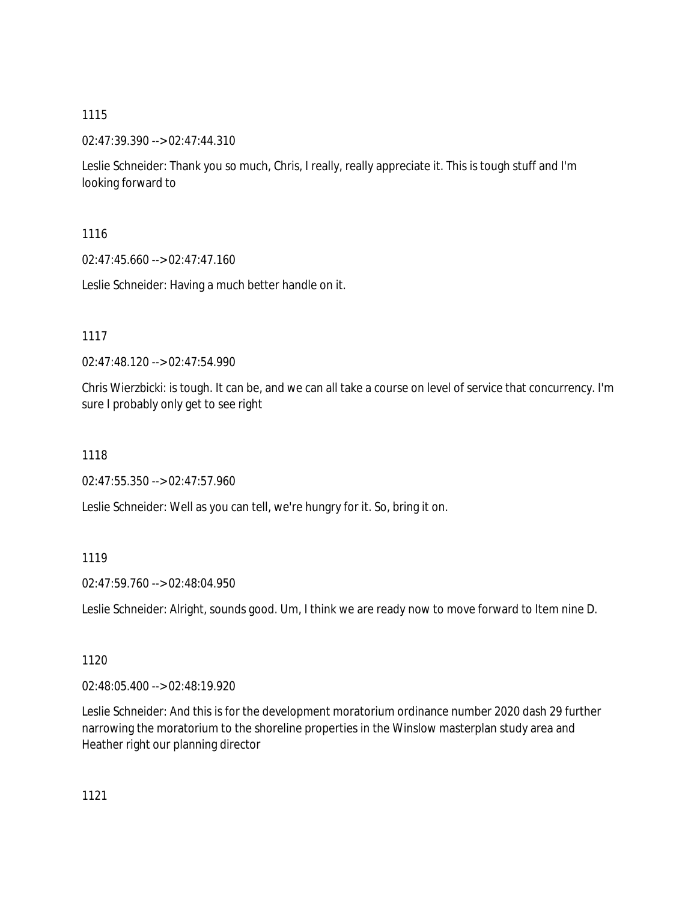1115

02:47:39.390 --> 02:47:44.310

Leslie Schneider: Thank you so much, Chris, I really, really appreciate it. This is tough stuff and I'm looking forward to

1116

02:47:45.660 --> 02:47:47.160

Leslie Schneider: Having a much better handle on it.

1117

02:47:48.120 --> 02:47:54.990

Chris Wierzbicki: is tough. It can be, and we can all take a course on level of service that concurrency. I'm sure I probably only get to see right

1118

02:47:55.350 --> 02:47:57.960

Leslie Schneider: Well as you can tell, we're hungry for it. So, bring it on.

1119

02:47:59.760 --> 02:48:04.950

Leslie Schneider: Alright, sounds good. Um, I think we are ready now to move forward to Item nine D.

1120

02:48:05.400 --> 02:48:19.920

Leslie Schneider: And this is for the development moratorium ordinance number 2020 dash 29 further narrowing the moratorium to the shoreline properties in the Winslow masterplan study area and Heather right our planning director

1121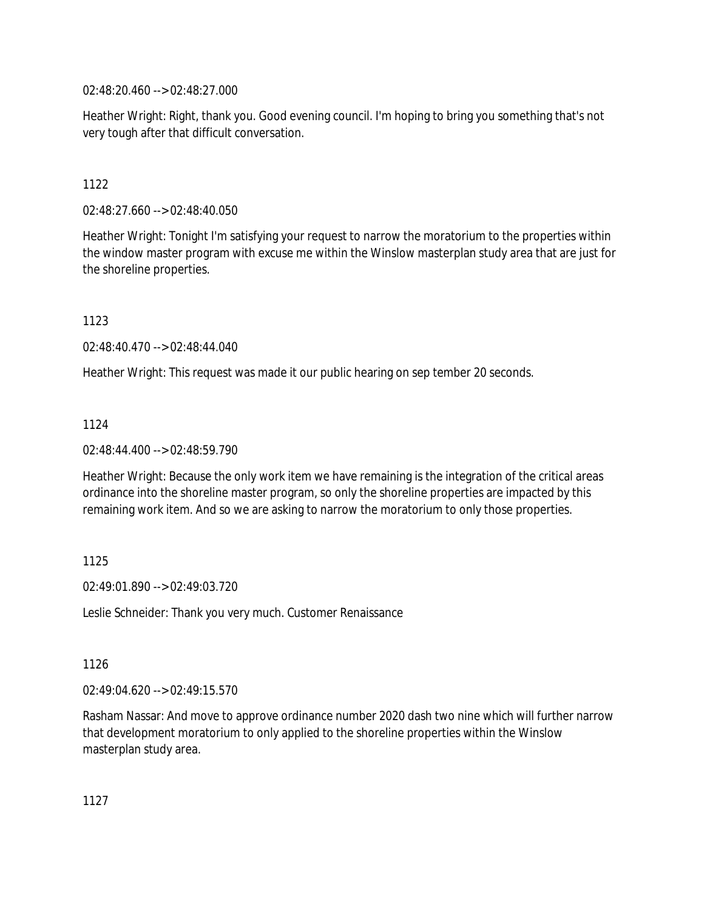02:48:20.460 --> 02:48:27.000

Heather Wright: Right, thank you. Good evening council. I'm hoping to bring you something that's not very tough after that difficult conversation.

1122

02:48:27.660 --> 02:48:40.050

Heather Wright: Tonight I'm satisfying your request to narrow the moratorium to the properties within the window master program with excuse me within the Winslow masterplan study area that are just for the shoreline properties.

1123

02:48:40.470 --> 02:48:44.040

Heather Wright: This request was made it our public hearing on sep tember 20 seconds.

1124

02:48:44.400 --> 02:48:59.790

Heather Wright: Because the only work item we have remaining is the integration of the critical areas ordinance into the shoreline master program, so only the shoreline properties are impacted by this remaining work item. And so we are asking to narrow the moratorium to only those properties.

1125

02:49:01.890 --> 02:49:03.720

Leslie Schneider: Thank you very much. Customer Renaissance

1126

02:49:04.620 --> 02:49:15.570

Rasham Nassar: And move to approve ordinance number 2020 dash two nine which will further narrow that development moratorium to only applied to the shoreline properties within the Winslow masterplan study area.

1127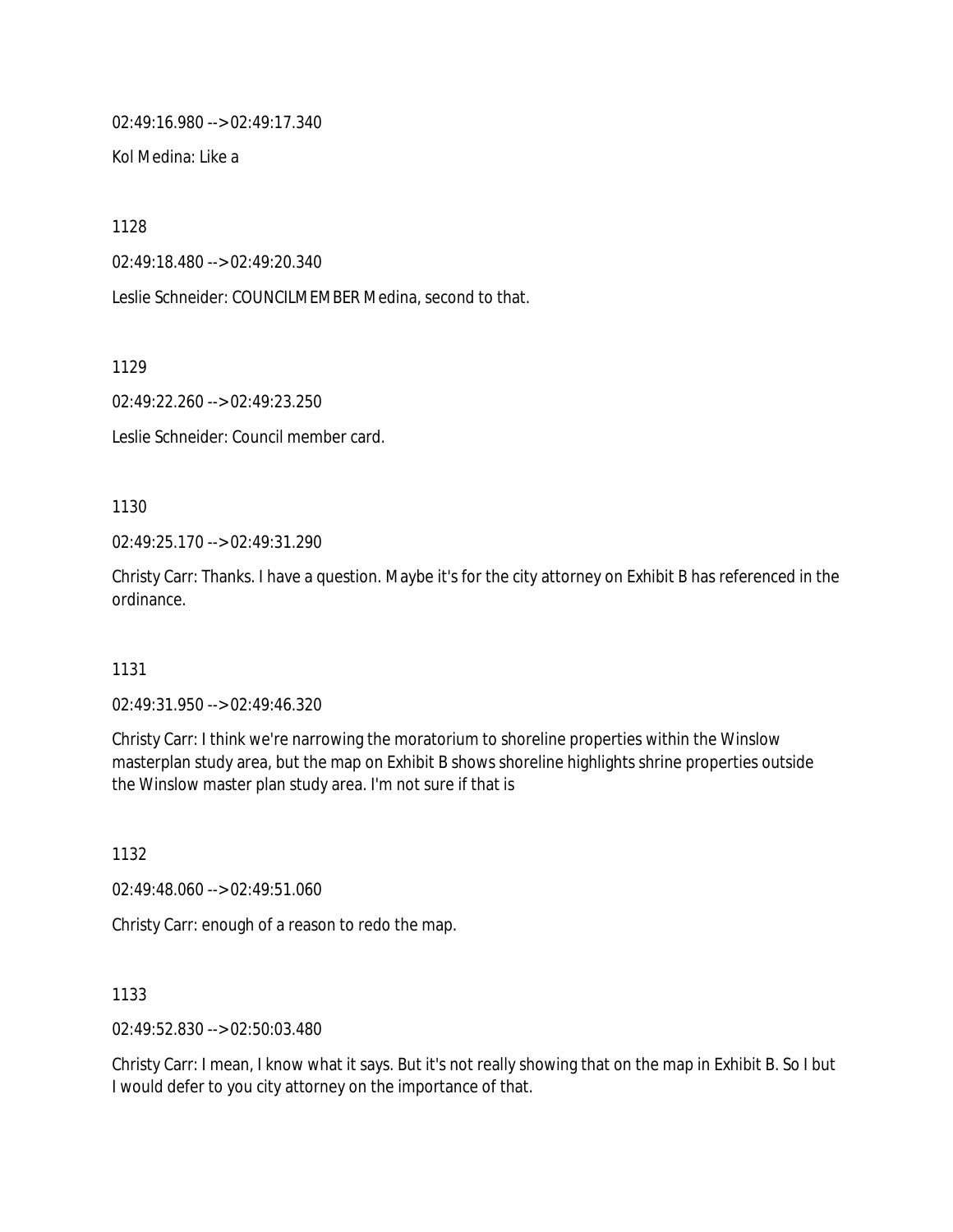02:49:16.980 --> 02:49:17.340

Kol Medina: Like a

1128

02:49:18.480 --> 02:49:20.340

Leslie Schneider: COUNCILMEMBER Medina, second to that.

1129

02:49:22.260 --> 02:49:23.250

Leslie Schneider: Council member card.

1130

02:49:25.170 --> 02:49:31.290

Christy Carr: Thanks. I have a question. Maybe it's for the city attorney on Exhibit B has referenced in the ordinance.

1131

02:49:31.950 --> 02:49:46.320

Christy Carr: I think we're narrowing the moratorium to shoreline properties within the Winslow masterplan study area, but the map on Exhibit B shows shoreline highlights shrine properties outside the Winslow master plan study area. I'm not sure if that is

1132

02:49:48.060 --> 02:49:51.060

Christy Carr: enough of a reason to redo the map.

1133

02:49:52.830 --> 02:50:03.480

Christy Carr: I mean, I know what it says. But it's not really showing that on the map in Exhibit B. So I but I would defer to you city attorney on the importance of that.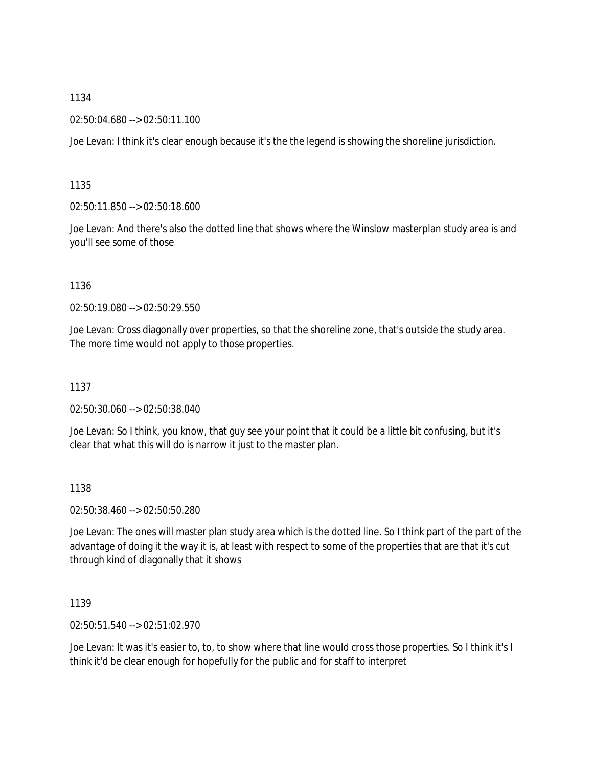1134

02:50:04.680 --> 02:50:11.100

Joe Levan: I think it's clear enough because it's the the legend is showing the shoreline jurisdiction.

1135

02:50:11.850 --> 02:50:18.600

Joe Levan: And there's also the dotted line that shows where the Winslow masterplan study area is and you'll see some of those

1136

02:50:19.080 --> 02:50:29.550

Joe Levan: Cross diagonally over properties, so that the shoreline zone, that's outside the study area. The more time would not apply to those properties.

1137

02:50:30.060 --> 02:50:38.040

Joe Levan: So I think, you know, that guy see your point that it could be a little bit confusing, but it's clear that what this will do is narrow it just to the master plan.

1138

02:50:38.460 --> 02:50:50.280

Joe Levan: The ones will master plan study area which is the dotted line. So I think part of the part of the advantage of doing it the way it is, at least with respect to some of the properties that are that it's cut through kind of diagonally that it shows

1139

02:50:51.540 --> 02:51:02.970

Joe Levan: It was it's easier to, to, to show where that line would cross those properties. So I think it's I think it'd be clear enough for hopefully for the public and for staff to interpret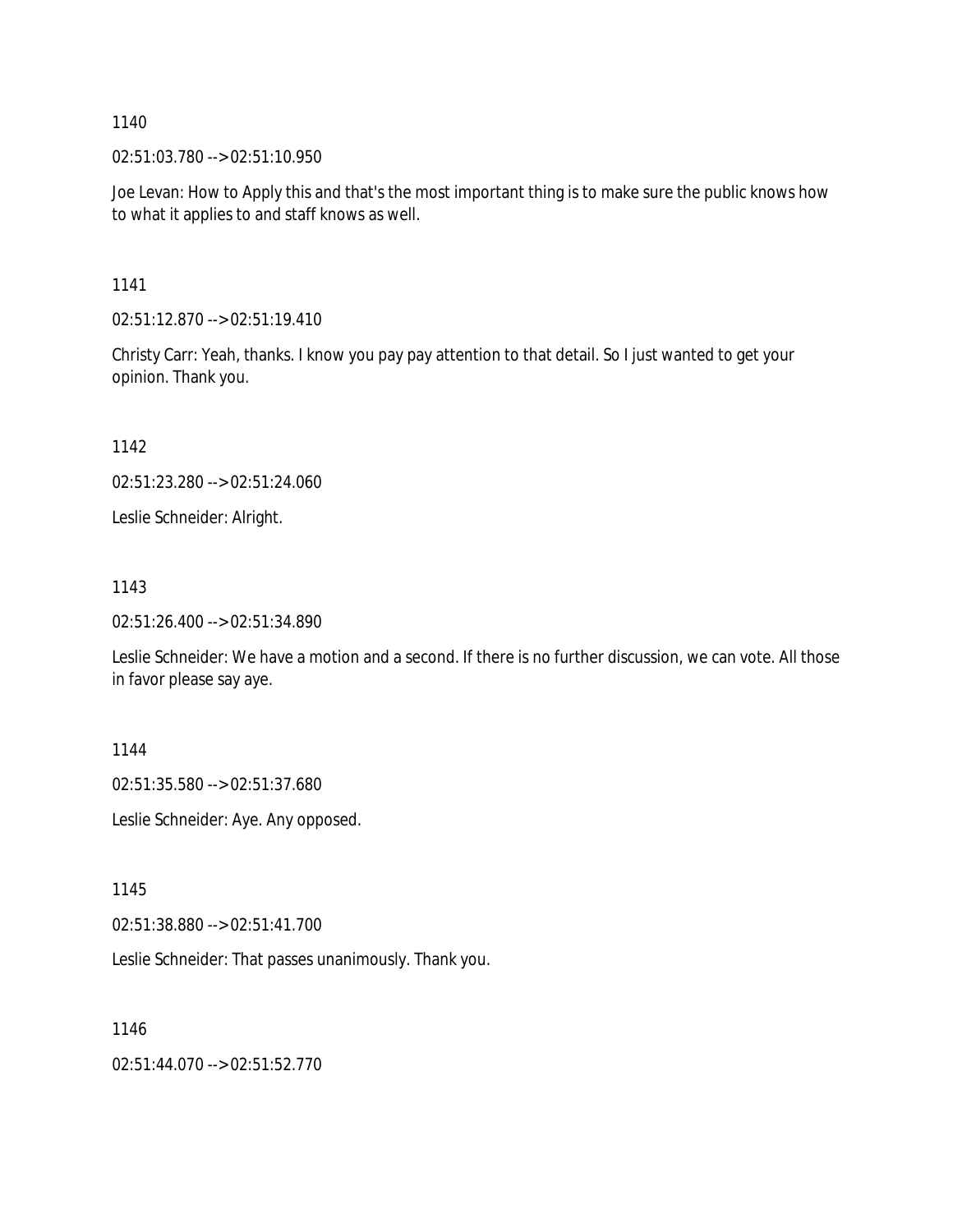1140

02:51:03.780 --> 02:51:10.950

Joe Levan: How to Apply this and that's the most important thing is to make sure the public knows how to what it applies to and staff knows as well.

1141

02:51:12.870 --> 02:51:19.410

Christy Carr: Yeah, thanks. I know you pay pay attention to that detail. So I just wanted to get your opinion. Thank you.

1142

02:51:23.280 --> 02:51:24.060

Leslie Schneider: Alright.

1143

02:51:26.400 --> 02:51:34.890

Leslie Schneider: We have a motion and a second. If there is no further discussion, we can vote. All those in favor please say aye.

1144

02:51:35.580 --> 02:51:37.680

Leslie Schneider: Aye. Any opposed.

1145

02:51:38.880 --> 02:51:41.700

Leslie Schneider: That passes unanimously. Thank you.

1146

02:51:44.070 --> 02:51:52.770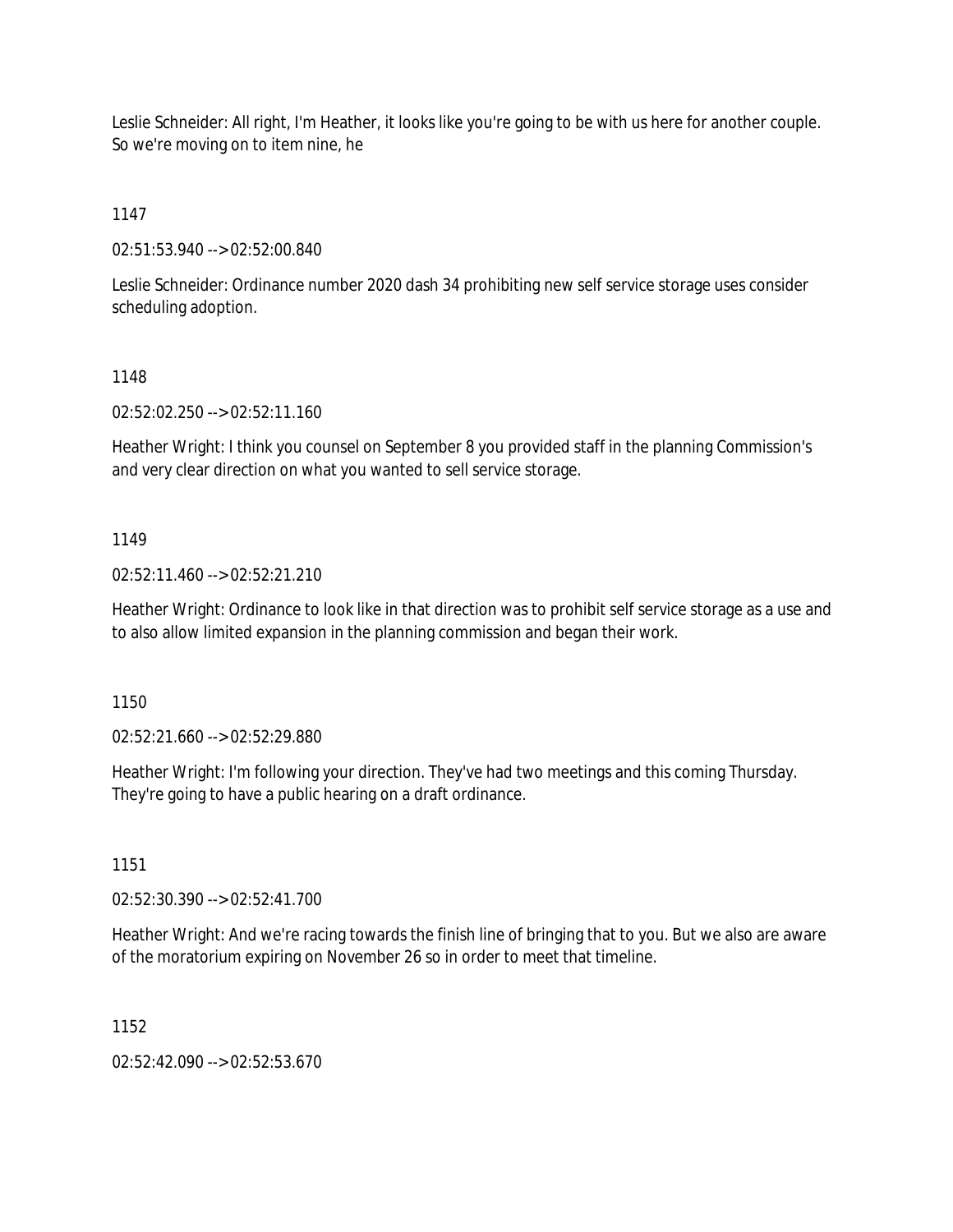Leslie Schneider: All right, I'm Heather, it looks like you're going to be with us here for another couple. So we're moving on to item nine, he

1147

02:51:53.940 --> 02:52:00.840

Leslie Schneider: Ordinance number 2020 dash 34 prohibiting new self service storage uses consider scheduling adoption.

1148

02:52:02.250 --> 02:52:11.160

Heather Wright: I think you counsel on September 8 you provided staff in the planning Commission's and very clear direction on what you wanted to sell service storage.

1149

02:52:11.460 --> 02:52:21.210

Heather Wright: Ordinance to look like in that direction was to prohibit self service storage as a use and to also allow limited expansion in the planning commission and began their work.

1150

02:52:21.660 --> 02:52:29.880

Heather Wright: I'm following your direction. They've had two meetings and this coming Thursday. They're going to have a public hearing on a draft ordinance.

1151

02:52:30.390 --> 02:52:41.700

Heather Wright: And we're racing towards the finish line of bringing that to you. But we also are aware of the moratorium expiring on November 26 so in order to meet that timeline.

1152

02:52:42.090 --> 02:52:53.670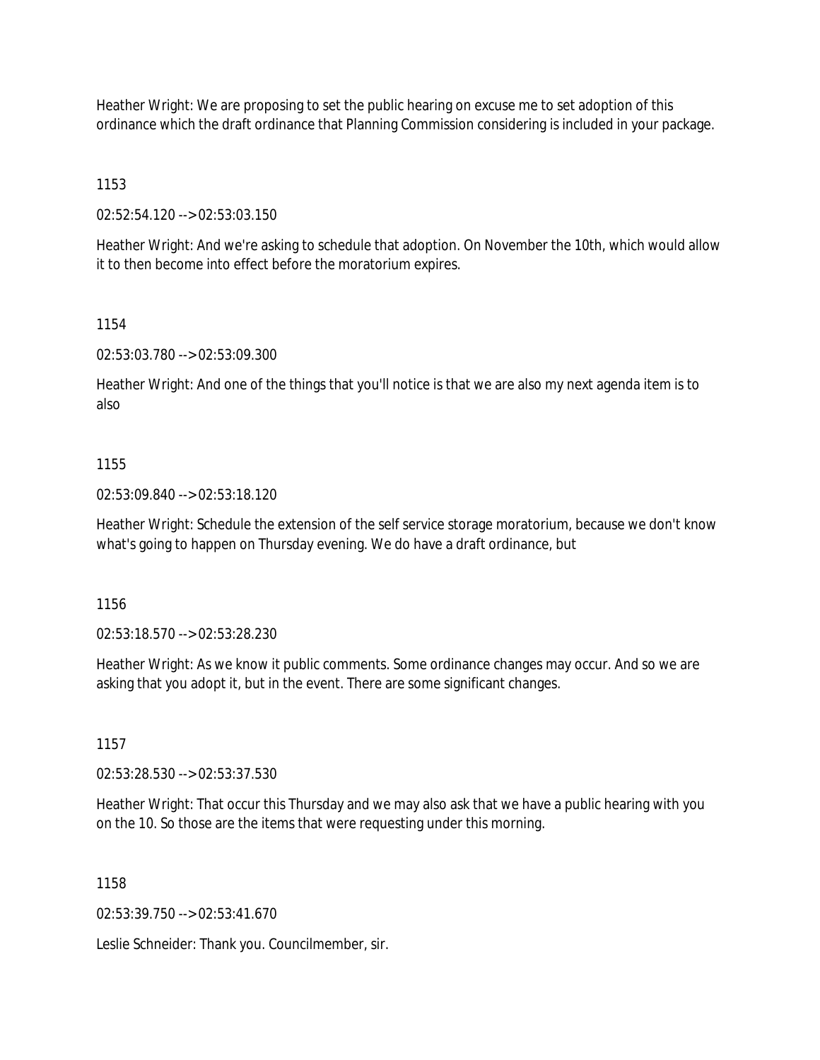Heather Wright: We are proposing to set the public hearing on excuse me to set adoption of this ordinance which the draft ordinance that Planning Commission considering is included in your package.

1153

02:52:54.120 --> 02:53:03.150

Heather Wright: And we're asking to schedule that adoption. On November the 10th, which would allow it to then become into effect before the moratorium expires.

1154

02:53:03.780 --> 02:53:09.300

Heather Wright: And one of the things that you'll notice is that we are also my next agenda item is to also

1155

02:53:09.840 --> 02:53:18.120

Heather Wright: Schedule the extension of the self service storage moratorium, because we don't know what's going to happen on Thursday evening. We do have a draft ordinance, but

1156

02:53:18.570 --> 02:53:28.230

Heather Wright: As we know it public comments. Some ordinance changes may occur. And so we are asking that you adopt it, but in the event. There are some significant changes.

1157

02:53:28.530 --> 02:53:37.530

Heather Wright: That occur this Thursday and we may also ask that we have a public hearing with you on the 10. So those are the items that were requesting under this morning.

1158

02:53:39.750 --> 02:53:41.670

Leslie Schneider: Thank you. Councilmember, sir.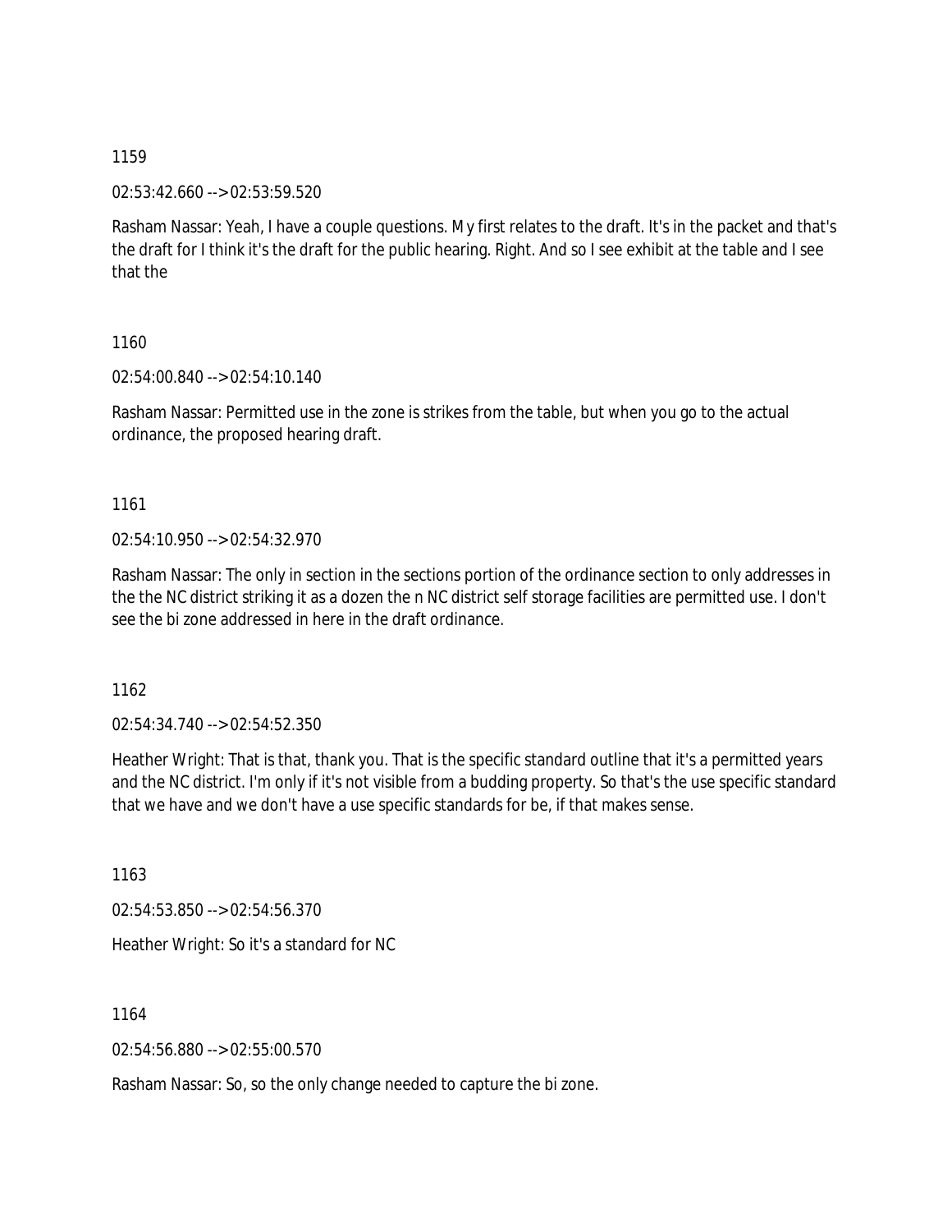1159

02:53:42.660 --> 02:53:59.520

Rasham Nassar: Yeah, I have a couple questions. My first relates to the draft. It's in the packet and that's the draft for I think it's the draft for the public hearing. Right. And so I see exhibit at the table and I see that the

1160

02:54:00.840 --> 02:54:10.140

Rasham Nassar: Permitted use in the zone is strikes from the table, but when you go to the actual ordinance, the proposed hearing draft.

1161

02:54:10.950 --> 02:54:32.970

Rasham Nassar: The only in section in the sections portion of the ordinance section to only addresses in the the NC district striking it as a dozen the n NC district self storage facilities are permitted use. I don't see the bi zone addressed in here in the draft ordinance.

1162

02:54:34.740 --> 02:54:52.350

Heather Wright: That is that, thank you. That is the specific standard outline that it's a permitted years and the NC district. I'm only if it's not visible from a budding property. So that's the use specific standard that we have and we don't have a use specific standards for be, if that makes sense.

1163

02:54:53.850 --> 02:54:56.370

Heather Wright: So it's a standard for NC

1164

02:54:56.880 --> 02:55:00.570

Rasham Nassar: So, so the only change needed to capture the bi zone.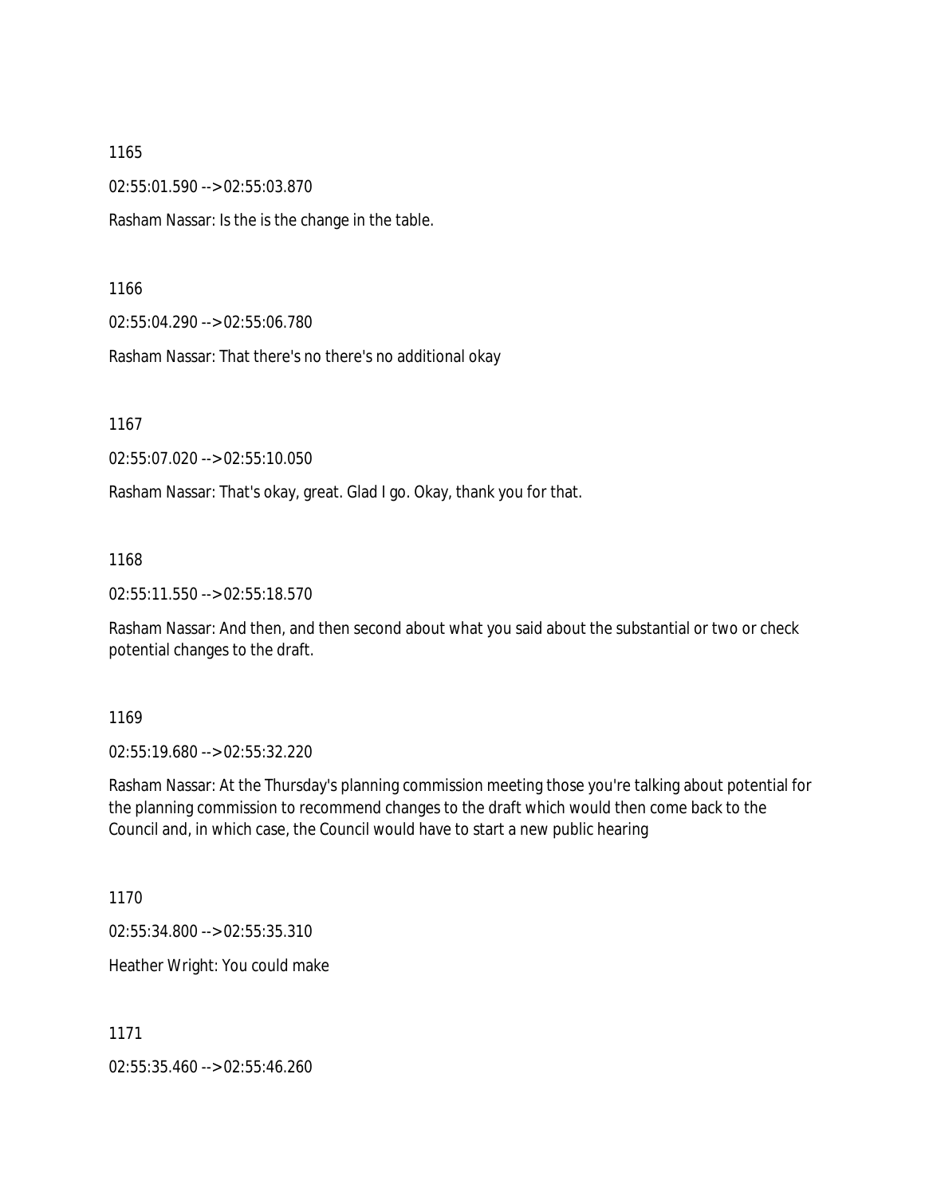1165

02:55:01.590 --> 02:55:03.870

Rasham Nassar: Is the is the change in the table.

1166

02:55:04.290 --> 02:55:06.780

Rasham Nassar: That there's no there's no additional okay

1167

02:55:07.020 --> 02:55:10.050

Rasham Nassar: That's okay, great. Glad I go. Okay, thank you for that.

1168

02:55:11.550 --> 02:55:18.570

Rasham Nassar: And then, and then second about what you said about the substantial or two or check potential changes to the draft.

1169

02:55:19.680 --> 02:55:32.220

Rasham Nassar: At the Thursday's planning commission meeting those you're talking about potential for the planning commission to recommend changes to the draft which would then come back to the Council and, in which case, the Council would have to start a new public hearing

1170

02:55:34.800 --> 02:55:35.310

Heather Wright: You could make

1171

02:55:35.460 --> 02:55:46.260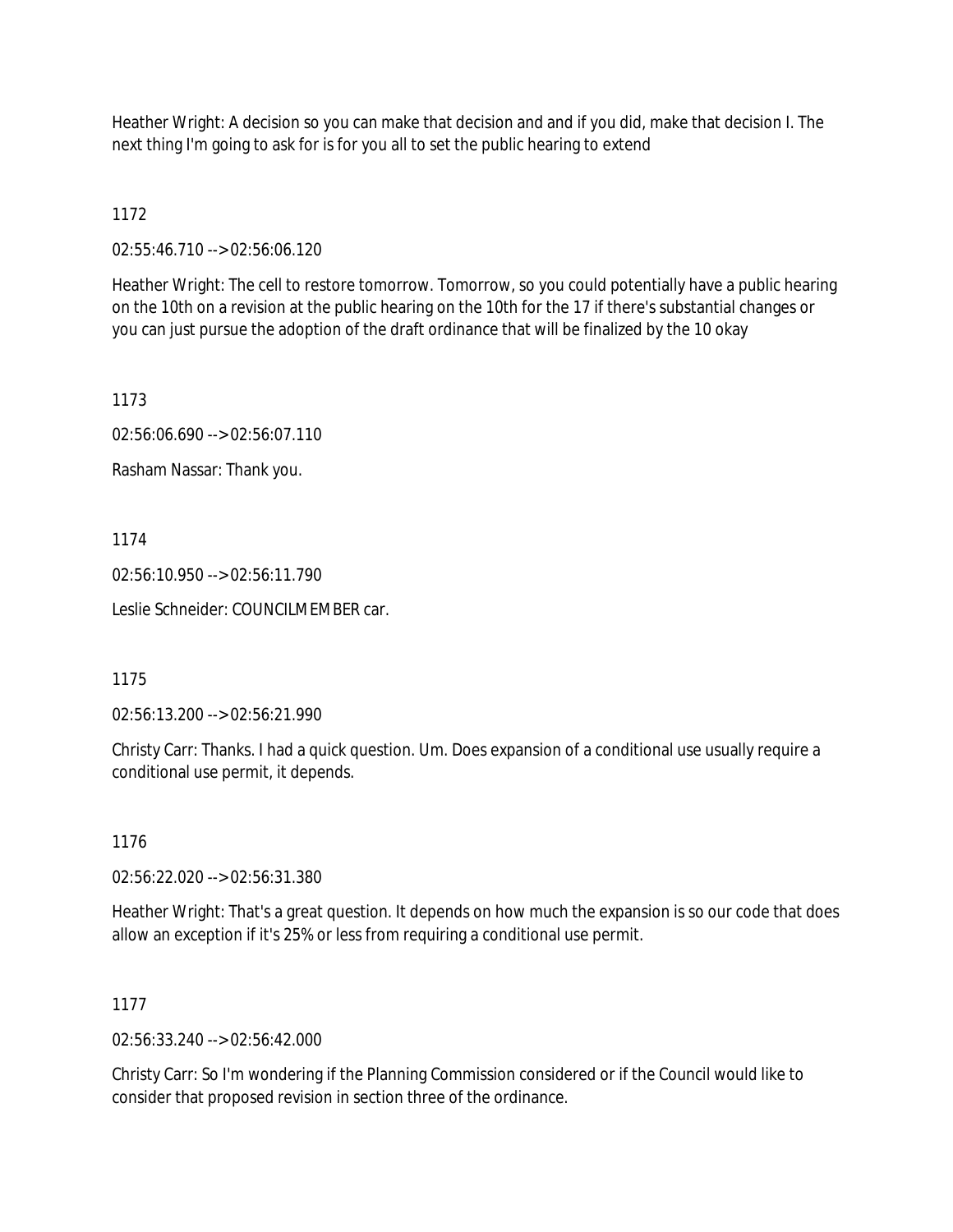Heather Wright: A decision so you can make that decision and and if you did, make that decision I. The next thing I'm going to ask for is for you all to set the public hearing to extend

1172

02:55:46.710 --> 02:56:06.120

Heather Wright: The cell to restore tomorrow. Tomorrow, so you could potentially have a public hearing on the 10th on a revision at the public hearing on the 10th for the 17 if there's substantial changes or you can just pursue the adoption of the draft ordinance that will be finalized by the 10 okay

1173

02:56:06.690 --> 02:56:07.110

Rasham Nassar: Thank you.

1174

02:56:10.950 --> 02:56:11.790

Leslie Schneider: COUNCILMEMBER car.

1175

02:56:13.200 --> 02:56:21.990

Christy Carr: Thanks. I had a quick question. Um. Does expansion of a conditional use usually require a conditional use permit, it depends.

1176

02:56:22.020 --> 02:56:31.380

Heather Wright: That's a great question. It depends on how much the expansion is so our code that does allow an exception if it's 25% or less from requiring a conditional use permit.

1177

02:56:33.240 --> 02:56:42.000

Christy Carr: So I'm wondering if the Planning Commission considered or if the Council would like to consider that proposed revision in section three of the ordinance.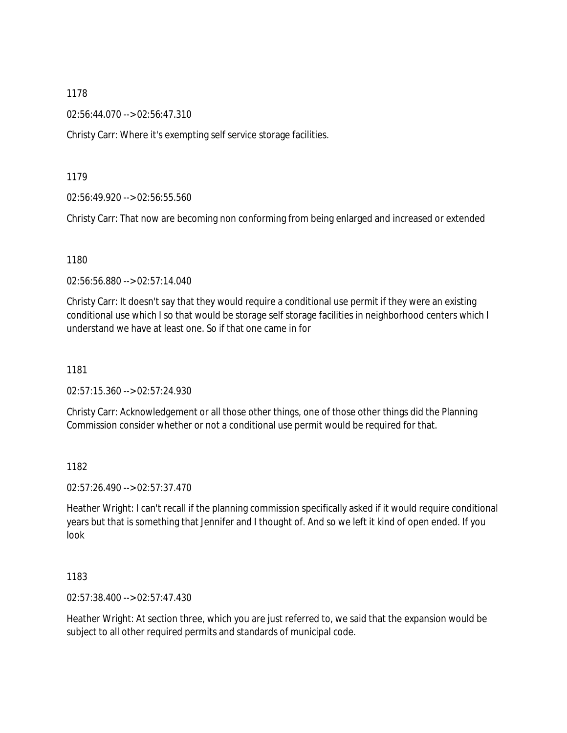1178

02:56:44.070 --> 02:56:47.310

Christy Carr: Where it's exempting self service storage facilities.

1179

02:56:49.920 --> 02:56:55.560

Christy Carr: That now are becoming non conforming from being enlarged and increased or extended

1180

02:56:56.880 --> 02:57:14.040

Christy Carr: It doesn't say that they would require a conditional use permit if they were an existing conditional use which I so that would be storage self storage facilities in neighborhood centers which I understand we have at least one. So if that one came in for

1181

02:57:15.360 --> 02:57:24.930

Christy Carr: Acknowledgement or all those other things, one of those other things did the Planning Commission consider whether or not a conditional use permit would be required for that.

1182

02:57:26.490 --> 02:57:37.470

Heather Wright: I can't recall if the planning commission specifically asked if it would require conditional years but that is something that Jennifer and I thought of. And so we left it kind of open ended. If you look

1183

02:57:38.400 --> 02:57:47.430

Heather Wright: At section three, which you are just referred to, we said that the expansion would be subject to all other required permits and standards of municipal code.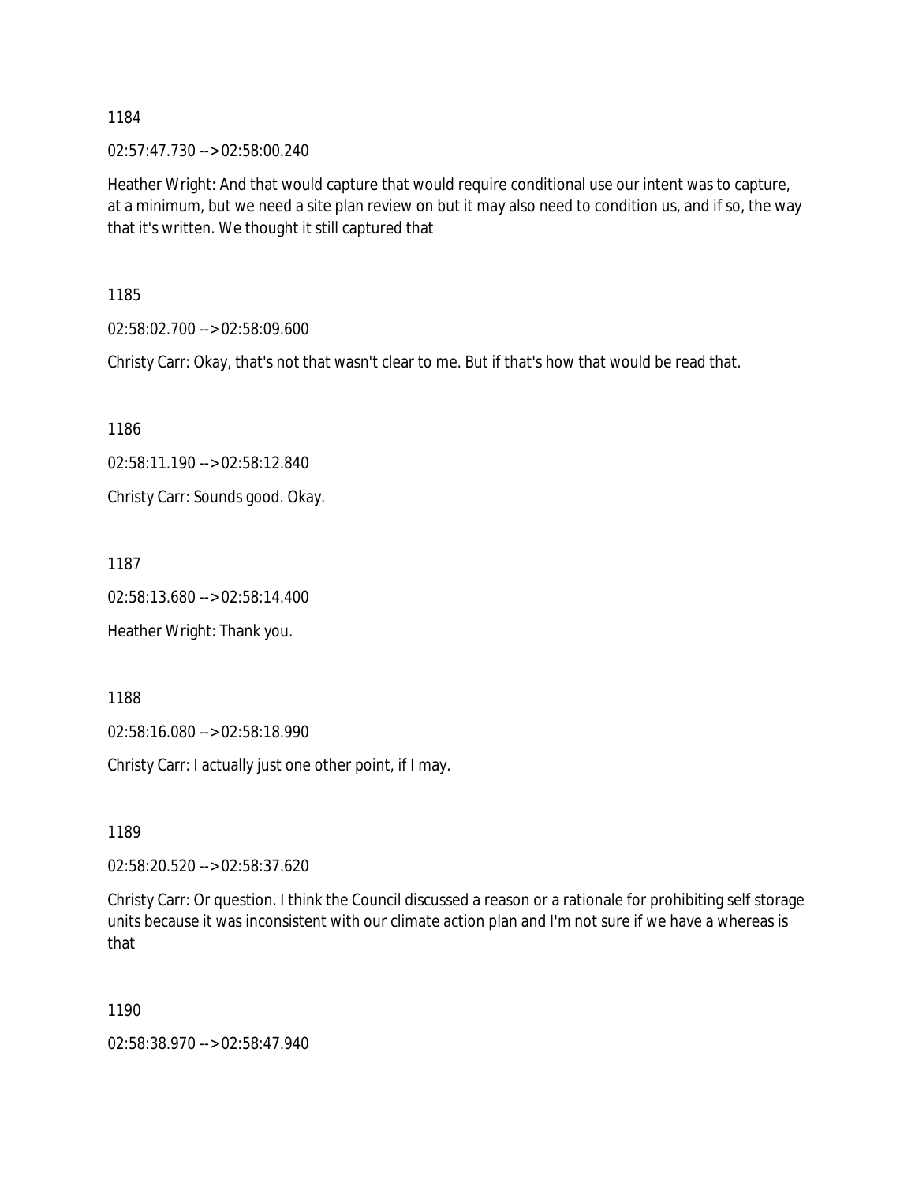1184

02:57:47.730 --> 02:58:00.240

Heather Wright: And that would capture that would require conditional use our intent was to capture, at a minimum, but we need a site plan review on but it may also need to condition us, and if so, the way that it's written. We thought it still captured that

1185

02:58:02.700 --> 02:58:09.600

Christy Carr: Okay, that's not that wasn't clear to me. But if that's how that would be read that.

1186

02:58:11.190 --> 02:58:12.840

Christy Carr: Sounds good. Okay.

1187

02:58:13.680 --> 02:58:14.400

Heather Wright: Thank you.

1188

02:58:16.080 --> 02:58:18.990

Christy Carr: I actually just one other point, if I may.

1189

02:58:20.520 --> 02:58:37.620

Christy Carr: Or question. I think the Council discussed a reason or a rationale for prohibiting self storage units because it was inconsistent with our climate action plan and I'm not sure if we have a whereas is that

1190

02:58:38.970 --> 02:58:47.940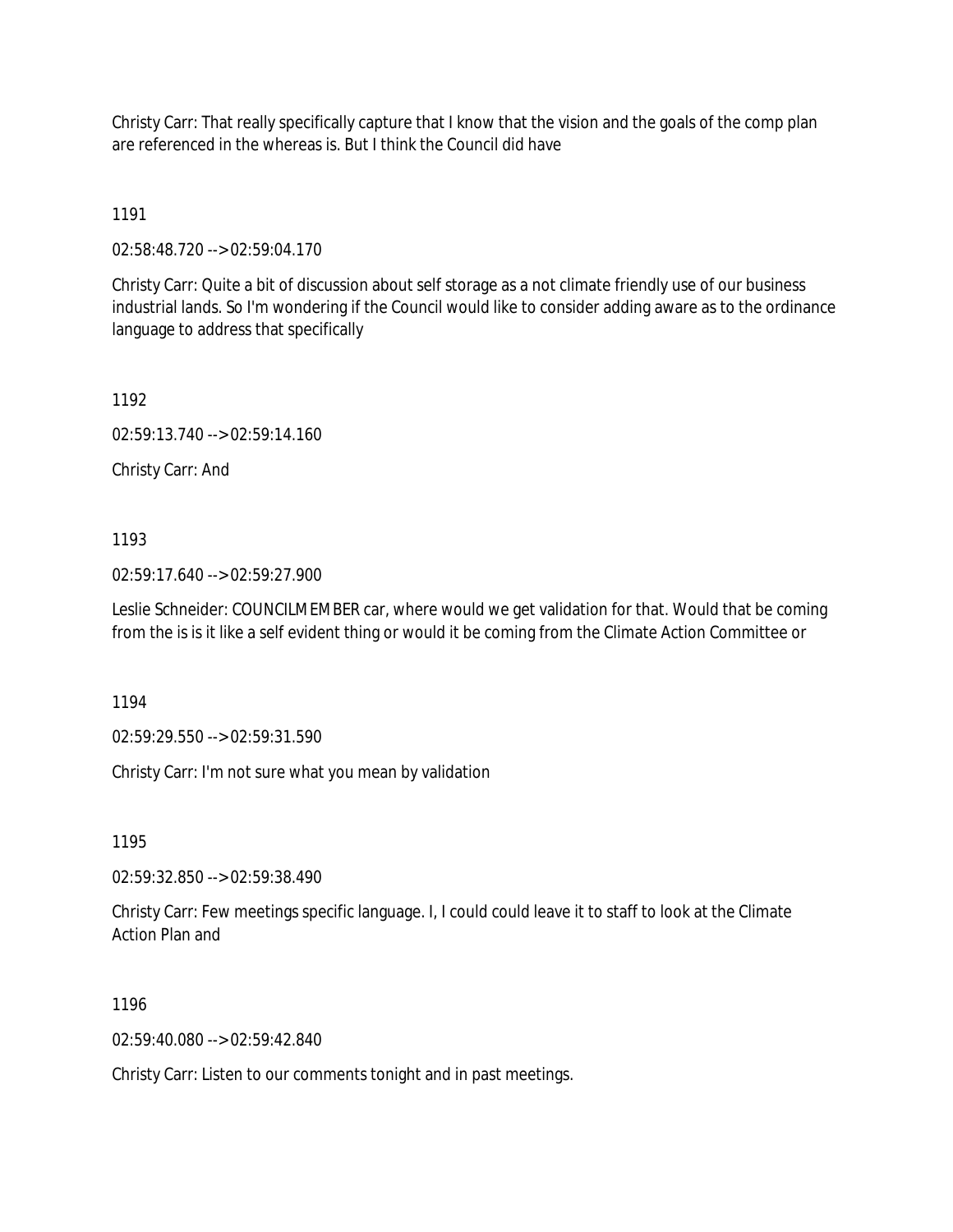Christy Carr: That really specifically capture that I know that the vision and the goals of the comp plan are referenced in the whereas is. But I think the Council did have

1191

02:58:48.720 --> 02:59:04.170

Christy Carr: Quite a bit of discussion about self storage as a not climate friendly use of our business industrial lands. So I'm wondering if the Council would like to consider adding aware as to the ordinance language to address that specifically

1192

02:59:13.740 --> 02:59:14.160

Christy Carr: And

1193

02:59:17.640 --> 02:59:27.900

Leslie Schneider: COUNCILMEMBER car, where would we get validation for that. Would that be coming from the is is it like a self evident thing or would it be coming from the Climate Action Committee or

1194

02:59:29.550 --> 02:59:31.590

Christy Carr: I'm not sure what you mean by validation

1195

02:59:32.850 --> 02:59:38.490

Christy Carr: Few meetings specific language. I, I could could leave it to staff to look at the Climate Action Plan and

1196

02:59:40.080 --> 02:59:42.840

Christy Carr: Listen to our comments tonight and in past meetings.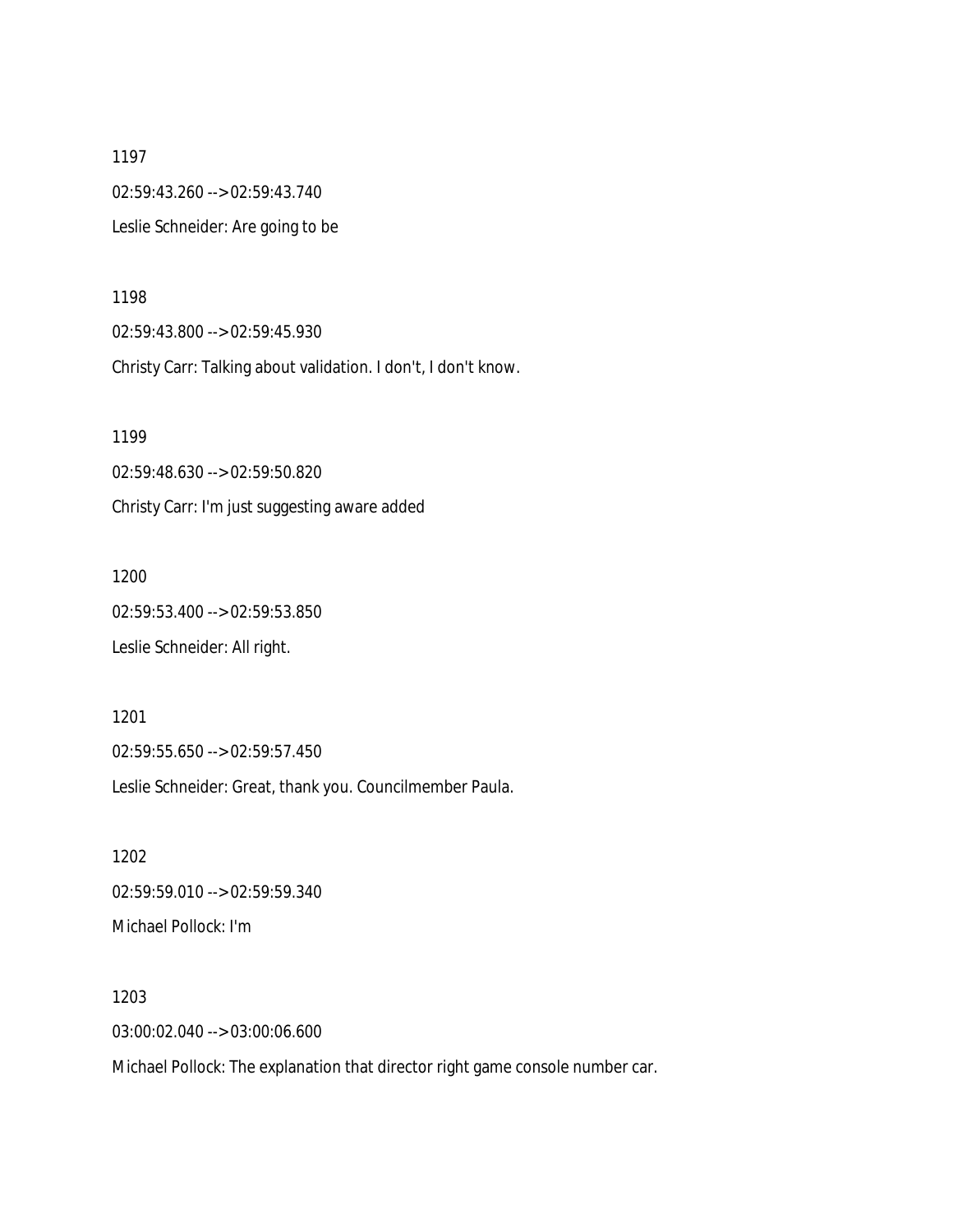1197

02:59:43.260 --> 02:59:43.740

Leslie Schneider: Are going to be

1198

02:59:43.800 --> 02:59:45.930

Christy Carr: Talking about validation. I don't, I don't know.

1199

02:59:48.630 --> 02:59:50.820

Christy Carr: I'm just suggesting aware added

1200

02:59:53.400 --> 02:59:53.850

Leslie Schneider: All right.

1201

02:59:55.650 --> 02:59:57.450

Leslie Schneider: Great, thank you. Councilmember Paula.

1202

02:59:59.010 --> 02:59:59.340

Michael Pollock: I'm

1203

03:00:02.040 --> 03:00:06.600

Michael Pollock: The explanation that director right game console number car.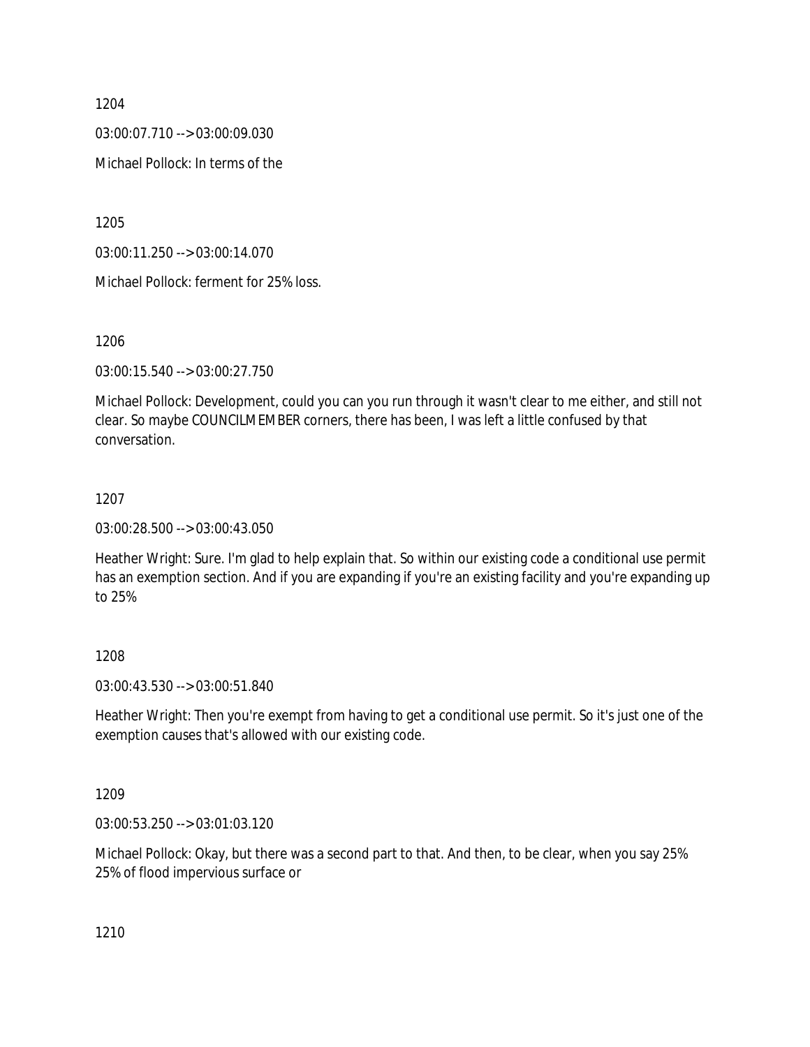1204

03:00:07.710 --> 03:00:09.030

Michael Pollock: In terms of the

1205

03:00:11.250 --> 03:00:14.070

Michael Pollock: ferment for 25% loss.

1206

03:00:15.540 --> 03:00:27.750

Michael Pollock: Development, could you can you run through it wasn't clear to me either, and still not clear. So maybe COUNCILMEMBER corners, there has been, I was left a little confused by that conversation.

1207

03:00:28.500 --> 03:00:43.050

Heather Wright: Sure. I'm glad to help explain that. So within our existing code a conditional use permit has an exemption section. And if you are expanding if you're an existing facility and you're expanding up to 25%

1208

03:00:43.530 --> 03:00:51.840

Heather Wright: Then you're exempt from having to get a conditional use permit. So it's just one of the exemption causes that's allowed with our existing code.

1209

03:00:53.250 --> 03:01:03.120

Michael Pollock: Okay, but there was a second part to that. And then, to be clear, when you say 25% 25% of flood impervious surface or

1210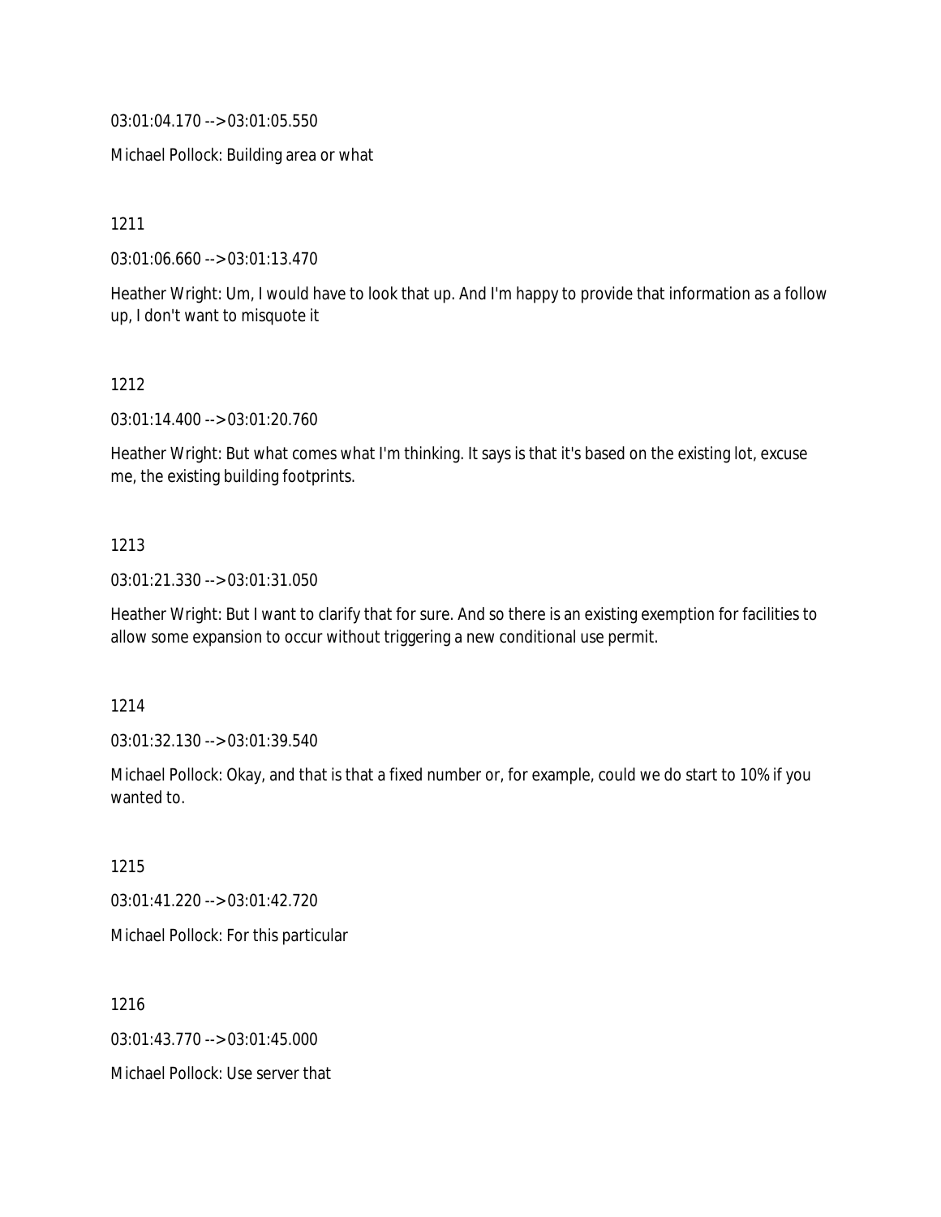03:01:04.170 --> 03:01:05.550

Michael Pollock: Building area or what

1211

03:01:06.660 --> 03:01:13.470

Heather Wright: Um, I would have to look that up. And I'm happy to provide that information as a follow up, I don't want to misquote it

1212

03:01:14.400 --> 03:01:20.760

Heather Wright: But what comes what I'm thinking. It says is that it's based on the existing lot, excuse me, the existing building footprints.

1213

03:01:21.330 --> 03:01:31.050

Heather Wright: But I want to clarify that for sure. And so there is an existing exemption for facilities to allow some expansion to occur without triggering a new conditional use permit.

1214

03:01:32.130 --> 03:01:39.540

Michael Pollock: Okay, and that is that a fixed number or, for example, could we do start to 10% if you wanted to.

1215

03:01:41.220 --> 03:01:42.720

Michael Pollock: For this particular

1216

03:01:43.770 --> 03:01:45.000

Michael Pollock: Use server that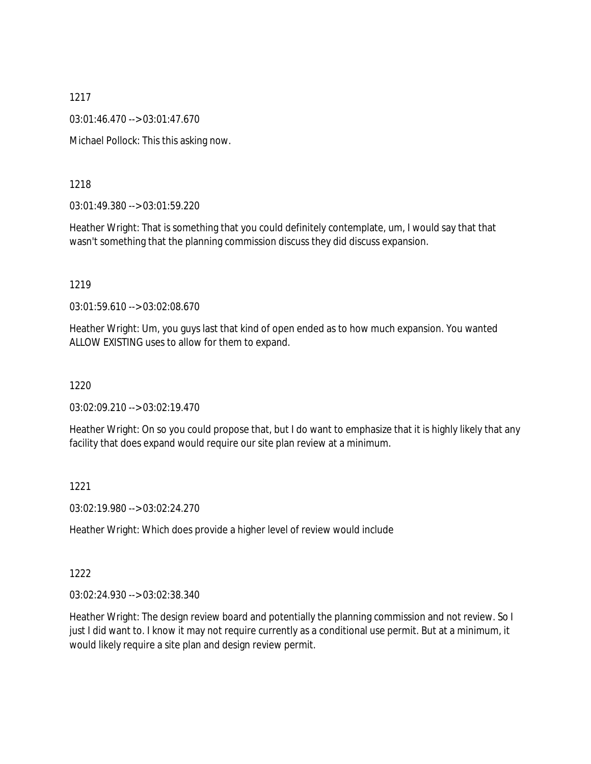1217

03:01:46.470 --> 03:01:47.670

Michael Pollock: This this asking now.

1218

03:01:49.380 --> 03:01:59.220

Heather Wright: That is something that you could definitely contemplate, um, I would say that that wasn't something that the planning commission discuss they did discuss expansion.

1219

03:01:59.610 --> 03:02:08.670

Heather Wright: Um, you guys last that kind of open ended as to how much expansion. You wanted ALLOW EXISTING uses to allow for them to expand.

1220

03:02:09.210 --> 03:02:19.470

Heather Wright: On so you could propose that, but I do want to emphasize that it is highly likely that any facility that does expand would require our site plan review at a minimum.

1221

03:02:19.980 --> 03:02:24.270

Heather Wright: Which does provide a higher level of review would include

1222

03:02:24.930 --> 03:02:38.340

Heather Wright: The design review board and potentially the planning commission and not review. So I just I did want to. I know it may not require currently as a conditional use permit. But at a minimum, it would likely require a site plan and design review permit.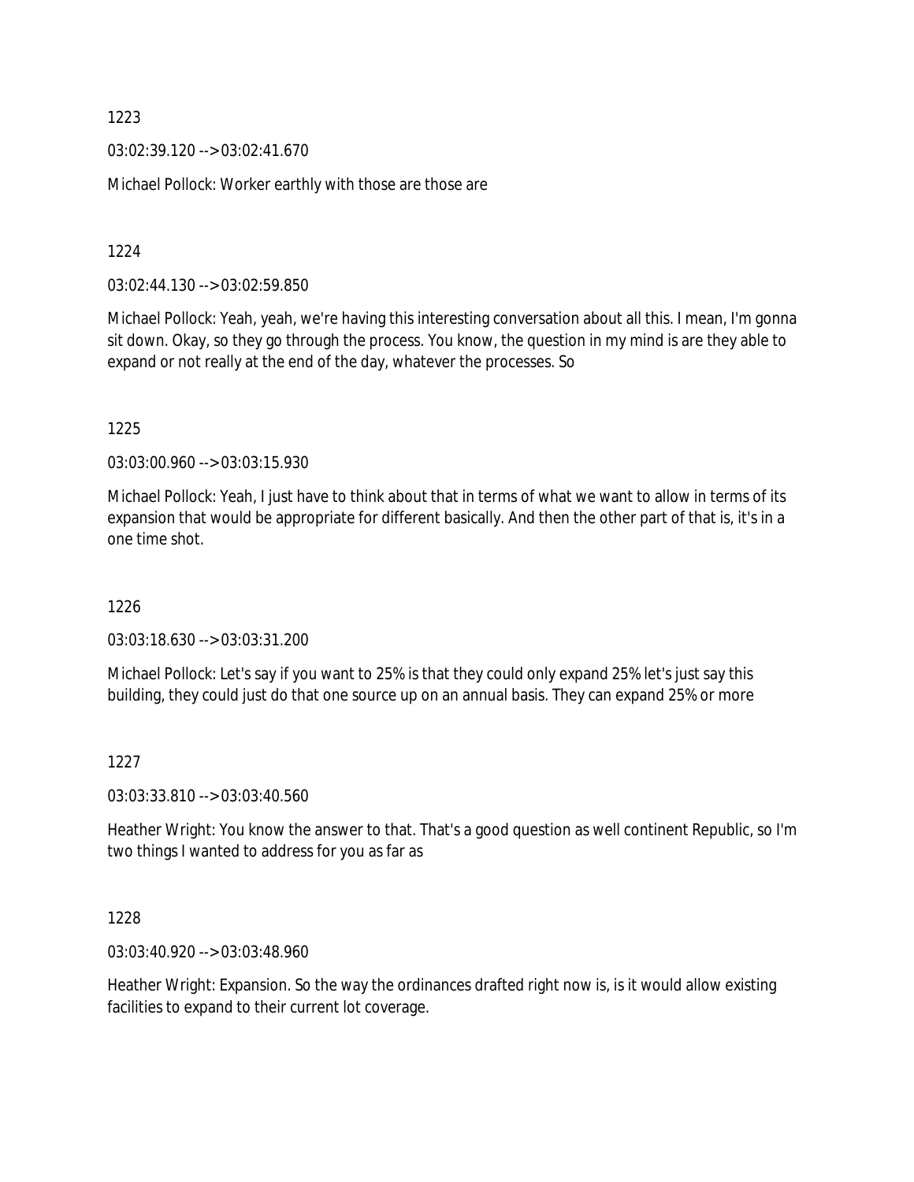1223

03:02:39.120 --> 03:02:41.670

Michael Pollock: Worker earthly with those are those are

1224

03:02:44.130 --> 03:02:59.850

Michael Pollock: Yeah, yeah, we're having this interesting conversation about all this. I mean, I'm gonna sit down. Okay, so they go through the process. You know, the question in my mind is are they able to expand or not really at the end of the day, whatever the processes. So

1225

03:03:00.960 --> 03:03:15.930

Michael Pollock: Yeah, I just have to think about that in terms of what we want to allow in terms of its expansion that would be appropriate for different basically. And then the other part of that is, it's in a one time shot.

1226

03:03:18.630 --> 03:03:31.200

Michael Pollock: Let's say if you want to 25% is that they could only expand 25% let's just say this building, they could just do that one source up on an annual basis. They can expand 25% or more

1227

03:03:33.810 --> 03:03:40.560

Heather Wright: You know the answer to that. That's a good question as well continent Republic, so I'm two things I wanted to address for you as far as

1228

03:03:40.920 --> 03:03:48.960

Heather Wright: Expansion. So the way the ordinances drafted right now is, is it would allow existing facilities to expand to their current lot coverage.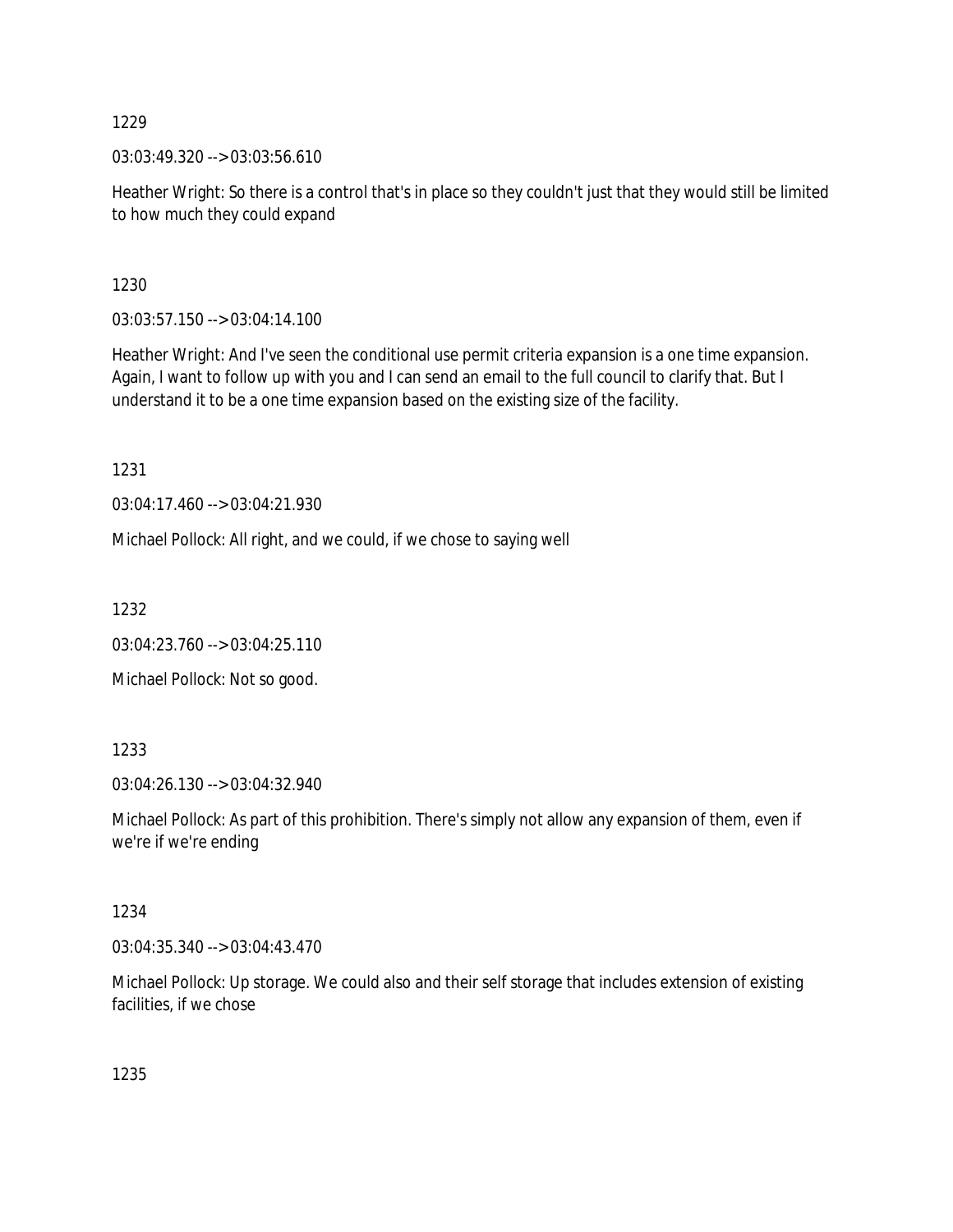1229

03:03:49.320 --> 03:03:56.610

Heather Wright: So there is a control that's in place so they couldn't just that they would still be limited to how much they could expand

1230

03:03:57.150 --> 03:04:14.100

Heather Wright: And I've seen the conditional use permit criteria expansion is a one time expansion. Again, I want to follow up with you and I can send an email to the full council to clarify that. But I understand it to be a one time expansion based on the existing size of the facility.

1231

03:04:17.460 --> 03:04:21.930

Michael Pollock: All right, and we could, if we chose to saying well

1232

03:04:23.760 --> 03:04:25.110

Michael Pollock: Not so good.

1233

03:04:26.130 --> 03:04:32.940

Michael Pollock: As part of this prohibition. There's simply not allow any expansion of them, even if we're if we're ending

1234

03:04:35.340 --> 03:04:43.470

Michael Pollock: Up storage. We could also and their self storage that includes extension of existing facilities, if we chose

1235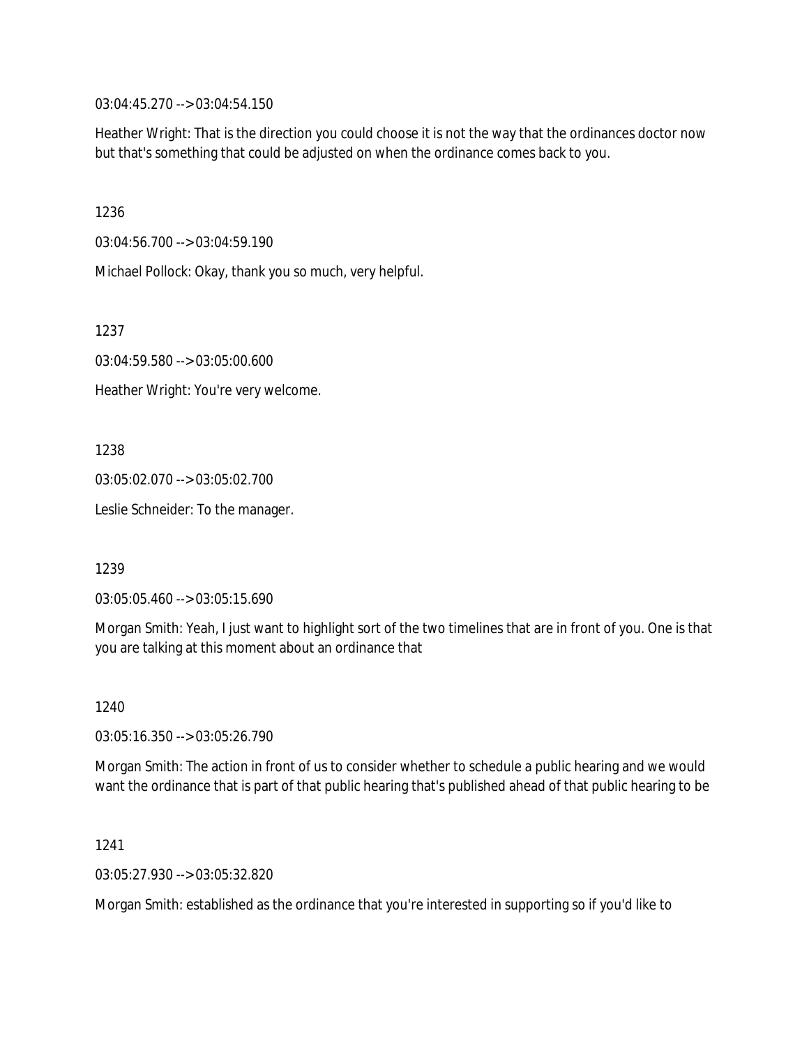03:04:45.270 --> 03:04:54.150

Heather Wright: That is the direction you could choose it is not the way that the ordinances doctor now but that's something that could be adjusted on when the ordinance comes back to you.

1236

03:04:56.700 --> 03:04:59.190

Michael Pollock: Okay, thank you so much, very helpful.

1237

03:04:59.580 --> 03:05:00.600

Heather Wright: You're very welcome.

1238

03:05:02.070 --> 03:05:02.700

Leslie Schneider: To the manager.

1239

03:05:05.460 --> 03:05:15.690

Morgan Smith: Yeah, I just want to highlight sort of the two timelines that are in front of you. One is that you are talking at this moment about an ordinance that

1240

03:05:16.350 --> 03:05:26.790

Morgan Smith: The action in front of us to consider whether to schedule a public hearing and we would want the ordinance that is part of that public hearing that's published ahead of that public hearing to be

1241

03:05:27.930 --> 03:05:32.820

Morgan Smith: established as the ordinance that you're interested in supporting so if you'd like to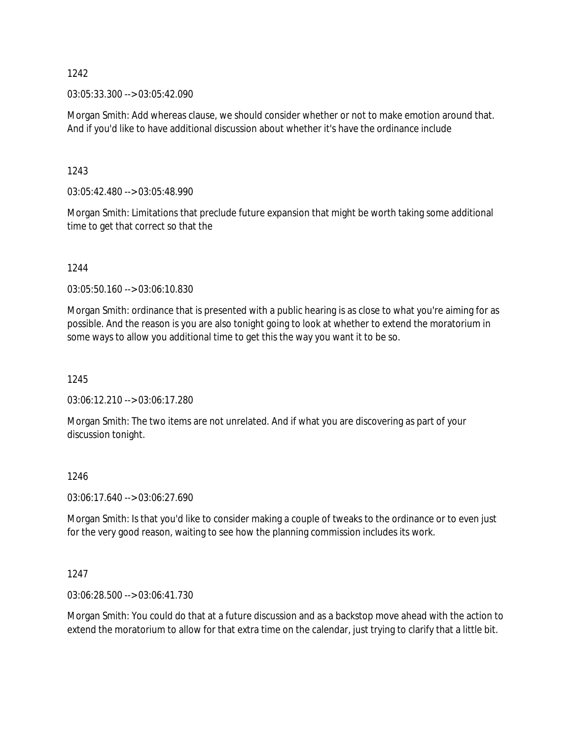1242

03:05:33.300 --> 03:05:42.090

Morgan Smith: Add whereas clause, we should consider whether or not to make emotion around that. And if you'd like to have additional discussion about whether it's have the ordinance include

1243

03:05:42.480 --> 03:05:48.990

Morgan Smith: Limitations that preclude future expansion that might be worth taking some additional time to get that correct so that the

1244

03:05:50.160 --> 03:06:10.830

Morgan Smith: ordinance that is presented with a public hearing is as close to what you're aiming for as possible. And the reason is you are also tonight going to look at whether to extend the moratorium in some ways to allow you additional time to get this the way you want it to be so.

1245

03:06:12.210 --> 03:06:17.280

Morgan Smith: The two items are not unrelated. And if what you are discovering as part of your discussion tonight.

1246

03:06:17.640 --> 03:06:27.690

Morgan Smith: Is that you'd like to consider making a couple of tweaks to the ordinance or to even just for the very good reason, waiting to see how the planning commission includes its work.

1247

03:06:28.500 --> 03:06:41.730

Morgan Smith: You could do that at a future discussion and as a backstop move ahead with the action to extend the moratorium to allow for that extra time on the calendar, just trying to clarify that a little bit.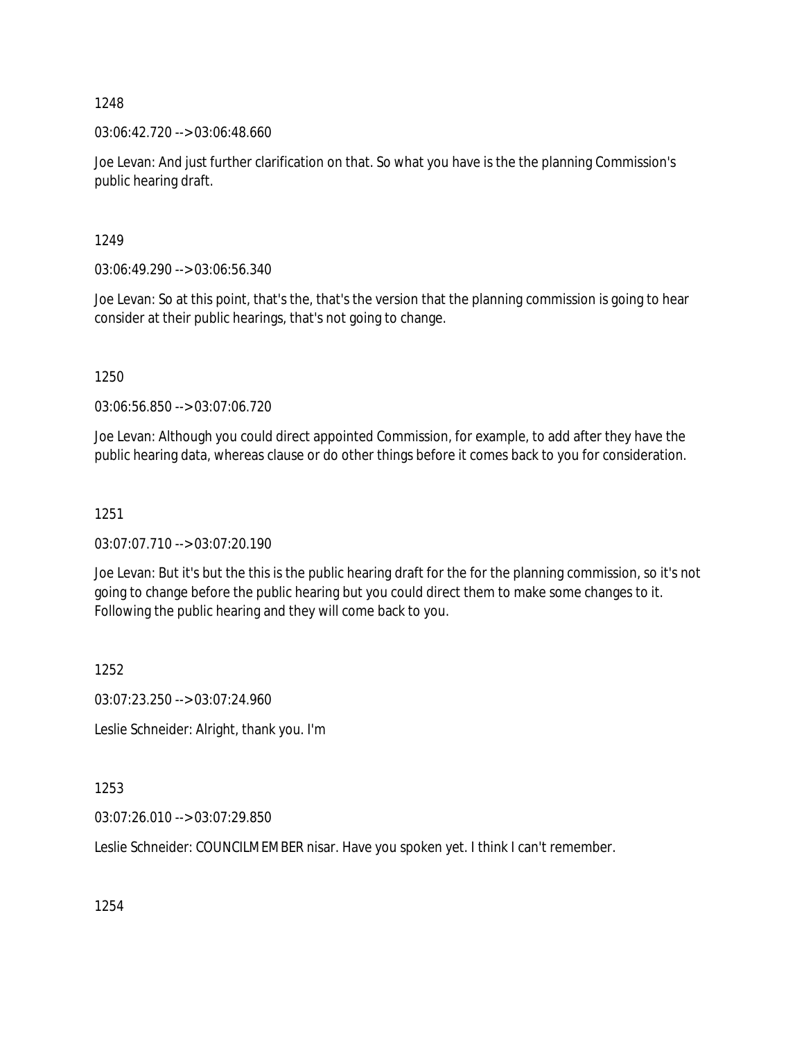1248

03:06:42.720 --> 03:06:48.660

Joe Levan: And just further clarification on that. So what you have is the the planning Commission's public hearing draft.

1249

03:06:49.290 --> 03:06:56.340

Joe Levan: So at this point, that's the, that's the version that the planning commission is going to hear consider at their public hearings, that's not going to change.

1250

03:06:56.850 --> 03:07:06.720

Joe Levan: Although you could direct appointed Commission, for example, to add after they have the public hearing data, whereas clause or do other things before it comes back to you for consideration.

1251

03:07:07.710 --> 03:07:20.190

Joe Levan: But it's but the this is the public hearing draft for the for the planning commission, so it's not going to change before the public hearing but you could direct them to make some changes to it. Following the public hearing and they will come back to you.

1252

03:07:23.250 --> 03:07:24.960

Leslie Schneider: Alright, thank you. I'm

1253

03:07:26.010 --> 03:07:29.850

Leslie Schneider: COUNCILMEMBER nisar. Have you spoken yet. I think I can't remember.

1254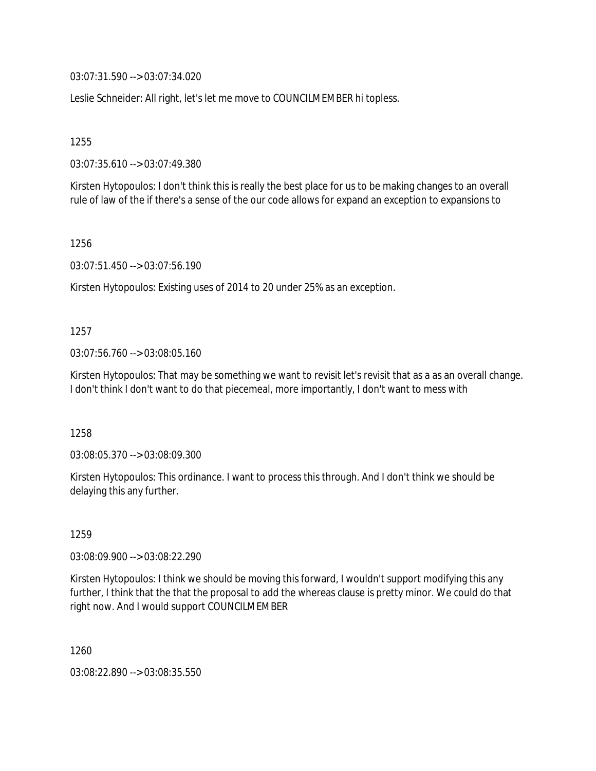03:07:31.590 --> 03:07:34.020

Leslie Schneider: All right, let's let me move to COUNCILMEMBER hi topless.

1255

03:07:35.610 --> 03:07:49.380

Kirsten Hytopoulos: I don't think this is really the best place for us to be making changes to an overall rule of law of the if there's a sense of the our code allows for expand an exception to expansions to

1256

03:07:51.450 --> 03:07:56.190

Kirsten Hytopoulos: Existing uses of 2014 to 20 under 25% as an exception.

1257

03:07:56.760 --> 03:08:05.160

Kirsten Hytopoulos: That may be something we want to revisit let's revisit that as a as an overall change. I don't think I don't want to do that piecemeal, more importantly, I don't want to mess with

1258

03:08:05.370 --> 03:08:09.300

Kirsten Hytopoulos: This ordinance. I want to process this through. And I don't think we should be delaying this any further.

1259

03:08:09.900 --> 03:08:22.290

Kirsten Hytopoulos: I think we should be moving this forward, I wouldn't support modifying this any further, I think that the that the proposal to add the whereas clause is pretty minor. We could do that right now. And I would support COUNCILMEMBER

1260

03:08:22.890 --> 03:08:35.550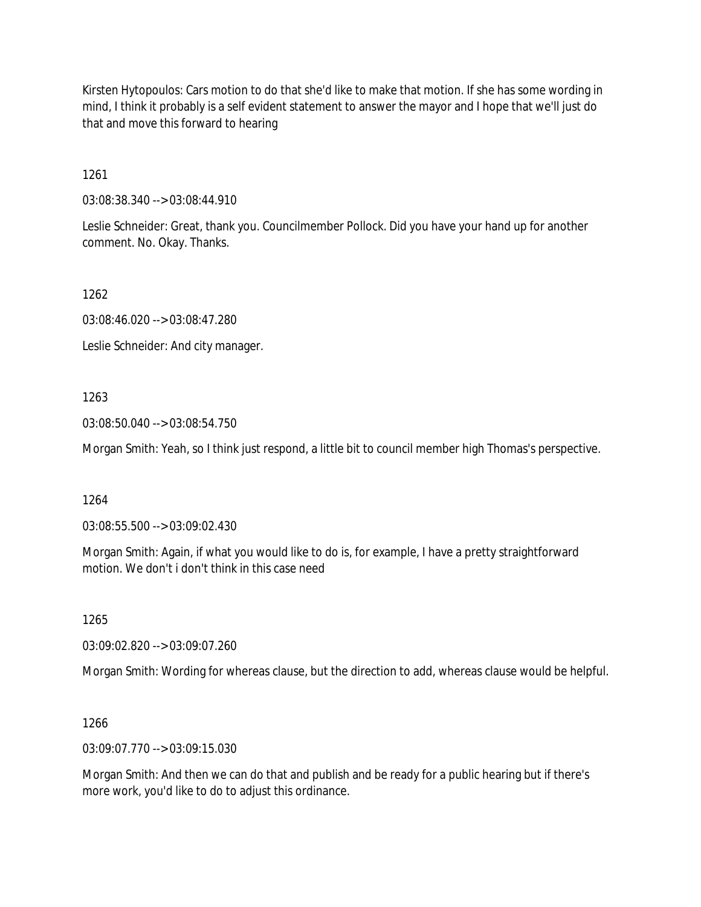Kirsten Hytopoulos: Cars motion to do that she'd like to make that motion. If she has some wording in mind, I think it probably is a self evident statement to answer the mayor and I hope that we'll just do that and move this forward to hearing

1261

03:08:38.340 --> 03:08:44.910

Leslie Schneider: Great, thank you. Councilmember Pollock. Did you have your hand up for another comment. No. Okay. Thanks.

1262

03:08:46.020 --> 03:08:47.280

Leslie Schneider: And city manager.

1263

03:08:50.040 --> 03:08:54.750

Morgan Smith: Yeah, so I think just respond, a little bit to council member high Thomas's perspective.

1264

03:08:55.500 --> 03:09:02.430

Morgan Smith: Again, if what you would like to do is, for example, I have a pretty straightforward motion. We don't i don't think in this case need

1265

03:09:02.820 --> 03:09:07.260

Morgan Smith: Wording for whereas clause, but the direction to add, whereas clause would be helpful.

1266

03:09:07.770 --> 03:09:15.030

Morgan Smith: And then we can do that and publish and be ready for a public hearing but if there's more work, you'd like to do to adjust this ordinance.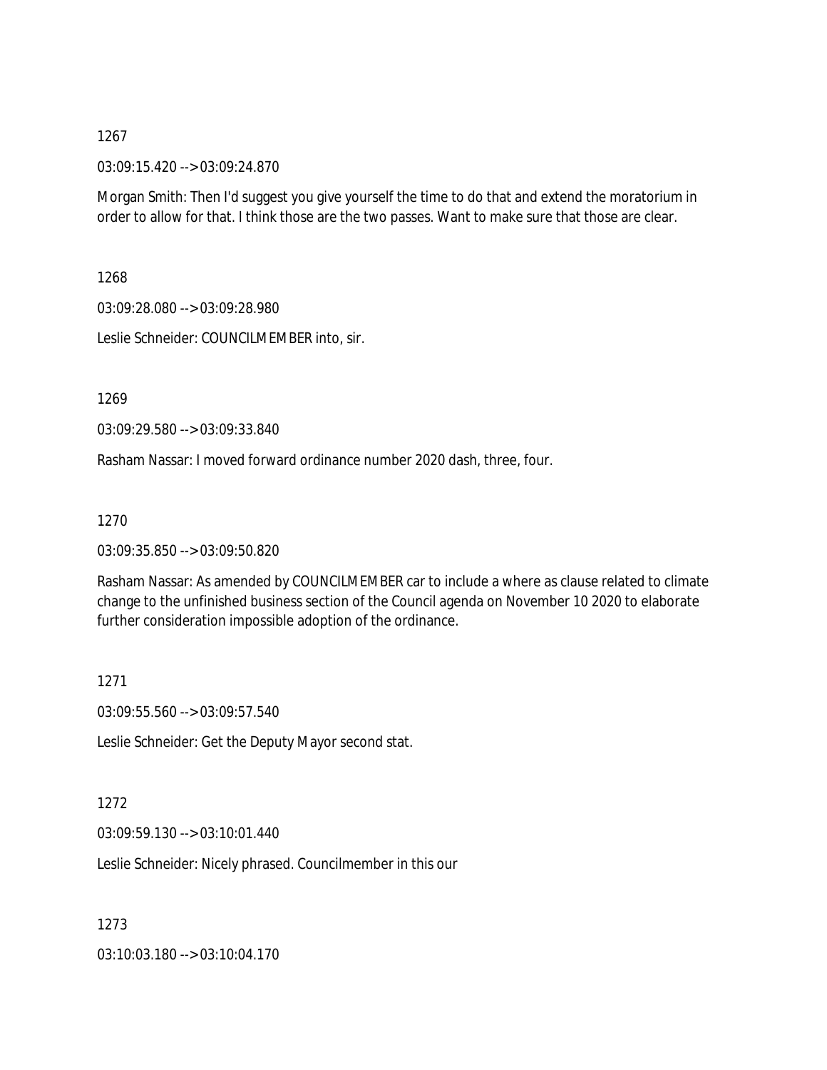1267

03:09:15.420 --> 03:09:24.870

Morgan Smith: Then I'd suggest you give yourself the time to do that and extend the moratorium in order to allow for that. I think those are the two passes. Want to make sure that those are clear.

1268

03:09:28.080 --> 03:09:28.980

Leslie Schneider: COUNCILMEMBER into, sir.

1269

03:09:29.580 --> 03:09:33.840

Rasham Nassar: I moved forward ordinance number 2020 dash, three, four.

1270

03:09:35.850 --> 03:09:50.820

Rasham Nassar: As amended by COUNCILMEMBER car to include a where as clause related to climate change to the unfinished business section of the Council agenda on November 10 2020 to elaborate further consideration impossible adoption of the ordinance.

1271

03:09:55.560 --> 03:09:57.540

Leslie Schneider: Get the Deputy Mayor second stat.

1272

03:09:59.130 --> 03:10:01.440

Leslie Schneider: Nicely phrased. Councilmember in this our

1273

03:10:03.180 --> 03:10:04.170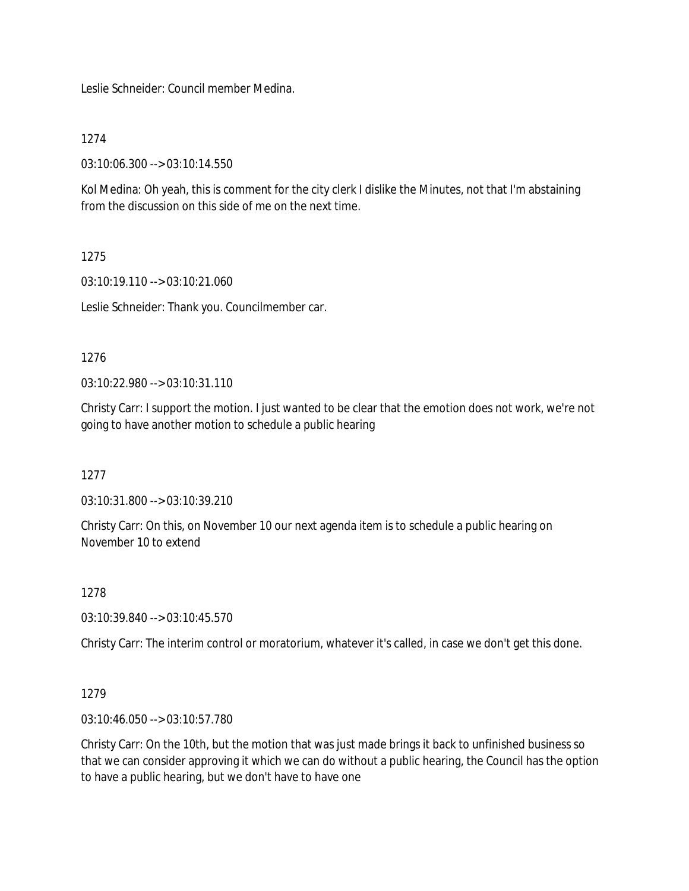Leslie Schneider: Council member Medina.

1274

03:10:06.300 --> 03:10:14.550

Kol Medina: Oh yeah, this is comment for the city clerk I dislike the Minutes, not that I'm abstaining from the discussion on this side of me on the next time.

1275

03:10:19.110 --> 03:10:21.060

Leslie Schneider: Thank you. Councilmember car.

1276

03:10:22.980 --> 03:10:31.110

Christy Carr: I support the motion. I just wanted to be clear that the emotion does not work, we're not going to have another motion to schedule a public hearing

1277

03:10:31.800 --> 03:10:39.210

Christy Carr: On this, on November 10 our next agenda item is to schedule a public hearing on November 10 to extend

1278

03:10:39.840 --> 03:10:45.570

Christy Carr: The interim control or moratorium, whatever it's called, in case we don't get this done.

1279

03:10:46.050 --> 03:10:57.780

Christy Carr: On the 10th, but the motion that was just made brings it back to unfinished business so that we can consider approving it which we can do without a public hearing, the Council has the option to have a public hearing, but we don't have to have one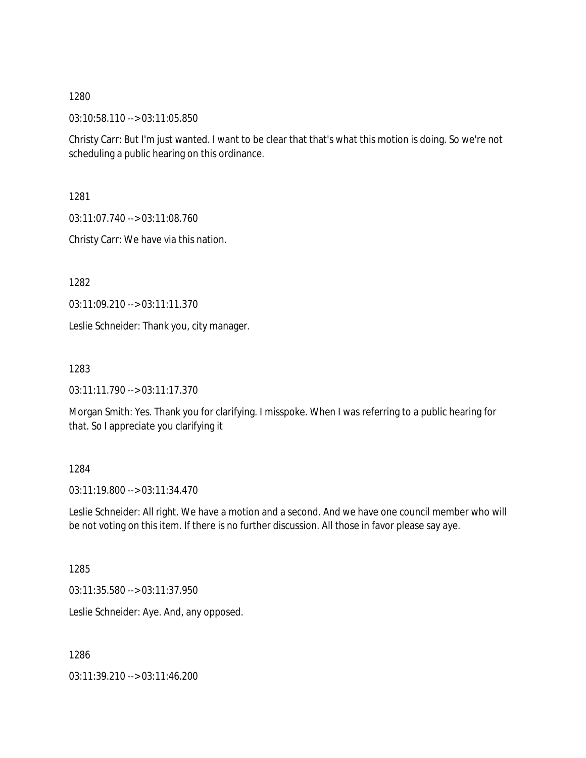1280

03:10:58.110 --> 03:11:05.850

Christy Carr: But I'm just wanted. I want to be clear that that's what this motion is doing. So we're not scheduling a public hearing on this ordinance.

1281

03:11:07.740 --> 03:11:08.760

Christy Carr: We have via this nation.

1282

03:11:09.210 --> 03:11:11.370

Leslie Schneider: Thank you, city manager.

1283

03:11:11.790 --> 03:11:17.370

Morgan Smith: Yes. Thank you for clarifying. I misspoke. When I was referring to a public hearing for that. So I appreciate you clarifying it

1284

03:11:19.800 --> 03:11:34.470

Leslie Schneider: All right. We have a motion and a second. And we have one council member who will be not voting on this item. If there is no further discussion. All those in favor please say aye.

1285

03:11:35.580 --> 03:11:37.950

Leslie Schneider: Aye. And, any opposed.

1286

03:11:39.210 --> 03:11:46.200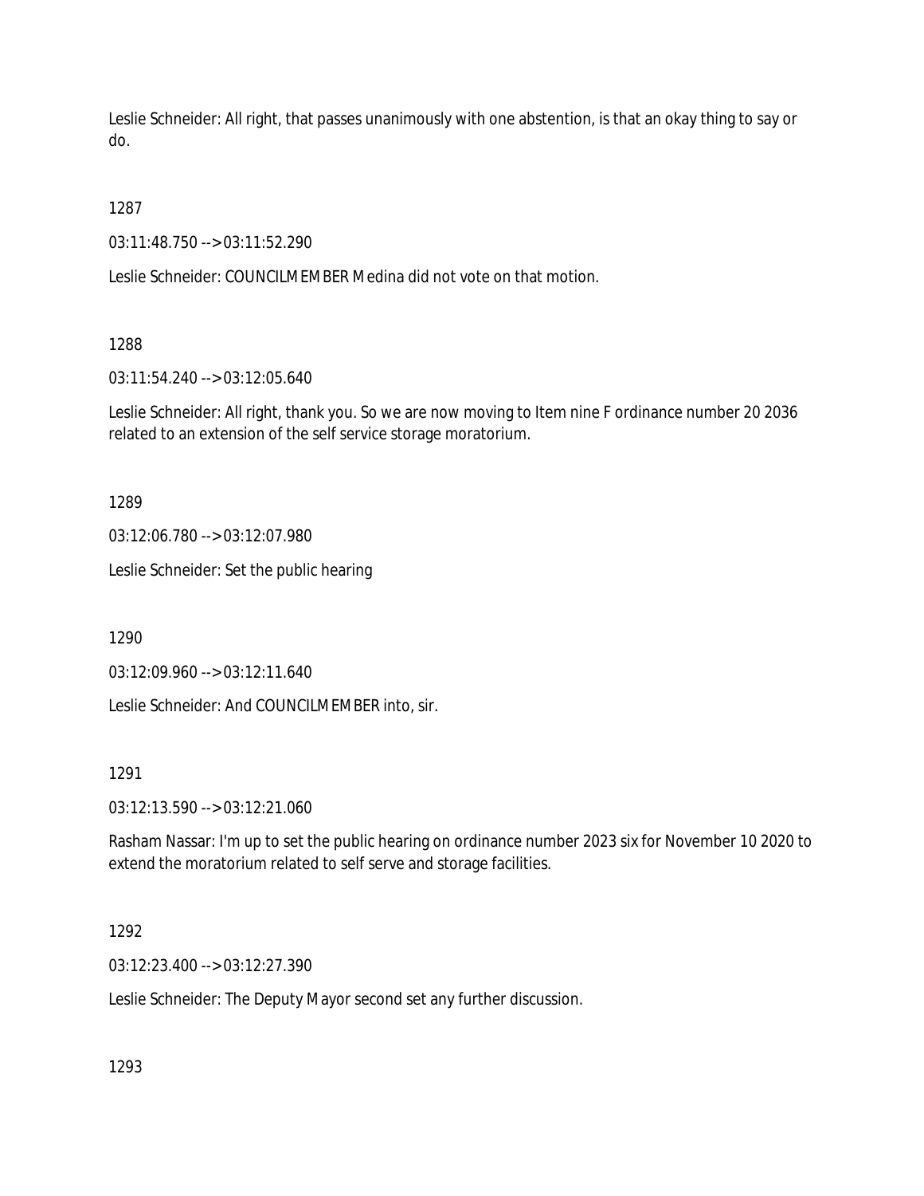Leslie Schneider: All right, that passes unanimously with one abstention, is that an okay thing to say or do.

1287

03:11:48.750 --> 03:11:52.290

Leslie Schneider: COUNCILMEMBER Medina did not vote on that motion.

1288

03:11:54.240 --> 03:12:05.640

Leslie Schneider: All right, thank you. So we are now moving to Item nine F ordinance number 20 2036 related to an extension of the self service storage moratorium.

1289

03:12:06.780 --> 03:12:07.980

Leslie Schneider: Set the public hearing

1290

03:12:09.960 --> 03:12:11.640

Leslie Schneider: And COUNCILMEMBER into, sir.

1291

03:12:13.590 --> 03:12:21.060

Rasham Nassar: I'm up to set the public hearing on ordinance number 2023 six for November 10 2020 to extend the moratorium related to self serve and storage facilities.

1292

03:12:23.400 --> 03:12:27.390

Leslie Schneider: The Deputy Mayor second set any further discussion.

1293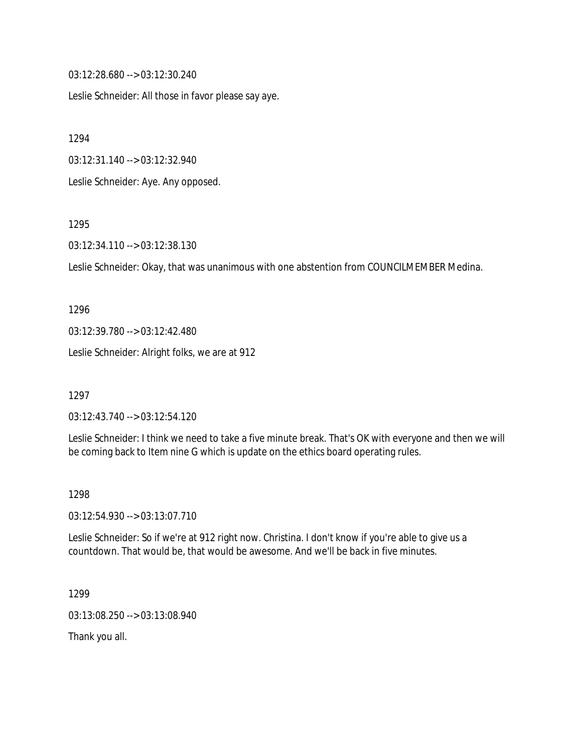03:12:28.680 --> 03:12:30.240

Leslie Schneider: All those in favor please say aye.

1294

03:12:31.140 --> 03:12:32.940

Leslie Schneider: Aye. Any opposed.

1295

03:12:34.110 --> 03:12:38.130

Leslie Schneider: Okay, that was unanimous with one abstention from COUNCILMEMBER Medina.

1296

03:12:39.780 --> 03:12:42.480

Leslie Schneider: Alright folks, we are at 912

1297

03:12:43.740 --> 03:12:54.120

Leslie Schneider: I think we need to take a five minute break. That's OK with everyone and then we will be coming back to Item nine G which is update on the ethics board operating rules.

1298

03:12:54.930 --> 03:13:07.710

Leslie Schneider: So if we're at 912 right now. Christina. I don't know if you're able to give us a countdown. That would be, that would be awesome. And we'll be back in five minutes.

1299

03:13:08.250 --> 03:13:08.940

Thank you all.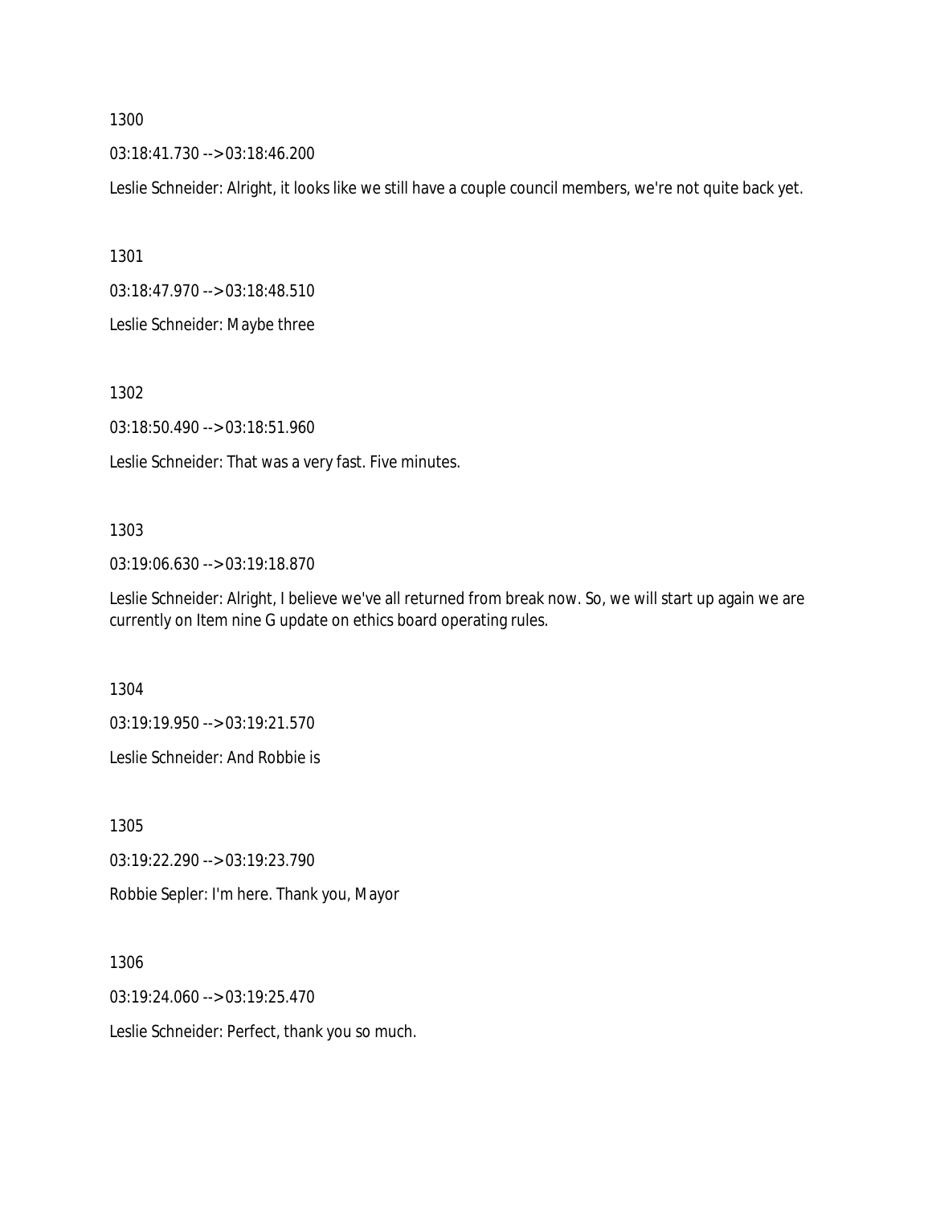1300

03:18:41.730 --> 03:18:46.200

Leslie Schneider: Alright, it looks like we still have a couple council members, we're not quite back yet.

1301

03:18:47.970 --> 03:18:48.510

Leslie Schneider: Maybe three

1302

03:18:50.490 --> 03:18:51.960

Leslie Schneider: That was a very fast. Five minutes.

1303

03:19:06.630 --> 03:19:18.870

Leslie Schneider: Alright, I believe we've all returned from break now. So, we will start up again we are currently on Item nine G update on ethics board operating rules.

1304

03:19:19.950 --> 03:19:21.570

Leslie Schneider: And Robbie is

1305

03:19:22.290 --> 03:19:23.790

Robbie Sepler: I'm here. Thank you, Mayor

1306

03:19:24.060 --> 03:19:25.470

Leslie Schneider: Perfect, thank you so much.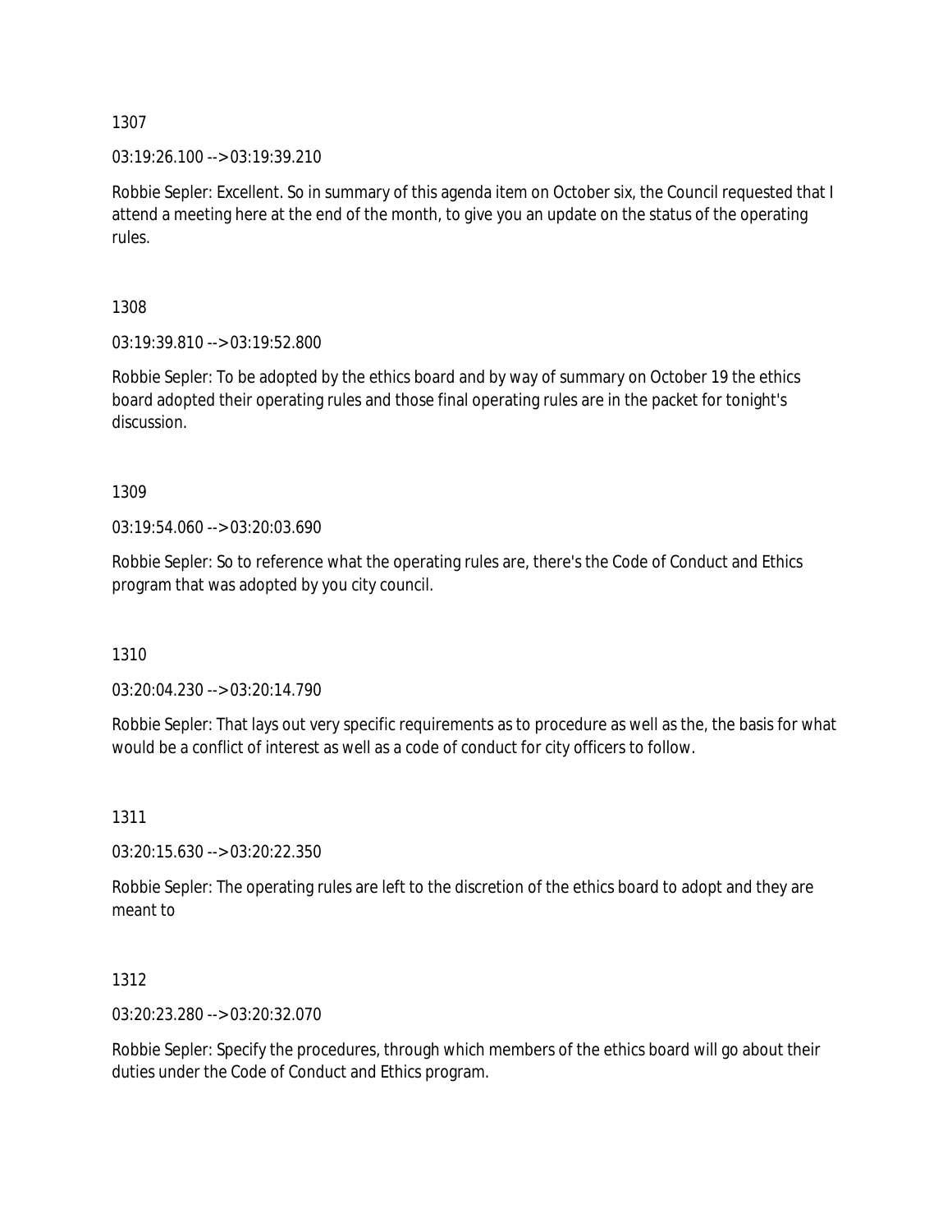1307

03:19:26.100 --> 03:19:39.210

Robbie Sepler: Excellent. So in summary of this agenda item on October six, the Council requested that I attend a meeting here at the end of the month, to give you an update on the status of the operating rules.

1308

03:19:39.810 --> 03:19:52.800

Robbie Sepler: To be adopted by the ethics board and by way of summary on October 19 the ethics board adopted their operating rules and those final operating rules are in the packet for tonight's discussion.

1309

03:19:54.060 --> 03:20:03.690

Robbie Sepler: So to reference what the operating rules are, there's the Code of Conduct and Ethics program that was adopted by you city council.

1310

03:20:04.230 --> 03:20:14.790

Robbie Sepler: That lays out very specific requirements as to procedure as well as the, the basis for what would be a conflict of interest as well as a code of conduct for city officers to follow.

1311

03:20:15.630 --> 03:20:22.350

Robbie Sepler: The operating rules are left to the discretion of the ethics board to adopt and they are meant to

1312

03:20:23.280 --> 03:20:32.070

Robbie Sepler: Specify the procedures, through which members of the ethics board will go about their duties under the Code of Conduct and Ethics program.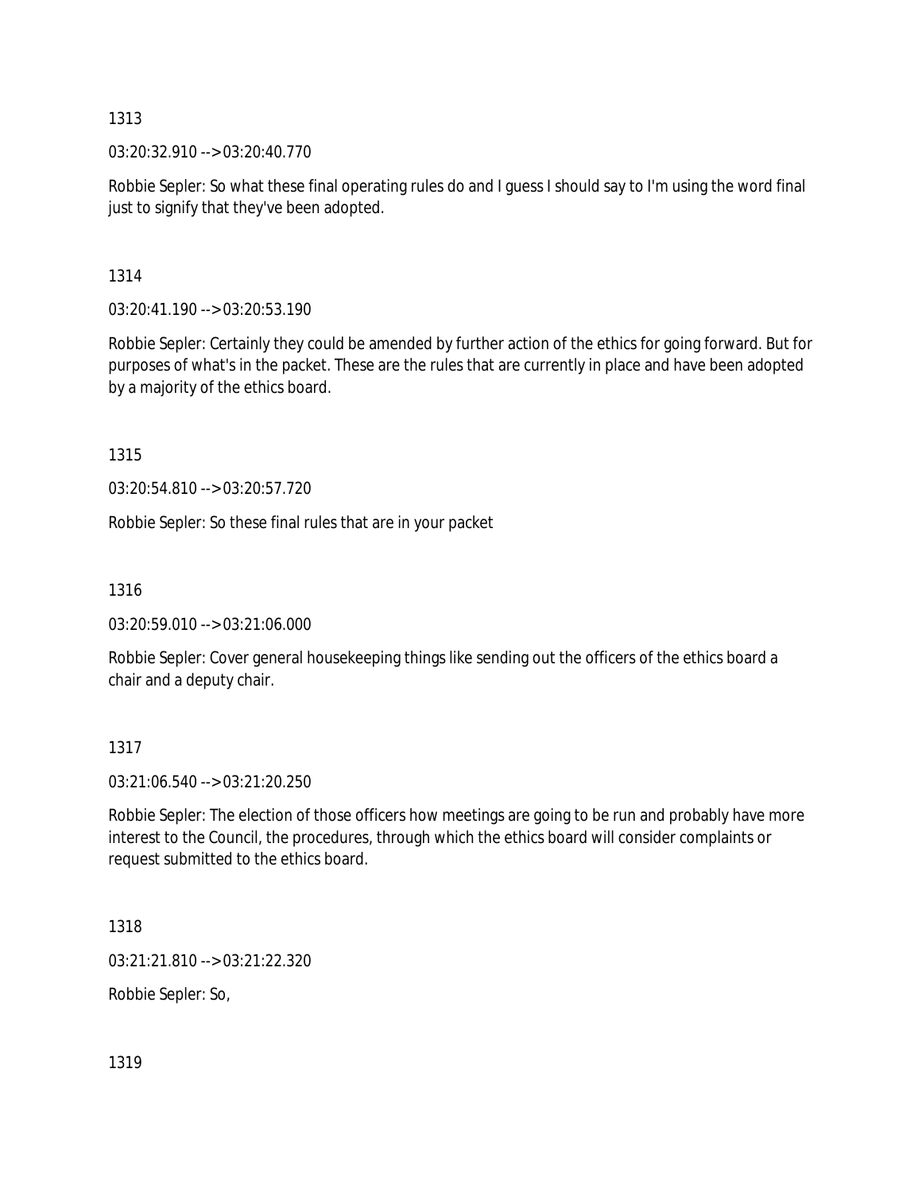1313

03:20:32.910 --> 03:20:40.770

Robbie Sepler: So what these final operating rules do and I guess I should say to I'm using the word final just to signify that they've been adopted.

1314

03:20:41.190 --> 03:20:53.190

Robbie Sepler: Certainly they could be amended by further action of the ethics for going forward. But for purposes of what's in the packet. These are the rules that are currently in place and have been adopted by a majority of the ethics board.

1315

03:20:54.810 --> 03:20:57.720

Robbie Sepler: So these final rules that are in your packet

1316

03:20:59.010 --> 03:21:06.000

Robbie Sepler: Cover general housekeeping things like sending out the officers of the ethics board a chair and a deputy chair.

1317

03:21:06.540 --> 03:21:20.250

Robbie Sepler: The election of those officers how meetings are going to be run and probably have more interest to the Council, the procedures, through which the ethics board will consider complaints or request submitted to the ethics board.

1318

03:21:21.810 --> 03:21:22.320

Robbie Sepler: So,

1319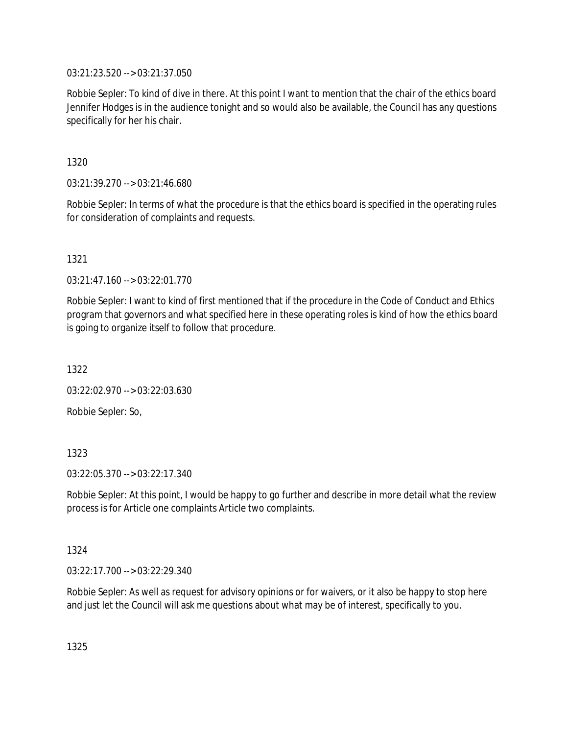03:21:23.520 --> 03:21:37.050

Robbie Sepler: To kind of dive in there. At this point I want to mention that the chair of the ethics board Jennifer Hodges is in the audience tonight and so would also be available, the Council has any questions specifically for her his chair.

1320

03:21:39.270 --> 03:21:46.680

Robbie Sepler: In terms of what the procedure is that the ethics board is specified in the operating rules for consideration of complaints and requests.

1321

03:21:47.160 --> 03:22:01.770

Robbie Sepler: I want to kind of first mentioned that if the procedure in the Code of Conduct and Ethics program that governors and what specified here in these operating roles is kind of how the ethics board is going to organize itself to follow that procedure.

1322

03:22:02.970 --> 03:22:03.630

Robbie Sepler: So,

1323

03:22:05.370 --> 03:22:17.340

Robbie Sepler: At this point, I would be happy to go further and describe in more detail what the review process is for Article one complaints Article two complaints.

1324

03:22:17.700 --> 03:22:29.340

Robbie Sepler: As well as request for advisory opinions or for waivers, or it also be happy to stop here and just let the Council will ask me questions about what may be of interest, specifically to you.

1325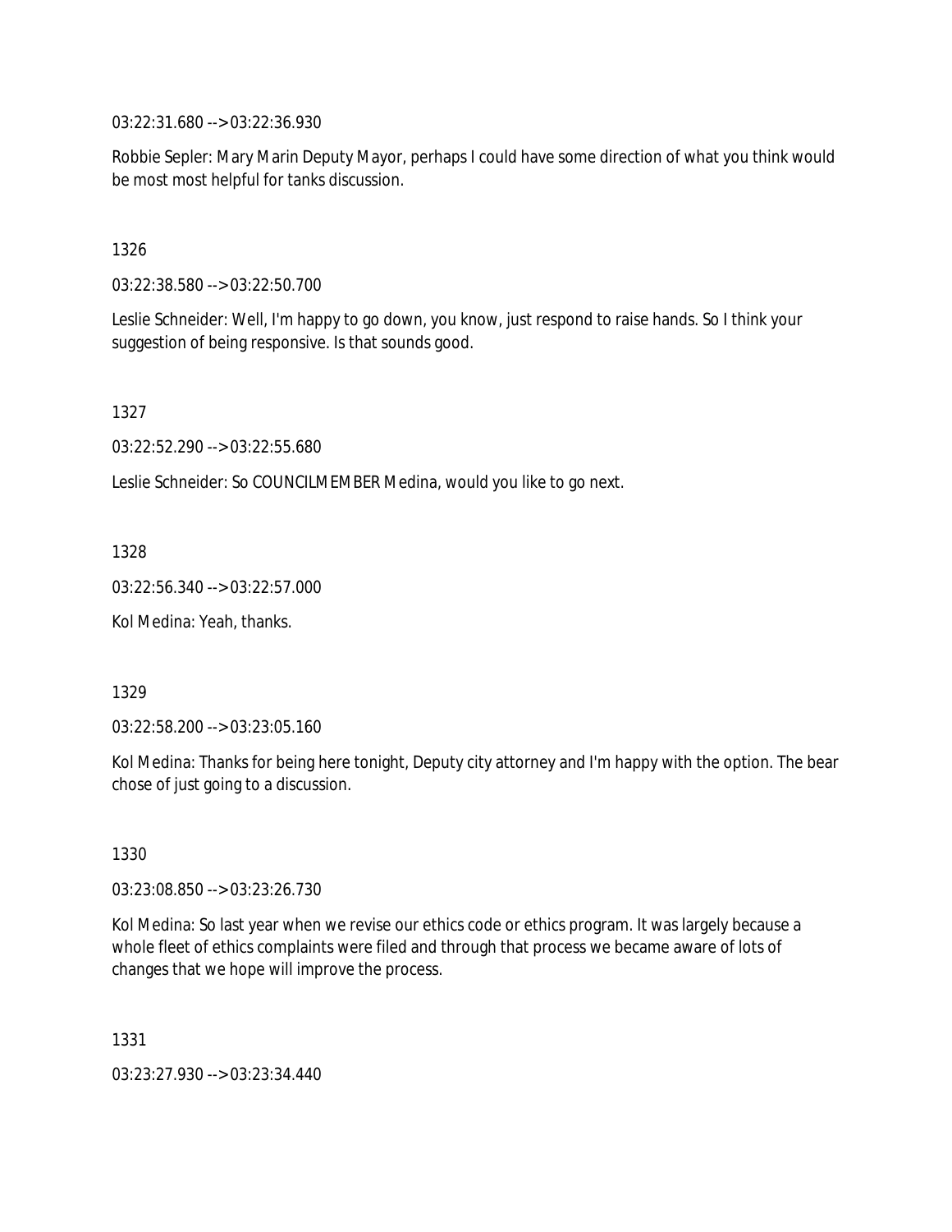03:22:31.680 --> 03:22:36.930

Robbie Sepler: Mary Marin Deputy Mayor, perhaps I could have some direction of what you think would be most most helpful for tanks discussion.

1326

03:22:38.580 --> 03:22:50.700

Leslie Schneider: Well, I'm happy to go down, you know, just respond to raise hands. So I think your suggestion of being responsive. Is that sounds good.

1327

03:22:52.290 --> 03:22:55.680

Leslie Schneider: So COUNCILMEMBER Medina, would you like to go next.

1328

03:22:56.340 --> 03:22:57.000

Kol Medina: Yeah, thanks.

1329

03:22:58.200 --> 03:23:05.160

Kol Medina: Thanks for being here tonight, Deputy city attorney and I'm happy with the option. The bear chose of just going to a discussion.

1330

03:23:08.850 --> 03:23:26.730

Kol Medina: So last year when we revise our ethics code or ethics program. It was largely because a whole fleet of ethics complaints were filed and through that process we became aware of lots of changes that we hope will improve the process.

1331

03:23:27.930 --> 03:23:34.440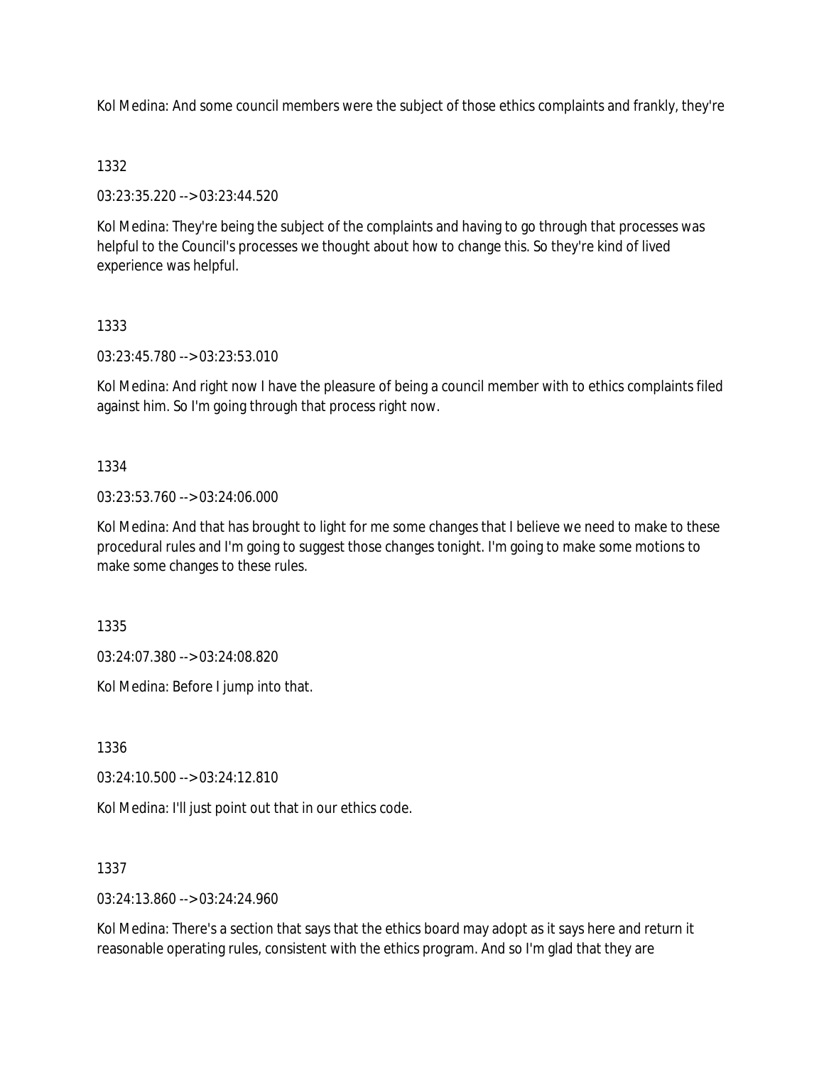Kol Medina: And some council members were the subject of those ethics complaints and frankly, they're

1332

03:23:35.220 --> 03:23:44.520

Kol Medina: They're being the subject of the complaints and having to go through that processes was helpful to the Council's processes we thought about how to change this. So they're kind of lived experience was helpful.

1333

03:23:45.780 --> 03:23:53.010

Kol Medina: And right now I have the pleasure of being a council member with to ethics complaints filed against him. So I'm going through that process right now.

1334

03:23:53.760 --> 03:24:06.000

Kol Medina: And that has brought to light for me some changes that I believe we need to make to these procedural rules and I'm going to suggest those changes tonight. I'm going to make some motions to make some changes to these rules.

1335

03:24:07.380 --> 03:24:08.820

Kol Medina: Before I jump into that.

1336

03:24:10.500 --> 03:24:12.810

Kol Medina: I'll just point out that in our ethics code.

1337

03:24:13.860 --> 03:24:24.960

Kol Medina: There's a section that says that the ethics board may adopt as it says here and return it reasonable operating rules, consistent with the ethics program. And so I'm glad that they are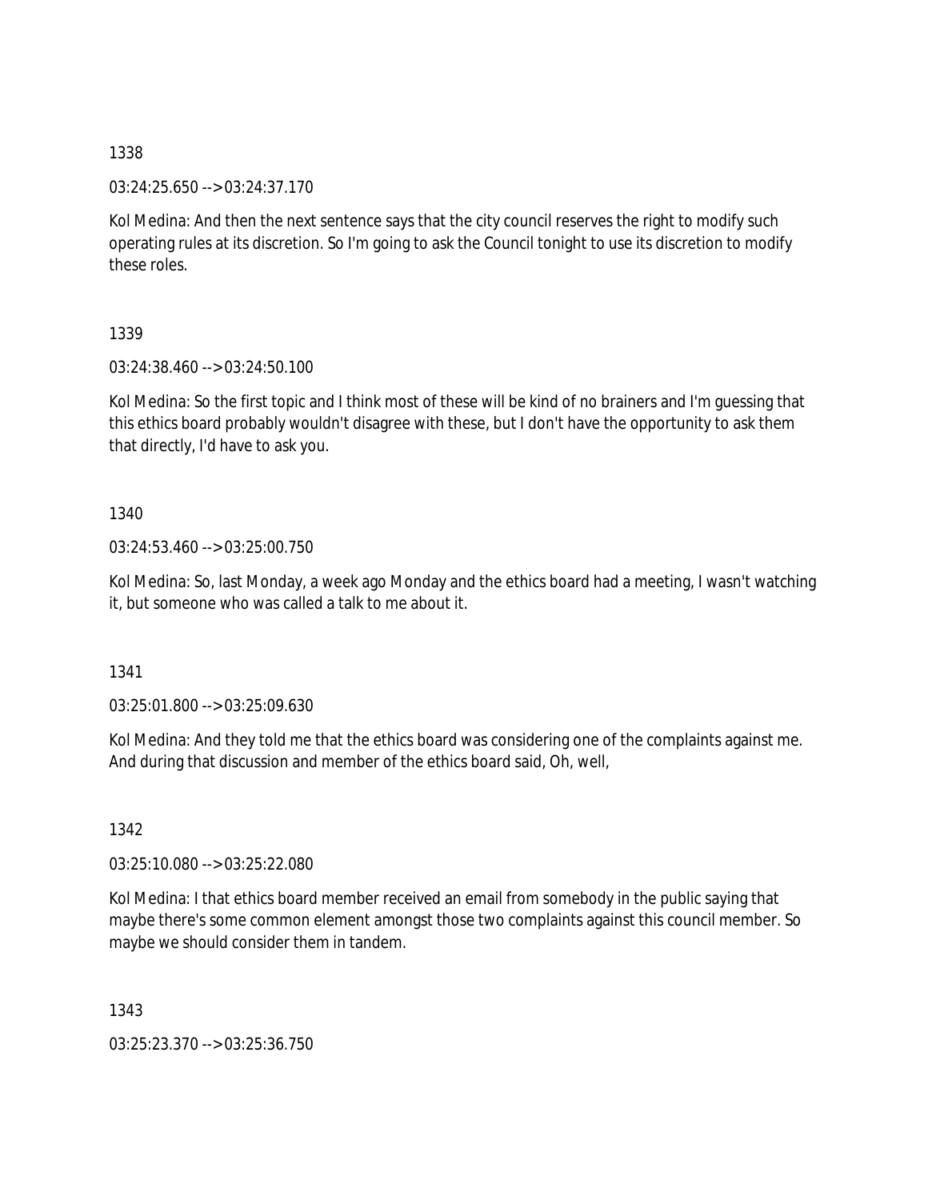1338

03:24:25.650 --> 03:24:37.170

Kol Medina: And then the next sentence says that the city council reserves the right to modify such operating rules at its discretion. So I'm going to ask the Council tonight to use its discretion to modify these roles.

1339

03:24:38.460 --> 03:24:50.100

Kol Medina: So the first topic and I think most of these will be kind of no brainers and I'm guessing that this ethics board probably wouldn't disagree with these, but I don't have the opportunity to ask them that directly, I'd have to ask you.

1340

03:24:53.460 --> 03:25:00.750

Kol Medina: So, last Monday, a week ago Monday and the ethics board had a meeting, I wasn't watching it, but someone who was called a talk to me about it.

1341

03:25:01.800 --> 03:25:09.630

Kol Medina: And they told me that the ethics board was considering one of the complaints against me. And during that discussion and member of the ethics board said, Oh, well,

1342

03:25:10.080 --> 03:25:22.080

Kol Medina: I that ethics board member received an email from somebody in the public saying that maybe there's some common element amongst those two complaints against this council member. So maybe we should consider them in tandem.

1343

03:25:23.370 --> 03:25:36.750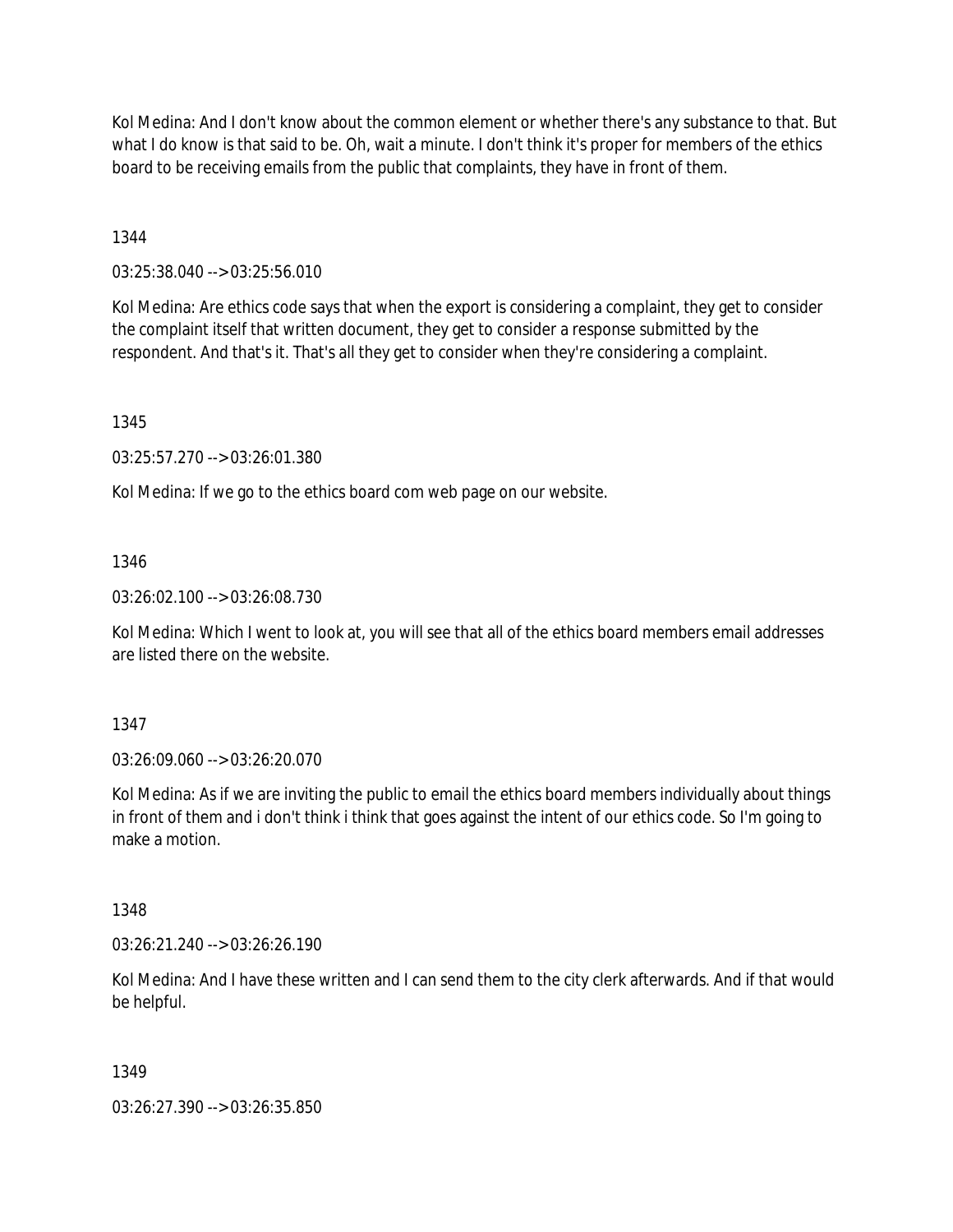Kol Medina: And I don't know about the common element or whether there's any substance to that. But what I do know is that said to be. Oh, wait a minute. I don't think it's proper for members of the ethics board to be receiving emails from the public that complaints, they have in front of them.

1344

03:25:38.040 --> 03:25:56.010

Kol Medina: Are ethics code says that when the export is considering a complaint, they get to consider the complaint itself that written document, they get to consider a response submitted by the respondent. And that's it. That's all they get to consider when they're considering a complaint.

1345

03:25:57.270 --> 03:26:01.380

Kol Medina: If we go to the ethics board com web page on our website.

1346

03:26:02.100 --> 03:26:08.730

Kol Medina: Which I went to look at, you will see that all of the ethics board members email addresses are listed there on the website.

1347

03:26:09.060 --> 03:26:20.070

Kol Medina: As if we are inviting the public to email the ethics board members individually about things in front of them and i don't think i think that goes against the intent of our ethics code. So I'm going to make a motion.

1348

03:26:21.240 --> 03:26:26.190

Kol Medina: And I have these written and I can send them to the city clerk afterwards. And if that would be helpful.

1349

03:26:27.390 --> 03:26:35.850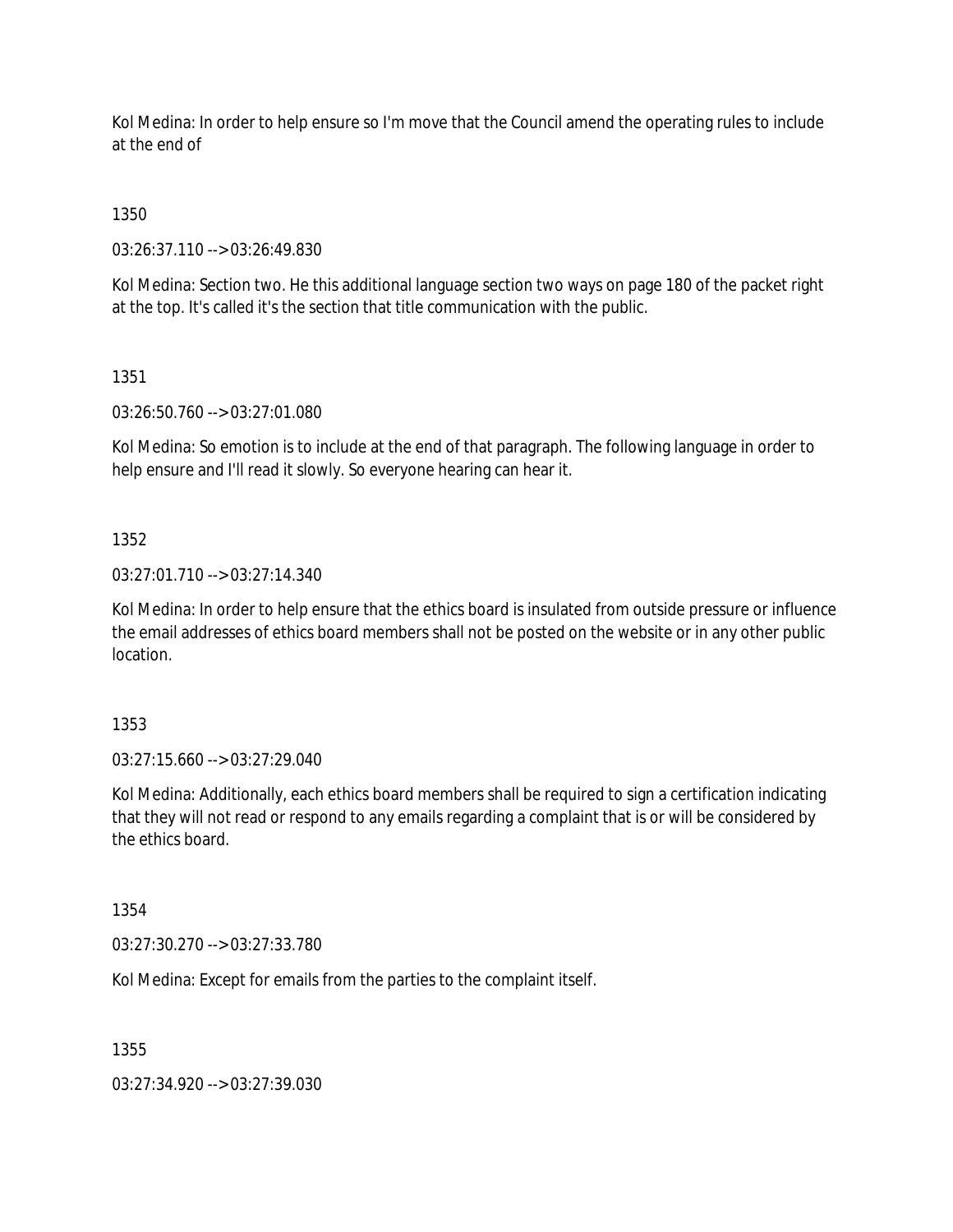Kol Medina: In order to help ensure so I'm move that the Council amend the operating rules to include at the end of

1350

03:26:37.110 --> 03:26:49.830

Kol Medina: Section two. He this additional language section two ways on page 180 of the packet right at the top. It's called it's the section that title communication with the public.

1351

03:26:50.760 --> 03:27:01.080

Kol Medina: So emotion is to include at the end of that paragraph. The following language in order to help ensure and I'll read it slowly. So everyone hearing can hear it.

1352

03:27:01.710 --> 03:27:14.340

Kol Medina: In order to help ensure that the ethics board is insulated from outside pressure or influence the email addresses of ethics board members shall not be posted on the website or in any other public location.

1353

03:27:15.660 --> 03:27:29.040

Kol Medina: Additionally, each ethics board members shall be required to sign a certification indicating that they will not read or respond to any emails regarding a complaint that is or will be considered by the ethics board.

1354

03:27:30.270 --> 03:27:33.780

Kol Medina: Except for emails from the parties to the complaint itself.

1355

03:27:34.920 --> 03:27:39.030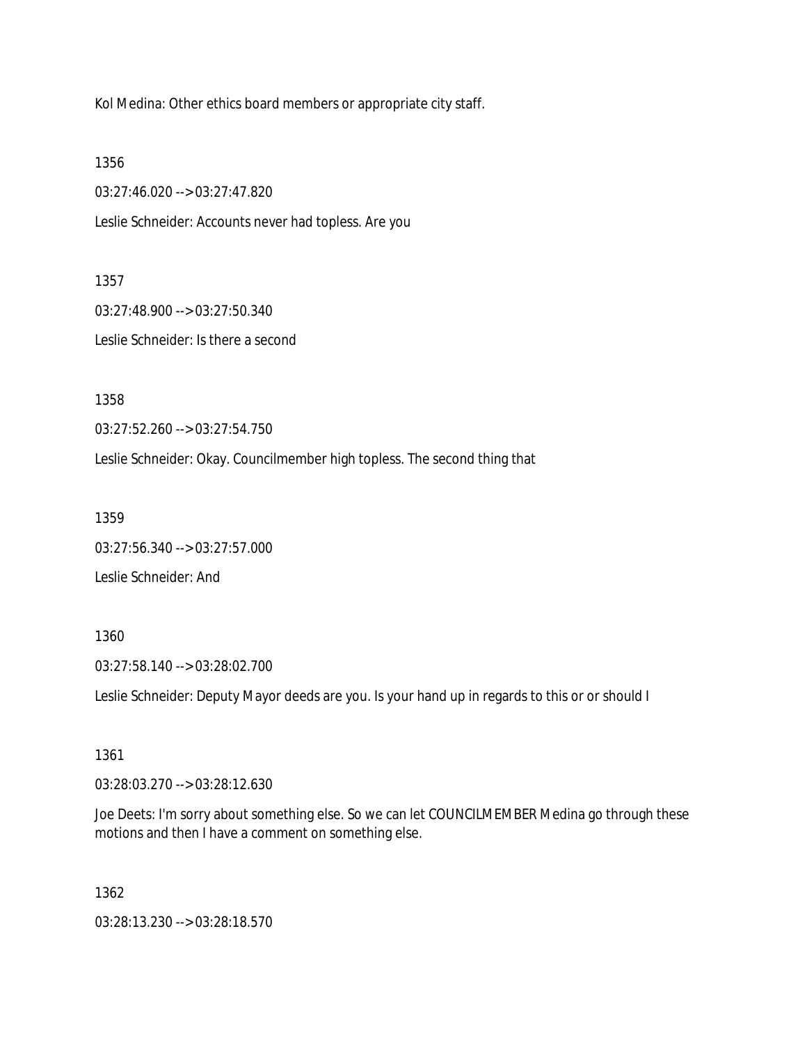Kol Medina: Other ethics board members or appropriate city staff.

1356

03:27:46.020 --> 03:27:47.820

Leslie Schneider: Accounts never had topless. Are you

1357

03:27:48.900 --> 03:27:50.340

Leslie Schneider: Is there a second

1358

03:27:52.260 --> 03:27:54.750

Leslie Schneider: Okay. Councilmember high topless. The second thing that

1359

03:27:56.340 --> 03:27:57.000

Leslie Schneider: And

1360

03:27:58.140 --> 03:28:02.700

Leslie Schneider: Deputy Mayor deeds are you. Is your hand up in regards to this or or should I

1361

03:28:03.270 --> 03:28:12.630

Joe Deets: I'm sorry about something else. So we can let COUNCILMEMBER Medina go through these motions and then I have a comment on something else.

1362

03:28:13.230 --> 03:28:18.570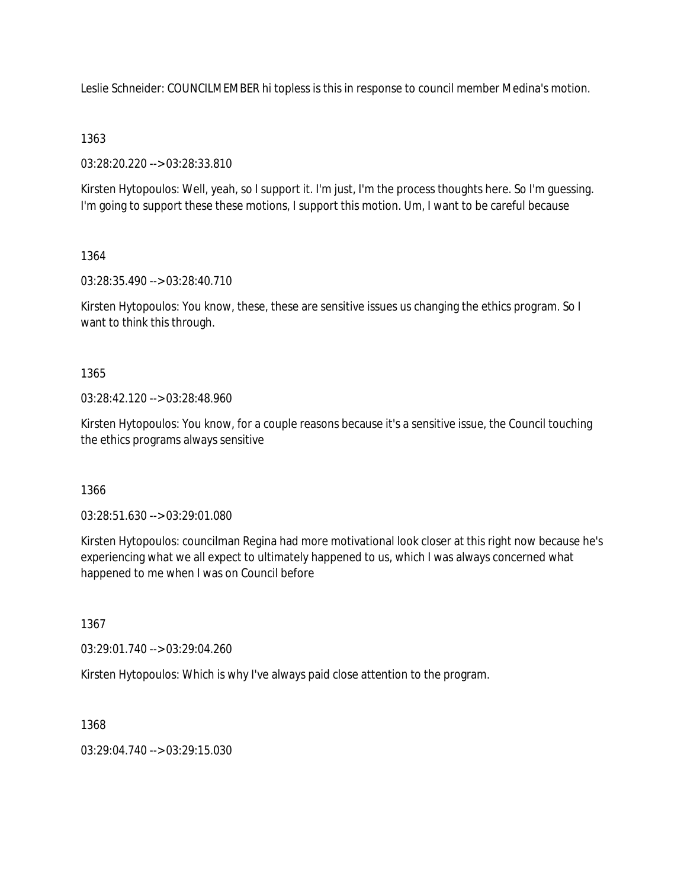Leslie Schneider: COUNCILMEMBER hi topless is this in response to council member Medina's motion.

1363

03:28:20.220 --> 03:28:33.810

Kirsten Hytopoulos: Well, yeah, so I support it. I'm just, I'm the process thoughts here. So I'm guessing. I'm going to support these these motions, I support this motion. Um, I want to be careful because

1364

03:28:35.490 --> 03:28:40.710

Kirsten Hytopoulos: You know, these, these are sensitive issues us changing the ethics program. So I want to think this through.

1365

03:28:42.120 --> 03:28:48.960

Kirsten Hytopoulos: You know, for a couple reasons because it's a sensitive issue, the Council touching the ethics programs always sensitive

1366

03:28:51.630 --> 03:29:01.080

Kirsten Hytopoulos: councilman Regina had more motivational look closer at this right now because he's experiencing what we all expect to ultimately happened to us, which I was always concerned what happened to me when I was on Council before

1367

03:29:01.740 --> 03:29:04.260

Kirsten Hytopoulos: Which is why I've always paid close attention to the program.

1368

03:29:04.740 --> 03:29:15.030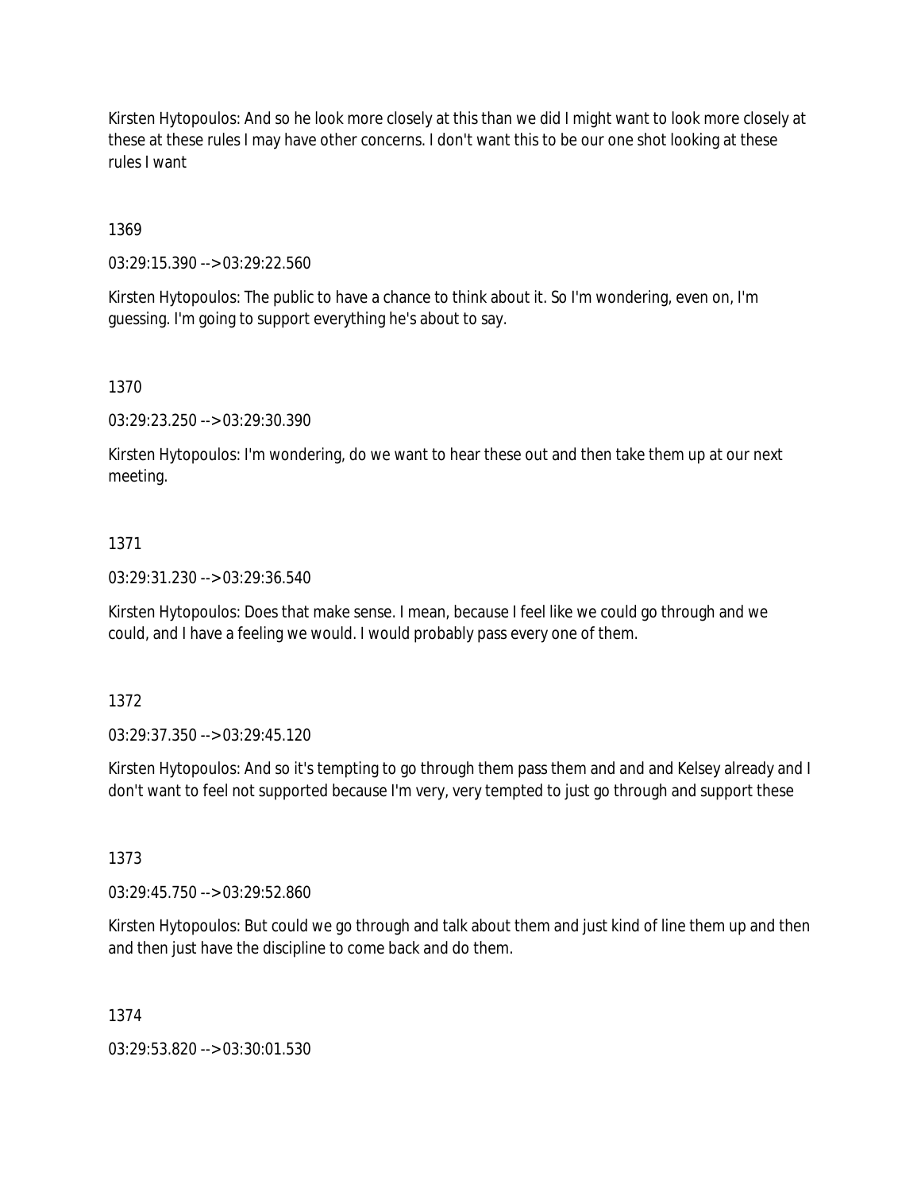Kirsten Hytopoulos: And so he look more closely at this than we did I might want to look more closely at these at these rules I may have other concerns. I don't want this to be our one shot looking at these rules I want

1369

03:29:15.390 --> 03:29:22.560

Kirsten Hytopoulos: The public to have a chance to think about it. So I'm wondering, even on, I'm guessing. I'm going to support everything he's about to say.

1370

03:29:23.250 --> 03:29:30.390

Kirsten Hytopoulos: I'm wondering, do we want to hear these out and then take them up at our next meeting.

1371

03:29:31.230 --> 03:29:36.540

Kirsten Hytopoulos: Does that make sense. I mean, because I feel like we could go through and we could, and I have a feeling we would. I would probably pass every one of them.

1372

03:29:37.350 --> 03:29:45.120

Kirsten Hytopoulos: And so it's tempting to go through them pass them and and and Kelsey already and I don't want to feel not supported because I'm very, very tempted to just go through and support these

1373

03:29:45.750 --> 03:29:52.860

Kirsten Hytopoulos: But could we go through and talk about them and just kind of line them up and then and then just have the discipline to come back and do them.

1374

03:29:53.820 --> 03:30:01.530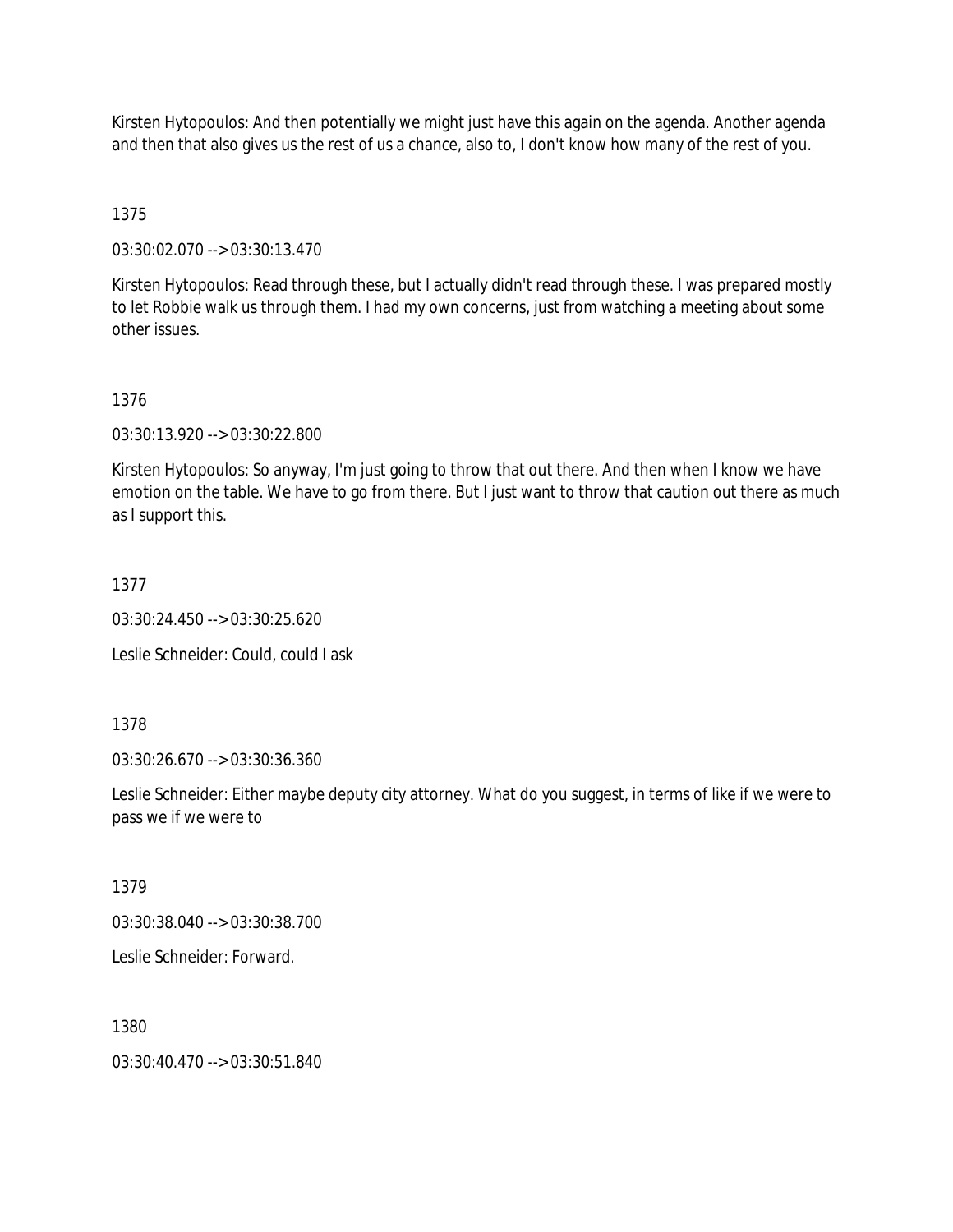Kirsten Hytopoulos: And then potentially we might just have this again on the agenda. Another agenda and then that also gives us the rest of us a chance, also to, I don't know how many of the rest of you.

1375

03:30:02.070 --> 03:30:13.470

Kirsten Hytopoulos: Read through these, but I actually didn't read through these. I was prepared mostly to let Robbie walk us through them. I had my own concerns, just from watching a meeting about some other issues.

1376

03:30:13.920 --> 03:30:22.800

Kirsten Hytopoulos: So anyway, I'm just going to throw that out there. And then when I know we have emotion on the table. We have to go from there. But I just want to throw that caution out there as much as I support this.

1377

03:30:24.450 --> 03:30:25.620

Leslie Schneider: Could, could I ask

1378

03:30:26.670 --> 03:30:36.360

Leslie Schneider: Either maybe deputy city attorney. What do you suggest, in terms of like if we were to pass we if we were to

1379

03:30:38.040 --> 03:30:38.700

Leslie Schneider: Forward.

1380

03:30:40.470 --> 03:30:51.840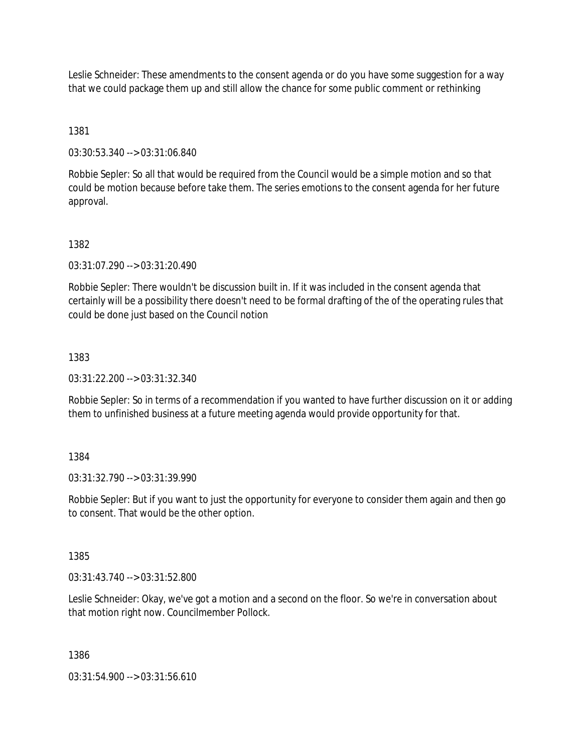Leslie Schneider: These amendments to the consent agenda or do you have some suggestion for a way that we could package them up and still allow the chance for some public comment or rethinking

1381

03:30:53.340 --> 03:31:06.840

Robbie Sepler: So all that would be required from the Council would be a simple motion and so that could be motion because before take them. The series emotions to the consent agenda for her future approval.

1382

03:31:07.290 --> 03:31:20.490

Robbie Sepler: There wouldn't be discussion built in. If it was included in the consent agenda that certainly will be a possibility there doesn't need to be formal drafting of the of the operating rules that could be done just based on the Council notion

1383

03:31:22.200 --> 03:31:32.340

Robbie Sepler: So in terms of a recommendation if you wanted to have further discussion on it or adding them to unfinished business at a future meeting agenda would provide opportunity for that.

1384

03:31:32.790 --> 03:31:39.990

Robbie Sepler: But if you want to just the opportunity for everyone to consider them again and then go to consent. That would be the other option.

1385

03:31:43.740 --> 03:31:52.800

Leslie Schneider: Okay, we've got a motion and a second on the floor. So we're in conversation about that motion right now. Councilmember Pollock.

1386

03:31:54.900 --> 03:31:56.610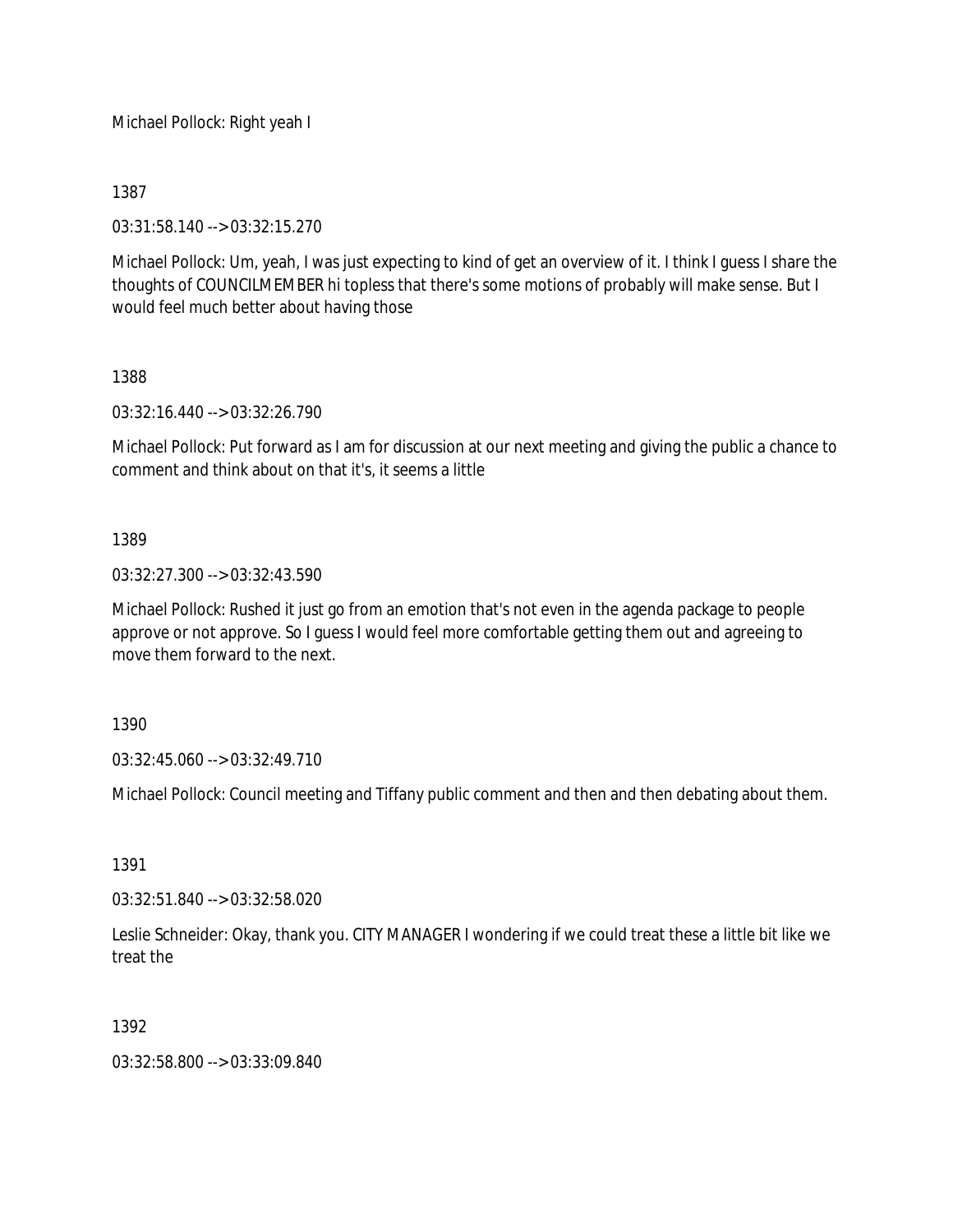Michael Pollock: Right yeah I

1387

03:31:58.140 --> 03:32:15.270

Michael Pollock: Um, yeah, I was just expecting to kind of get an overview of it. I think I guess I share the thoughts of COUNCILMEMBER hi topless that there's some motions of probably will make sense. But I would feel much better about having those

1388

03:32:16.440 --> 03:32:26.790

Michael Pollock: Put forward as I am for discussion at our next meeting and giving the public a chance to comment and think about on that it's, it seems a little

1389

03:32:27.300 --> 03:32:43.590

Michael Pollock: Rushed it just go from an emotion that's not even in the agenda package to people approve or not approve. So I guess I would feel more comfortable getting them out and agreeing to move them forward to the next.

1390

03:32:45.060 --> 03:32:49.710

Michael Pollock: Council meeting and Tiffany public comment and then and then debating about them.

1391

03:32:51.840 --> 03:32:58.020

Leslie Schneider: Okay, thank you. CITY MANAGER I wondering if we could treat these a little bit like we treat the

1392

03:32:58.800 --> 03:33:09.840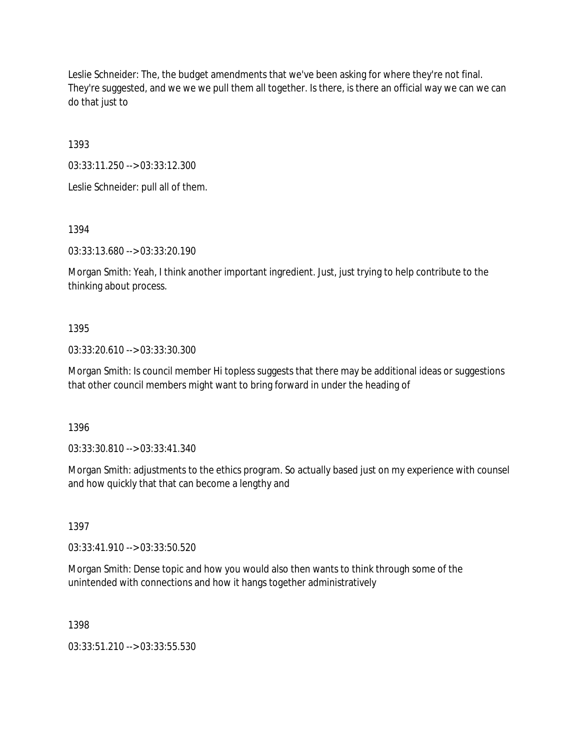Leslie Schneider: The, the budget amendments that we've been asking for where they're not final. They're suggested, and we we pull them all together. Is there, is there an official way we can we can do that just to

1393

03:33:11.250 --> 03:33:12.300

Leslie Schneider: pull all of them.

1394

03:33:13.680 --> 03:33:20.190

Morgan Smith: Yeah, I think another important ingredient. Just, just trying to help contribute to the thinking about process.

1395

03:33:20.610 --> 03:33:30.300

Morgan Smith: Is council member Hi topless suggests that there may be additional ideas or suggestions that other council members might want to bring forward in under the heading of

1396

03:33:30.810 --> 03:33:41.340

Morgan Smith: adjustments to the ethics program. So actually based just on my experience with counsel and how quickly that that can become a lengthy and

1397

03:33:41.910 --> 03:33:50.520

Morgan Smith: Dense topic and how you would also then wants to think through some of the unintended with connections and how it hangs together administratively

1398

03:33:51.210 --> 03:33:55.530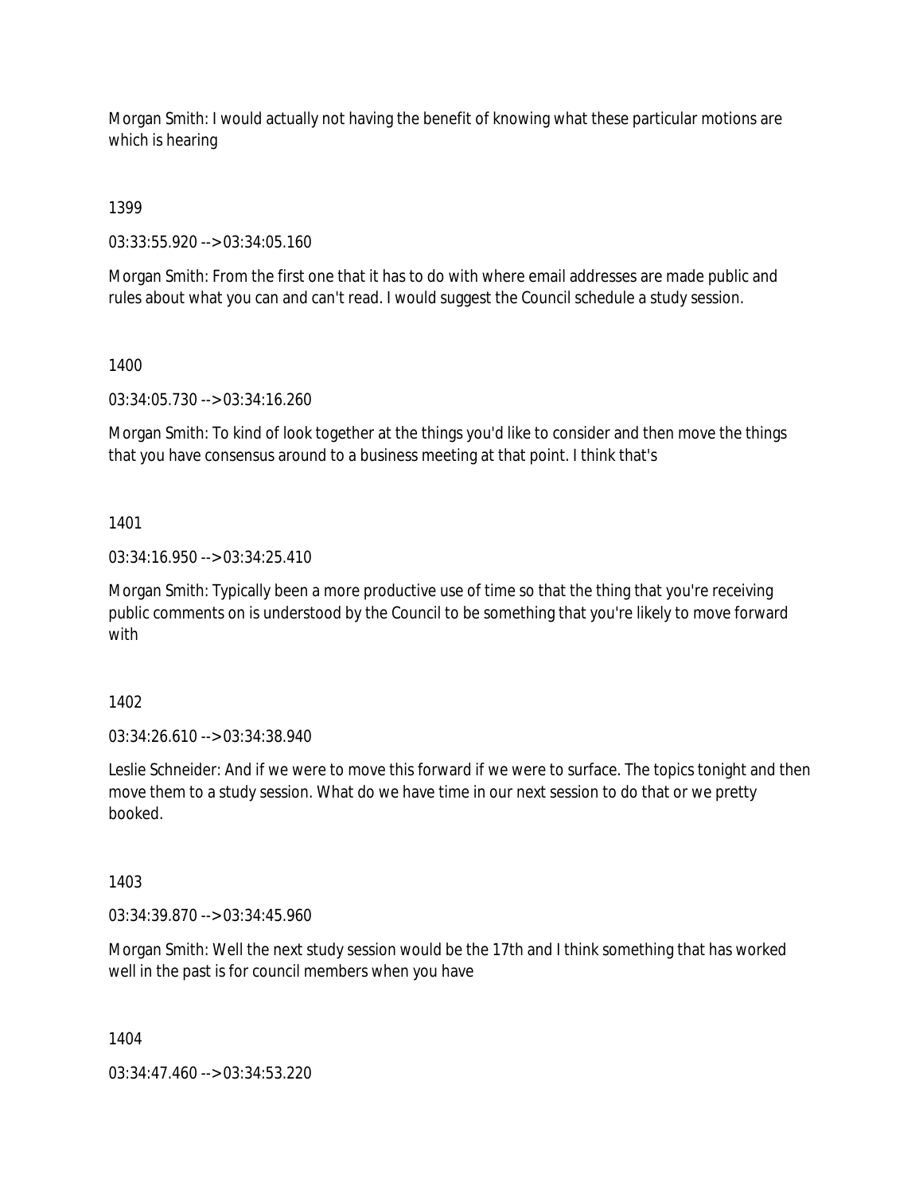Morgan Smith: I would actually not having the benefit of knowing what these particular motions are which is hearing

1399

03:33:55.920 --> 03:34:05.160

Morgan Smith: From the first one that it has to do with where email addresses are made public and rules about what you can and can't read. I would suggest the Council schedule a study session.

1400

03:34:05.730 --> 03:34:16.260

Morgan Smith: To kind of look together at the things you'd like to consider and then move the things that you have consensus around to a business meeting at that point. I think that's

1401

03:34:16.950 --> 03:34:25.410

Morgan Smith: Typically been a more productive use of time so that the thing that you're receiving public comments on is understood by the Council to be something that you're likely to move forward with

1402

03:34:26.610 --> 03:34:38.940

Leslie Schneider: And if we were to move this forward if we were to surface. The topics tonight and then move them to a study session. What do we have time in our next session to do that or we pretty booked.

1403

03:34:39.870 --> 03:34:45.960

Morgan Smith: Well the next study session would be the 17th and I think something that has worked well in the past is for council members when you have

1404

03:34:47.460 --> 03:34:53.220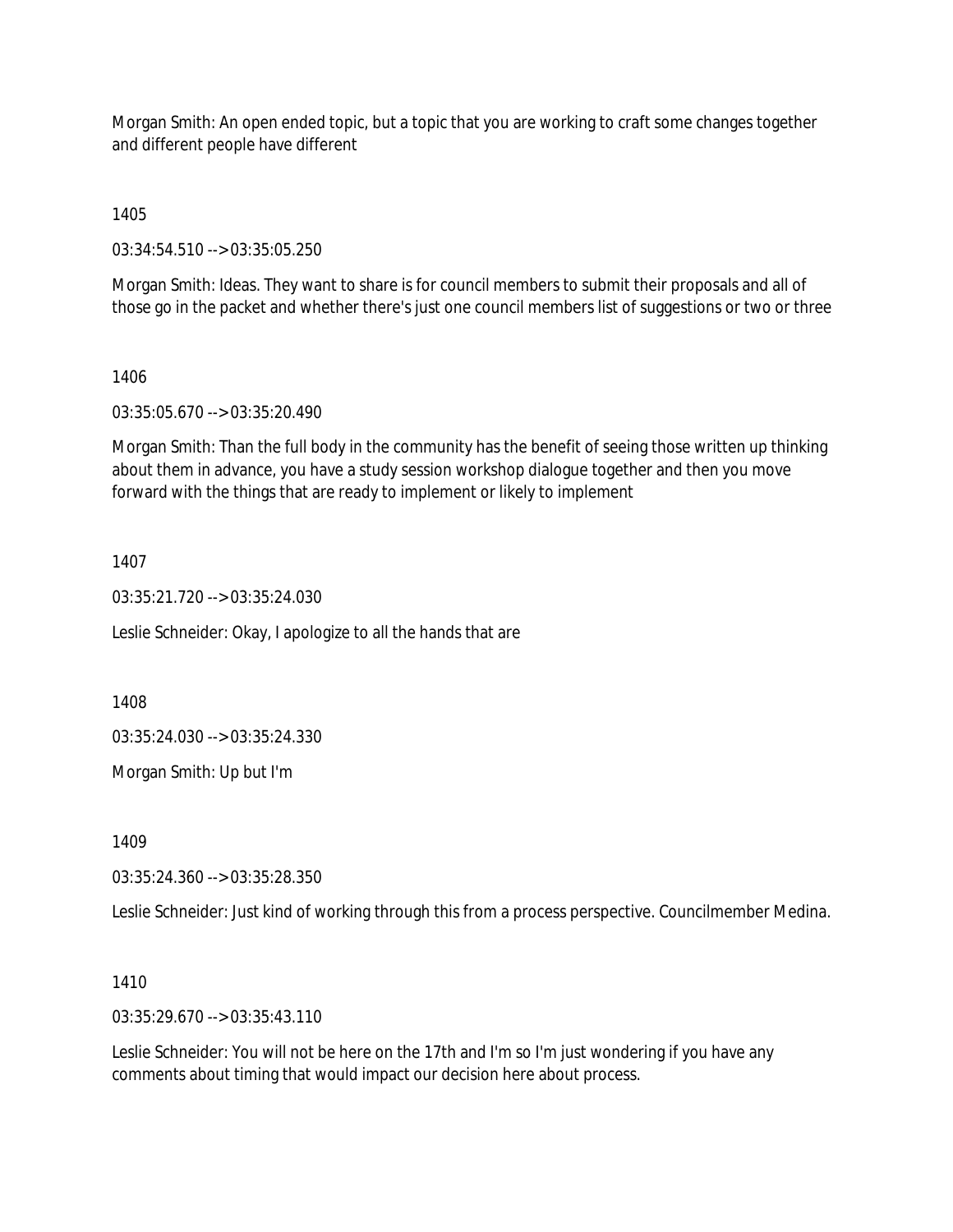Morgan Smith: An open ended topic, but a topic that you are working to craft some changes together and different people have different

1405

03:34:54.510 --> 03:35:05.250

Morgan Smith: Ideas. They want to share is for council members to submit their proposals and all of those go in the packet and whether there's just one council members list of suggestions or two or three

1406

03:35:05.670 --> 03:35:20.490

Morgan Smith: Than the full body in the community has the benefit of seeing those written up thinking about them in advance, you have a study session workshop dialogue together and then you move forward with the things that are ready to implement or likely to implement

1407

03:35:21.720 --> 03:35:24.030

Leslie Schneider: Okay, I apologize to all the hands that are

1408

03:35:24.030 --> 03:35:24.330

Morgan Smith: Up but I'm

1409

03:35:24.360 --> 03:35:28.350

Leslie Schneider: Just kind of working through this from a process perspective. Councilmember Medina.

1410

03:35:29.670 --> 03:35:43.110

Leslie Schneider: You will not be here on the 17th and I'm so I'm just wondering if you have any comments about timing that would impact our decision here about process.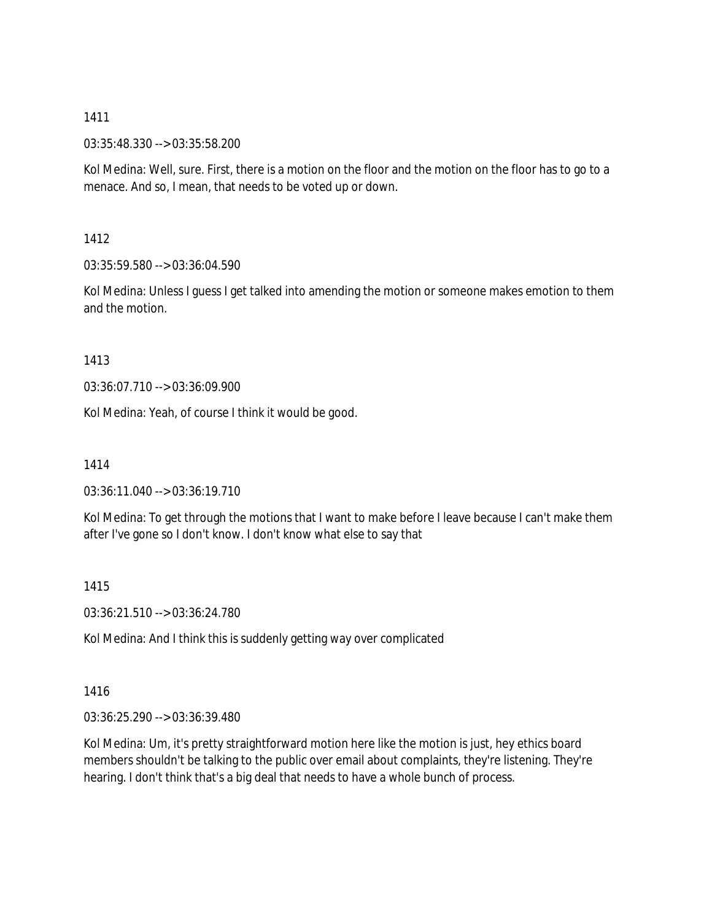1411

03:35:48.330 --> 03:35:58.200

Kol Medina: Well, sure. First, there is a motion on the floor and the motion on the floor has to go to a menace. And so, I mean, that needs to be voted up or down.

1412

03:35:59.580 --> 03:36:04.590

Kol Medina: Unless I guess I get talked into amending the motion or someone makes emotion to them and the motion.

1413

03:36:07.710 --> 03:36:09.900

Kol Medina: Yeah, of course I think it would be good.

1414

03:36:11.040 --> 03:36:19.710

Kol Medina: To get through the motions that I want to make before I leave because I can't make them after I've gone so I don't know. I don't know what else to say that

1415

03:36:21.510 --> 03:36:24.780

Kol Medina: And I think this is suddenly getting way over complicated

1416

03:36:25.290 --> 03:36:39.480

Kol Medina: Um, it's pretty straightforward motion here like the motion is just, hey ethics board members shouldn't be talking to the public over email about complaints, they're listening. They're hearing. I don't think that's a big deal that needs to have a whole bunch of process.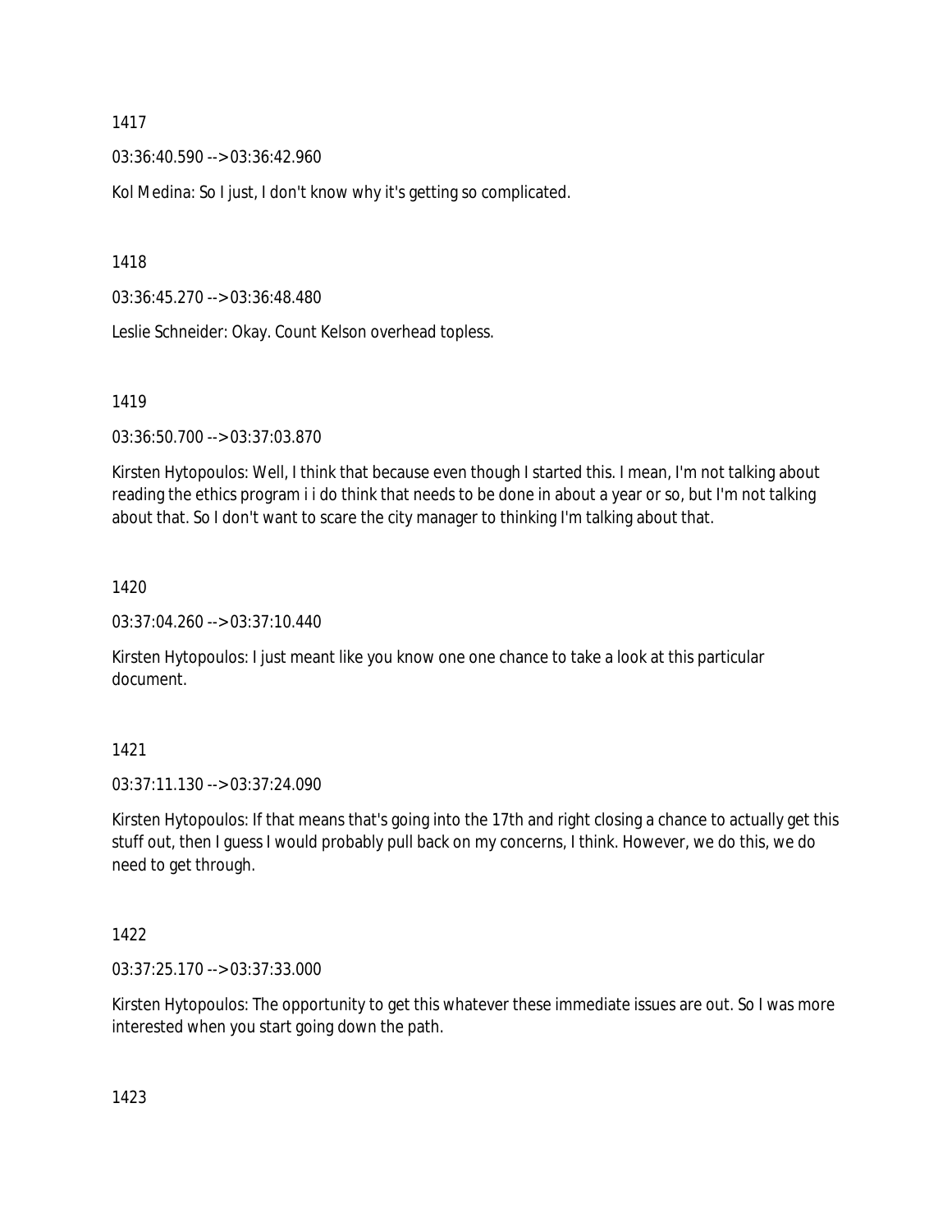1417

03:36:40.590 --> 03:36:42.960

Kol Medina: So I just, I don't know why it's getting so complicated.

1418

03:36:45.270 --> 03:36:48.480

Leslie Schneider: Okay. Count Kelson overhead topless.

1419

03:36:50.700 --> 03:37:03.870

Kirsten Hytopoulos: Well, I think that because even though I started this. I mean, I'm not talking about reading the ethics program i i do think that needs to be done in about a year or so, but I'm not talking about that. So I don't want to scare the city manager to thinking I'm talking about that.

1420

03:37:04.260 --> 03:37:10.440

Kirsten Hytopoulos: I just meant like you know one one chance to take a look at this particular document.

1421

03:37:11.130 --> 03:37:24.090

Kirsten Hytopoulos: If that means that's going into the 17th and right closing a chance to actually get this stuff out, then I guess I would probably pull back on my concerns, I think. However, we do this, we do need to get through.

1422

03:37:25.170 --> 03:37:33.000

Kirsten Hytopoulos: The opportunity to get this whatever these immediate issues are out. So I was more interested when you start going down the path.

1423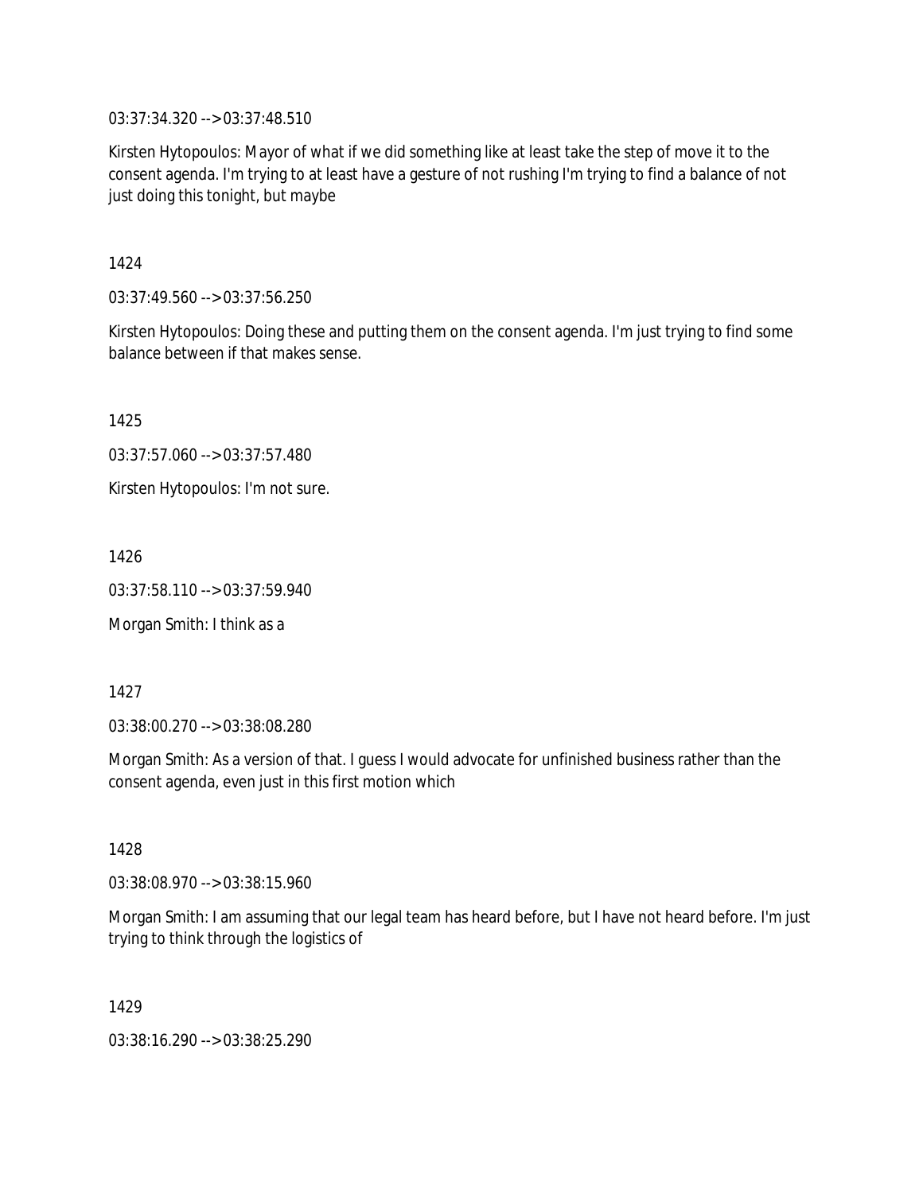03:37:34.320 --> 03:37:48.510

Kirsten Hytopoulos: Mayor of what if we did something like at least take the step of move it to the consent agenda. I'm trying to at least have a gesture of not rushing I'm trying to find a balance of not just doing this tonight, but maybe

1424

03:37:49.560 --> 03:37:56.250

Kirsten Hytopoulos: Doing these and putting them on the consent agenda. I'm just trying to find some balance between if that makes sense.

1425

03:37:57.060 --> 03:37:57.480

Kirsten Hytopoulos: I'm not sure.

1426

03:37:58.110 --> 03:37:59.940

Morgan Smith: I think as a

1427

03:38:00.270 --> 03:38:08.280

Morgan Smith: As a version of that. I guess I would advocate for unfinished business rather than the consent agenda, even just in this first motion which

1428

03:38:08.970 --> 03:38:15.960

Morgan Smith: I am assuming that our legal team has heard before, but I have not heard before. I'm just trying to think through the logistics of

1429

03:38:16.290 --> 03:38:25.290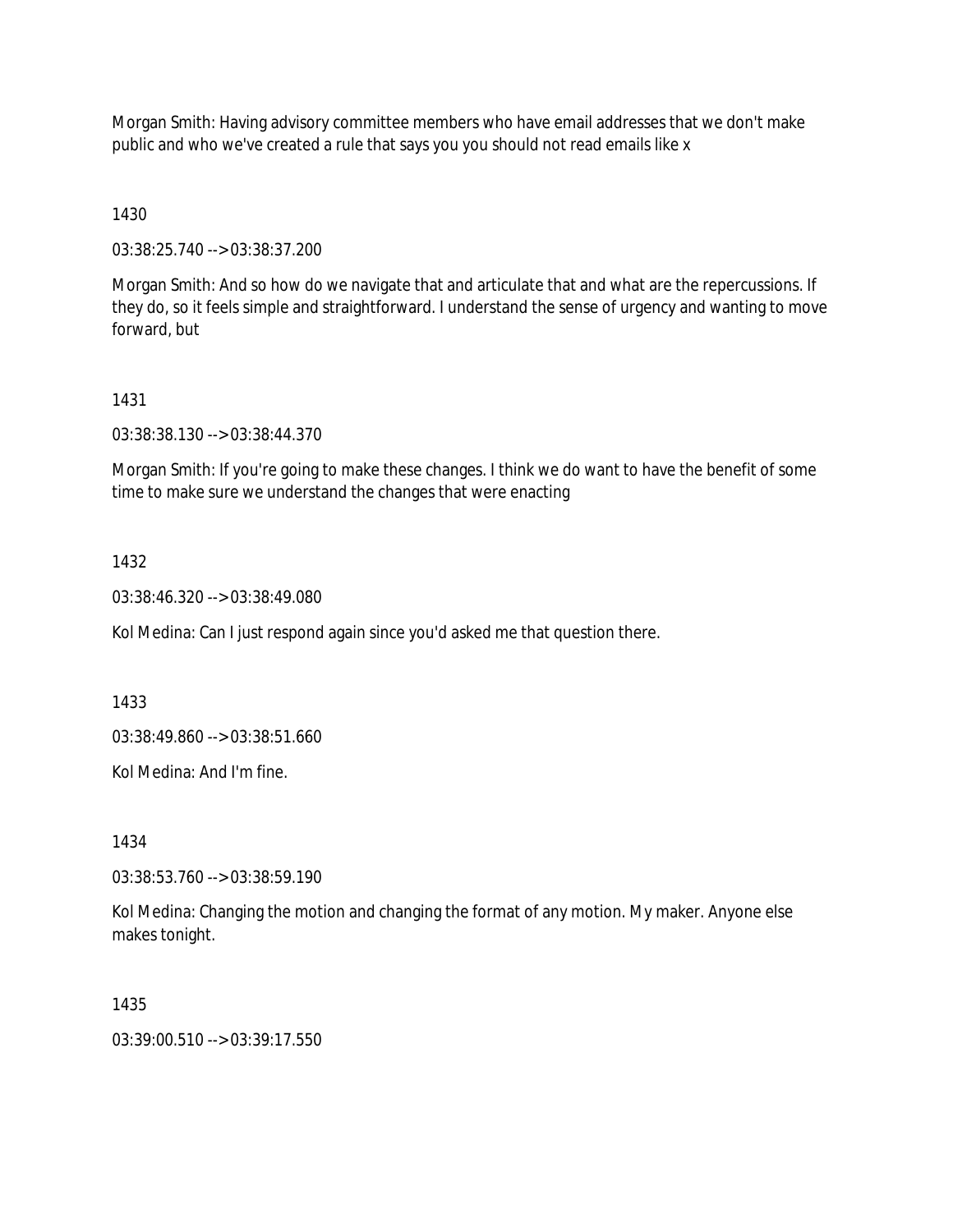Morgan Smith: Having advisory committee members who have email addresses that we don't make public and who we've created a rule that says you you should not read emails like x

1430

03:38:25.740 --> 03:38:37.200

Morgan Smith: And so how do we navigate that and articulate that and what are the repercussions. If they do, so it feels simple and straightforward. I understand the sense of urgency and wanting to move forward, but

1431

03:38:38.130 --> 03:38:44.370

Morgan Smith: If you're going to make these changes. I think we do want to have the benefit of some time to make sure we understand the changes that were enacting

1432

03:38:46.320 --> 03:38:49.080

Kol Medina: Can I just respond again since you'd asked me that question there.

1433

03:38:49.860 --> 03:38:51.660

Kol Medina: And I'm fine.

1434

03:38:53.760 --> 03:38:59.190

Kol Medina: Changing the motion and changing the format of any motion. My maker. Anyone else makes tonight.

1435

03:39:00.510 --> 03:39:17.550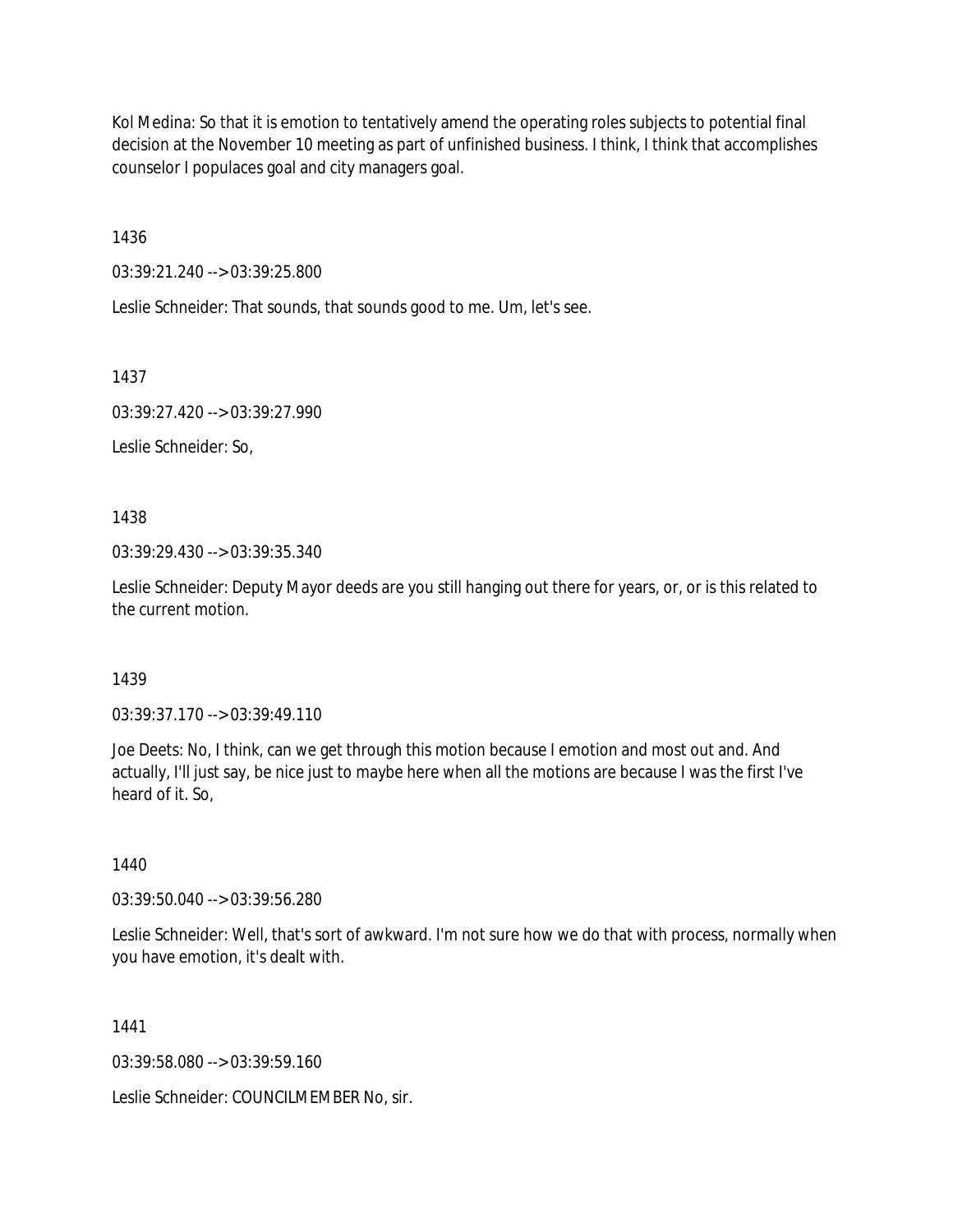Kol Medina: So that it is emotion to tentatively amend the operating roles subjects to potential final decision at the November 10 meeting as part of unfinished business. I think, I think that accomplishes counselor I populaces goal and city managers goal.

1436

03:39:21.240 --> 03:39:25.800

Leslie Schneider: That sounds, that sounds good to me. Um, let's see.

1437

03:39:27.420 --> 03:39:27.990

Leslie Schneider: So,

1438

03:39:29.430 --> 03:39:35.340

Leslie Schneider: Deputy Mayor deeds are you still hanging out there for years, or, or is this related to the current motion.

1439

03:39:37.170 --> 03:39:49.110

Joe Deets: No, I think, can we get through this motion because I emotion and most out and. And actually, I'll just say, be nice just to maybe here when all the motions are because I was the first I've heard of it. So,

1440

03:39:50.040 --> 03:39:56.280

Leslie Schneider: Well, that's sort of awkward. I'm not sure how we do that with process, normally when you have emotion, it's dealt with.

1441

03:39:58.080 --> 03:39:59.160

Leslie Schneider: COUNCILMEMBER No, sir.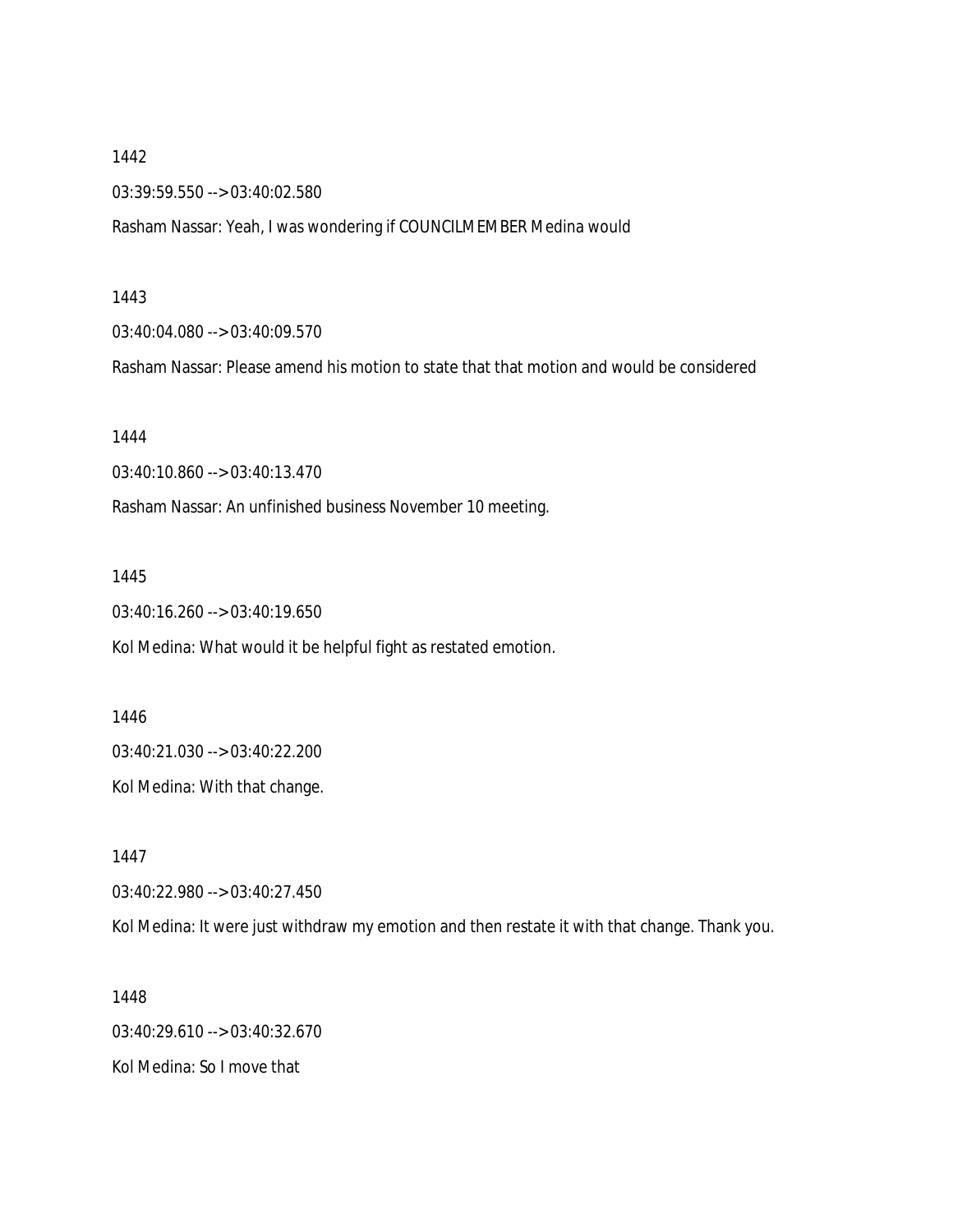1442

03:39:59.550 --> 03:40:02.580

Rasham Nassar: Yeah, I was wondering if COUNCILMEMBER Medina would

1443

03:40:04.080 --> 03:40:09.570

Rasham Nassar: Please amend his motion to state that that motion and would be considered

1444

03:40:10.860 --> 03:40:13.470

Rasham Nassar: An unfinished business November 10 meeting.

1445

03:40:16.260 --> 03:40:19.650

Kol Medina: What would it be helpful fight as restated emotion.

1446

03:40:21.030 --> 03:40:22.200

Kol Medina: With that change.

1447

03:40:22.980 --> 03:40:27.450

Kol Medina: It were just withdraw my emotion and then restate it with that change. Thank you.

1448

03:40:29.610 --> 03:40:32.670

Kol Medina: So I move that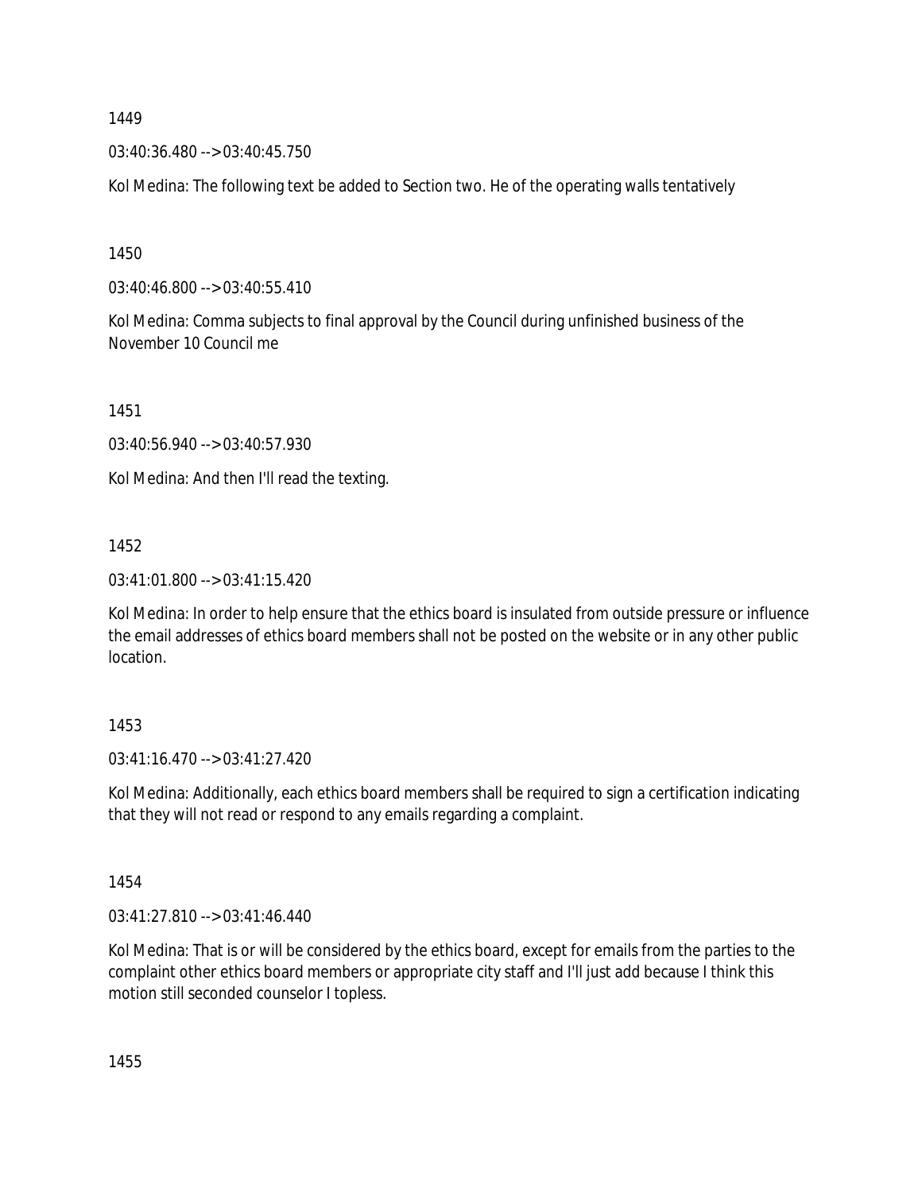1449

03:40:36.480 --> 03:40:45.750

Kol Medina: The following text be added to Section two. He of the operating walls tentatively

1450

03:40:46.800 --> 03:40:55.410

Kol Medina: Comma subjects to final approval by the Council during unfinished business of the November 10 Council me

1451

03:40:56.940 --> 03:40:57.930

Kol Medina: And then I'll read the texting.

1452

03:41:01.800 --> 03:41:15.420

Kol Medina: In order to help ensure that the ethics board is insulated from outside pressure or influence the email addresses of ethics board members shall not be posted on the website or in any other public location.

1453

03:41:16.470 --> 03:41:27.420

Kol Medina: Additionally, each ethics board members shall be required to sign a certification indicating that they will not read or respond to any emails regarding a complaint.

1454

03:41:27.810 --> 03:41:46.440

Kol Medina: That is or will be considered by the ethics board, except for emails from the parties to the complaint other ethics board members or appropriate city staff and I'll just add because I think this motion still seconded counselor I topless.

1455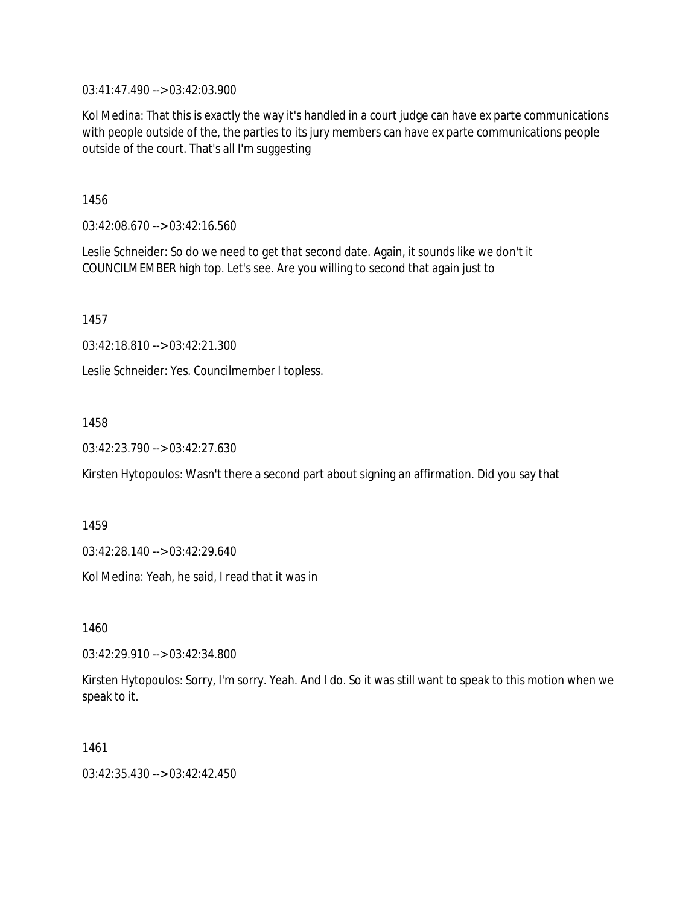03:41:47.490 --> 03:42:03.900

Kol Medina: That this is exactly the way it's handled in a court judge can have ex parte communications with people outside of the, the parties to its jury members can have ex parte communications people outside of the court. That's all I'm suggesting

1456

03:42:08.670 --> 03:42:16.560

Leslie Schneider: So do we need to get that second date. Again, it sounds like we don't it COUNCILMEMBER high top. Let's see. Are you willing to second that again just to

1457

03:42:18.810 --> 03:42:21.300

Leslie Schneider: Yes. Councilmember I topless.

1458

03:42:23.790 --> 03:42:27.630

Kirsten Hytopoulos: Wasn't there a second part about signing an affirmation. Did you say that

1459

03:42:28.140 --> 03:42:29.640

Kol Medina: Yeah, he said, I read that it was in

1460

03:42:29.910 --> 03:42:34.800

Kirsten Hytopoulos: Sorry, I'm sorry. Yeah. And I do. So it was still want to speak to this motion when we speak to it.

1461

03:42:35.430 --> 03:42:42.450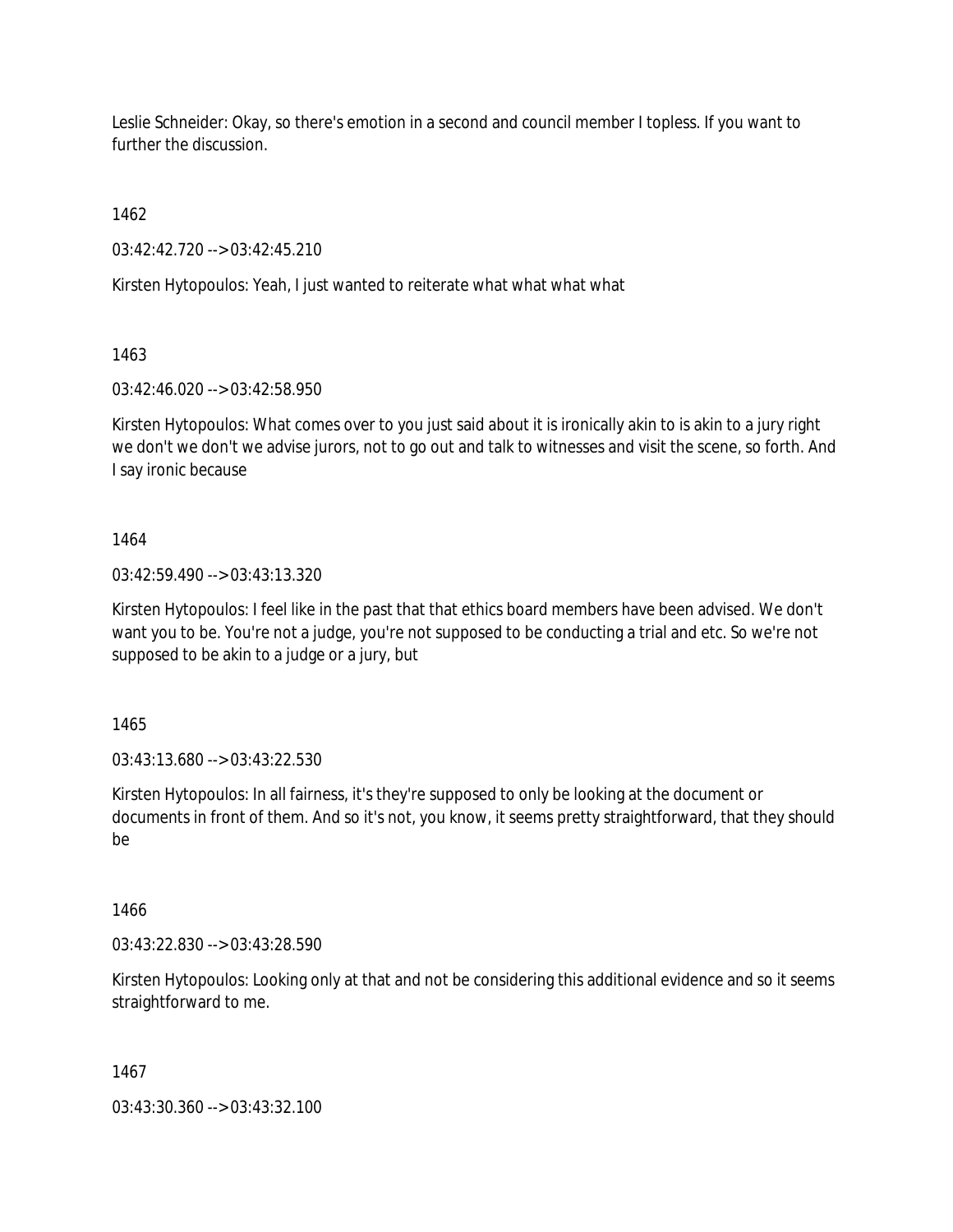Leslie Schneider: Okay, so there's emotion in a second and council member I topless. If you want to further the discussion.

1462

03:42:42.720 --> 03:42:45.210

Kirsten Hytopoulos: Yeah, I just wanted to reiterate what what what what

1463

03:42:46.020 --> 03:42:58.950

Kirsten Hytopoulos: What comes over to you just said about it is ironically akin to is akin to a jury right we don't we don't we advise jurors, not to go out and talk to witnesses and visit the scene, so forth. And I say ironic because

1464

03:42:59.490 --> 03:43:13.320

Kirsten Hytopoulos: I feel like in the past that that ethics board members have been advised. We don't want you to be. You're not a judge, you're not supposed to be conducting a trial and etc. So we're not supposed to be akin to a judge or a jury, but

1465

03:43:13.680 --> 03:43:22.530

Kirsten Hytopoulos: In all fairness, it's they're supposed to only be looking at the document or documents in front of them. And so it's not, you know, it seems pretty straightforward, that they should be

1466

03:43:22.830 --> 03:43:28.590

Kirsten Hytopoulos: Looking only at that and not be considering this additional evidence and so it seems straightforward to me.

1467

03:43:30.360 --> 03:43:32.100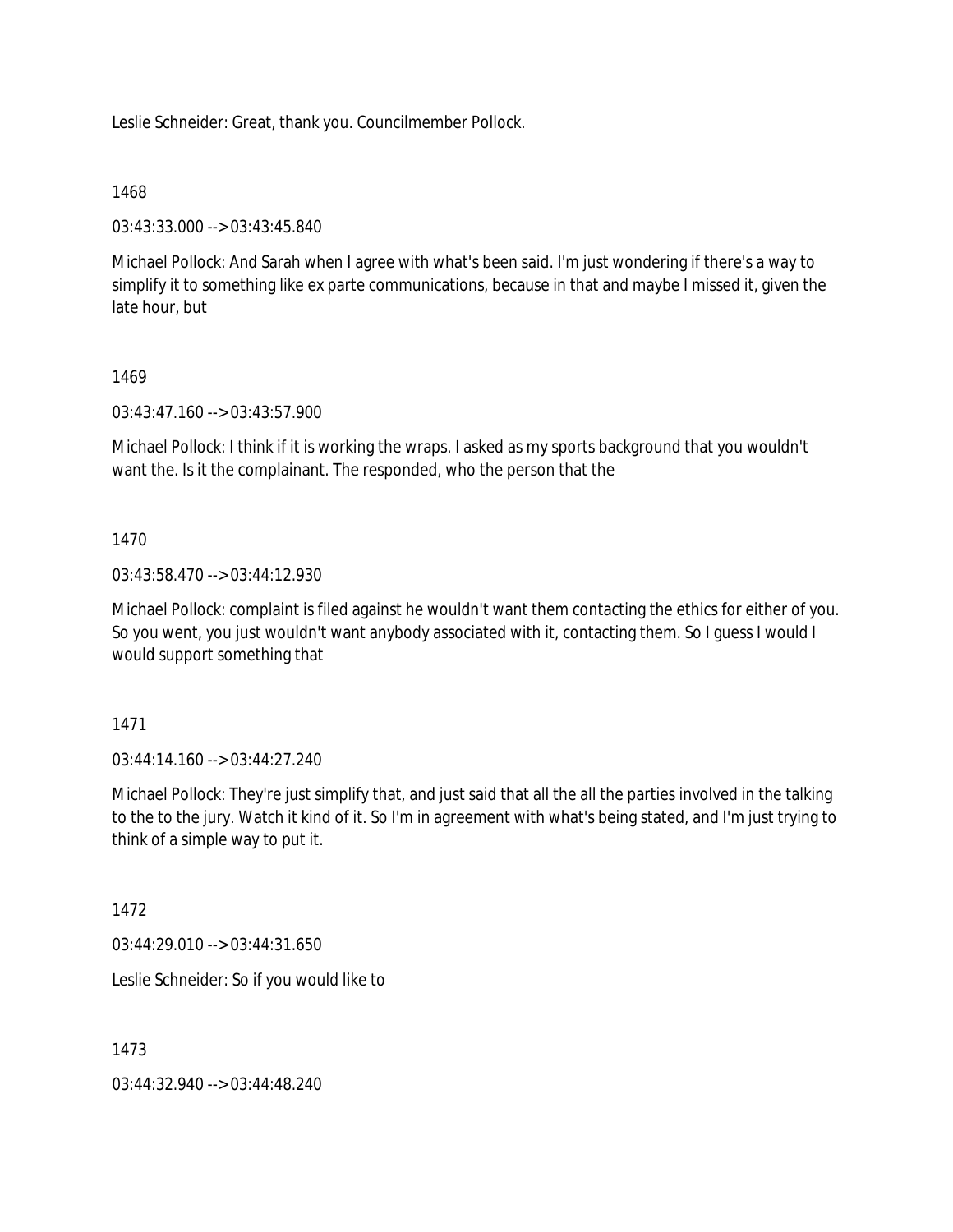Leslie Schneider: Great, thank you. Councilmember Pollock.

1468

03:43:33.000 --> 03:43:45.840

Michael Pollock: And Sarah when I agree with what's been said. I'm just wondering if there's a way to simplify it to something like ex parte communications, because in that and maybe I missed it, given the late hour, but

1469

03:43:47.160 --> 03:43:57.900

Michael Pollock: I think if it is working the wraps. I asked as my sports background that you wouldn't want the. Is it the complainant. The responded, who the person that the

1470

03:43:58.470 --> 03:44:12.930

Michael Pollock: complaint is filed against he wouldn't want them contacting the ethics for either of you. So you went, you just wouldn't want anybody associated with it, contacting them. So I guess I would I would support something that

1471

03:44:14.160 --> 03:44:27.240

Michael Pollock: They're just simplify that, and just said that all the all the parties involved in the talking to the to the jury. Watch it kind of it. So I'm in agreement with what's being stated, and I'm just trying to think of a simple way to put it.

1472

03:44:29.010 --> 03:44:31.650

Leslie Schneider: So if you would like to

1473

03:44:32.940 --> 03:44:48.240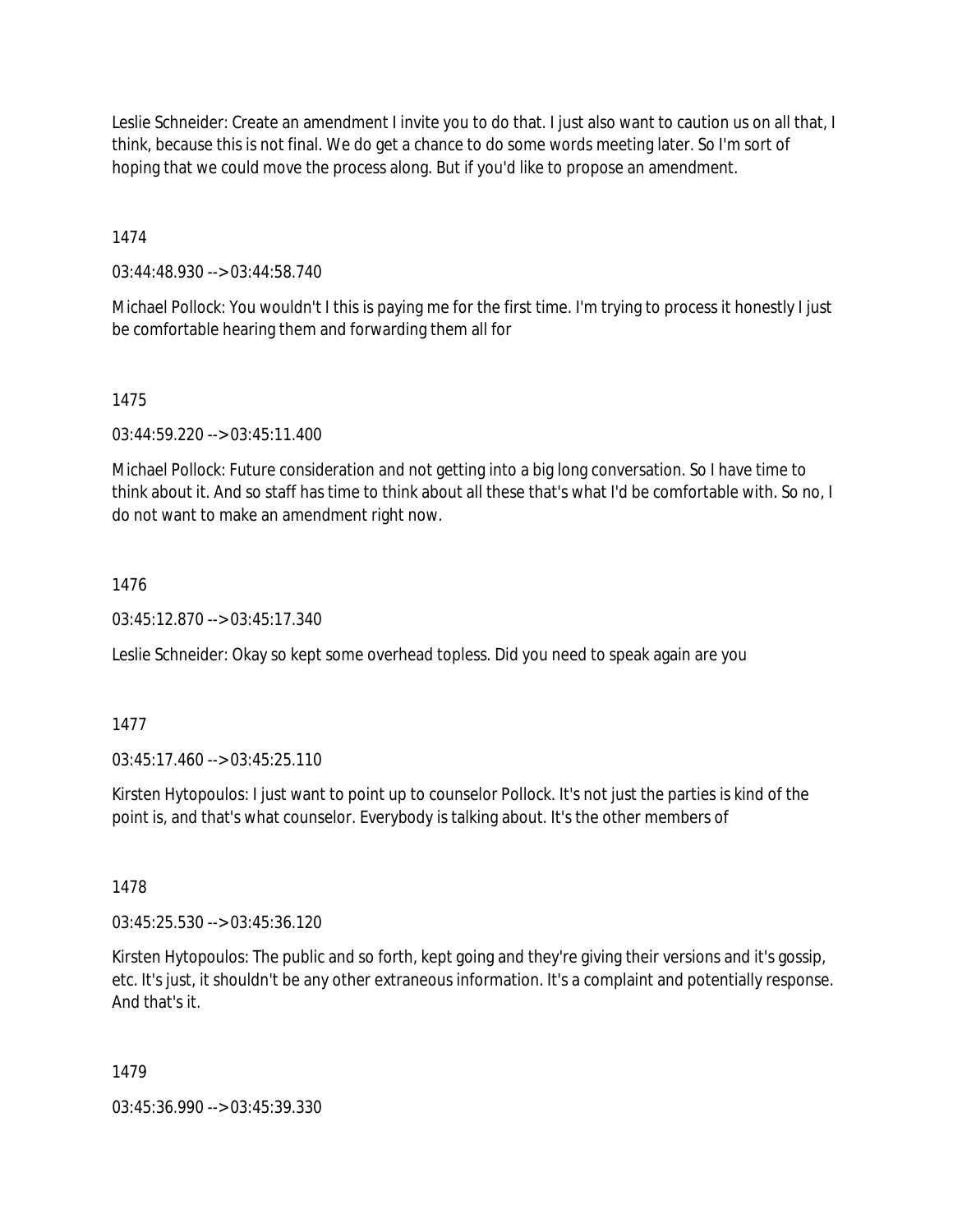Leslie Schneider: Create an amendment I invite you to do that. I just also want to caution us on all that, I think, because this is not final. We do get a chance to do some words meeting later. So I'm sort of hoping that we could move the process along. But if you'd like to propose an amendment.

1474

03:44:48.930 --> 03:44:58.740

Michael Pollock: You wouldn't I this is paying me for the first time. I'm trying to process it honestly I just be comfortable hearing them and forwarding them all for

1475

03:44:59.220 --> 03:45:11.400

Michael Pollock: Future consideration and not getting into a big long conversation. So I have time to think about it. And so staff has time to think about all these that's what I'd be comfortable with. So no, I do not want to make an amendment right now.

1476

03:45:12.870 --> 03:45:17.340

Leslie Schneider: Okay so kept some overhead topless. Did you need to speak again are you

1477

03:45:17.460 --> 03:45:25.110

Kirsten Hytopoulos: I just want to point up to counselor Pollock. It's not just the parties is kind of the point is, and that's what counselor. Everybody is talking about. It's the other members of

1478

03:45:25.530 --> 03:45:36.120

Kirsten Hytopoulos: The public and so forth, kept going and they're giving their versions and it's gossip, etc. It's just, it shouldn't be any other extraneous information. It's a complaint and potentially response. And that's it.

1479

03:45:36.990 --> 03:45:39.330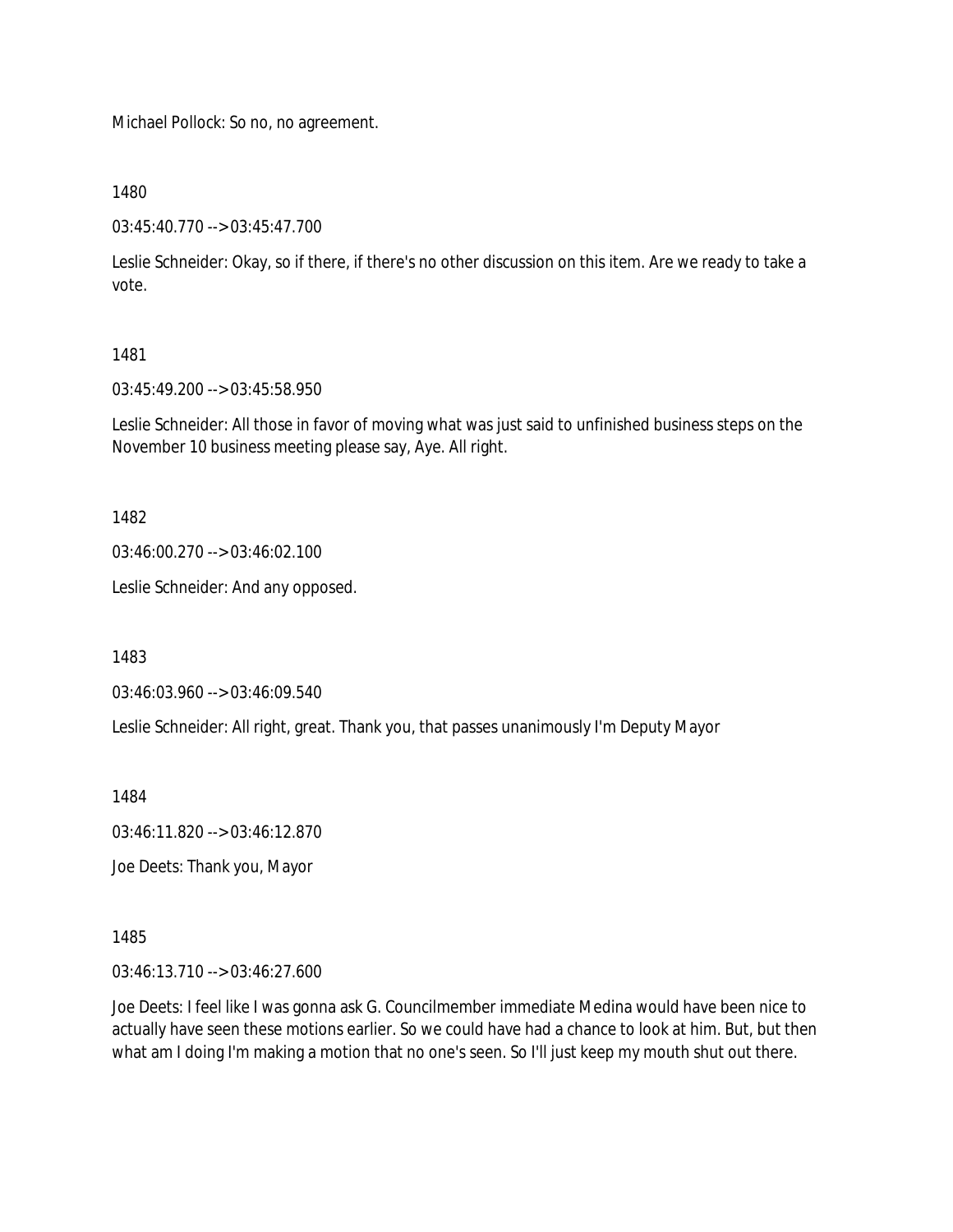Michael Pollock: So no, no agreement.

1480

03:45:40.770 --> 03:45:47.700

Leslie Schneider: Okay, so if there, if there's no other discussion on this item. Are we ready to take a vote.

1481

03:45:49.200 --> 03:45:58.950

Leslie Schneider: All those in favor of moving what was just said to unfinished business steps on the November 10 business meeting please say, Aye. All right.

1482

03:46:00.270 --> 03:46:02.100

Leslie Schneider: And any opposed.

1483

03:46:03.960 --> 03:46:09.540

Leslie Schneider: All right, great. Thank you, that passes unanimously I'm Deputy Mayor

1484

03:46:11.820 --> 03:46:12.870

Joe Deets: Thank you, Mayor

1485

03:46:13.710 --> 03:46:27.600

Joe Deets: I feel like I was gonna ask G. Councilmember immediate Medina would have been nice to actually have seen these motions earlier. So we could have had a chance to look at him. But, but then what am I doing I'm making a motion that no one's seen. So I'll just keep my mouth shut out there.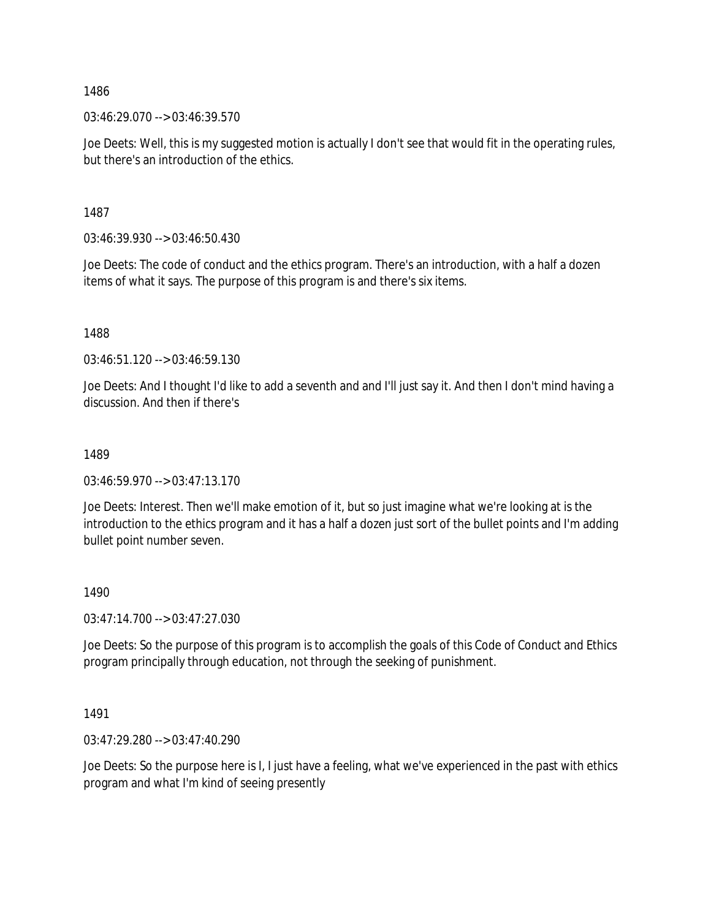1486

03:46:29.070 --> 03:46:39.570

Joe Deets: Well, this is my suggested motion is actually I don't see that would fit in the operating rules, but there's an introduction of the ethics.

1487

03:46:39.930 --> 03:46:50.430

Joe Deets: The code of conduct and the ethics program. There's an introduction, with a half a dozen items of what it says. The purpose of this program is and there's six items.

1488

03:46:51.120 --> 03:46:59.130

Joe Deets: And I thought I'd like to add a seventh and and I'll just say it. And then I don't mind having a discussion. And then if there's

1489

03:46:59.970 --> 03:47:13.170

Joe Deets: Interest. Then we'll make emotion of it, but so just imagine what we're looking at is the introduction to the ethics program and it has a half a dozen just sort of the bullet points and I'm adding bullet point number seven.

1490

03:47:14.700 --> 03:47:27.030

Joe Deets: So the purpose of this program is to accomplish the goals of this Code of Conduct and Ethics program principally through education, not through the seeking of punishment.

1491

03:47:29.280 --> 03:47:40.290

Joe Deets: So the purpose here is I, I just have a feeling, what we've experienced in the past with ethics program and what I'm kind of seeing presently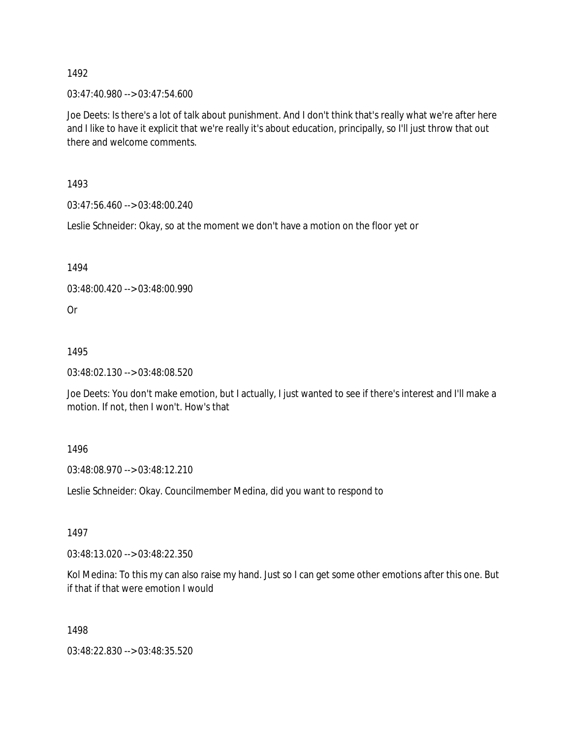1492

03:47:40.980 --> 03:47:54.600

Joe Deets: Is there's a lot of talk about punishment. And I don't think that's really what we're after here and I like to have it explicit that we're really it's about education, principally, so I'll just throw that out there and welcome comments.

1493

03:47:56.460 --> 03:48:00.240

Leslie Schneider: Okay, so at the moment we don't have a motion on the floor yet or

1494

03:48:00.420 --> 03:48:00.990

Or

1495

03:48:02.130 --> 03:48:08.520

Joe Deets: You don't make emotion, but I actually, I just wanted to see if there's interest and I'll make a motion. If not, then I won't. How's that

1496

03:48:08.970 --> 03:48:12.210

Leslie Schneider: Okay. Councilmember Medina, did you want to respond to

1497

03:48:13.020 --> 03:48:22.350

Kol Medina: To this my can also raise my hand. Just so I can get some other emotions after this one. But if that if that were emotion I would

1498

03:48:22.830 --> 03:48:35.520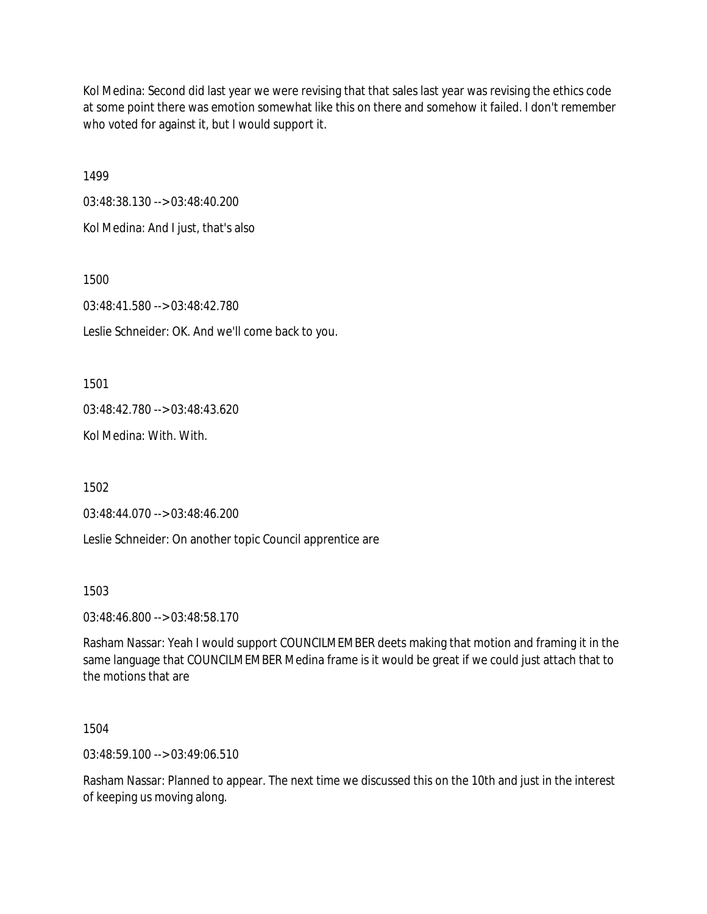Kol Medina: Second did last year we were revising that that sales last year was revising the ethics code at some point there was emotion somewhat like this on there and somehow it failed. I don't remember who voted for against it, but I would support it.

1499

03:48:38.130 --> 03:48:40.200

Kol Medina: And I just, that's also

1500

03:48:41.580 --> 03:48:42.780

Leslie Schneider: OK. And we'll come back to you.

1501

03:48:42.780 --> 03:48:43.620

Kol Medina: With. With.

1502

03:48:44.070 --> 03:48:46.200

Leslie Schneider: On another topic Council apprentice are

1503

03:48:46.800 --> 03:48:58.170

Rasham Nassar: Yeah I would support COUNCILMEMBER deets making that motion and framing it in the same language that COUNCILMEMBER Medina frame is it would be great if we could just attach that to the motions that are

1504

03:48:59.100 --> 03:49:06.510

Rasham Nassar: Planned to appear. The next time we discussed this on the 10th and just in the interest of keeping us moving along.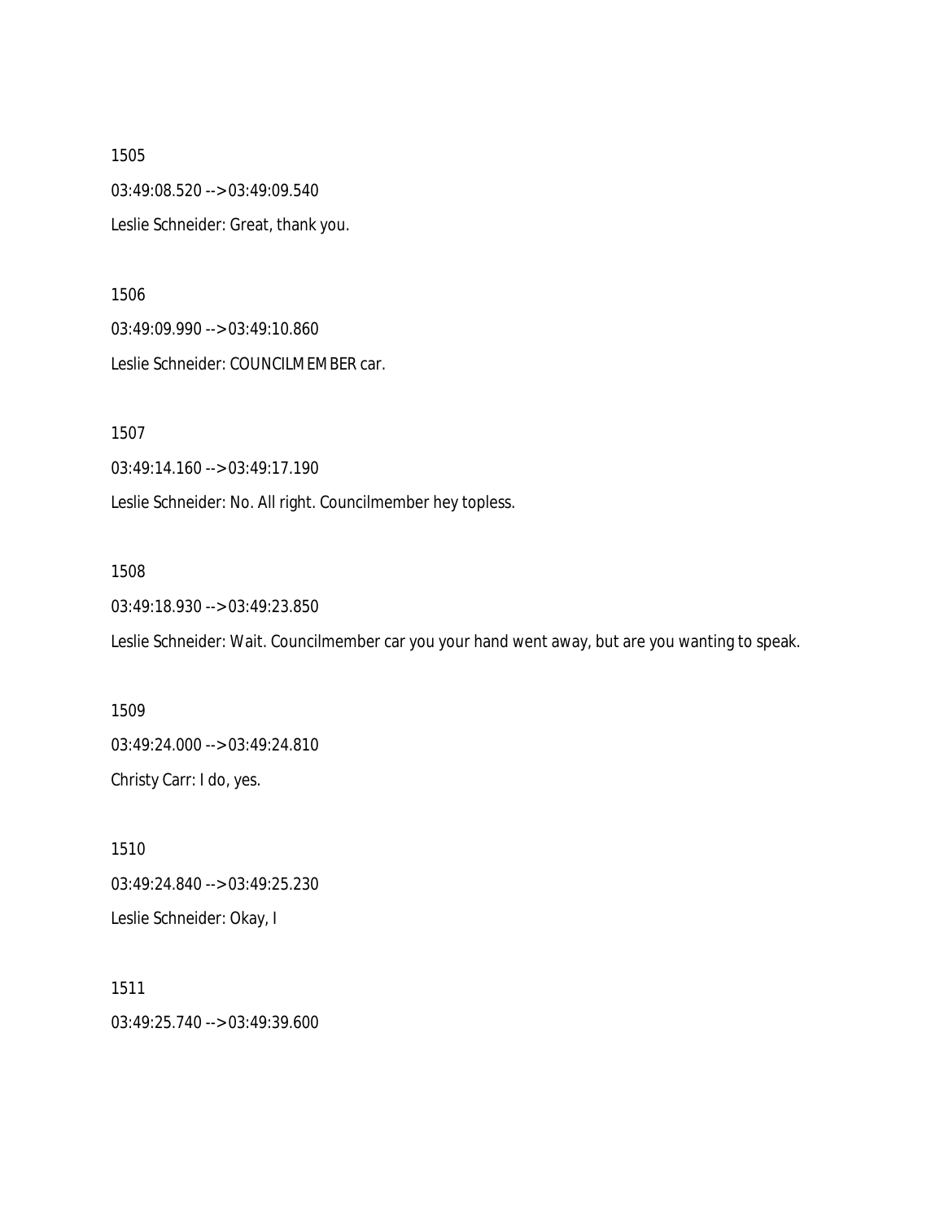1505

03:49:08.520 --> 03:49:09.540

Leslie Schneider: Great, thank you.

1506

03:49:09.990 --> 03:49:10.860

Leslie Schneider: COUNCILMEMBER car.

1507

03:49:14.160 --> 03:49:17.190

Leslie Schneider: No. All right. Councilmember hey topless.

1508

03:49:18.930 --> 03:49:23.850

Leslie Schneider: Wait. Councilmember car you your hand went away, but are you wanting to speak.

1509

03:49:24.000 --> 03:49:24.810

Christy Carr: I do, yes.

1510

03:49:24.840 --> 03:49:25.230

Leslie Schneider: Okay, I

1511

03:49:25.740 --> 03:49:39.600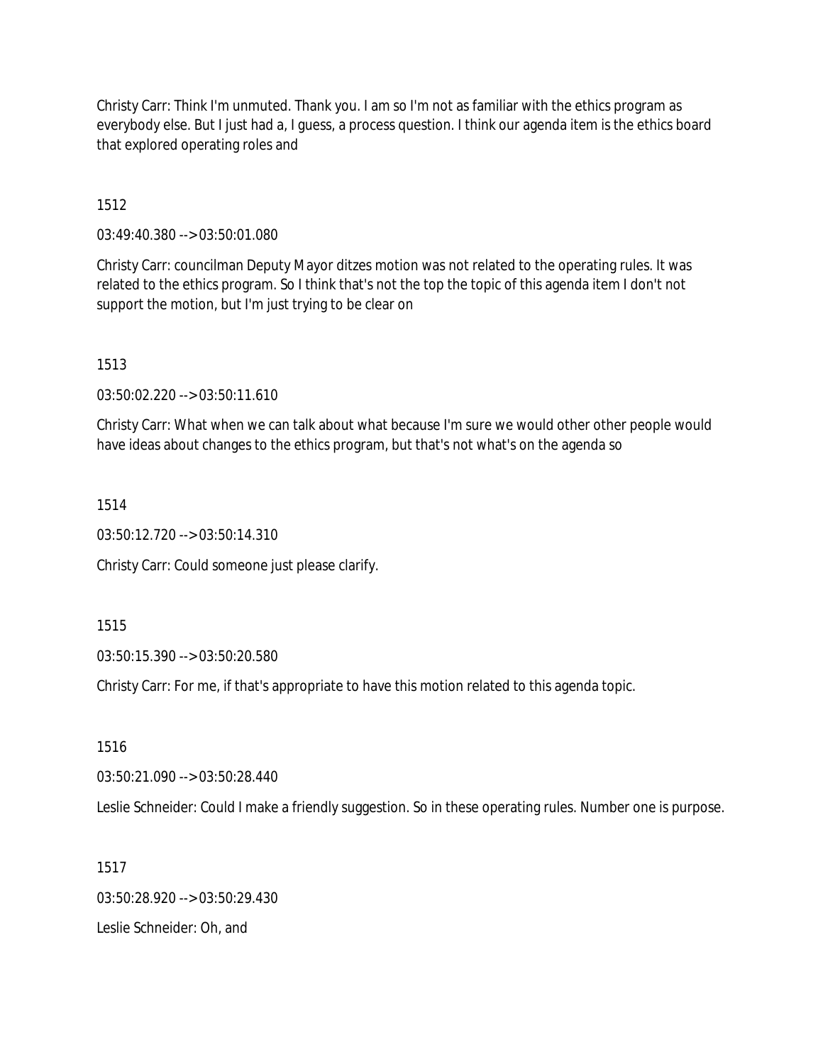Christy Carr: Think I'm unmuted. Thank you. I am so I'm not as familiar with the ethics program as everybody else. But I just had a, I guess, a process question. I think our agenda item is the ethics board that explored operating roles and

1512

03:49:40.380 --> 03:50:01.080

Christy Carr: councilman Deputy Mayor ditzes motion was not related to the operating rules. It was related to the ethics program. So I think that's not the top the topic of this agenda item I don't not support the motion, but I'm just trying to be clear on

1513

03:50:02.220 --> 03:50:11.610

Christy Carr: What when we can talk about what because I'm sure we would other other people would have ideas about changes to the ethics program, but that's not what's on the agenda so

1514

03:50:12.720 --> 03:50:14.310

Christy Carr: Could someone just please clarify.

1515

03:50:15.390 --> 03:50:20.580

Christy Carr: For me, if that's appropriate to have this motion related to this agenda topic.

1516

03:50:21.090 --> 03:50:28.440

Leslie Schneider: Could I make a friendly suggestion. So in these operating rules. Number one is purpose.

1517

03:50:28.920 --> 03:50:29.430

Leslie Schneider: Oh, and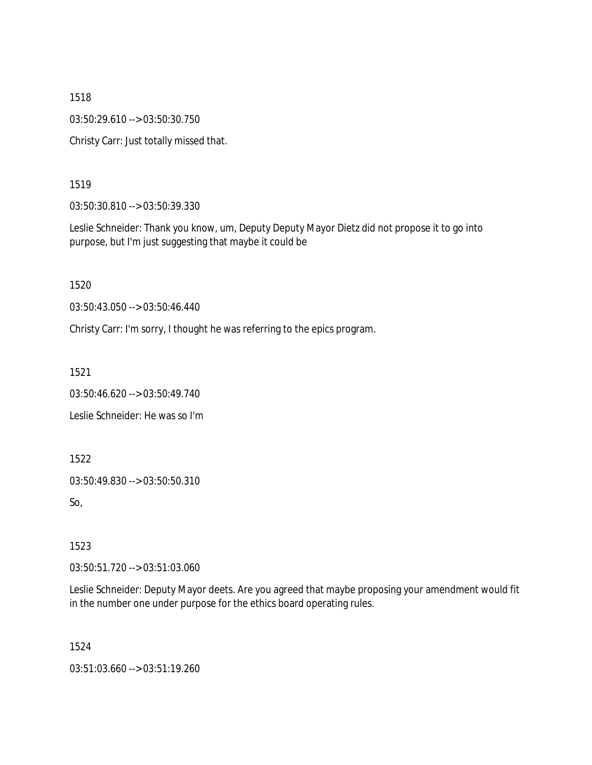1518

03:50:29.610 --> 03:50:30.750

Christy Carr: Just totally missed that.

1519

03:50:30.810 --> 03:50:39.330

Leslie Schneider: Thank you know, um, Deputy Deputy Mayor Dietz did not propose it to go into purpose, but I'm just suggesting that maybe it could be

1520

03:50:43.050 --> 03:50:46.440

Christy Carr: I'm sorry, I thought he was referring to the epics program.

1521

03:50:46.620 --> 03:50:49.740

Leslie Schneider: He was so I'm

1522

03:50:49.830 --> 03:50:50.310

So,

1523

03:50:51.720 --> 03:51:03.060

Leslie Schneider: Deputy Mayor deets. Are you agreed that maybe proposing your amendment would fit in the number one under purpose for the ethics board operating rules.

1524

03:51:03.660 --> 03:51:19.260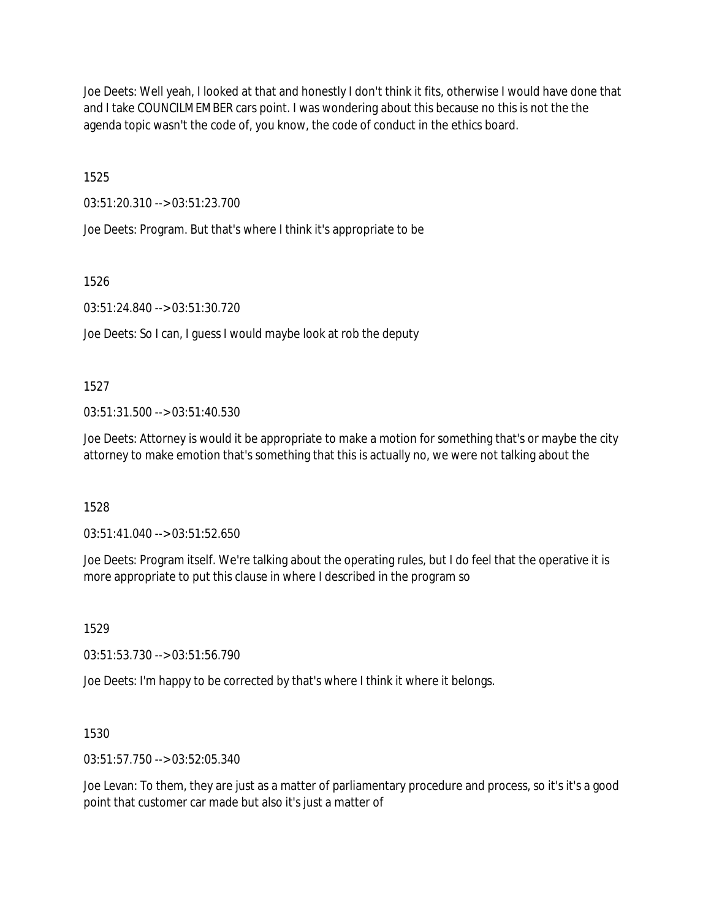Joe Deets: Well yeah, I looked at that and honestly I don't think it fits, otherwise I would have done that and I take COUNCILMEMBER cars point. I was wondering about this because no this is not the the agenda topic wasn't the code of, you know, the code of conduct in the ethics board.

1525

03:51:20.310 --> 03:51:23.700

Joe Deets: Program. But that's where I think it's appropriate to be

1526

03:51:24.840 --> 03:51:30.720

Joe Deets: So I can, I guess I would maybe look at rob the deputy

1527

03:51:31.500 --> 03:51:40.530

Joe Deets: Attorney is would it be appropriate to make a motion for something that's or maybe the city attorney to make emotion that's something that this is actually no, we were not talking about the

1528

03:51:41.040 --> 03:51:52.650

Joe Deets: Program itself. We're talking about the operating rules, but I do feel that the operative it is more appropriate to put this clause in where I described in the program so

1529

03:51:53.730 --> 03:51:56.790

Joe Deets: I'm happy to be corrected by that's where I think it where it belongs.

1530

03:51:57.750 --> 03:52:05.340

Joe Levan: To them, they are just as a matter of parliamentary procedure and process, so it's it's a good point that customer car made but also it's just a matter of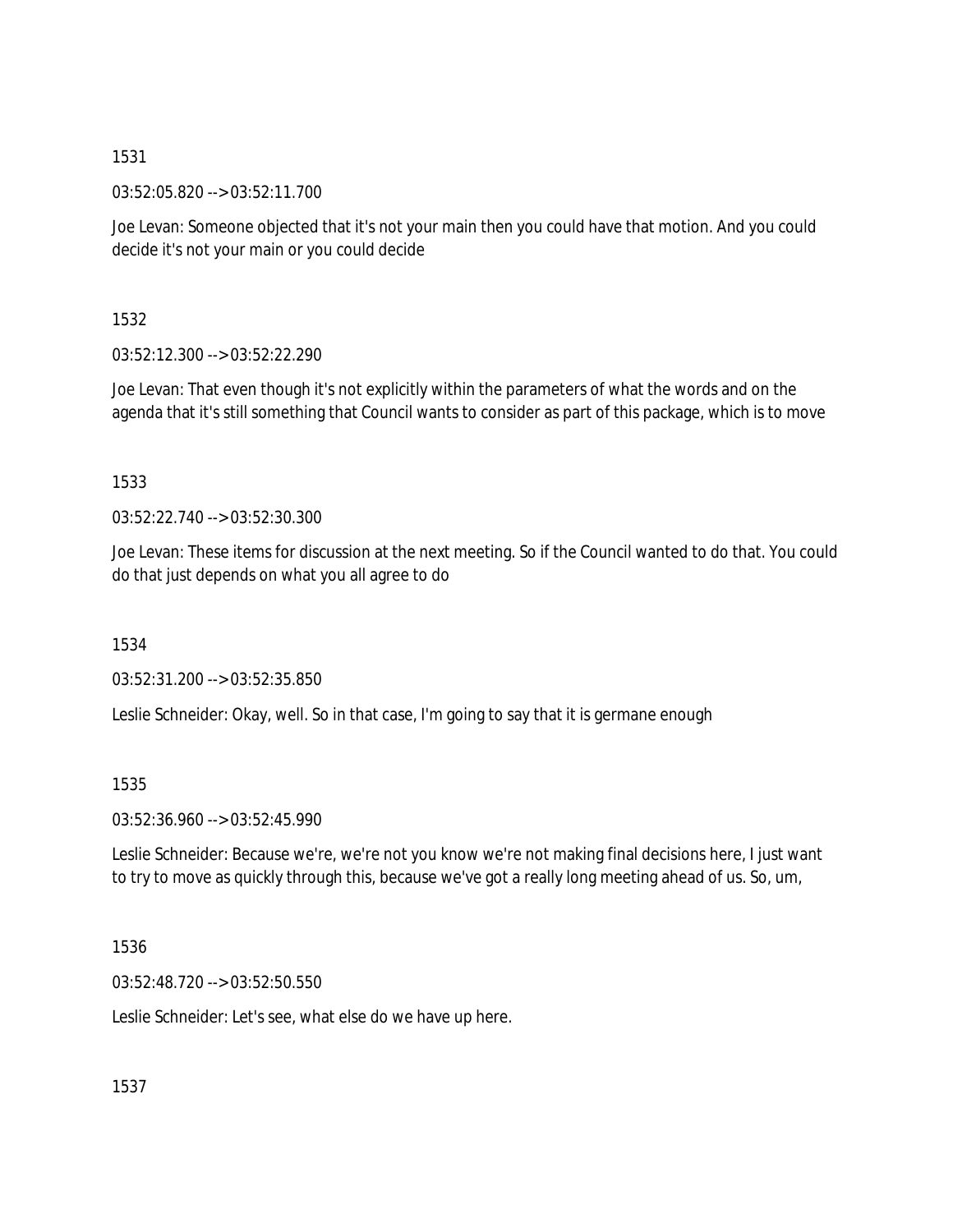1531

03:52:05.820 --> 03:52:11.700

Joe Levan: Someone objected that it's not your main then you could have that motion. And you could decide it's not your main or you could decide

1532

03:52:12.300 --> 03:52:22.290

Joe Levan: That even though it's not explicitly within the parameters of what the words and on the agenda that it's still something that Council wants to consider as part of this package, which is to move

1533

03:52:22.740 --> 03:52:30.300

Joe Levan: These items for discussion at the next meeting. So if the Council wanted to do that. You could do that just depends on what you all agree to do

1534

03:52:31.200 --> 03:52:35.850

Leslie Schneider: Okay, well. So in that case, I'm going to say that it is germane enough

1535

03:52:36.960 --> 03:52:45.990

Leslie Schneider: Because we're, we're not you know we're not making final decisions here, I just want to try to move as quickly through this, because we've got a really long meeting ahead of us. So, um,

1536

03:52:48.720 --> 03:52:50.550

Leslie Schneider: Let's see, what else do we have up here.

1537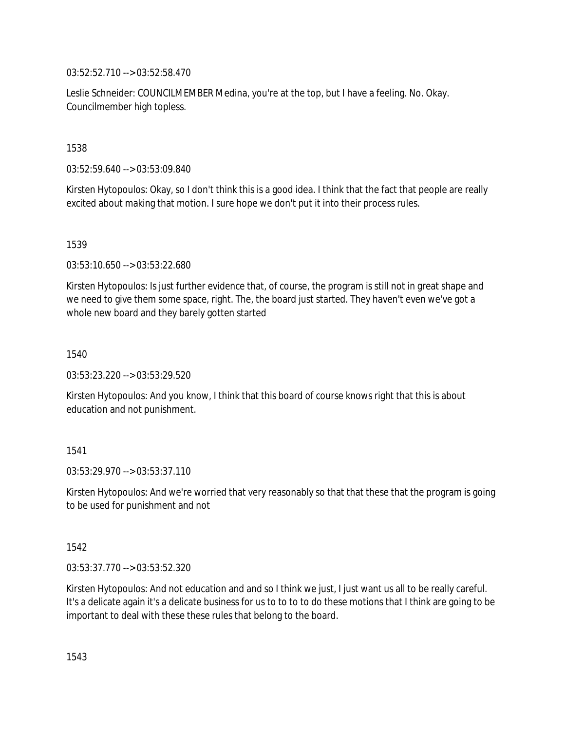03:52:52.710 --> 03:52:58.470

Leslie Schneider: COUNCILMEMBER Medina, you're at the top, but I have a feeling. No. Okay. Councilmember high topless.

1538

03:52:59.640 --> 03:53:09.840

Kirsten Hytopoulos: Okay, so I don't think this is a good idea. I think that the fact that people are really excited about making that motion. I sure hope we don't put it into their process rules.

1539

03:53:10.650 --> 03:53:22.680

Kirsten Hytopoulos: Is just further evidence that, of course, the program is still not in great shape and we need to give them some space, right. The, the board just started. They haven't even we've got a whole new board and they barely gotten started

1540

03:53:23.220 --> 03:53:29.520

Kirsten Hytopoulos: And you know, I think that this board of course knows right that this is about education and not punishment.

1541

03:53:29.970 --> 03:53:37.110

Kirsten Hytopoulos: And we're worried that very reasonably so that that these that the program is going to be used for punishment and not

1542

03:53:37.770 --> 03:53:52.320

Kirsten Hytopoulos: And not education and and so I think we just, I just want us all to be really careful. It's a delicate again it's a delicate business for us to to to to do these motions that I think are going to be important to deal with these these rules that belong to the board.

1543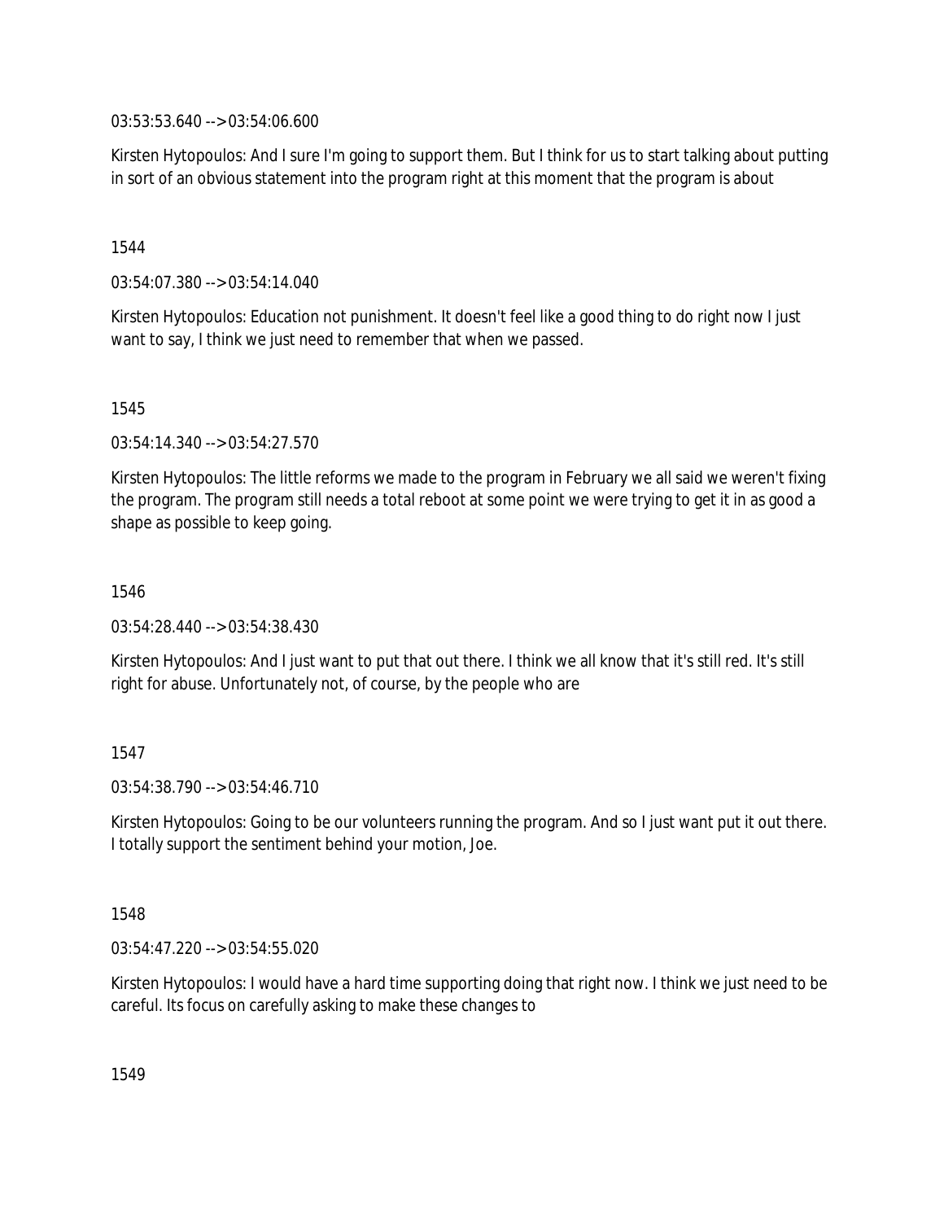03:53:53.640 --> 03:54:06.600

Kirsten Hytopoulos: And I sure I'm going to support them. But I think for us to start talking about putting in sort of an obvious statement into the program right at this moment that the program is about

1544

03:54:07.380 --> 03:54:14.040

Kirsten Hytopoulos: Education not punishment. It doesn't feel like a good thing to do right now I just want to say, I think we just need to remember that when we passed.

1545

03:54:14.340 --> 03:54:27.570

Kirsten Hytopoulos: The little reforms we made to the program in February we all said we weren't fixing the program. The program still needs a total reboot at some point we were trying to get it in as good a shape as possible to keep going.

1546

03:54:28.440 --> 03:54:38.430

Kirsten Hytopoulos: And I just want to put that out there. I think we all know that it's still red. It's still right for abuse. Unfortunately not, of course, by the people who are

1547

03:54:38.790 --> 03:54:46.710

Kirsten Hytopoulos: Going to be our volunteers running the program. And so I just want put it out there. I totally support the sentiment behind your motion, Joe.

1548

03:54:47.220 --> 03:54:55.020

Kirsten Hytopoulos: I would have a hard time supporting doing that right now. I think we just need to be careful. Its focus on carefully asking to make these changes to

1549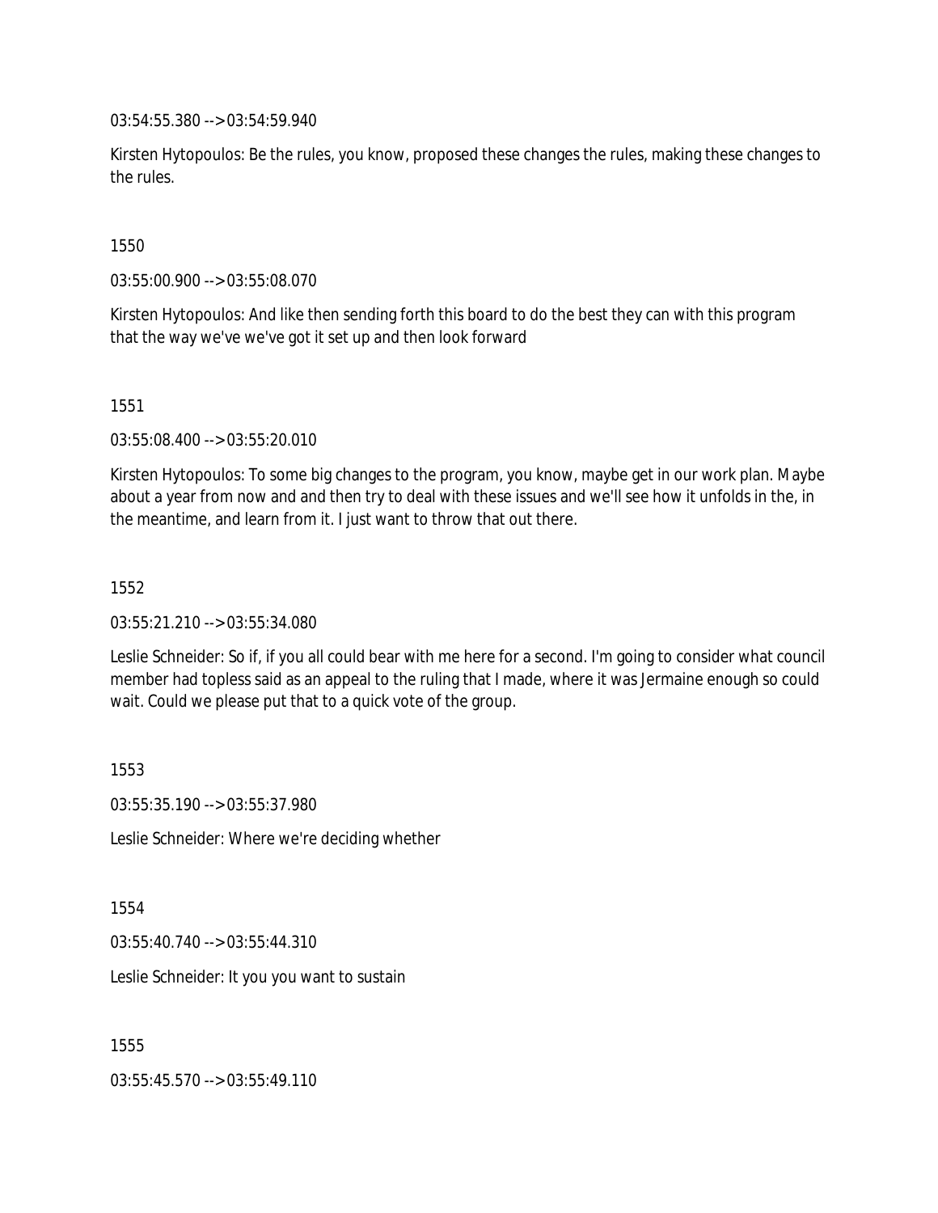03:54:55.380 --> 03:54:59.940

Kirsten Hytopoulos: Be the rules, you know, proposed these changes the rules, making these changes to the rules.

1550

03:55:00.900 --> 03:55:08.070

Kirsten Hytopoulos: And like then sending forth this board to do the best they can with this program that the way we've we've got it set up and then look forward

1551

03:55:08.400 --> 03:55:20.010

Kirsten Hytopoulos: To some big changes to the program, you know, maybe get in our work plan. Maybe about a year from now and and then try to deal with these issues and we'll see how it unfolds in the, in the meantime, and learn from it. I just want to throw that out there.

1552

03:55:21.210 --> 03:55:34.080

Leslie Schneider: So if, if you all could bear with me here for a second. I'm going to consider what council member had topless said as an appeal to the ruling that I made, where it was Jermaine enough so could wait. Could we please put that to a quick vote of the group.

1553

03:55:35.190 --> 03:55:37.980

Leslie Schneider: Where we're deciding whether

1554

03:55:40.740 --> 03:55:44.310

Leslie Schneider: It you you want to sustain

1555

03:55:45.570 --> 03:55:49.110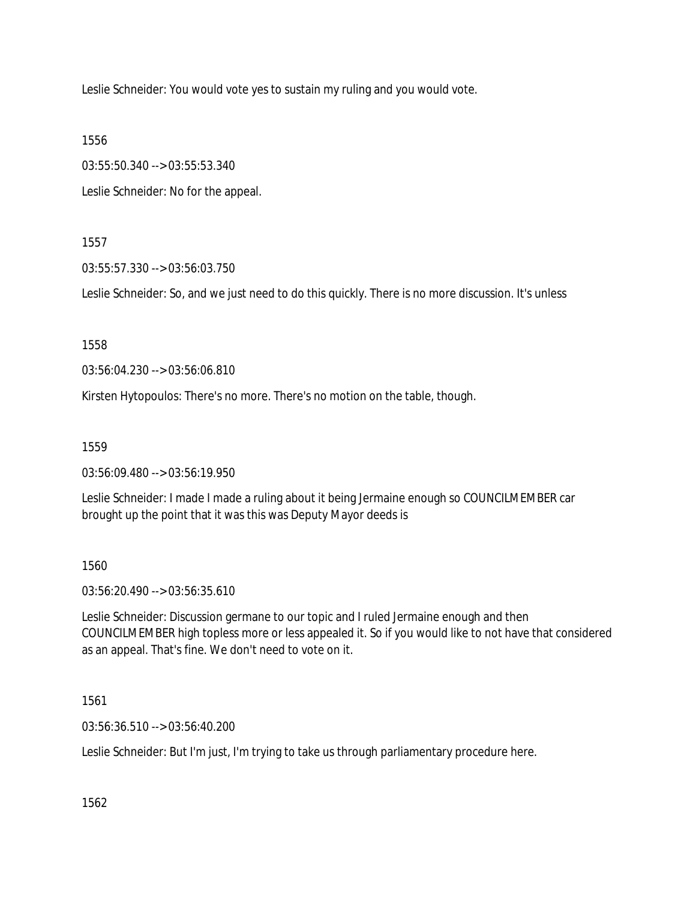Leslie Schneider: You would vote yes to sustain my ruling and you would vote.

1556

03:55:50.340 --> 03:55:53.340

Leslie Schneider: No for the appeal.

1557

03:55:57.330 --> 03:56:03.750

Leslie Schneider: So, and we just need to do this quickly. There is no more discussion. It's unless

1558

03:56:04.230 --> 03:56:06.810

Kirsten Hytopoulos: There's no more. There's no motion on the table, though.

1559

03:56:09.480 --> 03:56:19.950

Leslie Schneider: I made I made a ruling about it being Jermaine enough so COUNCILMEMBER car brought up the point that it was this was Deputy Mayor deeds is

1560

03:56:20.490 --> 03:56:35.610

Leslie Schneider: Discussion germane to our topic and I ruled Jermaine enough and then COUNCILMEMBER high topless more or less appealed it. So if you would like to not have that considered as an appeal. That's fine. We don't need to vote on it.

1561

03:56:36.510 --> 03:56:40.200

Leslie Schneider: But I'm just, I'm trying to take us through parliamentary procedure here.

1562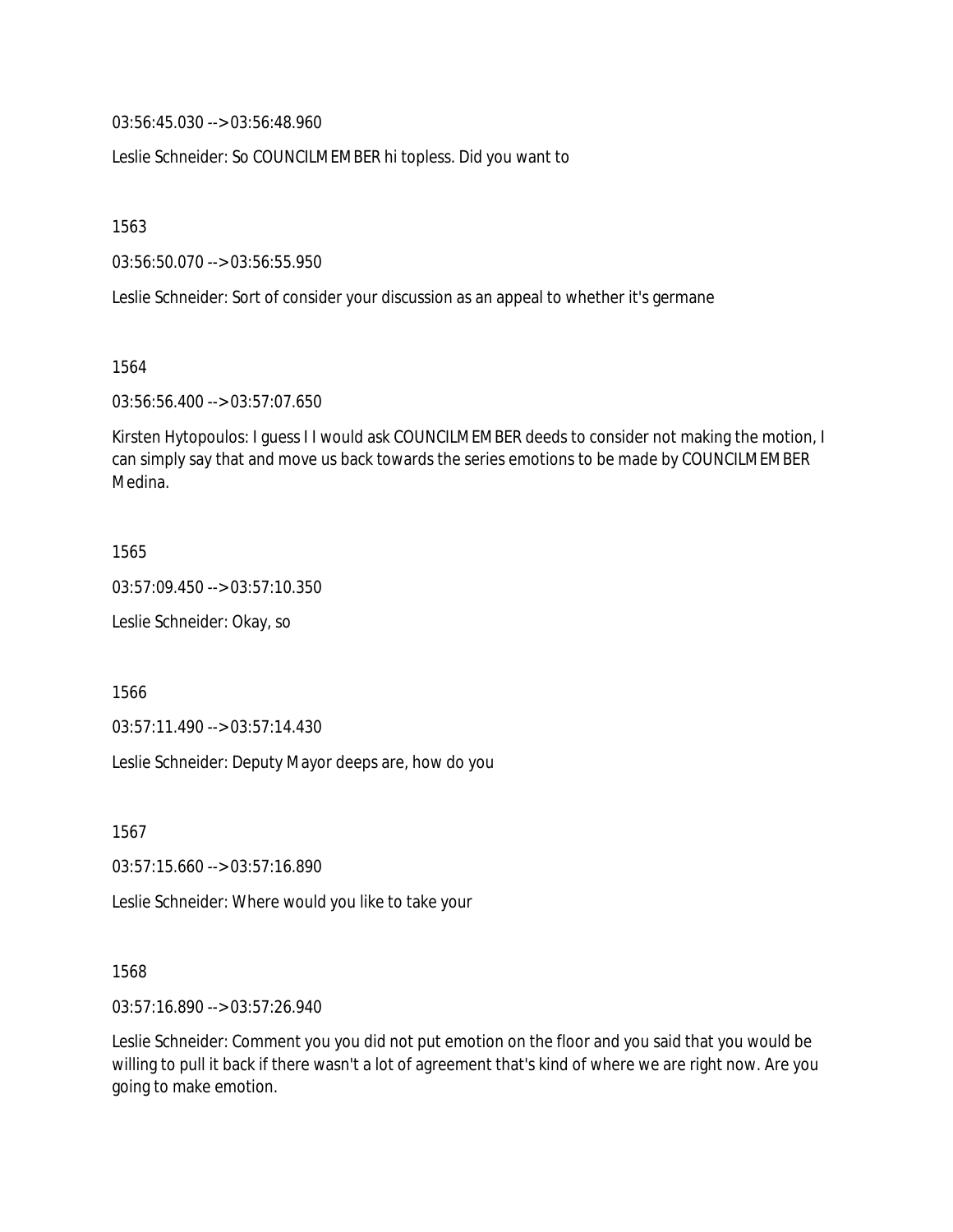03:56:45.030 --> 03:56:48.960

Leslie Schneider: So COUNCILMEMBER hi topless. Did you want to

1563

03:56:50.070 --> 03:56:55.950

Leslie Schneider: Sort of consider your discussion as an appeal to whether it's germane

1564

03:56:56.400 --> 03:57:07.650

Kirsten Hytopoulos: I guess I I would ask COUNCILMEMBER deeds to consider not making the motion, I can simply say that and move us back towards the series emotions to be made by COUNCILMEMBER Medina.

1565

03:57:09.450 --> 03:57:10.350

Leslie Schneider: Okay, so

1566

03:57:11.490 --> 03:57:14.430

Leslie Schneider: Deputy Mayor deeps are, how do you

1567

03:57:15.660 --> 03:57:16.890

Leslie Schneider: Where would you like to take your

1568

03:57:16.890 --> 03:57:26.940

Leslie Schneider: Comment you you did not put emotion on the floor and you said that you would be willing to pull it back if there wasn't a lot of agreement that's kind of where we are right now. Are you going to make emotion.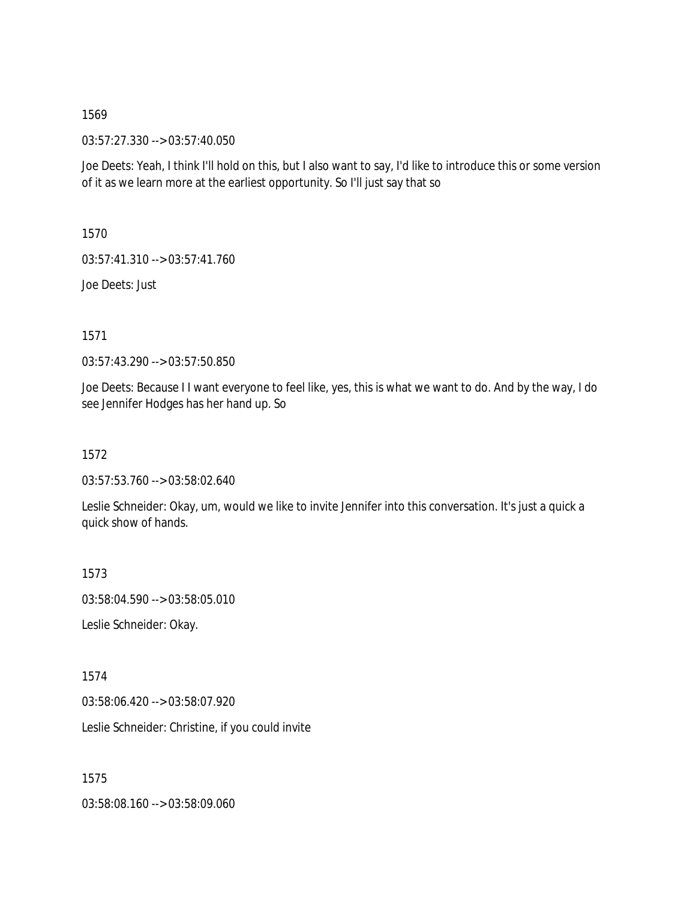1569

03:57:27.330 --> 03:57:40.050

Joe Deets: Yeah, I think I'll hold on this, but I also want to say, I'd like to introduce this or some version of it as we learn more at the earliest opportunity. So I'll just say that so

1570

03:57:41.310 --> 03:57:41.760

Joe Deets: Just

1571

03:57:43.290 --> 03:57:50.850

Joe Deets: Because I I want everyone to feel like, yes, this is what we want to do. And by the way, I do see Jennifer Hodges has her hand up. So

1572

03:57:53.760 --> 03:58:02.640

Leslie Schneider: Okay, um, would we like to invite Jennifer into this conversation. It's just a quick a quick show of hands.

1573

03:58:04.590 --> 03:58:05.010

Leslie Schneider: Okay.

1574

03:58:06.420 --> 03:58:07.920

Leslie Schneider: Christine, if you could invite

1575

03:58:08.160 --> 03:58:09.060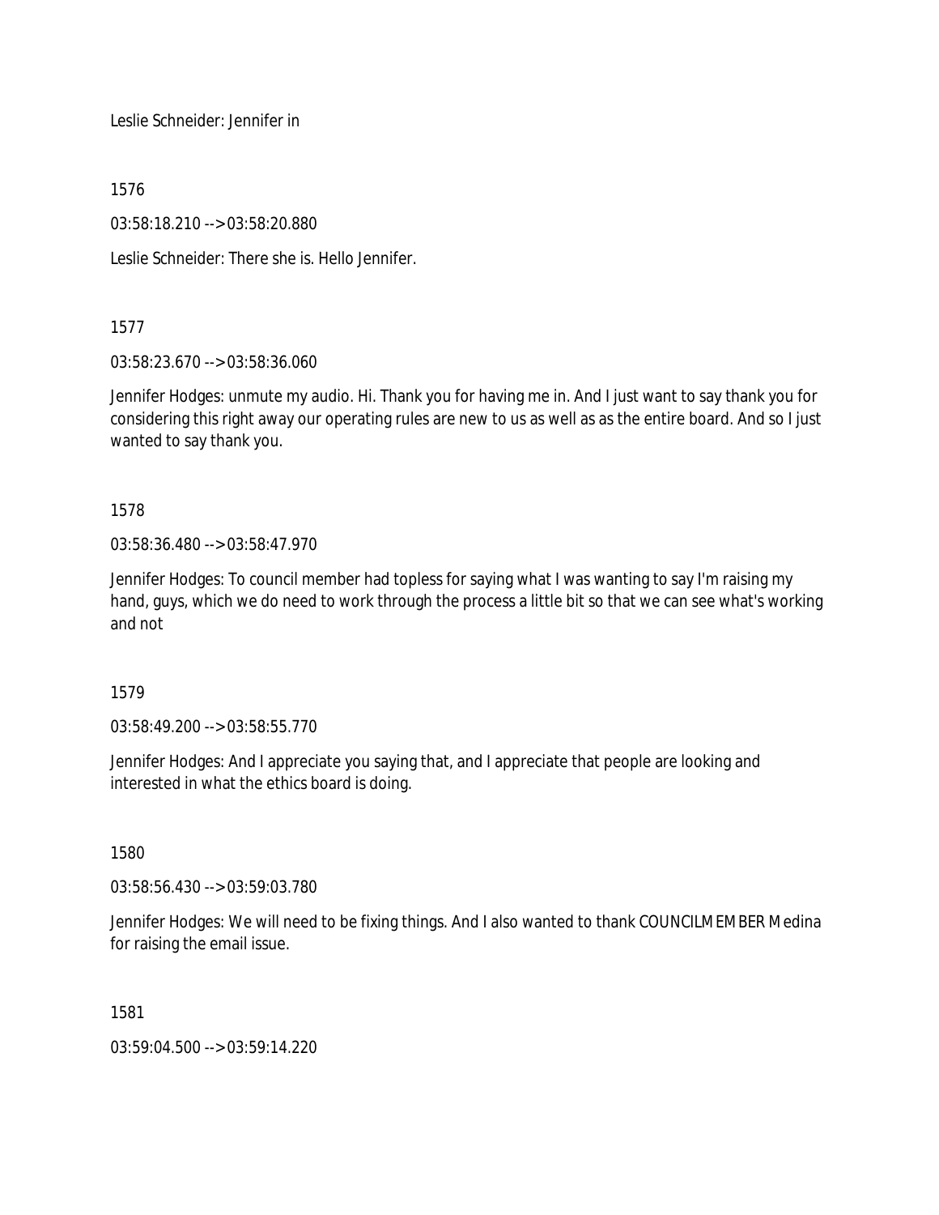Leslie Schneider: Jennifer in

1576

03:58:18.210 --> 03:58:20.880

Leslie Schneider: There she is. Hello Jennifer.

1577

03:58:23.670 --> 03:58:36.060

Jennifer Hodges: unmute my audio. Hi. Thank you for having me in. And I just want to say thank you for considering this right away our operating rules are new to us as well as as the entire board. And so I just wanted to say thank you.

1578

03:58:36.480 --> 03:58:47.970

Jennifer Hodges: To council member had topless for saying what I was wanting to say I'm raising my hand, guys, which we do need to work through the process a little bit so that we can see what's working and not

1579

03:58:49.200 --> 03:58:55.770

Jennifer Hodges: And I appreciate you saying that, and I appreciate that people are looking and interested in what the ethics board is doing.

1580

03:58:56.430 --> 03:59:03.780

Jennifer Hodges: We will need to be fixing things. And I also wanted to thank COUNCILMEMBER Medina for raising the email issue.

1581

03:59:04.500 --> 03:59:14.220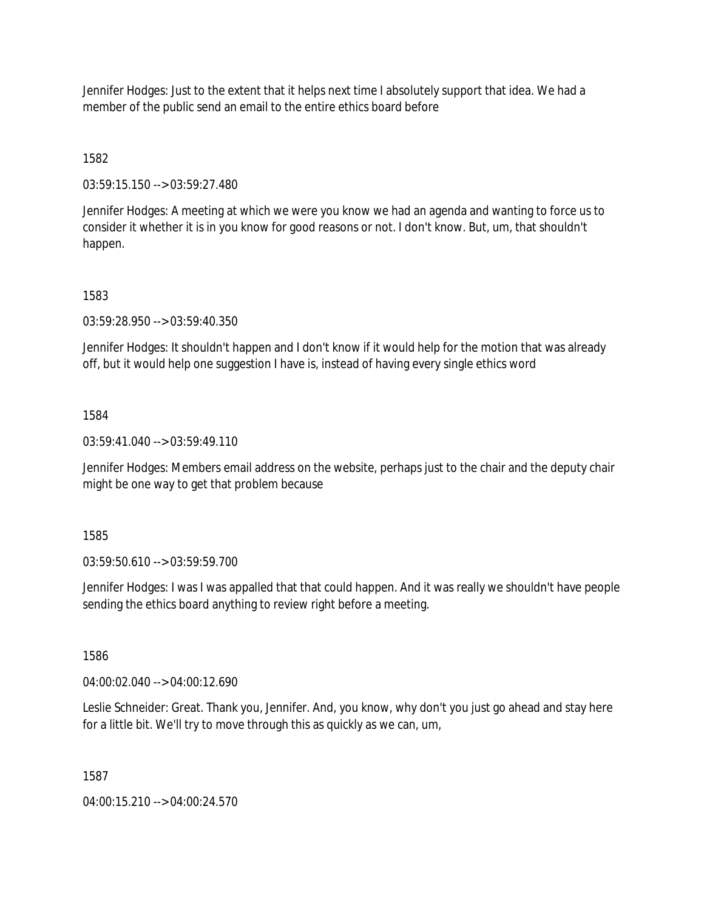Jennifer Hodges: Just to the extent that it helps next time I absolutely support that idea. We had a member of the public send an email to the entire ethics board before

1582

03:59:15.150 --> 03:59:27.480

Jennifer Hodges: A meeting at which we were you know we had an agenda and wanting to force us to consider it whether it is in you know for good reasons or not. I don't know. But, um, that shouldn't happen.

1583

03:59:28.950 --> 03:59:40.350

Jennifer Hodges: It shouldn't happen and I don't know if it would help for the motion that was already off, but it would help one suggestion I have is, instead of having every single ethics word

1584

03:59:41.040 --> 03:59:49.110

Jennifer Hodges: Members email address on the website, perhaps just to the chair and the deputy chair might be one way to get that problem because

1585

03:59:50.610 --> 03:59:59.700

Jennifer Hodges: I was I was appalled that that could happen. And it was really we shouldn't have people sending the ethics board anything to review right before a meeting.

1586

04:00:02.040 --> 04:00:12.690

Leslie Schneider: Great. Thank you, Jennifer. And, you know, why don't you just go ahead and stay here for a little bit. We'll try to move through this as quickly as we can, um,

1587

04:00:15.210 --> 04:00:24.570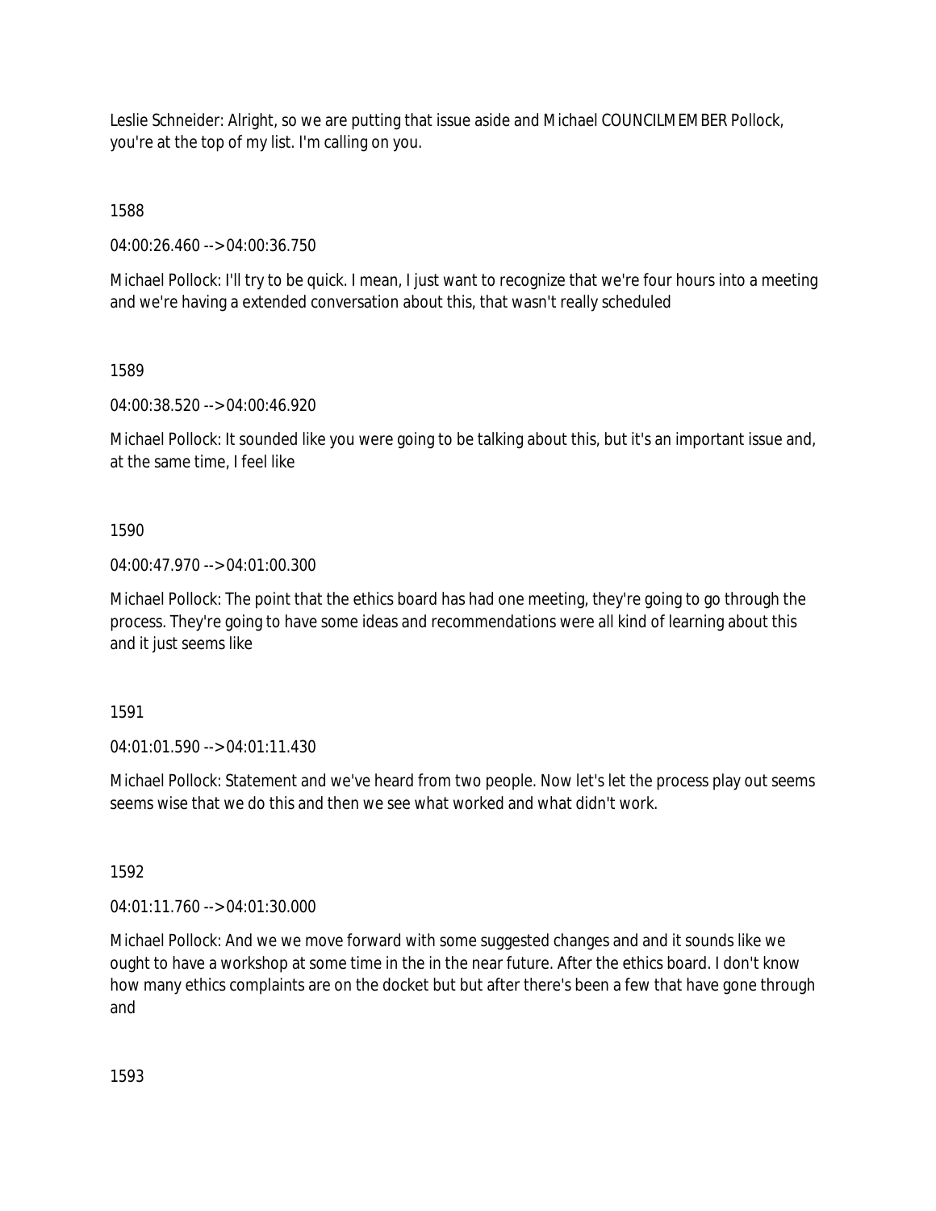Leslie Schneider: Alright, so we are putting that issue aside and Michael COUNCILMEMBER Pollock, you're at the top of my list. I'm calling on you.

1588

04:00:26.460 --> 04:00:36.750

Michael Pollock: I'll try to be quick. I mean, I just want to recognize that we're four hours into a meeting and we're having a extended conversation about this, that wasn't really scheduled

1589

04:00:38.520 --> 04:00:46.920

Michael Pollock: It sounded like you were going to be talking about this, but it's an important issue and, at the same time, I feel like

1590

04:00:47.970 --> 04:01:00.300

Michael Pollock: The point that the ethics board has had one meeting, they're going to go through the process. They're going to have some ideas and recommendations were all kind of learning about this and it just seems like

1591

04:01:01.590 --> 04:01:11.430

Michael Pollock: Statement and we've heard from two people. Now let's let the process play out seems seems wise that we do this and then we see what worked and what didn't work.

1592

04:01:11.760 --> 04:01:30.000

Michael Pollock: And we we move forward with some suggested changes and and it sounds like we ought to have a workshop at some time in the in the near future. After the ethics board. I don't know how many ethics complaints are on the docket but but after there's been a few that have gone through and

1593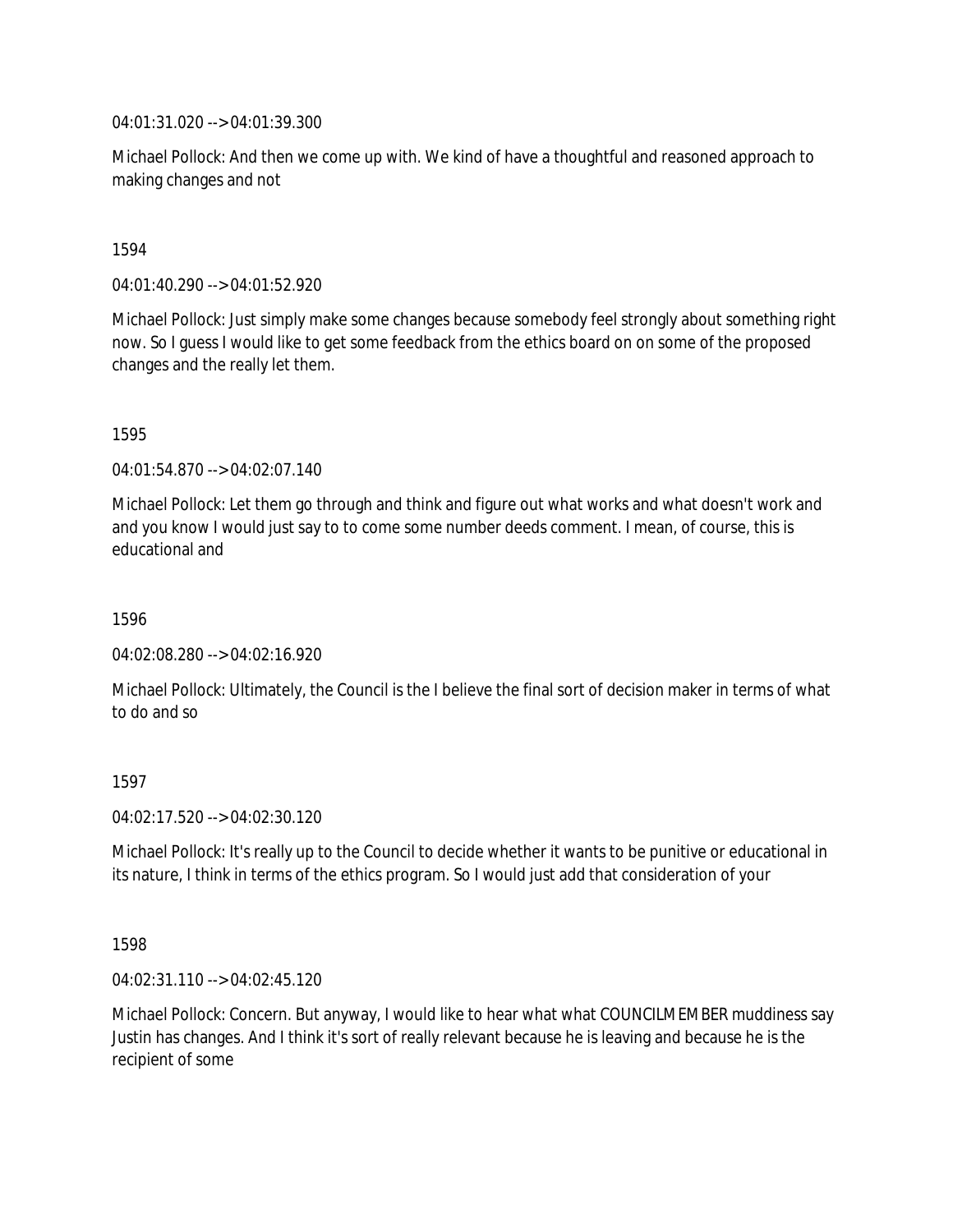04:01:31.020 --> 04:01:39.300

Michael Pollock: And then we come up with. We kind of have a thoughtful and reasoned approach to making changes and not

1594

04:01:40.290 --> 04:01:52.920

Michael Pollock: Just simply make some changes because somebody feel strongly about something right now. So I guess I would like to get some feedback from the ethics board on on some of the proposed changes and the really let them.

1595

04:01:54.870 --> 04:02:07.140

Michael Pollock: Let them go through and think and figure out what works and what doesn't work and and you know I would just say to to come some number deeds comment. I mean, of course, this is educational and

1596

04:02:08.280 --> 04:02:16.920

Michael Pollock: Ultimately, the Council is the I believe the final sort of decision maker in terms of what to do and so

1597

04:02:17.520 --> 04:02:30.120

Michael Pollock: It's really up to the Council to decide whether it wants to be punitive or educational in its nature, I think in terms of the ethics program. So I would just add that consideration of your

1598

04:02:31.110 --> 04:02:45.120

Michael Pollock: Concern. But anyway, I would like to hear what what COUNCILMEMBER muddiness say Justin has changes. And I think it's sort of really relevant because he is leaving and because he is the recipient of some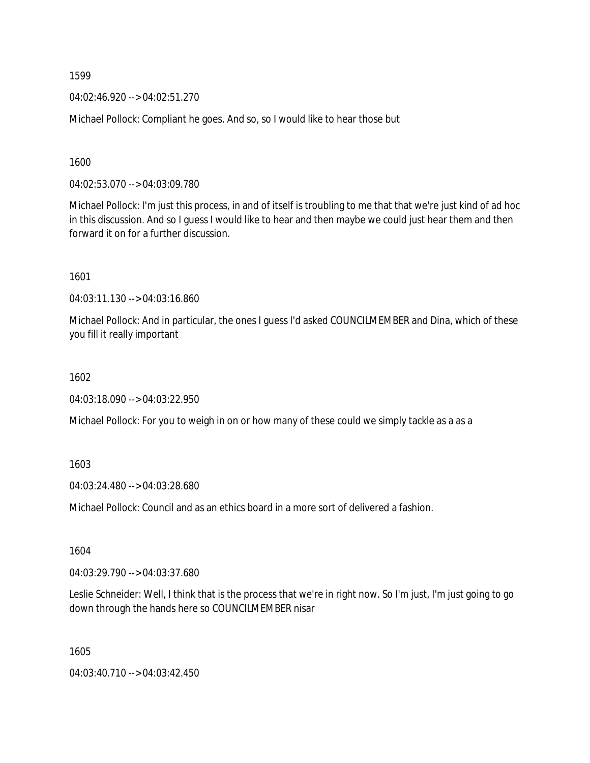1599

04:02:46.920 --> 04:02:51.270

Michael Pollock: Compliant he goes. And so, so I would like to hear those but

1600

04:02:53.070 --> 04:03:09.780

Michael Pollock: I'm just this process, in and of itself is troubling to me that that we're just kind of ad hoc in this discussion. And so I guess I would like to hear and then maybe we could just hear them and then forward it on for a further discussion.

1601

04:03:11.130 --> 04:03:16.860

Michael Pollock: And in particular, the ones I guess I'd asked COUNCILMEMBER and Dina, which of these you fill it really important

1602

04:03:18.090 --> 04:03:22.950

Michael Pollock: For you to weigh in on or how many of these could we simply tackle as a as a

1603

04:03:24.480 --> 04:03:28.680

Michael Pollock: Council and as an ethics board in a more sort of delivered a fashion.

1604

04:03:29.790 --> 04:03:37.680

Leslie Schneider: Well, I think that is the process that we're in right now. So I'm just, I'm just going to go down through the hands here so COUNCILMEMBER nisar

1605

04:03:40.710 --> 04:03:42.450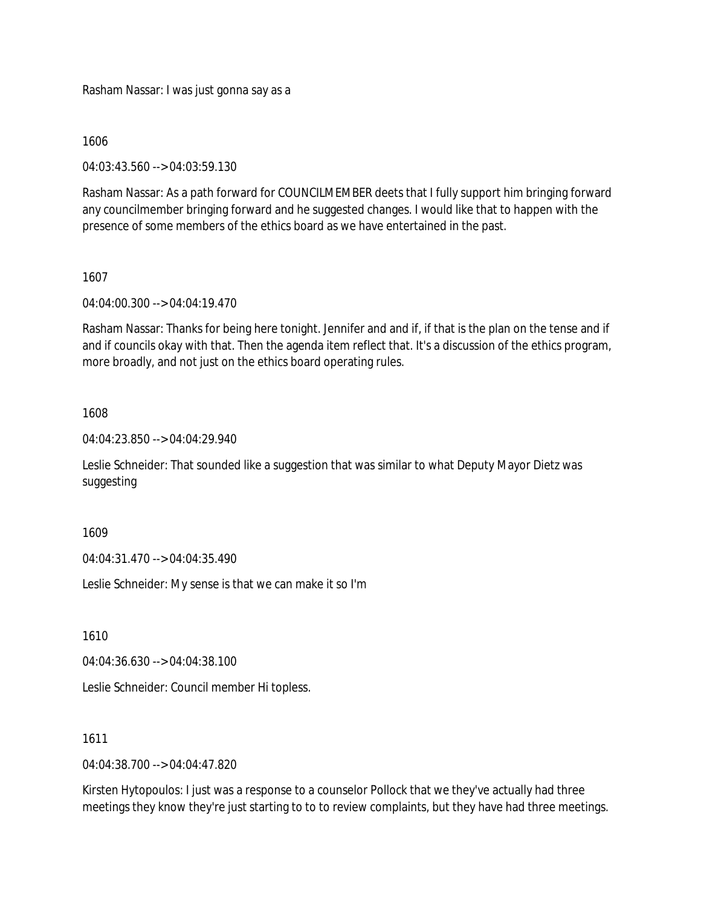Rasham Nassar: I was just gonna say as a

1606

04:03:43.560 --> 04:03:59.130

Rasham Nassar: As a path forward for COUNCILMEMBER deets that I fully support him bringing forward any councilmember bringing forward and he suggested changes. I would like that to happen with the presence of some members of the ethics board as we have entertained in the past.

1607

04:04:00.300 --> 04:04:19.470

Rasham Nassar: Thanks for being here tonight. Jennifer and and if, if that is the plan on the tense and if and if councils okay with that. Then the agenda item reflect that. It's a discussion of the ethics program, more broadly, and not just on the ethics board operating rules.

1608

04:04:23.850 --> 04:04:29.940

Leslie Schneider: That sounded like a suggestion that was similar to what Deputy Mayor Dietz was suggesting

1609

04:04:31.470 --> 04:04:35.490

Leslie Schneider: My sense is that we can make it so I'm

1610

04:04:36.630 --> 04:04:38.100

Leslie Schneider: Council member Hi topless.

1611

04:04:38.700 --> 04:04:47.820

Kirsten Hytopoulos: I just was a response to a counselor Pollock that we they've actually had three meetings they know they're just starting to to to review complaints, but they have had three meetings.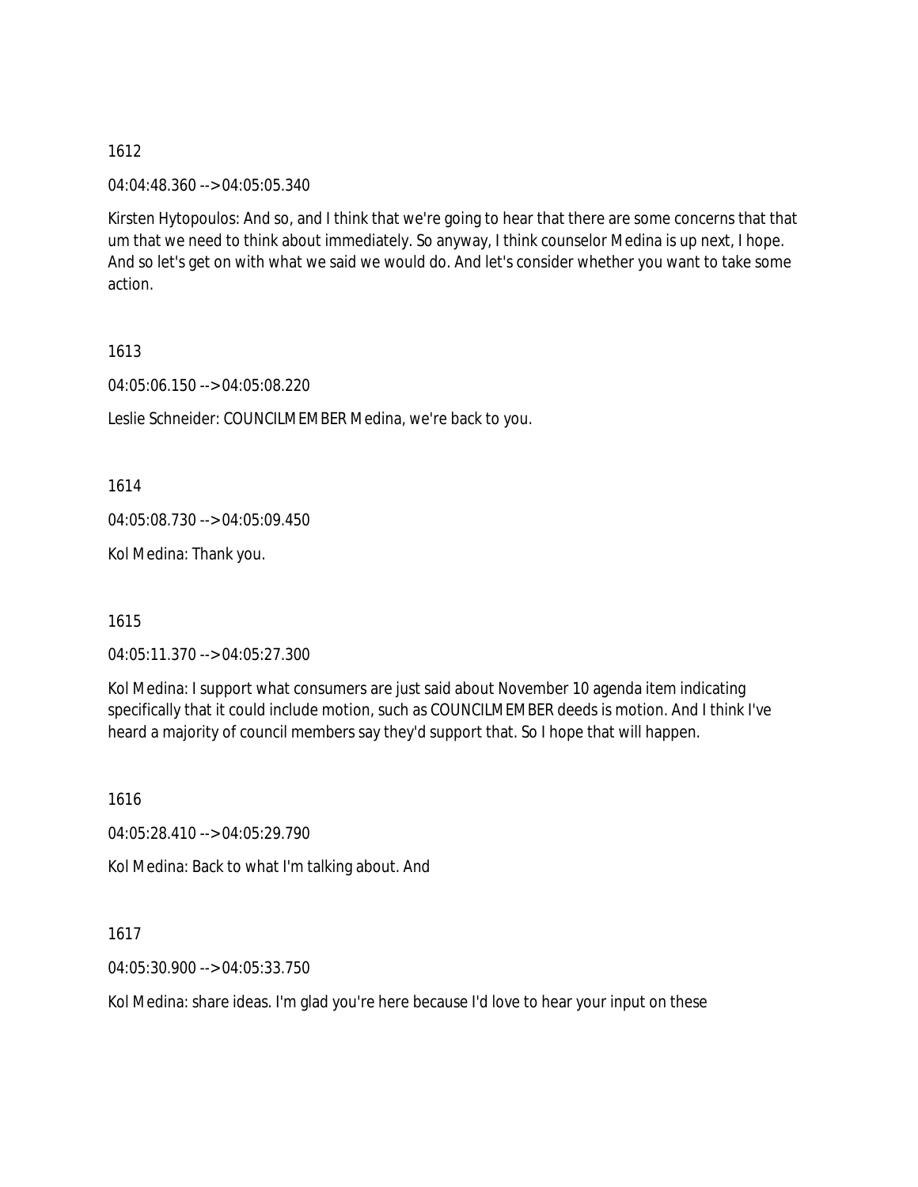1612

04:04:48.360 --> 04:05:05.340

Kirsten Hytopoulos: And so, and I think that we're going to hear that there are some concerns that that um that we need to think about immediately. So anyway, I think counselor Medina is up next, I hope. And so let's get on with what we said we would do. And let's consider whether you want to take some action.

1613

04:05:06.150 --> 04:05:08.220

Leslie Schneider: COUNCILMEMBER Medina, we're back to you.

1614

04:05:08.730 --> 04:05:09.450

Kol Medina: Thank you.

1615

04:05:11.370 --> 04:05:27.300

Kol Medina: I support what consumers are just said about November 10 agenda item indicating specifically that it could include motion, such as COUNCILMEMBER deeds is motion. And I think I've heard a majority of council members say they'd support that. So I hope that will happen.

1616

04:05:28.410 --> 04:05:29.790

Kol Medina: Back to what I'm talking about. And

1617

04:05:30.900 --> 04:05:33.750

Kol Medina: share ideas. I'm glad you're here because I'd love to hear your input on these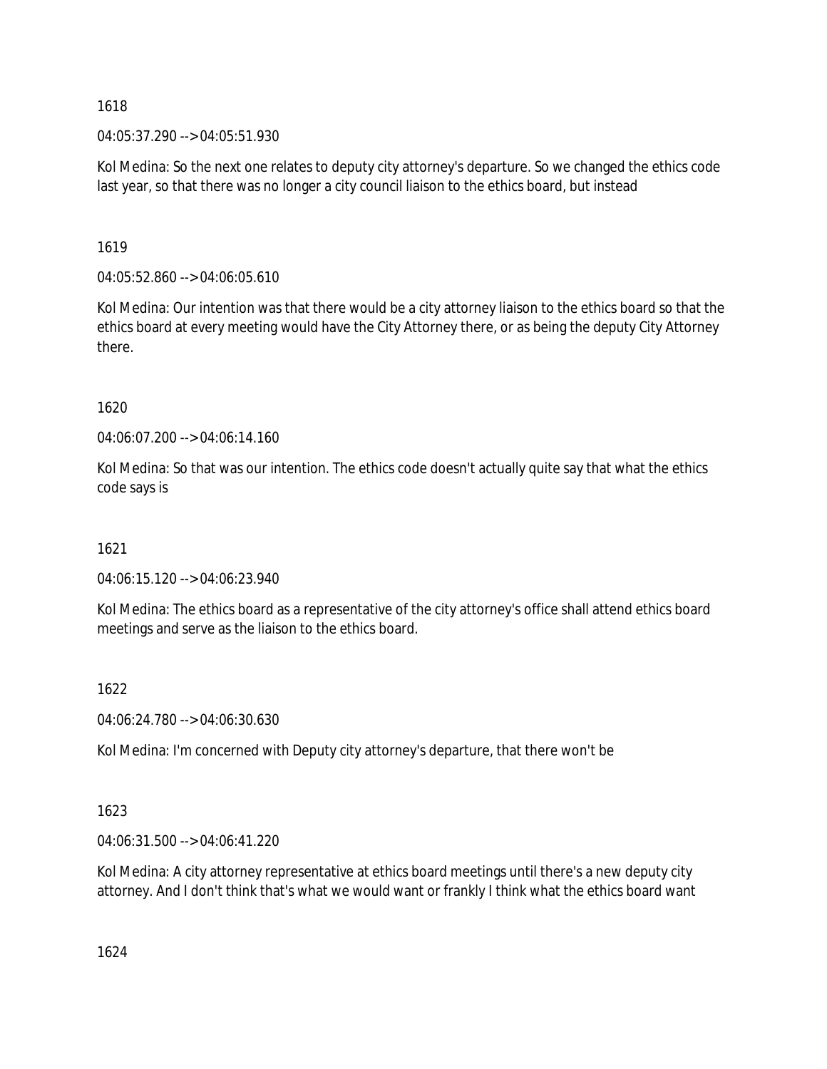1618

04:05:37.290 --> 04:05:51.930

Kol Medina: So the next one relates to deputy city attorney's departure. So we changed the ethics code last year, so that there was no longer a city council liaison to the ethics board, but instead

1619

04:05:52.860 --> 04:06:05.610

Kol Medina: Our intention was that there would be a city attorney liaison to the ethics board so that the ethics board at every meeting would have the City Attorney there, or as being the deputy City Attorney there.

1620

04:06:07.200 --> 04:06:14.160

Kol Medina: So that was our intention. The ethics code doesn't actually quite say that what the ethics code says is

1621

04:06:15.120 --> 04:06:23.940

Kol Medina: The ethics board as a representative of the city attorney's office shall attend ethics board meetings and serve as the liaison to the ethics board.

1622

04:06:24.780 --> 04:06:30.630

Kol Medina: I'm concerned with Deputy city attorney's departure, that there won't be

1623

04:06:31.500 --> 04:06:41.220

Kol Medina: A city attorney representative at ethics board meetings until there's a new deputy city attorney. And I don't think that's what we would want or frankly I think what the ethics board want

1624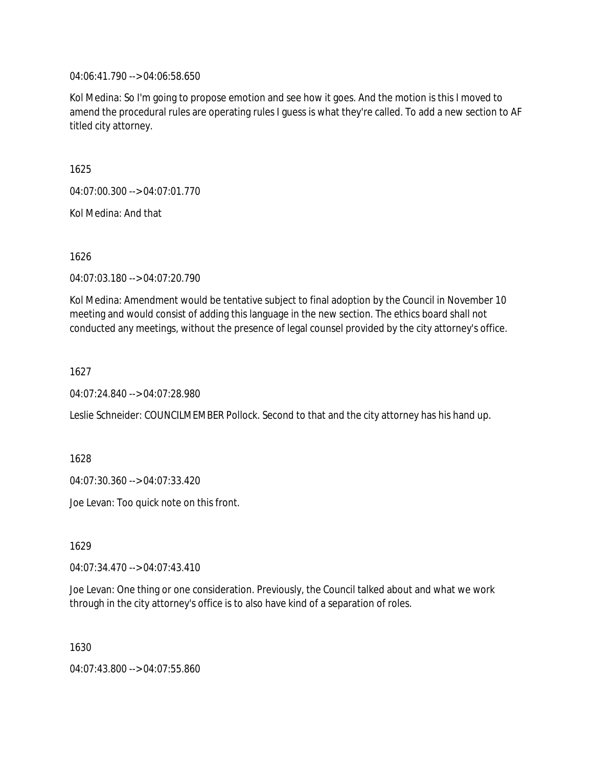04:06:41.790 --> 04:06:58.650

Kol Medina: So I'm going to propose emotion and see how it goes. And the motion is this I moved to amend the procedural rules are operating rules I guess is what they're called. To add a new section to AF titled city attorney.

1625

04:07:00.300 --> 04:07:01.770

Kol Medina: And that

1626

04:07:03.180 --> 04:07:20.790

Kol Medina: Amendment would be tentative subject to final adoption by the Council in November 10 meeting and would consist of adding this language in the new section. The ethics board shall not conducted any meetings, without the presence of legal counsel provided by the city attorney's office.

1627

04:07:24.840 --> 04:07:28.980

Leslie Schneider: COUNCILMEMBER Pollock. Second to that and the city attorney has his hand up.

1628

04:07:30.360 --> 04:07:33.420

Joe Levan: Too quick note on this front.

1629

04:07:34.470 --> 04:07:43.410

Joe Levan: One thing or one consideration. Previously, the Council talked about and what we work through in the city attorney's office is to also have kind of a separation of roles.

1630

04:07:43.800 --> 04:07:55.860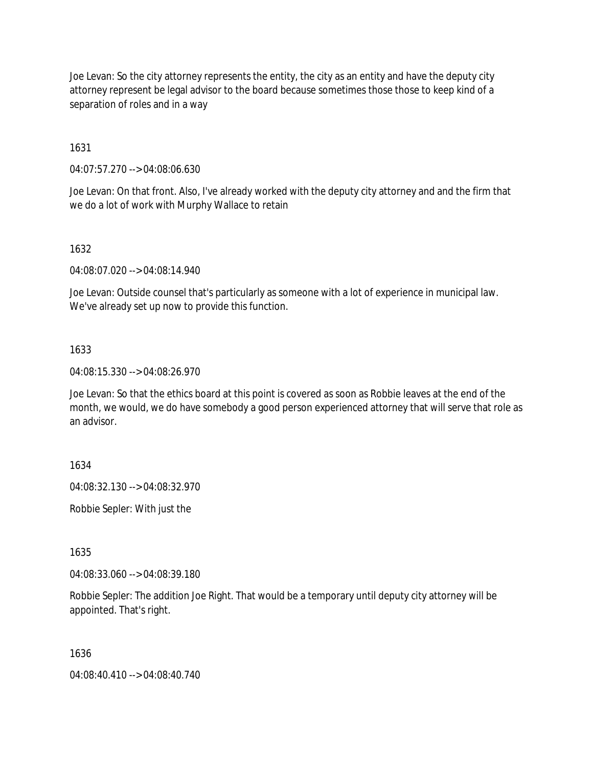Joe Levan: So the city attorney represents the entity, the city as an entity and have the deputy city attorney represent be legal advisor to the board because sometimes those those to keep kind of a separation of roles and in a way

1631

04:07:57.270 --> 04:08:06.630

Joe Levan: On that front. Also, I've already worked with the deputy city attorney and and the firm that we do a lot of work with Murphy Wallace to retain

1632

04:08:07.020 --> 04:08:14.940

Joe Levan: Outside counsel that's particularly as someone with a lot of experience in municipal law. We've already set up now to provide this function.

1633

04:08:15.330 --> 04:08:26.970

Joe Levan: So that the ethics board at this point is covered as soon as Robbie leaves at the end of the month, we would, we do have somebody a good person experienced attorney that will serve that role as an advisor.

1634

04:08:32.130 --> 04:08:32.970

Robbie Sepler: With just the

1635

04:08:33.060 --> 04:08:39.180

Robbie Sepler: The addition Joe Right. That would be a temporary until deputy city attorney will be appointed. That's right.

1636

04:08:40.410 --> 04:08:40.740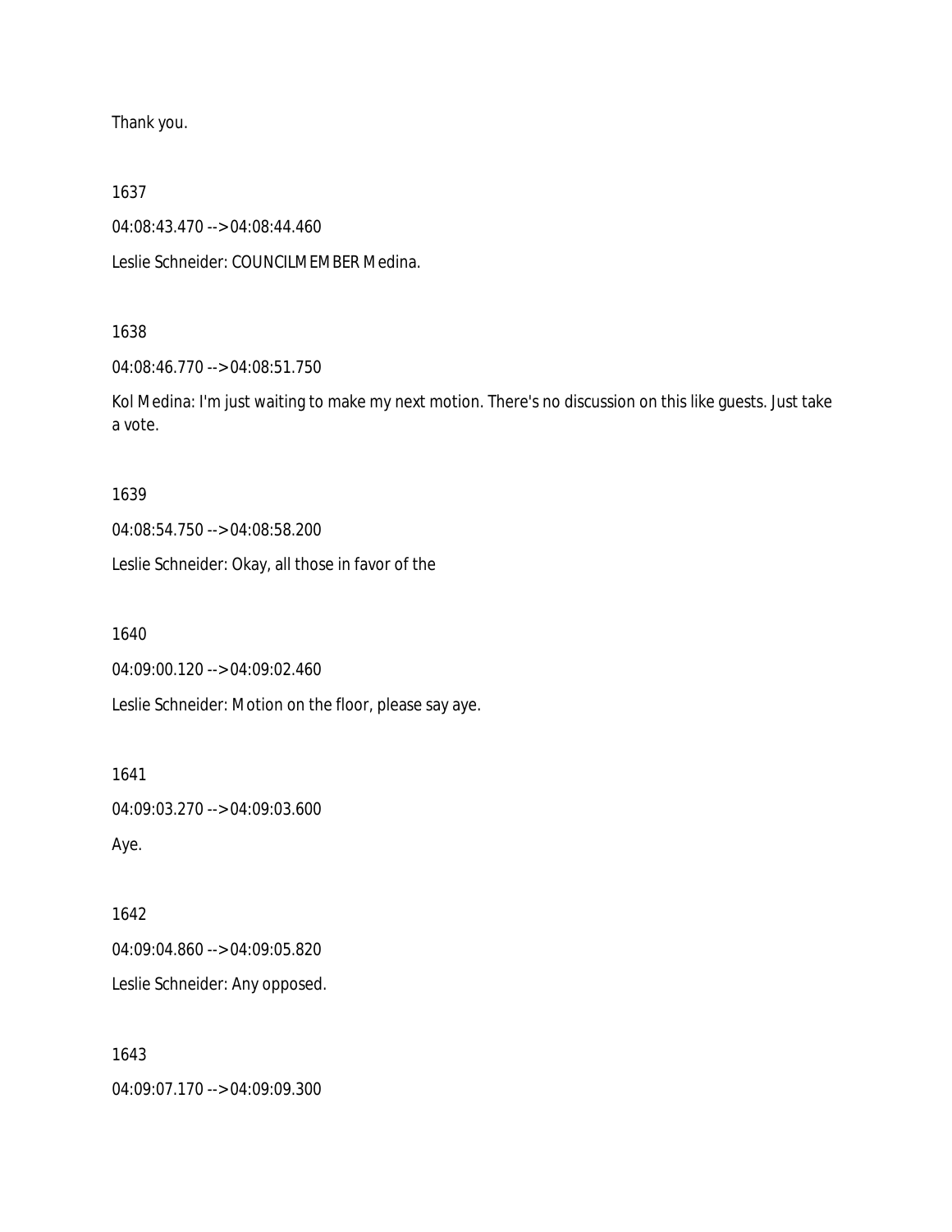Thank you.

1637

04:08:43.470 --> 04:08:44.460

Leslie Schneider: COUNCILMEMBER Medina.

1638

04:08:46.770 --> 04:08:51.750

Kol Medina: I'm just waiting to make my next motion. There's no discussion on this like guests. Just take a vote.

1639

04:08:54.750 --> 04:08:58.200

Leslie Schneider: Okay, all those in favor of the

1640

04:09:00.120 --> 04:09:02.460

Leslie Schneider: Motion on the floor, please say aye.

1641

04:09:03.270 --> 04:09:03.600

Aye.

1642

04:09:04.860 --> 04:09:05.820

Leslie Schneider: Any opposed.

1643

04:09:07.170 --> 04:09:09.300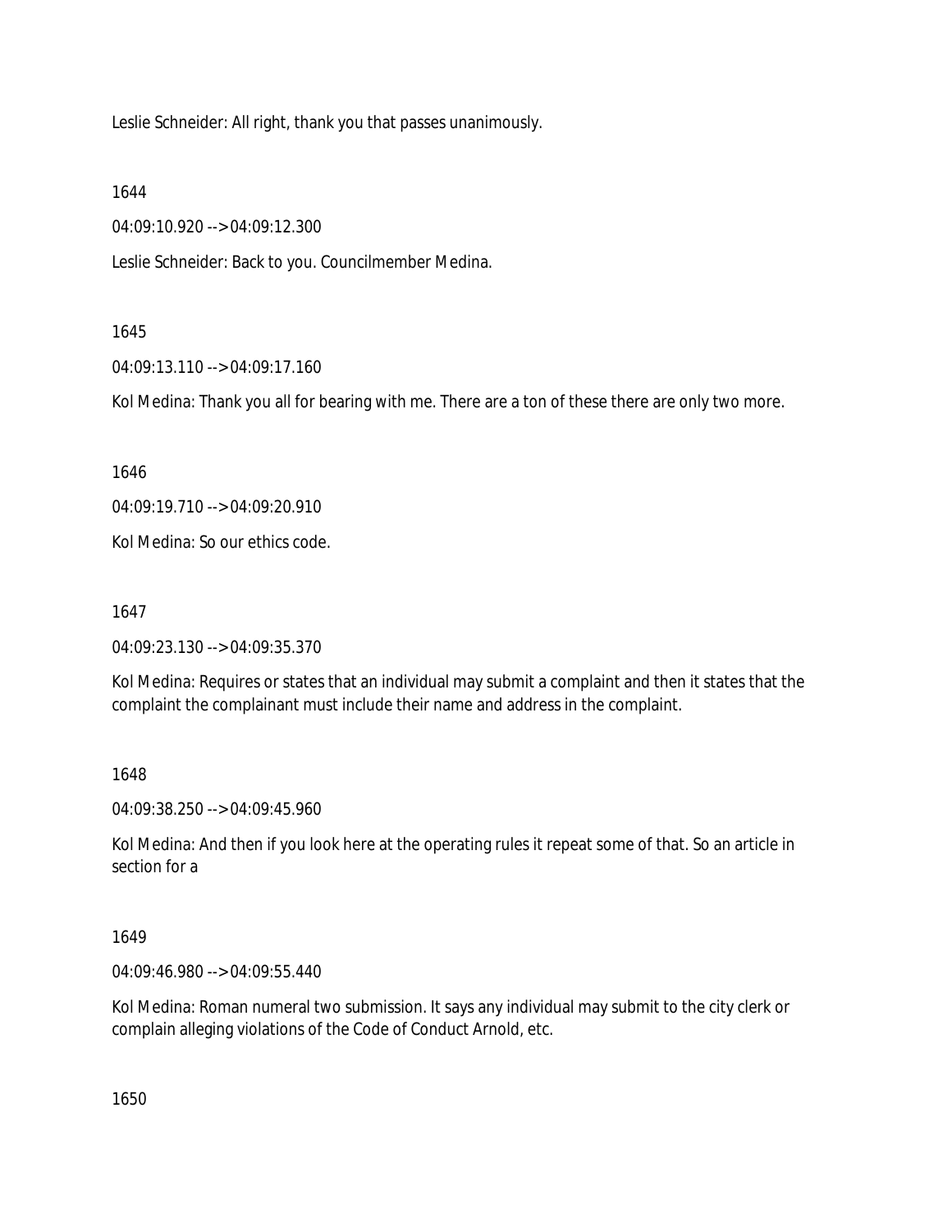Leslie Schneider: All right, thank you that passes unanimously.

1644

04:09:10.920 --> 04:09:12.300

Leslie Schneider: Back to you. Councilmember Medina.

1645

04:09:13.110 --> 04:09:17.160

Kol Medina: Thank you all for bearing with me. There are a ton of these there are only two more.

1646

04:09:19.710 --> 04:09:20.910

Kol Medina: So our ethics code.

1647

04:09:23.130 --> 04:09:35.370

Kol Medina: Requires or states that an individual may submit a complaint and then it states that the complaint the complainant must include their name and address in the complaint.

1648

04:09:38.250 --> 04:09:45.960

Kol Medina: And then if you look here at the operating rules it repeat some of that. So an article in section for a

1649

04:09:46.980 --> 04:09:55.440

Kol Medina: Roman numeral two submission. It says any individual may submit to the city clerk or complain alleging violations of the Code of Conduct Arnold, etc.

1650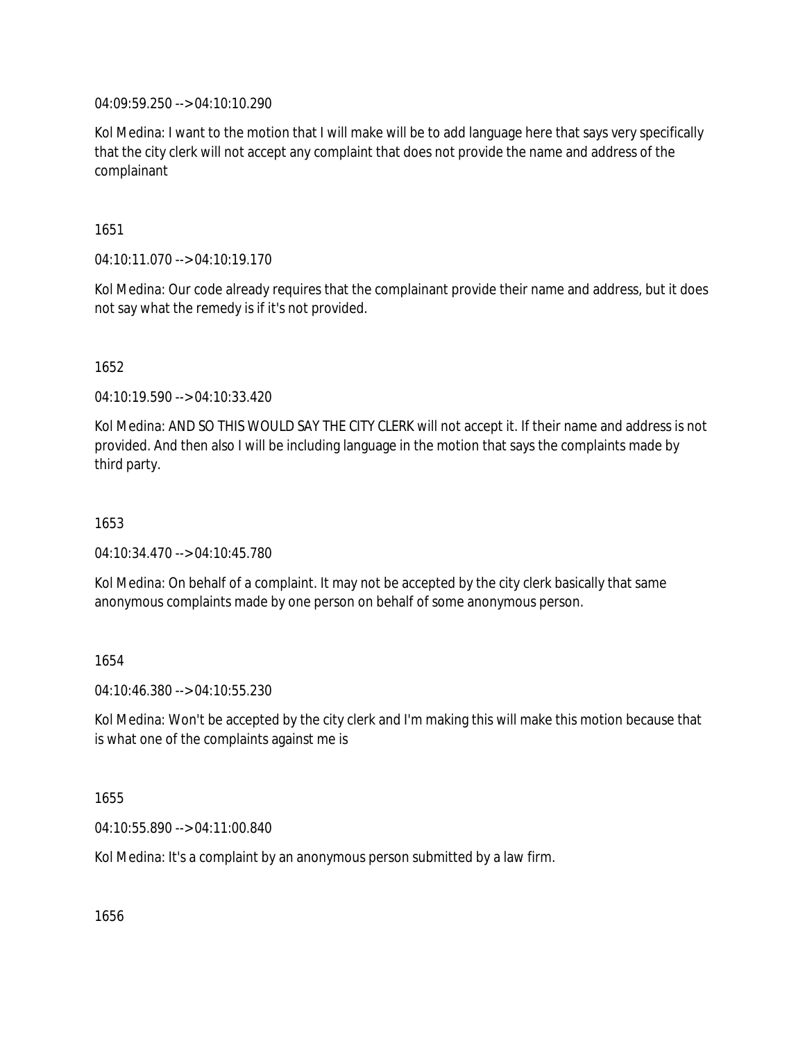04:09:59.250 --> 04:10:10.290

Kol Medina: I want to the motion that I will make will be to add language here that says very specifically that the city clerk will not accept any complaint that does not provide the name and address of the complainant

1651

04:10:11.070 --> 04:10:19.170

Kol Medina: Our code already requires that the complainant provide their name and address, but it does not say what the remedy is if it's not provided.

1652

04:10:19.590 --> 04:10:33.420

Kol Medina: AND SO THIS WOULD SAY THE CITY CLERK will not accept it. If their name and address is not provided. And then also I will be including language in the motion that says the complaints made by third party.

1653

04:10:34.470 --> 04:10:45.780

Kol Medina: On behalf of a complaint. It may not be accepted by the city clerk basically that same anonymous complaints made by one person on behalf of some anonymous person.

1654

04:10:46.380 --> 04:10:55.230

Kol Medina: Won't be accepted by the city clerk and I'm making this will make this motion because that is what one of the complaints against me is

1655

04:10:55.890 --> 04:11:00.840

Kol Medina: It's a complaint by an anonymous person submitted by a law firm.

1656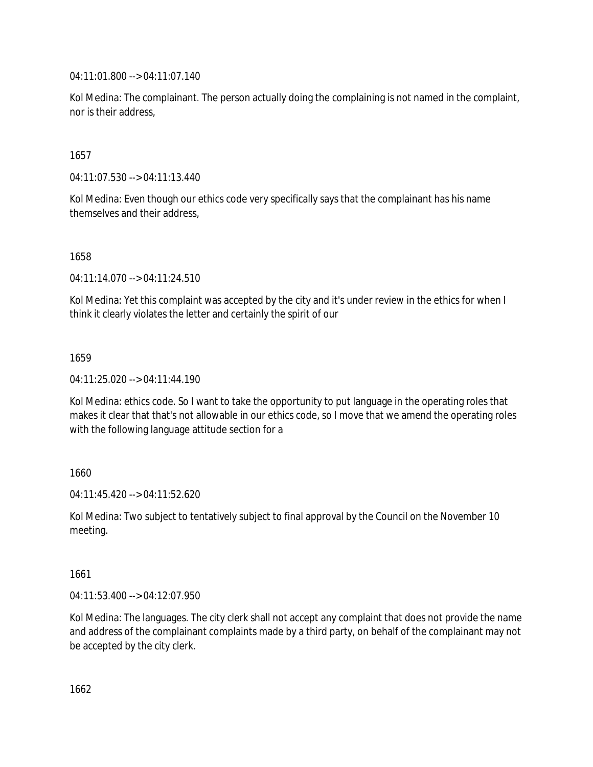04:11:01.800 --> 04:11:07.140

Kol Medina: The complainant. The person actually doing the complaining is not named in the complaint, nor is their address,

1657

04:11:07.530 --> 04:11:13.440

Kol Medina: Even though our ethics code very specifically says that the complainant has his name themselves and their address,

1658

04:11:14.070 --> 04:11:24.510

Kol Medina: Yet this complaint was accepted by the city and it's under review in the ethics for when I think it clearly violates the letter and certainly the spirit of our

1659

04:11:25.020 --> 04:11:44.190

Kol Medina: ethics code. So I want to take the opportunity to put language in the operating roles that makes it clear that that's not allowable in our ethics code, so I move that we amend the operating roles with the following language attitude section for a

1660

04:11:45.420 --> 04:11:52.620

Kol Medina: Two subject to tentatively subject to final approval by the Council on the November 10 meeting.

1661

04:11:53.400 --> 04:12:07.950

Kol Medina: The languages. The city clerk shall not accept any complaint that does not provide the name and address of the complainant complaints made by a third party, on behalf of the complainant may not be accepted by the city clerk.

1662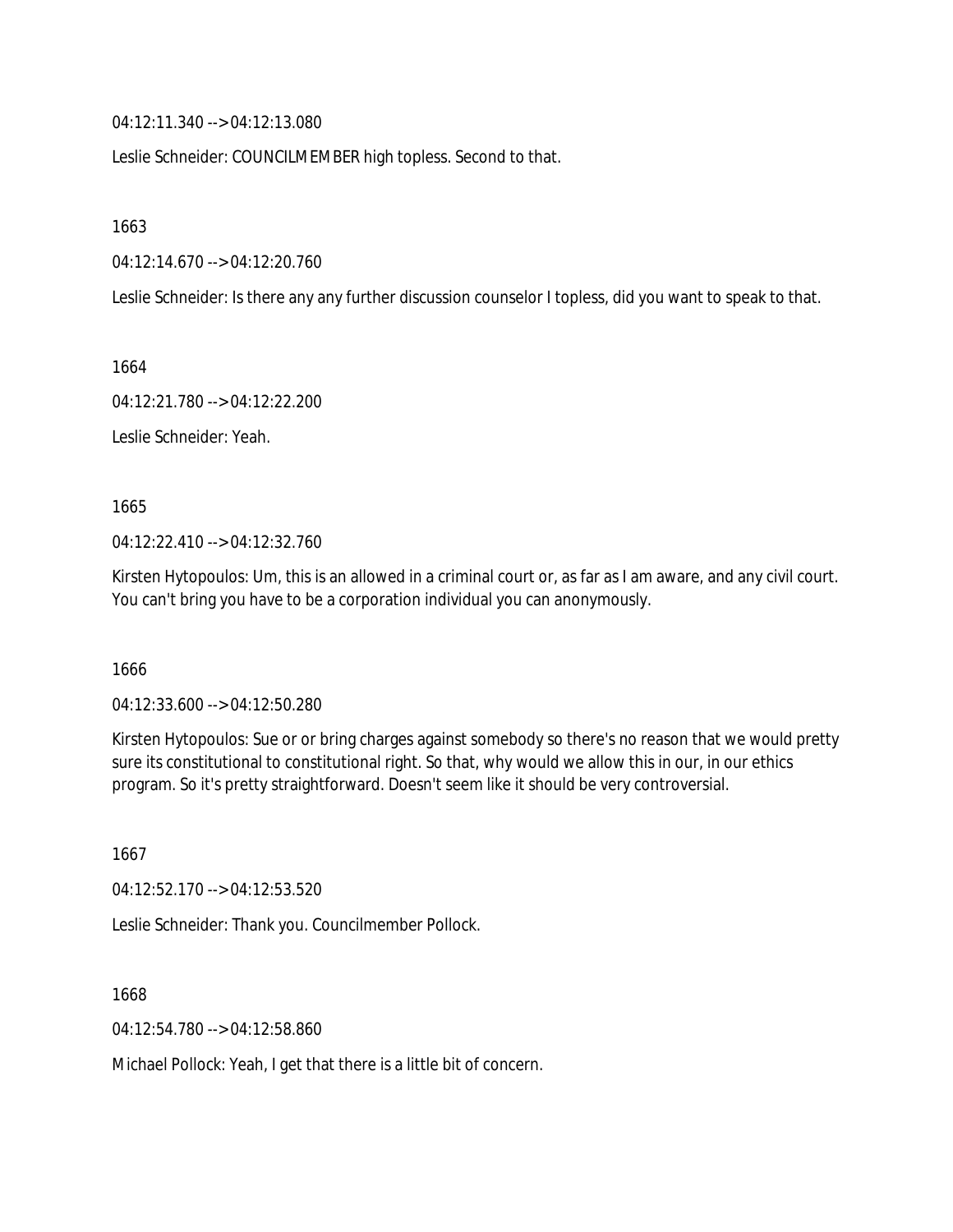04:12:11.340 --> 04:12:13.080

Leslie Schneider: COUNCILMEMBER high topless. Second to that.

1663

04:12:14.670 --> 04:12:20.760

Leslie Schneider: Is there any any further discussion counselor I topless, did you want to speak to that.

1664

04:12:21.780 --> 04:12:22.200

Leslie Schneider: Yeah.

1665

04:12:22.410 --> 04:12:32.760

Kirsten Hytopoulos: Um, this is an allowed in a criminal court or, as far as I am aware, and any civil court. You can't bring you have to be a corporation individual you can anonymously.

1666

04:12:33.600 --> 04:12:50.280

Kirsten Hytopoulos: Sue or or bring charges against somebody so there's no reason that we would pretty sure its constitutional to constitutional right. So that, why would we allow this in our, in our ethics program. So it's pretty straightforward. Doesn't seem like it should be very controversial.

1667

04:12:52.170 --> 04:12:53.520

Leslie Schneider: Thank you. Councilmember Pollock.

1668

04:12:54.780 --> 04:12:58.860

Michael Pollock: Yeah, I get that there is a little bit of concern.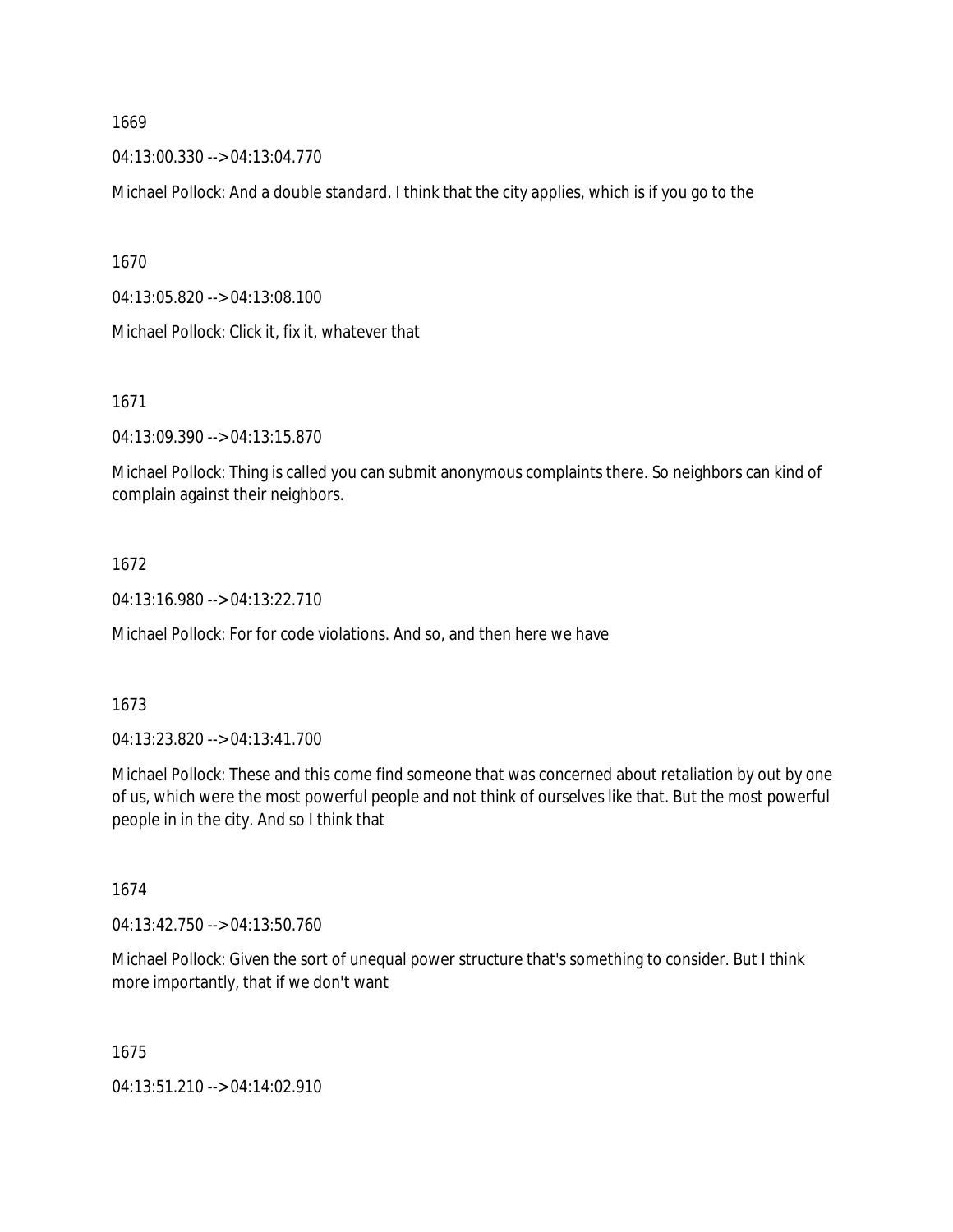1669

04:13:00.330 --> 04:13:04.770

Michael Pollock: And a double standard. I think that the city applies, which is if you go to the

1670

04:13:05.820 --> 04:13:08.100

Michael Pollock: Click it, fix it, whatever that

1671

04:13:09.390 --> 04:13:15.870

Michael Pollock: Thing is called you can submit anonymous complaints there. So neighbors can kind of complain against their neighbors.

1672

04:13:16.980 --> 04:13:22.710

Michael Pollock: For for code violations. And so, and then here we have

1673

04:13:23.820 --> 04:13:41.700

Michael Pollock: These and this come find someone that was concerned about retaliation by out by one of us, which were the most powerful people and not think of ourselves like that. But the most powerful people in in the city. And so I think that

1674

04:13:42.750 --> 04:13:50.760

Michael Pollock: Given the sort of unequal power structure that's something to consider. But I think more importantly, that if we don't want

1675

04:13:51.210 --> 04:14:02.910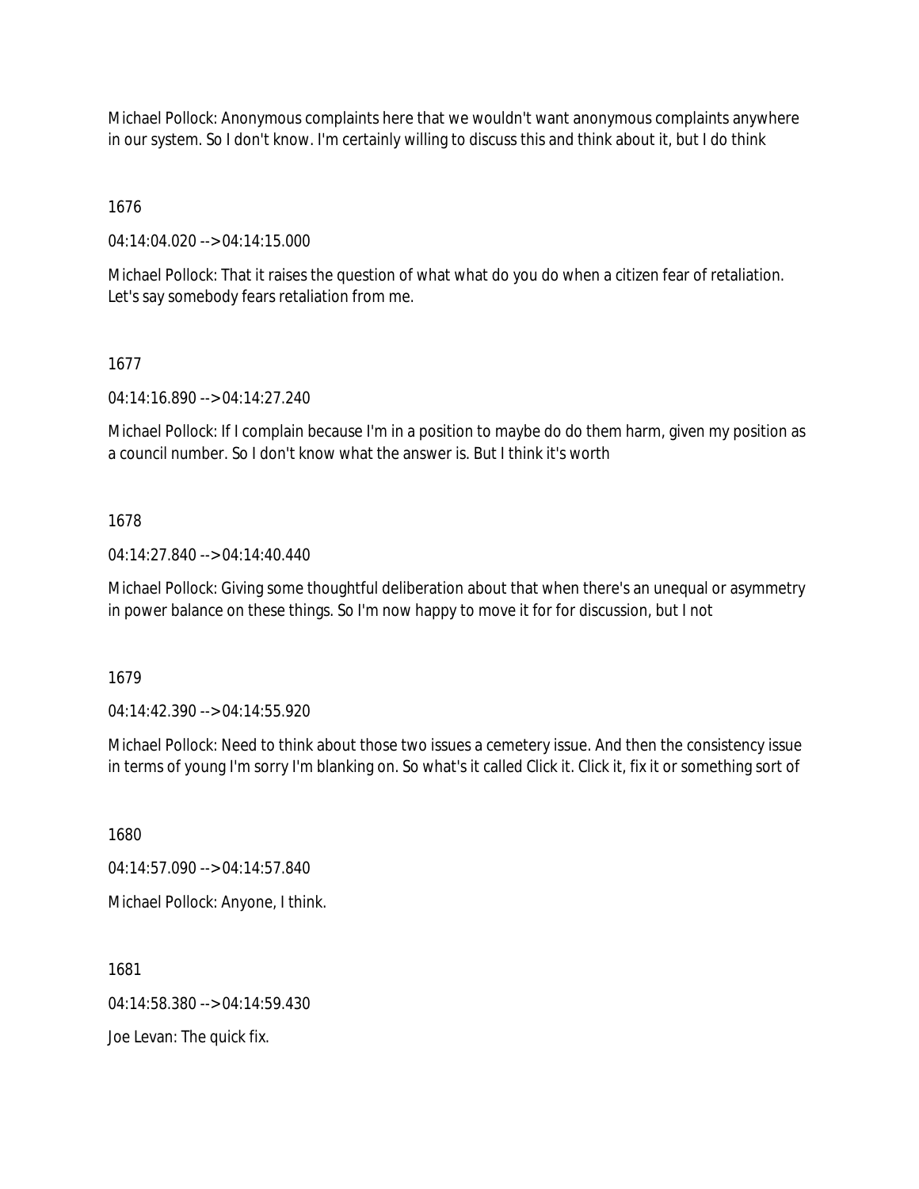Michael Pollock: Anonymous complaints here that we wouldn't want anonymous complaints anywhere in our system. So I don't know. I'm certainly willing to discuss this and think about it, but I do think

1676

04:14:04.020 --> 04:14:15.000

Michael Pollock: That it raises the question of what what do you do when a citizen fear of retaliation. Let's say somebody fears retaliation from me.

1677

04:14:16.890 --> 04:14:27.240

Michael Pollock: If I complain because I'm in a position to maybe do do them harm, given my position as a council number. So I don't know what the answer is. But I think it's worth

1678

04:14:27.840 --> 04:14:40.440

Michael Pollock: Giving some thoughtful deliberation about that when there's an unequal or asymmetry in power balance on these things. So I'm now happy to move it for for discussion, but I not

1679

04:14:42.390 --> 04:14:55.920

Michael Pollock: Need to think about those two issues a cemetery issue. And then the consistency issue in terms of young I'm sorry I'm blanking on. So what's it called Click it. Click it, fix it or something sort of

1680

04:14:57.090 --> 04:14:57.840

Michael Pollock: Anyone, I think.

1681

04:14:58.380 --> 04:14:59.430

Joe Levan: The quick fix.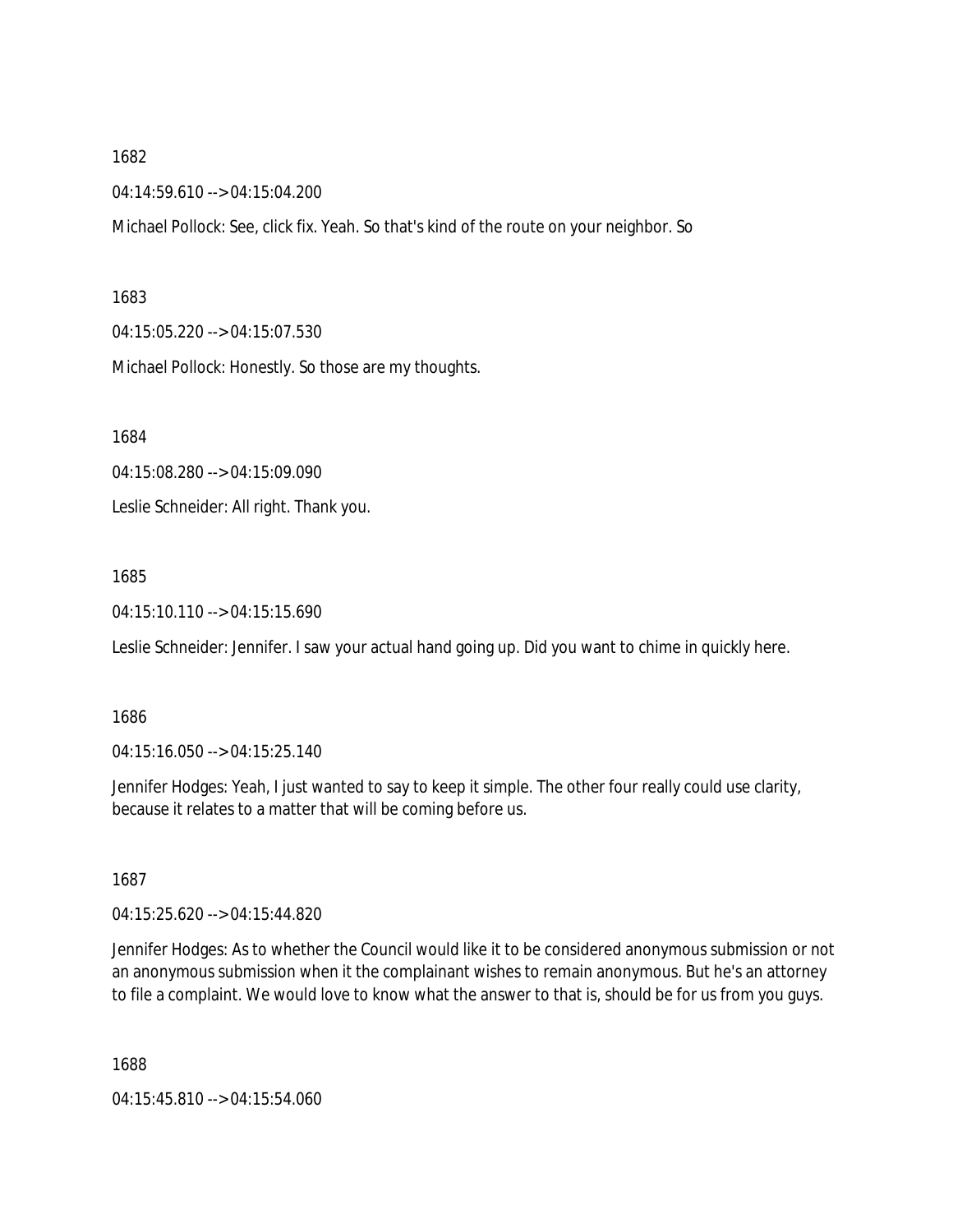1682

04:14:59.610 --> 04:15:04.200

Michael Pollock: See, click fix. Yeah. So that's kind of the route on your neighbor. So

1683

04:15:05.220 --> 04:15:07.530

Michael Pollock: Honestly. So those are my thoughts.

1684

04:15:08.280 --> 04:15:09.090

Leslie Schneider: All right. Thank you.

1685

04:15:10.110 --> 04:15:15.690

Leslie Schneider: Jennifer. I saw your actual hand going up. Did you want to chime in quickly here.

1686

04:15:16.050 --> 04:15:25.140

Jennifer Hodges: Yeah, I just wanted to say to keep it simple. The other four really could use clarity, because it relates to a matter that will be coming before us.

1687

04:15:25.620 --> 04:15:44.820

Jennifer Hodges: As to whether the Council would like it to be considered anonymous submission or not an anonymous submission when it the complainant wishes to remain anonymous. But he's an attorney to file a complaint. We would love to know what the answer to that is, should be for us from you guys.

1688

04:15:45.810 --> 04:15:54.060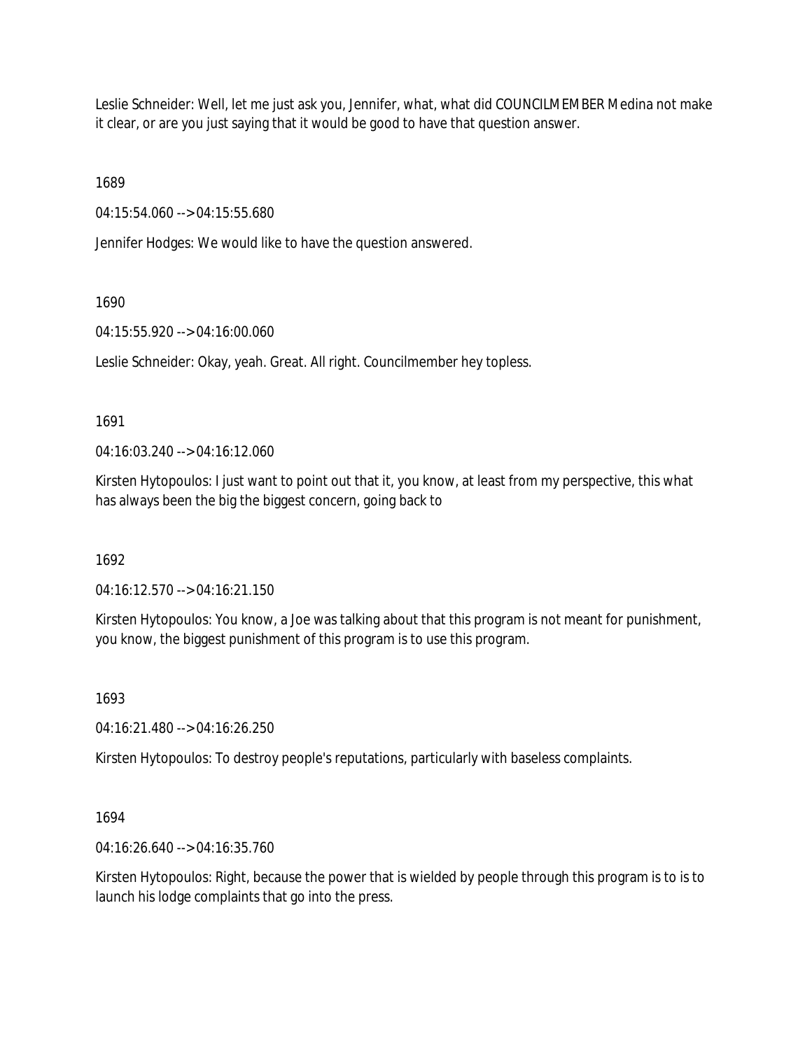Leslie Schneider: Well, let me just ask you, Jennifer, what, what did COUNCILMEMBER Medina not make it clear, or are you just saying that it would be good to have that question answer.

1689

04:15:54.060 --> 04:15:55.680

Jennifer Hodges: We would like to have the question answered.

1690

04:15:55.920 --> 04:16:00.060

Leslie Schneider: Okay, yeah. Great. All right. Councilmember hey topless.

1691

04:16:03.240 --> 04:16:12.060

Kirsten Hytopoulos: I just want to point out that it, you know, at least from my perspective, this what has always been the big the biggest concern, going back to

1692

04:16:12.570 --> 04:16:21.150

Kirsten Hytopoulos: You know, a Joe was talking about that this program is not meant for punishment, you know, the biggest punishment of this program is to use this program.

1693

04:16:21.480 --> 04:16:26.250

Kirsten Hytopoulos: To destroy people's reputations, particularly with baseless complaints.

1694

04:16:26.640 --> 04:16:35.760

Kirsten Hytopoulos: Right, because the power that is wielded by people through this program is to is to launch his lodge complaints that go into the press.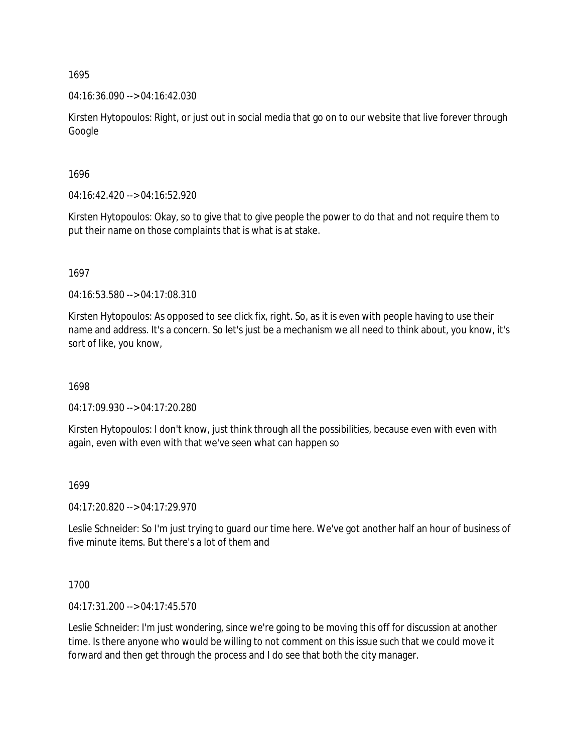1695

04:16:36.090 --> 04:16:42.030

Kirsten Hytopoulos: Right, or just out in social media that go on to our website that live forever through Google

1696

04:16:42.420 --> 04:16:52.920

Kirsten Hytopoulos: Okay, so to give that to give people the power to do that and not require them to put their name on those complaints that is what is at stake.

1697

04:16:53.580 --> 04:17:08.310

Kirsten Hytopoulos: As opposed to see click fix, right. So, as it is even with people having to use their name and address. It's a concern. So let's just be a mechanism we all need to think about, you know, it's sort of like, you know,

1698

04:17:09.930 --> 04:17:20.280

Kirsten Hytopoulos: I don't know, just think through all the possibilities, because even with even with again, even with even with that we've seen what can happen so

1699

04:17:20.820 --> 04:17:29.970

Leslie Schneider: So I'm just trying to guard our time here. We've got another half an hour of business of five minute items. But there's a lot of them and

1700

04:17:31.200 --> 04:17:45.570

Leslie Schneider: I'm just wondering, since we're going to be moving this off for discussion at another time. Is there anyone who would be willing to not comment on this issue such that we could move it forward and then get through the process and I do see that both the city manager.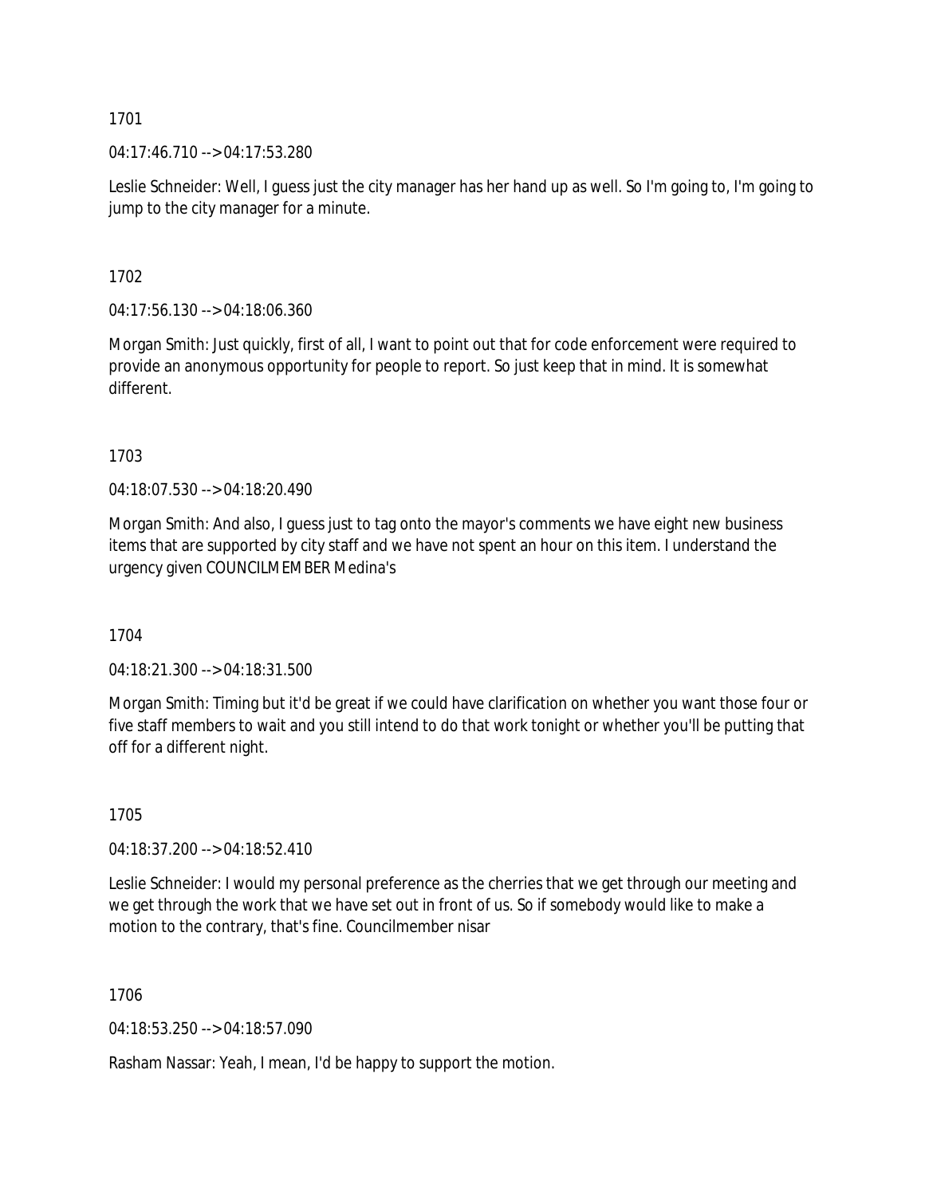1701

04:17:46.710 --> 04:17:53.280

Leslie Schneider: Well, I guess just the city manager has her hand up as well. So I'm going to, I'm going to jump to the city manager for a minute.

1702

04:17:56.130 --> 04:18:06.360

Morgan Smith: Just quickly, first of all, I want to point out that for code enforcement were required to provide an anonymous opportunity for people to report. So just keep that in mind. It is somewhat different.

1703

04:18:07.530 --> 04:18:20.490

Morgan Smith: And also, I guess just to tag onto the mayor's comments we have eight new business items that are supported by city staff and we have not spent an hour on this item. I understand the urgency given COUNCILMEMBER Medina's

1704

04:18:21.300 --> 04:18:31.500

Morgan Smith: Timing but it'd be great if we could have clarification on whether you want those four or five staff members to wait and you still intend to do that work tonight or whether you'll be putting that off for a different night.

1705

04:18:37.200 --> 04:18:52.410

Leslie Schneider: I would my personal preference as the cherries that we get through our meeting and we get through the work that we have set out in front of us. So if somebody would like to make a motion to the contrary, that's fine. Councilmember nisar

1706

04:18:53.250 --> 04:18:57.090

Rasham Nassar: Yeah, I mean, I'd be happy to support the motion.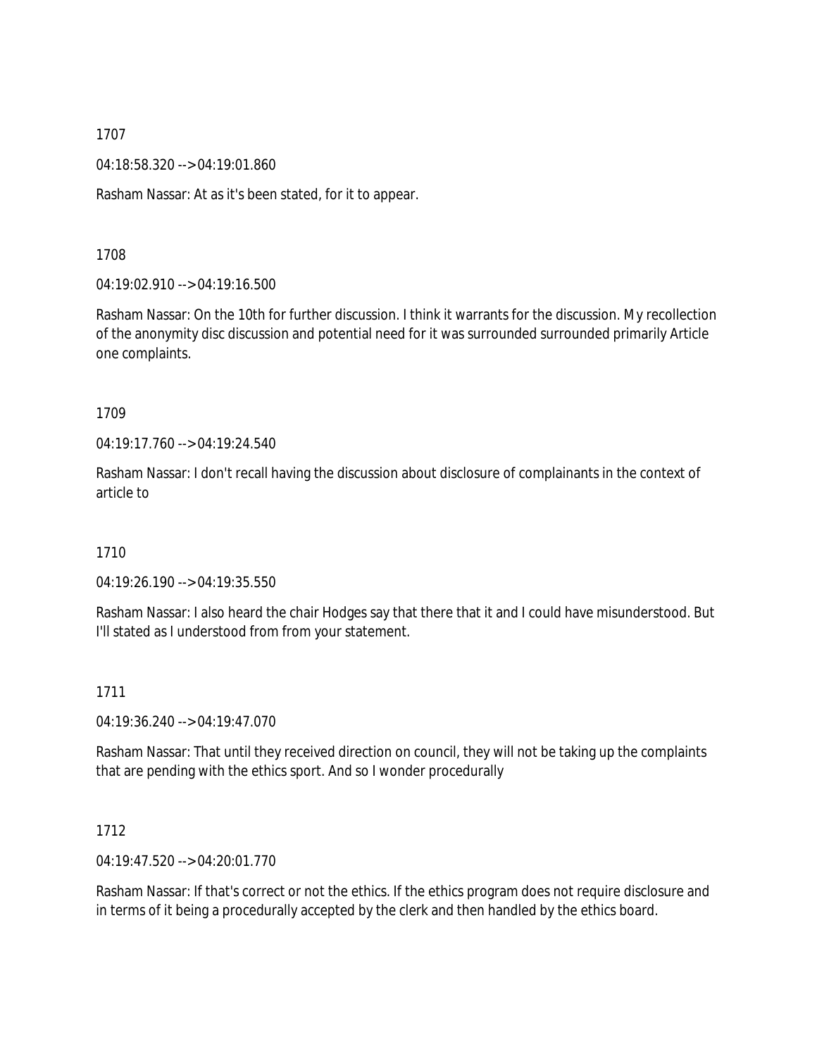1707

04:18:58.320 --> 04:19:01.860

Rasham Nassar: At as it's been stated, for it to appear.

1708

04:19:02.910 --> 04:19:16.500

Rasham Nassar: On the 10th for further discussion. I think it warrants for the discussion. My recollection of the anonymity disc discussion and potential need for it was surrounded surrounded primarily Article one complaints.

1709

04:19:17.760 --> 04:19:24.540

Rasham Nassar: I don't recall having the discussion about disclosure of complainants in the context of article to

1710

04:19:26.190 --> 04:19:35.550

Rasham Nassar: I also heard the chair Hodges say that there that it and I could have misunderstood. But I'll stated as I understood from from your statement.

1711

04:19:36.240 --> 04:19:47.070

Rasham Nassar: That until they received direction on council, they will not be taking up the complaints that are pending with the ethics sport. And so I wonder procedurally

1712

04:19:47.520 --> 04:20:01.770

Rasham Nassar: If that's correct or not the ethics. If the ethics program does not require disclosure and in terms of it being a procedurally accepted by the clerk and then handled by the ethics board.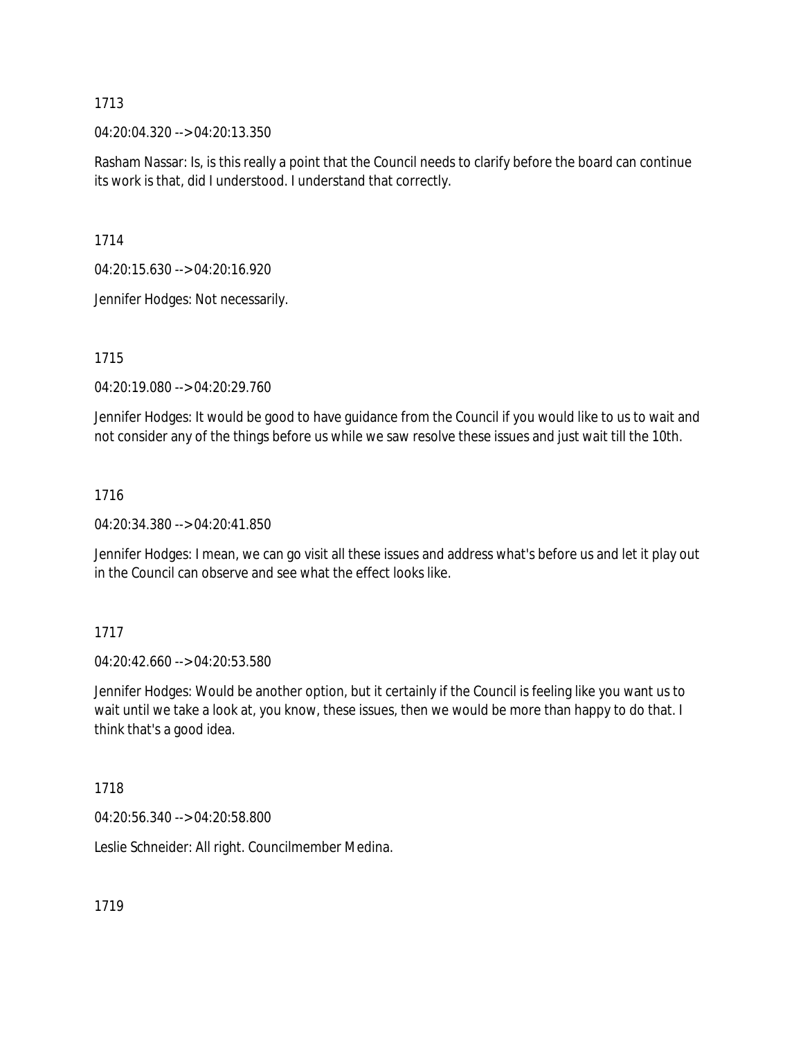1713

04:20:04.320 --> 04:20:13.350

Rasham Nassar: Is, is this really a point that the Council needs to clarify before the board can continue its work is that, did I understood. I understand that correctly.

1714

04:20:15.630 --> 04:20:16.920

Jennifer Hodges: Not necessarily.

1715

04:20:19.080 --> 04:20:29.760

Jennifer Hodges: It would be good to have guidance from the Council if you would like to us to wait and not consider any of the things before us while we saw resolve these issues and just wait till the 10th.

1716

04:20:34.380 --> 04:20:41.850

Jennifer Hodges: I mean, we can go visit all these issues and address what's before us and let it play out in the Council can observe and see what the effect looks like.

1717

04:20:42.660 --> 04:20:53.580

Jennifer Hodges: Would be another option, but it certainly if the Council is feeling like you want us to wait until we take a look at, you know, these issues, then we would be more than happy to do that. I think that's a good idea.

1718

04:20:56.340 --> 04:20:58.800

Leslie Schneider: All right. Councilmember Medina.

1719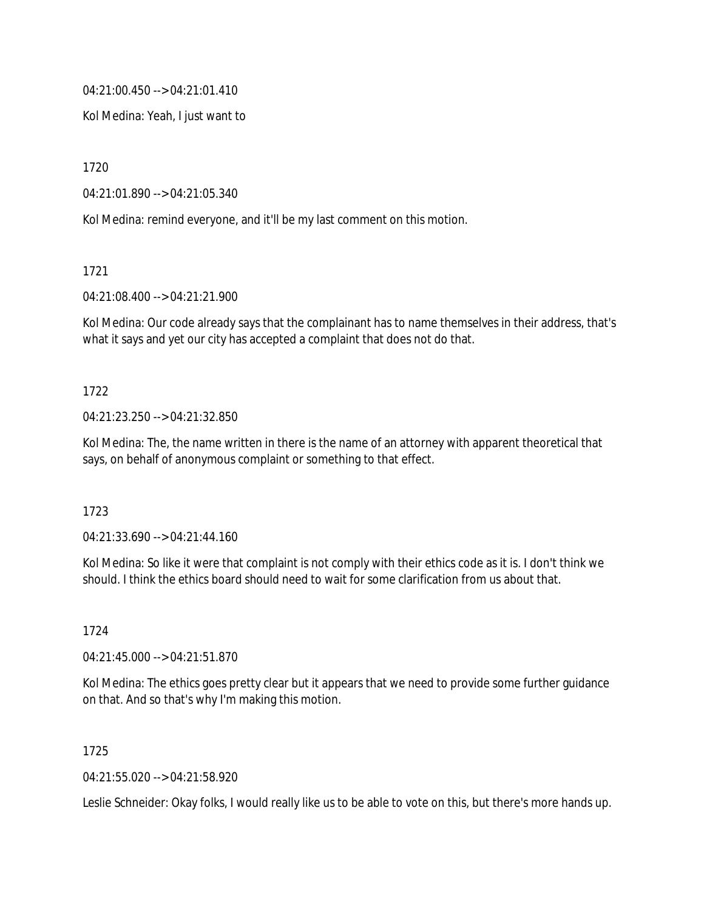04:21:00.450 --> 04:21:01.410

Kol Medina: Yeah, I just want to

1720

04:21:01.890 --> 04:21:05.340

Kol Medina: remind everyone, and it'll be my last comment on this motion.

1721

04:21:08.400 --> 04:21:21.900

Kol Medina: Our code already says that the complainant has to name themselves in their address, that's what it says and yet our city has accepted a complaint that does not do that.

1722

04:21:23.250 --> 04:21:32.850

Kol Medina: The, the name written in there is the name of an attorney with apparent theoretical that says, on behalf of anonymous complaint or something to that effect.

1723

04:21:33.690 --> 04:21:44.160

Kol Medina: So like it were that complaint is not comply with their ethics code as it is. I don't think we should. I think the ethics board should need to wait for some clarification from us about that.

1724

04:21:45.000 --> 04:21:51.870

Kol Medina: The ethics goes pretty clear but it appears that we need to provide some further guidance on that. And so that's why I'm making this motion.

1725

04:21:55.020 --> 04:21:58.920

Leslie Schneider: Okay folks, I would really like us to be able to vote on this, but there's more hands up.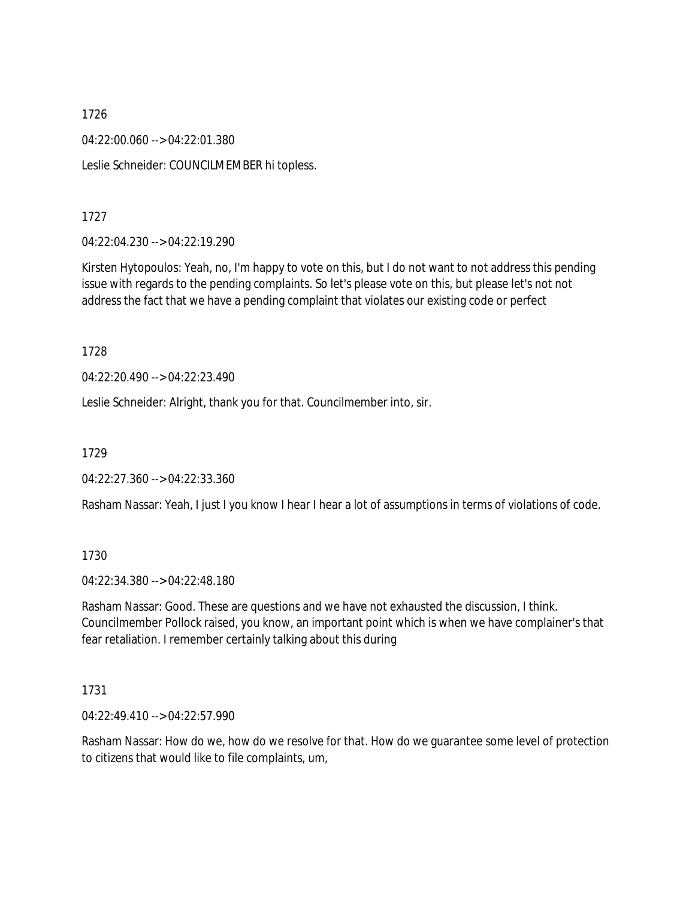1726

04:22:00.060 --> 04:22:01.380

Leslie Schneider: COUNCILMEMBER hi topless.

1727

04:22:04.230 --> 04:22:19.290

Kirsten Hytopoulos: Yeah, no, I'm happy to vote on this, but I do not want to not address this pending issue with regards to the pending complaints. So let's please vote on this, but please let's not not address the fact that we have a pending complaint that violates our existing code or perfect

1728

04:22:20.490 --> 04:22:23.490

Leslie Schneider: Alright, thank you for that. Councilmember into, sir.

1729

04:22:27.360 --> 04:22:33.360

Rasham Nassar: Yeah, I just I you know I hear I hear a lot of assumptions in terms of violations of code.

1730

04:22:34.380 --> 04:22:48.180

Rasham Nassar: Good. These are questions and we have not exhausted the discussion, I think. Councilmember Pollock raised, you know, an important point which is when we have complainer's that fear retaliation. I remember certainly talking about this during

1731

04:22:49.410 --> 04:22:57.990

Rasham Nassar: How do we, how do we resolve for that. How do we guarantee some level of protection to citizens that would like to file complaints, um,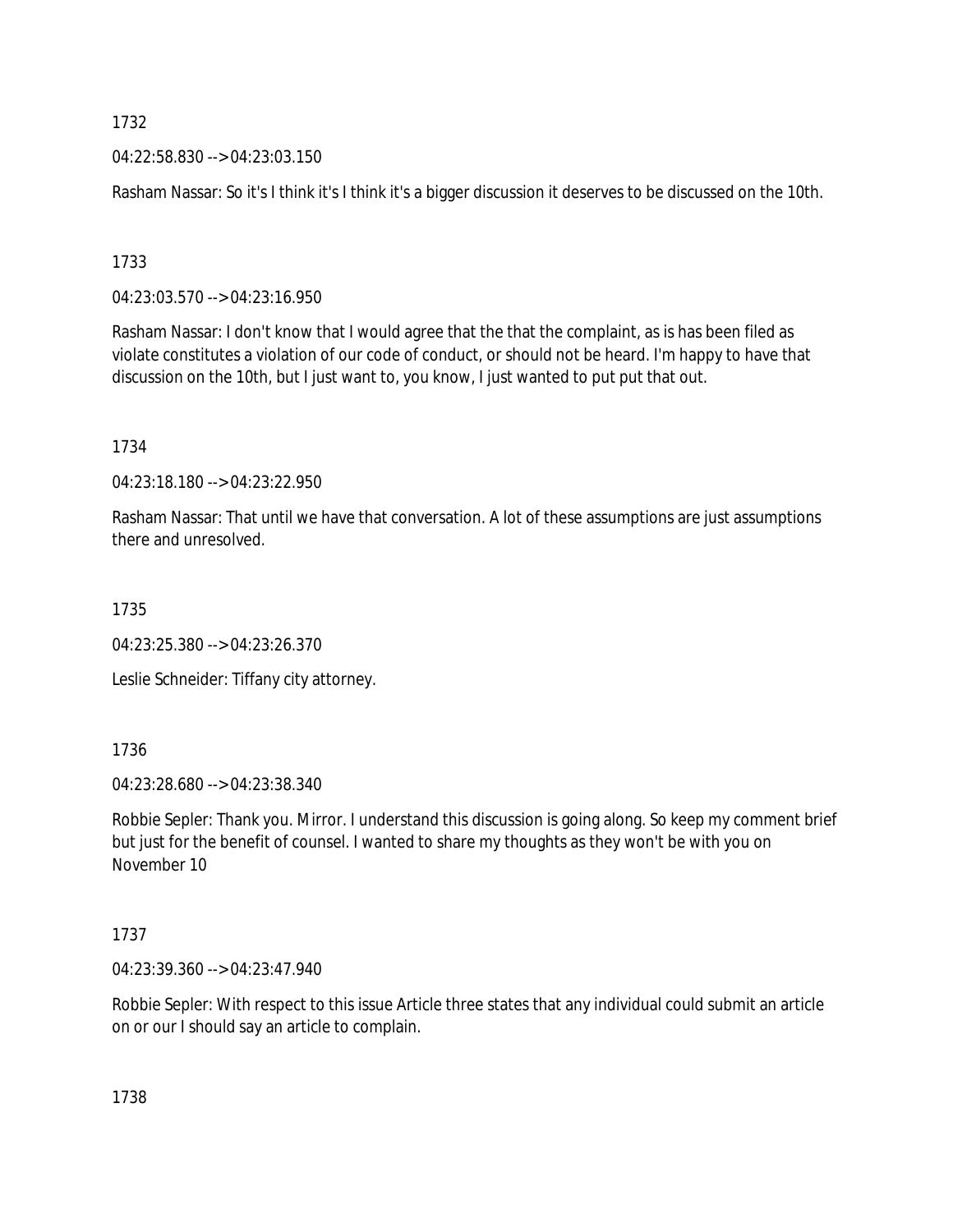1732

04:22:58.830 --> 04:23:03.150

Rasham Nassar: So it's I think it's I think it's a bigger discussion it deserves to be discussed on the 10th.

1733

04:23:03.570 --> 04:23:16.950

Rasham Nassar: I don't know that I would agree that the that the complaint, as is has been filed as violate constitutes a violation of our code of conduct, or should not be heard. I'm happy to have that discussion on the 10th, but I just want to, you know, I just wanted to put put that out.

1734

04:23:18.180 --> 04:23:22.950

Rasham Nassar: That until we have that conversation. A lot of these assumptions are just assumptions there and unresolved.

1735

04:23:25.380 --> 04:23:26.370

Leslie Schneider: Tiffany city attorney.

1736

04:23:28.680 --> 04:23:38.340

Robbie Sepler: Thank you. Mirror. I understand this discussion is going along. So keep my comment brief but just for the benefit of counsel. I wanted to share my thoughts as they won't be with you on November 10

1737

04:23:39.360 --> 04:23:47.940

Robbie Sepler: With respect to this issue Article three states that any individual could submit an article on or our I should say an article to complain.

1738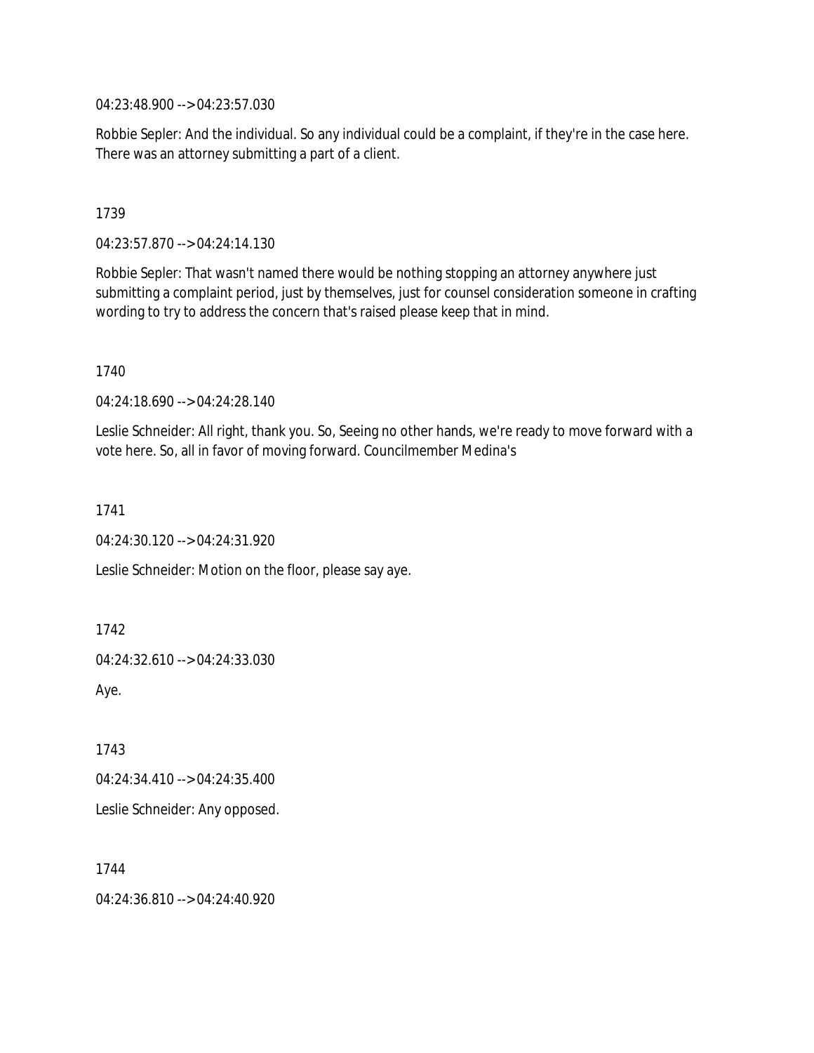04:23:48.900 --> 04:23:57.030

Robbie Sepler: And the individual. So any individual could be a complaint, if they're in the case here. There was an attorney submitting a part of a client.

1739

04:23:57.870 --> 04:24:14.130

Robbie Sepler: That wasn't named there would be nothing stopping an attorney anywhere just submitting a complaint period, just by themselves, just for counsel consideration someone in crafting wording to try to address the concern that's raised please keep that in mind.

1740

04:24:18.690 --> 04:24:28.140

Leslie Schneider: All right, thank you. So, Seeing no other hands, we're ready to move forward with a vote here. So, all in favor of moving forward. Councilmember Medina's

1741

04:24:30.120 --> 04:24:31.920

Leslie Schneider: Motion on the floor, please say aye.

1742

04:24:32.610 --> 04:24:33.030

Aye.

1743

04:24:34.410 --> 04:24:35.400

Leslie Schneider: Any opposed.

1744

04:24:36.810 --> 04:24:40.920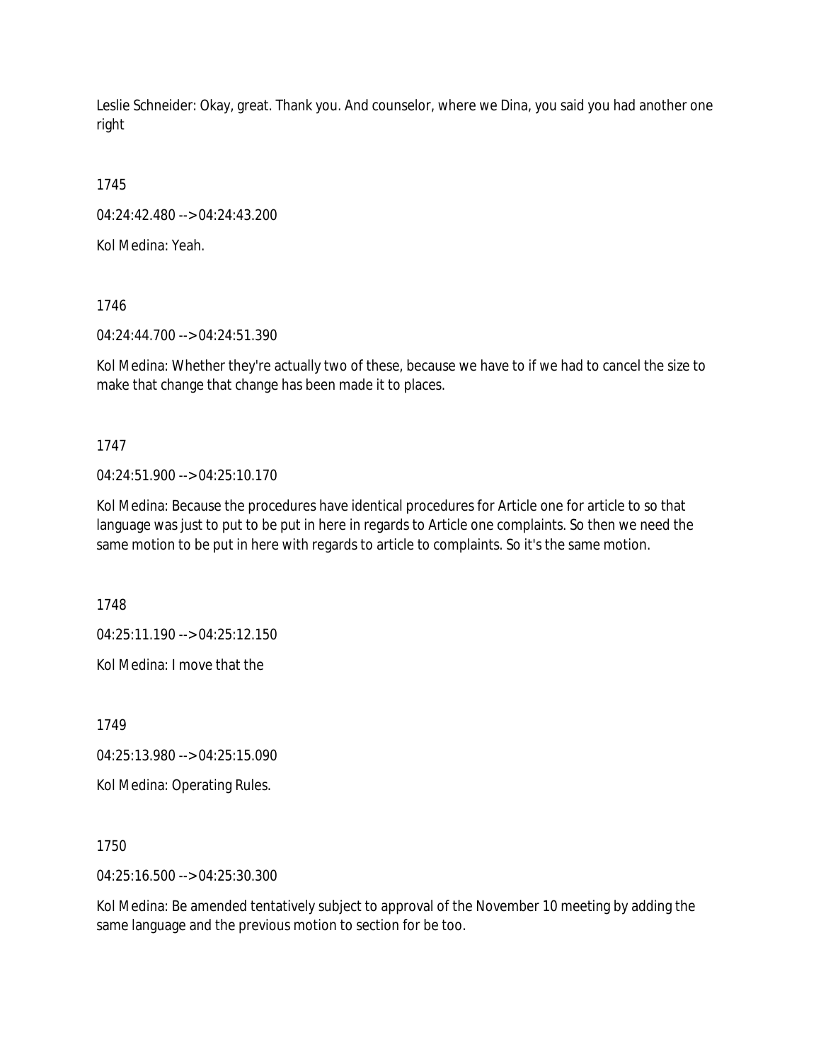Leslie Schneider: Okay, great. Thank you. And counselor, where we Dina, you said you had another one right

1745

04:24:42.480 --> 04:24:43.200

Kol Medina: Yeah.

1746

04:24:44.700 --> 04:24:51.390

Kol Medina: Whether they're actually two of these, because we have to if we had to cancel the size to make that change that change has been made it to places.

1747

04:24:51.900 --> 04:25:10.170

Kol Medina: Because the procedures have identical procedures for Article one for article to so that language was just to put to be put in here in regards to Article one complaints. So then we need the same motion to be put in here with regards to article to complaints. So it's the same motion.

1748

04:25:11.190 --> 04:25:12.150

Kol Medina: I move that the

1749

04:25:13.980 --> 04:25:15.090

Kol Medina: Operating Rules.

1750

04:25:16.500 --> 04:25:30.300

Kol Medina: Be amended tentatively subject to approval of the November 10 meeting by adding the same language and the previous motion to section for be too.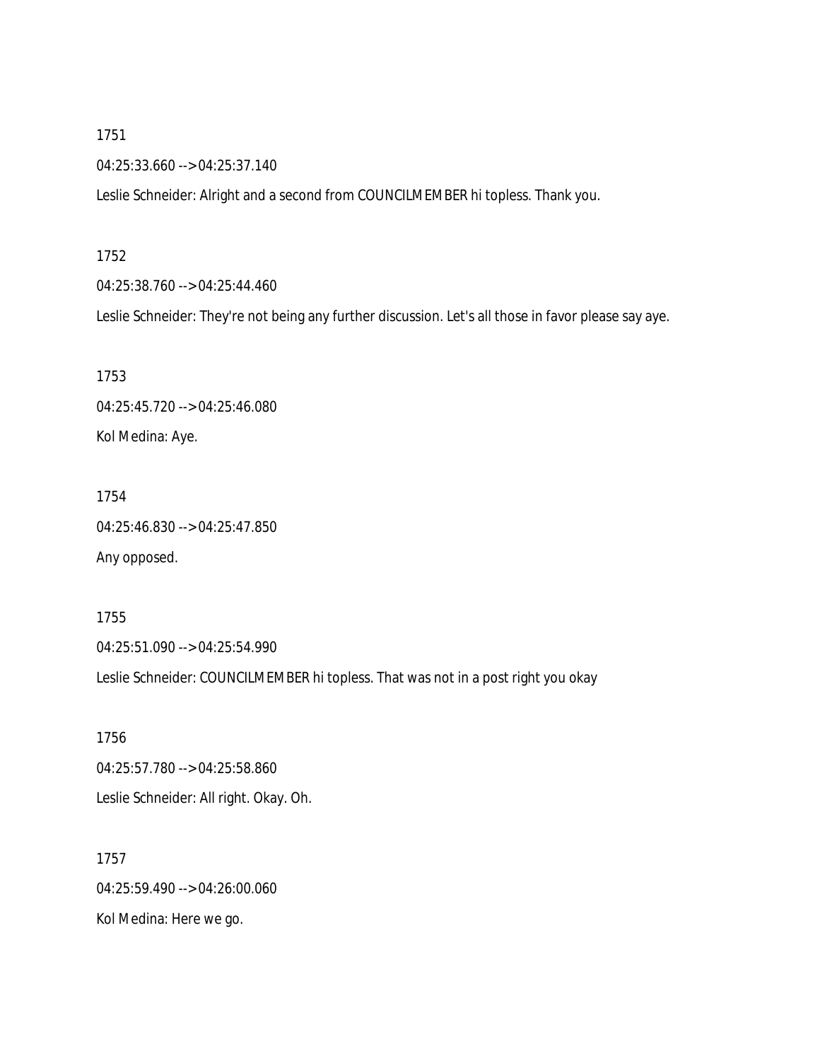1751

04:25:33.660 --> 04:25:37.140

Leslie Schneider: Alright and a second from COUNCILMEMBER hi topless. Thank you.

1752

04:25:38.760 --> 04:25:44.460

Leslie Schneider: They're not being any further discussion. Let's all those in favor please say aye.

1753

04:25:45.720 --> 04:25:46.080

Kol Medina: Aye.

1754

04:25:46.830 --> 04:25:47.850

Any opposed.

1755

04:25:51.090 --> 04:25:54.990

Leslie Schneider: COUNCILMEMBER hi topless. That was not in a post right you okay

1756

04:25:57.780 --> 04:25:58.860

Leslie Schneider: All right. Okay. Oh.

1757

04:25:59.490 --> 04:26:00.060

Kol Medina: Here we go.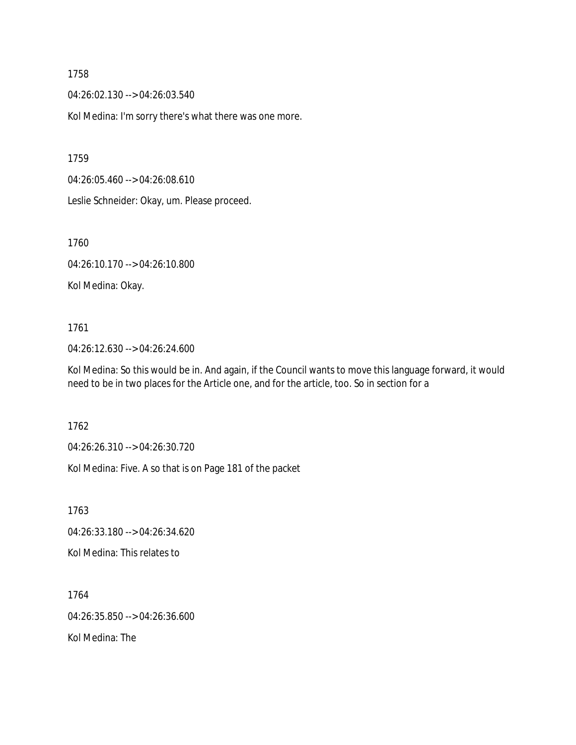1758

04:26:02.130 --> 04:26:03.540

Kol Medina: I'm sorry there's what there was one more.

1759

04:26:05.460 --> 04:26:08.610

Leslie Schneider: Okay, um. Please proceed.

1760

04:26:10.170 --> 04:26:10.800

Kol Medina: Okay.

1761

04:26:12.630 --> 04:26:24.600

Kol Medina: So this would be in. And again, if the Council wants to move this language forward, it would need to be in two places for the Article one, and for the article, too. So in section for a

1762

04:26:26.310 --> 04:26:30.720

Kol Medina: Five. A so that is on Page 181 of the packet

1763

04:26:33.180 --> 04:26:34.620

Kol Medina: This relates to

1764

04:26:35.850 --> 04:26:36.600

Kol Medina: The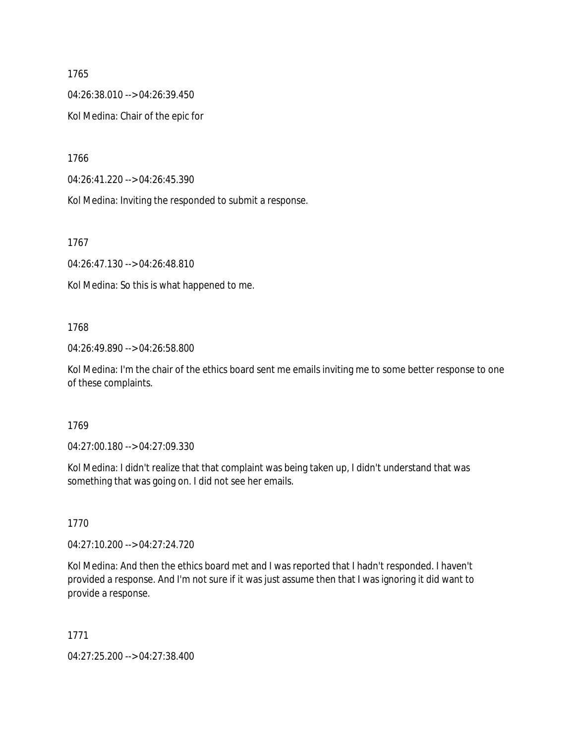1765

04:26:38.010 --> 04:26:39.450

Kol Medina: Chair of the epic for

1766

04:26:41.220 --> 04:26:45.390

Kol Medina: Inviting the responded to submit a response.

1767

04:26:47.130 --> 04:26:48.810

Kol Medina: So this is what happened to me.

1768

04:26:49.890 --> 04:26:58.800

Kol Medina: I'm the chair of the ethics board sent me emails inviting me to some better response to one of these complaints.

1769

04:27:00.180 --> 04:27:09.330

Kol Medina: I didn't realize that that complaint was being taken up, I didn't understand that was something that was going on. I did not see her emails.

1770

04:27:10.200 --> 04:27:24.720

Kol Medina: And then the ethics board met and I was reported that I hadn't responded. I haven't provided a response. And I'm not sure if it was just assume then that I was ignoring it did want to provide a response.

1771

04:27:25.200 --> 04:27:38.400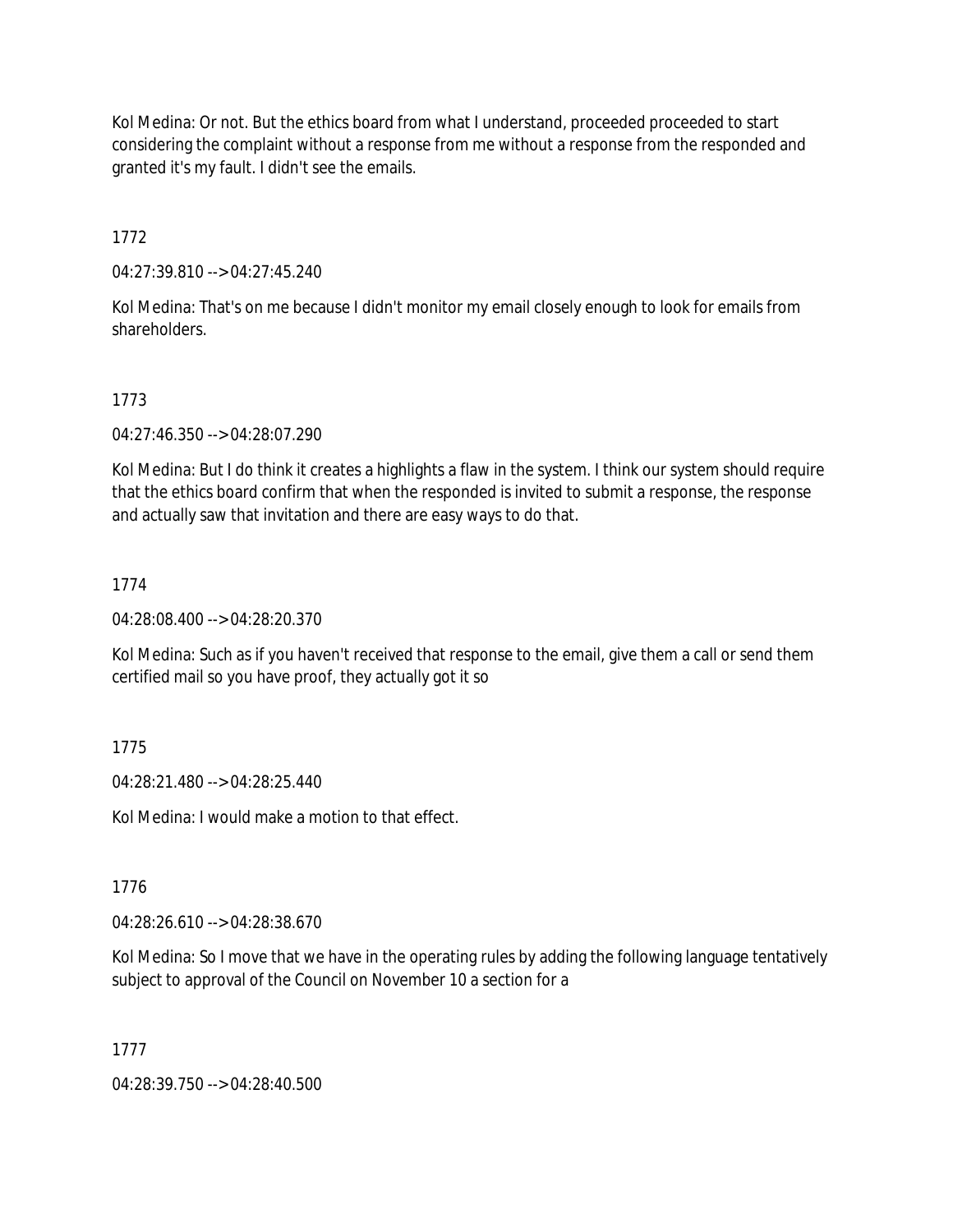Kol Medina: Or not. But the ethics board from what I understand, proceeded proceeded to start considering the complaint without a response from me without a response from the responded and granted it's my fault. I didn't see the emails.

1772

04:27:39.810 --> 04:27:45.240

Kol Medina: That's on me because I didn't monitor my email closely enough to look for emails from shareholders.

1773

04:27:46.350 --> 04:28:07.290

Kol Medina: But I do think it creates a highlights a flaw in the system. I think our system should require that the ethics board confirm that when the responded is invited to submit a response, the response and actually saw that invitation and there are easy ways to do that.

1774

04:28:08.400 --> 04:28:20.370

Kol Medina: Such as if you haven't received that response to the email, give them a call or send them certified mail so you have proof, they actually got it so

1775

04:28:21.480 --> 04:28:25.440

Kol Medina: I would make a motion to that effect.

1776

04:28:26.610 --> 04:28:38.670

Kol Medina: So I move that we have in the operating rules by adding the following language tentatively subject to approval of the Council on November 10 a section for a

1777

04:28:39.750 --> 04:28:40.500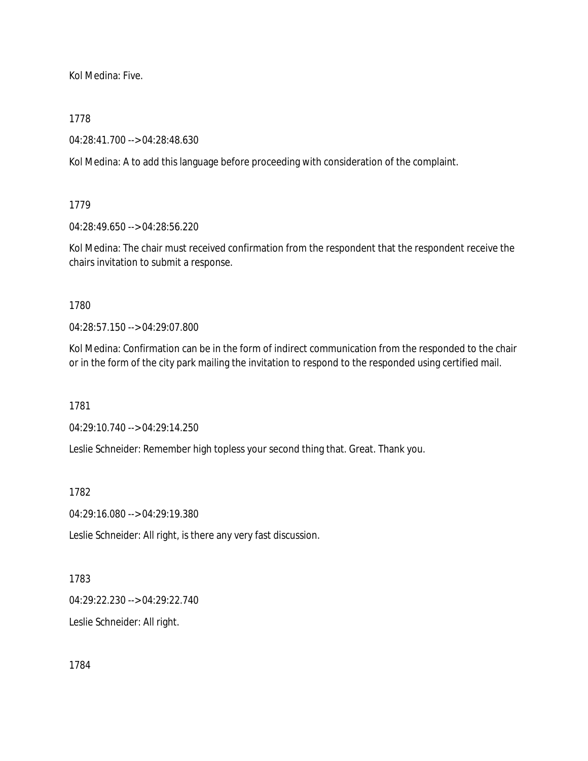Kol Medina: Five.

1778

04:28:41.700 --> 04:28:48.630

Kol Medina: A to add this language before proceeding with consideration of the complaint.

1779

04:28:49.650 --> 04:28:56.220

Kol Medina: The chair must received confirmation from the respondent that the respondent receive the chairs invitation to submit a response.

1780

04:28:57.150 --> 04:29:07.800

Kol Medina: Confirmation can be in the form of indirect communication from the responded to the chair or in the form of the city park mailing the invitation to respond to the responded using certified mail.

1781

04:29:10.740 --> 04:29:14.250

Leslie Schneider: Remember high topless your second thing that. Great. Thank you.

1782

04:29:16.080 --> 04:29:19.380

Leslie Schneider: All right, is there any very fast discussion.

1783

04:29:22.230 --> 04:29:22.740

Leslie Schneider: All right.

1784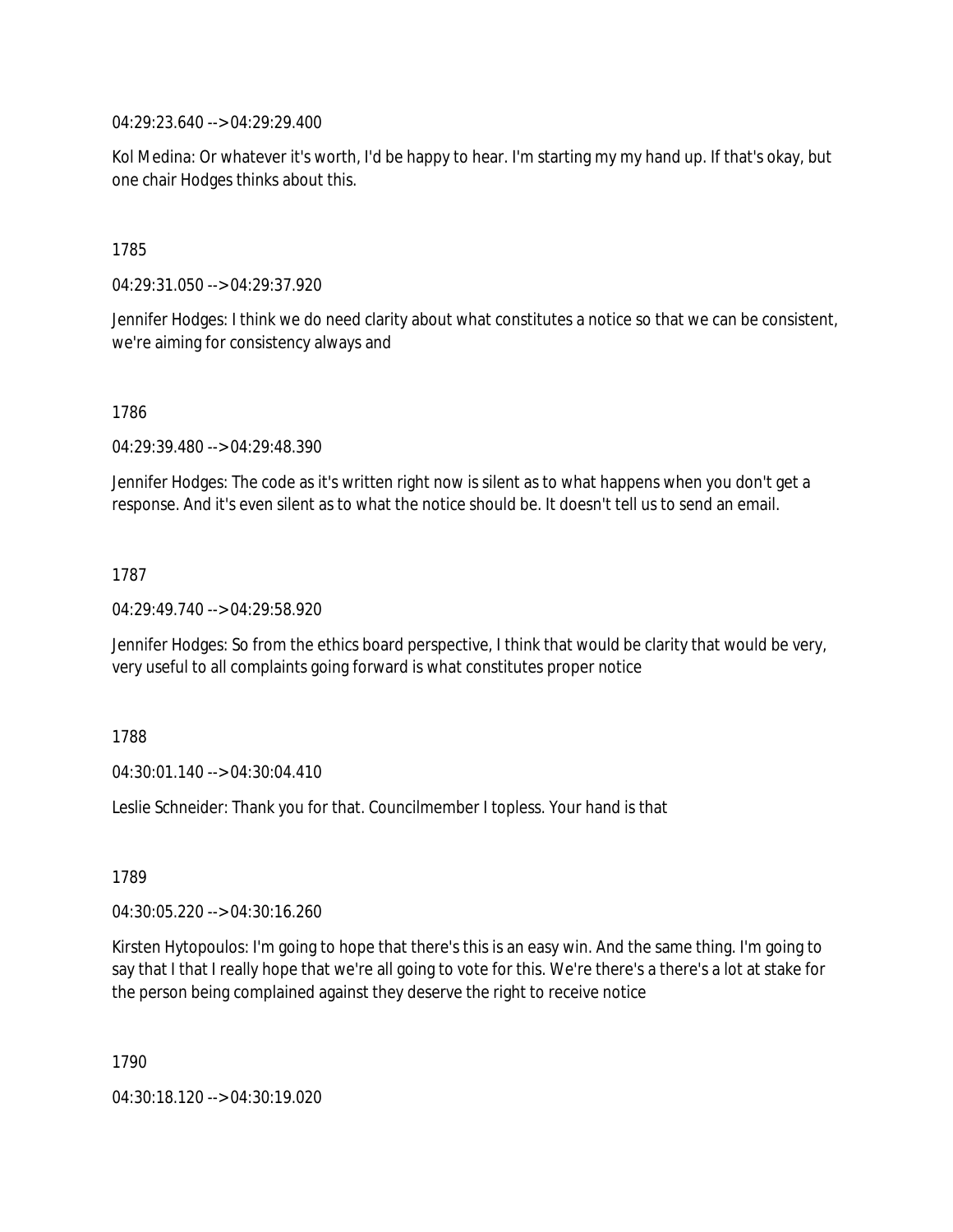04:29:23.640 --> 04:29:29.400

Kol Medina: Or whatever it's worth, I'd be happy to hear. I'm starting my my hand up. If that's okay, but one chair Hodges thinks about this.

1785

04:29:31.050 --> 04:29:37.920

Jennifer Hodges: I think we do need clarity about what constitutes a notice so that we can be consistent, we're aiming for consistency always and

1786

04:29:39.480 --> 04:29:48.390

Jennifer Hodges: The code as it's written right now is silent as to what happens when you don't get a response. And it's even silent as to what the notice should be. It doesn't tell us to send an email.

1787

04:29:49.740 --> 04:29:58.920

Jennifer Hodges: So from the ethics board perspective, I think that would be clarity that would be very, very useful to all complaints going forward is what constitutes proper notice

1788

04:30:01.140 --> 04:30:04.410

Leslie Schneider: Thank you for that. Councilmember I topless. Your hand is that

1789

04:30:05.220 --> 04:30:16.260

Kirsten Hytopoulos: I'm going to hope that there's this is an easy win. And the same thing. I'm going to say that I that I really hope that we're all going to vote for this. We're there's a there's a lot at stake for the person being complained against they deserve the right to receive notice

1790

04:30:18.120 --> 04:30:19.020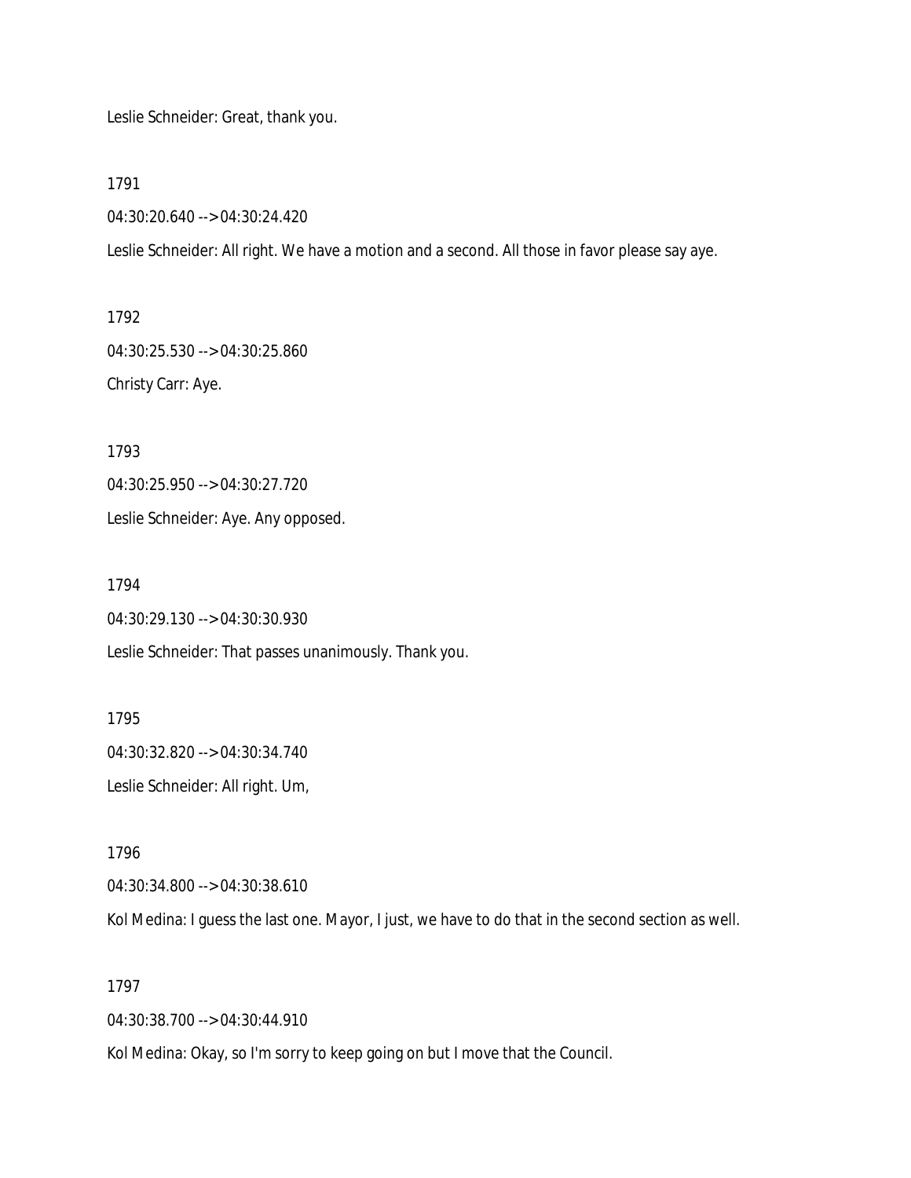Leslie Schneider: Great, thank you.

1791

04:30:20.640 --> 04:30:24.420

Leslie Schneider: All right. We have a motion and a second. All those in favor please say aye.

1792

04:30:25.530 --> 04:30:25.860

Christy Carr: Aye.

1793

04:30:25.950 --> 04:30:27.720

Leslie Schneider: Aye. Any opposed.

1794

04:30:29.130 --> 04:30:30.930

Leslie Schneider: That passes unanimously. Thank you.

1795

04:30:32.820 --> 04:30:34.740

Leslie Schneider: All right. Um,

1796

04:30:34.800 --> 04:30:38.610

Kol Medina: I guess the last one. Mayor, I just, we have to do that in the second section as well.

1797

04:30:38.700 --> 04:30:44.910

Kol Medina: Okay, so I'm sorry to keep going on but I move that the Council.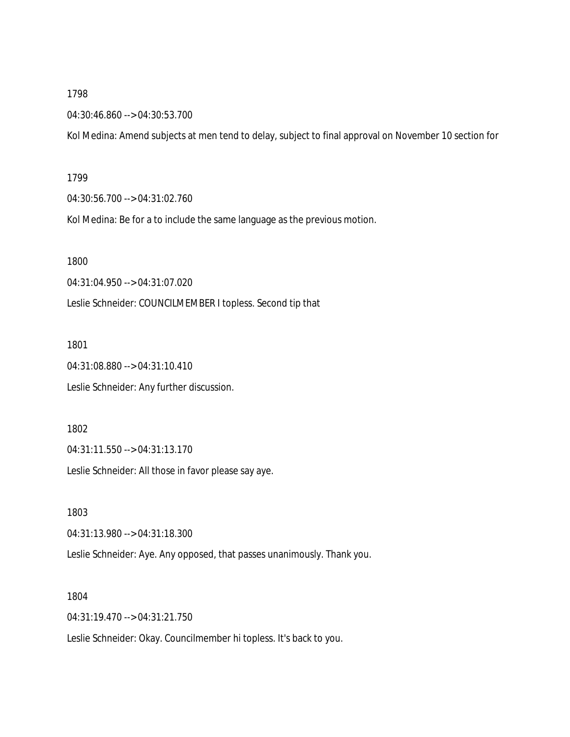1798

04:30:46.860 --> 04:30:53.700

Kol Medina: Amend subjects at men tend to delay, subject to final approval on November 10 section for

1799

04:30:56.700 --> 04:31:02.760

Kol Medina: Be for a to include the same language as the previous motion.

1800

04:31:04.950 --> 04:31:07.020

Leslie Schneider: COUNCILMEMBER I topless. Second tip that

1801

04:31:08.880 --> 04:31:10.410

Leslie Schneider: Any further discussion.

1802

04:31:11.550 --> 04:31:13.170

Leslie Schneider: All those in favor please say aye.

1803

04:31:13.980 --> 04:31:18.300

Leslie Schneider: Aye. Any opposed, that passes unanimously. Thank you.

1804

04:31:19.470 --> 04:31:21.750

Leslie Schneider: Okay. Councilmember hi topless. It's back to you.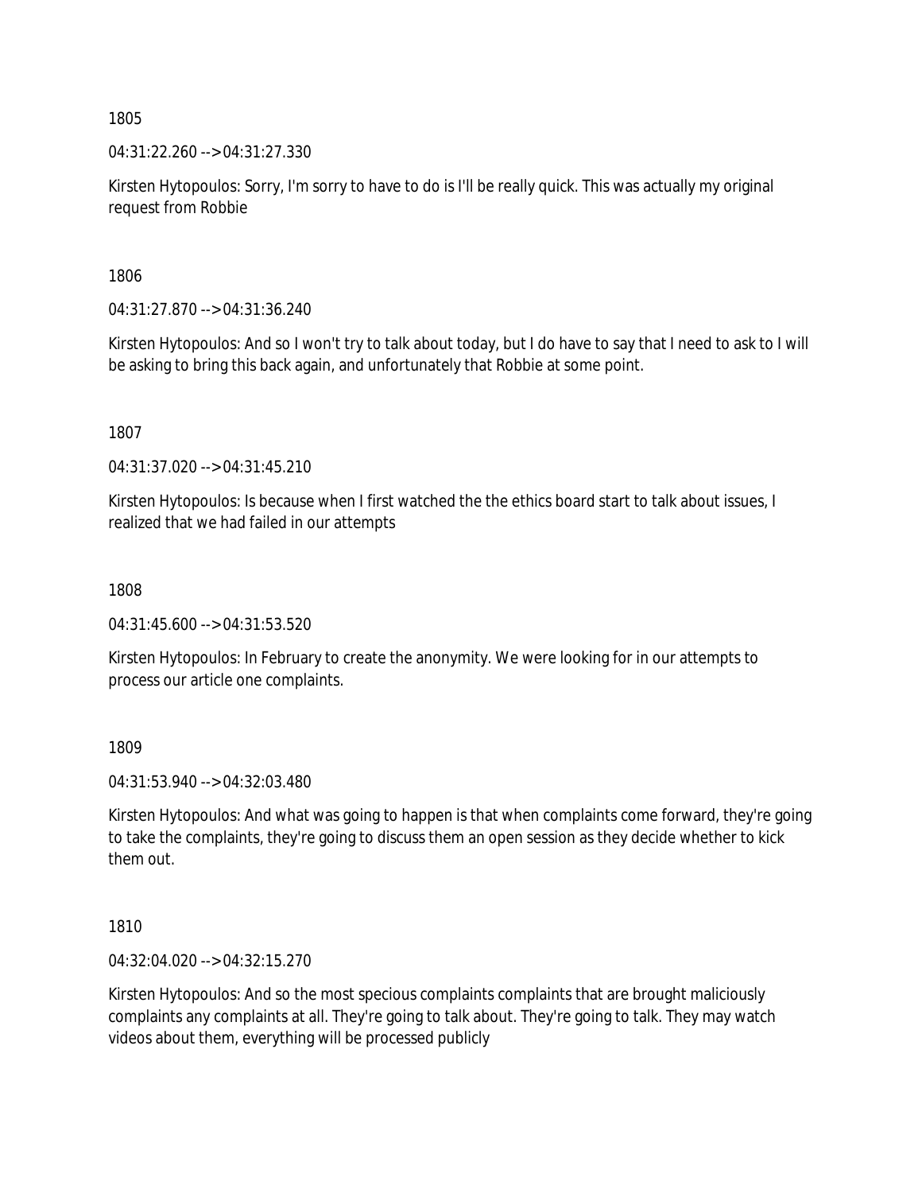1805

04:31:22.260 --> 04:31:27.330

Kirsten Hytopoulos: Sorry, I'm sorry to have to do is I'll be really quick. This was actually my original request from Robbie

1806

04:31:27.870 --> 04:31:36.240

Kirsten Hytopoulos: And so I won't try to talk about today, but I do have to say that I need to ask to I will be asking to bring this back again, and unfortunately that Robbie at some point.

1807

04:31:37.020 --> 04:31:45.210

Kirsten Hytopoulos: Is because when I first watched the the ethics board start to talk about issues, I realized that we had failed in our attempts

1808

04:31:45.600 --> 04:31:53.520

Kirsten Hytopoulos: In February to create the anonymity. We were looking for in our attempts to process our article one complaints.

1809

04:31:53.940 --> 04:32:03.480

Kirsten Hytopoulos: And what was going to happen is that when complaints come forward, they're going to take the complaints, they're going to discuss them an open session as they decide whether to kick them out.

1810

04:32:04.020 --> 04:32:15.270

Kirsten Hytopoulos: And so the most specious complaints complaints that are brought maliciously complaints any complaints at all. They're going to talk about. They're going to talk. They may watch videos about them, everything will be processed publicly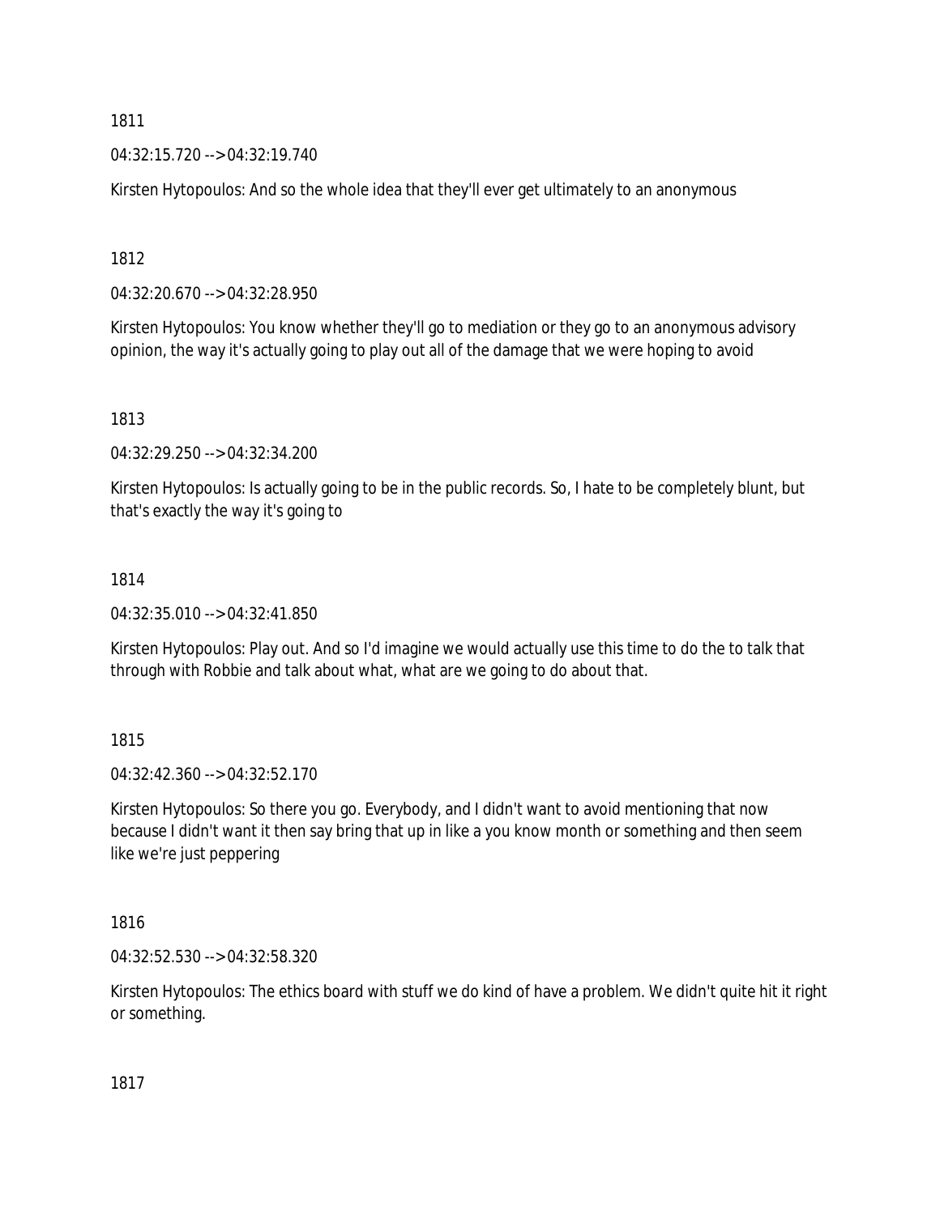1811

04:32:15.720 --> 04:32:19.740

Kirsten Hytopoulos: And so the whole idea that they'll ever get ultimately to an anonymous

1812

04:32:20.670 --> 04:32:28.950

Kirsten Hytopoulos: You know whether they'll go to mediation or they go to an anonymous advisory opinion, the way it's actually going to play out all of the damage that we were hoping to avoid

1813

04:32:29.250 --> 04:32:34.200

Kirsten Hytopoulos: Is actually going to be in the public records. So, I hate to be completely blunt, but that's exactly the way it's going to

1814

04:32:35.010 --> 04:32:41.850

Kirsten Hytopoulos: Play out. And so I'd imagine we would actually use this time to do the to talk that through with Robbie and talk about what, what are we going to do about that.

1815

04:32:42.360 --> 04:32:52.170

Kirsten Hytopoulos: So there you go. Everybody, and I didn't want to avoid mentioning that now because I didn't want it then say bring that up in like a you know month or something and then seem like we're just peppering

1816

04:32:52.530 --> 04:32:58.320

Kirsten Hytopoulos: The ethics board with stuff we do kind of have a problem. We didn't quite hit it right or something.

1817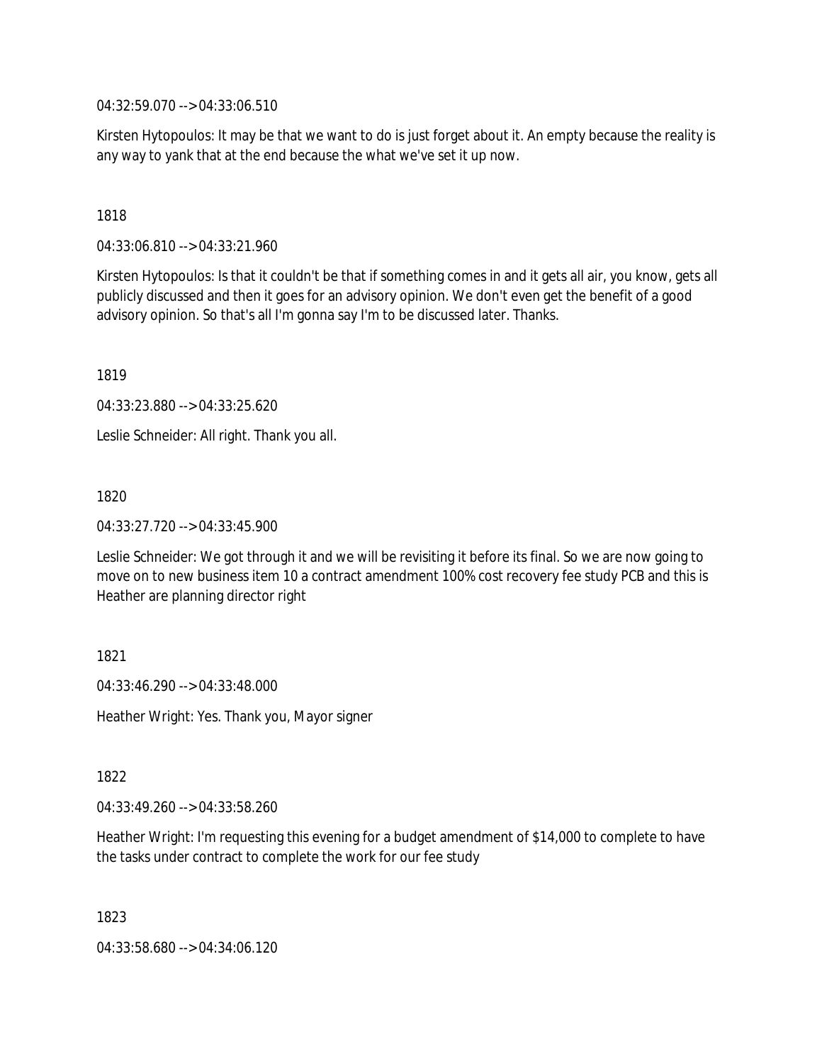04:32:59.070 --> 04:33:06.510

Kirsten Hytopoulos: It may be that we want to do is just forget about it. An empty because the reality is any way to yank that at the end because the what we've set it up now.

1818

04:33:06.810 --> 04:33:21.960

Kirsten Hytopoulos: Is that it couldn't be that if something comes in and it gets all air, you know, gets all publicly discussed and then it goes for an advisory opinion. We don't even get the benefit of a good advisory opinion. So that's all I'm gonna say I'm to be discussed later. Thanks.

1819

04:33:23.880 --> 04:33:25.620

Leslie Schneider: All right. Thank you all.

1820

04:33:27.720 --> 04:33:45.900

Leslie Schneider: We got through it and we will be revisiting it before its final. So we are now going to move on to new business item 10 a contract amendment 100% cost recovery fee study PCB and this is Heather are planning director right

1821

04:33:46.290 --> 04:33:48.000

Heather Wright: Yes. Thank you, Mayor signer

1822

04:33:49.260 --> 04:33:58.260

Heather Wright: I'm requesting this evening for a budget amendment of $14,000 to complete to have the tasks under contract to complete the work for our fee study

1823

04:33:58.680 --> 04:34:06.120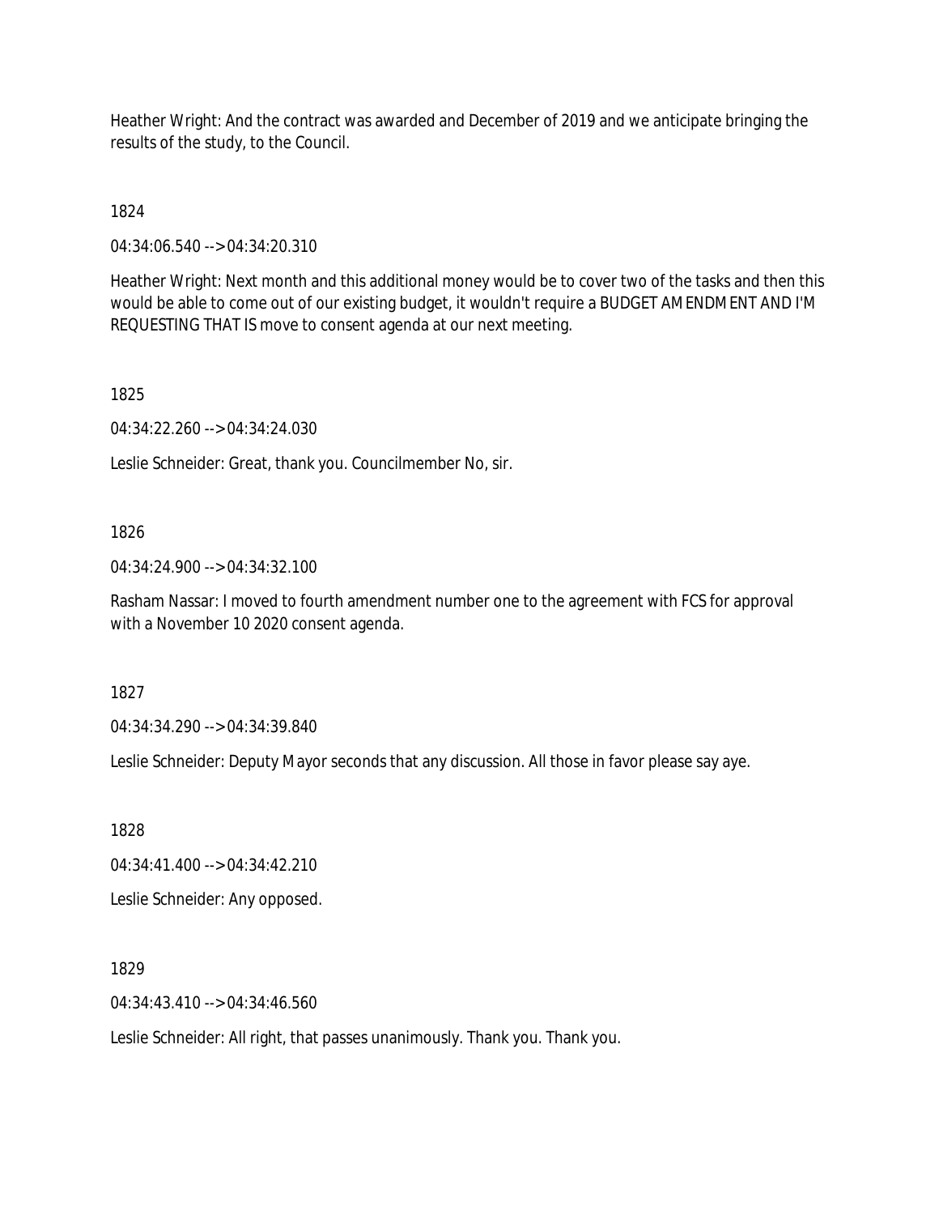Heather Wright: And the contract was awarded and December of 2019 and we anticipate bringing the results of the study, to the Council.

1824

04:34:06.540 --> 04:34:20.310

Heather Wright: Next month and this additional money would be to cover two of the tasks and then this would be able to come out of our existing budget, it wouldn't require a BUDGET AMENDMENT AND I'M REQUESTING THAT IS move to consent agenda at our next meeting.

1825

04:34:22.260 --> 04:34:24.030

Leslie Schneider: Great, thank you. Councilmember No, sir.

1826

04:34:24.900 --> 04:34:32.100

Rasham Nassar: I moved to fourth amendment number one to the agreement with FCS for approval with a November 10 2020 consent agenda.

1827

04:34:34.290 --> 04:34:39.840

Leslie Schneider: Deputy Mayor seconds that any discussion. All those in favor please say aye.

1828

04:34:41.400 --> 04:34:42.210

Leslie Schneider: Any opposed.

1829

04:34:43.410 --> 04:34:46.560

Leslie Schneider: All right, that passes unanimously. Thank you. Thank you.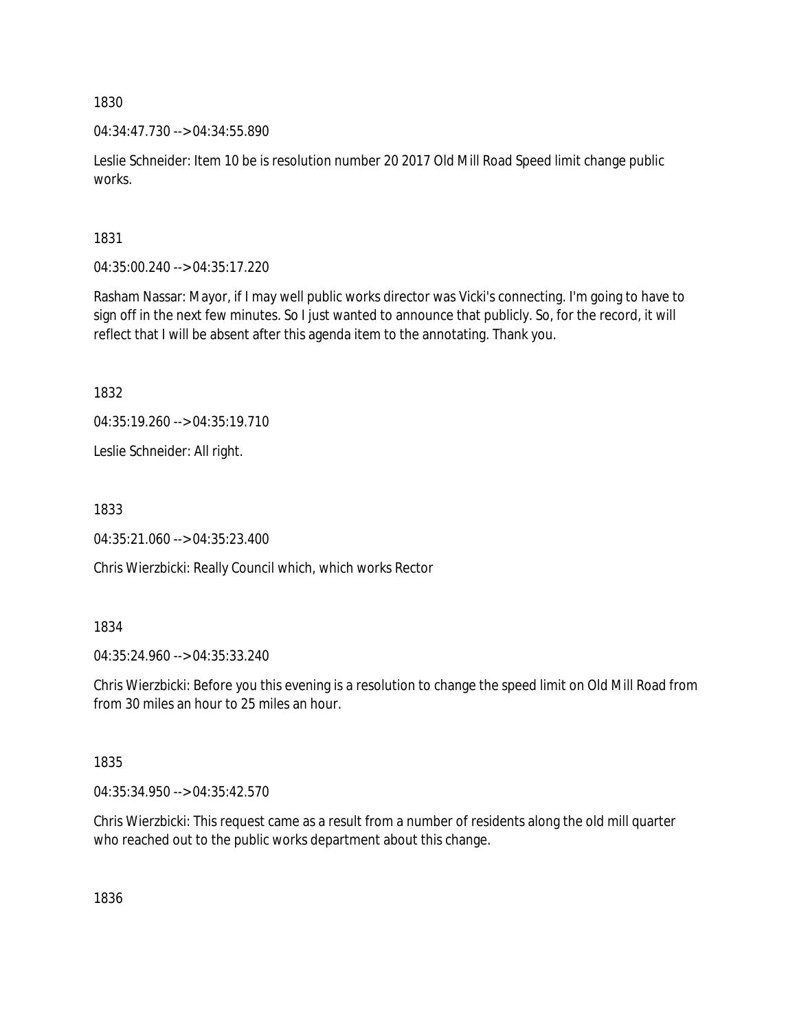1830

04:34:47.730 --> 04:34:55.890

Leslie Schneider: Item 10 be is resolution number 20 2017 Old Mill Road Speed limit change public works.

1831

04:35:00.240 --> 04:35:17.220

Rasham Nassar: Mayor, if I may well public works director was Vicki's connecting. I'm going to have to sign off in the next few minutes. So I just wanted to announce that publicly. So, for the record, it will reflect that I will be absent after this agenda item to the annotating. Thank you.

1832

04:35:19.260 --> 04:35:19.710

Leslie Schneider: All right.

1833

04:35:21.060 --> 04:35:23.400

Chris Wierzbicki: Really Council which, which works Rector

1834

04:35:24.960 --> 04:35:33.240

Chris Wierzbicki: Before you this evening is a resolution to change the speed limit on Old Mill Road from from 30 miles an hour to 25 miles an hour.

1835

04:35:34.950 --> 04:35:42.570

Chris Wierzbicki: This request came as a result from a number of residents along the old mill quarter who reached out to the public works department about this change.

1836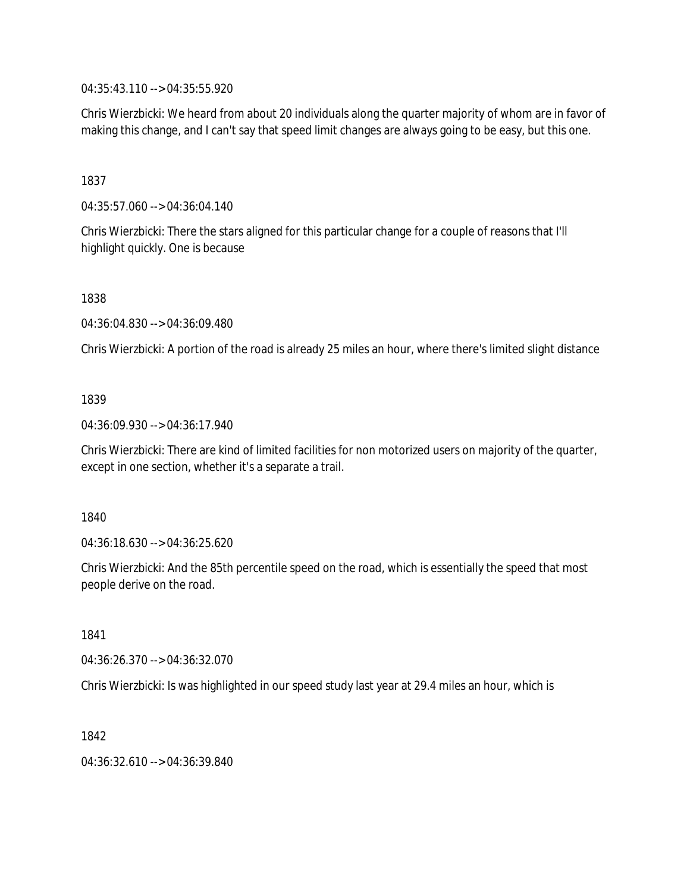04:35:43.110 --> 04:35:55.920

Chris Wierzbicki: We heard from about 20 individuals along the quarter majority of whom are in favor of making this change, and I can't say that speed limit changes are always going to be easy, but this one.

1837

04:35:57.060 --> 04:36:04.140

Chris Wierzbicki: There the stars aligned for this particular change for a couple of reasons that I'll highlight quickly. One is because

1838

04:36:04.830 --> 04:36:09.480

Chris Wierzbicki: A portion of the road is already 25 miles an hour, where there's limited slight distance

1839

04:36:09.930 --> 04:36:17.940

Chris Wierzbicki: There are kind of limited facilities for non motorized users on majority of the quarter, except in one section, whether it's a separate a trail.

1840

04:36:18.630 --> 04:36:25.620

Chris Wierzbicki: And the 85th percentile speed on the road, which is essentially the speed that most people derive on the road.

1841

04:36:26.370 --> 04:36:32.070

Chris Wierzbicki: Is was highlighted in our speed study last year at 29.4 miles an hour, which is

1842

04:36:32.610 --> 04:36:39.840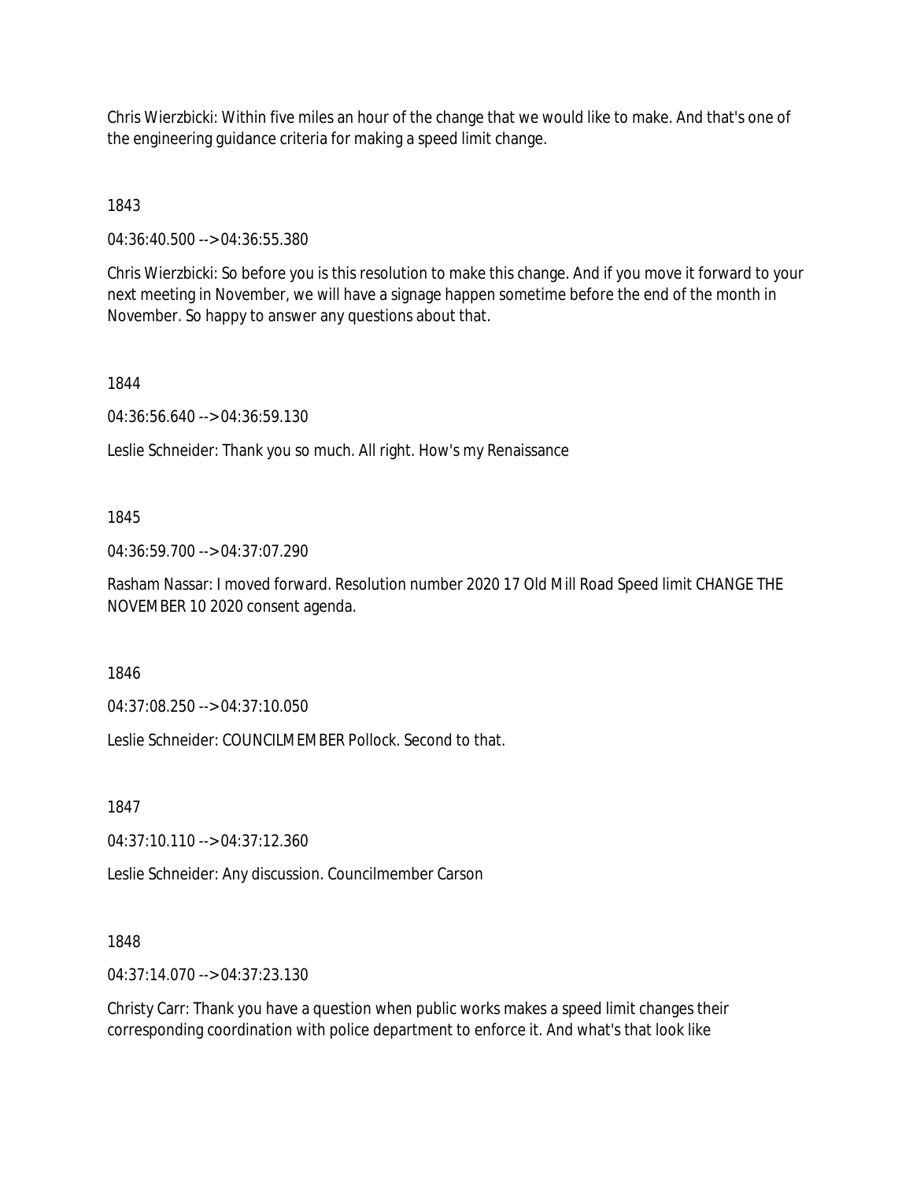Chris Wierzbicki: Within five miles an hour of the change that we would like to make. And that's one of the engineering guidance criteria for making a speed limit change.

1843

04:36:40.500 --> 04:36:55.380

Chris Wierzbicki: So before you is this resolution to make this change. And if you move it forward to your next meeting in November, we will have a signage happen sometime before the end of the month in November. So happy to answer any questions about that.

1844

04:36:56.640 --> 04:36:59.130

Leslie Schneider: Thank you so much. All right. How's my Renaissance

1845

04:36:59.700 --> 04:37:07.290

Rasham Nassar: I moved forward. Resolution number 2020 17 Old Mill Road Speed limit CHANGE THE NOVEMBER 10 2020 consent agenda.

1846

04:37:08.250 --> 04:37:10.050

Leslie Schneider: COUNCILMEMBER Pollock. Second to that.

1847

04:37:10.110 --> 04:37:12.360

Leslie Schneider: Any discussion. Councilmember Carson

1848

04:37:14.070 --> 04:37:23.130

Christy Carr: Thank you have a question when public works makes a speed limit changes their corresponding coordination with police department to enforce it. And what's that look like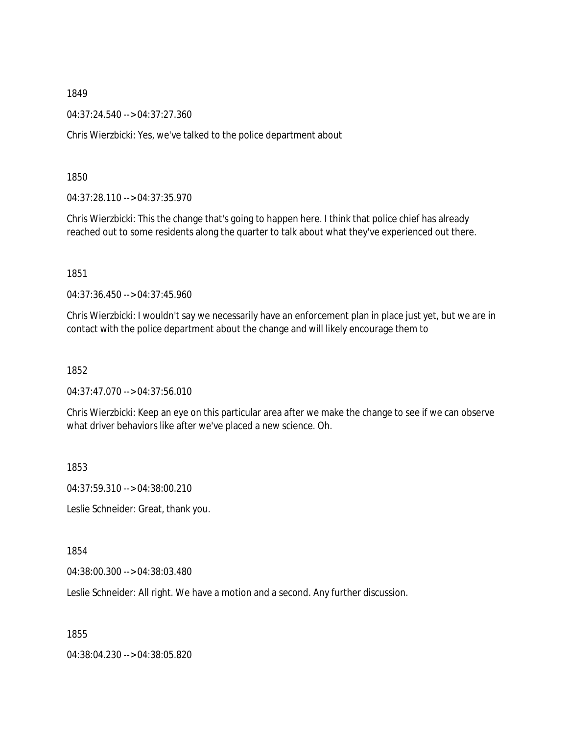1849

04:37:24.540 --> 04:37:27.360

Chris Wierzbicki: Yes, we've talked to the police department about

1850

04:37:28.110 --> 04:37:35.970

Chris Wierzbicki: This the change that's going to happen here. I think that police chief has already reached out to some residents along the quarter to talk about what they've experienced out there.

1851

04:37:36.450 --> 04:37:45.960

Chris Wierzbicki: I wouldn't say we necessarily have an enforcement plan in place just yet, but we are in contact with the police department about the change and will likely encourage them to

1852

04:37:47.070 --> 04:37:56.010

Chris Wierzbicki: Keep an eye on this particular area after we make the change to see if we can observe what driver behaviors like after we've placed a new science. Oh.

1853

04:37:59.310 --> 04:38:00.210

Leslie Schneider: Great, thank you.

1854

04:38:00.300 --> 04:38:03.480

Leslie Schneider: All right. We have a motion and a second. Any further discussion.

1855

04:38:04.230 --> 04:38:05.820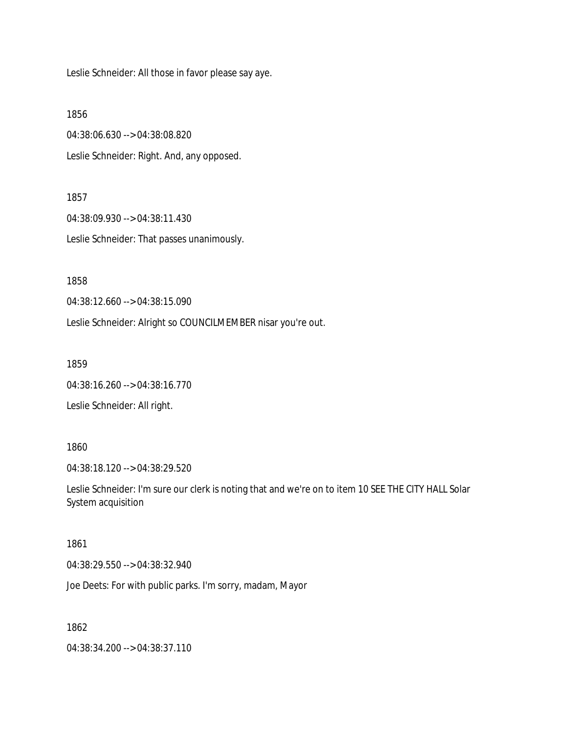Leslie Schneider: All those in favor please say aye.

1856

04:38:06.630 --> 04:38:08.820

Leslie Schneider: Right. And, any opposed.

1857

04:38:09.930 --> 04:38:11.430

Leslie Schneider: That passes unanimously.

1858

04:38:12.660 --> 04:38:15.090

Leslie Schneider: Alright so COUNCILMEMBER nisar you're out.

1859

04:38:16.260 --> 04:38:16.770

Leslie Schneider: All right.

1860

04:38:18.120 --> 04:38:29.520

Leslie Schneider: I'm sure our clerk is noting that and we're on to item 10 SEE THE CITY HALL Solar System acquisition

1861

04:38:29.550 --> 04:38:32.940

Joe Deets: For with public parks. I'm sorry, madam, Mayor

1862

04:38:34.200 --> 04:38:37.110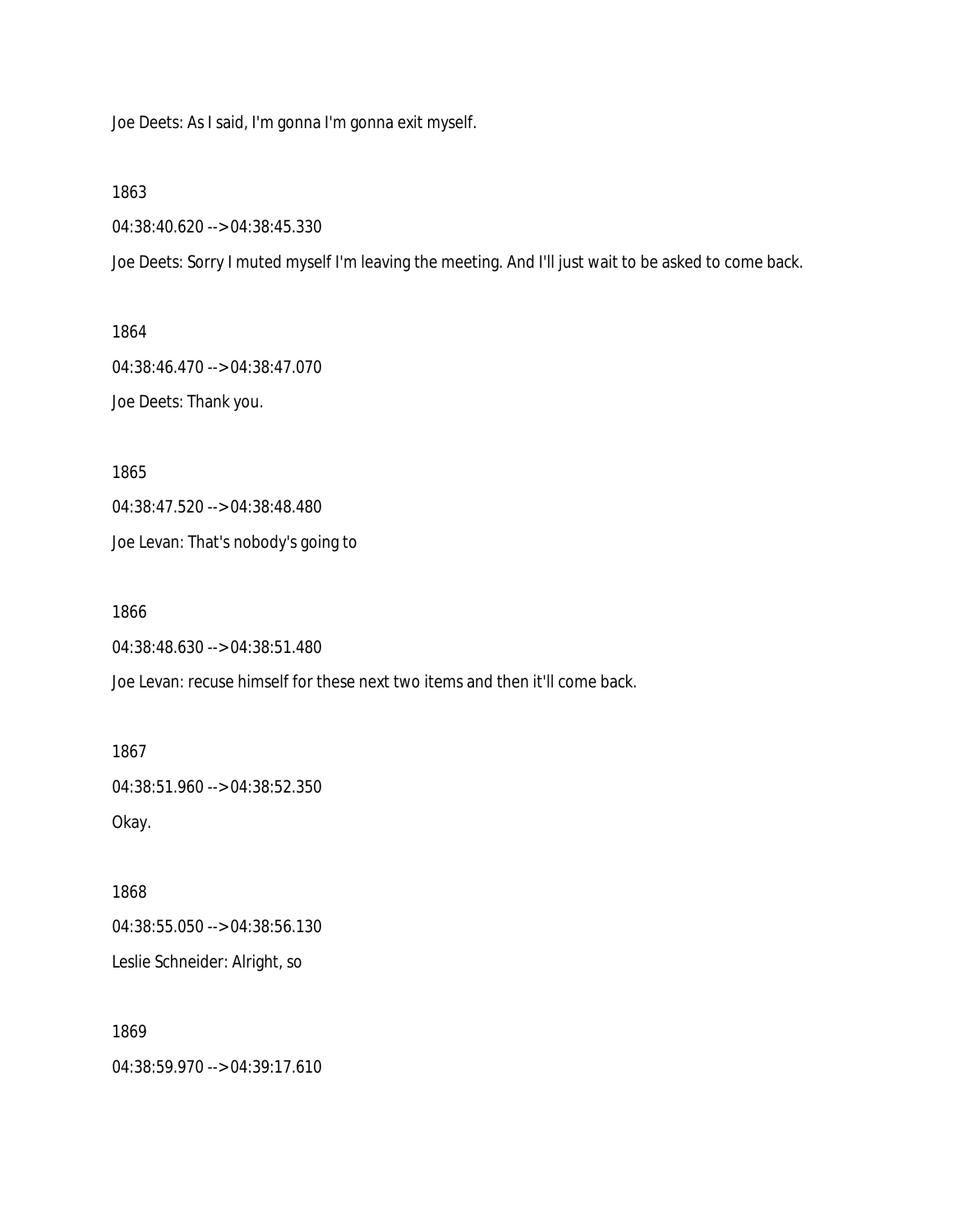Joe Deets: As I said, I'm gonna I'm gonna exit myself.

1863

04:38:40.620 --> 04:38:45.330

Joe Deets: Sorry I muted myself I'm leaving the meeting. And I'll just wait to be asked to come back.

1864

04:38:46.470 --> 04:38:47.070

Joe Deets: Thank you.

1865

04:38:47.520 --> 04:38:48.480

Joe Levan: That's nobody's going to

1866

04:38:48.630 --> 04:38:51.480

Joe Levan: recuse himself for these next two items and then it'll come back.

1867

04:38:51.960 --> 04:38:52.350

Okay.

1868

04:38:55.050 --> 04:38:56.130

Leslie Schneider: Alright, so

1869

04:38:59.970 --> 04:39:17.610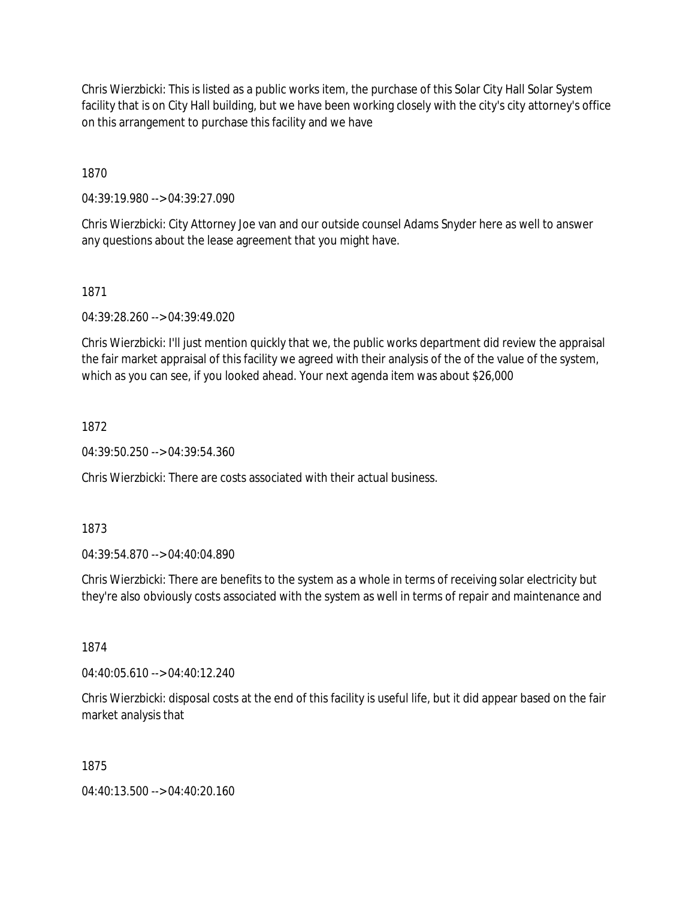Chris Wierzbicki: This is listed as a public works item, the purchase of this Solar City Hall Solar System facility that is on City Hall building, but we have been working closely with the city's city attorney's office on this arrangement to purchase this facility and we have

1870

04:39:19.980 --> 04:39:27.090

Chris Wierzbicki: City Attorney Joe van and our outside counsel Adams Snyder here as well to answer any questions about the lease agreement that you might have.

1871

04:39:28.260 --> 04:39:49.020

Chris Wierzbicki: I'll just mention quickly that we, the public works department did review the appraisal the fair market appraisal of this facility we agreed with their analysis of the of the value of the system, which as you can see, if you looked ahead. Your next agenda item was about $26,000

1872

04:39:50.250 --> 04:39:54.360

Chris Wierzbicki: There are costs associated with their actual business.

1873

04:39:54.870 --> 04:40:04.890

Chris Wierzbicki: There are benefits to the system as a whole in terms of receiving solar electricity but they're also obviously costs associated with the system as well in terms of repair and maintenance and

1874

04:40:05.610 --> 04:40:12.240

Chris Wierzbicki: disposal costs at the end of this facility is useful life, but it did appear based on the fair market analysis that

1875

04:40:13.500 --> 04:40:20.160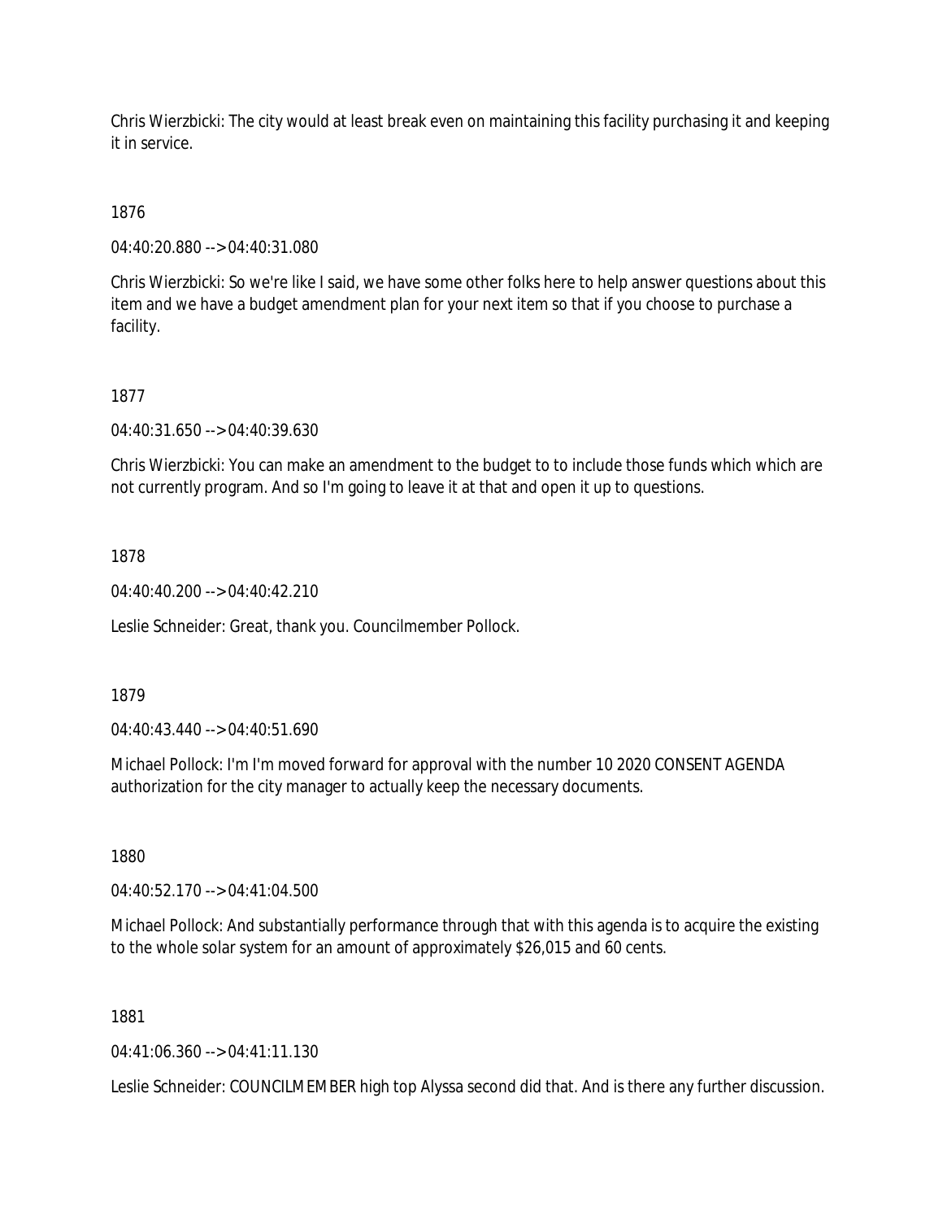Chris Wierzbicki: The city would at least break even on maintaining this facility purchasing it and keeping it in service.

1876

04:40:20.880 --> 04:40:31.080

Chris Wierzbicki: So we're like I said, we have some other folks here to help answer questions about this item and we have a budget amendment plan for your next item so that if you choose to purchase a facility.

1877

04:40:31.650 --> 04:40:39.630

Chris Wierzbicki: You can make an amendment to the budget to to include those funds which which are not currently program. And so I'm going to leave it at that and open it up to questions.

1878

04:40:40.200 --> 04:40:42.210

Leslie Schneider: Great, thank you. Councilmember Pollock.

1879

04:40:43.440 --> 04:40:51.690

Michael Pollock: I'm I'm moved forward for approval with the number 10 2020 CONSENT AGENDA authorization for the city manager to actually keep the necessary documents.

1880

04:40:52.170 --> 04:41:04.500

Michael Pollock: And substantially performance through that with this agenda is to acquire the existing to the whole solar system for an amount of approximately $26,015 and 60 cents.

1881

04:41:06.360 --> 04:41:11.130

Leslie Schneider: COUNCILMEMBER high top Alyssa second did that. And is there any further discussion.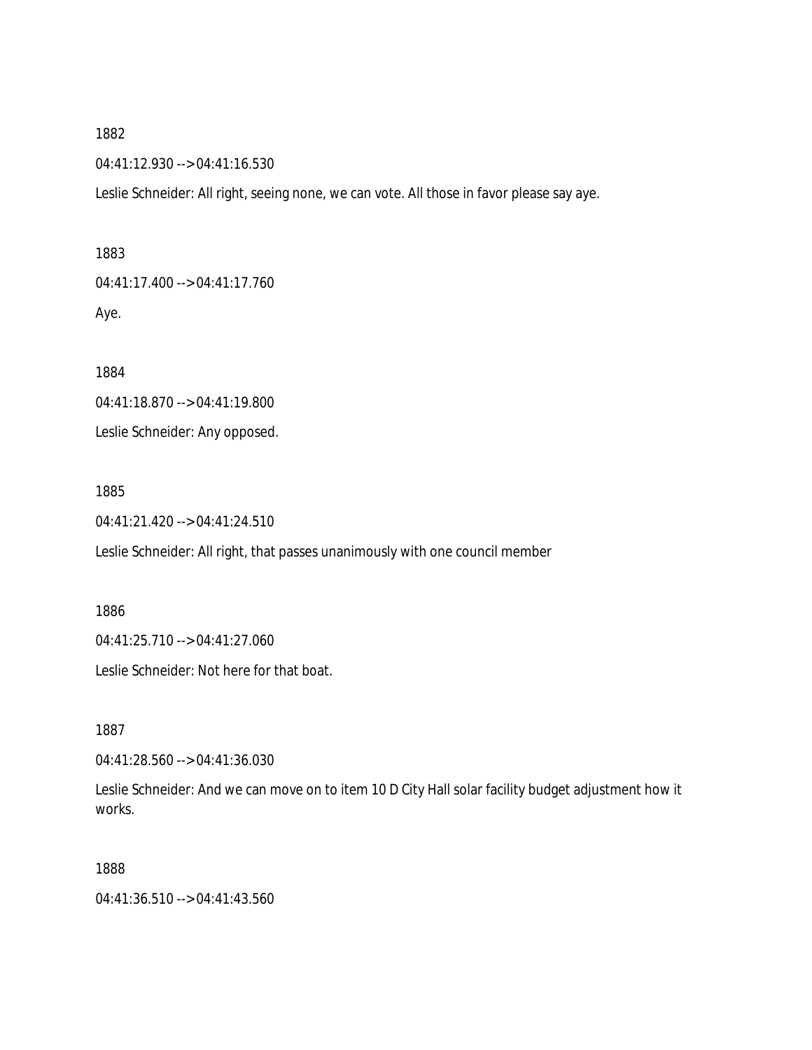1882

04:41:12.930 --> 04:41:16.530

Leslie Schneider: All right, seeing none, we can vote. All those in favor please say aye.

1883

04:41:17.400 --> 04:41:17.760

Aye.

1884

04:41:18.870 --> 04:41:19.800

Leslie Schneider: Any opposed.

1885

04:41:21.420 --> 04:41:24.510

Leslie Schneider: All right, that passes unanimously with one council member

1886

04:41:25.710 --> 04:41:27.060

Leslie Schneider: Not here for that boat.

1887

04:41:28.560 --> 04:41:36.030

Leslie Schneider: And we can move on to item 10 D City Hall solar facility budget adjustment how it works.

1888

04:41:36.510 --> 04:41:43.560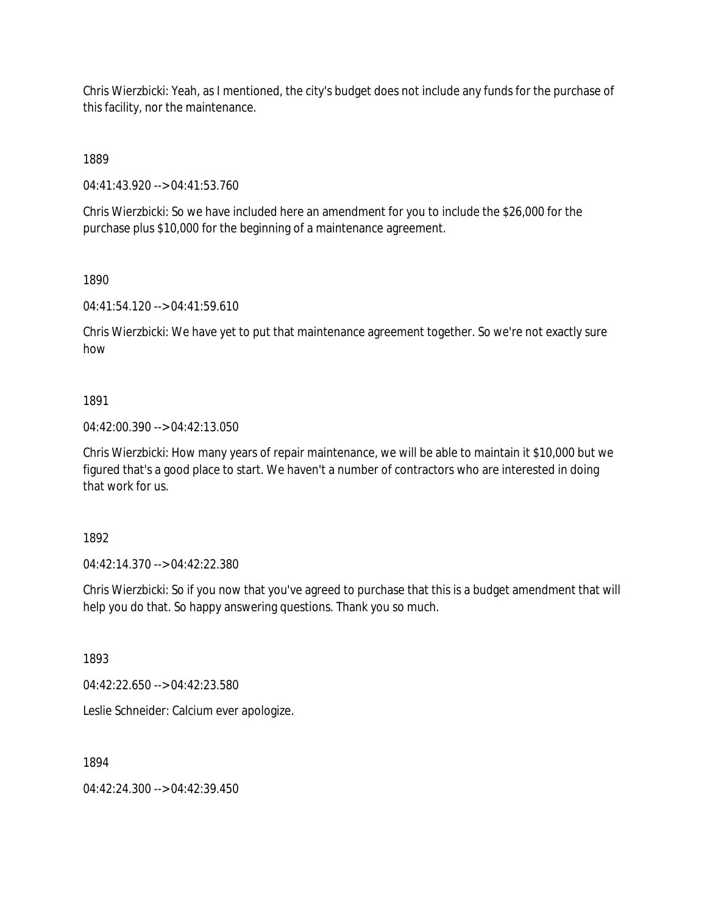Chris Wierzbicki: Yeah, as I mentioned, the city's budget does not include any funds for the purchase of this facility, nor the maintenance.

1889

04:41:43.920 --> 04:41:53.760

Chris Wierzbicki: So we have included here an amendment for you to include the $26,000 for the purchase plus $10,000 for the beginning of a maintenance agreement.

1890

04:41:54.120 --> 04:41:59.610

Chris Wierzbicki: We have yet to put that maintenance agreement together. So we're not exactly sure how

1891

04:42:00.390 --> 04:42:13.050

Chris Wierzbicki: How many years of repair maintenance, we will be able to maintain it $10,000 but we figured that's a good place to start. We haven't a number of contractors who are interested in doing that work for us.

1892

04:42:14.370 --> 04:42:22.380

Chris Wierzbicki: So if you now that you've agreed to purchase that this is a budget amendment that will help you do that. So happy answering questions. Thank you so much.

1893

04:42:22.650 --> 04:42:23.580

Leslie Schneider: Calcium ever apologize.

1894

04:42:24.300 --> 04:42:39.450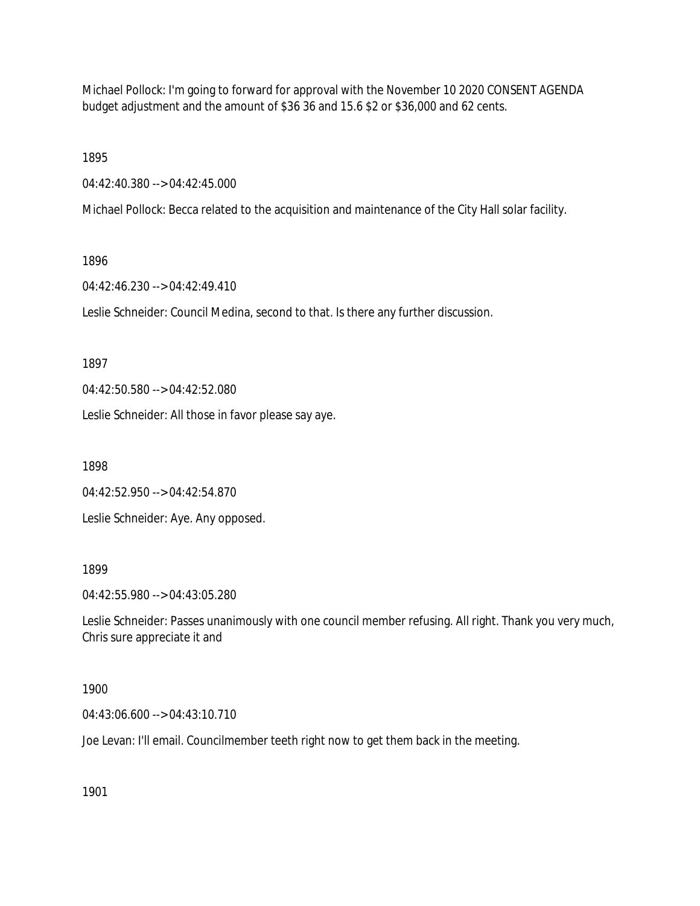Michael Pollock: I'm going to forward for approval with the November 10 2020 CONSENT AGENDA budget adjustment and the amount of $36 36 and 15.6 $2 or $36,000 and 62 cents.

1895

04:42:40.380 --> 04:42:45.000

Michael Pollock: Becca related to the acquisition and maintenance of the City Hall solar facility.

1896

04:42:46.230 --> 04:42:49.410

Leslie Schneider: Council Medina, second to that. Is there any further discussion.

1897

04:42:50.580 --> 04:42:52.080

Leslie Schneider: All those in favor please say aye.

1898

04:42:52.950 --> 04:42:54.870

Leslie Schneider: Aye. Any opposed.

1899

04:42:55.980 --> 04:43:05.280

Leslie Schneider: Passes unanimously with one council member refusing. All right. Thank you very much, Chris sure appreciate it and

1900

04:43:06.600 --> 04:43:10.710

Joe Levan: I'll email. Councilmember teeth right now to get them back in the meeting.

1901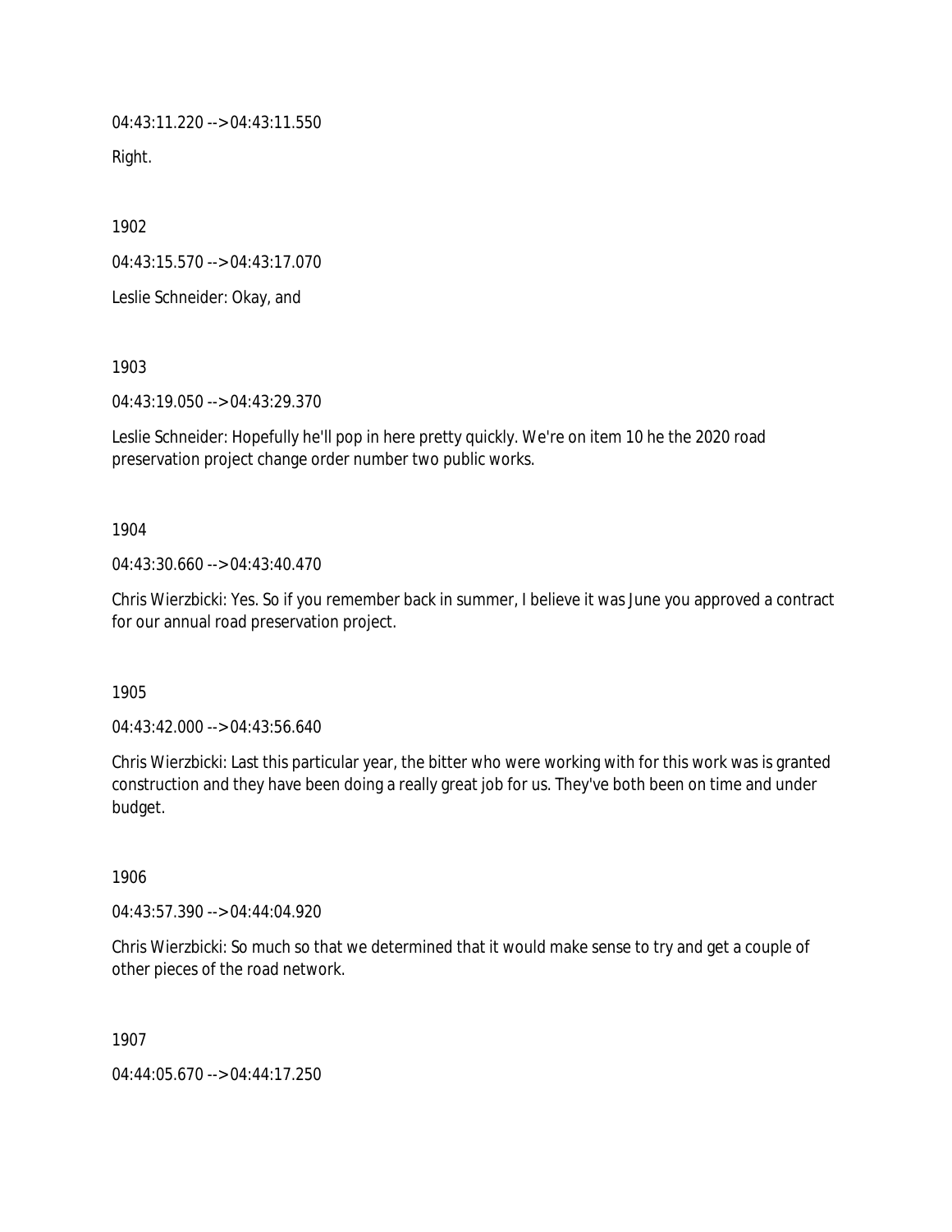04:43:11.220 --> 04:43:11.550

Right.

1902

04:43:15.570 --> 04:43:17.070

Leslie Schneider: Okay, and

1903

04:43:19.050 --> 04:43:29.370

Leslie Schneider: Hopefully he'll pop in here pretty quickly. We're on item 10 he the 2020 road preservation project change order number two public works.

1904

04:43:30.660 --> 04:43:40.470

Chris Wierzbicki: Yes. So if you remember back in summer, I believe it was June you approved a contract for our annual road preservation project.

1905

04:43:42.000 --> 04:43:56.640

Chris Wierzbicki: Last this particular year, the bitter who were working with for this work was is granted construction and they have been doing a really great job for us. They've both been on time and under budget.

1906

04:43:57.390 --> 04:44:04.920

Chris Wierzbicki: So much so that we determined that it would make sense to try and get a couple of other pieces of the road network.

1907

04:44:05.670 --> 04:44:17.250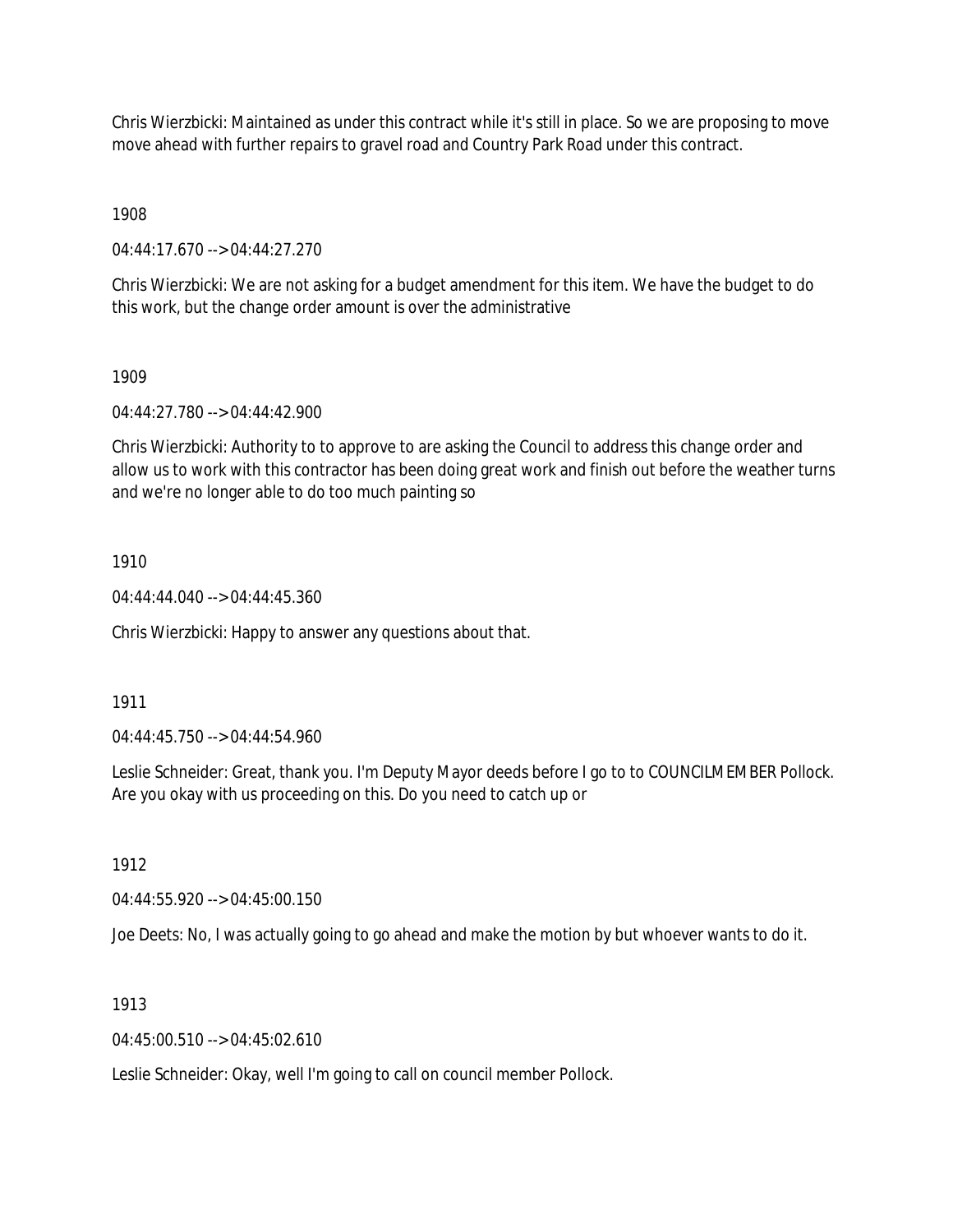Chris Wierzbicki: Maintained as under this contract while it's still in place. So we are proposing to move move ahead with further repairs to gravel road and Country Park Road under this contract.

1908

04:44:17.670 --> 04:44:27.270

Chris Wierzbicki: We are not asking for a budget amendment for this item. We have the budget to do this work, but the change order amount is over the administrative

1909

04:44:27.780 --> 04:44:42.900

Chris Wierzbicki: Authority to to approve to are asking the Council to address this change order and allow us to work with this contractor has been doing great work and finish out before the weather turns and we're no longer able to do too much painting so

1910

04:44:44.040 --> 04:44:45.360

Chris Wierzbicki: Happy to answer any questions about that.

1911

04:44:45.750 --> 04:44:54.960

Leslie Schneider: Great, thank you. I'm Deputy Mayor deeds before I go to to COUNCILMEMBER Pollock. Are you okay with us proceeding on this. Do you need to catch up or

1912

04:44:55.920 --> 04:45:00.150

Joe Deets: No, I was actually going to go ahead and make the motion by but whoever wants to do it.

1913

04:45:00.510 --> 04:45:02.610

Leslie Schneider: Okay, well I'm going to call on council member Pollock.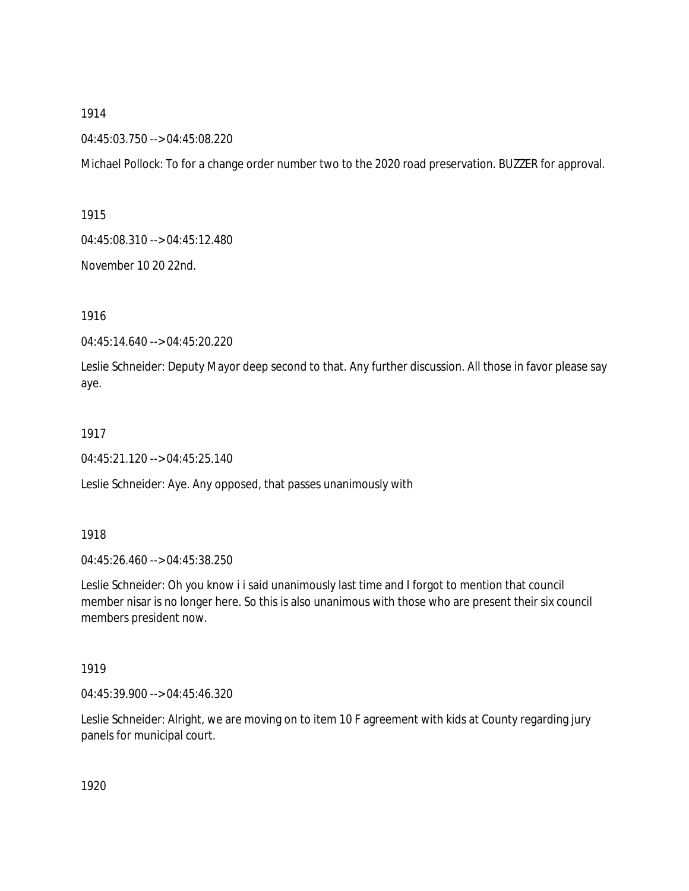1914

04:45:03.750 --> 04:45:08.220

Michael Pollock: To for a change order number two to the 2020 road preservation. BUZZER for approval.

1915

04:45:08.310 --> 04:45:12.480

November 10 20 22nd.

1916

04:45:14.640 --> 04:45:20.220

Leslie Schneider: Deputy Mayor deep second to that. Any further discussion. All those in favor please say aye.

1917

04:45:21.120 --> 04:45:25.140

Leslie Schneider: Aye. Any opposed, that passes unanimously with

1918

04:45:26.460 --> 04:45:38.250

Leslie Schneider: Oh you know i i said unanimously last time and I forgot to mention that council member nisar is no longer here. So this is also unanimous with those who are present their six council members president now.

1919

04:45:39.900 --> 04:45:46.320

Leslie Schneider: Alright, we are moving on to item 10 F agreement with kids at County regarding jury panels for municipal court.

1920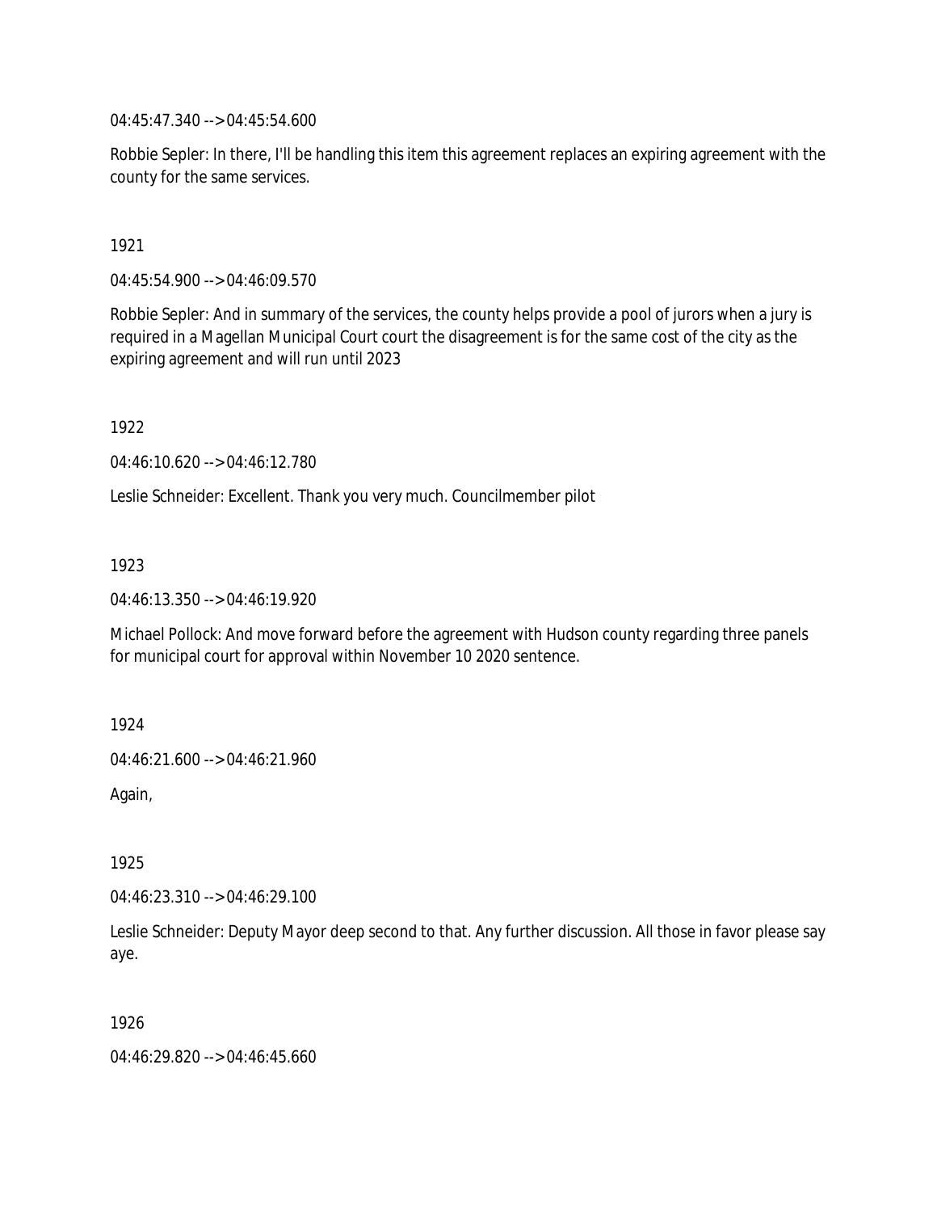04:45:47.340 --> 04:45:54.600

Robbie Sepler: In there, I'll be handling this item this agreement replaces an expiring agreement with the county for the same services.

1921

04:45:54.900 --> 04:46:09.570

Robbie Sepler: And in summary of the services, the county helps provide a pool of jurors when a jury is required in a Magellan Municipal Court court the disagreement is for the same cost of the city as the expiring agreement and will run until 2023

1922

04:46:10.620 --> 04:46:12.780

Leslie Schneider: Excellent. Thank you very much. Councilmember pilot

1923

04:46:13.350 --> 04:46:19.920

Michael Pollock: And move forward before the agreement with Hudson county regarding three panels for municipal court for approval within November 10 2020 sentence.

1924

04:46:21.600 --> 04:46:21.960

Again,

1925

04:46:23.310 --> 04:46:29.100

Leslie Schneider: Deputy Mayor deep second to that. Any further discussion. All those in favor please say aye.

1926

04:46:29.820 --> 04:46:45.660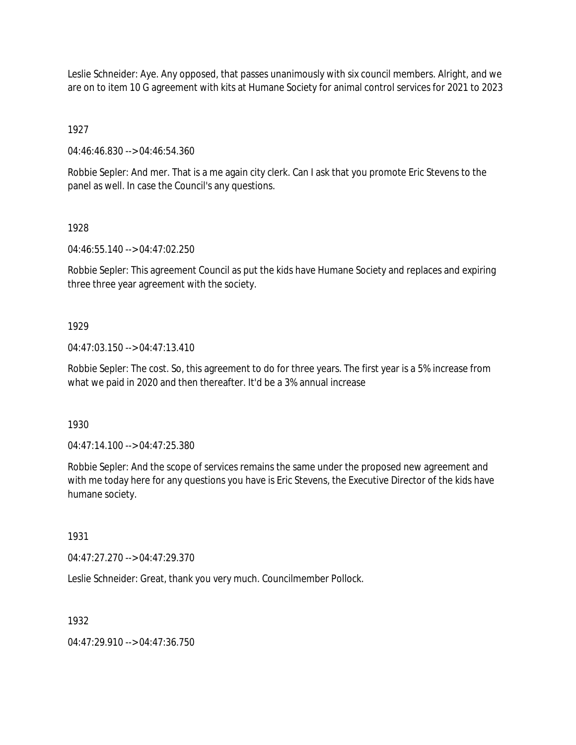Leslie Schneider: Aye. Any opposed, that passes unanimously with six council members. Alright, and we are on to item 10 G agreement with kits at Humane Society for animal control services for 2021 to 2023

1927

04:46:46.830 --> 04:46:54.360

Robbie Sepler: And mer. That is a me again city clerk. Can I ask that you promote Eric Stevens to the panel as well. In case the Council's any questions.

1928

04:46:55.140 --> 04:47:02.250

Robbie Sepler: This agreement Council as put the kids have Humane Society and replaces and expiring three three year agreement with the society.

1929

04:47:03.150 --> 04:47:13.410

Robbie Sepler: The cost. So, this agreement to do for three years. The first year is a 5% increase from what we paid in 2020 and then thereafter. It'd be a 3% annual increase

1930

04:47:14.100 --> 04:47:25.380

Robbie Sepler: And the scope of services remains the same under the proposed new agreement and with me today here for any questions you have is Eric Stevens, the Executive Director of the kids have humane society.

1931

04:47:27.270 --> 04:47:29.370

Leslie Schneider: Great, thank you very much. Councilmember Pollock.

1932

04:47:29.910 --> 04:47:36.750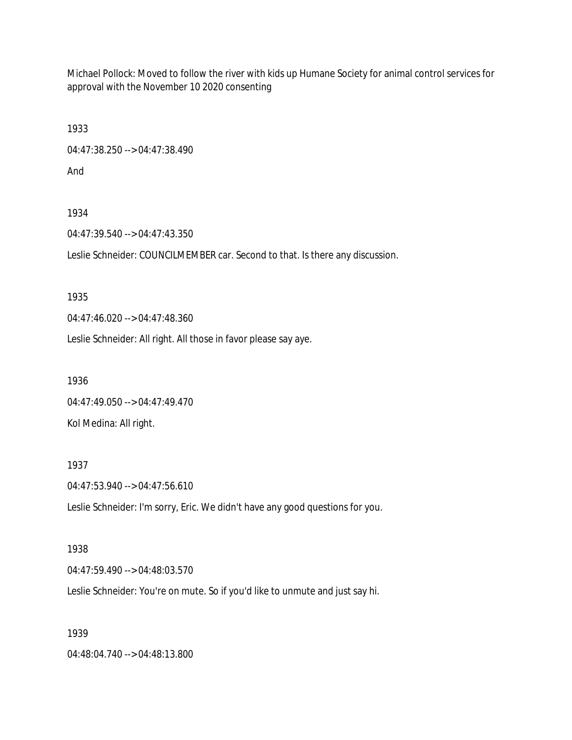Michael Pollock: Moved to follow the river with kids up Humane Society for animal control services for approval with the November 10 2020 consenting

1933

04:47:38.250 --> 04:47:38.490

And

1934

04:47:39.540 --> 04:47:43.350

Leslie Schneider: COUNCILMEMBER car. Second to that. Is there any discussion.

1935

04:47:46.020 --> 04:47:48.360

Leslie Schneider: All right. All those in favor please say aye.

1936

04:47:49.050 --> 04:47:49.470

Kol Medina: All right.

1937

04:47:53.940 --> 04:47:56.610

Leslie Schneider: I'm sorry, Eric. We didn't have any good questions for you.

1938

04:47:59.490 --> 04:48:03.570

Leslie Schneider: You're on mute. So if you'd like to unmute and just say hi.

1939

04:48:04.740 --> 04:48:13.800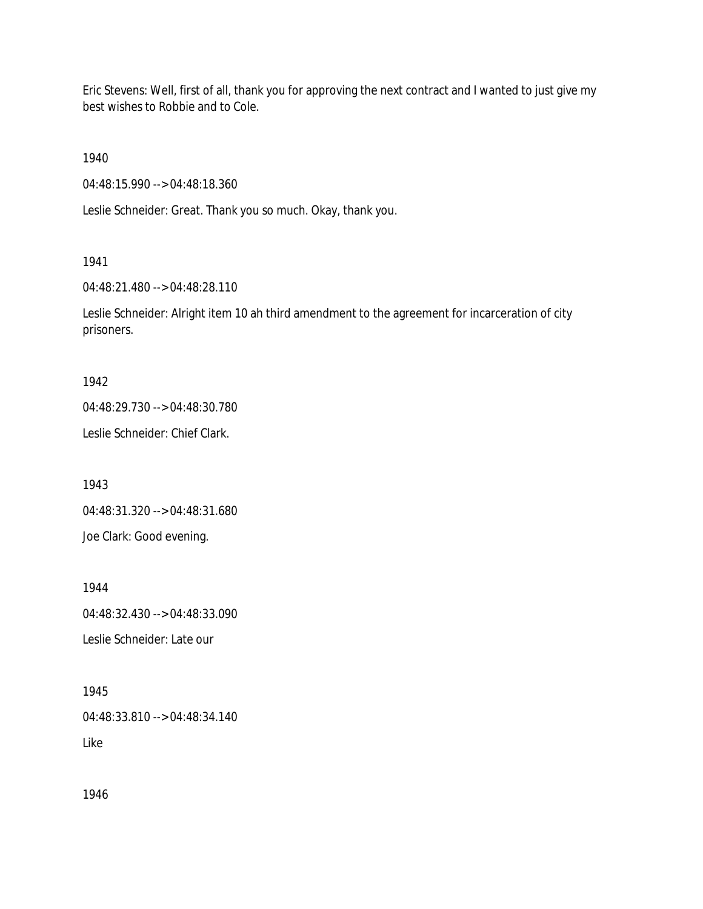Eric Stevens: Well, first of all, thank you for approving the next contract and I wanted to just give my best wishes to Robbie and to Cole.

1940

04:48:15.990 --> 04:48:18.360

Leslie Schneider: Great. Thank you so much. Okay, thank you.

1941

04:48:21.480 --> 04:48:28.110

Leslie Schneider: Alright item 10 ah third amendment to the agreement for incarceration of city prisoners.

1942

04:48:29.730 --> 04:48:30.780

Leslie Schneider: Chief Clark.

1943

04:48:31.320 --> 04:48:31.680

Joe Clark: Good evening.

1944

04:48:32.430 --> 04:48:33.090

Leslie Schneider: Late our

1945

04:48:33.810 --> 04:48:34.140

Like

1946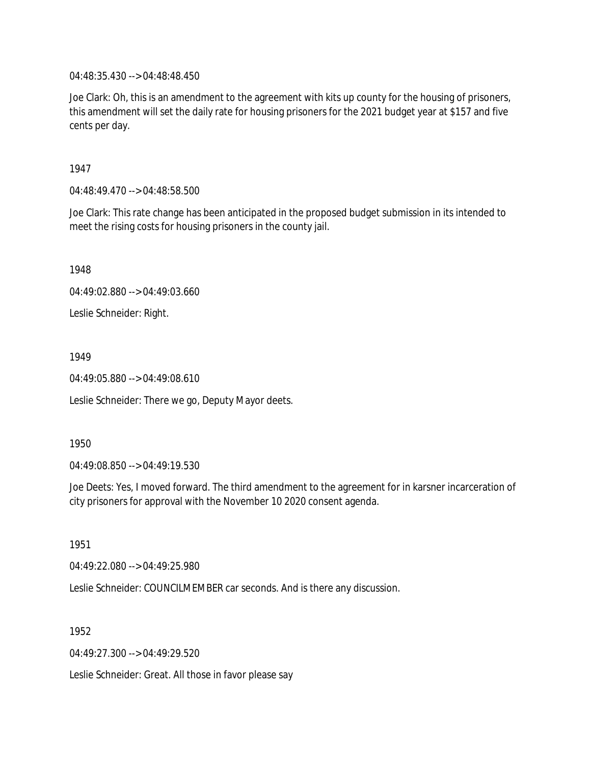04:48:35.430 --> 04:48:48.450

Joe Clark: Oh, this is an amendment to the agreement with kits up county for the housing of prisoners, this amendment will set the daily rate for housing prisoners for the 2021 budget year at $157 and five cents per day.

1947

04:48:49.470 --> 04:48:58.500

Joe Clark: This rate change has been anticipated in the proposed budget submission in its intended to meet the rising costs for housing prisoners in the county jail.

1948

04:49:02.880 --> 04:49:03.660

Leslie Schneider: Right.

1949

04:49:05.880 --> 04:49:08.610

Leslie Schneider: There we go, Deputy Mayor deets.

1950

04:49:08.850 --> 04:49:19.530

Joe Deets: Yes, I moved forward. The third amendment to the agreement for in karsner incarceration of city prisoners for approval with the November 10 2020 consent agenda.

1951

04:49:22.080 --> 04:49:25.980

Leslie Schneider: COUNCILMEMBER car seconds. And is there any discussion.

1952

04:49:27.300 --> 04:49:29.520

Leslie Schneider: Great. All those in favor please say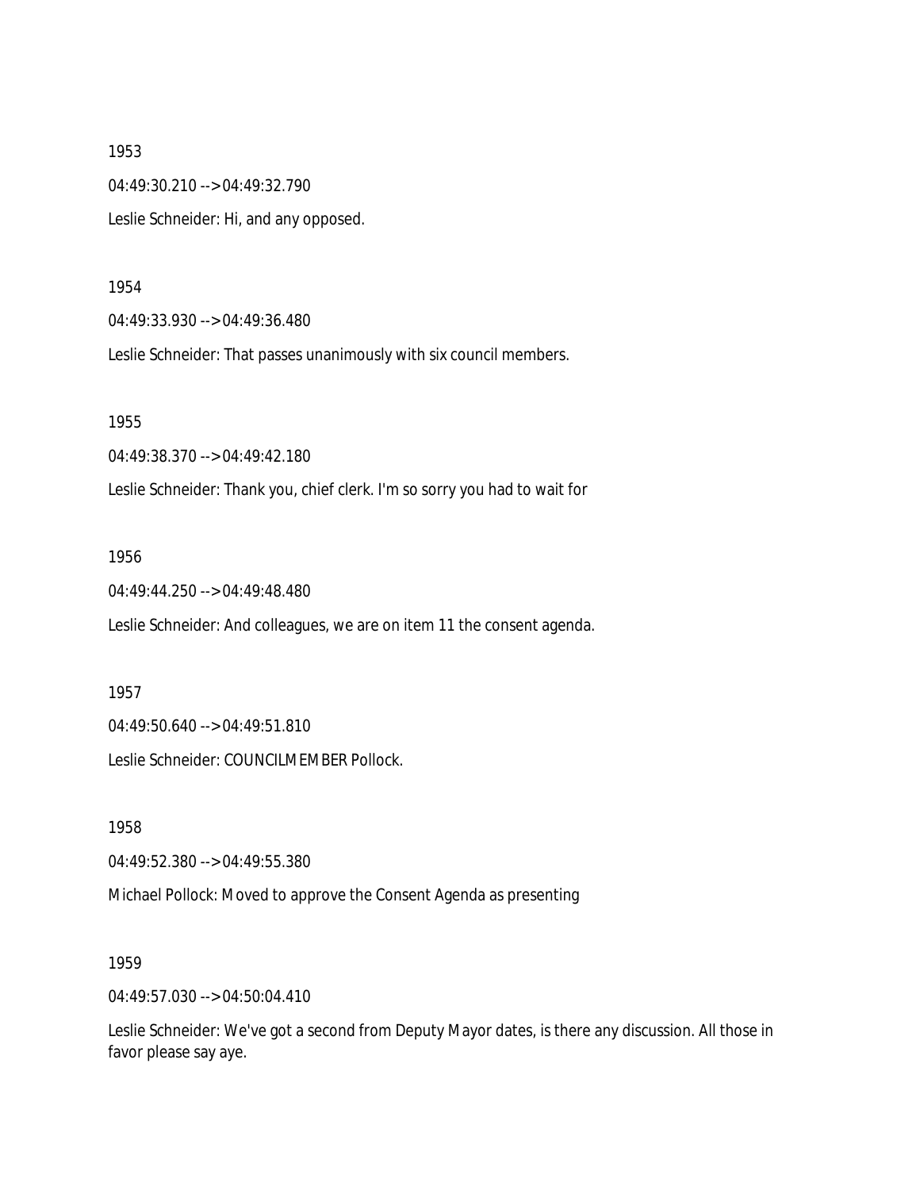1953

04:49:30.210 --> 04:49:32.790

Leslie Schneider: Hi, and any opposed.

1954

04:49:33.930 --> 04:49:36.480

Leslie Schneider: That passes unanimously with six council members.

1955

04:49:38.370 --> 04:49:42.180

Leslie Schneider: Thank you, chief clerk. I'm so sorry you had to wait for

1956

04:49:44.250 --> 04:49:48.480

Leslie Schneider: And colleagues, we are on item 11 the consent agenda.

1957

04:49:50.640 --> 04:49:51.810

Leslie Schneider: COUNCILMEMBER Pollock.

1958

04:49:52.380 --> 04:49:55.380

Michael Pollock: Moved to approve the Consent Agenda as presenting

1959

04:49:57.030 --> 04:50:04.410

Leslie Schneider: We've got a second from Deputy Mayor dates, is there any discussion. All those in favor please say aye.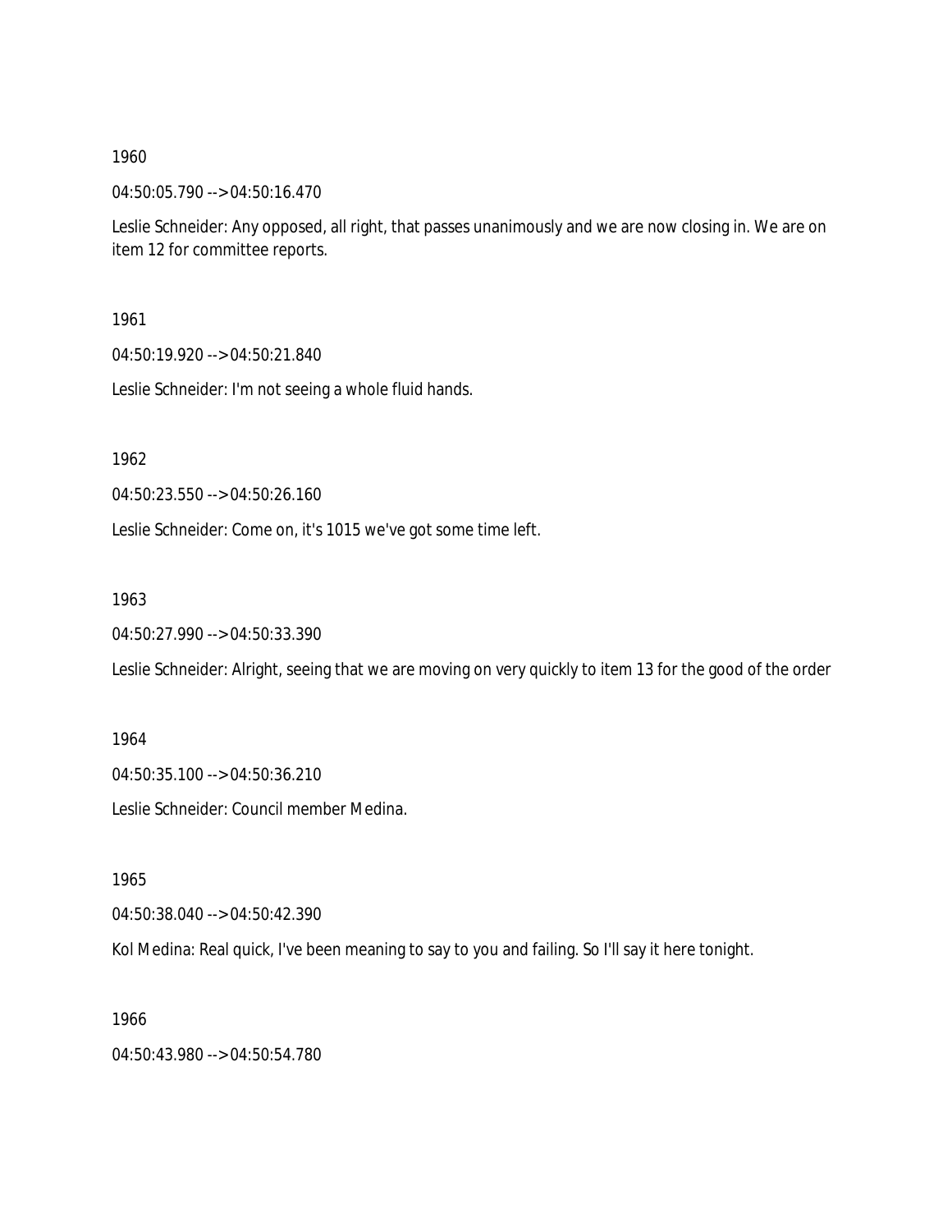1960

04:50:05.790 --> 04:50:16.470

Leslie Schneider: Any opposed, all right, that passes unanimously and we are now closing in. We are on item 12 for committee reports.

1961

04:50:19.920 --> 04:50:21.840

Leslie Schneider: I'm not seeing a whole fluid hands.

1962

04:50:23.550 --> 04:50:26.160

Leslie Schneider: Come on, it's 1015 we've got some time left.

1963

04:50:27.990 --> 04:50:33.390

Leslie Schneider: Alright, seeing that we are moving on very quickly to item 13 for the good of the order

1964

04:50:35.100 --> 04:50:36.210

Leslie Schneider: Council member Medina.

1965

04:50:38.040 --> 04:50:42.390

Kol Medina: Real quick, I've been meaning to say to you and failing. So I'll say it here tonight.

1966

04:50:43.980 --> 04:50:54.780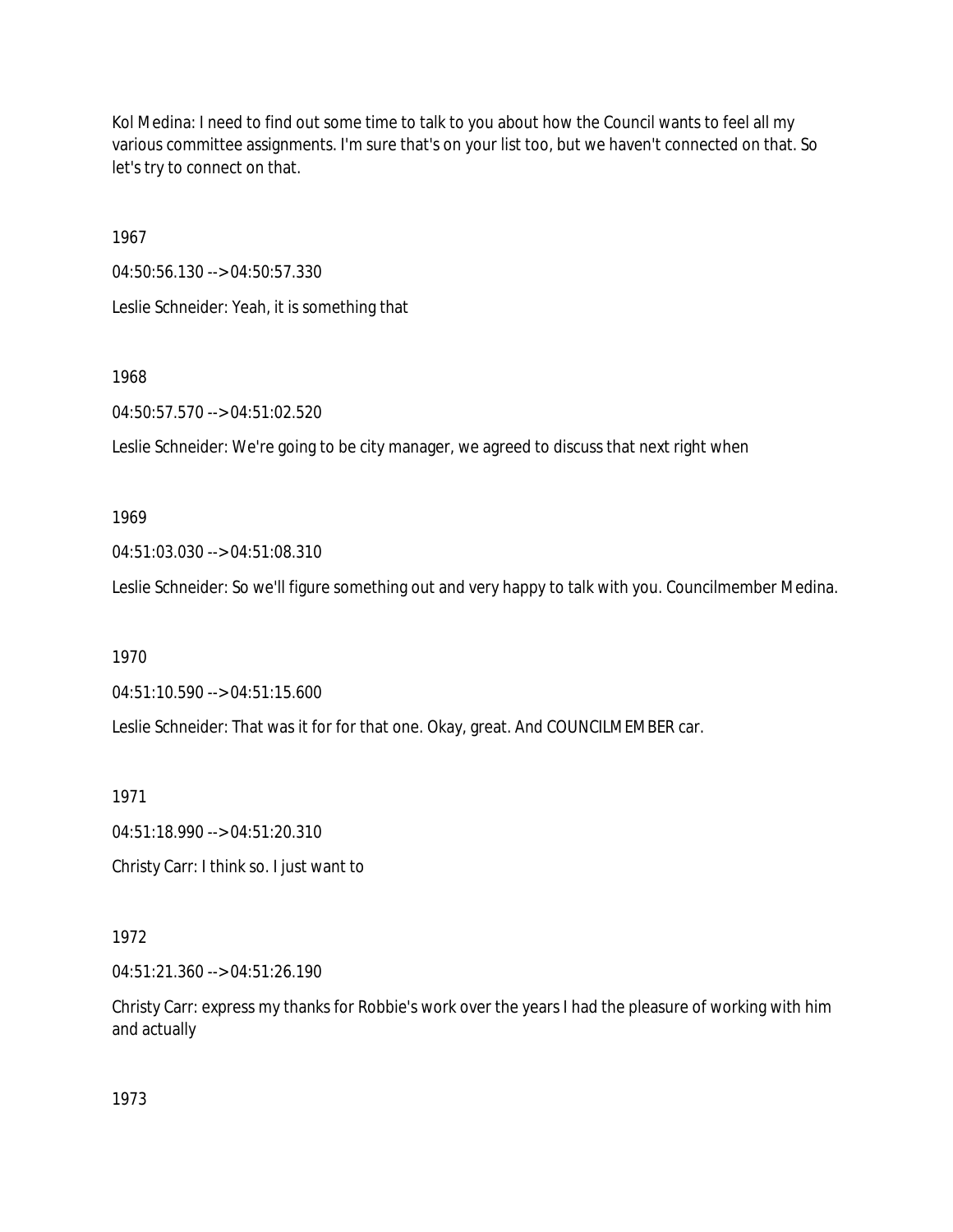Kol Medina: I need to find out some time to talk to you about how the Council wants to feel all my various committee assignments. I'm sure that's on your list too, but we haven't connected on that. So let's try to connect on that.

1967

04:50:56.130 --> 04:50:57.330

Leslie Schneider: Yeah, it is something that

1968

04:50:57.570 --> 04:51:02.520

Leslie Schneider: We're going to be city manager, we agreed to discuss that next right when

1969

04:51:03.030 --> 04:51:08.310

Leslie Schneider: So we'll figure something out and very happy to talk with you. Councilmember Medina.

1970

04:51:10.590 --> 04:51:15.600

Leslie Schneider: That was it for for that one. Okay, great. And COUNCILMEMBER car.

1971

04:51:18.990 --> 04:51:20.310

Christy Carr: I think so. I just want to

1972

04:51:21.360 --> 04:51:26.190

Christy Carr: express my thanks for Robbie's work over the years I had the pleasure of working with him and actually

1973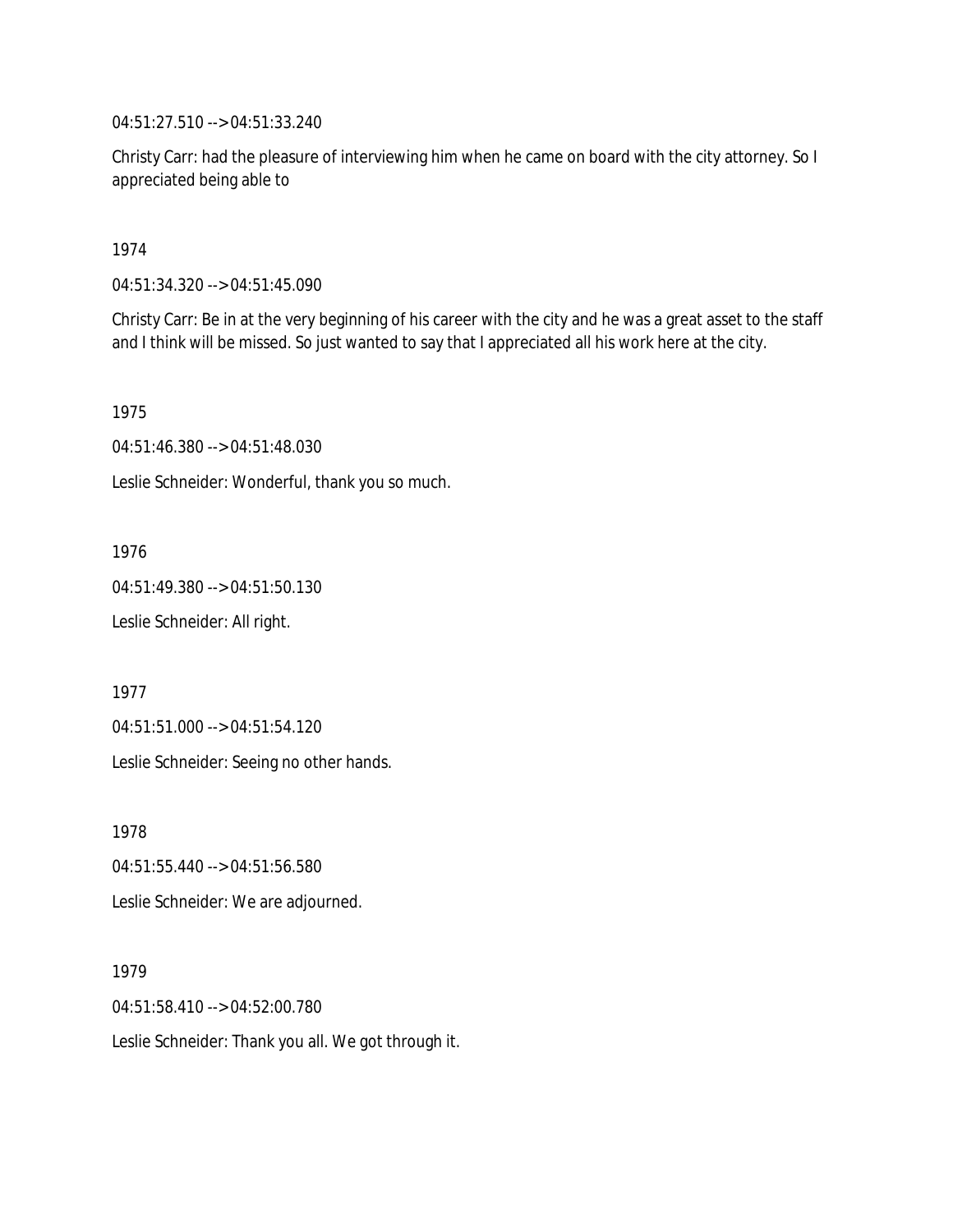04:51:27.510 --> 04:51:33.240

Christy Carr: had the pleasure of interviewing him when he came on board with the city attorney. So I appreciated being able to

1974

04:51:34.320 --> 04:51:45.090

Christy Carr: Be in at the very beginning of his career with the city and he was a great asset to the staff and I think will be missed. So just wanted to say that I appreciated all his work here at the city.

1975

04:51:46.380 --> 04:51:48.030

Leslie Schneider: Wonderful, thank you so much.

1976

04:51:49.380 --> 04:51:50.130

Leslie Schneider: All right.

1977

04:51:51.000 --> 04:51:54.120

Leslie Schneider: Seeing no other hands.

1978

04:51:55.440 --> 04:51:56.580

Leslie Schneider: We are adjourned.

1979

04:51:58.410 --> 04:52:00.780

Leslie Schneider: Thank you all. We got through it.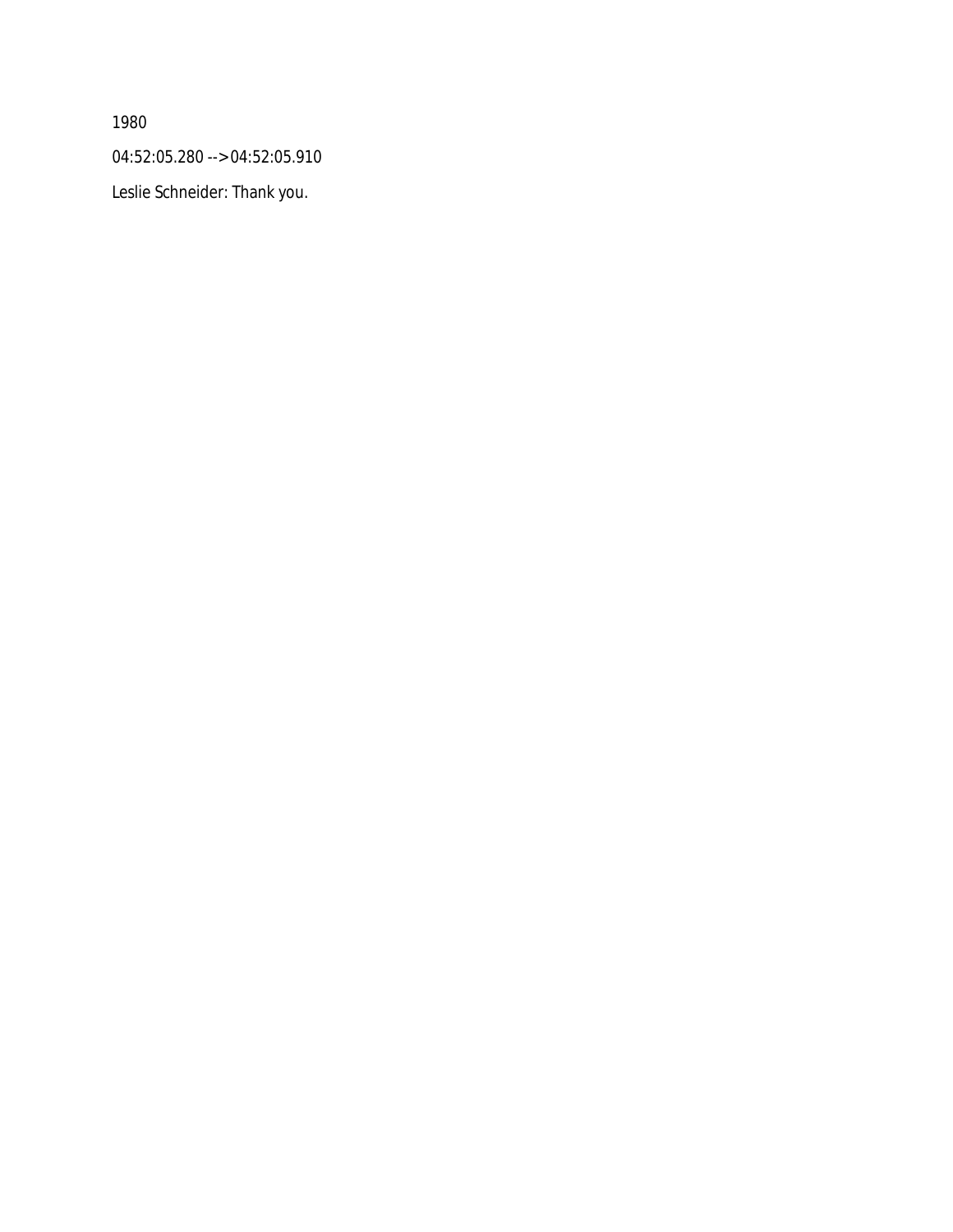1980

04:52:05.280 --> 04:52:05.910

Leslie Schneider: Thank you.